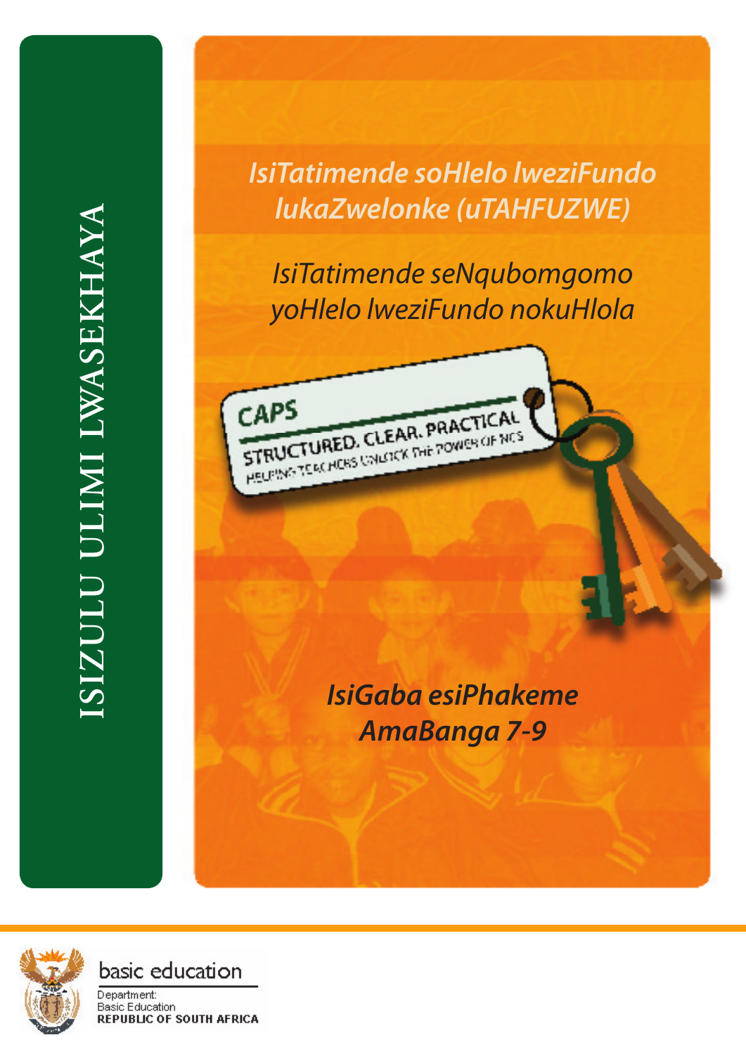# ISIZULU ULIMI LWASEKHAYA

*IsiTatimende soHlelo lweziFundo lukaZwelonke (uTAHFUZWE)*

*IsiTatimende seNqubomgomo yoHlelo lweziFundo nokuHlola*

CAPS

STRUCTURED. CLEAR. PRACTICAL

HELPING TEACHERS UNLOCK THE POWER OF NCS

***IsiGaba esiPhakeme***
***AmaBanga 7-9***

basic education

Department:
Basic Education
REPUBLIC OF SOUTH AFRICA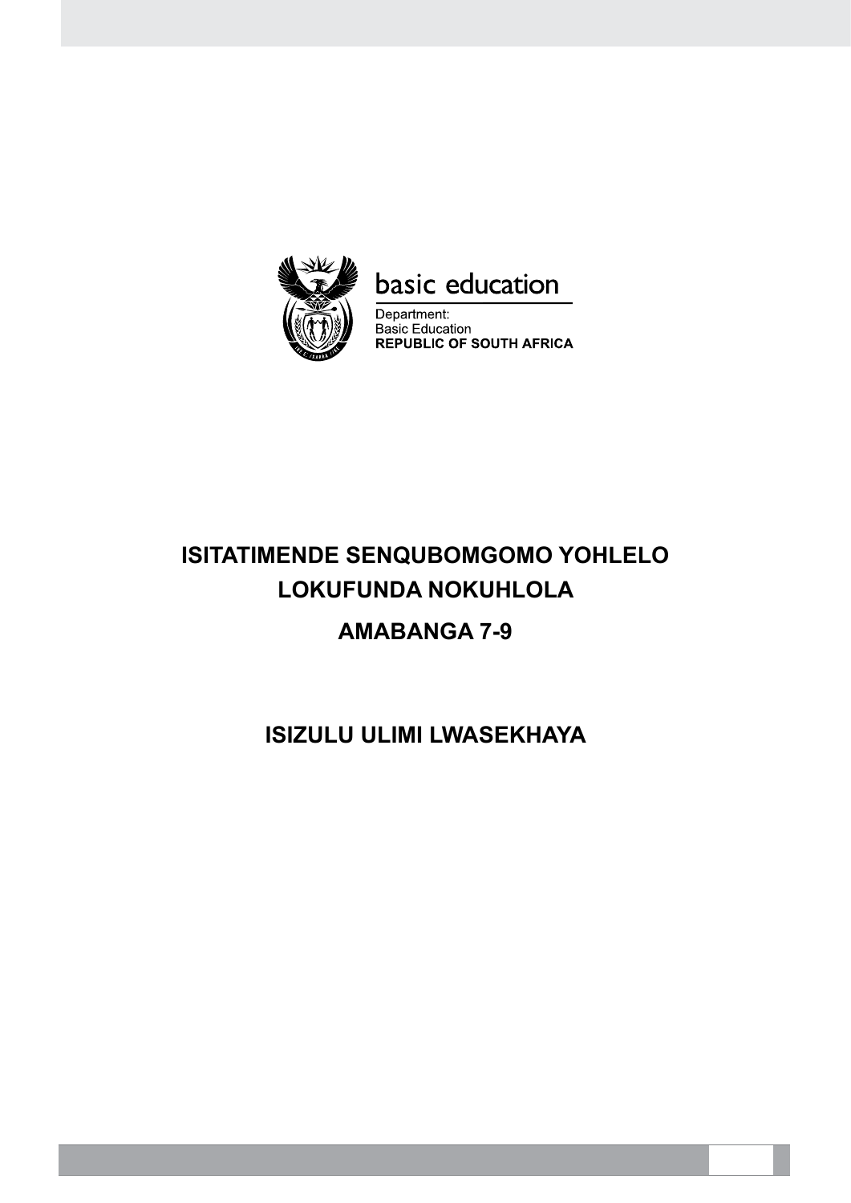basic education

Department:
Basic Education
**REPUBLIC OF SOUTH AFRICA**

# ISITATIMENDE SENQUBOMGOMO YOHLELO LOKUFUNDA NOKUHLOLA

## AMABANGA 7-9

## ISIZULU ULIMI LWASEKHAYA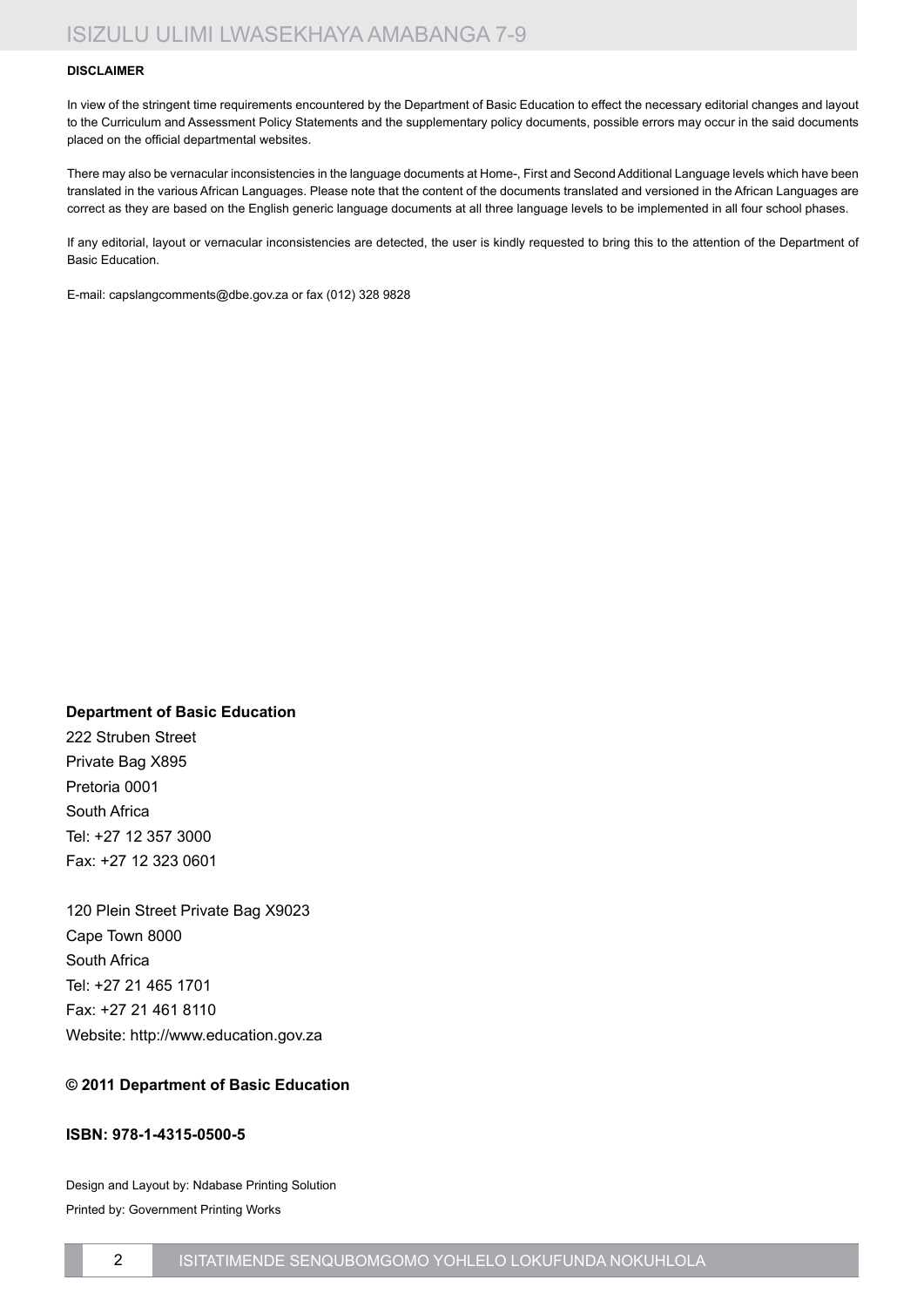#### DISCLAIMER

In view of the stringent time requirements encountered by the Department of Basic Education to effect the necessary editorial changes and layout to the Curriculum and Assessment Policy Statements and the supplementary policy documents, possible errors may occur in the said documents placed on the official departmental websites.

There may also be vernacular inconsistencies in the language documents at Home-, First and Second Additional Language levels which have been translated in the various African Languages. Please note that the content of the documents translated and versioned in the African Languages are correct as they are based on the English generic language documents at all three language levels to be implemented in all four school phases.

If any editorial, layout or vernacular inconsistencies are detected, the user is kindly requested to bring this to the attention of the Department of Basic Education.

E-mail: capslangcomments@dbe.gov.za or fax (012) 328 9828

**Department of Basic Education**

222 Struben Street
Private Bag X895
Pretoria 0001
South Africa
Tel: +27 12 357 3000
Fax: +27 12 323 0601

120 Plein Street Private Bag X9023
Cape Town 8000
South Africa
Tel: +27 21 465 1701
Fax: +27 21 461 8110
Website: http://www.education.gov.za

**© 2011 Department of Basic Education**

**ISBN: 978-1-4315-0500-5**

Design and Layout by: Ndabase Printing Solution
Printed by: Government Printing Works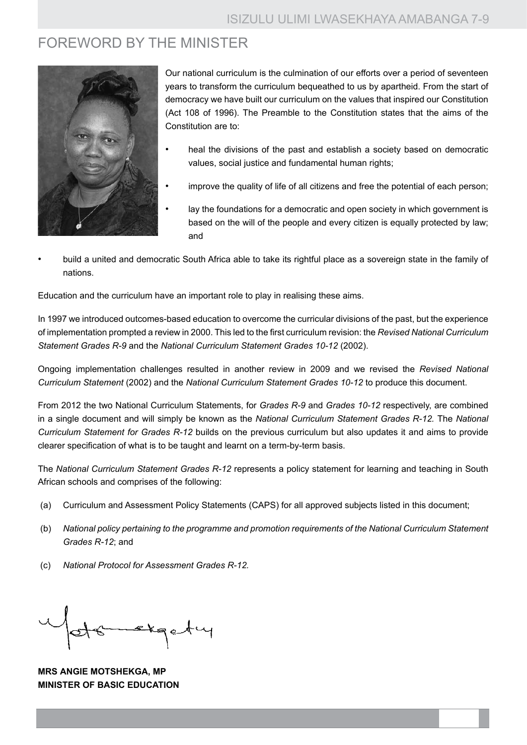# FOREWORD BY THE MINISTER

Our national curriculum is the culmination of our efforts over a period of seventeen years to transform the curriculum bequeathed to us by apartheid. From the start of democracy we have built our curriculum on the values that inspired our Constitution (Act 108 of 1996). The Preamble to the Constitution states that the aims of the Constitution are to:

- heal the divisions of the past and establish a society based on democratic values, social justice and fundamental human rights;
- improve the quality of life of all citizens and free the potential of each person;
- lay the foundations for a democratic and open society in which government is based on the will of the people and every citizen is equally protected by law; and
- build a united and democratic South Africa able to take its rightful place as a sovereign state in the family of nations.

Education and the curriculum have an important role to play in realising these aims.

In 1997 we introduced outcomes-based education to overcome the curricular divisions of the past, but the experience of implementation prompted a review in 2000. This led to the first curriculum revision: the *Revised National Curriculum Statement Grades R-9* and the *National Curriculum Statement Grades 10-12* (2002).

Ongoing implementation challenges resulted in another review in 2009 and we revised the *Revised National Curriculum Statement* (2002) and the *National Curriculum Statement Grades 10-12* to produce this document.

From 2012 the two National Curriculum Statements, for *Grades R-9* and *Grades 10-12* respectively, are combined in a single document and will simply be known as the *National Curriculum Statement Grades R-12.* The *National Curriculum Statement for Grades R-12* builds on the previous curriculum but also updates it and aims to provide clearer specification of what is to be taught and learnt on a term-by-term basis.

The *National Curriculum Statement Grades R-12* represents a policy statement for learning and teaching in South African schools and comprises of the following:

(a) Curriculum and Assessment Policy Statements (CAPS) for all approved subjects listed in this document;

(b) *National policy pertaining to the programme and promotion requirements of the National Curriculum Statement Grades R-12*; and

(c) *National Protocol for Assessment Grades R-12.*

**MRS ANGIE MOTSHEKGA, MP**
**MINISTER OF BASIC EDUCATION**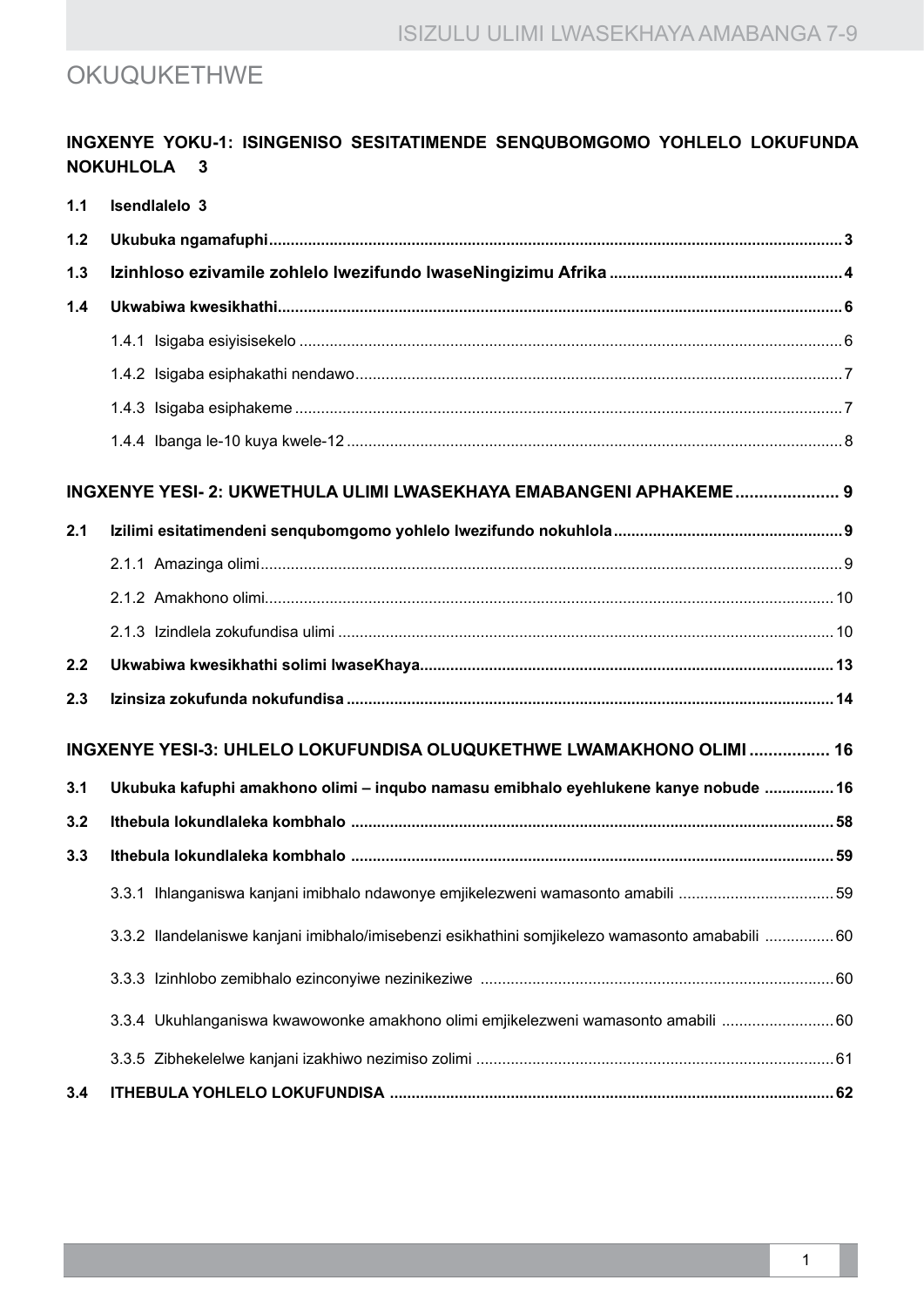# OKUQUKETHWE

**INGXENYE YOKU-1: ISINGENISO SESITATIMENDE SENQUBOMGOMO YOHLELO LOKUFUNDA NOKUHLOLA 3**

**1.1 Isendlalelo 3**

**1.2 Ukubuka ngamafuphi ..... 3**

**1.3 Izinhloso ezivamile zohlelo lwezifundo lwaseNingizimu Afrika ..... 4**

**1.4 Ukwabiwa kwesikhathi ..... 6**

1.4.1 Isigaba esiyisisekelo ..... 6

1.4.2 Isigaba esiphakathi nendawo ..... 7

1.4.3 Isigaba esiphakeme ..... 7

1.4.4 Ibanga le-10 kuya kwele-12 ..... 8

**INGXENYE YESI- 2: UKWETHULA ULIMI LWASEKHAYA EMABANGENI APHAKEME ..... 9**

**2.1 Izilimi esitatimendeni senqubomgomo yohlelo lwezifundo nokuhlola ..... 9**

2.1.1 Amazinga olimi ..... 9

2.1.2 Amakhono olimi ..... 10

2.1.3 Izindlela zokufundisa ulimi ..... 10

**2.2 Ukwabiwa kwesikhathi solimi lwaseKhaya ..... 13**

**2.3 Izinsiza zokufunda nokufundisa ..... 14**

**INGXENYE YESI-3: UHLELO LOKUFUNDISA OLUQUKETHWE LWAMAKHONO OLIMI ..... 16**

**3.1 Ukubuka kafuphi amakhono olimi – inqubo namasu emibhalo eyehlukene kanye nobude ..... 16**

**3.2 Ithebula lokundlaleka kombhalo ..... 58**

**3.3 Ithebula lokundlaleka kombhalo ..... 59**

3.3.1 Ihlanganiswa kanjani imibhalo ndawonye emjikelezweni wamasonto amabili ..... 59

3.3.2 Ilandelaniswe kanjani imibhalo/imisebenzi esikhathini somjikelezo wamasonto amababili ..... 60

3.3.3 Izinhlobo zemibhalo ezinconyiwe nezinikeziwe ..... 60

3.3.4 Ukuhlanganiswa kwawowonke amakhono olimi emjikelezweni wamasonto amabili ..... 60

3.3.5 Zibhekelelwe kanjani izakhiwo nezimiso zolimi ..... 61

**3.4 ITHEBULA YOHLELO LOKUFUNDISA ..... 62**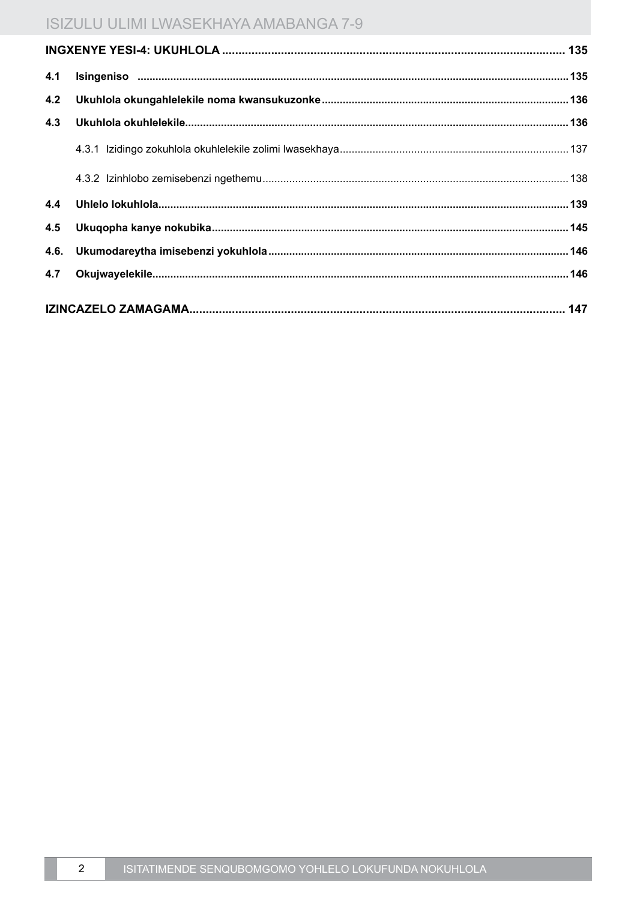**INGXENYE YESI-4: UKUHLOLA** .......... 135

**4.1 Isingeniso** .......... 135

**4.2 Ukuhlola okungahlelekile noma kwansukuzonke** .......... 136

**4.3 Ukuhlola okuhlelekile** .......... 136

4.3.1 Izidingo zokuhlola okuhlelekile zolimi lwasekhaya .......... 137

4.3.2 Izinhlobo zemisebenzi ngethemu .......... 138

**4.4 Uhlelo lokuhlola** .......... 139

**4.5 Ukuqopha kanye nokubika** .......... 145

**4.6. Ukumodareytha imisebenzi yokuhlola** .......... 146

**4.7 Okujwayelekile** .......... 146

**IZINCAZELO ZAMAGAMA** .......... 147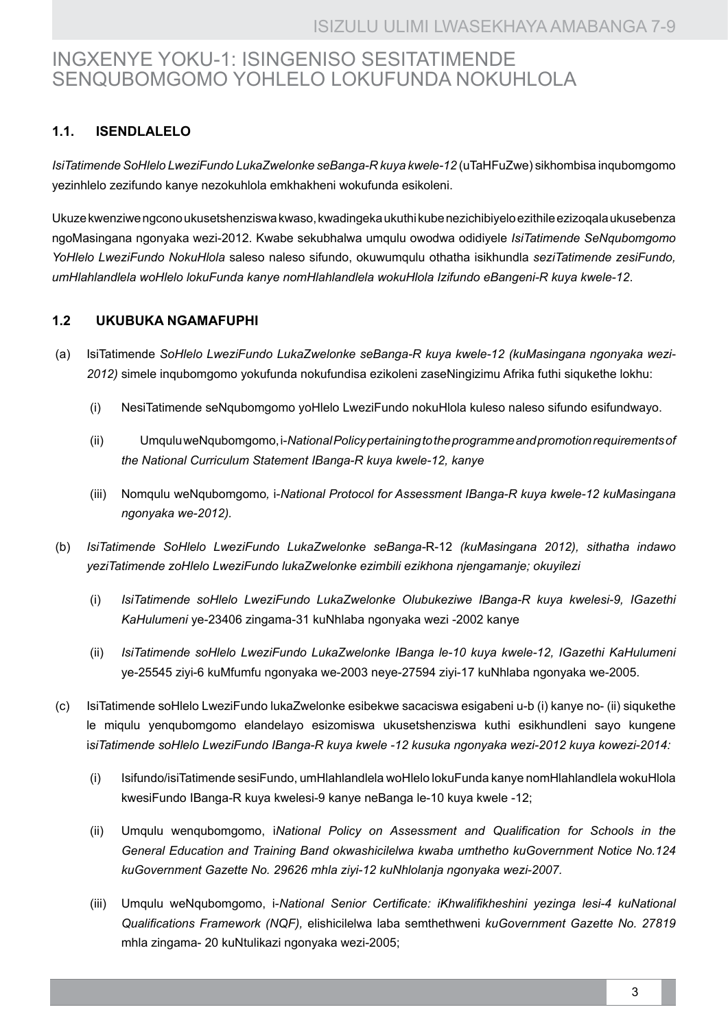# INGXENYE YOKU-1: ISINGENISO SESITATIMENDE SENQUBOMGOMO YOHLELO LOKUFUNDA NOKUHLOLA

## 1.1. ISENDLALELO

*IsiTatimende SoHlelo LweziFundo LukaZwelonke seBanga-R kuya kwele-12* (uTaHFuZwe) sikhombisa inqubomgomo yezinhlelo zezifundo kanye nezokuhlola emkhakheni wokufunda esikoleni.

Ukuze kwenziwe ngcono ukusetshenziswa kwaso, kwadingeka ukuthi kube nezichibiyelo ezithile ezizoqala ukusebenza ngoMasingana ngonyaka wezi-2012. Kwabe sekubhalwa umqulu owodwa odidiyele *IsiTatimende SeNqubomgomo YoHlelo LweziFundo NokuHlola* saleso naleso sifundo, okuwumqulu othatha isikhundla *seziTatimende zesiFundo, umHlahlandlela woHlelo lokuFunda kanye nomHlahlandlela wokuHlola Izifundo eBangeni-R kuya kwele-12*.

## 1.2 UKUBUKA NGAMAFUPHI

(a) IsiTatimende *SoHlelo LweziFundo LukaZwelonke seBanga-R kuya kwele-12 (kuMasingana ngonyaka wezi-2012)* simele inqubomgomo yokufunda nokufundisa ezikoleni zaseNingizimu Afrika futhi siqukethe lokhu:

(i) NesiTatimende seNqubomgomo yoHlelo LweziFundo nokuHlola kuleso naleso sifundo esifundwayo.

(ii) Umqului weNqubomgomo, i-*National Policy pertaining to the programme and promotion requirements of the National Curriculum Statement IBanga-R kuya kwele-12, kanye*

(iii) Nomqulu weNqubomgomo*,* i-*National Protocol for Assessment IBanga-R kuya kwele-12 kuMasingana ngonyaka we-2012).*

(b) *IsiTatimende SoHlelo LweziFundo LukaZwelonke seBanga-*R-12 *(kuMasingana 2012), sithatha indawo yeziTatimende zoHlelo LweziFundo lukaZwelonke ezimbili ezikhona njengamanje; okuyilezi*

(i) *IsiTatimende soHlelo LweziFundo LukaZwelonke Olubukeziwe IBanga-R kuya kwelesi-9, IGazethi KaHulumeni* ye-23406 zingama-31 kuNhlaba ngonyaka wezi -2002 kanye

(ii) *IsiTatimende soHlelo LweziFundo LukaZwelonke IBanga le-10 kuya kwele-12, IGazethi KaHulumeni* ye-25545 ziyi-6 kuMfumfu ngonyaka we-2003 neye-27594 ziyi-17 kuNhlaba ngonyaka we-2005.

(c) IsiTatimende soHlelo LweziFundo lukaZwelonke esibekwe sacaciswa esigabeni u-b (i) kanye no- (ii) siqukethe le miqulu yenqubomgomo elandelayo esizomiswa ukusetshenziswa kuthi esikhundleni sayo kungene i*siTatimende soHlelo LweziFundo IBanga-R kuya kwele -12 kusuka ngonyaka wezi-2012 kuya kowezi-2014:*

(i) Isifundo/isiTatimende sesiFundo, umHlahlandlela woHlelo lokuFunda kanye nomHlahlandlela wokuHlola kwesiFundo IBanga-R kuya kwelesi-9 kanye neBanga le-10 kuya kwele -12;

(ii) Umqulu wenqubomgomo, i*National Policy on Assessment and Qualification for Schools in the General Education and Training Band okwashicilelwa kwaba umthetho kuGovernment Notice No.124 kuGovernment Gazette No. 29626 mhla ziyi-12 kuNhlolanja ngonyaka wezi-2007*.

(iii) Umqulu weNqubomgomo, i-*National Senior Certificate: iKhwalifikheshini yezinga lesi-4 kuNational Qualifications Framework (NQF),* elishicilelwa laba semthethweni *kuGovernment Gazette No. 27819* mhla zingama- 20 kuNtulikazi ngonyaka wezi-2005;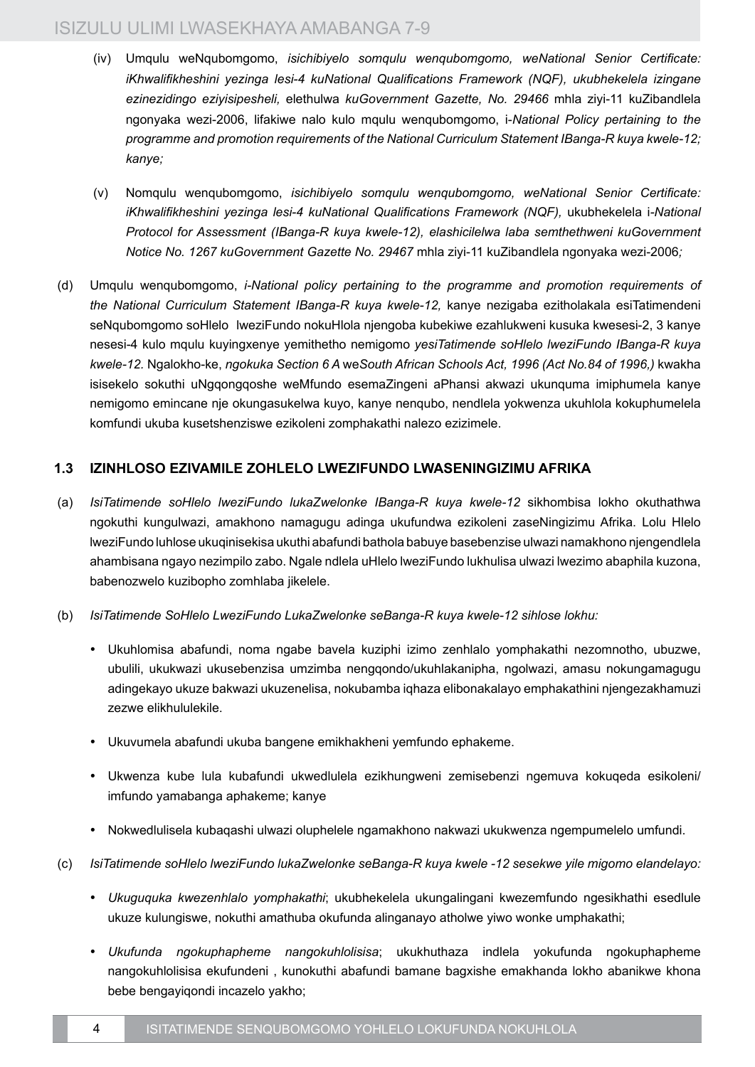(iv) Umqulu weNqubomgomo, *isichibiyelo somqulu wenqubomgomo, weNational Senior Certificate: iKhwalifikheshini yezinga lesi-4 kuNational Qualifications Framework (NQF), ukubhekelela izingane ezinezidingo eziyisipesheli,* elethulwa *kuGovernment Gazette, No. 29466* mhla ziyi-11 kuZibandlela ngonyaka wezi-2006, lifakiwe nalo kulo mqulu wenqubomgomo, i-*National Policy pertaining to the programme and promotion requirements of the National Curriculum Statement IBanga-R kuya kwele-12; kanye;*

(v) Nomqulu wenqubomgomo, *isichibiyelo somqulu wenqubomgomo, weNational Senior Certificate: iKhwalifikheshini yezinga lesi-4 kuNational Qualifications Framework (NQF),* ukubhekelela i-*National Protocol for Assessment (IBanga-R kuya kwele-12), elashicilelwa laba semthethweni kuGovernment Notice No. 1267 kuGovernment Gazette No. 29467* mhla ziyi-11 kuZibandlela ngonyaka wezi-2006*;*

(d) Umqulu wenqubomgomo, *i-National policy pertaining to the programme and promotion requirements of the National Curriculum Statement IBanga-R kuya kwele-12,* kanye nezigaba ezitholakala esiTatimendeni seNqubomgomo soHlelo lweziFundo nokuHlola njengoba kubekiwe ezahlukweni kusuka kwesesi-2, 3 kanye nesesi-4 kulo mqulu kuyingxenye yemithetho nemigomo *yesiTatimende soHlelo lweziFundo IBanga-R kuya kwele-12.* Ngalokho-ke, *ngokuka Section 6 A* we*South African Schools Act, 1996 (Act No.84 of 1996,)* kwakha isisekelo sokuthi uNgqongqoshe weMfundo esemaZingeni aPhansi akwazi ukunquma imiphumela kanye nemigomo emincane nje okungasukelwa kuyo, kanye nenqubo, nendlela yokwenza ukuhlola kokuphumelela komfundi ukuba kusetshenziswe ezikoleni zomphakathi nalezo ezizimele.

## 1.3 IZINHLOSO EZIVAMILE ZOHLELO LWEZIFUNDO LWASENINGIZIMU AFRIKA

(a) *IsiTatimende soHlelo lweziFundo lukaZwelonke IBanga-R kuya kwele-12* sikhombisa lokho okuthathwa ngokuthi kungulwazi, amakhono namagugu adinga ukufundwa ezikoleni zaseNingizimu Afrika. Lolu Hlelo lweziFundo luhlose ukuqinisekisa ukuthi abafundi bathola babuye basebenzise ulwazi namakhono njengendlela ahambisana ngayo nezimpilo zabo. Ngale ndlela uHlelo lweziFundo lukhulisa ulwazi lwezimo abaphila kuzona, babenozwelo kuzibopho zomhlaba jikelele.

(b) *IsiTatimende SoHlelo LweziFundo LukaZwelonke seBanga-R kuya kwele-12 sihlose lokhu:*

- Ukuhlomisa abafundi, noma ngabe bavela kuziphi izimo zenhlalo yomphakathi nezomnotho, ubuzwe, ubulili, ukukwazi ukusebenzisa umzimba nengqondo/ukuhlakanipha, ngolwazi, amasu nokungamagugu adingekayo ukuze bakwazi ukuzenelisa, nokubamba iqhaza elibonakalayo emphakathini njengezakhamuzi zezwe elikhululekile.
- Ukuvumela abafundi ukuba bangene emikhakheni yemfundo ephakeme.
- Ukwenza kube lula kubafundi ukwedlulela ezikhungweni zemisebenzi ngemuva kokuqeda esikoleni/ imfundo yamabanga aphakeme; kanye
- Nokwedlulisela kubaqashi ulwazi oluphelele ngamakhono nakwazi ukukwenza ngempumelelo umfundi.

(c) *IsiTatimende soHlelo lweziFundo lukaZwelonke seBanga-R kuya kwele -12 sesekwe yile migomo elandelayo:*

- *Ukuguquka kwezenhlalo yomphakathi*; ukubhekelela ukungalingani kwezemfundo ngesikhathi esedlule ukuze kulungiswe, nokuthi amathuba okufunda alinganayo atholwe yiwo wonke umphakathi;
- *Ukufunda ngokuphapheme nangokuhlolisisa*; ukukhuthaza indlela yokufunda ngokuphapheme nangokuhlolisisa ekufundeni , kunokuthi abafundi bamane bagxishe emakhanda lokho abanikwe khona bebe bengayiqondi incazelo yakho;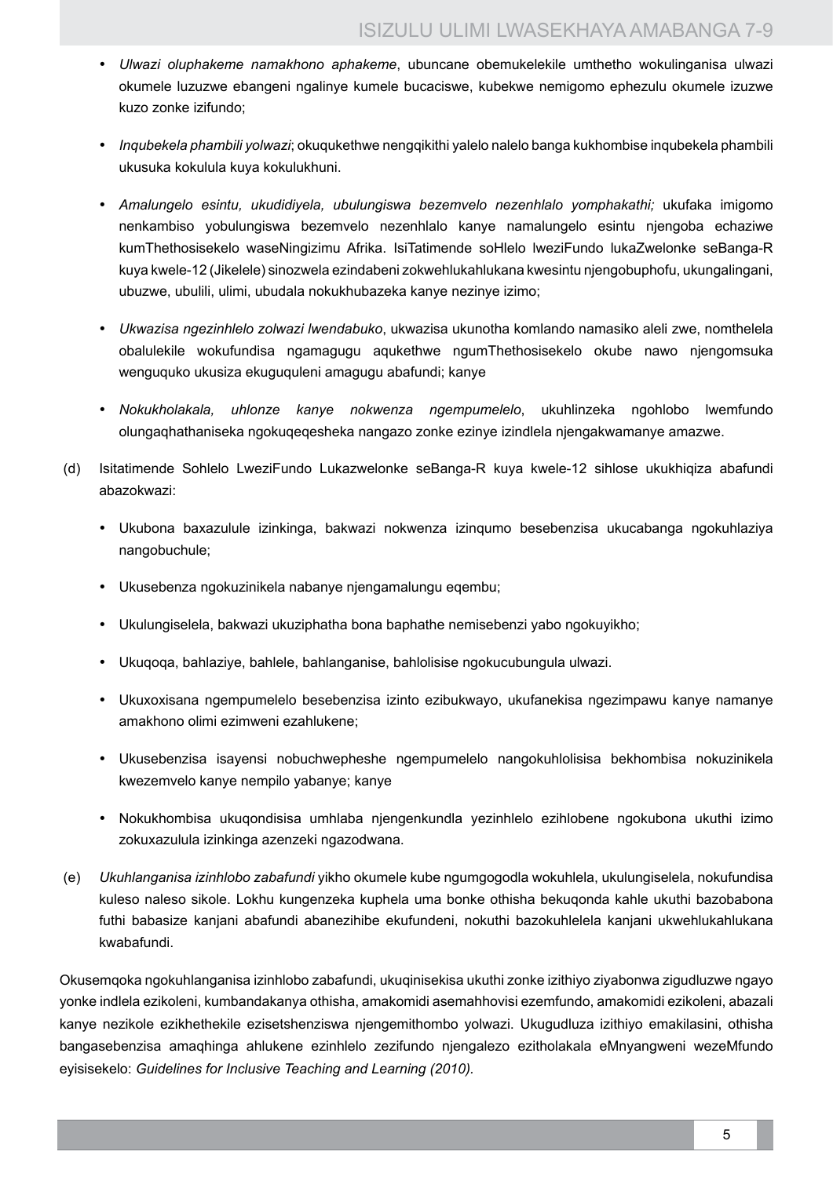- *Ulwazi oluphakeme namakhono aphakeme*, ubuncane obemukelekile umthetho wokulinganisa ulwazi okumele luzuzwe ebangeni ngalinye kumele bucaciswe, kubekwe nemigomo ephezulu okumele izuzwe kuzo zonke izifundo;

- *Inqubekela phambili yolwazi*; okuqukethwe nengqikithi yalelo nalelo banga kukhombise inqubekela phambili ukusuka kokulula kuya kokulukhuni.

- *Amalungelo esintu, ukudidiyela, ubulungiswa bezemvelo nezenhlalo yomphakathi;* ukufaka imigomo nenkambiso yobulungiswa bezemvelo nezenhlalo kanye namalungelo esintu njengoba echaziwe kumThethosisekelo waseNingizimu Afrika. IsiTatimende soHlelo lweziFundo lukaZwelonke seBanga-R kuya kwele-12 (Jikelele) sinozwela ezindabeni zokwehlukahlukana kwesintu njengobuphofu, ukungalingani, ubuzwe, ubulili, ulimi, ubudala nokukhubazeka kanye nezinye izimo;

- *Ukwazisa ngezinhlelo zolwazi lwendabuko*, ukwazisa ukunotha komlando namasiko aleli zwe, nomthelela obalulekile wokufundisa ngamagugu aqukethwe ngumThethosisekelo okube nawo njengomsuka wenguquko ukusiza ekuguquleni amagugu abafundi; kanye

- *Nokukholakala, uhlonze kanye nokwenza ngempumelelo*, ukuhlinzeka ngohlobo lwemfundo olungaqhathaniseka ngokuqeqesheka nangazo zonke ezinye izindlela njengakwamanye amazwe.

(d) Isitatimende Sohlelo LweziFundo Lukazwelonke seBanga-R kuya kwele-12 sihlose ukukhiqiza abafundi abazokwazi:

- Ukubona baxazulule izinkinga, bakwazi nokwenza izinqumo besebenzisa ukucabanga ngokuhlaziya nangobuchule;

- Ukusebenza ngokuzinikela nabanye njengamalungu eqembu;

- Ukulungiselela, bakwazi ukuziphatha bona baphathe nemisebenzi yabo ngokuyikho;

- Ukuqoqa, bahlaziye, bahlele, bahlanganise, bahlolisise ngokucubungula ulwazi.

- Ukuxoxisana ngempumelelo besebenzisa izinto ezibukwayo, ukufanekisa ngezimpawu kanye namanye amakhono olimi ezimweni ezahlukene;

- Ukusebenzisa isayensi nobuchwepheshe ngempumelelo nangokuhlolisisa bekhombisa nokuzinikela kwezemvelo kanye nempilo yabanye; kanye

- Nokukhombisa ukuqondisisa umhlaba njengenkundla yezinhlelo ezihlobene ngokubona ukuthi izimo zokuxazulula izinkinga azenzeki ngazodwana.

(e) *Ukuhlanganisa izinhlobo zabafundi* yikho okumele kube ngumgogodla wokuhlela, ukulungiselela, nokufundisa kuleso naleso sikole. Lokhu kungenzeka kuphela uma bonke othisha bekuqonda kahle ukuthi bazobabona futhi babasize kanjani abafundi abanezihibe ekufundeni, nokuthi bazokuhlelela kanjani ukwehlukahlukana kwabafundi.

Okusemqoka ngokuhlanganisa izinhlobo zabafundi, ukuqinisekisa ukuthi zonke izithiyo ziyabonwa zigudluzwe ngayo yonke indlela ezikoleni, kumbandakanya othisha, amakomidi asemahhovisi ezemfundo, amakomidi ezikoleni, abazali kanye nezikole ezikhethekile ezisetshenziswa njengemithombo yolwazi. Ukugudluza izithiyo emakilasini, othisha bangasebenzisa amaqhinga ahlukene ezinhlelo zezifundo njengalezo ezitholakala eMnyangweni wezeMfundo eyisisekelo: *Guidelines for Inclusive Teaching and Learning (2010).*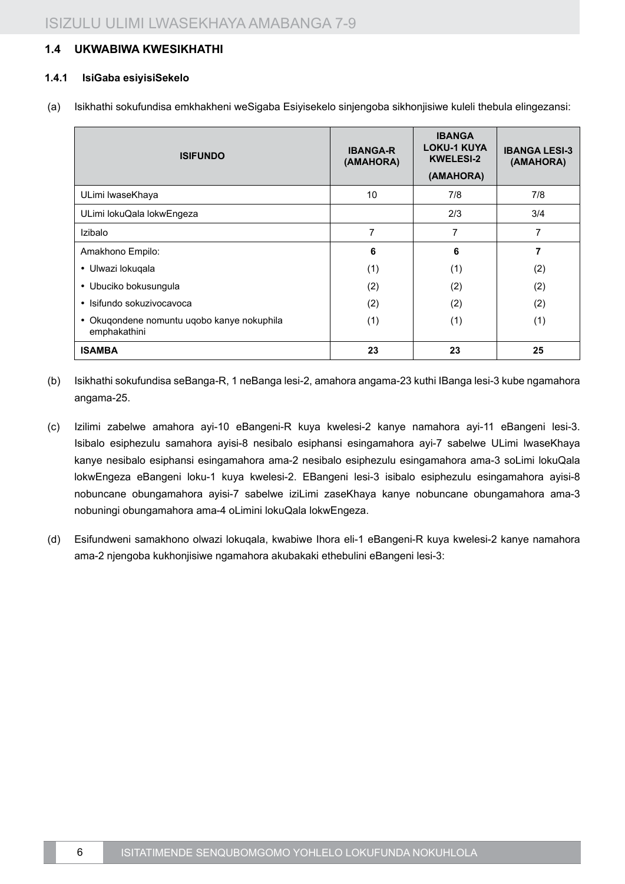## 1.4 UKWABIWA KWESIKHATHI

### 1.4.1 IsiGaba esiyisiSekelo

(a) Isikhathi sokufundisa emkhakheni weSigaba Esiyisekelo sinjengoba sikhonjisiwe kuleli thebula elingezansi:

| ISIFUNDO | IBANGA-R (AMAHORA) | IBANGA LOKU-1 KUYA KWELESI-2 (AMAHORA) | IBANGA LESI-3 (AMAHORA) |
|---|---|---|---|
| ULimi lwaseKhaya | 10 | 7/8 | 7/8 |
| ULimi lokuQala lokwEngeza | | 2/3 | 3/4 |
| Izibalo | 7 | 7 | 7 |
| Amakhono Empilo: | **6** | **6** | **7** |
| • Ulwazi lokuqala | (1) | (1) | (2) |
| • Ubuciko bokusungula | (2) | (2) | (2) |
| • Isifundo sokuzivocavoca | (2) | (2) | (2) |
| • Okuqondene nomuntu uqobo kanye nokuphila emphakathini | (1) | (1) | (1) |
| **ISAMBA** | **23** | **23** | **25** |

(b) Isikhathi sokufundisa seBanga-R, 1 neBanga lesi-2, amahora angama-23 kuthi IBanga lesi-3 kube ngamahora angama-25.

(c) Izilimi zabelwe amahora ayi-10 eBangeni-R kuya kwelesi-2 kanye namahora ayi-11 eBangeni lesi-3. Isibalo esiphezulu samahora ayisi-8 nesibalo esiphansi esingamahora ayi-7 sabelwe ULimi lwaseKhaya kanye nesibalo esiphansi esingamahora ama-2 nesibalo esiphezulu esingamahora ama-3 soLimi lokuQala lokwEngeza eBangeni loku-1 kuya kwelesi-2. EBangeni lesi-3 isibalo esiphezulu esingamahora ayisi-8 nobuncane obungamahora ayisi-7 sabelwe iziLimi zaseKhaya kanye nobuncane obungamahora ama-3 nobuningi obungamahora ama-4 oLimini lokuQala lokwEngeza.

(d) Esifundweni samakhono olwazi lokuqala, kwabiwe Ihora eli-1 eBangeni-R kuya kwelesi-2 kanye namahora ama-2 njengoba kukhonjisiwe ngamahora akubakaki ethebulini eBangeni lesi-3: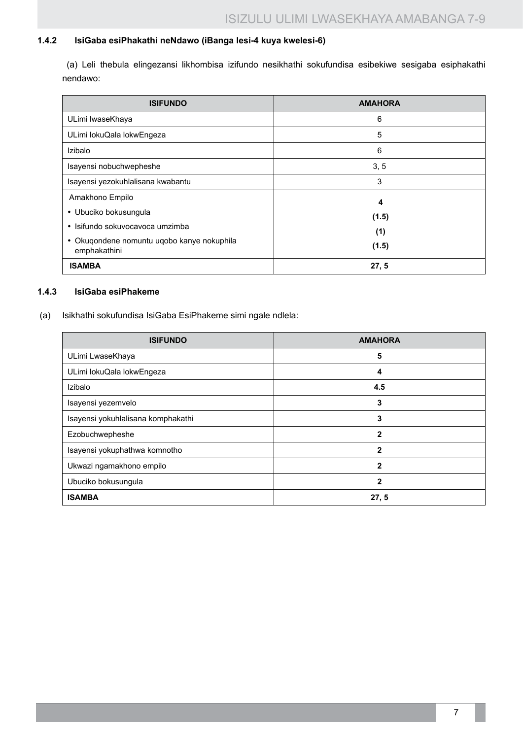### 1.4.2 IsiGaba esiPhakathi neNdawo (iBanga lesi-4 kuya kwelesi-6)

(a) Leli thebula elingezansi likhombisa izifundo nesikhathi sokufundisa esibekiwe sesigaba esiphakathi nendawo:

| ISIFUNDO | AMAHORA |
|---|---|
| ULimi lwaseKhaya | 6 |
| ULimi lokuQala lokwEngeza | 5 |
| Izibalo | 6 |
| Isayensi nobuchwepheshe | 3, 5 |
| Isayensi yezokuhlalisana kwabantu | 3 |
| Amakhono Empilo<br>• Ubuciko bokusungula<br>• Isifundo sokuvocavoca umzimba<br>• Okuqondene nomuntu uqobo kanye nokuphila emphakathini | **4**<br>**(1.5)**<br>**(1)**<br>**(1.5)** |
| **ISAMBA** | **27, 5** |

### 1.4.3 IsiGaba esiPhakeme

(a) Isikhathi sokufundisa IsiGaba EsiPhakeme simi ngale ndlela:

| ISIFUNDO | AMAHORA |
|---|---|
| ULimi LwaseKhaya | **5** |
| ULimi lokuQala lokwEngeza | **4** |
| Izibalo | **4.5** |
| Isayensi yezemvelo | **3** |
| Isayensi yokuhlalisana komphakathi | **3** |
| Ezobuchwepheshe | **2** |
| Isayensi yokuphathwa komnotho | **2** |
| Ukwazi ngamakhono empilo | **2** |
| Ubuciko bokusungula | **2** |
| **ISAMBA** | **27, 5** |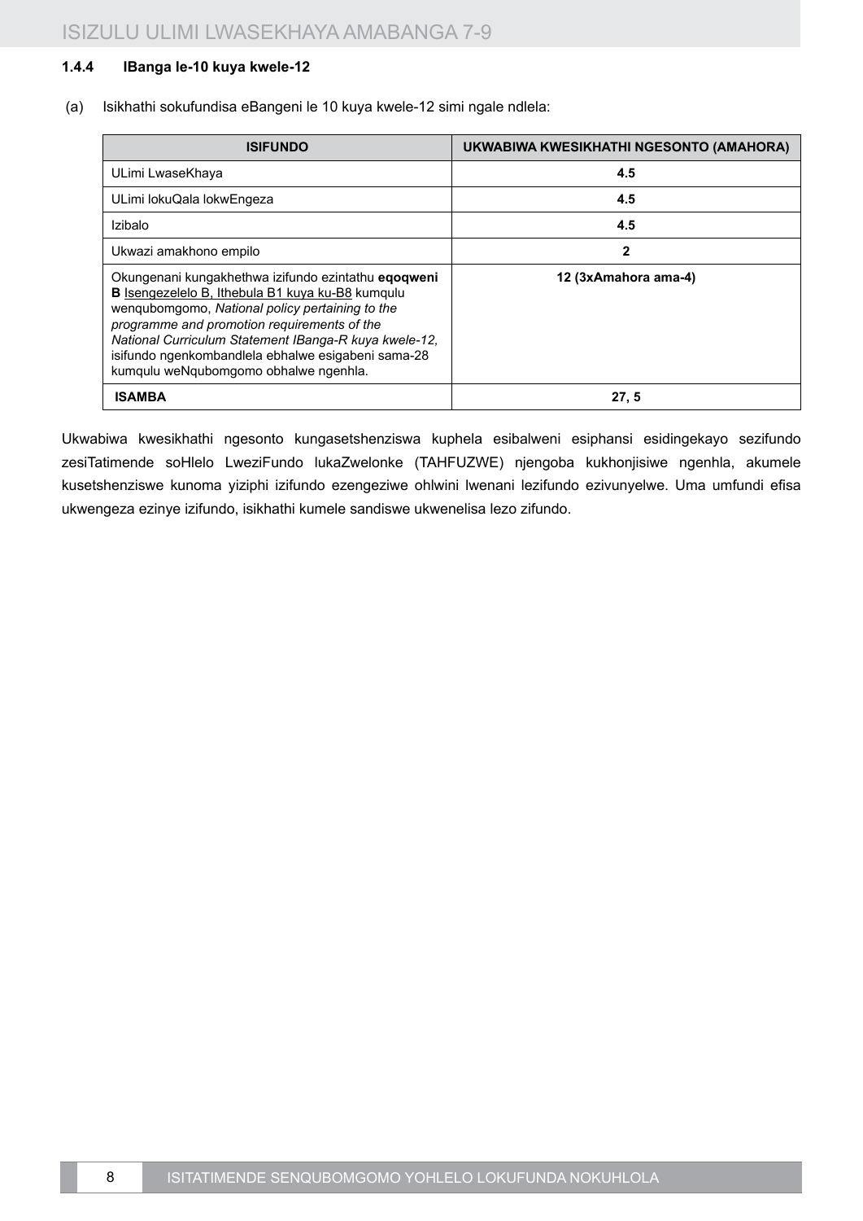### 1.4.4 IBanga le-10 kuya kwele-12

(a) Isikhathi sokufundisa eBangeni le 10 kuya kwele-12 simi ngale ndlela:

| ISIFUNDO | UKWABIWA KWESIKHATHI NGESONTO (AMAHORA) |
|---|---|
| ULimi LwaseKhaya | **4.5** |
| ULimi lokuQala lokwEngeza | **4.5** |
| Izibalo | **4.5** |
| Ukwazi amakhono empilo | **2** |
| Okungenani kungakhethwa izifundo ezintathu **eqoqweni B** Isengezelelo B, Ithebula B1 kuya ku-B8 kumqulu wenqubomgomo, *National policy pertaining to the programme and promotion requirements of the National Curriculum Statement IBanga-R kuya kwele-12,* isifundo ngenkombandlela ebhalwe esigabeni sama-28 kumqulu weNqubomgomo obhalwe ngenhla. | **12 (3xAmahora ama-4)** |
| **ISAMBA** | **27, 5** |

Ukwabiwa kwesikhathi ngesonto kungasetshenziswa kuphela esibalweni esiphansi esidingekayo sezifundo zesiTatimende soHlelo LweziFundo lukaZwelonke (TAHFUZWE) njengoba kukhonjisiwe ngenhla, akumele kusetshenziswe kunoma yiziphi izifundo ezengeziwe ohlwini lwenani lezifundo ezivunyelwe. Uma umfundi efisa ukwengeza ezinye izifundo, isikhathi kumele sandiswe ukwenelisa lezo zifundo.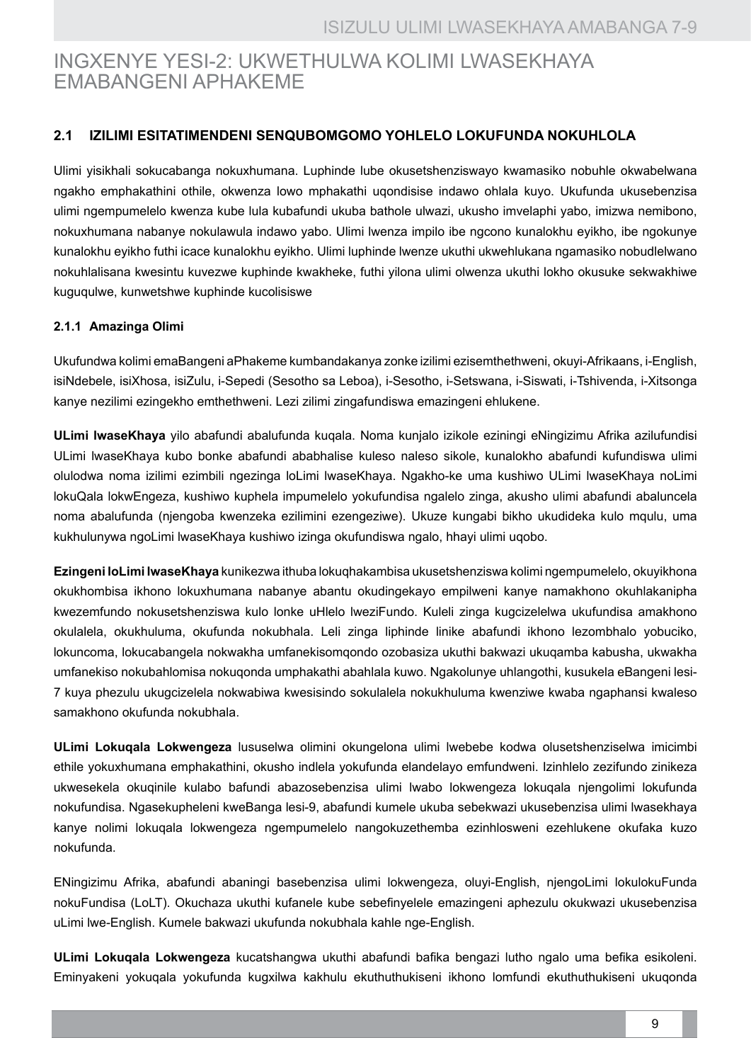# INGXENYE YESI-2: UKWETHULWA KOLIMI LWASEKHAYA EMABANGENI APHAKEME

## 2.1 IZILIMI ESITATIMENDENI SENQUBOMGOMO YOHLELO LOKUFUNDA NOKUHLOLA

Ulimi yisikhali sokucabanga nokuxhumana. Luphinde lube okusetshenziswayo kwamasiko nobuhle okwabelwana ngakho emphakathini othile, okwenza lowo mphakathi uqondisise indawo ohlala kuyo. Ukufunda ukusebenzisa ulimi ngempumelelo kwenza kube lula kubafundi ukuba bathole ulwazi, ukusho imvelaphi yabo, imizwa nemibono, nokuxhumana nabanye nokulawula indawo yabo. Ulimi lwenza impilo ibe ngcono kunalokhu eyikho, ibe ngokunye kunalokhu eyikho futhi icace kunalokhu eyikho. Ulimi luphinde lwenze ukuthi ukwehlukana ngamasiko nobudlelwano nokuhlalisana kwesintu kuvezwe kuphinde kwakheke, futhi yilona ulimi olwenza ukuthi lokho okusuke sekwakhiwe kuguqulwe, kunwetshwe kuphinde kucolisiswe

### 2.1.1 Amazinga Olimi

Ukufundwa kolimi emaBangeni aPhakeme kumbandakanya zonke izilimi ezisemthethweni, okuyi-Afrikaans, i-English, isiNdebele, isiXhosa, isiZulu, i-Sepedi (Sesotho sa Leboa), i-Sesotho, i-Setswana, i-Siswati, i-Tshivenda, i-Xitsonga kanye nezilimi ezingekho emthethweni. Lezi zilimi zingafundiswa emazingeni ehlukene.

**ULimi lwaseKhaya** yilo abafundi abalufunda kuqala. Noma kunjalo izikole eziningi eNingizimu Afrika azilufundisi ULimi lwaseKhaya kubo bonke abafundi ababhalise kuleso naleso sikole, kunalokho abafundi kufundiswa ulimi olulodwa noma izilimi ezimbili ngezinga loLimi lwaseKhaya. Ngakho-ke uma kushiwo ULimi lwaseKhaya noLimi lokuQala lokwEngeza, kushiwo kuphela impumelelo yokufundisa ngalelo zinga, akusho ulimi abafundi abaluncela noma abalufunda (njengoba kwenzeka ezilimini ezengeziwe). Ukuze kungabi bikho ukudideka kulo mqulu, uma kukhulunywa ngoLimi lwaseKhaya kushiwo izinga okufundiswa ngalo, hhayi ulimi uqobo.

**Ezingeni loLimi lwaseKhaya** kunikezwa ithuba lokuqhakambisa ukusetshenziswa kolimi ngempumelelo, okuyikhona okukhombisa ikhono lokuxhumana nabanye abantu okudingekayo empilweni kanye namakhono okuhlakanipha kwezemfundo nokusetshenziswa kulo lonke uHlelo lweziFundo. Kuleli zinga kugcizelelwa ukufundisa amakhono okulalela, okukhuluma, okufunda nokubhala. Leli zinga liphinde linike abafundi ikhono lezombhalo yobuciko, lokuncoma, lokucabangela nokwakha umfanekisomqondo ozobasiza ukuthi bakwazi ukuqamba kabusha, ukwakha umfanekiso nokubahlomisa nokuqonda umphakathi abahlala kuwo. Ngakolunye uhlangothi, kusukela eBangeni lesi-7 kuya phezulu ukugcizelela nokwabiwa kwesisindo sokulalela nokukhuluma kwenziwe kwaba ngaphansi kwaleso samakhono okufunda nokubhala.

**ULimi Lokuqala Lokwengeza** lususelwa olimini okungelona ulimi lwebebe kodwa olusetshenziselwa imicimbi ethile yokuxhumana emphakathini, okusho indlela yokufunda elandelayo emfundweni. Izinhlelo zezifundo zinikeza ukwesekela okuqinile kulabo bafundi abazosebenzisa ulimi lwabo lokwengeza lokuqala njengolimi lokufunda nokufundisa. Ngasekupheleni kweBanga lesi-9, abafundi kumele ukuba sebekwazi ukusebenzisa ulimi lwasekhaya kanye nolimi lokuqala lokwengeza ngempumelelo nangokuzethemba ezinhlosweni ezehlukene okufaka kuzo nokufunda.

ENingizimu Afrika, abafundi abaningi basebenzisa ulimi lokwengeza, oluyi-English, njengoLimi lokulokuFunda nokuFundisa (LoLT). Okuchaza ukuthi kufanele kube sebefinyelele emazingeni aphezulu okukwazi ukusebenzisa uLimi lwe-English. Kumele bakwazi ukufunda nokubhala kahle nge-English.

**ULimi Lokuqala Lokwengeza** kucatshangwa ukuthi abafundi bafika bengazi lutho ngalo uma befika esikoleni. Eminyakeni yokuqala yokufunda kugxilwa kakhulu ekuthuthukiseni ikhono lomfundi ekuthuthukiseni ukuqonda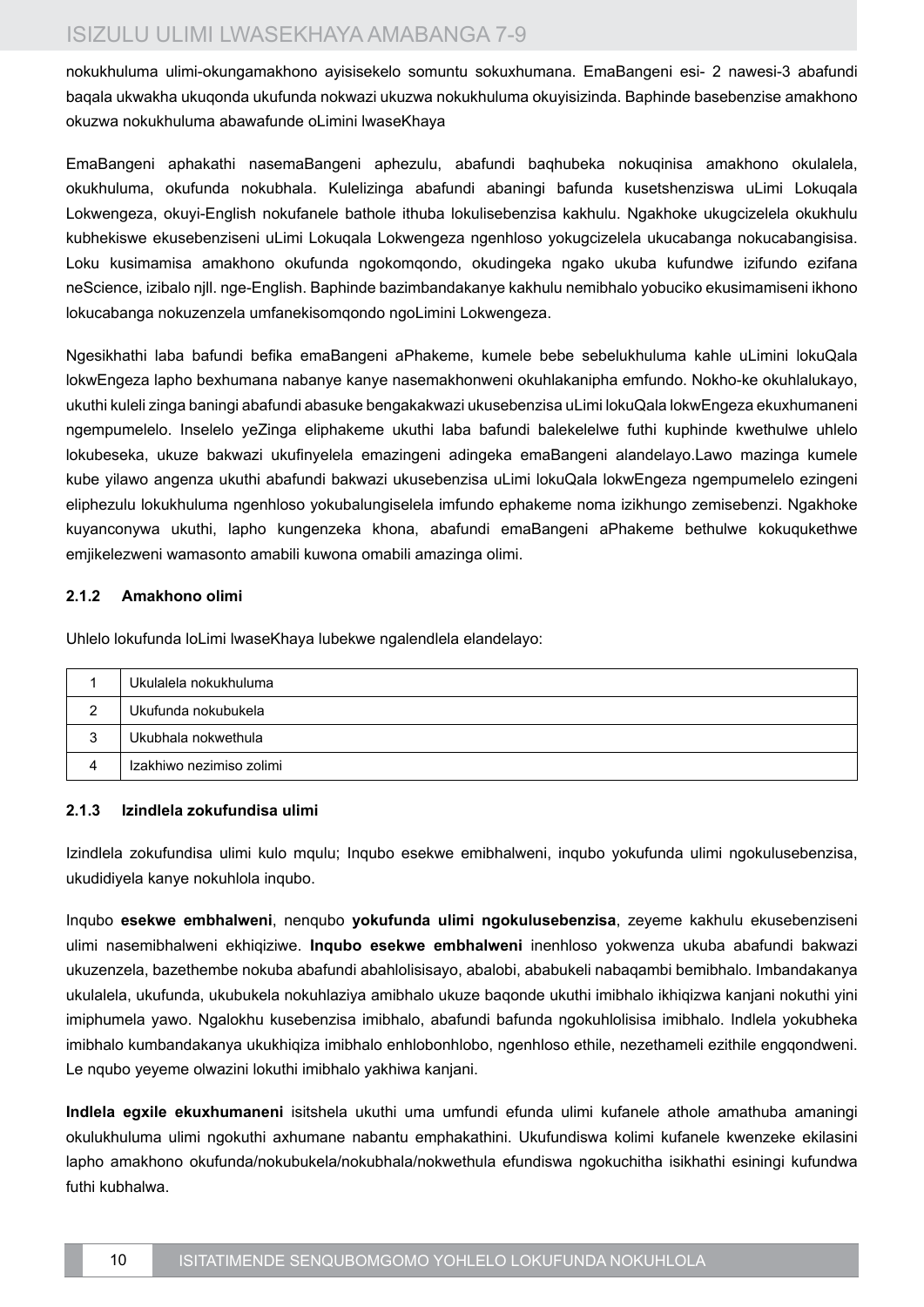nokukhuluma ulimi-okungamakhono ayisisekelo somuntu sokuxhumana. EmaBangeni esi- 2 nawesi-3 abafundi baqala ukwakha ukuqonda ukufunda nokwazi ukuzwa nokukhuluma okuyisizinda. Baphinde basebenzise amakhono okuzwa nokukhuluma abawafunde oLimini lwaseKhaya

EmaBangeni aphakathi nasemaBangeni aphezulu, abafundi baqhubeka nokuqinisa amakhono okulalela, okukhuluma, okufunda nokubhala. Kulelizinga abafundi abaningi bafunda kusetshenziswa uLimi Lokuqala Lokwengeza, okuyi-English nokufanele bathole ithuba lokulisebenzisa kakhulu. Ngakhoke ukugcizelela okukhulu kubhekiswe ekusebenziseni uLimi Lokuqala Lokwengeza ngenhloso yokugcizelela ukucabanga nokucabangisisa. Loku kusimamisa amakhono okufunda ngokomqondo, okudingeka ngako ukuba kufundwe izifundo ezifana neScience, izibalo njll. nge-English. Baphinde bazimbandakanye kakhulu nemibhalo yobuciko ekusimamiseni ikhono lokucabanga nokuzenzela umfanekisomqondo ngoLimini Lokwengeza.

Ngesikhathi laba bafundi befika emaBangeni aPhakeme, kumele bebe sebelukhuluma kahle uLimini lokuQala lokwEngeza lapho bexhumana nabanye kanye nasemakhonweni okuhlakanipha emfundo. Nokho-ke okuhlalukayo, ukuthi kuleli zinga baningi abafundi abasuke bengakakwazi ukusebenzisa uLimi lokuQala lokwEngeza ekuxhumaneni ngempumelelo. Inselelo yeZinga eliphakeme ukuthi laba bafundi balekelelwe futhi kuphinde kwethulwe uhlelo lokubeseka, ukuze bakwazi ukufinyelela emazingeni adingeka emaBangeni alandelayo.Lawo mazinga kumele kube yilawo angenza ukuthi abafundi bakwazi ukusebenzisa uLimi lokuQala lokwEngeza ngempumelelo ezingeni eliphezulu lokukhuluma ngenhloso yokubalungiselela imfundo ephakeme noma izikhungo zemisebenzi. Ngakhoke kuyanconywa ukuthi, lapho kungenzeka khona, abafundi emaBangeni aPhakeme bethulwe kokuqukethwe emjikelezweni wamasonto amabili kuwona omabili amazinga olimi.

### 2.1.2 Amakhono olimi

Uhlelo lokufunda loLimi lwaseKhaya lubekwe ngalendlela elandelayo:

| | |
|---|---|
| 1 | Ukulalela nokukhuluma |
| 2 | Ukufunda nokubukela |
| 3 | Ukubhala nokwethula |
| 4 | Izakhiwo nezimiso zolimi |

### 2.1.3 Izindlela zokufundisa ulimi

Izindlela zokufundisa ulimi kulo mqulu; Inqubo esekwe emibhalweni, inqubo yokufunda ulimi ngokulusebenzisa, ukudidiyela kanye nokuhlola inqubo.

Inqubo **esekwe embhalweni**, nenqubo **yokufunda ulimi ngokulusebenzisa**, zeyeme kakhulu ekusebenziseni ulimi nasemibhalweni ekhiqiziwe. **Inqubo esekwe embhalweni** inenhloso yokwenza ukuba abafundi bakwazi ukuzenzela, bazethembe nokuba abafundi abahlolisisayo, abalobi, ababukeli nabaqambi bemibhalo. Imbandakanya ukulalela, ukufunda, ukubukela nokuhlaziya amibhalo ukuze baqonde ukuthi imibhalo ikhiqizwa kanjani nokuthi yini imiphumela yawo. Ngalokhu kusebenzisa imibhalo, abafundi bafunda ngokuhlolisisa imibhalo. Indlela yokubheka imibhalo kumbandakanya ukukhiqiza imibhalo enhlobonhlobo, ngenhloso ethile, nezethameli ezithile engqondweni. Le nqubo yeyeme olwazini lokuthi imibhalo yakhiwa kanjani.

**Indlela egxile ekuxhumaneni** isitshela ukuthi uma umfundi efunda ulimi kufanele athole amathuba amaningi okulukhuluma ulimi ngokuthi axhumane nabantu emphakathini. Ukufundiswa kolimi kufanele kwenzeke ekilasini lapho amakhono okufunda/nokubukela/nokubhala/nokwethula efundiswa ngokuchitha isikhathi esiningi kufundwa futhi kubhalwa.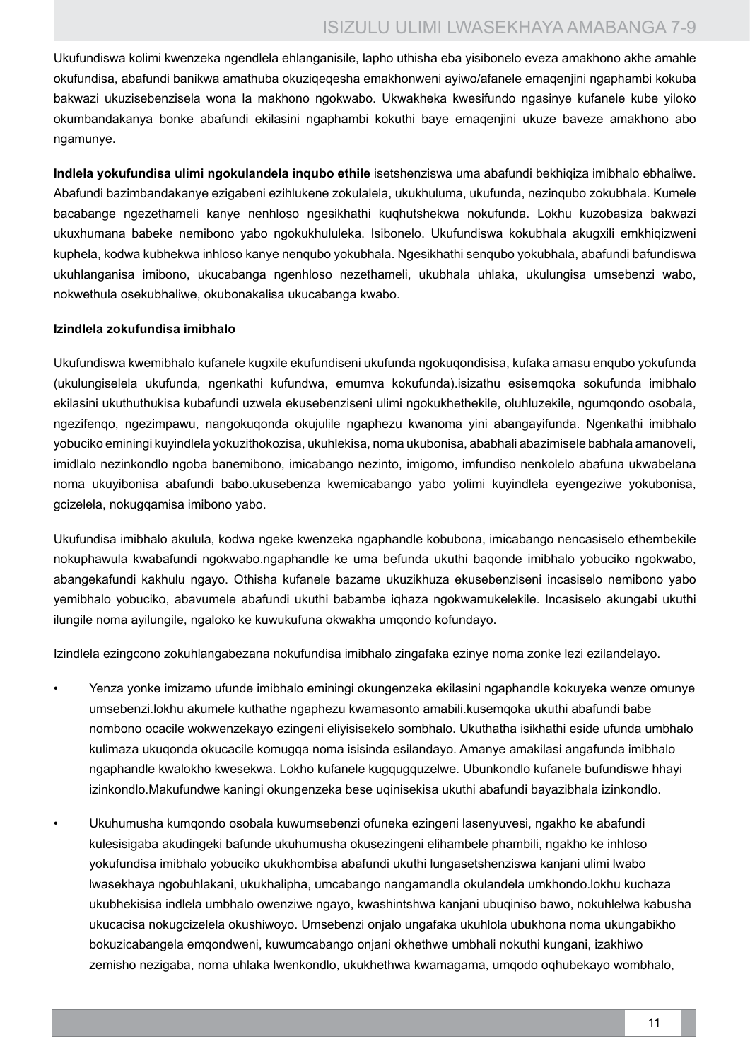Ukufundiswa kolimi kwenzeka ngendlela ehlanganisile, lapho uthisha eba yisibonelo eveza amakhono akhe amahle okufundisa, abafundi banikwa amathuba okuziqeqesha emakhonweni ayiwo/afanele emaqenjini ngaphambi kokuba bakwazi ukuzisebenzisela wona la makhono ngokwabo. Ukwakheka kwesifundo ngasinye kufanele kube yiloko okumbandakanya bonke abafundi ekilasini ngaphambi kokuthi baye emaqenjini ukuze baveze amakhono abo ngamunye.

**Indlela yokufundisa ulimi ngokulandela inqubo ethile** isetshenziswa uma abafundi bekhiqiza imibhalo ebhaliwe. Abafundi bazimbandakanye ezigabeni ezihlukene zokulalela, ukukhuluma, ukufunda, nezinqubo zokubhala. Kumele bacabange ngezethameli kanye nenhloso ngesikhathi kuqhutshekwa nokufunda. Lokhu kuzobasiza bakwazi ukuxhumana babeke nemibono yabo ngokukhululeka. Isibonelo. Ukufundiswa kokubhala akugxili emkhiqizweni kuphela, kodwa kubhekwa inhloso kanye nenqubo yokubhala. Ngesikhathi senqubo yokubhala, abafundi bafundiswa ukuhlanganisa imibono, ukucabanga ngenhloso nezethameli, ukubhala uhlaka, ukulungisa umsebenzi wabo, nokwethula osekubhaliwe, okubonakalisa ukucabanga kwabo.

**Izindlela zokufundisa imibhalo**

Ukufundiswa kwemibhalo kufanele kugxile ekufundiseni ukufunda ngokuqondisisa, kufaka amasu enqubo yokufunda (ukulungiselela ukufunda, ngenkathi kufundwa, emumva kokufunda).isizathu esisemqoka sokufunda imibhalo ekilasini ukuthuthukisa kubafundi uzwela ekusebenziseni ulimi ngokukhethekile, oluhluzekile, ngumqondo osobala, ngezifenqo, ngezimpawu, nangokuqonda okujulile ngaphezu kwanoma yini abangayifunda. Ngenkathi imibhalo yobuciko eminingi kuyindlela yokuzithokozisa, ukuhlekisa, noma ukubonisa, ababhali abazimisele babhala amanoveli, imidlalo nezinkondlo ngoba banemibono, imicabango nezinto, imigomo, imfundiso nenkolelo abafuna ukwabelana noma ukuyibonisa abafundi babo.ukusebenza kwemicabango yabo yolimi kuyindlela eyengeziwe yokubonisa, gcizelela, nokugqamisa imibono yabo.

Ukufundisa imibhalo akulula, kodwa ngeke kwenzeka ngaphandle kobubona, imicabango nencasiselo ethembekile nokuphawula kwabafundi ngokwabo.ngaphandle ke uma befunda ukuthi baqonde imibhalo yobuciko ngokwabo, abangekafundi kakhulu ngayo. Othisha kufanele bazame ukuzikhuza ekusebenziseni incasiselo nemibono yabo yemibhalo yobuciko, abavumele abafundi ukuthi babambe iqhaza ngokwamukelekile. Incasiselo akungabi ukuthi ilungile noma ayilungile, ngaloko ke kuwukufuna okwakha umqondo kofundayo.

Izindlela ezingcono zokuhlangabezana nokufundisa imibhalo zingafaka ezinye noma zonke lezi ezilandelayo.

- Yenza yonke imizamo ufunde imibhalo eminingi okungenzeka ekilasini ngaphandle kokuyeka wenze omunye umsebenzi.lokhu akumele kuthathe ngaphezu kwamasonto amabili.kusemqoka ukuthi abafundi babe nombono ocacile wokwenzekayo ezingeni eliyisisekelo sombhalo. Ukuthatha isikhathi eside ufunda umbhalo kulimaza ukuqonda okucacile komugqa noma isisinda esilandayo. Amanye amakilasi angafunda imibhalo ngaphandle kwalokho kwesekwa. Lokho kufanele kugqugquzelwe. Ubunkondlo kufanele bufundiswe hhayi izinkondlo.Makufundwe kaningi okungenzeka bese uqinisekisa ukuthi abafundi bayazibhala izinkondlo.

- Ukuhumusha kumqondo osobala kuwumsebenzi ofuneka ezingeni lasenyuvesi, ngakho ke abafundi kulesisigaba akudingeki bafunde ukuhumusha okusezingeni elihambele phambili, ngakho ke inhloso yokufundisa imibhalo yobuciko ukukhombisa abafundi ukuthi lungasetshenziswa kanjani ulimi lwabo lwasekhaya ngobuhlakani, ukukhalipha, umcabango nangamandla okulandela umkhondo.lokhu kuchaza ukubhekisisa indlela umbhalo owenziwe ngayo, kwashintshwa kanjani ubuqiniso bawo, nokuhlelwa kabusha ukucacisa nokugcizelela okushiwoyo. Umsebenzi onjalo ungafaka ukuhlola ubukhona noma ukungabikho bokuzicabangela emqondweni, kuwumcabango onjani okhethwe umbhali nokuthi kungani, izakhiwo zemisho nezigaba, noma uhlaka lwenkondlo, ukukhethwa kwamagama, umqodo oqhubekayo wombhalo,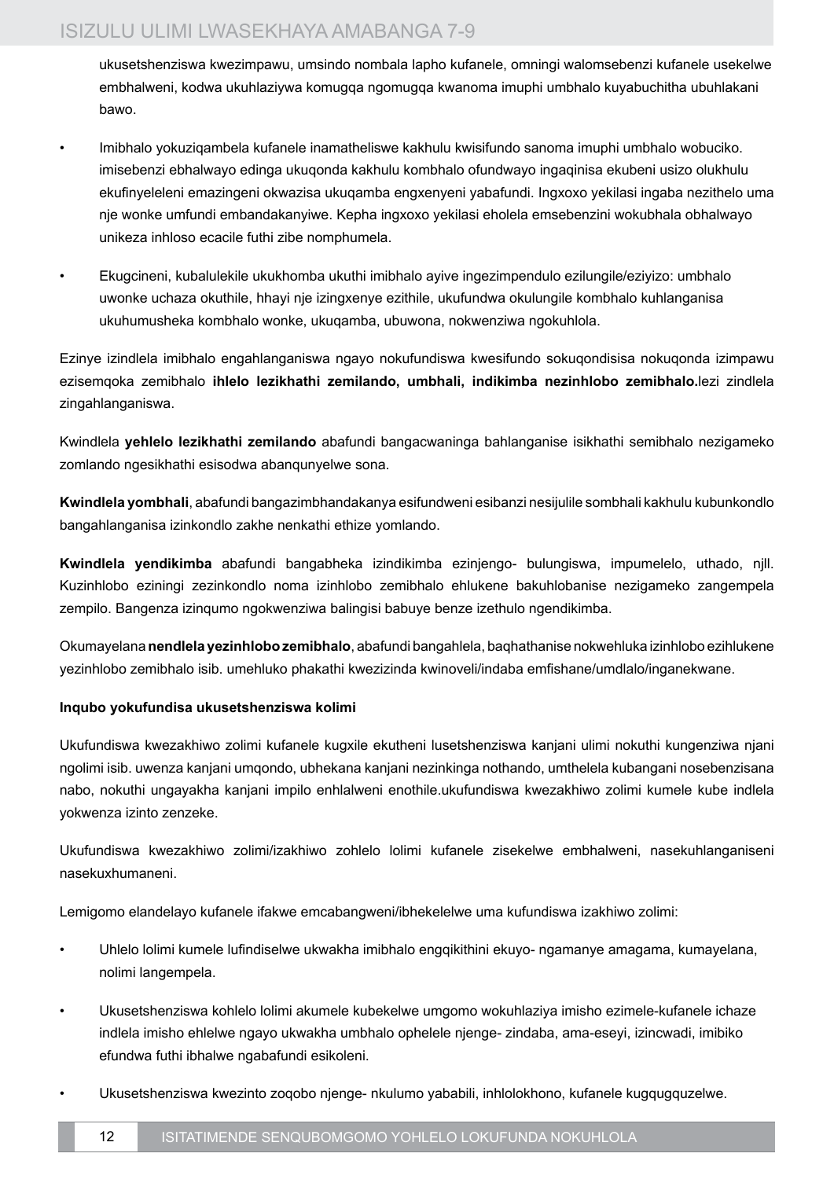ukusetshenziswa kwezimpawu, umsindo nombala lapho kufanele, omningi walomsebenzi kufanele usekelwe embhalweni, kodwa ukuhlaziywa komugqa ngomugqa kwanoma imuphi umbhalo kuyabuchitha ubuhlakani bawo.

- Imibhalo yokuziqambela kufanele inamatheliswe kakhulu kwisifundo sanoma imuphi umbhalo wobuciko. imisebenzi ebhalwayo edinga ukuqonda kakhulu kombhalo ofundwayo ingaqinisa ekubeni usizo olukhulu ekufinyeleleni emazingeni okwazisa ukuqamba engxenyeni yabafundi. Ingxoxo yekilasi ingaba nezithelo uma nje wonke umfundi embandakanyiwe. Kepha ingxoxo yekilasi eholela emsebenzini wokubhala obhalwayo unikeza inhloso ecacile futhi zibe nomphumela.

- Ekugcineni, kubalulekile ukukhomba ukuthi imibhalo ayive ingezimpendulo ezilungile/eziyizo: umbhalo uwonke uchaza okuthile, hhayi nje izingxenye ezithile, ukufundwa okulungile kombhalo kuhlanganisa ukuhumusheka kombhalo wonke, ukuqamba, ubuwona, nokwenziwa ngokuhlola.

Ezinye izindlela imibhalo engahlanganiswa ngayo nokufundiswa kwesifundo sokuqondisisa nokuqonda izimpawu ezisemqoka zemibhalo **ihlelo lezikhathi zemilando, umbhali, indikimba nezinhlobo zemibhalo.**lezi zindlela zingahlanganiswa.

Kwindlela **yehlelo lezikhathi zemilando** abafundi bangacwaninga bahlanganise isikhathi semibhalo nezigameko zomlando ngesikhathi esisodwa abanqunyelwe sona.

**Kwindlela yombhali**, abafundi bangazimbhandakanya esifundweni esibanzi nesijulile sombhali kakhulu kubunkondlo bangahlanganisa izinkondlo zakhe nenkathi ethize yomlando.

**Kwindlela yendikimba** abafundi bangabheka izindikimba ezinjengo- bulungiswa, impumelelo, uthado, njll. Kuzinhlobo eziningi zezinkondlo noma izinhlobo zemibhalo ehlukene bakuhlobanise nezigameko zangempela zempilo. Bangenza izinqumo ngokwenziwa balingisi babuye benze izethulo ngendikimba.

Okumayelana **nendlela yezinhlobo zemibhalo**, abafundi bangahlela, baqhathanise nokwehluka izinhlobo ezihlukene yezinhlobo zemibhalo isib. umehluko phakathi kwezizinda kwinoveli/indaba emfishane/umdlalo/inganekwane.

**Inqubo yokufundisa ukusetshenziswa kolimi**

Ukufundiswa kwezakhiwo zolimi kufanele kugxile ekutheni lusetshenziswa kanjani ulimi nokuthi kungenziwa njani ngolimi isib. uwenza kanjani umqondo, ubhekana kanjani nezinkinga nothando, umthelela kubangani nosebenzisana nabo, nokuthi ungayakha kanjani impilo enhlalweni enothile.ukufundiswa kwezakhiwo zolimi kumele kube indlela yokwenza izinto zenzeke.

Ukufundiswa kwezakhiwo zolimi/izakhiwo zohlelo lolimi kufanele zisekelwe embhalweni, nasekuhlanganiseni nasekuxhumaneni.

Lemigomo elandelayo kufanele ifakwe emcabangweni/ibhekelelwe uma kufundiswa izakhiwo zolimi:

- Uhlelo lolimi kumele lufindiselwe ukwakha imibhalo engqikithini ekuyo- ngamanye amagama, kumayelana, nolimi langempela.

- Ukusetshenziswa kohlelo lolimi akumele kubekelwe umgomo wokuhlaziya imisho ezimele-kufanele ichaze indlela imisho ehlelwe ngayo ukwakha umbhalo ophelele njenge- zindaba, ama-eseyi, izincwadi, imibiko efundwa futhi ibhalwe ngabafundi esikoleni.

- Ukusetshenziswa kwezinto zoqobo njenge- nkulumo yababili, inhlolokhono, kufanele kugqugquzelwe.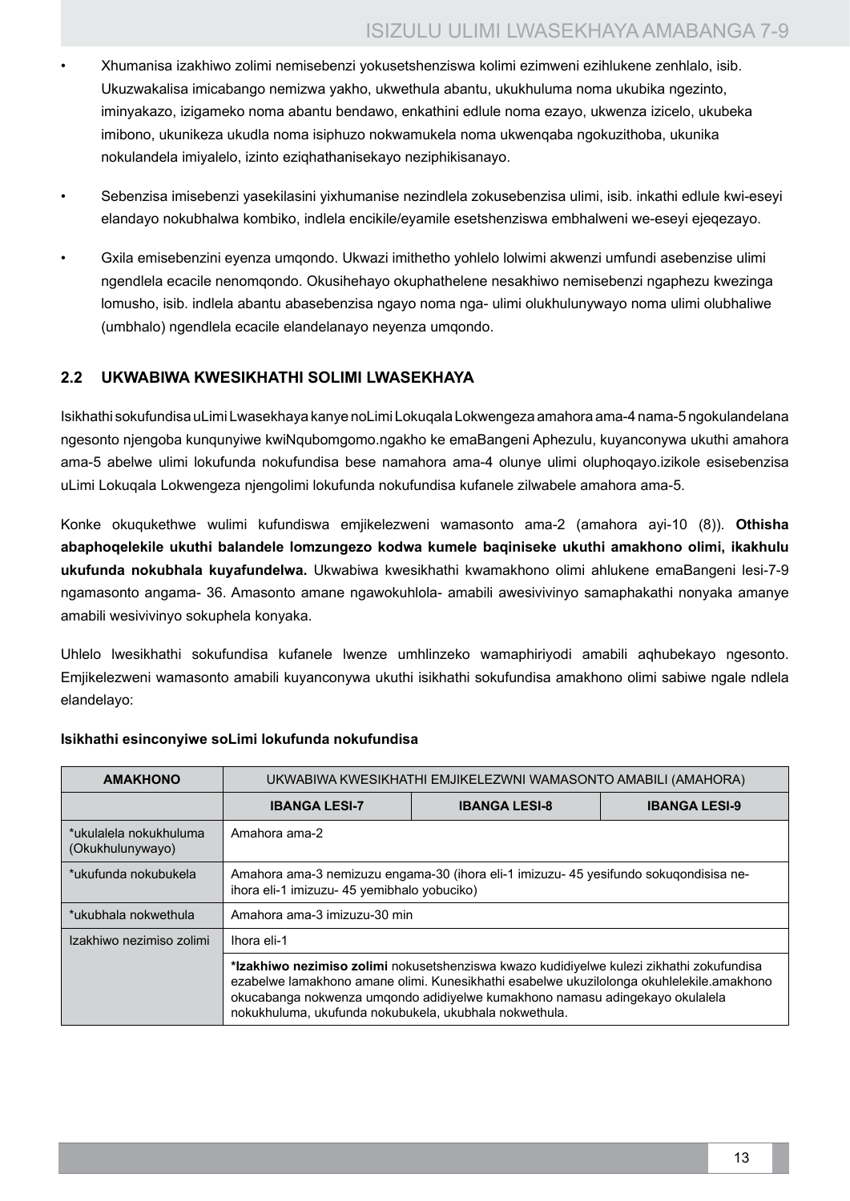- Xhumanisa izakhiwo zolimi nemisebenzi yokusetshenziswa kolimi ezimweni ezihlukene zenhlalo, isib. Ukuzwakalisa imicabango nemizwa yakho, ukwethula abantu, ukukhuluma noma ukubika ngezinto, iminyakazo, izigameko noma abantu bendawo, enkathini edlule noma ezayo, ukwenza izicelo, ukubeka imibono, ukunikeza ukudla noma isiphuzo nokwamukela noma ukwenqaba ngokuzithoba, ukunika nokulandela imiyalelo, izinto eziqhathanisekayo neziphikisanayo.

- Sebenzisa imisebenzi yasekilasini yixhumanise nezindlela zokusebenzisa ulimi, isib. inkathi edlule kwi-eseyi elandayo nokubhalwa kombiko, indlela encikile/eyamile esetshenziswa embhalweni we-eseyi ejeqezayo.

- Gxila emisebenzini eyenza umqondo. Ukwazi imithetho yohlelo lolwimi akwenzi umfundi asebenzise ulimi ngendlela ecacile nenomqondo. Okusihehayo okuphathelene nesakhiwo nemisebenzi ngaphezu kwezinga lomusho, isib. indlela abantu abasebenzisa ngayo noma nga- ulimi olukhulunywayo noma ulimi olubhaliwe (umbhalo) ngendlela ecacile elandelanayo neyenza umqondo.

## 2.2 UKWABIWA KWESIKHATHI SOLIMI LWASEKHAYA

Isikhathi sokufundisa uLimi Lwasekhaya kanye noLimi Lokuqala Lokwengeza amahora ama-4 nama-5 ngokulandelana ngesonto njengoba kunqunyiwe kwiNqubomgomo.ngakho ke emaBangeni Aphezulu, kuyanconywa ukuthi amahora ama-5 abelwe ulimi lokufunda nokufundisa bese namahora ama-4 olunye ulimi oluphoqayo.izikole esisebenzisa uLimi Lokuqala Lokwengeza njengolimi lokufunda nokufundisa kufanele zilwabele amahora ama-5.

Konke okuqukethwe wulimi kufundiswa emjikelezweni wamasonto ama-2 (amahora ayi-10 (8)). **Othisha abaphoqelekile ukuthi balandele lomzungezo kodwa kumele baqiniseke ukuthi amakhono olimi, ikakhulu ukufunda nokubhala kuyafundelwa.** Ukwabiwa kwesikhathi kwamakhono olimi ahlukene emaBangeni lesi-7-9 ngamasonto angama- 36. Amasonto amane ngawokuhlola- amabili awesivivinyo samaphakathi nonyaka amanye amabili wesivivinyo sokuphela konyaka.

Uhlelo lwesikhathi sokufundisa kufanele lwenze umhlinzeko wamaphiriyodi amabili aqhubekayo ngesonto. Emjikelezweni wamasonto amabili kuyanconywa ukuthi isikhathi sokufundisa amakhono olimi sabiwe ngale ndlela elandelayo:

**Isikhathi esinconyiwe soLimi lokufunda nokufundisa**

| AMAKHONO | UKWABIWA KWESIKHATHI EMJIKELEZWNI WAMASONTO AMABILI (AMAHORA) | | |
|---|---|---|---|
| | **IBANGA LESI-7** | **IBANGA LESI-8** | **IBANGA LESI-9** |
| *ukulalela nokukhuluma (Okukhulunywayo) | Amahora ama-2 | | |
| *ukufunda nokubukela | Amahora ama-3 nemizuzu engama-30 (ihora eli-1 imizuzu- 45 yesifundo sokuqondisisa ne-ihora eli-1 imizuzu- 45 yemibhalo yobuciko) | | |
| *ukubhala nokwethula | Amahora ama-3 imizuzu-30 min | | |
| Izakhiwo nezimiso zolimi | Ihora eli-1 | | |
| | ***Izakhiwo nezimiso zolimi** nokusetshenziswa kwazo kudidiyelwe kulezi zikhathi zokufundisa ezabelwe lamakhono amane olimi. Kunesikhathi esabelwe ukuzilolonga okuhlelekile.amakhono okucabanga nokwenza umqondo adidiyelwe kumakhono namasu adingekayo okulalela nokukhuluma, ukufunda nokubukela, ukubhala nokwethula. | | |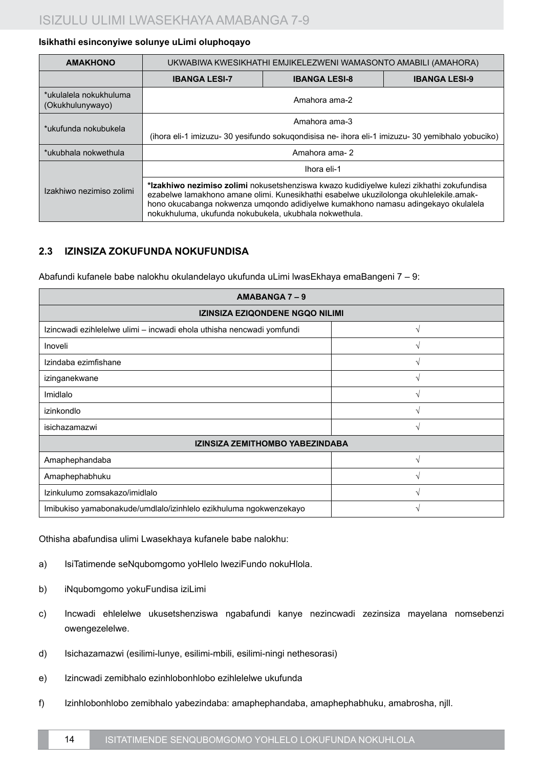**Isikhathi esinconyiwe solunye uLimi oluphoqayo**

| AMAKHONO | UKWABIWA KWESIKHATHI EMJIKELEZWENI WAMASONTO AMABILI (AMAHORA) | | |
|---|---|---|---|
| | **IBANGA LESI-7** | **IBANGA LESI-8** | **IBANGA LESI-9** |
| *ukulalela nokukhuluma (Okukhulunywayo) | Amahora ama-2 | | |
| *ukufunda nokubukela | Amahora ama-3 (ihora eli-1 imizuzu- 30 yesifundo sokuqondisisa ne- ihora eli-1 imizuzu- 30 yemibhalo yobuciko) | | |
| *ukubhala nokwethula | Amahora ama- 2 | | |
| Izakhiwo nezimiso zolimi | Ihora eli-1 | | |
| | ***Izakhiwo nezimiso zolimi** nokusetshenziswa kwazo kudidiyelwe kulezi zikhathi zokufundisa ezabelwe lamakhono amane olimi. Kunesikhathi esabelwe ukuzilolonga okuhlelekile.amakhono okucabanga nokwenza umqondo adidiyelwe kumakhono namasu adingekayo okulalela nokukhuluma, ukufunda nokubukela, ukubhala nokwethula. | | |

## 2.3 IZINSIZA ZOKUFUNDA NOKUFUNDISA

Abafundi kufanele babe nalokhu okulandelayo ukufunda uLimi lwasEkhaya emaBangeni 7 – 9:

| AMABANGA 7 – 9 | |
|---|---|
| **IZINSIZA EZIQONDENE NGQO NILIMI** | |
| Izincwadi ezihlelelwe ulimi – incwadi ehola uthisha nencwadi yomfundi | √ |
| Inoveli | √ |
| Izindaba ezimfishane | √ |
| izinganekwane | √ |
| Imidlalo | √ |
| izinkondlo | √ |
| isichazamazwi | √ |
| **IZINSIZA ZEMITHOMBO YABEZINDABA** | |
| Amaphephandaba | √ |
| Amaphephabhuku | √ |
| Izinkulumo zomsakazo/imidlalo | √ |
| Imibukiso yamabonakude/umdlalo/izinhlelo ezikhuluma ngokwenzekayo | √ |

Othisha abafundisa ulimi Lwasekhaya kufanele babe nalokhu:

a) IsiTatimende seNqubomgomo yoHlelo lweziFundo nokuHlola.

b) iNqubomgomo yokuFundisa iziLimi

c) Incwadi ehlelelwe ukusetshenziswa ngabafundi kanye nezincwadi zezinsiza mayelana nomsebenzi owengezelelwe.

d) Isichazamazwi (esilimi-lunye, esilimi-mbili, esilimi-ningi nethesorasi)

e) Izincwadi zemibhalo ezinhlobonhlobo ezihlelelwe ukufunda

f) Izinhlobonhlobo zemibhalo yabezindaba: amaphephandaba, amaphephabhuku, amabrosha, njll.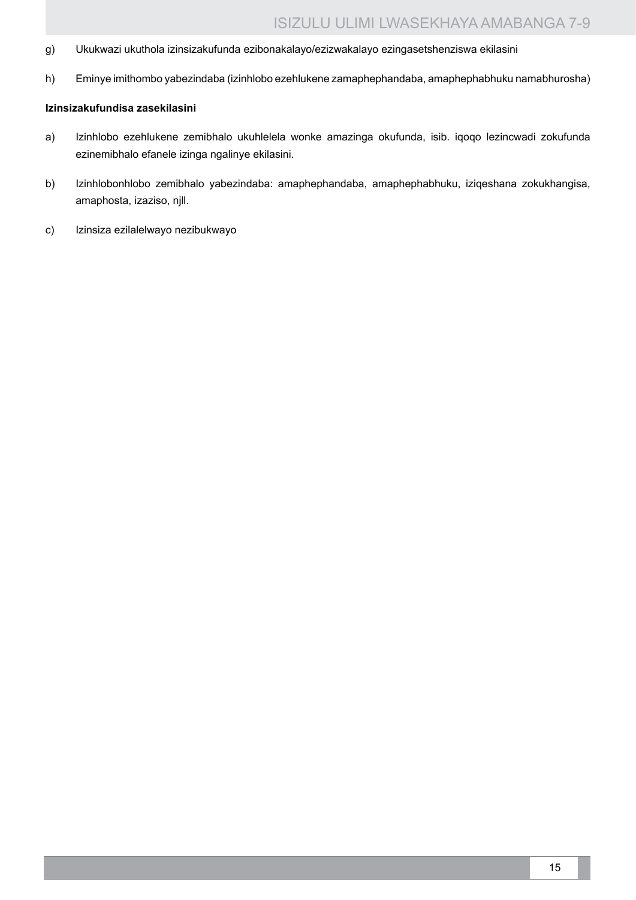g) Ukukwazi ukuthola izinsizakufunda ezibonakalayo/ezizwakalayo ezingasetshenziswa ekilasini

h) Eminye imithombo yabezindaba (izinhlobo ezehlukene zamaphephandaba, amaphephabhuku namabhurosha)

**Izinsizakufundisa zasekilasini**

a) Izinhlobo ezehlukene zemibhalo ukuhlelela wonke amazinga okufunda, isib. iqoqo lezincwadi zokufunda ezinemibhalo efanele izinga ngalinye ekilasini.

b) Izinhlobonhlobo zemibhalo yabezindaba: amaphephandaba, amaphephabhuku, iziqeshana zokukhangisa, amaphosta, izaziso, njll.

c) Izinsiza ezilalelwayo nezibukwayo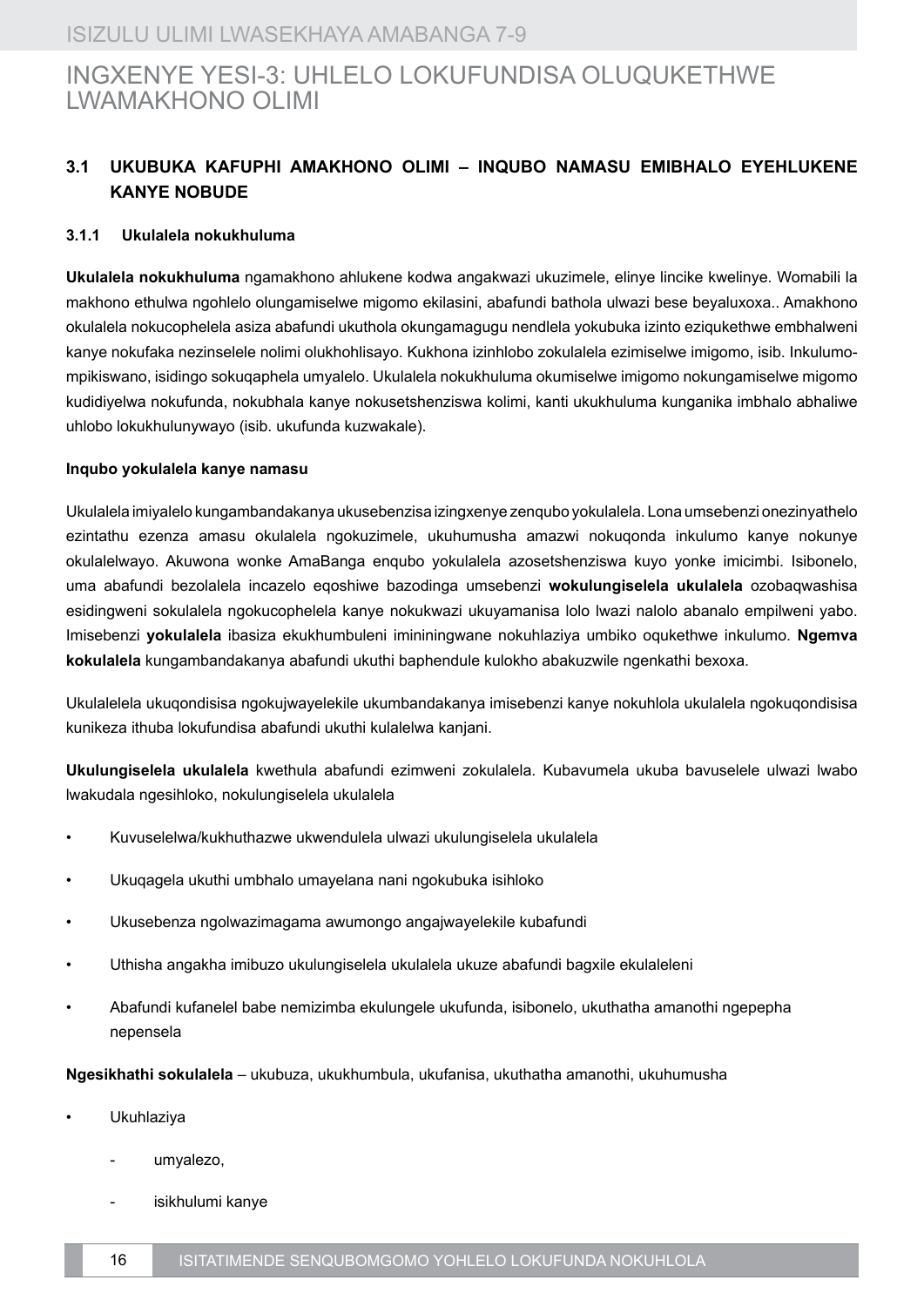# INGXENYE YESI-3: UHLELO LOKUFUNDISA OLUQUKETHWE LWAMAKHONO OLIMI

## 3.1 UKUBUKA KAFUPHI AMAKHONO OLIMI – INQUBO NAMASU EMIBHALO EYEHLUKENE KANYE NOBUDE

### 3.1.1 Ukulalela nokukhuluma

**Ukulalela nokukhuluma** ngamakhono ahlukene kodwa angakwazi ukuzimele, elinye lincike kwelinye. Womabili la makhono ethulwa ngohlelo olungamiselwe migomo ekilasini, abafundi bathola ulwazi bese beyaluxoxa.. Amakhono okulalela nokucophelela asiza abafundi ukuthola okungamagugu nendlela yokubuka izinto eziqukethwe embhalweni kanye nokufaka nezinselele nolimi olukhohlisayo. Kukhona izinhlobo zokulalela ezimiselwe imigomo, isib. Inkulumo-mpikiswano, isidingo sokuqaphela umyalelo. Ukulalela nokukhuluma okumiselwe imigomo nokungamiselwe migomo kudidiyelwa nokufunda, nokubhala kanye nokusetshenziswa kolimi, kanti ukukhuluma kunganika imbhalo abhaliwe uhlobo lokukhulunywayo (isib. ukufunda kuzwakale).

**Inqubo yokulalela kanye namasu**

Ukulalela imiyalelo kungambandakanya ukusebenzisa izingxenye zenqubo yokulalela. Lona umsebenzi onezinyathelo ezintathu ezenza amasu okulalela ngokuzimele, ukuhumusha amazwi nokuqonda inkulumo kanye nokunye okulalelwayo. Akuwona wonke AmaBanga enqubo yokulalela azosetshenziswa kuyo yonke imicimbi. Isibonelo, uma abafundi bezolalela incazelo eqoshiwe bazodinga umsebenzi **wokulungiselela ukulalela** ozobaqwashisa esidingweni sokulalela ngokucophelela kanye nokukwazi ukuyamanisa lolo lwazi nalolo abanalo empilweni yabo. Imisebenzi **yokulalela** ibasiza ekukhumbuleni imininingwane nokuhlaziya umbiko oqukethwe inkulumo. **Ngemva kokulalela** kungambandakanya abafundi ukuthi baphendule kulokho abakuzwile ngenkathi bexoxa.

Ukulalelela ukuqondisisa ngokujwayelekile ukumbandakanya imisebenzi kanye nokuhlola ukulalela ngokuqondisisa kunikeza ithuba lokufundisa abafundi ukuthi kulalelwa kanjani.

**Ukulungiselela ukulalela** kwethula abafundi ezimweni zokulalela. Kubavumela ukuba bavuselele ulwazi lwabo lwakudala ngesihloko, nokulungiselela ukulalela

- Kuvuselelwa/kukhuthazwe ukwendulela ulwazi ukulungiselela ukulalela
- Ukuqagela ukuthi umbhalo umayelana nani ngokubuka isihloko
- Ukusebenza ngolwazimagama awumongo angajwayelekile kubafundi
- Uthisha angakha imibuzo ukulungiselela ukulalela ukuze abafundi bagxile ekulaleleni
- Abafundi kufanelel babe nemizimba ekulungele ukufunda, isibonelo, ukuthatha amanothi ngepepha nepensela

**Ngesikhathi sokulalela** – ukubuza, ukukhumbula, ukufanisa, ukuthatha amanothi, ukuhumusha

- Ukuhlaziya
  - umyalezo,
  - isikhulumi kanye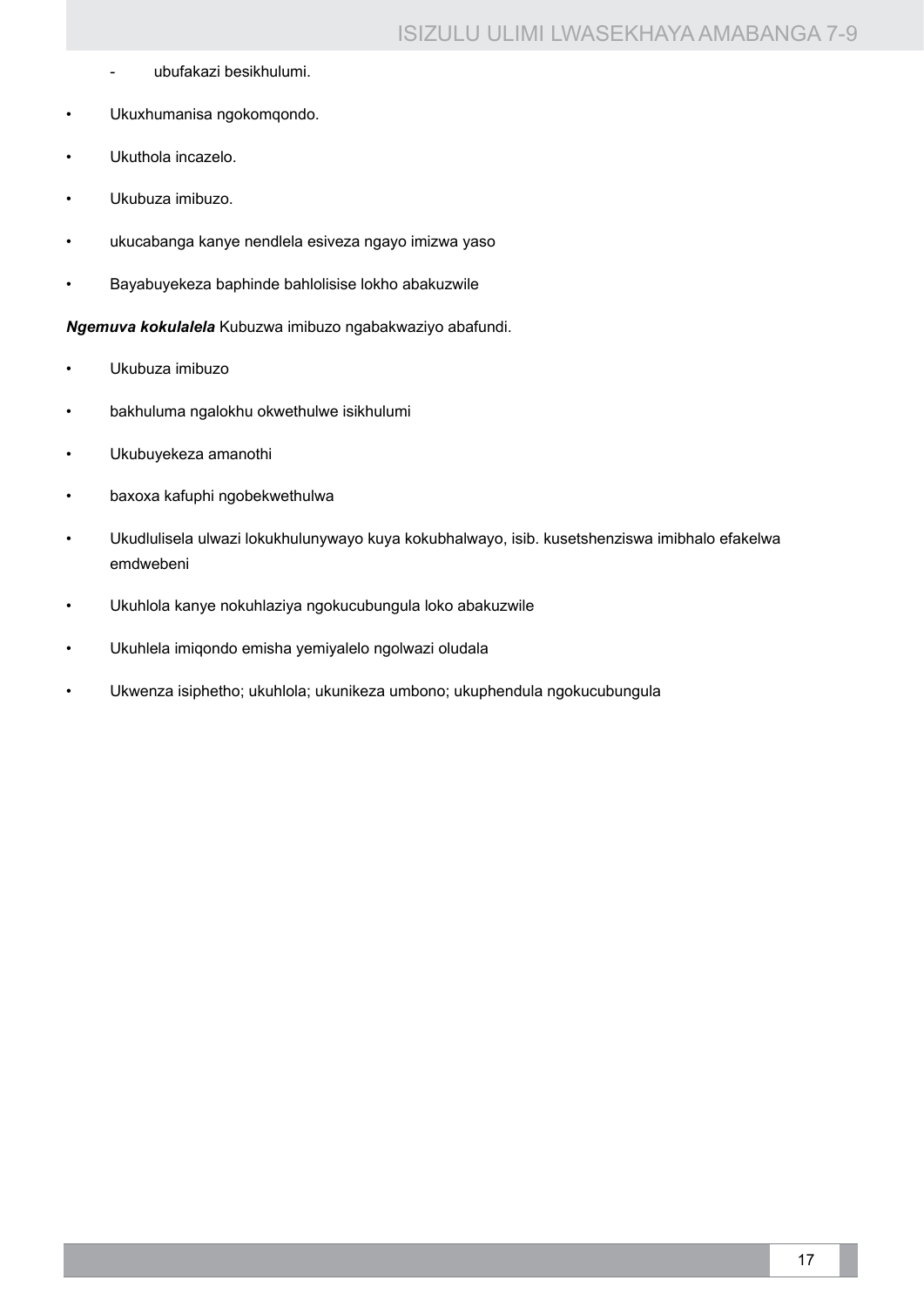- ubufakazi besikhulumi.

- Ukuxhumanisa ngokomqondo.
- Ukuthola incazelo.
- Ukubuza imibuzo.
- ukucabanga kanye nendlela esiveza ngayo imizwa yaso
- Bayabuyekeza baphinde bahlolisise lokho abakuzwile

***Ngemuva kokulalela*** Kubuzwa imibuzo ngabakwaziyo abafundi.

- Ukubuza imibuzo
- bakhuluma ngalokhu okwethulwe isikhulumi
- Ukubuyekeza amanothi
- baxoxa kafuphi ngobekwethulwa
- Ukudlulisela ulwazi lokukhulunywayo kuya kokubhalwayo, isib. kusetshenziswa imibhalo efakelwa emdwebeni
- Ukuhlola kanye nokuhlaziya ngokucubungula loko abakuzwile
- Ukuhlela imiqondo emisha yemiyalelo ngolwazi oludala
- Ukwenza isiphetho; ukuhlola; ukunikeza umbono; ukuphendula ngokucubungula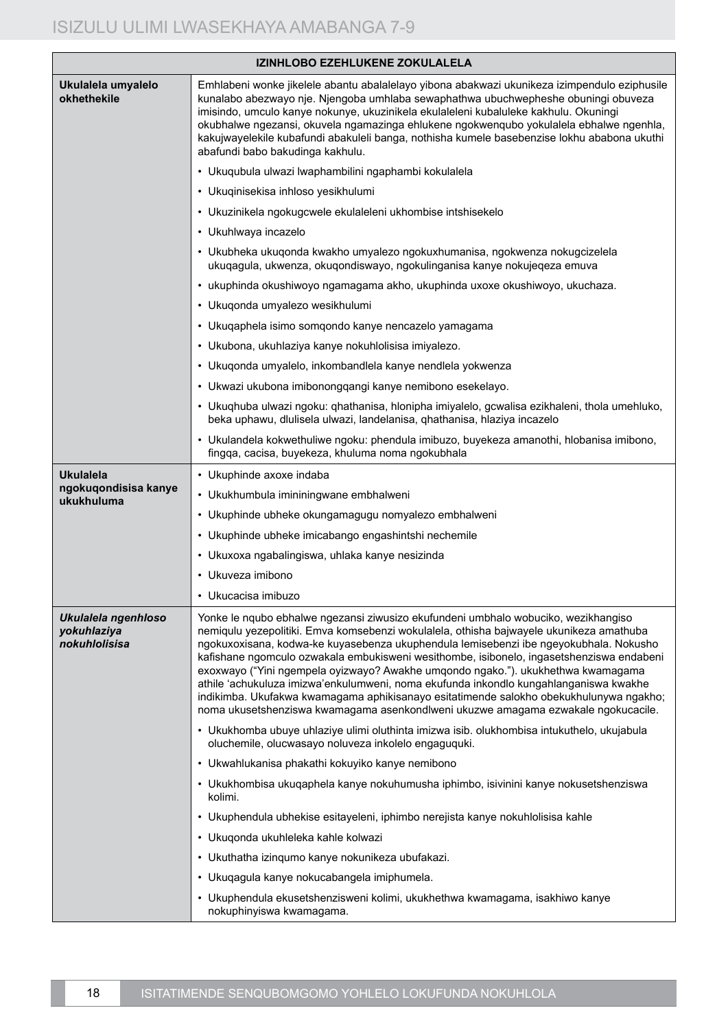| IZINHLOBO EZEHLUKENE ZOKULALELA | |
|---|---|
| **Ukulalela umyalelo okhethekile** | Emhlabeni wonke jikelele abantu abalalelayo yibona abakwazi ukunikeza izimpendulo eziphusile kunalabo abezwayo nje. Njengoba umhlaba sewaphathwa ubuchwepheshe obuningi obuveza imisindo, umculo kanye nokunye, ukuzinikela ekulaleleni kubaluleke kakhulu. Okuningi okubhalwe ngezansi, okuvela ngamazinga ehlukene ngokwenqubo yokulalela ebhalwe ngenhla, kakujwayelekile kubafundi abakuleli banga, nothisha kumele basebenzise lokhu ababona ukuthi abafundi babo bakudinga kakhulu. |
| | • Ukuqubula ulwazi lwaphambilini ngaphambi kokulalela |
| | • Ukuqinisekisa inhloso yesikhulumi |
| | • Ukuzinikela ngokugcwele ekulaleleni ukhombise intshisekelo |
| | • Ukuhlwaya incazelo |
| | • Ukubheka ukuqonda kwakho umyalezo ngokuxhumanisa, ngokwenza nokugcizelela ukuqagula, ukwenza, okuqondiswayo, ngokulinganisa kanye nokujeqeza emuva |
| | • ukuphinda okushiwoyo ngamagama akho, ukuphinda uxoxe okushiwoyo, ukuchaza. |
| | • Ukuqonda umyalezo wesikhulumi |
| | • Ukuqaphela isimo somqondo kanye nencazelo yamagama |
| | • Ukubona, ukuhlaziya kanye nokuhlolisisa imiyalezo. |
| | • Ukuqonda umyalelo, inkombandlela kanye nendlela yokwenza |
| | • Ukwazi ukubona imibonongqangi kanye nemibono esekelayo. |
| | • Ukuqhuba ulwazi ngoku: qhathanisa, hlonipha imiyalelo, gcwalisa ezikhaleni, thola umehluko, beka uphawu, dlulisela ulwazi, landelanisa, qhathanisa, hlaziya incazelo |
| | • Ukulandela kokwethuliwe ngoku: phendula imibuzo, buyekeza amanothi, hlobanisa imibono, fingqa, cacisa, buyekeza, khuluma noma ngokubhala |
| **Ukulalela ngokuqondisisa kanye ukukhuluma** | • Ukuphinde axoxe indaba |
| | • Ukukhumbula imininingwane embhalweni |
| | • Ukuphinde ubheke okungamagugu nomyalezo embhalweni |
| | • Ukuphinde ubheke imicabango engashintshi nechemile |
| | • Ukuxoxa ngabalingiswa, uhlaka kanye nesizinda |
| | • Ukuveza imibono |
| | • Ukucacisa imibuzo |
| ***Ukulalela ngenhloso yokuhlaziya nokuhlolisisa*** | Yonke le nqubo ebhalwe ngezansi ziwusizo ekufundeni umbhalo wobuciko, wezikhangiso nemiqulu yezepolitiki. Emva komsebenzi wokulalela, othisha bajwayele ukunikeza amathuba ngokuxoxisana, kodwa-ke kuyasebenza ukuphendula lemisebenzi ibe ngeyokubhala. Nokusho kafishane ngomculo ozwakala embukisweni wesithombe, isibonelo, ingasetshenziswa endabeni exoxwayo ("Yini ngempela oyizwayo? Awakhe umqondo ngako."). ukukhethwa kwamagama athile 'achukuluza imizwa'enkulumweni, noma ekufunda inkondlo kungahlanganiswa kwakhe indikimba. Ukufakwa kwamagama aphikisanayo esitatimende salokho obekukhulunywa ngakho; noma ukusetshenziswa kwamagama asenkondlweni ukuzwe amagama ezwakale ngokucacile. |
| | • Ukukhomba ubuye uhlaziye ulimi oluthinta imizwa isib. olukhombisa intukuthelo, ukujabula oluchemile, olucwasayo noluveza inkolelo engaguquki. |
| | • Ukwahlukanisa phakathi kokuyiko kanye nemibono |
| | • Ukukhombisa ukuqaphela kanye nokuhumusha iphimbo, isivinini kanye nokusetshenziswa kolimi. |
| | • Ukuphendula ubhekise esitayeleni, iphimbo nerejista kanye nokuhlolisisa kahle |
| | • Ukuqonda ukuhleleka kahle kolwazi |
| | • Ukuthatha izinqumo kanye nokunikeza ubufakazi. |
| | • Ukuqagula kanye nokucabangela imiphumela. |
| | • Ukuphendula ekusetshenzisweni kolimi, ukukhethwa kwamagama, isakhiwo kanye nokuphinyiswa kwamagama. |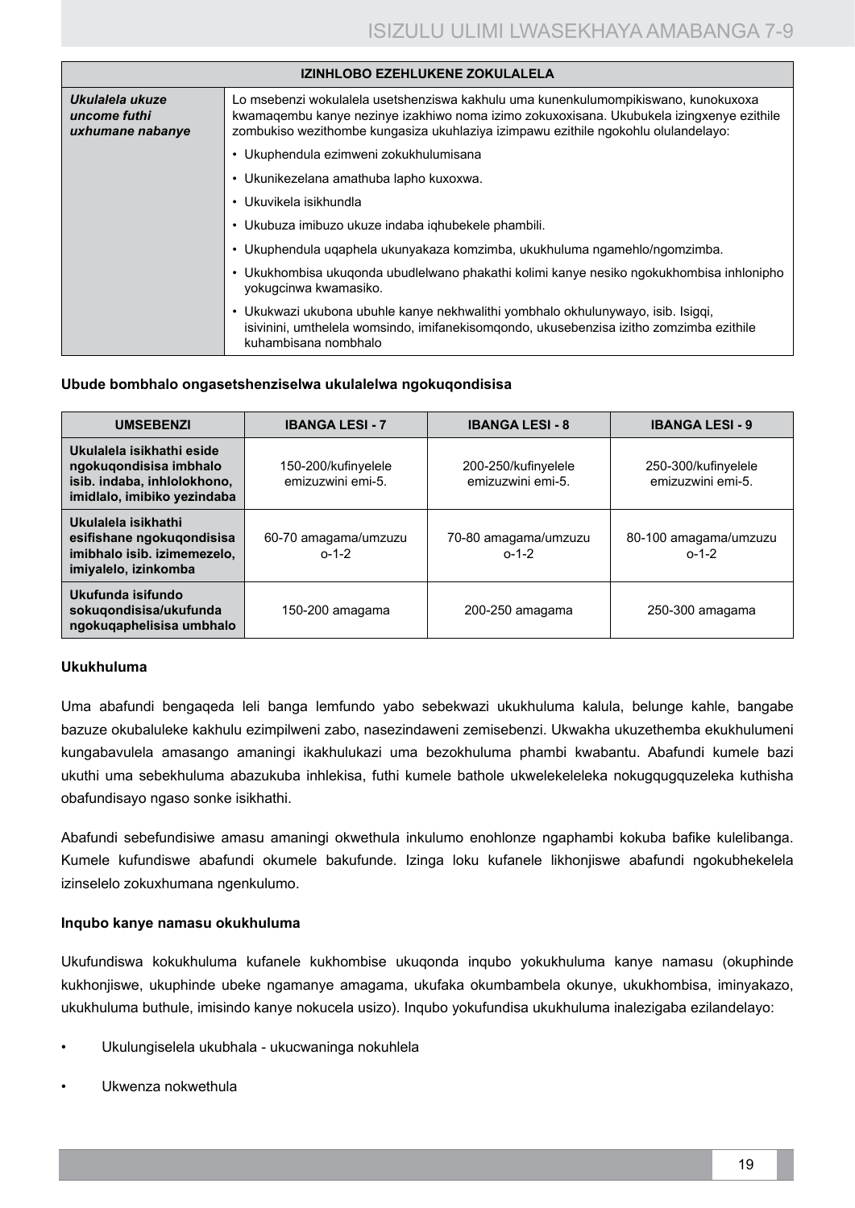| IZINHLOBO EZEHLUKENE ZOKULALELA | |
|---|---|
| ***Ukulalela ukuze uncome futhi uxhumane nabanye*** | Lo msebenzi wokulalela usetshenziswa kakhulu uma kunenkulumompikiswano, kunokuxoxa kwamaqembu kanye nezinye izakhiwo noma izimo zokuxoxisana. Ukubukela izingxenye ezithile zombukiso wezithombe kungasiza ukuhlaziya izimpawu ezithile ngokohlu olulandelayo:<br>• Ukuphendula ezimweni zokukhulumisana<br>• Ukunikezelana amathuba lapho kuxoxwa.<br>• Ukuvikela isikhundla<br>• Ukubuza imibuzo ukuze indaba iqhubekele phambili.<br>• Ukuphendula uqaphela ukunyakaza komzimba, ukukhuluma ngamehlo/ngomzimba.<br>• Ukukhombisa ukuqonda ubudlelwano phakathi kolimi kanye nesiko ngokukhombisa inhlonipho yokugcinwa kwamasiko.<br>• Ukukwazi ukubona ubuhle kanye nekhwalithi yombhalo okhulunywayo, isib. Isigqi, isivinini, umthelela womsindo, imifanekisomqondo, ukusebenzisa izitho zomzimba ezithile kuhambisana nombhalo |

**Ubude bombhalo ongasetshenziselwa ukulalelwa ngokuqondisisa**

| UMSEBENZI | IBANGA LESI - 7 | IBANGA LESI - 8 | IBANGA LESI - 9 |
|---|---|---|---|
| **Ukulalela isikhathi eside ngokuqondisisa imbhalo isib. indaba, inhlolokhono, imidlalo, imibiko yezindaba** | 150-200/kufinyelele emizuzwini emi-5. | 200-250/kufinyelele emizuzwini emi-5. | 250-300/kufinyelele emizuzwini emi-5. |
| **Ukulalela isikhathi esifishane ngokuqondisisa imibhalo isib. izimemezelo, imiyalelo, izinkomba** | 60-70 amagama/umzuzu o-1-2 | 70-80 amagama/umzuzu o-1-2 | 80-100 amagama/umzuzu o-1-2 |
| **Ukufunda isifundo sokuqondisisa/ukufunda ngokuqaphelisisa umbhalo** | 150-200 amagama | 200-250 amagama | 250-300 amagama |

**Ukukhuluma**

Uma abafundi bengaqeda leli banga lemfundo yabo sebekwazi ukukhuluma kalula, belunge kahle, bangabe bazuze okubaluleke kakhulu ezimpilweni zabo, nasezindaweni zemisebenzi. Ukwakha ukuzethemba ekukhulumeni kungabavulela amasango amaningi ikakhulukazi uma bezokhuluma phambi kwabantu. Abafundi kumele bazi ukuthi uma sebekhuluma abazukuba inhlekisa, futhi kumele bathole ukwelekeleleka nokugqugquzeleka kuthisha obafundisayo ngaso sonke isikhathi.

Abafundi sebefundisiwe amasu amaningi okwethula inkulumo enohlonze ngaphambi kokuba bafike kulelibanga. Kumele kufundiswe abafundi okumele bakufunde. Izinga loku kufanele likhonjiswe abafundi ngokubhekelela izinselelo zokuxhumana ngenkulumo.

**Inqubo kanye namasu okukhuluma**

Ukufundiswa kokukhuluma kufanele kukhombise ukuqonda inqubo yokukhuluma kanye namasu (okuphinde kukhonjiswe, ukuphinde ubeke ngamanye amagama, ukufaka okumbambela okunye, ukukhombisa, iminyakazo, ukukhuluma buthule, imisindo kanye nokucela usizo). Inqubo yokufundisa ukukhuluma inalezigaba ezilandelayo:

- Ukulungiselela ukubhala - ukucwaninga nokuhlela
- Ukwenza nokwethula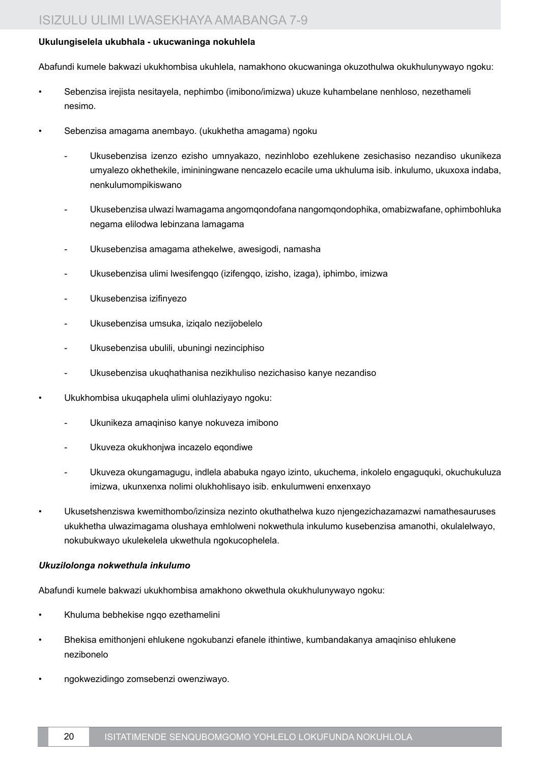**Ukulungiselela ukubhala - ukucwaninga nokuhlela**

Abafundi kumele bakwazi ukukhombisa ukuhlela, namakhono okucwaninga okuzothulwa okukhulunywayo ngoku:

- Sebenzisa irejista nesitayela, nephimbo (imibono/imizwa) ukuze kuhambelane nenhloso, nezethameli nesimo.
- Sebenzisa amagama anembayo. (ukukhetha amagama) ngoku
  - Ukusebenzisa izenzo ezisho umnyakazo, nezinhlobo ezehlukene zesichasiso nezandiso ukunikeza umyalezo okhethekile, imininingwane nencazelo ecacile uma ukhuluma isib. inkulumo, ukuxoxa indaba, nenkulumompikiswano
  - Ukusebenzisa ulwazi lwamagama angomqondofana nangomqondophika, omabizwafane, ophimbohluka negama elilodwa lebinzana lamagama
  - Ukusebenzisa amagama athekelwe, awesigodi, namasha
  - Ukusebenzisa ulimi lwesifengqo (izifengqo, izisho, izaga), iphimbo, imizwa
  - Ukusebenzisa izifinyezo
  - Ukusebenzisa umsuka, iziqalo nezijobelelo
  - Ukusebenzisa ubulili, ubuningi nezinciphiso
  - Ukusebenzisa ukuqhathanisa nezikhuliso nezichasiso kanye nezandiso
- Ukukhombisa ukuqaphela ulimi oluhlaziyayo ngoku:
  - Ukunikeza amaqiniso kanye nokuveza imibono
  - Ukuveza okukhonjwa incazelo eqondiwe
  - Ukuveza okungamagugu, indlela ababuka ngayo izinto, ukuchema, inkolelo engaguquki, okuchukuluza imizwa, ukunxenxa nolimi olukhohlisayo isib. enkulumweni enxenxayo
- Ukusetshenziswa kwemithombo/izinsiza nezinto okuthathelwa kuzo njengezichazamazwi namathesauruses ukukhetha ulwazimagama olushaya emhlolweni nokwethula inkulumo kusebenzisa amanothi, okulalelwayo, nokubukwayo ukulekelela ukwethula ngokucophelela.

***Ukuzilolonga nokwethula inkulumo***

Abafundi kumele bakwazi ukukhombisa amakhono okwethula okukhulunywayo ngoku:

- Khuluma bebhekise ngqo ezethamelini
- Bhekisa emithonjeni ehlukene ngokubanzi efanele ithintiwe, kumbandakanya amaqiniso ehlukene nezibonelo
- ngokwezidingo zomsebenzi owenziwayo.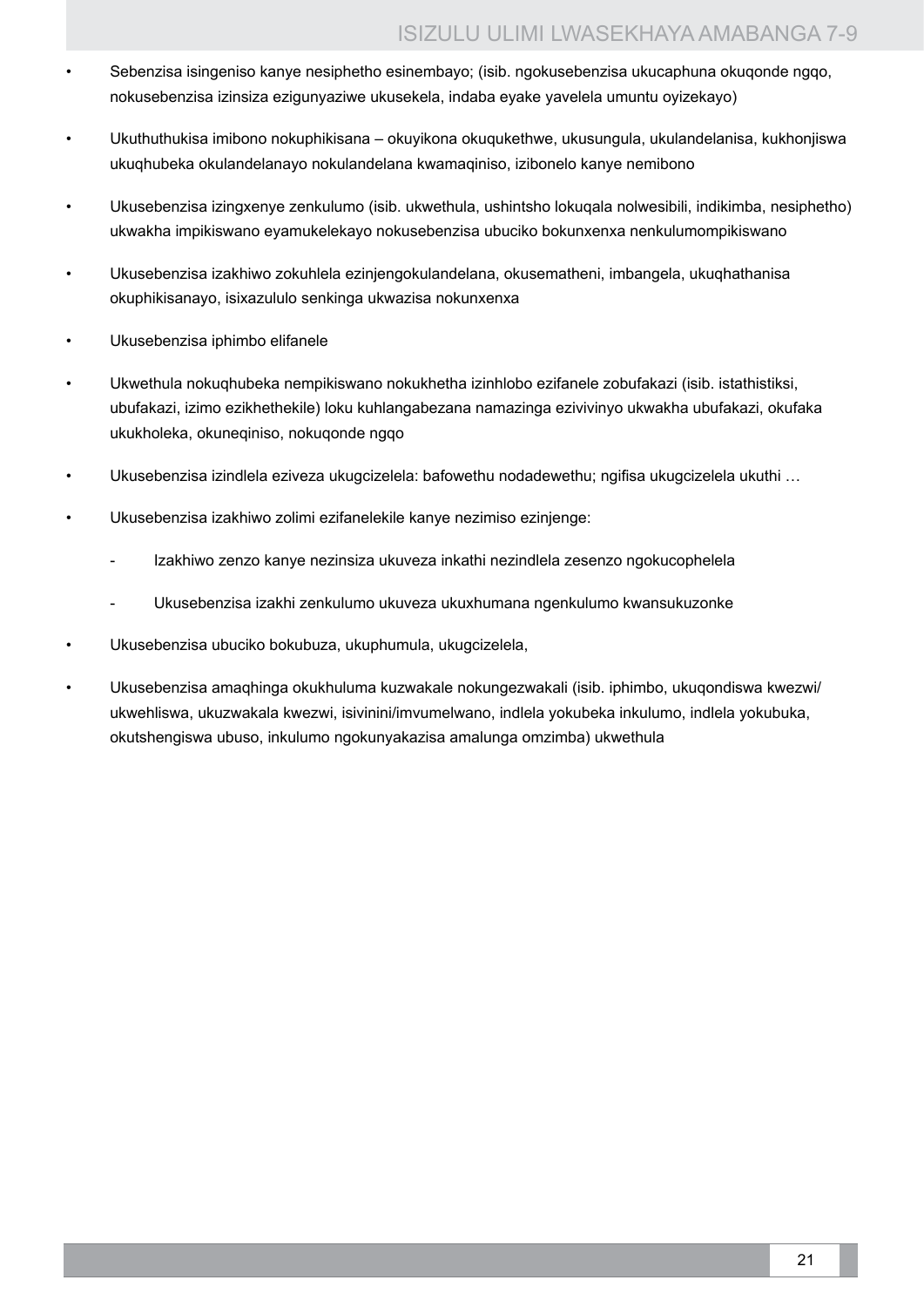- Sebenzisa isingeniso kanye nesiphetho esinembayo; (isib. ngokusebenzisa ukucaphuna okuqonde ngqo, nokusebenzisa izinsiza ezigunyaziwe ukusekela, indaba eyake yavelela umuntu oyizekayo)
- Ukuthuthukisa imibono nokuphikisana – okuyikona okuqukethwe, ukusungula, ukulandelanisa, kukhonjiswa ukuqhubeka okulandelanayo nokulandelana kwamaqiniso, izibonelo kanye nemibono
- Ukusebenzisa izingxenye zenkulumo (isib. ukwethula, ushintsho lokuqala nolwesibili, indikimba, nesiphetho) ukwakha impikiswano eyamukelekayo nokusebenzisa ubuciko bokunxenxa nenkulumompikiswano
- Ukusebenzisa izakhiwo zokuhlela ezinjengokulandelana, okusematheni, imbangela, ukuqhathanisa okuphikisanayo, isixazululo senkinga ukwazisa nokunxenxa
- Ukusebenzisa iphimbo elifanele
- Ukwethula nokuqhubeka nempikiswano nokukhetha izinhlobo ezifanele zobufakazi (isib. istathistiksi, ubufakazi, izimo ezikhethekile) loku kuhlangabezana namazinga ezivivinyo ukwakha ubufakazi, okufaka ukukholeka, okuneqiniso, nokuqonde ngqo
- Ukusebenzisa izindlela eziveza ukugcizelela: bafowethu nodadewethu; ngifisa ukugcizelela ukuthi …
- Ukusebenzisa izakhiwo zolimi ezifanelekile kanye nezimiso ezinjenge:
  - Izakhiwo zenzo kanye nezinsiza ukuveza inkathi nezindlela zesenzo ngokucophelela
  - Ukusebenzisa izakhi zenkulumo ukuveza ukuxhumana ngenkulumo kwansukuzonke
- Ukusebenzisa ubuciko bokubuza, ukuphumula, ukugcizelela,
- Ukusebenzisa amaqhinga okukhuluma kuzwakale nokungezwakali (isib. iphimbo, ukuqondiswa kwezwi/ ukwehliswa, ukuzwakala kwezwi, isivinini/imvumelwano, indlela yokubeka inkulumo, indlela yokubuka, okutshengiswa ubuso, inkulumo ngokunyakazisa amalunga omzimba) ukwethula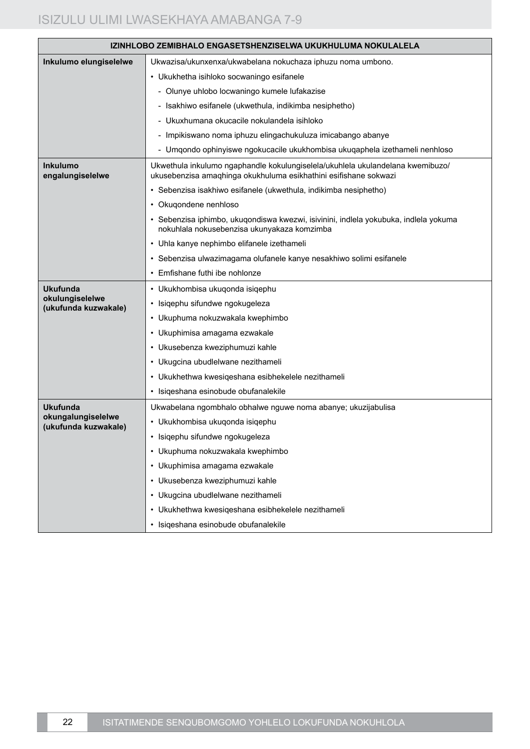| IZINHLOBO ZEMIBHALO ENGASETSHENZISELWA UKUKHULUMA NOKULALELA | |
|---|---|
| **Inkulumo elungiselelwe** | Ukwazisa/ukunxenxa/ukwabelana nokuchaza iphuzu noma umbono.<br>• Ukukhetha isihloko socwaningo esifanele<br>- Olunye uhlobo locwaningo kumele lufakazise<br>- Isakhiwo esifanele (ukwethula, indikimba nesiphetho)<br>- Ukuxhumana okucacile nokulandela isihloko<br>- Impikiswano noma iphuzu elingachukuluza imicabango abanye<br>- Umqondo ophinyiswe ngokucacile ukukhombisa ukuqaphela izethameli nenhloso |
| **Inkulumo engalungiselelwe** | Ukwethula inkulumo ngaphandle kokulungiselela/ukuhlela ukulandelana kwemibuzo/ ukusebenzisa amaqhinga okukhuluma esikhathini esifishane sokwazi<br>• Sebenzisa isakhiwo esifanele (ukwethula, indikimba nesiphetho)<br>• Okuqondene nenhloso<br>• Sebenzisa iphimbo, ukuqondiswa kwezwi, isivinini, indlela yokubuka, indlela yokuma nokuhlala nokusebenzisa ukunyakaza komzimba<br>• Uhla kanye nephimbo elifanele izethameli<br>• Sebenzisa ulwazimagama olufanele kanye nesakhiwo solimi esifanele<br>• Emfishane futhi ibe nohlonze |
| **Ukufunda okulungiselelwe (ukufunda kuzwakale)** | • Ukukhombisa ukuqonda isiqephu<br>• Isiqephu sifundwe ngokugeleza<br>• Ukuphuma nokuzwakala kwephimbo<br>• Ukuphimisa amagama ezwakale<br>• Ukusebenza kweziphumuzi kahle<br>• Ukugcina ubudlelwane nezithameli<br>• Ukukhethwa kwesiqeshana esibhekelele nezithameli<br>• Isiqeshana esinobude obufanalekile |
| **Ukufunda okungalungiselelwe (ukufunda kuzwakale)** | Ukwabelana ngombhalo obhalwe nguwe noma abanye; ukuzijabulisa<br>• Ukukhombisa ukuqonda isiqephu<br>• Isiqephu sifundwe ngokugeleza<br>• Ukuphuma nokuzwakala kwephimbo<br>• Ukuphimisa amagama ezwakale<br>• Ukusebenza kweziphumuzi kahle<br>• Ukugcina ubudlelwane nezithameli<br>• Ukukhethwa kwesiqeshana esibhekelele nezithameli<br>• Isiqeshana esinobude obufanalekile |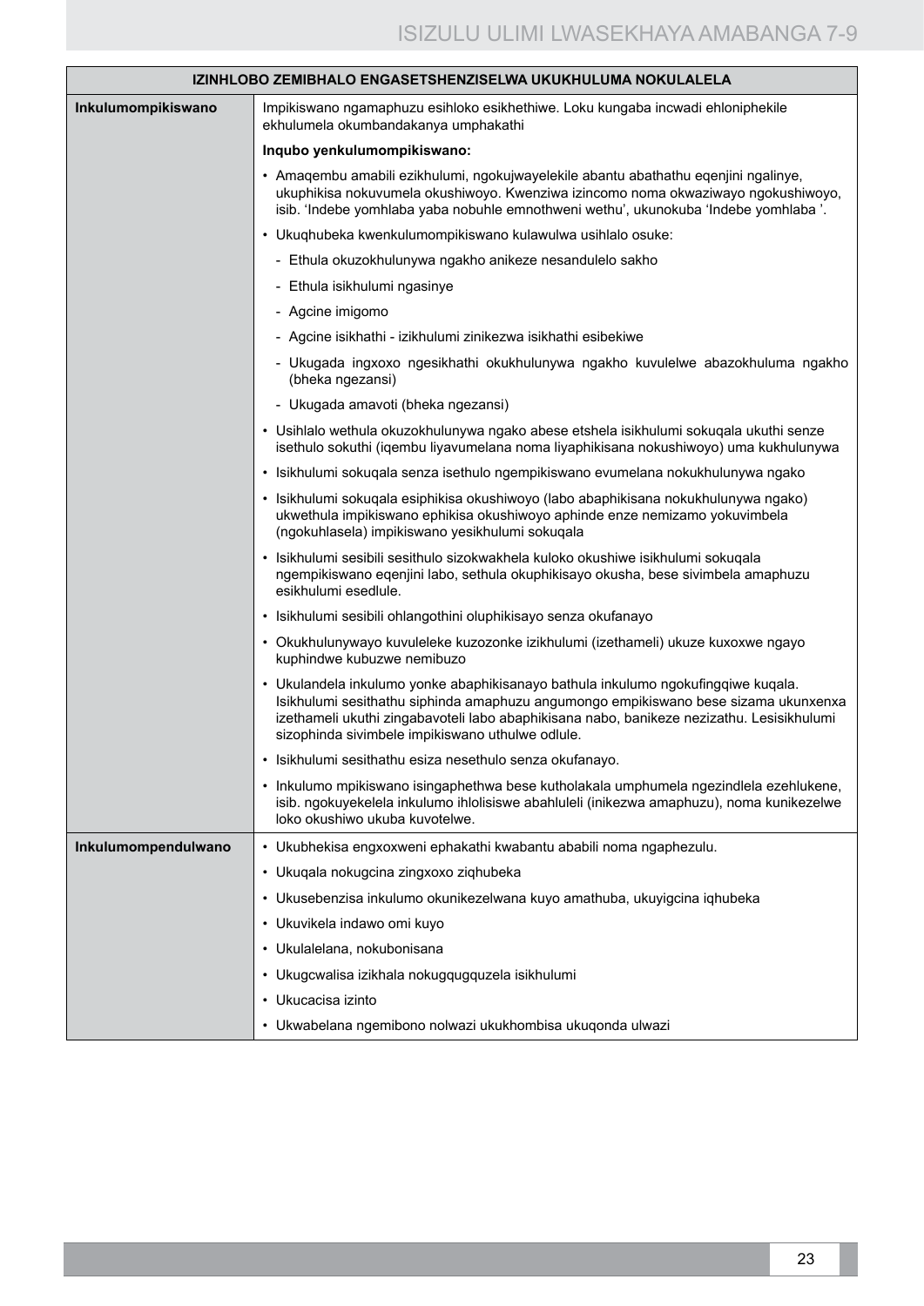| IZINHLOBO ZEMIBHALO ENGASETSHENZISELWA UKUKHULUMA NOKULALELA | |
|---|---|
| **Inkulumompikiswano** | Impikiswano ngamaphuzu esihloko esikhethiwe. Loku kungaba incwadi ehloniphekile ekhulumela okumbandakanya umphakathi<br><br>**Inqubo yenkulumompikiswano:**<br><br>• Amaqembu amabili ezikhulumi, ngokujwayelekile abantu abathathu eqenjini ngalinye, ukuphikisa nokuvumela okushiwoyo. Kwenziwa izincomo noma okwaziwayo ngokushiwoyo, isib. 'Indebe yomhlaba yaba nobuhle emnothweni wethu', ukunokuba 'Indebe yomhlaba '.<br><br>• Ukuqhubeka kwenkulumompikiswano kulawulwa usihlalo osuke:<br>- Ethula okuzokhulunywa ngakho anikeze nesandulelo sakho<br>- Ethula isikhulumi ngasinye<br>- Agcine imigomo<br>- Agcine isikhathi - izikhulumi zinikezwa isikhathi esibekiwe<br>- Ukugada ingxoxo ngesikhathi okukhulunywa ngakho kuvulelwe abazokhuluma ngakho (bheka ngezansi)<br>- Ukugada amavoti (bheka ngezansi)<br><br>• Usihlalo wethula okuzokhulunywa ngako abese etshela isikhulumi sokuqala ukuthi senze isethulo sokuthi (iqembu liyavumelana noma liyaphikisana nokushiwoyo) uma kukhulunywa<br><br>• Isikhulumi sokuqala senza isethulo ngempikiswano evumelana nokukhulunywa ngako<br><br>• Isikhulumi sokuqala esiphikisa okushiwoyo (labo abaphikisana nokukhulunywa ngako) ukwethula impikiswano ephikisa okushiwoyo aphinde enze nemizamo yokuvimbela (ngokuhlasela) impikiswano yesikhulumi sokuqala<br><br>• Isikhulumi sesibili sesithulo sizokwakhela kuloko okushiwe isikhulumi sokuqala ngempikiswano eqenjini labo, sethula okuphikisayo okusha, bese sivimbela amaphuzu esikhulumi esedlule.<br><br>• Isikhulumi sesibili ohlangothini oluphikisayo senza okufanayo<br><br>• Okukhulunywayo kuvuleleke kuzozonke izikhulumi (izethameli) ukuze kuxoxwe ngayo kuphindwe kubuzwe nemibuzo<br><br>• Ukulandela inkulumo yonke abaphikisanayo bathula inkulumo ngokufingqiwe kuqala. Isikhulumi sesithathu siphinda amaphuzu angumongo empikiswano bese sizama ukunxenxa izethameli ukuthi zingabavoteli labo abaphikisana nabo, banikeze nezizathu. Lesisikhulumi sizophinda sivimbele impikiswano uthulwe odlule.<br><br>• Isikhulumi sesithathu esiza nesethulo senza okufanayo.<br><br>• Inkulumo mpikiswano isingaphethwa bese kutholakala umphumela ngezindlela ezehlukene, isib. ngokuyekelela inkulumo ihlolisiswe abahluleli (inikezwa amaphuzu), noma kunikezelwe loko okushiwo ukuba kuvotelwe. |
| **Inkulumompendulwano** | • Ukubhekisa engxoxweni ephakathi kwabantu ababili noma ngaphezulu.<br>• Ukuqala nokugcina zingxoxo ziqhubeka<br>• Ukusebenzisa inkulumo okunikezelwana kuyo amathuba, ukuyigcina iqhubeka<br>• Ukuvikela indawo omi kuyo<br>• Ukulalelana, nokubonisana<br>• Ukugcwalisa izikhala nokugqugquzela isikhulumi<br>• Ukucacisa izinto<br>• Ukwabelana ngemibono nolwazi ukukhombisa ukuqonda ulwazi |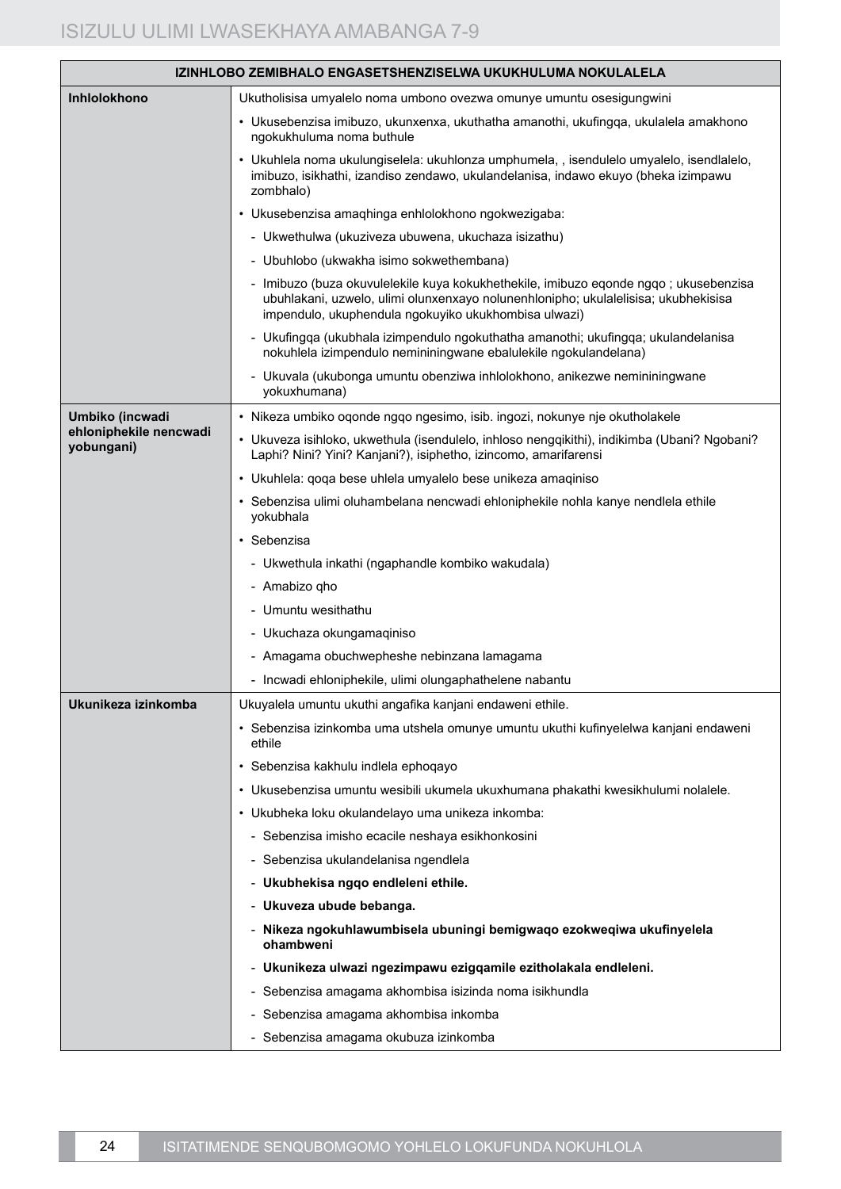| IZINHLOBO ZEMIBHALO ENGASETSHENZISELWA UKUKHULUMA NOKULALELA | |
|---|---|
| **Inhlolokhono** | Ukutholisisa umyalelo noma umbono ovezwa omunye umuntu osesigungwini<br>• Ukusebenzisa imibuzo, ukunxenxa, ukuthatha amanothi, ukufingqa, ukulalela amakhono ngokukhuluma noma buthule<br>• Ukuhlela noma ukulungiselela: ukuhlonza umphumela, , isendulelo umyalelo, isendlalelo, imibuzo, isikhathi, izandiso zendawo, ukulandelanisa, indawo ekuyo (bheka izimpawu zombhalo)<br>• Ukusebenzisa amaqhinga enhlolokhono ngokwezigaba:<br>- Ukwethulwa (ukuziveza ubuwena, ukuchaza isizathu)<br>- Ubuhlobo (ukwakha isimo sokwethembana)<br>- Imibuzo (buza okuvulelekile kuya kokukhethekile, imibuzo eqonde ngqo ; ukusebenzisa ubuhlakani, uzwelo, ulimi olunxenxayo nolunenhlonipho; ukulalelisisa; ukubhekisisa impendulo, ukuphendula ngokuyiko ukukhombisa ulwazi)<br>- Ukufingqa (ukubhala izimpendulo ngokuthatha amanothi; ukufingqa; ukulandelanisa nokuhlela izimpendulo nemininingwane ebalulekile ngokulandelana)<br>- Ukuvala (ukubonga umuntu obenziwa inhlolokhono, anikezwe nemininingwane yokuxhumana) |
| **Umbiko (incwadi ehloniphekile nencwadi yobungani)** | • Nikeza umbiko oqonde ngqo ngesimo, isib. ingozi, nokunye nje okutholakele<br>• Ukuveza isihloko, ukwethula (isendulelo, inhloso nengqikithi), indikimba (Ubani? Ngobani? Laphi? Nini? Yini? Kanjani?), isiphetho, izincomo, amarifarensi<br>• Ukuhlela: qoqa bese uhlela umyalelo bese unikeza amaqiniso<br>• Sebenzisa ulimi oluhambelana nencwadi ehloniphekile nohla kanye nendlela ethile yokubhala<br>• Sebenzisa<br>- Ukwethula inkathi (ngaphandle kombiko wakudala)<br>- Amabizo qho<br>- Umuntu wesithathu<br>- Ukuchaza okungamaqiniso<br>- Amagama obuchwepheshe nebinzana lamagama<br>- Incwadi ehloniphekile, ulimi olungaphathelene nabantu |
| **Ukunikeza izinkomba** | Ukuyalela umuntu ukuthi angafika kanjani endaweni ethile.<br>• Sebenzisa izinkomba uma utshela omunye umuntu ukuthi kufinyelelwa kanjani endaweni ethile<br>• Sebenzisa kakhulu indlela ephoqayo<br>• Ukusebenzisa umuntu wesibili ukumela ukuxhumana phakathi kwesikhulumi nolalele.<br>• Ukubheka loku okulandelayo uma unikeza inkomba:<br>- Sebenzisa imisho ecacile neshaya esikhonkosini<br>- Sebenzisa ukulandelanisa ngendlela<br>- **Ukubhekisa ngqo endleleni ethile.**<br>- **Ukuveza ubude bebanga.**<br>- **Nikeza ngokuhlawumbisela ubuningi bemigwaqo ezokweqiwa ukufinyelela ohambweni**<br>- **Ukunikeza ulwazi ngezimpawu ezigqamile ezitholakala endleleni.**<br>- Sebenzisa amagama akhombisa isizinda noma isikhundla<br>- Sebenzisa amagama akhombisa inkomba<br>- Sebenzisa amagama okubuza izinkomba |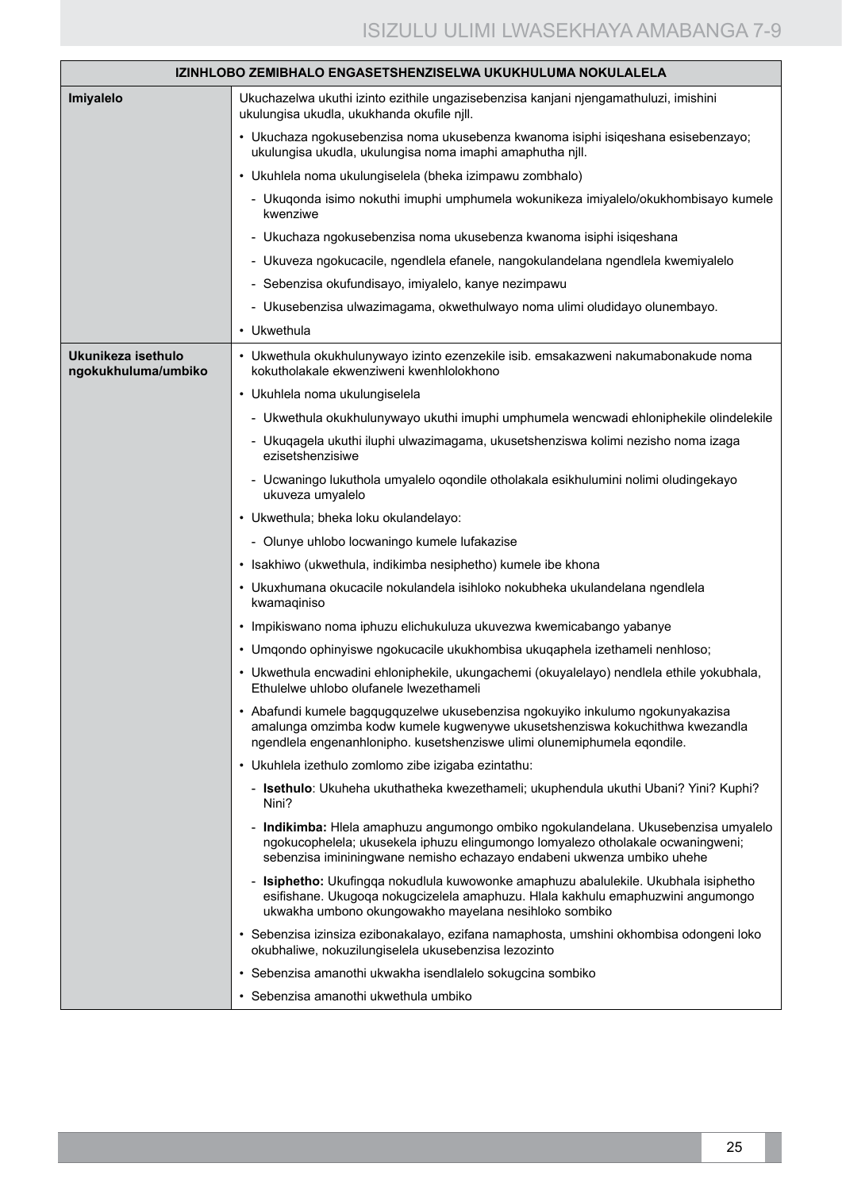| IZINHLOBO ZEMIBHALO ENGASETSHENZISELWA UKUKHULUMA NOKULALELA | |
|---|---|
| **Imiyalelo** | Ukuchazelwa ukuthi izinto ezithile ungazisebenzisa kanjani njengamathuluzi, imishini ukulungisa ukudla, ukukhanda okufile njll.<br>• Ukuchaza ngokusebenzisa noma ukusebenza kwanoma isiphi isiqeshana esisebenzayo; ukulungisa ukudla, ukulungisa noma imaphi amaphutha njll.<br>• Ukuhlela noma ukulungiselela (bheka izimpawu zombhalo)<br>- Ukuqonda isimo nokuthi imuphi umphumela wokunikeza imiyalelo/okukhombisayo kumele kwenziwe<br>- Ukuchaza ngokusebenzisa noma ukusebenza kwanoma isiphi isiqeshana<br>- Ukuveza ngokucacile, ngendlela efanele, nangokulandelana ngendlela kwemiyalelo<br>- Sebenzisa okufundisayo, imiyalelo, kanye nezimpawu<br>- Ukusebenzisa ulwazimagama, okwethulwayo noma ulimi oludidayo olunembayo.<br>• Ukwethula |
| **Ukunikeza isethulo ngokukhuluma/umbiko** | • Ukwethula okukhulunywayo izinto ezenzekile isib. emsakazweni nakumabonakude noma kokutholakale ekwenziweni kwenhlolokhono<br>• Ukuhlela noma ukulungiselela<br>- Ukwethula okukhulunywayo ukuthi imuphi umphumela wencwadi ehloniphekile olindelekile<br>- Ukuqagela ukuthi iluphi ulwazimagama, ukusetshenziswa kolimi nezisho noma izaga ezisetshenzisiwe<br>- Ucwaningo lukuthola umyalelo oqondile otholakala esikhulumini nolimi oludingekayo ukuveza umyalelo<br>• Ukwethula; bheka loku okulandelayo:<br>- Olunye uhlobo locwaningo kumele lufakazise<br>• Isakhiwo (ukwethula, indikimba nesiphetho) kumele ibe khona<br>• Ukuxhumana okucacile nokulandela isihloko nokubheka ukulandelana ngendlela kwamaqiniso<br>• Impikiswano noma iphuzu elichukuluza ukuvezwa kwemicabango yabanye<br>• Umqondo ophinyiswe ngokucacile ukukhombisa ukuqaphela izethameli nenhloso;<br>• Ukwethula encwadini ehloniphekile, ukungachemi (okuyalelayo) nendlela ethile yokubhala, Ethulelwe uhlobo olufanele lwezethameli<br>• Abafundi kumele bagqugquzelwe ukusebenzisa ngokuyiko inkulumo ngokunyakazisa amalunga omzimba kodw kumele kugwenywe ukusetshenziswa kokuchithwa kwezandla ngendlela engenanhlonipho. kusetshenziswe ulimi olunemiphumela eqondile.<br>• Ukuhlela izethulo zomlomo zibe izigaba ezintathu:<br>- **Isethulo**: Ukuheha ukuthatheka kwezethameli; ukuphendula ukuthi Ubani? Yini? Kuphi? Nini?<br>- **Indikimba:** Hlela amaphuzu angumongo ombiko ngokulandelana. Ukusebenzisa umyalelo ngokucophelela; ukusekela iphuzu elingumongo lomyalezo otholakale ocwaningweni; sebenzisa imininingwane nemisho echazayo endabeni ukwenza umbiko uhehe<br>- **Isiphetho:** Ukufingqa nokudlula kuwowonke amaphuzu abalulekile. Ukubhala isiphetho esifishane. Ukugoqa nokugcizelela amaphuzu. Hlala kakhulu emaphuzwini angumongo ukwakha umbono okungowakho mayelana nesihloko sombiko<br>• Sebenzisa izinsiza ezibonakalayo, ezifana namaphosta, umshini okhombisa odongeni loko okubhaliwe, nokuzilungiselela ukusebenzisa lezozinto<br>• Sebenzisa amanothi ukwakha isendlalelo sokugcina sombiko<br>• Sebenzisa amanothi ukwethula umbiko |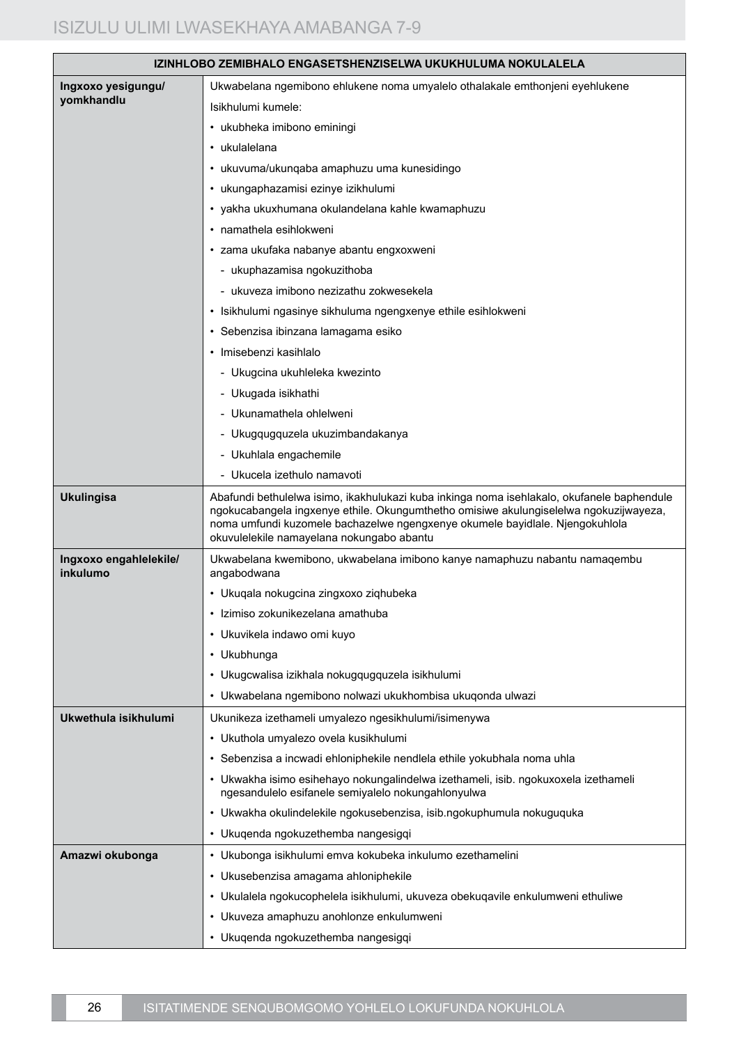| IZINHLOBO ZEMIBHALO ENGASETSHENZISELWA UKUKHULUMA NOKULALELA | |
|---|---|
| **Ingxoxo yesigungu/ yomkhandlu** | Ukwabelana ngemibono ehlukene noma umyalelo othalakale emthonjeni eyehlukene<br>Isikhulumi kumele:<br>• ukubheka imibono eminingi<br>• ukulalelana<br>• ukuvuma/ukunqaba amaphuzu uma kunesidingo<br>• ukungaphazamisi ezinye izikhulumi<br>• yakha ukuxhumana okulandelana kahle kwamaphuzu<br>• namathela esihlokweni<br>• zama ukufaka nabanye abantu engxoxweni<br>  - ukuphazamisa ngokuzithoba<br>  - ukuveza imibono nezizathu zokwesekela<br>• Isikhulumi ngasinye sikhuluma ngengxenye ethile esihlokweni<br>• Sebenzisa ibinzana lamagama esiko<br>• Imisebenzi kasihlalo<br>  - Ukugcina ukuhleleka kwezinto<br>  - Ukugada isikhathi<br>  - Ukunamathela ohlelweni<br>  - Ukugqugquzela ukuzimbandakanya<br>  - Ukuhlala engachemile<br>  - Ukucela izethulo namavoti |
| **Ukulingisa** | Abafundi bethulelwa isimo, ikakhulukazi kuba inkinga noma isehlakalo, okufanele baphendule ngokucabangela ingxenye ethile. Okungumthetho omisiwe akulungiselelwa ngokuzijwayeza, noma umfundi kuzomele bachazelwe ngengxenye okumele bayidlale. Njengokuhlola okuvulelekile namayelana nokungabo abantu |
| **Ingxoxo engahlelekile/ inkulumo** | Ukwabelana kwemibono, ukwabelana imibono kanye namaphuzu nabantu namaqembu angabodwana<br>• Ukuqala nokugcina zingxoxo ziqhubeka<br>• Izimiso zokunikezelana amathuba<br>• Ukuvikela indawo omi kuyo<br>• Ukubhunga<br>• Ukugcwalisa izikhala nokugqugquzela isikhulumi<br>• Ukwabelana ngemibono nolwazi ukukhombisa ukuqonda ulwazi |
| **Ukwethula isikhulumi** | Ukunikeza izethameli umyalezo ngesikhulumi/isimenywa<br>• Ukuthola umyalezo ovela kusikhulumi<br>• Sebenzisa a incwadi ehloniphekile nendlela ethile yokubhala noma uhla<br>• Ukwakha isimo esihehayo nokungalindelwa izethameli, isib. ngokuxoxela izethameli ngesandulelo esifanele semiyalelo nokungahlonyulwa<br>• Ukwakha okulindelekile ngokusebenzisa, isib.ngokuphumula nokuguquka<br>• Ukuqenda ngokuzethemba nangesigqi |
| **Amazwi okubonga** | • Ukubonga isikhulumi emva kokubeka inkulumo ezethamelini<br>• Ukusebenzisa amagama ahloniphekile<br>• Ukulalela ngokucophelela isikhulumi, ukuveza obekuqavile enkulumweni ethuliwe<br>• Ukuveza amaphuzu anohlonze enkulumweni<br>• Ukuqenda ngokuzethemba nangesigqi |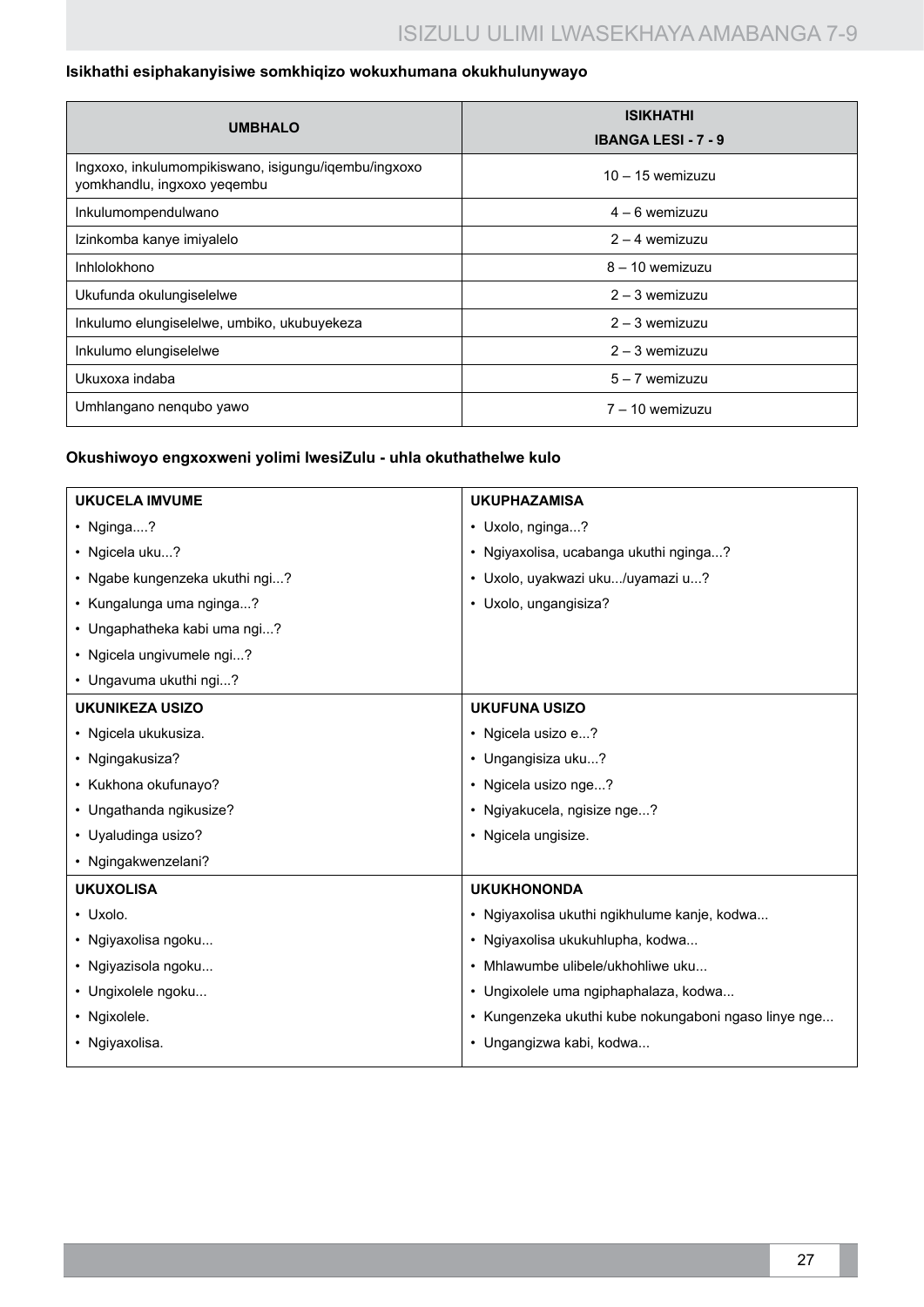**Isikhathi esiphakanyisiwe somkhiqizo wokuxhumana okukhulunywayo**

| UMBHALO | ISIKHATHI<br>IBANGA LESI - 7 - 9 |
|---|---|
| Ingxoxo, inkulumompikiswano, isigungu/iqembu/ingxoxo yomkhandlu, ingxoxo yeqembu | 10 – 15 wemizuzu |
| Inkulumompendulwano | 4 – 6 wemizuzu |
| Izinkomba kanye imiyalelo | 2 – 4 wemizuzu |
| Inhlolokhono | 8 – 10 wemizuzu |
| Ukufunda okulungiselelwe | 2 – 3 wemizuzu |
| Inkulumo elungiselelwe, umbiko, ukubuyekeza | 2 – 3 wemizuzu |
| Inkulumo elungiselelwe | 2 – 3 wemizuzu |
| Ukuxoxa indaba | 5 – 7 wemizuzu |
| Umhlangano nenqubo yawo | 7 – 10 wemizuzu |

**Okushiwoyo engxoxweni yolimi lwesiZulu - uhla okuthathelwe kulo**

| UKUCELA IMVUME | UKUPHAZAMISA |
|---|---|
| • Nginga....?<br>• Ngicela uku...?<br>• Ngabe kungenzeka ukuthi ngi...?<br>• Kungalunga uma nginga...?<br>• Ungaphatheka kabi uma ngi...?<br>• Ngicela ungivumele ngi...?<br>• Ungavuma ukuthi ngi...? | • Uxolo, nginga...?<br>• Ngiyaxolisa, ucabanga ukuthi nginga...?<br>• Uxolo, uyakwazi uku.../uyamazi u...?<br>• Uxolo, ungangisiza? |
| **UKUNIKEZA USIZO** | **UKUFUNA USIZO** |
| • Ngicela ukukusiza.<br>• Ngingakusiza?<br>• Kukhona okufunayo?<br>• Ungathanda ngikusize?<br>• Uyaludinga usizo?<br>• Ngingakwenzelani? | • Ngicela usizo e...?<br>• Ungangisiza uku...?<br>• Ngicela usizo nge...?<br>• Ngiyakucela, ngisize nge...?<br>• Ngicela ungisize. |
| **UKUXOLISA** | **UKUKHONONDA** |
| • Uxolo.<br>• Ngiyaxolisa ngoku...<br>• Ngiyazisola ngoku...<br>• Ungixolele ngoku...<br>• Ngixolele.<br>• Ngiyaxolisa. | • Ngiyaxolisa ukuthi ngikhulume kanje, kodwa...<br>• Ngiyaxolisa ukukuhlupha, kodwa...<br>• Mhlawumbe ulibele/ukhohliwe uku...<br>• Ungixolele uma ngiphaphalaza, kodwa...<br>• Kungenzeka ukuthi kube nokungaboni ngaso linye nge...<br>• Ungangizwa kabi, kodwa... |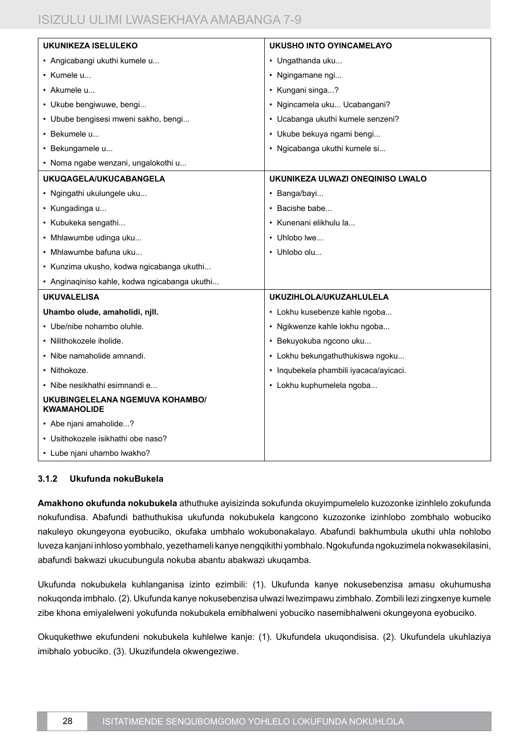| UKUNIKEZA ISELULEKO | UKUSHO INTO OYINCAMELAYO |
|---|---|
| • Angicabangi ukuthi kumele u...<br>• Kumele u...<br>• Akumele u...<br>• Ukube bengiwuwe, bengi...<br>• Ubube bengisesi mweni sakho, bengi...<br>• Bekumele u...<br>• Bekungamele u...<br>• Noma ngabe wenzani, ungalokothi u... | • Ungathanda uku...<br>• Ngingamane ngi...<br>• Kungani singa...?<br>• Ngincamela uku... Ucabangani?<br>• Ucabanga ukuthi kumele senzeni?<br>• Ukube bekuya ngami bengi...<br>• Ngicabanga ukuthi kumele si... |
| **UKUQAGELA/UKUCABANGELA** | **UKUNIKEZA ULWAZI ONEQINISO LWALO** |
| • Ngingathi ukulungele uku...<br>• Kungadinga u...<br>• Kubukeka sengathi...<br>• Mhlawumbe udinga uku...<br>• Mhlawumbe bafuna uku...<br>• Kunzima ukusho, kodwa ngicabanga ukuthi...<br>• Anginaqiniso kahle, kodwa ngicabanga ukuthi... | • Banga/bayi...<br>• Bacishe babe...<br>• Kunenani elikhulu la...<br>• Uhlobo lwe...<br>• Uhlobo olu... |
| **UKUVALELISA** | **UKUZIHLOLA/UKUZAHLULELA** |
| **Uhambo olude, amaholidi, njll.**<br>• Ube/nibe nohambo oluhle.<br>• Nilithokozele iholide.<br>• Nibe namaholide amnandi.<br>• Nithokoze.<br>• Nibe nesikhathi esimnandi e...<br>**UKUBINGELELANA NGEMUVA KOHAMBO/ KWAMAHOLIDE**<br>• Abe njani amaholide...?<br>• Usithokozele isikhathi obe naso?<br>• Lube njani uhambo lwakho? | • Lokhu kusebenze kahle ngoba...<br>• Ngikwenze kahle lokhu ngoba...<br>• Bekuyokuba ngcono uku...<br>• Lokhu bekungathuthukiswa ngoku...<br>• Inqubekela phambili iyacaca/ayicaci.<br>• Lokhu kuphumelela ngoba... |

### 3.1.2 Ukufunda nokuBukela

**Amakhono okufunda nokubukela** athuthuke ayisizinda sokufunda okuyimpumelelo kuzozonke izinhlelo zokufunda nokufundisa. Abafundi bathuthukisa ukufunda nokubukela kangcono kuzozonke izinhlobo zombhalo wobuciko nakuleyo okungeyona eyobuciko, okufaka umbhalo wokubonakalayo. Abafundi bakhumbula ukuthi uhla nohlobo luveza kanjani inhloso yombhalo, yezethameli kanye nengqikithi yombhalo. Ngokufunda ngokuzimela nokwasekilasini, abafundi bakwazi ukucubungula nokuba abantu abakwazi ukuqamba.

Ukufunda nokubukela kuhlanganisa izinto ezimbili: (1). Ukufunda kanye nokusebenzisa amasu okuhumusha nokuqonda imbhalo. (2). Ukufunda kanye nokusebenzisa ulwazi lwezimpawu zimbhalo. Zombili lezi zingxenye kumele zibe khona emiyalelweni yokufunda nokubukela emibhalweni yobuciko nasemibhalweni okungeyona eyobuciko.

Okuqukethwe ekufundeni nokubukela kuhlelwe kanje: (1). Ukufundela ukuqondisisa. (2). Ukufundela ukuhlaziya imibhalo yobuciko. (3). Ukuzifundela okwengeziwe.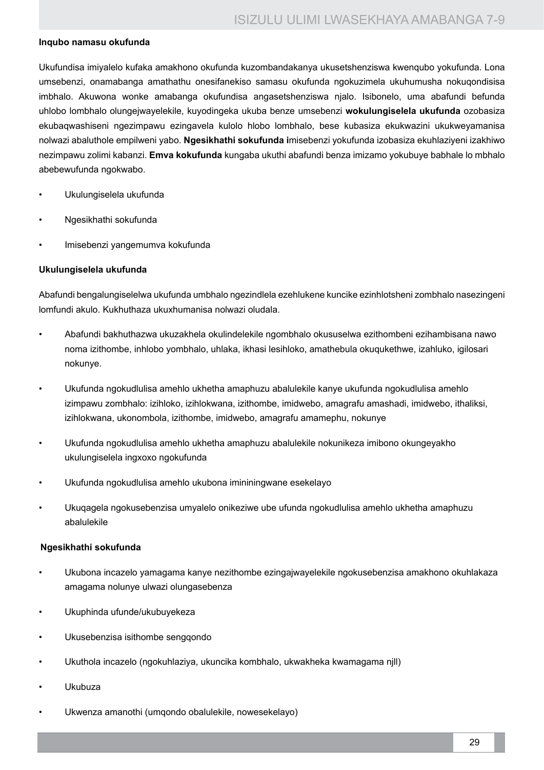**Inqubo namasu okufunda**

Ukufundisa imiyalelo kufaka amakhono okufunda kuzombandakanya ukusetshenziswa kwenqubo yokufunda. Lona umsebenzi, onamabanga amathathu onesifanekiso samasu okufunda ngokuzimela ukuhumusha nokuqondisisa imbhalo. Akuwona wonke amabanga okufundisa angasetshenziswa njalo. Isibonelo, uma abafundi befunda uhlobo lombhalo olungejwayelekile, kuyodingeka ukuba benze umsebenzi **wokulungiselela ukufunda** ozobasiza ekubaqwashiseni ngezimpawu ezingavela kulolo hlobo lombhalo, bese kubasiza ekukwazini ukukweyamanisa nolwazi abaluthole empilweni yabo. **Ngesikhathi sokufunda i**misebenzi yokufunda izobasiza ekuhlaziyeni izakhiwo nezimpawu zolimi kabanzi. **Emva kokufunda** kungaba ukuthi abafundi benza imizamo yokubuye babhale lo mbhalo abebewufunda ngokwabo.

- Ukulungiselela ukufunda
- Ngesikhathi sokufunda
- Imisebenzi yangemumva kokufunda

**Ukulungiselela ukufunda**

Abafundi bengalungiselelwa ukufunda umbhalo ngezindlela ezehlukene kuncike ezinhlotsheni zombhalo nasezingeni lomfundi akulo. Kukhuthaza ukuxhumanisa nolwazi oludala.

- Abafundi bakhuthazwa ukuzakhela okulindelekile ngombhalo okususelwa ezithombeni ezihambisana nawo noma izithombe, inhlobo yombhalo, uhlaka, ikhasi lesihloko, amathebula okuqukethwe, izahluko, igilosari nokunye.
- Ukufunda ngokudlulisa amehlo ukhetha amaphuzu abalulekile kanye ukufunda ngokudlulisa amehlo izimpawu zombhalo: izihloko, izihlokwana, izithombe, imidwebo, amagrafu amashadi, imidwebo, ithaliksi, izihlokwana, ukonombola, izithombe, imidwebo, amagrafu amamephu, nokunye
- Ukufunda ngokudlulisa amehlo ukhetha amaphuzu abalulekile nokunikeza imibono okungeyakho ukulungiselela ingxoxo ngokufunda
- Ukufunda ngokudlulisa amehlo ukubona imininingwane esekelayo
- Ukuqagela ngokusebenzisa umyalelo onikeziwe ube ufunda ngokudlulisa amehlo ukhetha amaphuzu abalulekile

**Ngesikhathi sokufunda**

- Ukubona incazelo yamagama kanye nezithombe ezingajwayelekile ngokusebenzisa amakhono okuhlakaza amagama nolunye ulwazi olungasebenza
- Ukuphinda ufunde/ukubuyekeza
- Ukusebenzisa isithombe sengqondo
- Ukuthola incazelo (ngokuhlaziya, ukuncika kombhalo, ukwakheka kwamagama njll)
- Ukubuza
- Ukwenza amanothi (umqondo obalulekile, nowesekelayo)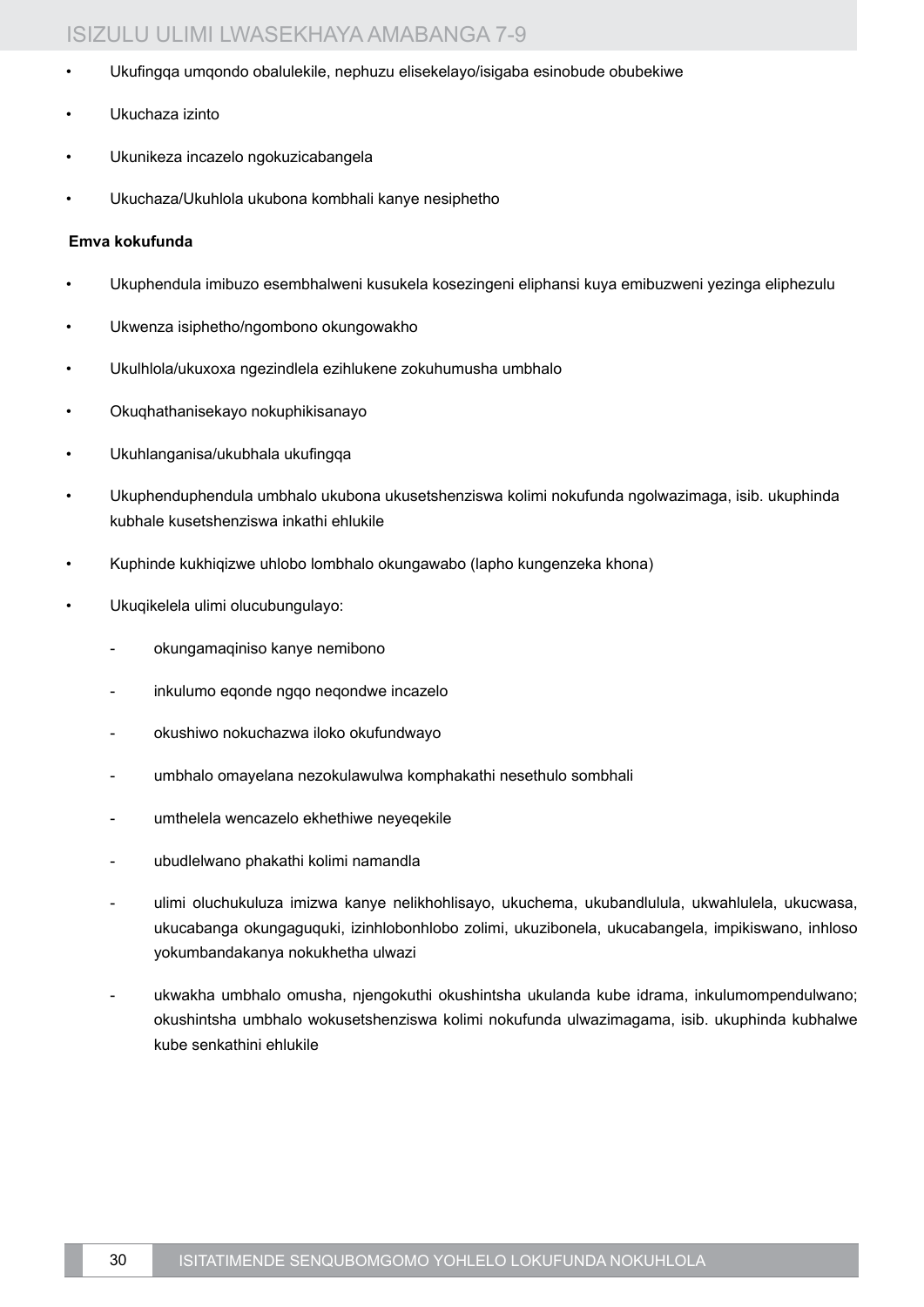- Ukufingqa umqondo obalulekile, nephuzu elisekelayo/isigaba esinobude obubekiwe
- Ukuchaza izinto
- Ukunikeza incazelo ngokuzicabangela
- Ukuchaza/Ukuhlola ukubona kombhali kanye nesiphetho

**Emva kokufunda**

- Ukuphendula imibuzo esembhalweni kusukela kosezingeni eliphansi kuya emibuzweni yezinga eliphezulu
- Ukwenza isiphetho/ngombono okungowakho
- Ukulhlola/ukuxoxa ngezindlela ezihlukene zokuhumusha umbhalo
- Okuqhathanisekayo nokuphikisanayo
- Ukuhlanganisa/ukubhala ukufingqa
- Ukuphenduphendula umbhalo ukubona ukusetshenziswa kolimi nokufunda ngolwazimaga, isib. ukuphinda kubhale kusetshenziswa inkathi ehlukile
- Kuphinde kukhiqizwe uhlobo lombhalo okungawabo (lapho kungenzeka khona)
- Ukuqikelela ulimi olucubungulayo:
  - okungamaqiniso kanye nemibono
  - inkulumo eqonde ngqo neqondwe incazelo
  - okushiwo nokuchazwa iloko okufundwayo
  - umbhalo omayelana nezokulawulwa komphakathi nesethulo sombhali
  - umthelela wencazelo ekhethiwe neyeqekile
  - ubudlelwano phakathi kolimi namandla
  - ulimi oluchukuluza imizwa kanye nelikhohlisayo, ukuchema, ukubandlulula, ukwahlulela, ukucwasa, ukucabanga okungaguquki, izinhlobonhlobo zolimi, ukuzibonela, ukucabangela, impikiswano, inhloso yokumbandakanya nokukhetha ulwazi
  - ukwakha umbhalo omusha, njengokuthi okushintsha ukulanda kube idrama, inkulumompendulwano; okushintsha umbhalo wokusetshenziswa kolimi nokufunda ulwazimagama, isib. ukuphinda kubhalwe kube senkathini ehlukile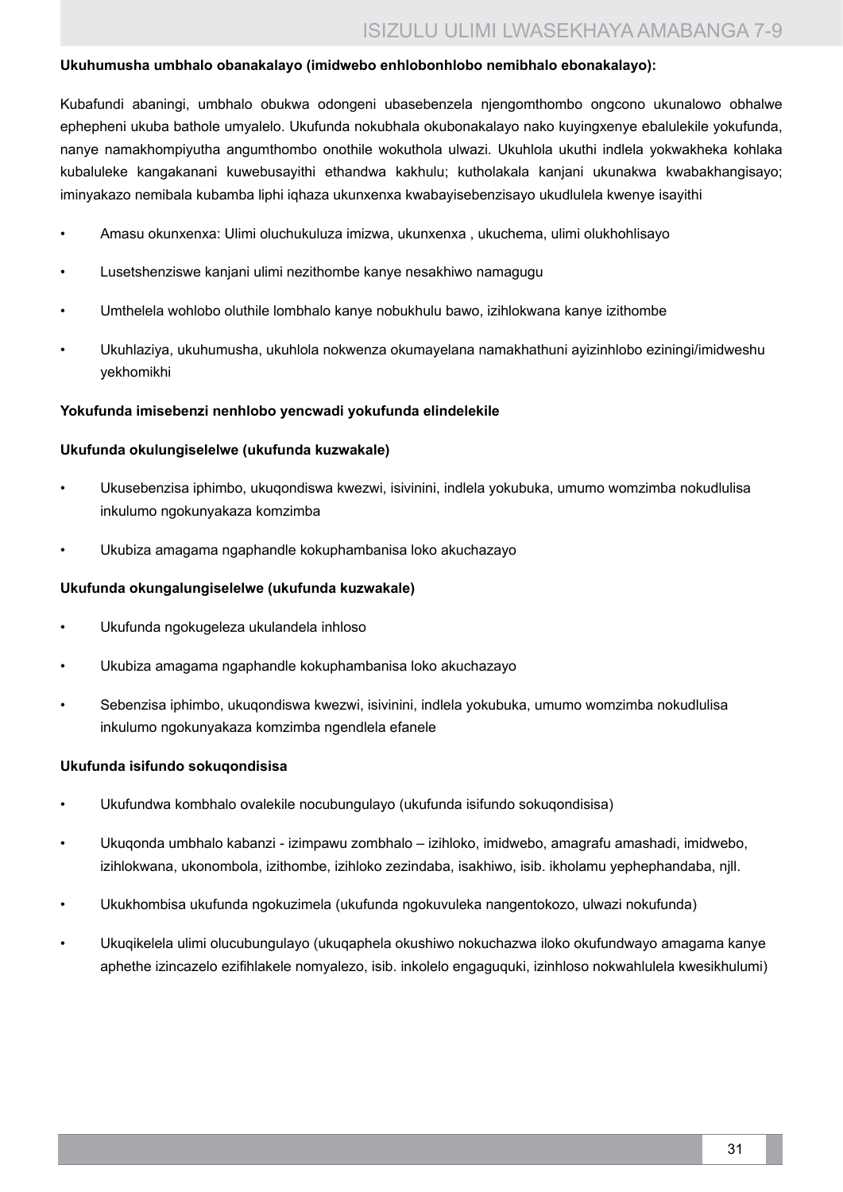**Ukuhumusha umbhalo obanakalayo (imidwebo enhlobonhlobo nemibhalo ebonakalayo):**

Kubafundi abaningi, umbhalo obukwa odongeni ubasebenzela njengomthombo ongcono ukunalowo obhalwe ephepheni ukuba bathole umyalelo. Ukufunda nokubhala okubonakalayo nako kuyingxenye ebalulekile yokufunda, nanye namakhompiyutha angumthombo onothile wokuthola ulwazi. Ukuhlola ukuthi indlela yokwakheka kohlaka kubaluleke kangakanani kuwebusayithi ethandwa kakhulu; kutholakala kanjani ukunakwa kwabakhangisayo; iminyakazo nemibala kubamba liphi iqhaza ukunxenxa kwabayisebenzisayo ukudlulela kwenye isayithi

- Amasu okunxenxa: Ulimi oluchukuluza imizwa, ukunxenxa , ukuchema, ulimi olukhohlisayo
- Lusetshenziswe kanjani ulimi nezithombe kanye nesakhiwo namagugu
- Umthelela wohlobo oluthile lombhalo kanye nobukhulu bawo, izihlokwana kanye izithombe
- Ukuhlaziya, ukuhumusha, ukuhlola nokwenza okumayelana namakhathuni ayizinhlobo eziningi/imidweshu yekhomikhi

**Yokufunda imisebenzi nenhlobo yencwadi yokufunda elindelekile**

**Ukufunda okulungiselelwe (ukufunda kuzwakale)**

- Ukusebenzisa iphimbo, ukuqondiswa kwezwi, isivinini, indlela yokubuka, umumo womzimba nokudlulisa inkulumo ngokunyakaza komzimba
- Ukubiza amagama ngaphandle kokuphambanisa loko akuchazayo

**Ukufunda okungalungiselelwe (ukufunda kuzwakale)**

- Ukufunda ngokugeleza ukulandela inhloso
- Ukubiza amagama ngaphandle kokuphambanisa loko akuchazayo
- Sebenzisa iphimbo, ukuqondiswa kwezwi, isivinini, indlela yokubuka, umumo womzimba nokudlulisa inkulumo ngokunyakaza komzimba ngendlela efanele

**Ukufunda isifundo sokuqondisisa**

- Ukufundwa kombhalo ovalekile nocubungulayo (ukufunda isifundo sokuqondisisa)
- Ukuqonda umbhalo kabanzi - izimpawu zombhalo – izihloko, imidwebo, amagrafu amashadi, imidwebo, izihlokwana, ukonombola, izithombe, izihloko zezindaba, isakhiwo, isib. ikholamu yephephandaba, njll.
- Ukukhombisa ukufunda ngokuzimela (ukufunda ngokuvuleka nangentokozo, ulwazi nokufunda)
- Ukuqikelela ulimi olucubungulayo (ukuqaphela okushiwo nokuchazwa iloko okufundwayo amagama kanye aphethe izincazelo ezifihlakele nomyalezo, isib. inkolelo engaguquki, izinhloso nokwahlulela kwesikhulumi)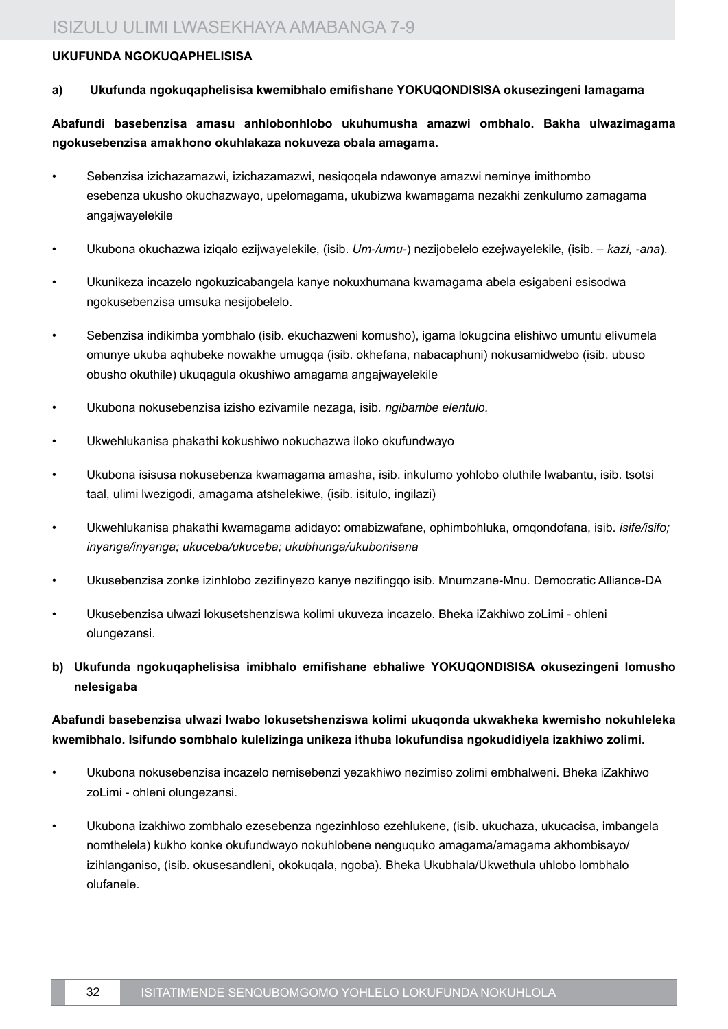**UKUFUNDA NGOKUQAPHELISISA**

**a) Ukufunda ngokuqaphelisisa kwemibhalo emifishane YOKUQONDISISA okusezingeni lamagama**

**Abafundi basebenzisa amasu anhlobonhlobo ukuhumusha amazwi ombhalo. Bakha ulwazimagama ngokusebenzisa amakhono okuhlakaza nokuveza obala amagama.**

- Sebenzisa izichazamazwi, izichazamazwi, nesiqoqela ndawonye amazwi neminye imithombo esebenza ukusho okuchazwayo, upelomagama, ukubizwa kwamagama nezakhi zenkulumo zamagama angajwayelekile
- Ukubona okuchazwa iziqalo ezijwayelekile, (isib. *Um-/umu-*) nezijobelelo ezejwayelekile, (isib. – *kazi, -ana*).
- Ukunikeza incazelo ngokuzicabangela kanye nokuxhumana kwamagama abela esigabeni esisodwa ngokusebenzisa umsuka nesijobelelo.
- Sebenzisa indikimba yombhalo (isib. ekuchazweni komusho), igama lokugcina elishiwo umuntu elivumela omunye ukuba aqhubeke nowakhe umugqa (isib. okhefana, nabacaphuni) nokusamidwebo (isib. ubuso obusho okuthile) ukuqagula okushiwo amagama angajwayelekile
- Ukubona nokusebenzisa izisho ezivamile nezaga, isib. *ngibambe elentulo.*
- Ukwehlukanisa phakathi kokushiwo nokuchazwa iloko okufundwayo
- Ukubona isisusa nokusebenza kwamagama amasha, isib. inkulumo yohlobo oluthile lwabantu, isib. tsotsi taal, ulimi lwezigodi, amagama atshelekiwe, (isib. isitulo, ingilazi)
- Ukwehlukanisa phakathi kwamagama adidayo: omabizwafane, ophimbohluka, omqondofana, isib. *isife/isifo; inyanga/inyanga; ukuceba/ukuceba; ukubhunga/ukubonisana*
- Ukusebenzisa zonke izinhlobo zezifinyezo kanye nezifingqo isib. Mnumzane-Mnu. Democratic Alliance-DA
- Ukusebenzisa ulwazi lokusetshenziswa kolimi ukuveza incazelo. Bheka iZakhiwo zoLimi - ohleni olungezansi.

**b) Ukufunda ngokuqaphelisisa imibhalo emifishane ebhaliwe YOKUQONDISISA okusezingeni lomusho nelesigaba**

**Abafundi basebenzisa ulwazi lwabo lokusetshenziswa kolimi ukuqonda ukwakheka kwemisho nokuhleleka kwemibhalo. Isifundo sombhalo kulelizinga unikeza ithuba lokufundisa ngokudidiyela izakhiwo zolimi.**

- Ukubona nokusebenzisa incazelo nemisebenzi yezakhiwo nezimiso zolimi embhalweni. Bheka iZakhiwo zoLimi - ohleni olungezansi.
- Ukubona izakhiwo zombhalo ezesebenza ngezinhloso ezehlukene, (isib. ukuchaza, ukucacisa, imbangela nomthelela) kukho konke okufundwayo nokuhlobene nenguquko amagama/amagama akhombisayo/izihlanganiso, (isib. okusesandleni, okokuqala, ngoba). Bheka Ukubhala/Ukwethula uhlobo lombhalo olufanele.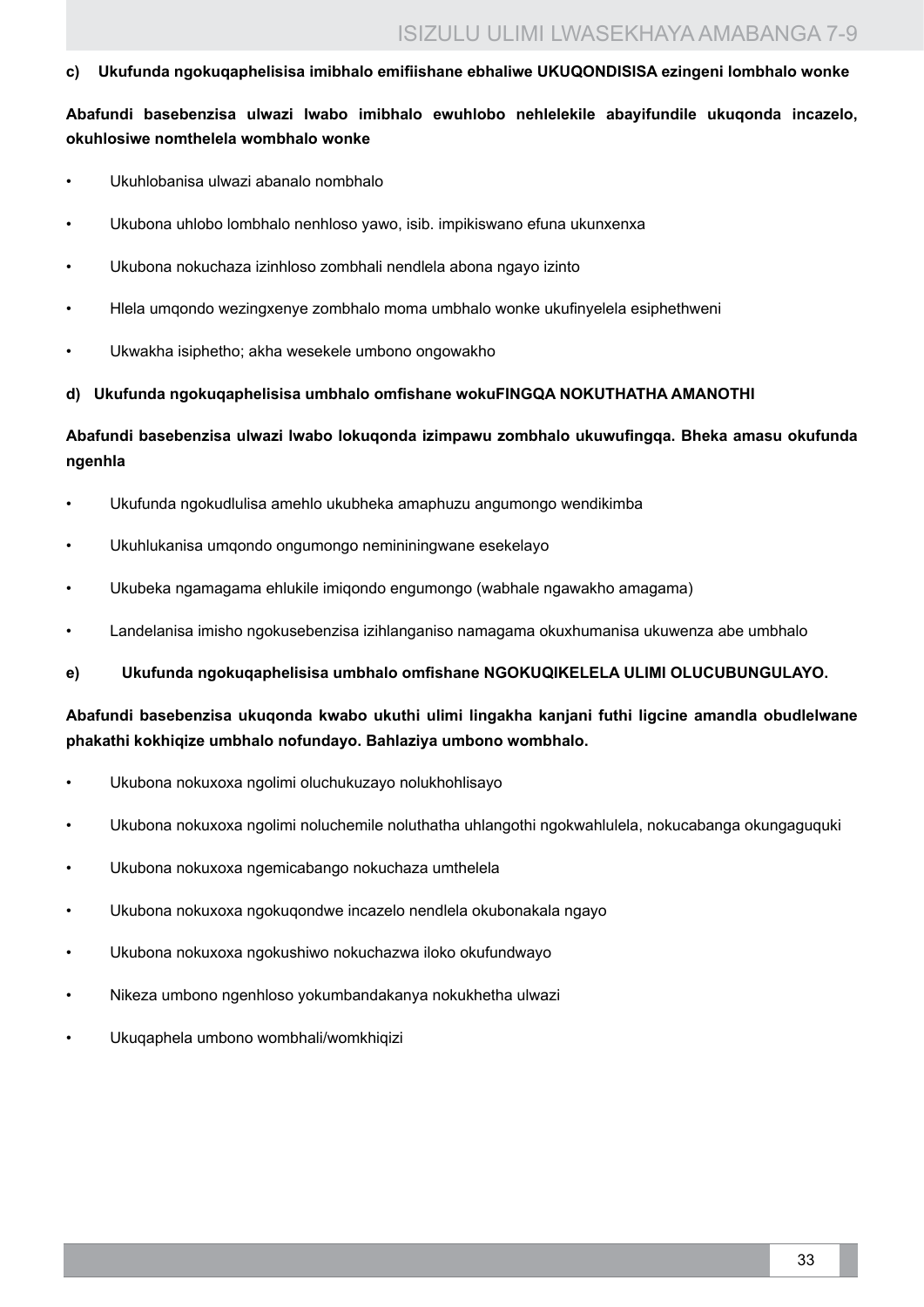**c) Ukufunda ngokuqaphelisisa imibhalo emifiishane ebhaliwe UKUQONDISISA ezingeni lombhalo wonke**

**Abafundi basebenzisa ulwazi lwabo imibhalo ewuhlobo nehlelekile abayifundile ukuqonda incazelo, okuhlosiwe nomthelela wombhalo wonke**

- Ukuhlobanisa ulwazi abanalo nombhalo
- Ukubona uhlobo lombhalo nenhloso yawo, isib. impikiswano efuna ukunxenxa
- Ukubona nokuchaza izinhloso zombhali nendlela abona ngayo izinto
- Hlela umqondo wezingxenye zombhalo moma umbhalo wonke ukufinyelela esiphethweni
- Ukwakha isiphetho; akha wesekele umbono ongowakho

**d) Ukufunda ngokuqaphelisisa umbhalo omfishane wokuFINGQA NOKUTHATHA AMANOTHI**

**Abafundi basebenzisa ulwazi lwabo lokuqonda izimpawu zombhalo ukuwufingqa. Bheka amasu okufunda ngenhla**

- Ukufunda ngokudlulisa amehlo ukubheka amaphuzu angumongo wendikimba
- Ukuhlukanisa umqondo ongumongo nemininingwane esekelayo
- Ukubeka ngamagama ehlukile imiqondo engumongo (wabhale ngawakho amagama)
- Landelanisa imisho ngokusebenzisa izihlanganiso namagama okuxhumanisa ukuwenza abe umbhalo

**e) Ukufunda ngokuqaphelisisa umbhalo omfishane NGOKUQIKELELA ULIMI OLUCUBUNGULAYO.**

**Abafundi basebenzisa ukuqonda kwabo ukuthi ulimi lingakha kanjani futhi ligcine amandla obudlelwane phakathi kokhiqize umbhalo nofundayo. Bahlaziya umbono wombhalo.**

- Ukubona nokuxoxa ngolimi oluchukuzayo nolukhohlisayo
- Ukubona nokuxoxa ngolimi noluchemile noluthatha uhlangothi ngokwahlulela, nokucabanga okungaguquki
- Ukubona nokuxoxa ngemicabango nokuchaza umthelela
- Ukubona nokuxoxa ngokuqondwe incazelo nendlela okubonakala ngayo
- Ukubona nokuxoxa ngokushiwo nokuchazwa iloko okufundwayo
- Nikeza umbono ngenhloso yokumbandakanya nokukhetha ulwazi
- Ukuqaphela umbono wombhali/womkhiqizi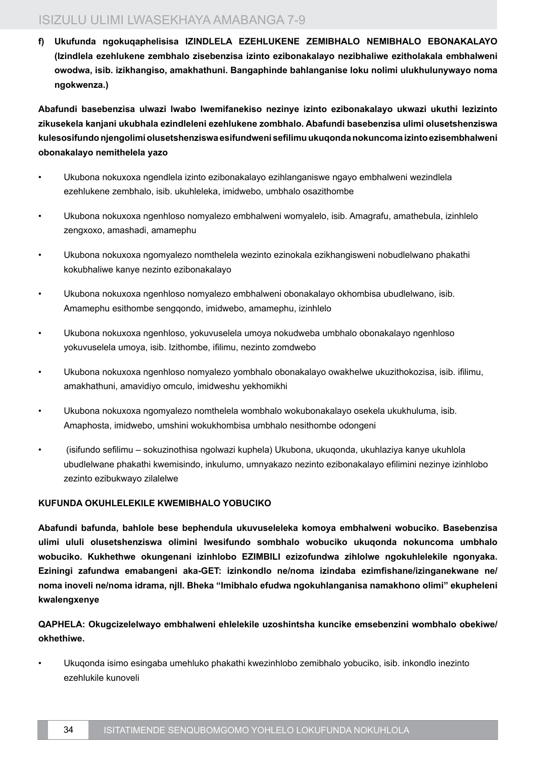**f) Ukufunda ngokuqaphelisisa IZINDLELA EZEHLUKENE ZEMIBHALO NEMIBHALO EBONAKALAYO (Izindlela ezehlukene zembhalo zisebenzisa izinto ezibonakalayo nezibhaliwe ezitholakala embhalweni owodwa, isib. izikhangiso, amakhathuni. Bangaphinde bahlanganise loku nolimi ulukhulunywayo noma ngokwenza.)**

**Abafundi basebenzisa ulwazi lwabo lwemifanekiso nezinye izinto ezibonakalayo ukwazi ukuthi lezizinto zikusekela kanjani ukubhala ezindleleni ezehlukene zombhalo. Abafundi basebenzisa ulimi olusetshenziswa kulesosifundo njengolimi olusetshenziswa esifundweni sefilimu ukuqonda nokuncoma izinto ezisembhalweni obonakalayo nemithelela yazo**

- Ukubona nokuxoxa ngendlela izinto ezibonakalayo ezihlanganiswe ngayo embhalweni wezindlela ezehlukene zembhalo, isib. ukuhleleka, imidwebo, umbhalo osazithombe
- Ukubona nokuxoxa ngenhloso nomyalezo embhalweni womyalelo, isib. Amagrafu, amathebula, izinhlelo zengxoxo, amashadi, amamephu
- Ukubona nokuxoxa ngomyalezo nomthelela wezinto ezinokala ezikhangisweni nobudlelwano phakathi kokubhaliwe kanye nezinto ezibonakalayo
- Ukubona nokuxoxa ngenhloso nomyalezo embhalweni obonakalayo okhombisa ubudlelwano, isib. Amamephu esithombe sengqondo, imidwebo, amamephu, izinhlelo
- Ukubona nokuxoxa ngenhloso, yokuvuselela umoya nokudweba umbhalo obonakalayo ngenhloso yokuvuselela umoya, isib. Izithombe, ifilimu, nezinto zomdwebo
- Ukubona nokuxoxa ngenhloso nomyalezo yombhalo obonakalayo owakhelwe ukuzithokozisa, isib. ifilimu, amakhathuni, amavidiyo omculo, imidweshu yekhomikhi
- Ukubona nokuxoxa ngomyalezo nomthelela wombhalo wokubonakalayo osekela ukukhuluma, isib. Amaphosta, imidwebo, umshini wokukhombisa umbhalo nesithombe odongeni
- (isifundo sefilimu – sokuzinothisa ngolwazi kuphela) Ukubona, ukuqonda, ukuhlaziya kanye ukuhlola ubudlelwane phakathi kwemisindo, inkulumo, umnyakazo nezinto ezibonakalayo efilimini nezinye izinhlobo zezinto ezibukwayo zilalelwe

**KUFUNDA OKUHLELEKILE KWEMIBHALO YOBUCIKO**

**Abafundi bafunda, bahlole bese bephendula ukuvuseleleka komoya embhalweni wobuciko. Basebenzisa ulimi ululi olusetshenziswa olimini lwesifundo sombhalo wobuciko ukuqonda nokuncoma umbhalo wobuciko. Kukhethwe okungenani izinhlobo EZIMBILI ezizofundwa zihlolwe ngokuhlelekile ngonyaka. Eziningi zafundwa emabangeni aka-GET: izinkondlo ne/noma izindaba ezimfishane/izinganekwane ne/noma inoveli ne/noma idrama, njll. Bheka "Imibhalo efudwa ngokuhlanganisa namakhono olimi" ekupheleni kwalengxenye**

**QAPHELA: Okugcizelelwayo embhalweni ehlelekile uzoshintsha kuncike emsebenzini wombhalo obekiwe/ okhethiwe.**

- Ukuqonda isimo esingaba umehluko phakathi kwezinhlobo zemibhalo yobuciko, isib. inkondlo inezinto ezehlukile kunoveli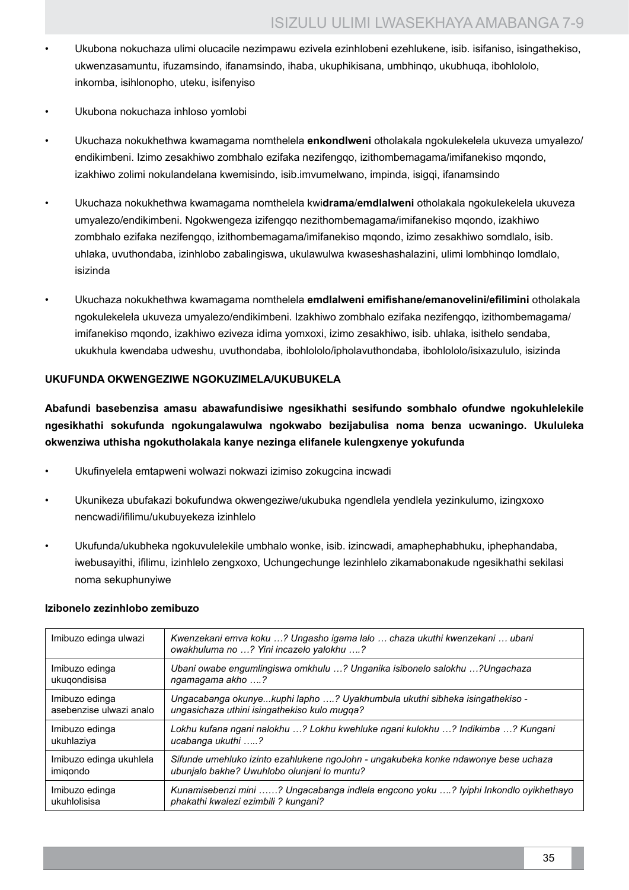- Ukubona nokuchaza ulimi olucacile nezimpawu ezivela ezinhlobeni ezehlukene, isib. isifaniso, isingathekiso, ukwenzasamuntu, ifuzamsindo, ifanamsindo, ihaba, ukuphikisana, umbhinqo, ukubhuqa, ibohlololo, inkomba, isihlonipho, uteku, isifenyiso

- Ukubona nokuchaza inhloso yomlobi

- Ukuchaza nokukhethwa kwamagama nomthelela **enkondlweni** otholakala ngokulekelela ukuveza umyalezo/endikimbeni. Izimo zesakhiwo zombhalo ezifaka nezifengqo, izithombemagama/imifanekiso mqondo, izakhiwo zolimi nokulandelana kwemisindo, isib.imvumelwano, impinda, isigqi, ifanamsindo

- Ukuchaza nokukhethwa kwamagama nomthelela kwi**drama**/**emdlalweni** otholakala ngokulekelela ukuveza umyalezo/endikimbeni. Ngokwengeza izifengqo nezithombemagama/imifanekiso mqondo, izakhiwo zombhalo ezifaka nezifengqo, izithombemagama/imifanekiso mqondo, izimo zesakhiwo somdlalo, isib. uhlaka, uvuthondaba, izinhlobo zabalingiswa, ukulawulwa kwaseshashalazini, ulimi lombhinqo lomdlalo, isizinda

- Ukuchaza nokukhethwa kwamagama nomthelela **emdlalweni emifishane/emanovelini/efilimini** otholakala ngokulekelela ukuveza umyalezo/endikimbeni. Izakhiwo zombhalo ezifaka nezifengqo, izithombemagama/imifanekiso mqondo, izakhiwo eziveza idima yomxoxi, izimo zesakhiwo, isib. uhlaka, isithelo sendaba, ukukhula kwendaba udweshu, uvuthondaba, ibohlololo/ipholavuthondaba, ibohlololo/isixazululo, isizinda

**UKUFUNDA OKWENGEZIWE NGOKUZIMELA/UKUBUKELA**

**Abafundi basebenzisa amasu abawafundisiwe ngesikhathi sesifundo sombhalo ofundwe ngokuhlelekile ngesikhathi sokufunda ngokungalawulwa ngokwabo bezijabulisa noma benza ucwaningo. Ukululeka okwenziwa uthisha ngokutholakala kanye nezinga elifanele kulengxenye yokufunda**

- Ukufinyelela emtapweni wolwazi nokwazi izimiso zokugcina incwadi

- Ukunikeza ubufakazi bokufundwa okwengeziwe/ukubuka ngendlela yendlela yezinkulumo, izingxoxo nencwadi/ifilimu/ukubuyekeza izinhlelo

- Ukufunda/ukubheka ngokuvulelekile umbhalo wonke, isib. izincwadi, amaphephabhuku, iphephandaba, iwebusayithi, ifilimu, izinhlelo zengxoxo, Uchungechunge lezinhlelo zikamabonakude ngesikhathi sekilasi noma sekuphunyiwe

**Izibonelo zezinhlobo zemibuzo**

| | |
|---|---|
| Imibuzo edinga ulwazi | *Kwenzekani emva koku …? Ungasho igama lalo … chaza ukuthi kwenzekani … ubani owakhuluma no …? Yini incazelo yalokhu ….?* |
| Imibuzo edinga ukuqondisisa | *Ubani owabe engumlingiswa omkhulu …? Unganika isibonelo salokhu …?Ungachaza ngamagama akho ….?* |
| Imibuzo edinga asebenzise ulwazi analo | *Ungacabanga okunye...kuphi lapho ….? Uyakhumbula ukuthi sibheka isingathekiso - ungasichaza uthini isingathekiso kulo mugqa?* |
| Imibuzo edinga ukuhlaziya | *Lokhu kufana ngani nalokhu …? Lokhu kwehluke ngani kulokhu …? Indikimba …? Kungani ucabanga ukuthi …..?* |
| Imibuzo edinga ukuhlela imiqondo | *Sifunde umehluko izinto ezahlukene ngoJohn - ungakubeka konke ndawonye bese uchaza ubunjalo bakhe? Uwuhlobo olunjani lo muntu?* |
| Imibuzo edinga ukuhlolisisa | *Kunamisebenzi mini ……? Ungacabanga indlela engcono yoku ….? Iyiphi Inkondlo oyikhethayo phakathi kwalezi ezimbili ? kungani?* |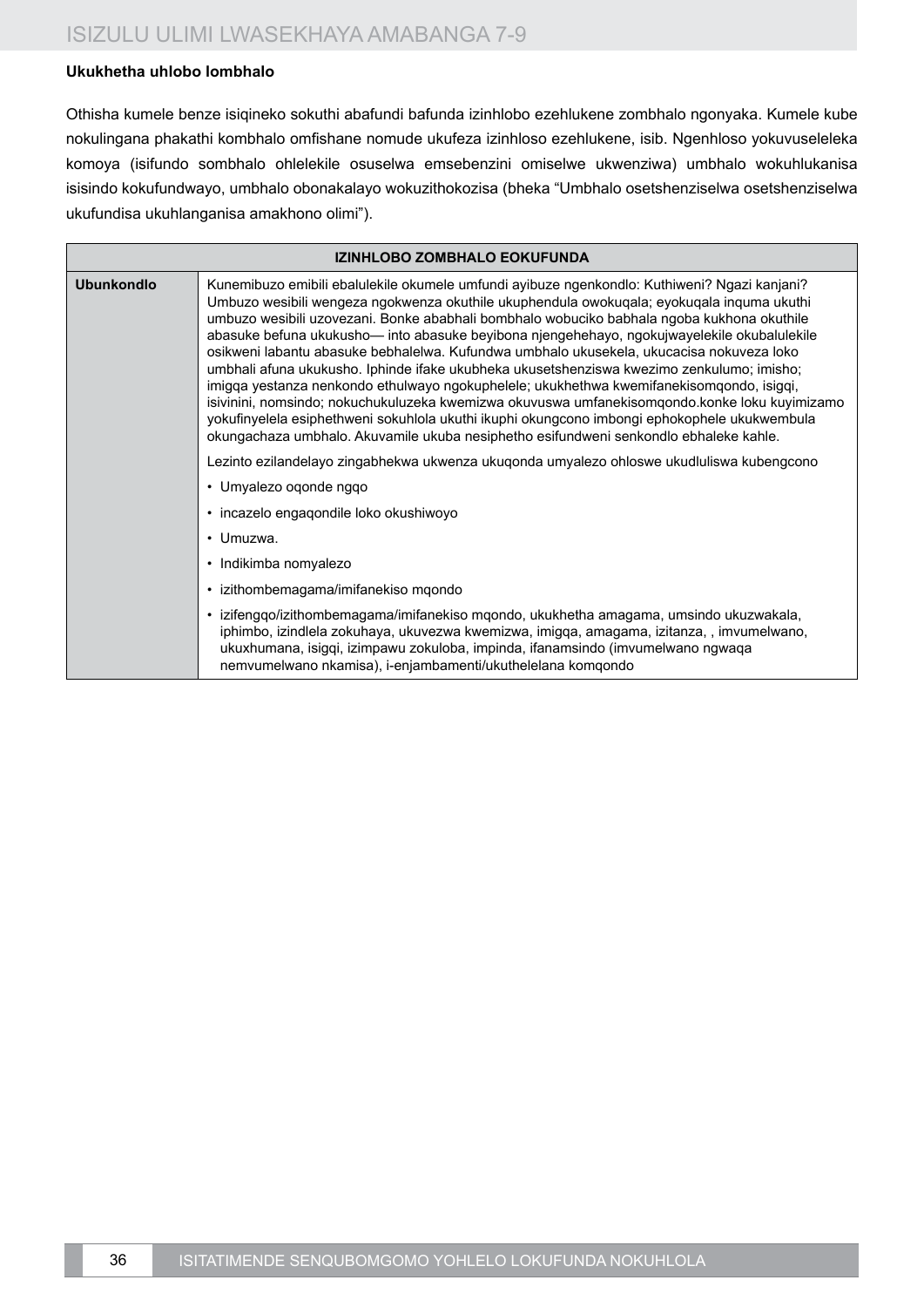**Ukukhetha uhlobo lombhalo**

Othisha kumele benze isiqineko sokuthi abafundi bafunda izinhlobo ezehlukene zombhalo ngonyaka. Kumele kube nokulingana phakathi kombhalo omfishane nomude ukufeza izinhloso ezehlukene, isib. Ngenhloso yokuvuseleleka komoya (isifundo sombhalo ohlelekile osuselwa emsebenzini omiselwe ukwenziwa) umbhalo wokuhlukanisa isisindo kokufundwayo, umbhalo obonakalayo wokuzithokozisa (bheka "Umbhalo osetshenziselwa osetshenziselwa ukufundisa ukuhlanganisa amakhono olimi").

| IZINHLOBO ZOMBHALO EOKUFUNDA | |
|---|---|
| **Ubunkondlo** | Kunemibuzo emibili ebalulekile okumele umfundi ayibuze ngenkondlo: Kuthiweni? Ngazi kanjani? Umbuzo wesibili wengeza ngokwenza okuthile ukuphendula owokuqala; eyokuqala inquma ukuthi umbuzo wesibili uzovezani. Bonke ababhali bombhalo wobuciko babhala ngoba kukhona okuthile abasuke befuna ukukusho— into abasuke beyibona njengehehayo, ngokujwayelekile okubalulekile osikweni labantu abasuke bebhalelwa. Kufundwa umbhalo ukusekela, ukucacisa nokuveza loko umbhali afuna ukukusho. Iphinde ifake ukubheka ukusetshenziswa kwezimo zenkulumo; imisho; imigqa yestanza nenkondo ethulwayo ngokuphelele; ukukhethwa kwemifanekisomqondo, isigqi, isivinini, nomsindo; nokuchukuluzeka kwemizwa okuvuswa umfanekisomqondo.konke loku kuyimizamo yokufinyelela esiphethweni sokuhlola ukuthi ikuphi okungcono imbongi ephokophele ukukwembula okungachaza umbhalo. Akuvamile ukuba nesiphetho esifundweni senkondlo ebhaleke kahle.<br><br>Lezinto ezilandelayo zingabhekwa ukwenza ukuqonda umyalezo ohloswe ukudluliswa kubengcono<br><br>• Umyalezo oqonde ngqo<br>• incazelo engaqondile loko okushiwoyo<br>• Umuzwa.<br>• Indikimba nomyalezo<br>• izithombemagama/imifanekiso mqondo<br>• izifengqo/izithombemagama/imifanekiso mqondo, ukukhetha amagama, umsindo ukuzwakala, iphimbo, izindlela zokuhaya, ukuvezwa kwemizwa, imigqa, amagama, izitanza, , imvumelwano, ukuxhumana, isigqi, izimpawu zokuloba, impinda, ifanamsindo (imvumelwano ngwaqa nemvumelwano nkamisa), i-enjambamenti/ukuthelelana komqondo |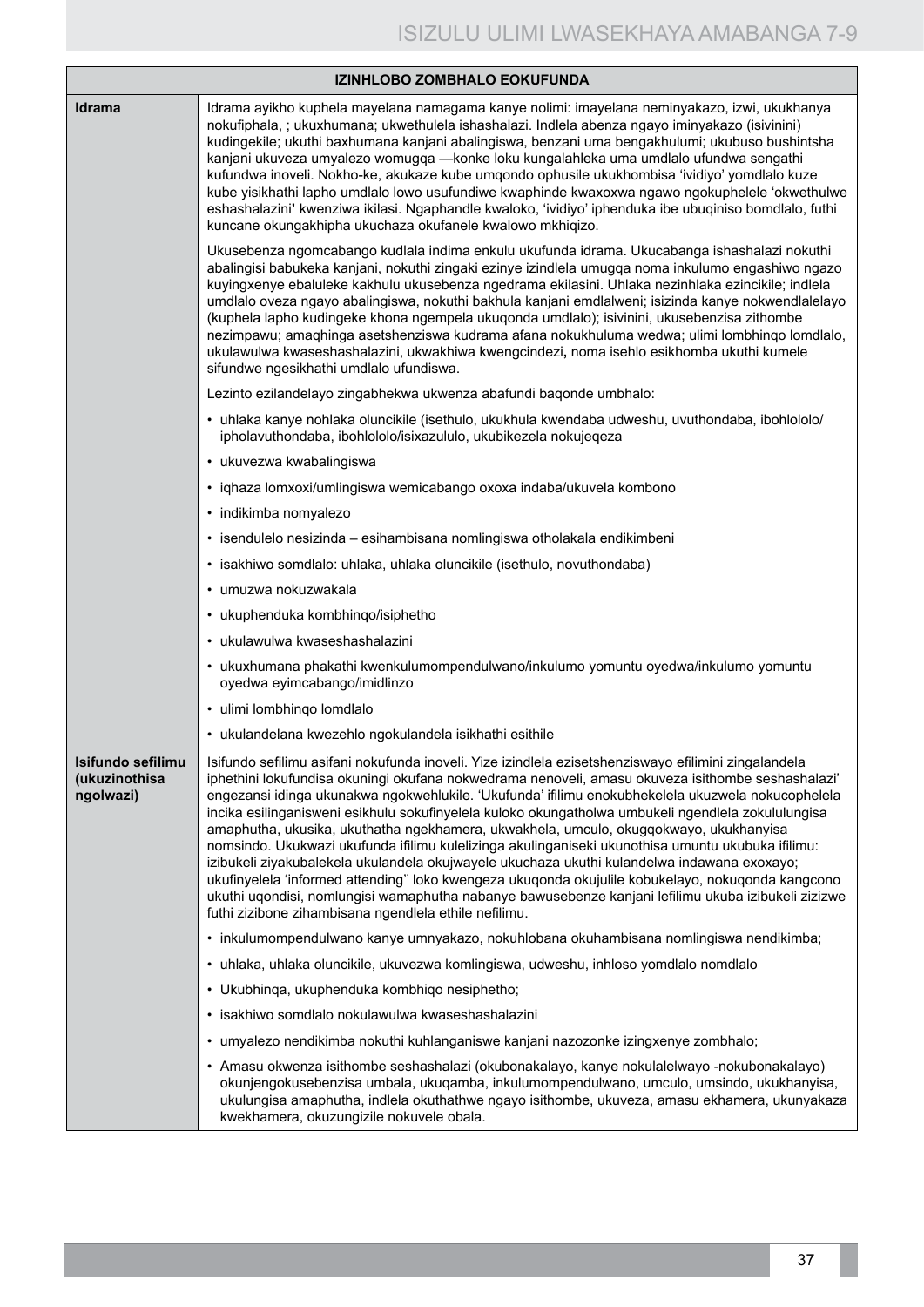| IZINHLOBO ZOMBHALO EOKUFUNDA | |
|---|---|
| **Idrama** | Idrama ayikho kuphela mayelana namagama kanye nolimi: imayelana neminyakazo, izwi, ukukhanya nokufiphala, ; ukuxhumana; ukwethulela ishashalazi. Indlela abenza ngayo iminyakazo (isivinini) kudingekile; ukuthi baxhumana kanjani abalingiswa, benzani uma bengakhulumi; ukubuso bushintsha kanjani ukuveza umyalezo womugqa —konke loku kungalahleka uma umdlalo ufundwa sengathi kufundwa inoveli. Nokho-ke, akukaze kube umqondo ophusile ukukhombisa 'ividiyo' yomdlalo kuze kube yisikhathi lapho umdlalo lowo usufundiwe kwaphinde kwaxoxwa ngawo ngokuphelele 'okwethulwe eshashalazini' kwenziwa ikilasi. Ngaphandle kwaloko, 'ividiyo' iphenduka ibe ubuqiniso bomdlalo, futhi kuncane okungakhipha ukuchaza okufanele kwalowo mkhiqizo.<br><br>Ukusebenza ngomcabango kudlala indima enkulu ukufunda idrama. Ukucabanga ishashalazi nokuthi abalingisi babukeka kanjani, nokuthi zingaki ezinye izindlela umugqa noma inkulumo engashiwo ngazo kuyingxenye ebaluleke kakhulu ukusebenza ngedrama ekilasini. Uhlaka nezinhlaka ezincikile; indlela umdlalo oveza ngayo abalingiswa, nokuthi bakhula kanjani emdlalweni; isizinda kanye nokwendlalelayo (kuphela lapho kudingeke khona ngempela ukuqonda umdlalo); isivinini, ukusebenzisa zithombe nezimpawu; amaqhinga asetshenziswa kudrama afana nokukhuluma wedwa; ulimi lombhinqo lomdlalo, ukulawulwa kwaseshashalazini, ukwakhiwa kwengcindezi**,** noma isehlo esikhomba ukuthi kumele sifundwe ngesikhathi umdlalo ufundiswa.<br><br>Lezinto ezilandelayo zingabhekwa ukwenza abafundi baqonde umbhalo:<br><br>• uhlaka kanye nohlaka oluncikile (isethulo, ukukhula kwendaba udweshu, uvuthondaba, ibohlololo/ipholavuthondaba, ibohlololo/isixazululo, ukubikezela nokujeqeza<br>• ukuvezwa kwabalingiswa<br>• iqhaza lomxoxi/umlingiswa wemicabango oxoxa indaba/ukuvela kombono<br>• indikimba nomyalezo<br>• isendulelo nesizinda – esihambisana nomlingiswa otholakala endikimbeni<br>• isakhiwo somdlalo: uhlaka, uhlaka oluncikile (isethulo, novuthondaba)<br>• umuzwa nokuzwakala<br>• ukuphenduka kombhinqo/isiphetho<br>• ukulawulwa kwaseshashalazini<br>• ukuxhumana phakathi kwenkulumompendulwano/inkulumo yomuntu oyedwa/inkulumo yomuntu oyedwa eyimcabango/imidlinzo<br>• ulimi lombhinqo lomdlalo<br>• ukulandelana kwezehlo ngokulandela isikhathi esithile |
| **Isifundo sefilimu (ukuzinothisa ngolwazi)** | Isifundo sefilimu asifani nokufunda inoveli. Yize izindlela ezisetshenziswayo efilimini zingalandela iphethini lokufundisa okuningi okufana nokwedrama nenoveli, amasu okuveza isithombe seshashalazi' engezansi idinga ukunakwa ngokwehlukile. 'Ukufunda' ifilimu enokubhekelela ukuzwela nokucophelela incika esilinganisweni esikhulu sokufinyelela kuloko okungatholwa umbukeli ngendlela zokulungisa amaphutha, ukusika, ukuthatha ngekhamera, ukwakhela, umculo, okugqokwayo, ukukhanyisa nomsindo. Ukukwazi ukufunda ifilimu kulelizinga akulinganiseki ukunothisa umuntu ukubuka ifilimu: izibukeli ziyakubalekela ukulandela okujwayele ukuchaza ukuthi kulandelwa indawana exoxayo; ukufinyelela 'informed attending'' loko kwengeza ukuqonda okujulile kobukelayo, nokuqonda kangcono ukuthi uqondisi, nomlungisi wamaphutha nabanye bawusebenze kanjani lefilimu ukuba izibukeli zizizwe futhi zizibone zihambisana ngendlela ethile nefilimu.<br><br>• inkulumompendulwano kanye umnyakazo, nokuhlobana okuhambisana nomlingiswa nendikimba;<br>• uhlaka, uhlaka oluncikile, ukuvezwa komlingiswa, udweshu, inhloso yomdlalo nomdlalo<br>• Ukubhinqa, ukuphenduka kombhiqo nesiphetho;<br>• isakhiwo somdlalo nokulawulwa kwaseshashalazini<br>• umyalezo nendikimba nokuthi kuhlanganiswe kanjani nazozonke izingxenye zombhalo;<br>• Amasu okwenza isithombe seshashalazi (okubonakalayo, kanye nokulalelwayo -nokubonakalayo) okunjengokusebenzisa umbala, ukuqamba, inkulumompendulwano, umculo, umsindo, ukukhanyisa, ukulungisa amaphutha, indlela okuthathwe ngayo isithombe, ukuveza, amasu ekhamera, ukunyakaza kwekhamera, okuzungizile nokuvele obala. |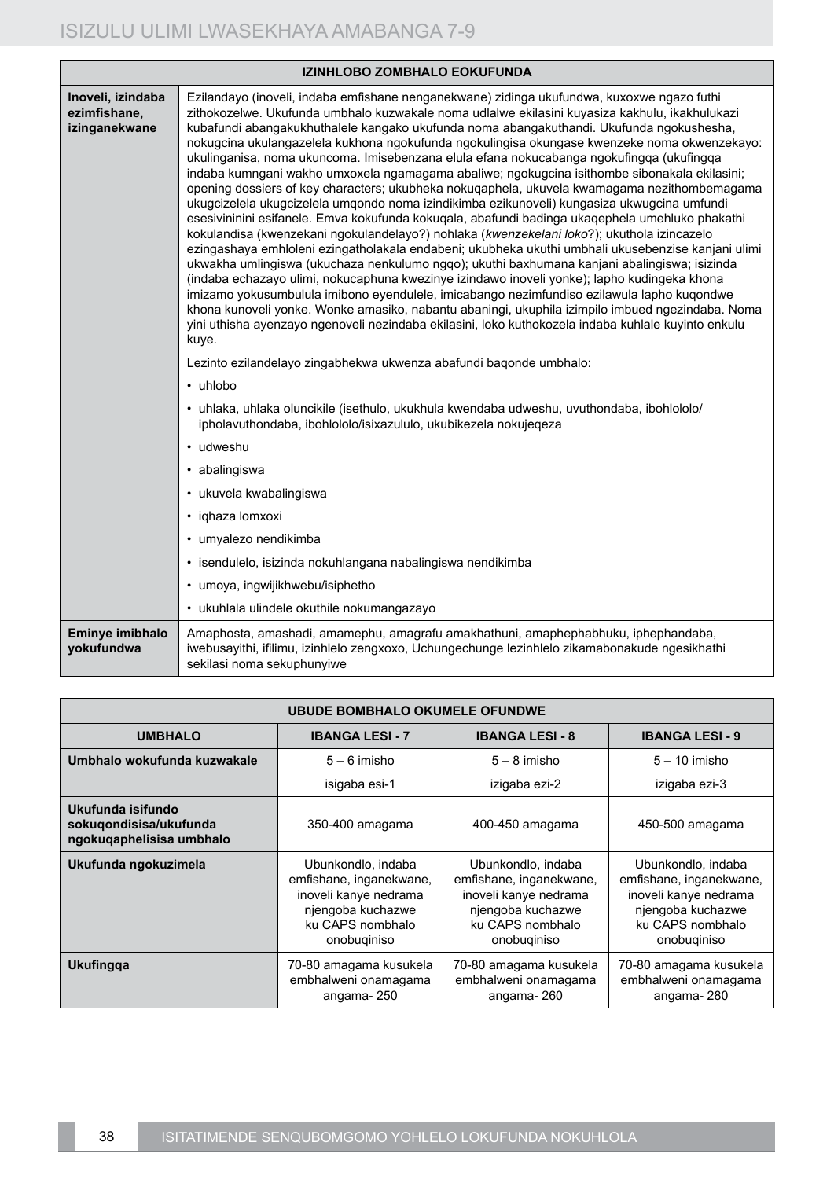| IZINHLOBO ZOMBHALO EOKUFUNDA | |
|---|---|
| **Inoveli, izindaba ezimfishane, izinganekwane** | Ezilandayo (inoveli, indaba emfishane nenganekwane) zidinga ukufundwa, kuxoxwe ngazo futhi zithokozelwe. Ukufunda umbhalo kuzwakale noma udlalwe ekilasini kuyasiza kakhulu, ikakhulukazi kubafundi abangakukhuthalele kangako ukufunda noma abangakuthandi. Ukufunda ngokushesha, nokugcina ukulangazelela kukhona ngokufunda ngokulingisa okungase kwenzeke noma okwenzekayo: ukulinganisa, noma ukuncoma. Imisebenzana elula efana nokucabanga ngokufingqa (ukufingqa indaba kumngani wakho umxoxela ngamagama abaliwe; ngokugcina isithombe sibonakala ekilasini; opening dossiers of key characters; ukubheka nokuqaphela, ukuvela kwamagama nezithombemagama ukugcizelela ukugcizelela umqondo noma izindikimba ezikunoveli) kungasiza ukwugcina umfundi esesivininini esifanele. Emva kokufunda kokuqala, abafundi badinga ukaqephela umehluko phakathi kokulandisa (kwenzekani ngokulandelayo?) nohlaka (*kwenzekelani loko*?); ukuthola izincazelo ezingashaya emhloleni ezingatholakala endabeni; ukubheka ukuthi umbhali ukusebenzise kanjani ulimi ukwakha umlingiswa (ukuchaza nenkulumo ngqo); ukuthi baxhumana kanjani abalingiswa; isizinda (indaba echazayo ulimi, nokucaphuna kwezinye izindawo inoveli yonke); lapho kudingeka khona imizamo yokusumbulula imibono eyendulele, imicabango nezimfundiso ezilawula lapho kuqondwe khona kunoveli yonke. Wonke amasiko, nabantu abaningi, ukuphila izimpilo imbued ngezindaba. Noma yini uthisha ayenzayo ngenoveli nezindaba ekilasini, loko kuthokozela indaba kuhlale kuyinto enkulu kuye.<br><br>Lezinto ezilandelayo zingabhekwa ukwenza abafundi baqonde umbhalo:<br>• uhlobo<br>• uhlaka, uhlaka oluncikile (isethulo, ukukhula kwendaba udweshu, uvuthondaba, ibohlololo/ipholavuthondaba, ibohlololo/isixazululo, ukubikezela nokujeqeza<br>• udweshu<br>• abalingiswa<br>• ukuvela kwabalingiswa<br>• iqhaza lomxoxi<br>• umyalezo nendikimba<br>• isendulelo, isizinda nokuhlangana nabalingiswa nendikimba<br>• umoya, ingwijikhwebu/isiphetho<br>• ukuhlala ulindele okuthile nokumangazayo |
| **Eminye imibhalo yokufundwa** | Amaphosta, amashadi, amamephu, amagrafu amakhathuni, amaphephabhuku, iphephandaba, iwebusayithi, ifilimu, izinhlelo zengxoxo, Uchungechunge lezinhlelo zikamabonakude ngesikhathi sekilasi noma sekuphunyiwe |

| UBUDE BOMBHALO OKUMELE OFUNDWE | | | |
|---|---|---|---|
| **UMBHALO** | **IBANGA LESI - 7** | **IBANGA LESI - 8** | **IBANGA LESI - 9** |
| **Umbhalo wokufunda kuzwakale** | 5 – 6 imisho<br>isigaba esi-1 | 5 – 8 imisho<br>izigaba ezi-2 | 5 – 10 imisho<br>izigaba ezi-3 |
| **Ukufunda isifundo sokuqondisisa/ukufunda ngokuqaphelisisa umbhalo** | 350-400 amagama | 400-450 amagama | 450-500 amagama |
| **Ukufunda ngokuzimela** | Ubunkondlo, indaba emfishane, inganekwane, inoveli kanye nedrama njengoba kuchazwe ku CAPS nombhalo onobuqiniso | Ubunkondlo, indaba emfishane, inganekwane, inoveli kanye nedrama njengoba kuchazwe ku CAPS nombhalo onobuqiniso | Ubunkondlo, indaba emfishane, inganekwane, inoveli kanye nedrama njengoba kuchazwe ku CAPS nombhalo onobuqiniso |
| **Ukufingqa** | 70-80 amagama kusukela embhalweni onamagama angama- 250 | 70-80 amagama kusukela embhalweni onamagama angama- 260 | 70-80 amagama kusukela embhalweni onamagama angama- 280 |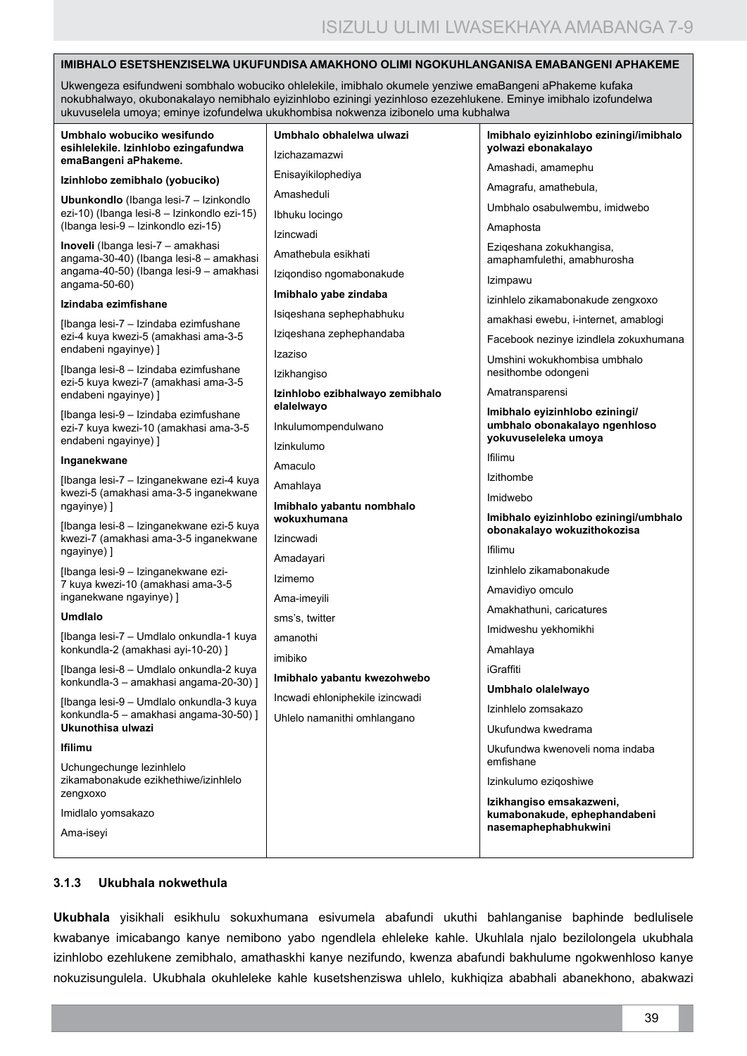| IMIBHALO ESETSHENZISELWA UKUFUNDISA AMAKHONO OLIMI NGOKUHLANGANISA EMABANGENI APHAKEME | | |
|---|---|---|
| Ukwengeza esifundweni sombhalo wobuciko ohlelekile, imibhalo okumele yenziwe emaBangeni aPhakeme kufaka nokubhalwayo, okubonakalayo nemibhalo eyizinhlobo eziningi yezinhloso ezezehlukene. Eminye imibhalo izofundelwa ukuvuselela umoya; eminye izofundelwa ukukhombisa nokwenza izibonelo uma kubhalwa | | |
| **Umbhalo wobuciko wesifundo esihlelekile. Izinhlobo ezingafundwa emaBangeni aPhakeme.**<br><br>**Izinhlobo zemibhalo (yobuciko)**<br><br>**Ubunkondlo** (Ibanga lesi-7 – Izinkondlo ezi-10) (Ibanga lesi-8 – Izinkondlo ezi-15) (Ibanga lesi-9 – Izinkondlo ezi-15)<br><br>**Inoveli** (Ibanga lesi-7 – amakhasi angama-30-40) (Ibanga lesi-8 – amakhasi angama-40-50) (Ibanga lesi-9 – amakhasi angama-50-60)<br><br>**Izindaba ezimfishane**<br><br>[Ibanga lesi-7 – Izindaba ezimfushane ezi-4 kuya kwezi-5 (amakhasi ama-3-5 endabeni ngayinye) ]<br><br>[Ibanga lesi-8 – Izindaba ezimfushane ezi-5 kuya kwezi-7 (amakhasi ama-3-5 endabeni ngayinye) ]<br><br>[Ibanga lesi-9 – Izindaba ezimfushane ezi-7 kuya kwezi-10 (amakhasi ama-3-5 endabeni ngayinye) ]<br><br>**Inganekwane**<br><br>[Ibanga lesi-7 – Izinganekwane ezi-4 kuya kwezi-5 (amakhasi ama-3-5 inganekwane ngayinye) ]<br><br>[Ibanga lesi-8 – Izinganekwane ezi-5 kuya kwezi-7 (amakhasi ama-3-5 inganekwane ngayinye) ]<br><br>[Ibanga lesi-9 – Izinganekwane ezi-7 kuya kwezi-10 (amakhasi ama-3-5 inganekwane ngayinye) ]<br><br>**Umdlalo**<br><br>[Ibanga lesi-7 – Umdlalo onkundla-1 kuya konkundla-2 (amakhasi ayi-10-20) ]<br><br>[Ibanga lesi-8 – Umdlalo onkundla-2 kuya konkundla-3 – amakhasi angama-20-30) ]<br><br>[Ibanga lesi-9 – Umdlalo onkundla-3 kuya konkundla-5 – amakhasi angama-30-50) ]<br>**Ukunothisa ulwazi**<br><br>**Ifilimu**<br><br>Uchungechunge lezinhlelo zikamabonakude ezikhethiwe/izinhlelo zengxoxo<br><br>Imidlalo yomsakazo<br><br>Ama-iseyi | **Umbhalo obhalelwa ulwazi**<br><br>Izichazamazwi<br><br>Enisayikilophediya<br><br>Amasheduli<br><br>Ibhuku locingo<br><br>Izincwadi<br><br>Amathebula esikhati<br><br>Iziqondiso ngomabonakude<br><br>**Imibhalo yabe zindaba**<br><br>Isiqeshana sephephabhuku<br><br>Iziqeshana zephephandaba<br><br>Izaziso<br><br>Izikhangiso<br><br>**Izinhlobo ezibhalwayo zemibhalo elalelwayo**<br><br>Inkulumompendulwano<br><br>Izinkulumo<br><br>Amaculo<br><br>Amahlaya<br><br>**Imibhalo yabantu nombhalo wokuxhumana**<br><br>Izincwadi<br><br>Amadayari<br><br>Izimemo<br><br>Ama-imeyili<br><br>sms's, twitter<br><br>amanothi<br><br>imibiko<br><br>**Imibhalo yabantu kwezohwebo**<br><br>Incwadi ehloniphekile izincwadi<br><br>Uhlelo namanithi omhlangano | **Imibhalo eyizinhlobo eziningi/imibhalo yolwazi ebonakalayo**<br><br>Amashadi, amamephu<br><br>Amagrafu, amathebula,<br><br>Umbhalo osabulwembu, imidwebo<br><br>Amaphosta<br><br>Eziqeshana zokukhangisa, amaphamfulethi, amabhurosha<br><br>Izimpawu<br><br>izinhlelo zikamabonakude zengxoxo<br><br>amakhasi ewebu, i-internet, amablogi<br><br>Facebook nezinye izindlela zokuxhumana<br><br>Umshini wokukhombisa umbhalo nesithombe odongeni<br><br>Amatransparensi<br><br>**Imibhalo eyizinhlobo eziningi/ umbhalo obonakalayo ngenhloso yokuvuseleleka umoya**<br><br>Ifilimu<br><br>Izithombe<br><br>Imidwebo<br><br>**Imibhalo eyizinhlobo eziningi/umbhalo obonakalayo wokuzithokozisa**<br><br>Ifilimu<br><br>Izinhlelo zikamabonakude<br><br>Amavidiyo omculo<br><br>Amakhathuni, caricatures<br><br>Imidweshu yekhomikhi<br><br>Amahlaya<br><br>iGraffiti<br><br>**Umbhalo olalelwayo**<br><br>Izinhlelo zomsakazo<br><br>Ukufundwa kwedrama<br><br>Ukufundwa kwenoveli noma indaba emfishane<br><br>Izinkulumo eziqoshiwe<br><br>**Izikhangiso emsakazweni, kumabonakude, ephephandabeni nasemaphephabhukwini** |

### 3.1.3 Ukubhala nokwethula

**Ukubhala** yisikhali esikhulu sokuxhumana esivumela abafundi ukuthi bahlanganise baphinde bedlulisele kwabanye imicabango kanye nemibono yabo ngendlela ehleleke kahle. Ukuhlala njalo bezilolongela ukubhala izinhlobo ezehlukene zemibhalo, amathaskhi kanye nezifundo, kwenza abafundi bakhulume ngokwenhloso kanye nokuzisungulela. Ukubhala okuhleleke kahle kusetshenziswa uhlelo, kukhiqiza ababhali abanekhono, abakwazi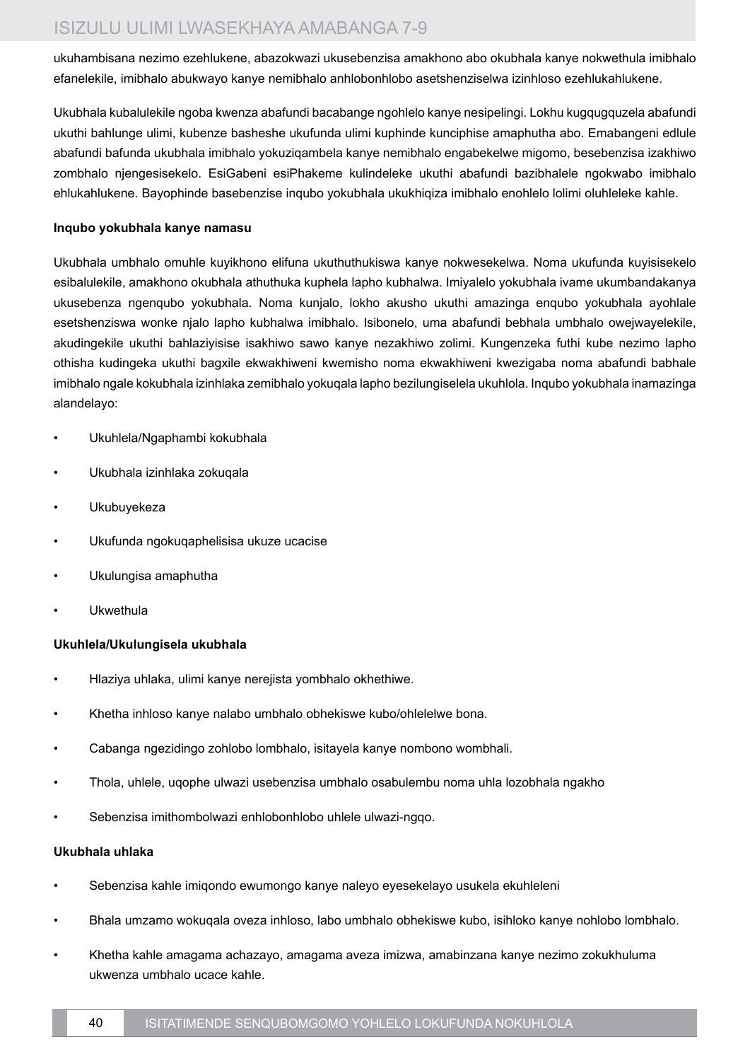ukuhambisana nezimo ezehlukene, abazokwazi ukusebenzisa amakhono abo okubhala kanye nokwethula imibhalo efanelekile, imibhalo abukwayo kanye nemibhalo anhlobonhlobo asetshenziselwa izinhloso ezehlukahlukene.

Ukubhala kubalulekile ngoba kwenza abafundi bacabange ngohlelo kanye nesipelingi. Lokhu kugqugquzela abafundi ukuthi bahlunge ulimi, kubenze basheshe ukufunda ulimi kuphinde kunciphise amaphutha abo. Emabangeni edlule abafundi bafunda ukubhala imibhalo yokuziqambela kanye nemibhalo engabekelwe migomo, besebenzisa izakhiwo zombhalo njengesisekelo. EsiGabeni esiPhakeme kulindeleke ukuthi abafundi bazibhalele ngokwabo imibhalo ehlukahlukene. Bayophinde basebenzise inqubo yokubhala ukukhiqiza imibhalo enohlelo lolimi oluhleleke kahle.

**Inqubo yokubhala kanye namasu**

Ukubhala umbhalo omuhle kuyikhono elifuna ukuthuthukiswa kanye nokwesekelwa. Noma ukufunda kuyisisekelo esibalulekile, amakhono okubhala athuthuka kuphela lapho kubhalwa. Imiyalelo yokubhala ivame ukumbandakanya ukusebenza ngenqubo yokubhala. Noma kunjalo, lokho akusho ukuthi amazinga enqubo yokubhala ayohlale esetshenziswa wonke njalo lapho kubhalwa imibhalo. Isibonelo, uma abafundi bebhala umbhalo owejwayelekile, akudingekile ukuthi bahlaziyisise isakhiwo sawo kanye nezakhiwo zolimi. Kungenzeka futhi kube nezimo lapho othisha kudingeka ukuthi bagxile ekwakhiweni kwemisho noma ekwakhiweni kwezigaba noma abafundi babhale imibhalo ngale kokubhala izinhlaka zemibhalo yokuqala lapho bezilungiselela ukuhlola. Inqubo yokubhala inamazinga alandelayo:

- Ukuhlela/Ngaphambi kokubhala
- Ukubhala izinhlaka zokuqala
- Ukubuyekeza
- Ukufunda ngokuqaphelisisa ukuze ucacise
- Ukulungisa amaphutha
- Ukwethula

**Ukuhlela/Ukulungisela ukubhala**

- Hlaziya uhlaka, ulimi kanye nerejista yombhalo okhethiwe.
- Khetha inhloso kanye nalabo umbhalo obhekiswe kubo/ohlelelwe bona.
- Cabanga ngezidingo zohlobo lombhalo, isitayela kanye nombono wombhali.
- Thola, uhlele, uqophe ulwazi usebenzisa umbhalo osabulembu noma uhla lozobhala ngakho
- Sebenzisa imithombolwazi enhlobonhlobo uhlele ulwazi-ngqo.

**Ukubhala uhlaka**

- Sebenzisa kahle imiqondo ewumongo kanye naleyo eyesekelayo usukela ekuhleleni
- Bhala umzamo wokuqala oveza inhloso, labo umbhalo obhekiswe kubo, isihloko kanye nohlobo lombhalo.
- Khetha kahle amagama achazayo, amagama aveza imizwa, amabinzana kanye nezimo zokukhuluma ukwenza umbhalo ucace kahle.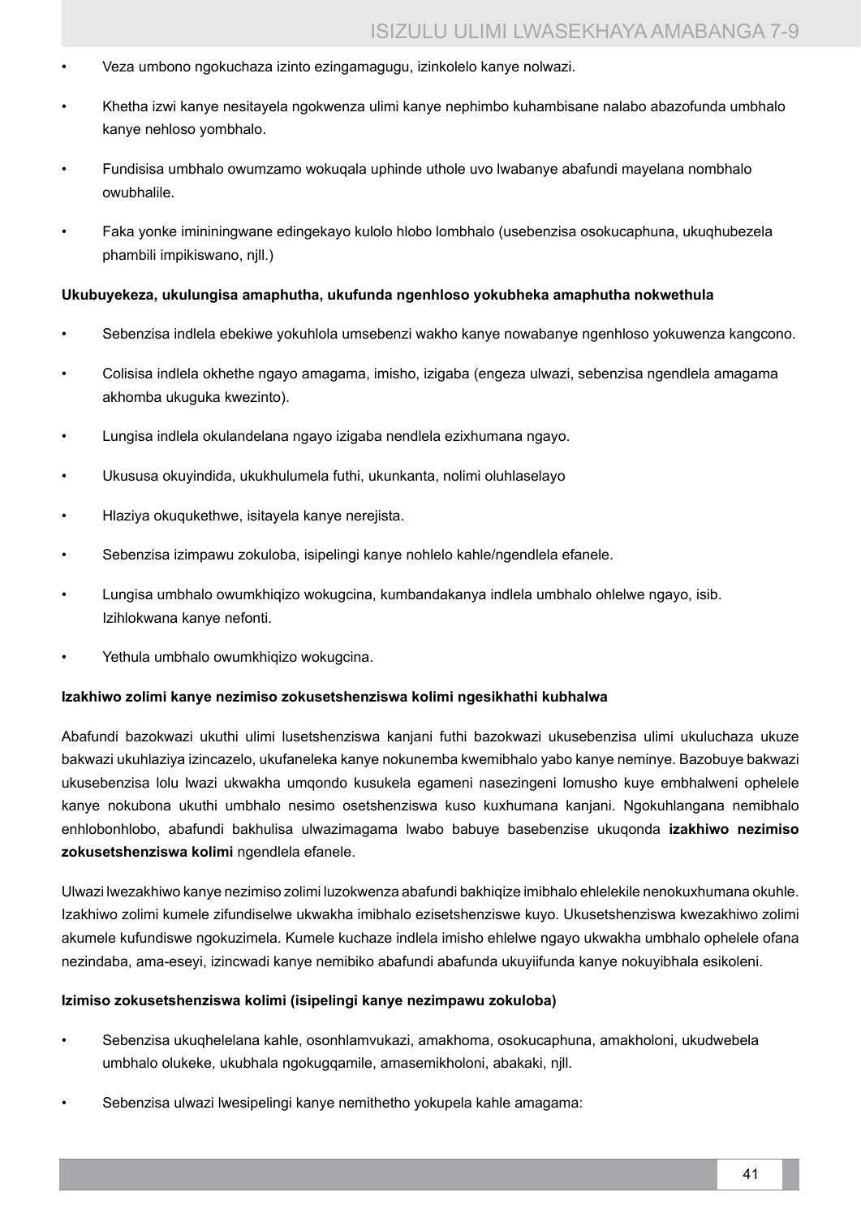- Veza umbono ngokuchaza izinto ezingamagugu, izinkolelo kanye nolwazi.
- Khetha izwi kanye nesitayela ngokwenza ulimi kanye nephimbo kuhambisane nalabo abazofunda umbhalo kanye nehloso yombhalo.
- Fundisisa umbhalo owumzamo wokuqala uphinde uthole uvo lwabanye abafundi mayelana nombhalo owubhalile.
- Faka yonke imininingwane edingekayo kulolo hlobo lombhalo (usebenzisa osokucaphuna, ukuqhubezela phambili impikiswano, njll.)

**Ukubuyekeza, ukulungisa amaphutha, ukufunda ngenhloso yokubheka amaphutha nokwethula**

- Sebenzisa indlela ebekiwe yokuhlola umsebenzi wakho kanye nowabanye ngenhloso yokuwenza kangcono.
- Colisisa indlela okhethe ngayo amagama, imisho, izigaba (engeza ulwazi, sebenzisa ngendlela amagama akhomba ukuguka kwezinto).
- Lungisa indlela okulandelana ngayo izigaba nendlela ezixhumana ngayo.
- Ukususa okuyindida, ukukhulumela futhi, ukunkanta, nolimi oluhlaselayo
- Hlaziya okuqukethwe, isitayela kanye nerejista.
- Sebenzisa izimpawu zokuloba, isipelingi kanye nohlelo kahle/ngendlela efanele.
- Lungisa umbhalo owumkhiqizo wokugcina, kumbandakanya indlela umbhalo ohlelwe ngayo, isib. Izihlokwana kanye nefonti.
- Yethula umbhalo owumkhiqizo wokugcina.

**Izakhiwo zolimi kanye nezimiso zokusetshenziswa kolimi ngesikhathi kubhalwa**

Abafundi bazokwazi ukuthi ulimi lusetshenziswa kanjani futhi bazokwazi ukusebenzisa ulimi ukuluchaza ukuze bakwazi ukuhlaziya izincazelo, ukufaneleka kanye nokunemba kwemibhalo yabo kanye neminye. Bazobuye bakwazi ukusebenzisa lolu lwazi ukwakha umqondo kusukela egameni nasezingeni lomusho kuye embhalweni ophelele kanye nokubona ukuthi umbhalo nesimo osetshenziswa kuso kuxhumana kanjani. Ngokuhlangana nemibhalo enhlobonhlobo, abafundi bakhulisa ulwazimagama lwabo babuye basebenzise ukuqonda **izakhiwo nezimiso zokusetshenziswa kolimi** ngendlela efanele.

Ulwazi lwezakhiwo kanye nezimiso zolimi luzokwenza abafundi bakhiqize imibhalo ehlelekile nenokuxhumana okuhle. Izakhiwo zolimi kumele zifundiselwe ukwakha imibhalo ezisetshenziswe kuyo. Ukusetshenziswa kwezakhiwo zolimi akumele kufundiswe ngokuzimela. Kumele kuchaze indlela imisho ehlelwe ngayo ukwakha umbhalo ophelele ofana nezindaba, ama-eseyi, izincwadi kanye nemibiko abafundi abafunda ukuyiifunda kanye nokuyibhala esikoleni.

**Izimiso zokusetshenziswa kolimi (isipelingi kanye nezimpawu zokuloba)**

- Sebenzisa ukuqhelelana kahle, osonhlamvukazi, amakhoma, osokucaphuna, amakholoni, ukudwebela umbhalo olukeke, ukubhala ngokugqamile, amasemikholoni, abakaki, njll.
- Sebenzisa ulwazi lwesipelingi kanye nemithetho yokupela kahle amagama: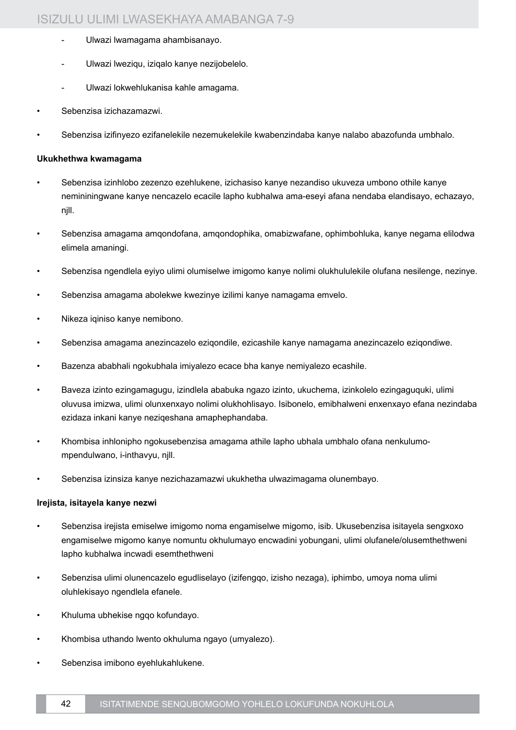- Ulwazi lwamagama ahambisanayo.
- Ulwazi lweziqu, iziqalo kanye nezijobelelo.
- Ulwazi lokwehlukanisa kahle amagama.

- Sebenzisa izichazamazwi.
- Sebenzisa izifinyezo ezifanelekile nezemukelekile kwabenzindaba kanye nalabo abazofunda umbhalo.

**Ukukhethwa kwamagama**

- Sebenzisa izinhlobo zezenzo ezehlukene, izichasiso kanye nezandiso ukuveza umbono othile kanye nemininingwane kanye nencazelo ecacile lapho kubhalwa ama-eseyi afana nendaba elandisayo, echazayo, njll.
- Sebenzisa amagama amqondofana, amqondophika, omabizwafane, ophimbohluka, kanye negama elilodwa elimela amaningi.
- Sebenzisa ngendlela eyiyo ulimi olumiselwe imigomo kanye nolimi olukhululekile olufana nesilenge, nezinye.
- Sebenzisa amagama abolekwe kwezinye izilimi kanye namagama emvelo.
- Nikeza iqiniso kanye nemibono.
- Sebenzisa amagama anezincazelo eziqondile, ezicashile kanye namagama anezincazelo eziqondiwe.
- Bazenza ababhali ngokubhala imiyalezo ecace bha kanye nemiyalezo ecashile.
- Baveza izinto ezingamagugu, izindlela ababuka ngazo izinto, ukuchema, izinkolelo ezingaguquki, ulimi oluvusa imizwa, ulimi olunxenxayo nolimi olukhohlisayo. Isibonelo, emibhalweni enxenxayo efana nezindaba ezidaza inkani kanye neziqeshana amaphephandaba.
- Khombisa inhlonipho ngokusebenzisa amagama athile lapho ubhala umbhalo ofana nenkulumo-mpendulwano, i-inthavyu, njll.
- Sebenzisa izinsiza kanye nezichazamazwi ukukhetha ulwazimagama olunembayo.

**Irejista, isitayela kanye nezwi**

- Sebenzisa irejista emiselwe imigomo noma engamiselwe migomo, isib. Ukusebenzisa isitayela sengxoxo engamiselwe migomo kanye nomuntu okhulumayo encwadini yobungani, ulimi olufanele/olusemthethweni lapho kubhalwa incwadi esemthethweni
- Sebenzisa ulimi olunencazelo egudliselayo (izifengqo, izisho nezaga), iphimbo, umoya noma ulimi oluhlekisayo ngendlela efanele.
- Khuluma ubhekise ngqo kofundayo.
- Khombisa uthando lwento okhuluma ngayo (umyalezo).
- Sebenzisa imibono eyehlukahlukene.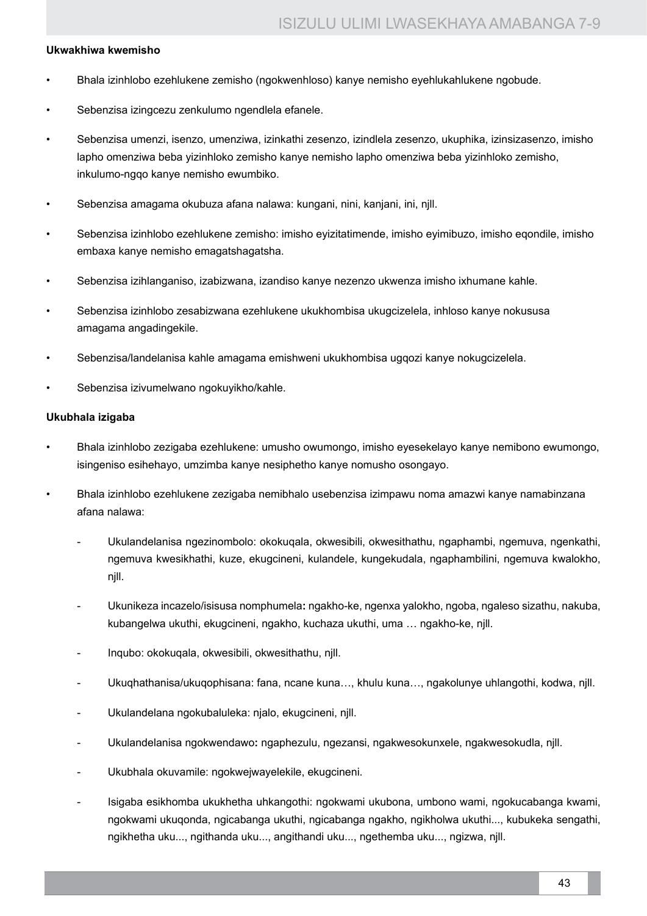**Ukwakhiwa kwemisho**

- Bhala izinhlobo ezehlukene zemisho (ngokwenhloso) kanye nemisho eyehlukahlukene ngobude.
- Sebenzisa izingcezu zenkulumo ngendlela efanele.
- Sebenzisa umenzi, isenzo, umenziwa, izinkathi zesenzo, izindlela zesenzo, ukuphika, izinsizasenzo, imisho lapho omenziwa beba yizinhloko zemisho kanye nemisho lapho omenziwa beba yizinhloko zemisho, inkulumo-ngqo kanye nemisho ewumbiko.
- Sebenzisa amagama okubuza afana nalawa: kungani, nini, kanjani, ini, njll.
- Sebenzisa izinhlobo ezehlukene zemisho: imisho eyizitatimende, imisho eyimibuzo, imisho eqondile, imisho embaxa kanye nemisho emagatshagatsha.
- Sebenzisa izihlanganiso, izabizwana, izandiso kanye nezenzo ukwenza imisho ixhumane kahle.
- Sebenzisa izinhlobo zesabizwana ezehlukene ukukhombisa ukugcizelela, inhloso kanye nokususa amagama angadingekile.
- Sebenzisa/landelanisa kahle amagama emishweni ukukhombisa ugqozi kanye nokugcizelela.
- Sebenzisa izivumelwano ngokuyikho/kahle.

**Ukubhala izigaba**

- Bhala izinhlobo zezigaba ezehlukene: umusho owumongo, imisho eyesekelayo kanye nemibono ewumongo, isingeniso esihehayo, umzimba kanye nesiphetho kanye nomusho osongayo.
- Bhala izinhlobo ezehlukene zezigaba nemibhalo usebenzisa izimpawu noma amazwi kanye namabinzana afana nalawa:
  - Ukulandelanisa ngezinombolo: okokuqala, okwesibili, okwesithathu, ngaphambi, ngemuva, ngenkathi, ngemuva kwesikhathi, kuze, ekugcineni, kulandele, kungekudala, ngaphambilini, ngemuva kwalokho, njll.
  - Ukunikeza incazelo/isisusa nomphumela**:** ngakho-ke, ngenxa yalokho, ngoba, ngaleso sizathu, nakuba, kubangelwa ukuthi, ekugcineni, ngakho, kuchaza ukuthi, uma … ngakho-ke, njll.
  - Inqubo: okokuqala, okwesibili, okwesithathu, njll.
  - Ukuqhathanisa/ukuqophisana: fana, ncane kuna…, khulu kuna…, ngakolunye uhlangothi, kodwa, njll.
  - Ukulandelana ngokubaluleka: njalo, ekugcineni, njll.
  - Ukulandelanisa ngokwendawo**:** ngaphezulu, ngezansi, ngakwesokunxele, ngakwesokudla, njll.
  - Ukubhala okuvamile: ngokwejwayelekile, ekugcineni.
  - Isigaba esikhomba ukukhetha uhkangothi: ngokwami ukubona, umbono wami, ngokucabanga kwami, ngokwami ukuqonda, ngicabanga ukuthi, ngicabanga ngakho, ngikholwa ukuthi..., kubukeka sengathi, ngikhetha uku..., ngithanda uku..., angithandi uku..., ngethemba uku..., ngizwa, njll.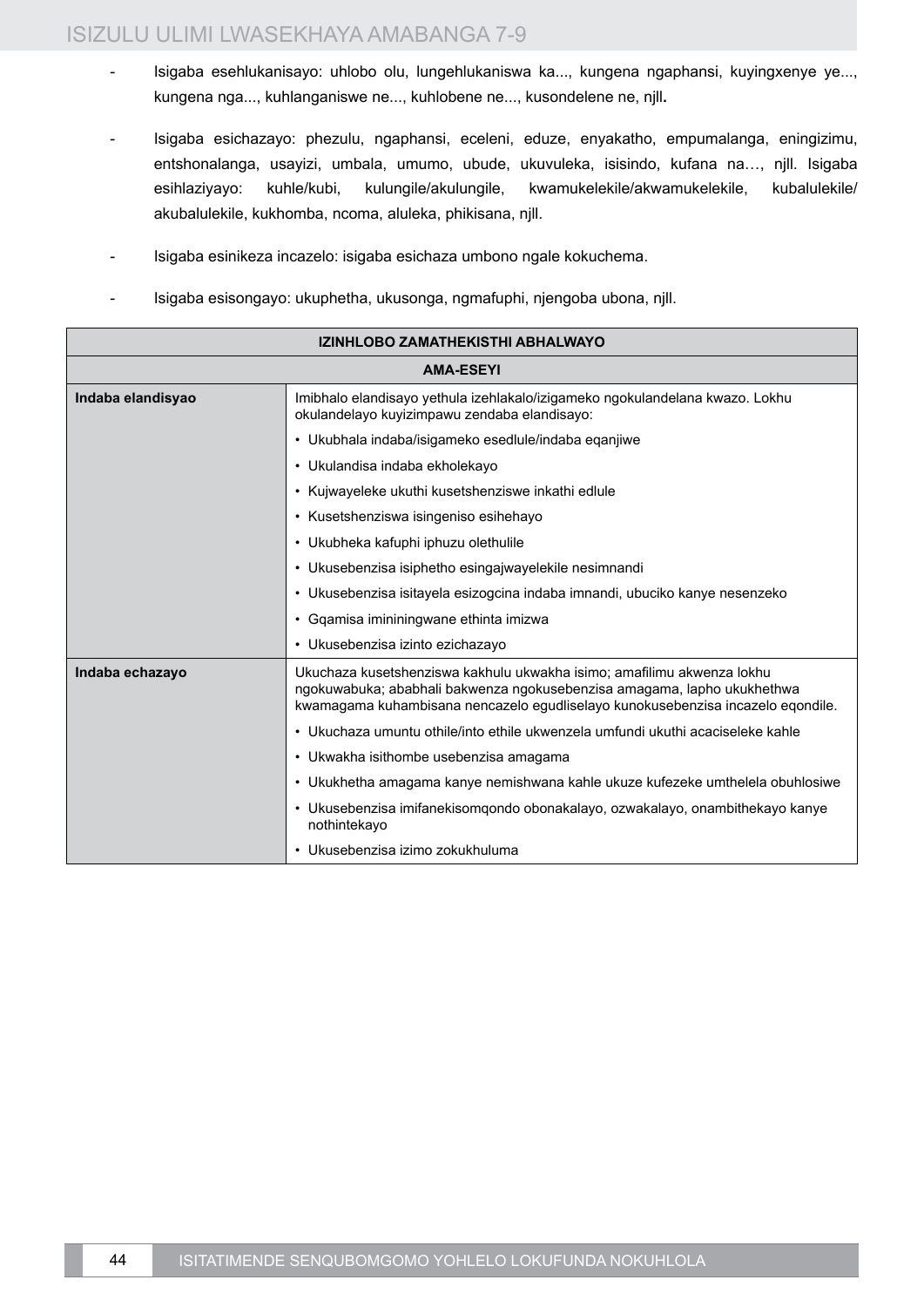- Isigaba esehlukanisayo: uhlobo olu, lungehlukaniswa ka..., kungena ngaphansi, kuyingxenye ye..., kungena nga..., kuhlanganiswe ne..., kuhlobene ne..., kusondelene ne, njll.

- Isigaba esichazayo: phezulu, ngaphansi, eceleni, eduze, enyakatho, empumalanga, eningizimu, entshonalanga, usayizi, umbala, umumo, ubude, ukuvuleka, isisindo, kufana na…, njll. Isigaba esihlaziyayo: kuhle/kubi, kulungile/akulungile, kwamukelekile/akwamukelekile, kubalulekile/ akubalulekile, kukhomba, ncoma, aluleka, phikisana, njll.

- Isigaba esinikeza incazelo: isigaba esichaza umbono ngale kokuchema.

- Isigaba esisongayo: ukuphetha, ukusonga, ngmafuphi, njengoba ubona, njll.

| IZINHLOBO ZAMATHEKISTHI ABHALWAYO | |
|---|---|
| **AMA-ESEYI** | |
| **Indaba elandisyao** | Imibhalo elandisayo yethula izehlakalo/izigameko ngokulandelana kwazo. Lokhu okulandelayo kuyizimpawu zendaba elandisayo:<br>• Ukubhala indaba/isigameko esedlule/indaba eqanjiwe<br>• Ukulandisa indaba ekholekayo<br>• Kujwayeleke ukuthi kusetshenziswe inkathi edlule<br>• Kusetshenziswa isingeniso esihehayo<br>• Ukubheka kafuphi iphuzu olethulile<br>• Ukusebenzisa isiphetho esingajwayelekile nesimnandi<br>• Ukusebenzisa isitayela esizogcina indaba imnandi, ubuciko kanye nesenzeko<br>• Gqamisa imininingwane ethinta imizwa<br>• Ukusebenzisa izinto ezichazayo |
| **Indaba echazayo** | Ukuchaza kusetshenziswa kakhulu ukwakha isimo; amafilimu akwenza lokhu ngokuwabuka; ababhali bakwenza ngokusebenzisa amagama, lapho ukukhethwa kwamagama kuhambisana nencazelo egudliselayo kunokusebenzisa incazelo eqondile.<br>• Ukuchaza umuntu othile/into ethile ukwenzela umfundi ukuthi acaciseleke kahle<br>• Ukwakha isithombe usebenzisa amagama<br>• Ukukhetha amagama kanye nemishwana kahle ukuze kufezeke umthelela obuhlosiwe<br>• Ukusebenzisa imifanekisomqondo obonakalayo, ozwakalayo, onambithekayo kanye nothintekayo<br>• Ukusebenzisa izimo zokukhuluma |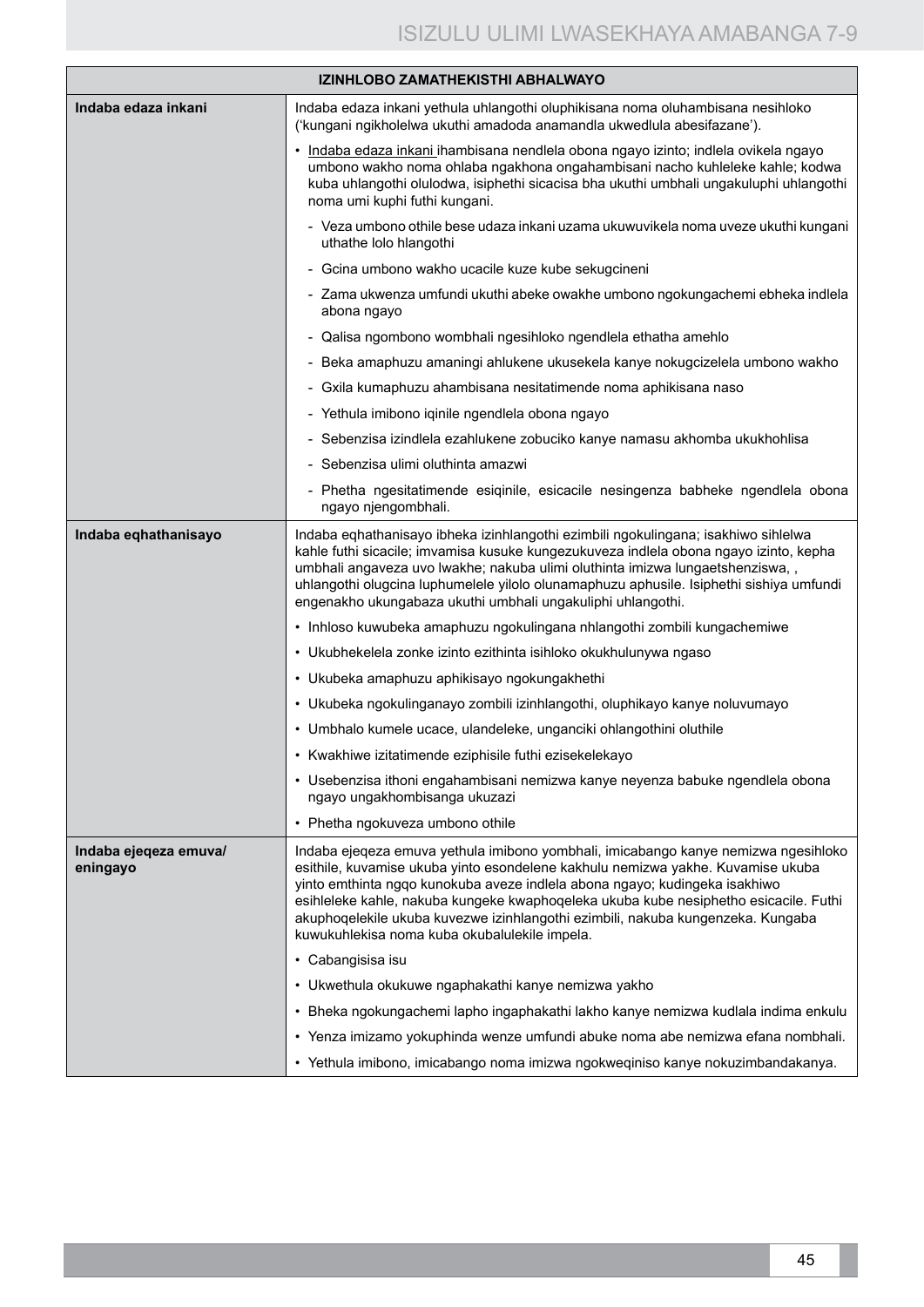| IZINHLOBO ZAMATHEKISTHI ABHALWAYO | |
|---|---|
| **Indaba edaza inkani** | Indaba edaza inkani yethula uhlangothi oluphikisana noma oluhambisana nesihloko ('kungani ngikholelwa ukuthi amadoda anamandla ukwedlula abesifazane'). |
| | • Indaba edaza inkani ihambisana nendlela obona ngayo izinto; indlela ovikela ngayo umbono wakho noma ohlaba ngakhona ongahambisani nacho kuhleleke kahle; kodwa kuba uhlangothi olulodwa, isiphethi sicacisa bha ukuthi umbhali ungakuluphi uhlangothi noma umi kuphi futhi kungani. |
| | - Veza umbono othile bese udaza inkani uzama ukuwuvikela noma uveze ukuthi kungani uthathe lolo hlangothi |
| | - Gcina umbono wakho ucacile kuze kube sekugcineni |
| | - Zama ukwenza umfundi ukuthi abeke owakhe umbono ngokungachemi ebheka indlela abona ngayo |
| | - Qalisa ngombono wombhali ngesihloko ngendlela ethatha amehlo |
| | - Beka amaphuzu amaningi ahlukene ukusekela kanye nokugcizelela umbono wakho |
| | - Gxila kumaphuzu ahambisana nesitatimende noma aphikisana naso |
| | - Yethula imibono iqinile ngendlela obona ngayo |
| | - Sebenzisa izindlela ezahlukene zobuciko kanye namasu akhomba ukukhohlisa |
| | - Sebenzisa ulimi oluthinta amazwi |
| | - Phetha ngesitatimende esiqinile, esicacile nesingenza babheke ngendlela obona ngayo njengombhali. |
| **Indaba eqhathanisayo** | Indaba eqhathanisayo ibheka izinhlangothi ezimbili ngokulingana; isakhiwo sihlelwa kahle futhi sicacile; imvamisa kusuke kungezukuveza indlela obona ngayo izinto, kepha umbhali angaveza uvo lwakhe; nakuba ulimi oluthinta imizwa lungaetshenziswa, , uhlangothi olugcina luphumelele yilolo olunamaphuzu aphusile. Isiphethi sishiya umfundi engenakho ukungabaza ukuthi umbhali ungakuliphi uhlangothi. |
| | • Inhloso kuwubeka amaphuzu ngokulingana nhlangothi zombili kungachemiwe |
| | • Ukubhekelela zonke izinto ezithinta isihloko okukhulunywa ngaso |
| | • Ukubeka amaphuzu aphikisayo ngokungakhethi |
| | • Ukubeka ngokulinganayo zombili izinhlangothi, oluphikayo kanye noluvumayo |
| | • Umbhalo kumele ucace, ulandeleke, unganciki ohlangothini oluthile |
| | • Kwakhiwe izitatimende eziphisile futhi ezisekelekayo |
| | • Usebenzisa ithoni engahambisani nemizwa kanye neyenza babuke ngendlela obona ngayo ungakhombisanga ukuzazi |
| | • Phetha ngokuveza umbono othile |
| **Indaba ejeqeza emuva/ eningayo** | Indaba ejeqeza emuva yethula imibono yombhali, imicabango kanye nemizwa ngesihloko esithile, kuvamise ukuba yinto esondelene kakhulu nemizwa yakhe. Kuvamise ukuba yinto emthinta ngqo kunokuba aveze indlela abona ngayo; kudingeka isakhiwo esihleleke kahle, nakuba kungeke kwaphoqeleka ukuba kube nesiphetho esicacile. Futhi akuphoqelekile ukuba kuvezwe izinhlangothi ezimbili, nakuba kungenzeka. Kungaba kuwukuhlekisa noma kuba okubalulekile impela. |
| | • Cabangisisa isu |
| | • Ukwethula okukuwe ngaphakathi kanye nemizwa yakho |
| | • Bheka ngokungachemi lapho ingaphakathi lakho kanye nemizwa kudlala indima enkulu |
| | • Yenza imizamo yokuphinda wenze umfundi abuke noma abe nemizwa efana nombhali. |
| | • Yethula imibono, imicabango noma imizwa ngokweqiniso kanye nokuzimbandakanya. |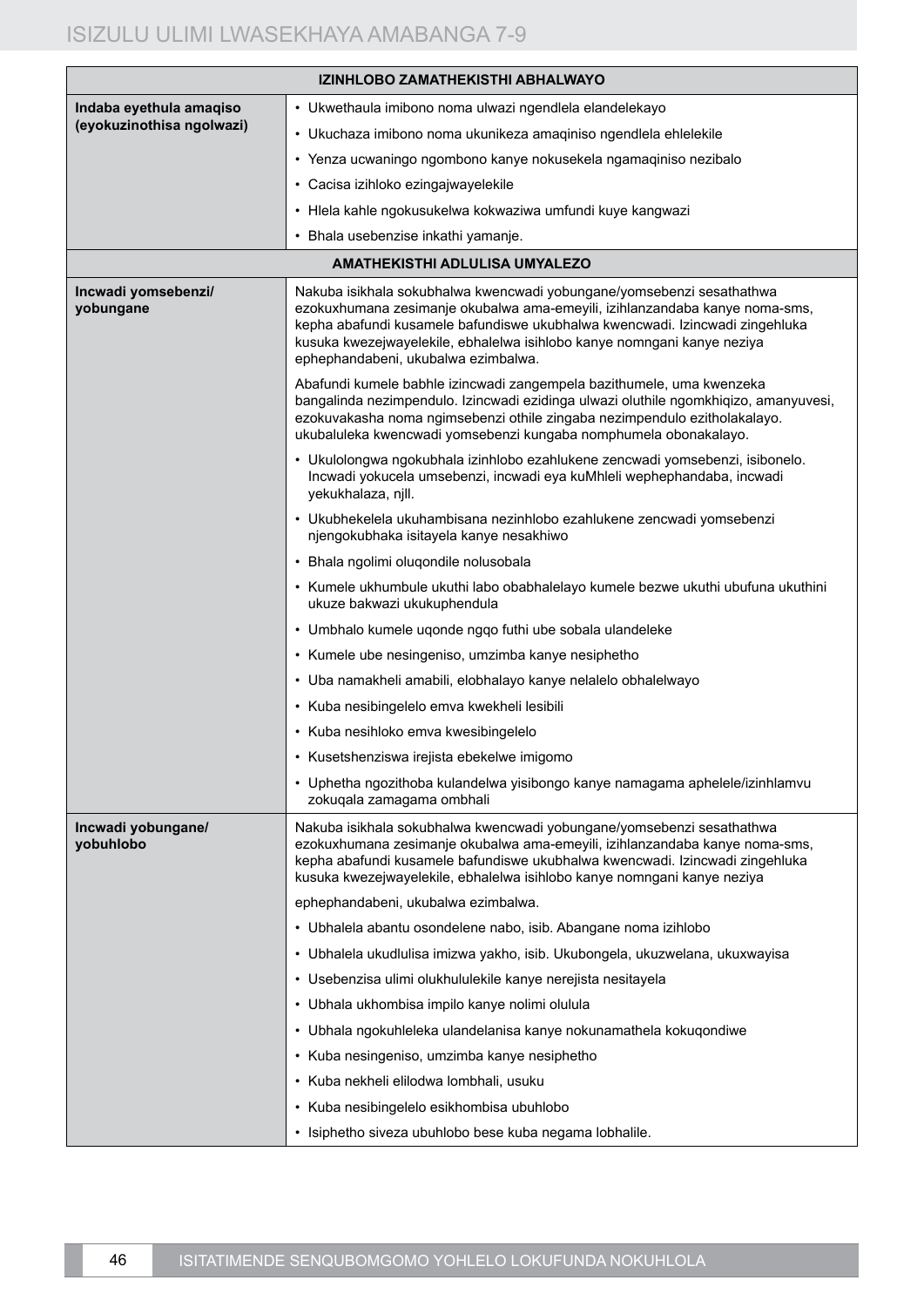| IZINHLOBO ZAMATHEKISTHI ABHALWAYO | |
|---|---|
| **Indaba eyethula amaqiso (eyokuzinothisa ngolwazi)** | • Ukwethaula imibono noma ulwazi ngendlela elandelekayo<br>• Ukuchaza imibono noma ukunikeza amaqiniso ngendlela ehlelekile<br>• Yenza ucwaningo ngombono kanye nokusekela ngamaqiniso nezibalo<br>• Cacisa izihloko ezingajwayelekile<br>• Hlela kahle ngokusukelwa kokwaziwa umfundi kuye kangwazi<br>• Bhala usebenzise inkathi yamanje. |
| **AMATHEKISTHI ADLULISA UMYALEZO** | |
| **Incwadi yomsebenzi/ yobungane** | Nakuba isikhala sokubhalwa kwencwadi yobungane/yomsebenzi sesathathwa ezokuxhumana zesimanje okubalwa ama-emeyili, izihlanzandaba kanye noma-sms, kepha abafundi kusamele bafundiswe ukubhalwa kwencwadi. Izincwadi zingehluka kusuka kwezejwayelekile, ebhalelwa isihlobo kanye nomngani kanye neziya ephephandabeni, ukubalwa ezimbalwa.<br><br>Abafundi kumele babhle izincwadi zangempela bazithumele, uma kwenzeka bangalinda nezimpendulo. Izincwadi ezidinga ulwazi oluthile ngomkhiqizo, amanyuvesi, ezokuvakasha noma ngimsebenzi othile zingaba nezimpendulo ezitholakalayo. ukubaluleka kwencwadi yomsebenzi kungaba nomphumela obonakalayo.<br><br>• Ukulolongwa ngokubhala izinhlobo ezahlukene zencwadi yomsebenzi, isibonelo. Incwadi yokucela umsebenzi, incwadi eya kuMhleli wephephandaba, incwadi yekukhalaza, njll.<br>• Ukubhekelela ukuhambisana nezinhlobo ezahlukene zencwadi yomsebenzi njengokubhaka isitayela kanye nesakhiwo<br>• Bhala ngolimi oluqondile nolusobala<br>• Kumele ukhumbule ukuthi labo obabhalelayo kumele bezwe ukuthi ubufuna ukuthini ukuze bakwazi ukukuphendula<br>• Umbhalo kumele uqonde ngqo futhi ube sobala ulandeleke<br>• Kumele ube nesingeniso, umzimba kanye nesiphetho<br>• Uba namakheli amabili, elobhalayo kanye nelalelo obhalelwayo<br>• Kuba nesibingelelo emva kwekheli lesibili<br>• Kuba nesihloko emva kwesibingelelo<br>• Kusetshenziswa irejista ebekelwe imigomo<br>• Uphetha ngozithoba kulandelwa yisibongo kanye namagama aphelele/izinhlamvu zokuqala zamagama ombhali |
| **Incwadi yobungane/ yobuhlobo** | Nakuba isikhala sokubhalwa kwencwadi yobungane/yomsebenzi sesathathwa ezokuxhumana zesimanje okubalwa ama-emeyili, izihlanzandaba kanye noma-sms, kepha abafundi kusamele bafundiswe ukubhalwa kwencwadi. Izincwadi zingehluka kusuka kwezejwayelekile, ebhalelwa isihlobo kanye nomngani kanye neziya<br><br>ephephandabeni, ukubalwa ezimbalwa.<br><br>• Ubhalela abantu osondelene nabo, isib. Abangane noma izihlobo<br>• Ubhalela ukudlulisa imizwa yakho, isib. Ukubongela, ukuzwelana, ukuxwayisa<br>• Usebenzisa ulimi olukhululekile kanye nerejista nesitayela<br>• Ubhala ukhombisa impilo kanye nolimi olulula<br>• Ubhala ngokuhleleka ulandelanisa kanye nokunamathela kokuqondiwe<br>• Kuba nesingeniso, umzimba kanye nesiphetho<br>• Kuba nekheli elilodwa lombhali, usuku<br>• Kuba nesibingelelo esikhombisa ubuhlobo<br>• Isiphetho siveza ubuhlobo bese kuba negama lobhalile. |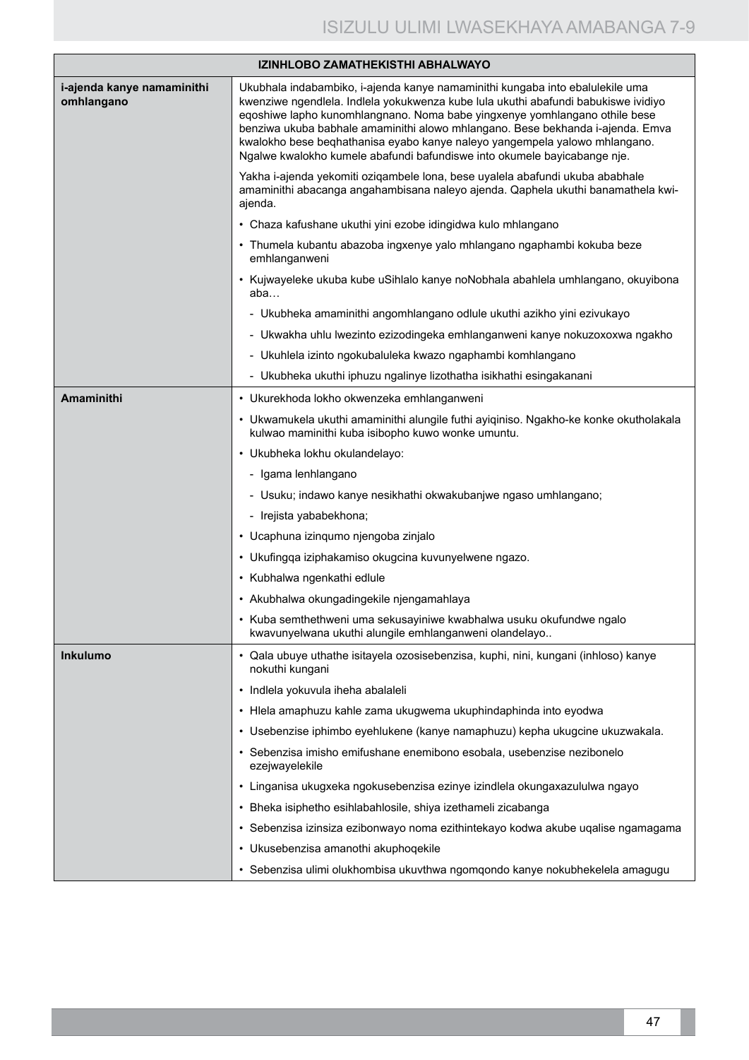| IZINHLOBO ZAMATHEKISTHI ABHALWAYO | |
|---|---|
| **i-ajenda kanye namaminithi omhlangano** | Ukubhala indabambiko, i-ajenda kanye namaminithi kungaba into ebalulekile uma kwenziwe ngendlela. Indlela yokukwenza kube lula ukuthi abafundi babukiswe ividiyo eqoshiwe lapho kunomhlangnano. Noma babe yingxenye yomhlangano othile bese benziwa ukuba babhale amaminithi alowo mhlangano. Bese bekhanda i-ajenda. Emva kwalokho bese beqhathanisa eyabo kanye naleyo yangempela yalowo mhlangano. Ngalwe kwalokho kumele abafundi bafundiswe into okumele bayicabange nje.<br><br>Yakha i-ajenda yekomiti oziqambele lona, bese uyalela abafundi ukuba ababhale amaminithi abacanga angahambisana naleyo ajenda. Qaphela ukuthi banamathela kwi-ajenda.<br><br>• Chaza kafushane ukuthi yini ezobe idingidwa kulo mhlangano<br>• Thumela kubantu abazoba ingxenye yalo mhlangano ngaphambi kokuba beze emhlanganweni<br>• Kujwayeleke ukuba kube uSihlalo kanye noNobhala abahlela umhlangano, okuyibona aba…<br>  - Ukubheka amaminithi angomhlangano odlule ukuthi azikho yini ezivukayo<br>  - Ukwakha uhlu lwezinto ezizodingeka emhlanganweni kanye nokuzoxoxwa ngakho<br>  - Ukuhlela izinto ngokubaluleka kwazo ngaphambi komhlangano<br>  - Ukubheka ukuthi iphuzu ngalinye lizothatha isikhathi esingakanani |
| **Amaminithi** | • Ukurekhoda lokho okwenzeka emhlanganweni<br>• Ukwamukela ukuthi amaminithi alungile futhi ayiqiniso. Ngakho-ke konke okutholakala kulwao maminithi kuba isibopho kuwo wonke umuntu.<br>• Ukubheka lokhu okulandelayo:<br>  - Igama lenhlangano<br>  - Usuku; indawo kanye nesikhathi okwakubanjwe ngaso umhlangano;<br>  - Irejista yababekhona;<br>• Ucaphuna izinqumo njengoba zinjalo<br>• Ukufingqa iziphakamiso okugcina kuvunyelwene ngazo.<br>• Kubhalwa ngenkathi edlule<br>• Akubhalwa okungadingekile njengamahlaya<br>• Kuba semthethweni uma sekusayiniwe kwabhalwa usuku okufundwe ngalo kwavunyelwana ukuthi alungile emhlanganweni olandelayo.. |
| **Inkulumo** | • Qala ubuye uthathe isitayela ozosisebenzisa, kuphi, nini, kungani (inhloso) kanye nokuthi kungani<br>• Indlela yokuvula iheha abalaleli<br>• Hlela amaphuzu kahle zama ukugwema ukuphindaphinda into eyodwa<br>• Usebenzise iphimbo eyehlukene (kanye namaphuzu) kepha ukugcine ukuzwakala.<br>• Sebenzisa imisho emifushane enemibono esobala, usebenzise nezibonelo ezejwayelekile<br>• Linganisa ukugxeka ngokusebenzisa ezinye izindlela okungaxazululwa ngayo<br>• Bheka isiphetho esihlabahlosile, shiya izethameli zicabanga<br>• Sebenzisa izinsiza ezibonwayo noma ezithintekayo kodwa akube uqalise ngamagama<br>• Ukusebenzisa amanothi akuphoqekile<br>• Sebenzisa ulimi olukhombisa ukuvthwa ngomqondo kanye nokubhekelela amagugu |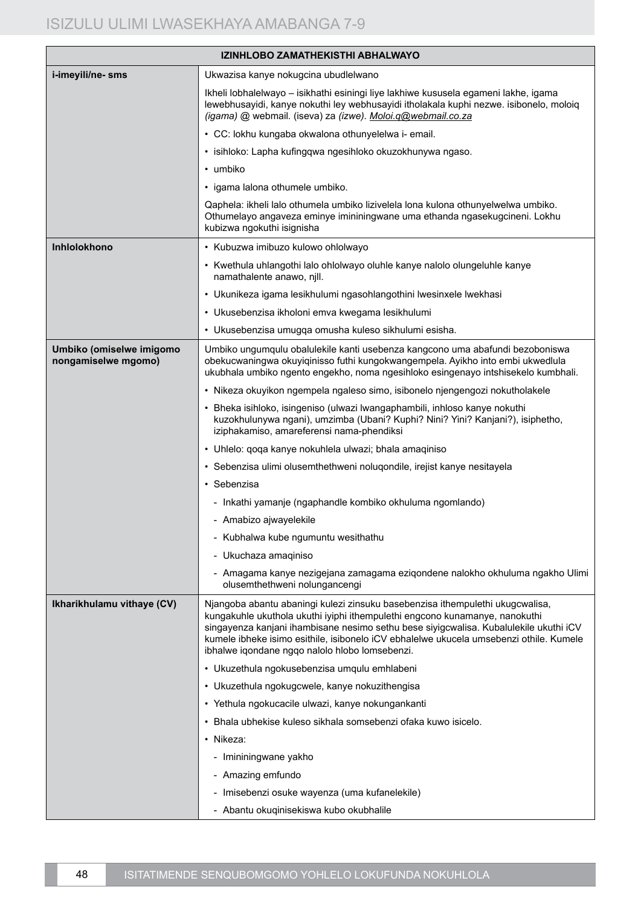| IZINHLOBO ZAMATHEKISTHI ABHALWAYO | |
|---|---|
| **i-imeyili/ne- sms** | Ukwazisa kanye nokugcina ubudlelwano<br><br>Ikheli lobhalelwayo – isikhathi esiningi liye lakhiwe kusukela egameni lakhe, igama lewebhusayidi, kanye nokuthi ley webhusayidi itholakala kuphi nezwe. isibonelo, moloiq *(igama)* @ webmail. (iseva) za *(izwe)*. Moloi.q@webmail.co.za<br><br>• CC: lokhu kungaba okwalona othunyelelwa i- email.<br><br>• isihloko: Lapha kufingqwa ngesihloko okuzokhunywa ngaso.<br><br>• umbiko<br><br>• igama lalona othumele umbiko.<br><br>Qaphela: ikheli lalo othumela umbiko lizivelela lona kulona othunyelwelwa umbiko. Othumelayo angaveza eminye imininingwane uma ethanda ngasekugcineni. Lokhu kubizwa ngokuthi isignisha |
| **Inhlolokhono** | • Kubuzwa imibuzo kulowo ohlolwayo<br><br>• Kwethula uhlangothi lalo ohlolwayo oluhle kanye nalolo olungeluhle kanye namathalente anawo, njll.<br><br>• Ukunikeza igama lesikhulumi ngasohlangothini lwesinxele lwekhasi<br><br>• Ukusebenzisa ikholoni emva kwegama lesikhulumi<br><br>• Ukusebenzisa umugqa omusha kuleso sikhulumi esisha. |
| **Umbiko (omiselwe imigomo nongamiselwe mgomo)** | Umbiko ungumqulu obalulekile kanti usebenza kangcono uma abafundi bezobonisiwa obekucwaningwa okuyiqinisso futhi kungokwangempela. Ayikho into embi ukwedlula ukubhala umbiko ngento engekho, noma ngesihloko esingenayo intshisekelo kumbhali.<br><br>• Nikeza okuyikon ngempela ngaleso simo, isibonelo njengengozi nokutholakele<br><br>• Bheka isihloko, isingeniso (ulwazi lwangaphambili, inhloso kanye nokuthi kuzokhulunywa ngani), umzimba (Ubani? Kuphi? Nini? Yini? Kanjani?), isiphetho, iziphakamiso, amareferensi nama-phendiksi<br><br>• Uhlelo: qoqa kanye nokuhlela ulwazi; bhala amaqiniso<br><br>• Sebenzisa ulimi olusemthethweni noluqondile, irejist kanye nesitayela<br><br>• Sebenzisa<br>  - Inkathi yamanje (ngaphandle kombiko okhuluma ngomlando)<br>  - Amabizo ajwayelekile<br>  - Kubhalwa kube ngumuntu wesithathu<br>  - Ukuchaza amaqiniso<br>  - Amagama kanye nezigejana zamagama eziqondene nalokho okhuluma ngakho Ulimi olusemthethweni nolungancengi |
| **Ikharikhulamu vithaye (CV)** | Njangoba abantu abaningi kulezi zinsuku basebenzisa ithempulethi ukugcwalisa, kungakuhle ukuthola ukuthi iyiphi ithempulethi engcono kunamanye, nanokuthi singayenza kanjani ihambisane nesimo sethu bese siyigcwalisa. Kubalulekile ukuthi iCV kumele ibheke isimo esithile, isibonelo iCV ebhalelwe ukucela umsebenzi othile. Kumele ibhalwe iqondane ngqo nalolo hlobo lomsebenzi.<br><br>• Ukuzethula ngokusebenzisa umqulu emhlabeni<br><br>• Ukuzethula ngokugcwele, kanye nokuzithengisa<br><br>• Yethula ngokucacile ulwazi, kanye nokungankanti<br><br>• Bhala ubhekise kuleso sikhala somsebenzi ofaka kuwo isicelo.<br><br>• Nikeza:<br>  - Imininingwane yakho<br>  - Amazing emfundo<br>  - Imisebenzi osuke wayenza (uma kufanelekile)<br>  - Abantu okuqinisekiswa kubo okubhalile |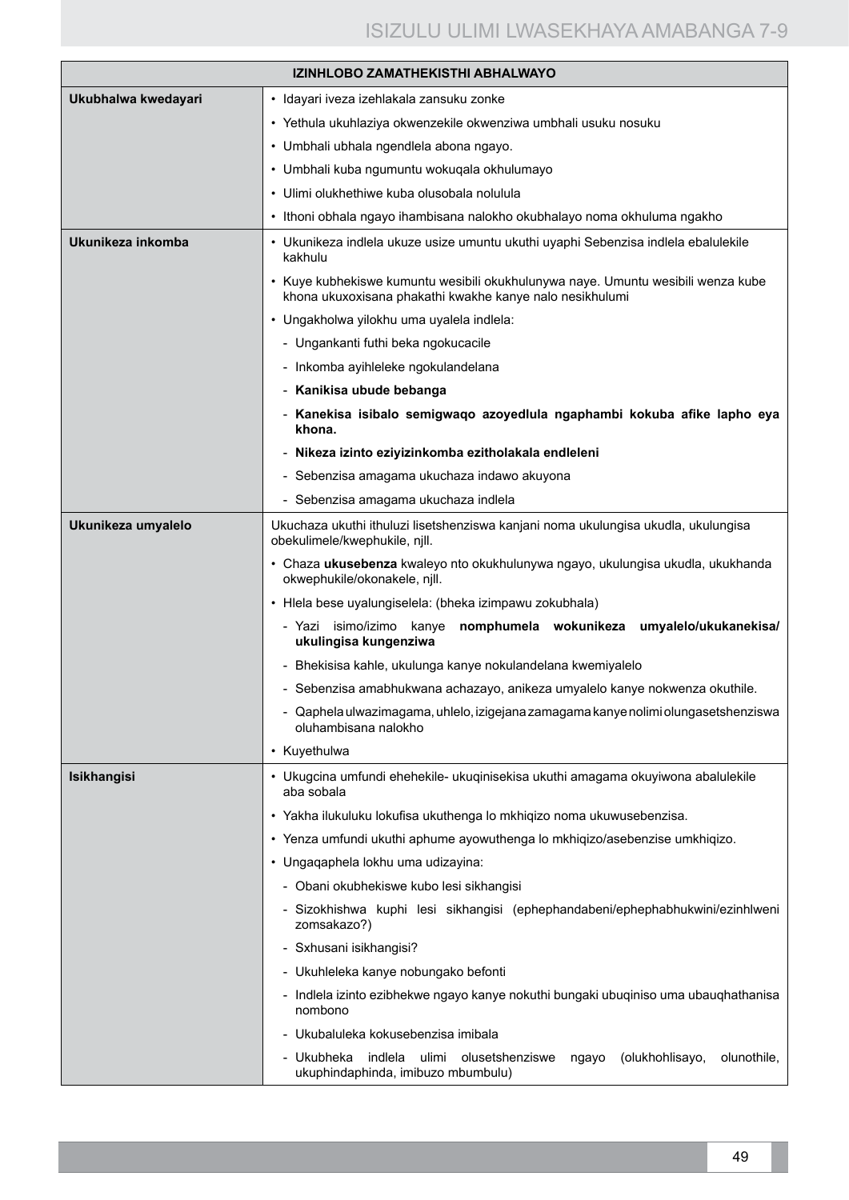| IZINHLOBO ZAMATHEKISTHI ABHALWAYO | |
|---|---|
| **Ukubhalwa kwedayari** | • Idayari iveza izehlakala zansuku zonke |
| | • Yethula ukuhlaziya okwenzekile okwenziwa umbhali usuku nosuku |
| | • Umbhali ubhala ngendlela abona ngayo. |
| | • Umbhali kuba ngumuntu wokuqala okhulumayo |
| | • Ulimi olukhethiwe kuba olusobala nolulula |
| | • Ithoni obhala ngayo ihambisana nalokho okubhalayo noma okhuluma ngakho |
| **Ukunikeza inkomba** | • Ukunikeza indlela ukuze usize umuntu ukuthi uyaphi Sebenzisa indlela ebalulekile kakhulu |
| | • Kuye kubhekiswe kumuntu wesibili okukhulunywa naye. Umuntu wesibili wenza kube khona ukuxoxisana phakathi kwakhe kanye nalo nesikhulumi |
| | • Ungakholwa yilokhu uma uyalela indlela: |
| | - Ungankanti futhi beka ngokucacile |
| | - Inkomba ayihleleke ngokulandelana |
| | - **Kanikisa ubude bebanga** |
| | - **Kanekisa isibalo semigwaqo azoyedlula ngaphambi kokuba afike lapho eya khona.** |
| | - **Nikeza izinto eziyizinkomba ezitholakala endleleni** |
| | - Sebenzisa amagama ukuchaza indawo akuyona |
| | - Sebenzisa amagama ukuchaza indlela |
| **Ukunikeza umyalelo** | Ukuchaza ukuthi ithuluzi lisetshenziswa kanjani noma ukulungisa ukudla, ukulungisa obekulimele/kwephukile, njll. |
| | • Chaza **ukusebenza** kwaleyo nto okukhulunywa ngayo, ukulungisa ukudla, ukukhanda okwephukile/okonakele, njll. |
| | • Hlela bese uyalungiselela: (bheka izimpawu zokubhala) |
| | - Yazi isimo/izimo kanye **nomphumela wokunikeza umyalelo/ukukanekisa/ ukulingisa kungenziwa** |
| | - Bhekisisa kahle, ukulunga kanye nokulandelana kwemiyalelo |
| | - Sebenzisa amabhukwana achazayo, anikeza umyalelo kanye nokwenza okuthile. |
| | - Qaphela ulwazimagama, uhlelo, izigejana zamagama kanye nolimi olungasetshenziswa oluhambisana nalokho |
| | • Kuyethulwa |
| **Isikhangisi** | • Ukugcina umfundi ehehekile- ukuqinisekisa ukuthi amagama okuyiwona abalulekile aba sobala |
| | • Yakha ilukuluku lokufisa ukuthenga lo mkhiqizo noma ukuwusebenzisa. |
| | • Yenza umfundi ukuthi aphume ayowuthenga lo mkhiqizo/asebenzise umkhiqizo. |
| | • Ungaqaphela lokhu uma udizayina: |
| | - Obani okubhekiswe kubo lesi sikhangisi |
| | - Sizokhishwa kuphi lesi sikhangisi (ephephandabeni/ephephabhukwini/ezinhlweni zomsakazo?) |
| | - Sxhusani isikhangisi? |
| | - Ukuhleleka kanye nobungako befonti |
| | - Indlela izinto ezibhekwe ngayo kanye nokuthi bungaki ubuqiniso uma ubauqhathanisa nombono |
| | - Ukubaluleka kokusebenzisa imibala |
| | - Ukubheka indlela ulimi olusetshenziswe ngayo (olukhohlisayo, olunothile, ukuphindaphinda, imibuzo mbumbulu) |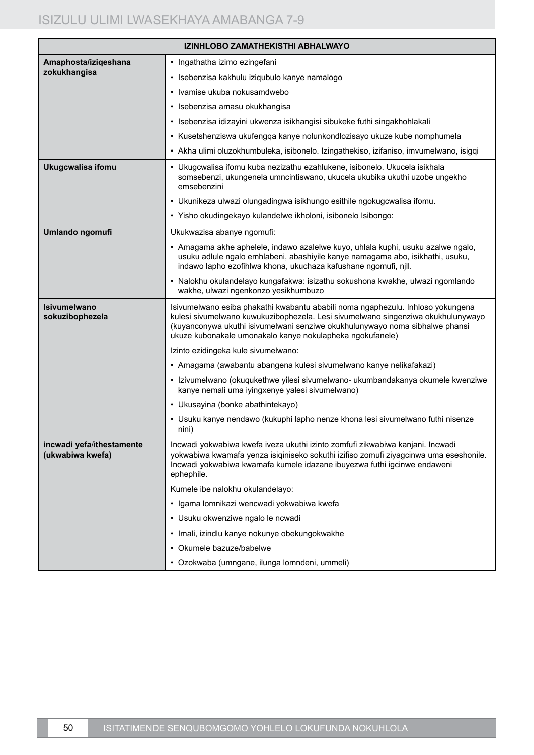| IZINHLOBO ZAMATHEKISTHI ABHALWAYO | |
|---|---|
| **Amaphosta/iziqeshana zokukhangisa** | • Ingathatha izimo ezingefani |
| | • Isebenzisa kakhulu iziqubulo kanye namalogo |
| | • Ivamise ukuba nokusamdwebo |
| | • Isebenzisa amasu okukhangisa |
| | • Isebenzisa idizayini ukwenza isikhangisi sibukeke futhi singakhohlakali |
| | • Kusetshenziswa ukufengqa kanye nolunkondlozisayo ukuze kube nomphumela |
| | • Akha ulimi oluzokhumbuleka, isibonelo. Izingathekiso, izifaniso, imvumelwano, isigqi |
| **Ukugcwalisa ifomu** | • Ukugcwalisa ifomu kuba nezizathu ezahlukene, isibonelo. Ukucela isikhala somsebenzi, ukungenela umncintiswano, ukucela ukubika ukuthi uzobe ungekho emsebenzini |
| | • Ukunikeza ulwazi olungadingwa isikhungo esithile ngokugcwalisa ifomu. |
| | • Yisho okudingekayo kulandelwe ikholoni, isibonelo Isibongo: |
| **Umlando ngomufi** | Ukukwazisa abanye ngomufi: |
| | • Amagama akhe aphelele, indawo azalelwe kuyo, uhlala kuphi, usuku azalwe ngalo, usuku adlule ngalo emhlabeni, abashiyile kanye namagama abo, isikhathi, usuku, indawo lapho ezofihlwa khona, ukuchaza kafushane ngomufi, njll. |
| | • Nalokhu okulandelayo kungafakwa: isizathu sokushona kwakhe, ulwazi ngomlando wakhe, ulwazi ngenkonzo yesikhumbuzo |
| **Isivumelwano sokuzibophezela** | Isivumelwano esiba phakathi kwabantu ababili noma ngaphezulu. Inhloso yokungena kulesi sivumelwano kuwukuzibophezela. Lesi sivumelwano singenziwa okukhulunywayo (kuyanconywa ukuthi isivumelwani senziwe okukhulunywayo noma sibhalwe phansi ukuze kubonakale umonakalo kanye nokulapheka ngokufanele) |
| | Izinto ezidingeka kule sivumelwano: |
| | • Amagama (awabantu abangena kulesi sivumelwano kanye nelikafakazi) |
| | • Izivumelwano (okuqukethwe yilesi sivumelwano- ukumbandakanya okumele kwenziwe kanye nemali uma iyingxenye yalesi sivumelwano) |
| | • Ukusayina (bonke abathintekayo) |
| | • Usuku kanye nendawo (kukuphi lapho nenze khona lesi sivumelwano futhi nisenze nini) |
| **incwadi yefa/ithestamente (ukwabiwa kwefa)** | Incwadi yokwabiwa kwefa iveza ukuthi izinto zomfufi zikwabiwa kanjani. Incwadi yokwabiwa kwamafa yenza isiqiniseko sokuthi izifiso zomufi ziyagcinwa uma eseshonile. Incwadi yokwabiwa kwamafa kumele idazane ibuyezwa futhi igcinwe endaweni ephephile. |
| | Kumele ibe nalokhu okulandelayo: |
| | • Igama lomnikazi wencwadi yokwabiwa kwefa |
| | • Usuku okwenziwe ngalo le ncwadi |
| | • Imali, izindlu kanye nokunye obekungokwakhe |
| | • Okumele bazuze/babelwe |
| | • Ozokwaba (umngane, ilunga lomndeni, ummeli) |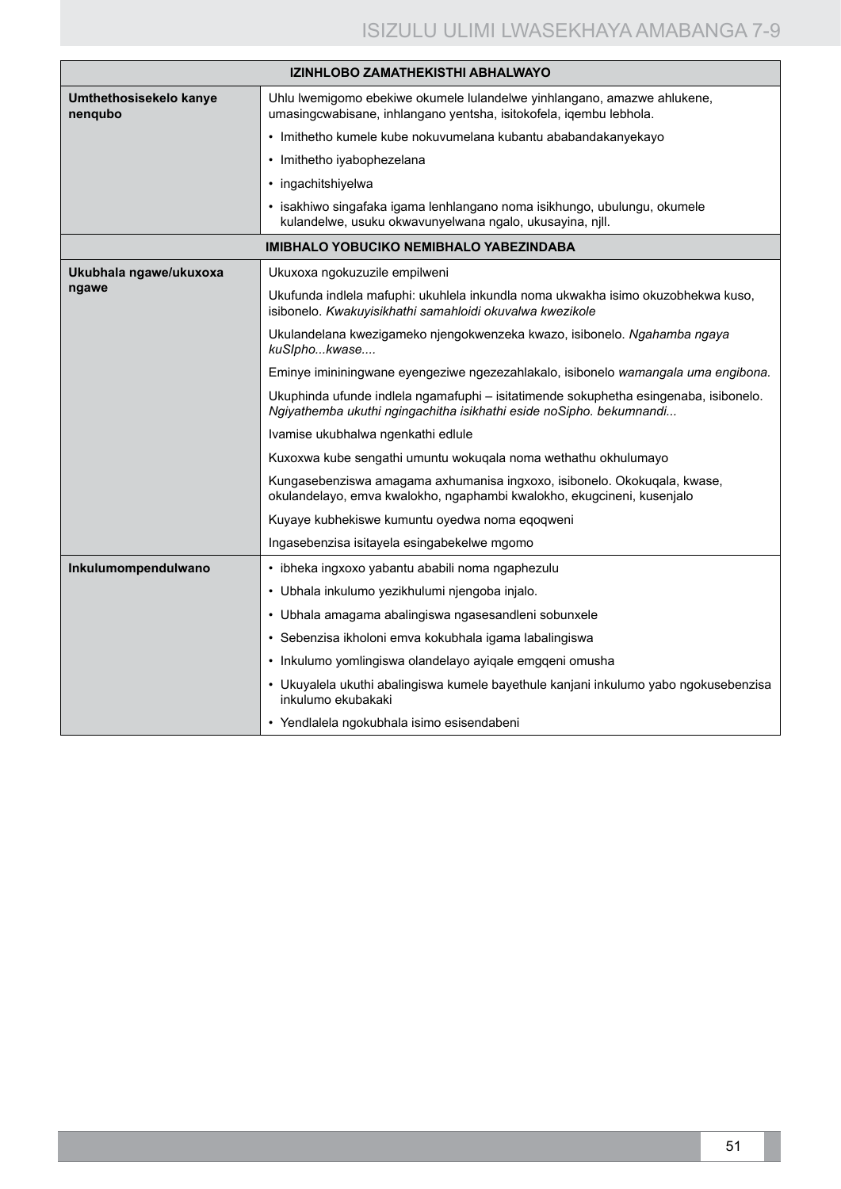| IZINHLOBO ZAMATHEKISTHI ABHALWAYO | |
|---|---|
| **Umthethosisekelo kanye nenqubo** | Uhlu lwemigomo ebekiwe okumele lulandelwe yinhlangano, amazwe ahlukene, umasingcwabisane, inhlangano yentsha, isitokofela, iqembu lebhola. |
| | • Imithetho kumele kube nokuvumelana kubantu ababandakanyekayo |
| | • Imithetho iyabophezelana |
| | • ingachitshiyelwa |
| | • isakhiwo singafaka igama lenhlangano noma isikhungo, ubulungu, okumele kulandelwe, usuku okwavunyelwana ngalo, ukusayina, njll. |
| **IMIBHALO YOBUCIKO NEMIBHALO YABEZINDABA** | |
| **Ukubhala ngawe/ukuxoxa ngawe** | Ukuxoxa ngokuzuzile empilweni |
| | Ukufunda indlela mafuphi: ukuhlela inkundla noma ukwakha isimo okuzobhekwa kuso, isibonelo. *Kwakuyisikhathi samahloidi okuvalwa kwezikole* |
| | Ukulandelana kwezigameko njengokwenzeka kwazo, isibonelo. *Ngahamba ngaya kuSIpho...kwase....* |
| | Eminye imininingwane eyengeziwe ngezezahlakalo, isibonelo *wamangala uma engibona.* |
| | Ukuphinda ufunde indlela ngamafuphi – isitatimende sokuphetha esingenaba, isibonelo. *Ngiyathemba ukuthi ngingachitha isikhathi eside noSipho. bekumnandi...* |
| | Ivamise ukubhalwa ngenkathi edlule |
| | Kuxoxwa kube sengathi umuntu wokuqala noma wethathu okhulumayo |
| | Kungasebenziswa amagama axhumanisa ingxoxo, isibonelo. Okokuqala, kwase, okulandelayo, emva kwalokho, ngaphambi kwalokho, ekugcineni, kusenjalo |
| | Kuyaye kubhekiswe kumuntu oyedwa noma eqoqweni |
| | Ingasebenzisa isitayela esingabekelwe mgomo |
| **Inkulumompendulwano** | • ibheka ingxoxo yabantu ababili noma ngaphezulu |
| | • Ubhala inkulumo yezikhulumi njengoba injalo. |
| | • Ubhala amagama abalingiswa ngasesandleni sobunxele |
| | • Sebenzisa ikholoni emva kokubhala igama labalingiswa |
| | • Inkulumo yomlingiswa olandelayo ayiqale emgqeni omusha |
| | • Ukuyalela ukuthi abalingiswa kumele bayethule kanjani inkulumo yabo ngokusebenzisa inkulumo ekubakaki |
| | • Yendlalela ngokubhala isimo esisendabeni |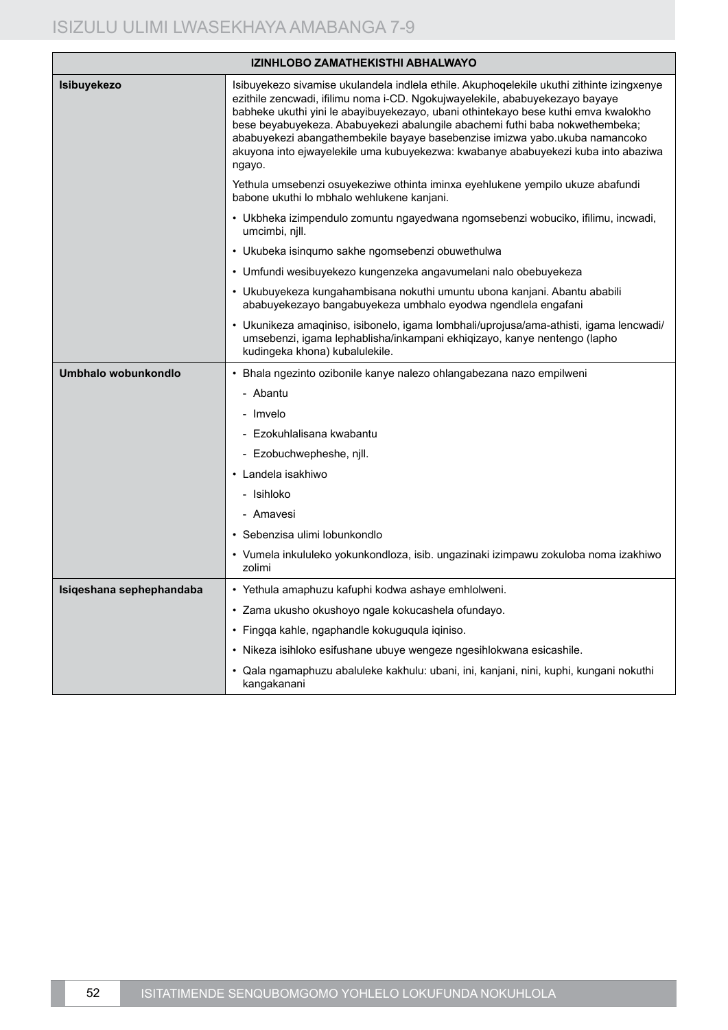| IZINHLOBO ZAMATHEKISTHI ABHALWAYO | |
|---|---|
| **Isibuyekezo** | Isibuyekezo sivamise ukulandela indlela ethile. Akuphoqelekile ukuthi zithinte izingxenye ezithile zencwadi, ifilimu noma i-CD. Ngokujwayelekile, ababuyekezayo bayaye babheke ukuthi yini le abayibuyekezayo, ubani othintekayo bese kuthi emva kwalokho bese beyabuyekeza. Ababuyekezi abalungile abachemi futhi baba nokwethembeka; ababuyekezi abangathembekile bayaye basebenzise imizwa yabo.ukuba namancoko akuyona into ejwayelekile uma kubuyekezwa: kwabanye ababuyekezi kuba into abaziwa ngayo. |
| | Yethula umsebenzi osuyekeziwe othinta iminxa eyehlukene yempilo ukuze abafundi babone ukuthi lo mbhalo wehlukene kanjani. |
| | • Ukbheka izimpendulo zomuntu ngayedwana ngomsebenzi wobuciko, ifilimu, incwadi, umcimbi, njll. |
| | • Ukubeka isinqumo sakhe ngomsebenzi obuwethulwa |
| | • Umfundi wesibuyekezo kungenzeka angavumelani nalo obebuyekeza |
| | • Ukubuyekeza kungahambisana nokuthi umuntu ubona kanjani. Abantu ababili ababuyekezayo bangabuyekeza umbhalo eyodwa ngendlela engafani |
| | • Ukunikeza amaqiniso, isibonelo, igama lombhali/uprojusa/ama-athisti, igama lencwadi/umsebenzi, igama lephablisha/inkampani ekhiqizayo, kanye nentengo (lapho kudingeka khona) kubalulekile. |
| **Umbhalo wobunkondlo** | • Bhala ngezinto ozibonile kanye nalezo ohlangabezana nazo empilweni |
| | - Abantu |
| | - Imvelo |
| | - Ezokuhlalisana kwabantu |
| | - Ezobuchwepheshe, njll. |
| | • Landela isakhiwo |
| | - Isihloko |
| | - Amavesi |
| | • Sebenzisa ulimi lobunkondlo |
| | • Vumela inkululeko yokunkondloza, isib. ungazinaki izimpawu zokuloba noma izakhiwo zolimi |
| **Isiqeshana sephephandaba** | • Yethula amaphuzu kafuphi kodwa ashaye emhlolweni. |
| | • Zama ukusho okushoyo ngale kokucashela ofundayo. |
| | • Fingqa kahle, ngaphandle kokuguqula iqiniso. |
| | • Nikeza isihloko esifushane ubuye wengeze ngesihlokwana esicashile. |
| | • Qala ngamaphuzu abaluleke kakhulu: ubani, ini, kanjani, nini, kuphi, kungani nokuthi kangakanani |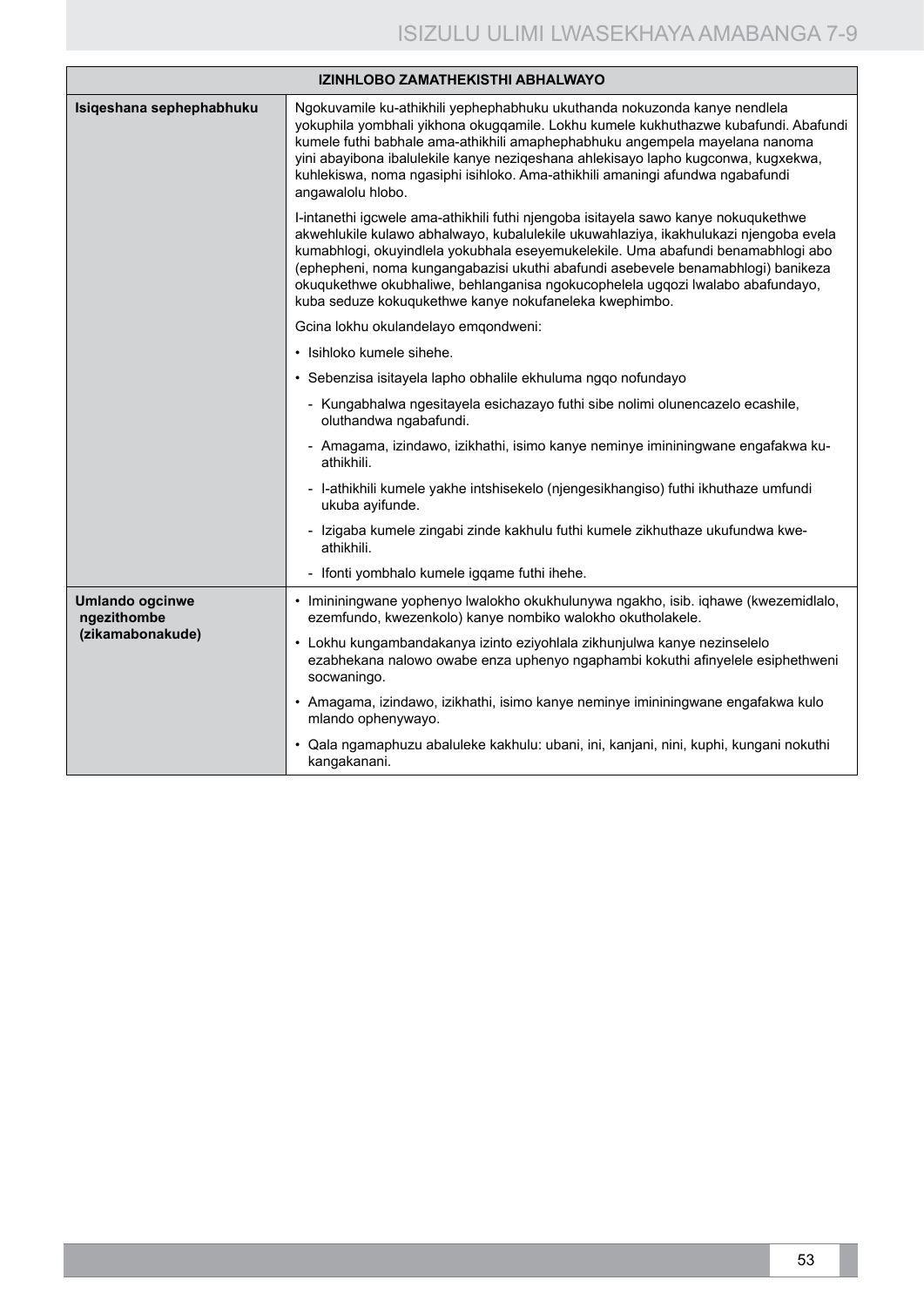| IZINHLOBO ZAMATHEKISTHI ABHALWAYO | |
|---|---|
| **Isiqeshana sephephabhuku** | Ngokuvamile ku-athikhili yephephabhuku ukuthanda nokuzonda kanye nendlela yokuphila yombhali yikhona okugqamile. Lokhu kumele kukhuthazwe kubafundi. Abafundi kumele futhi babhale ama-athikhili amaphephabhuku angempela mayelana nanoma yini abayibona ibalulekile kanye neziqeshana ahlekisayo lapho kugconwa, kugxekwa, kuhlekiswa, noma ngasiphi isihloko. Ama-athikhili amaningi afundwa ngabafundi angawalolu hlobo. <br><br> I-intanethi igcwele ama-athikhili futhi njengoba isitayela sawo kanye nokuqukethwe akwehlukile kulawo abhalwayo, kubalulekile ukuwahlaziya, ikakhulukazi njengoba evela kumabhlogi, okuyindlela yokubhala eseyemukelekile. Uma abafundi benamabhlogi abo (ephepheni, noma kungangabazisi ukuthi abafundi asebevele benamabhlogi) banikeza okuqukethwe okubhaliwe, behlanganisa ngokucophelela ugqozi lwalabo abafundayo, kuba seduze kokuqukethwe kanye nokufaneleka kwephimbo. <br><br> Gcina lokhu okulandelayo emqondweni: <br><br> • Isihloko kumele sihehe. <br><br> • Sebenzisa isitayela lapho obhalile ekhuluma ngqo nofundayo <br><br> - Kungabhalwa ngesitayela esichazayo futhi sibe nolimi olunencazelo ecashile, oluthandwa ngabafundi. <br><br> - Amagama, izindawo, izikhathi, isimo kanye neminye imininingwane engafakwa ku-athikhili. <br><br> - I-athikhili kumele yakhe intshisekelo (njengesikhangiso) futhi ikhuthaze umfundi ukuba ayifunde. <br><br> - Izigaba kumele zingabi zinde kakhulu futhi kumele zikhuthaze ukufundwa kwe-athikhili. <br><br> - Ifonti yombhalo kumele igqame futhi ihehe. |
| **Umlando ogcinwe ngezithombe (zikamabonakude)** | • Imininingwane yophenyo lwalokho okukhulunywa ngakho, isib. iqhawe (kwezemidlalo, ezemfundo, kwezenkolo) kanye nombiko walokho okutholakele. <br><br> • Lokhu kungambandakanya izinto eziyohlala zikhunjulwa kanye nezinselelo ezabhekana nalowo owabe enza uphenyo ngaphambi kokuthi afinyelele esiphethweni socwaningo. <br><br> • Amagama, izindawo, izikhathi, isimo kanye neminye imininingwane engafakwa kulo mlando ophenywayo. <br><br> • Qala ngamaphuzu abaluleke kakhulu: ubani, ini, kanjani, nini, kuphi, kungani nokuthi kangakanani. |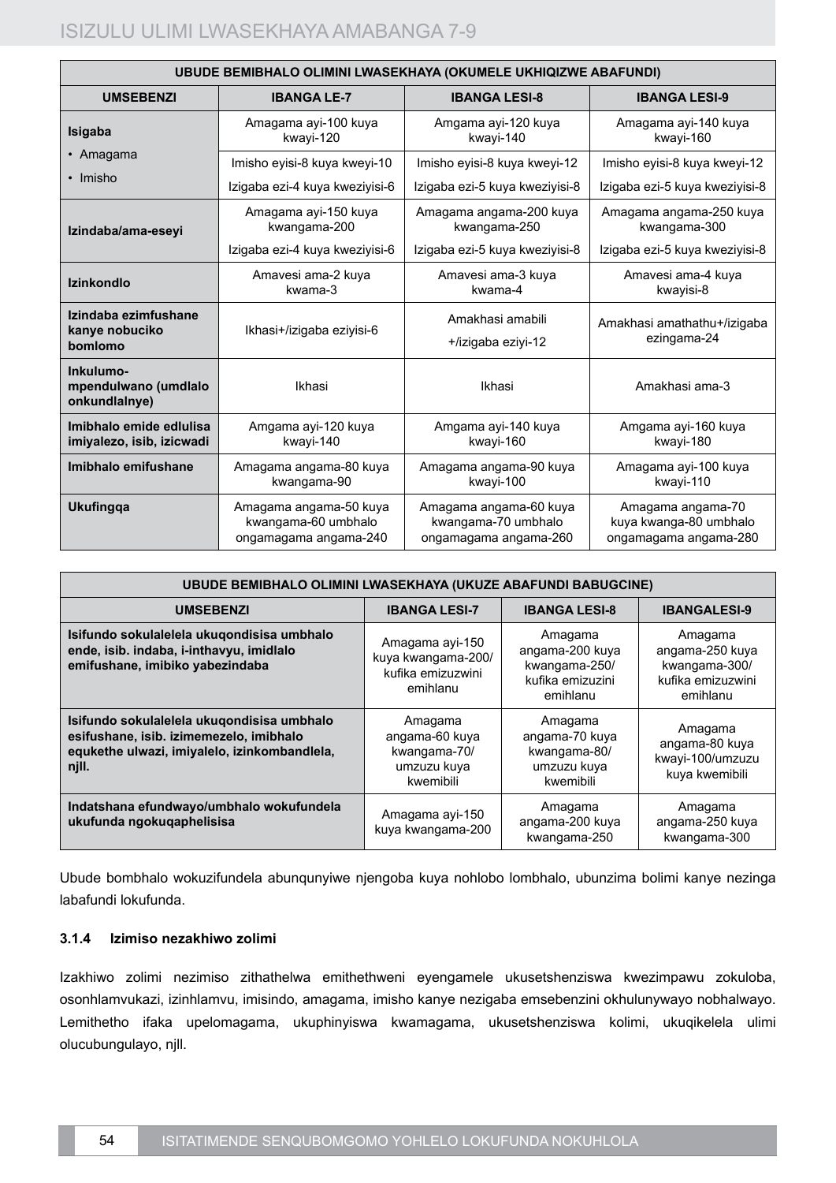| UBUDE BEMIBHALO OLIMINI LWASEKHAYA (OKUMELE UKHIQIZWE ABAFUNDI) | | | |
|---|---|---|---|
| **UMSEBENZI** | **IBANGA LE-7** | **IBANGA LESI-8** | **IBANGA LESI-9** |
| **Isigaba**<br>• Amagama<br>• Imisho | Amagama ayi-100 kuya kwayi-120<br>Imisho eyisi-8 kuya kweyi-10<br>Izigaba ezi-4 kuya kweziyisi-6 | Amgama ayi-120 kuya kwayi-140<br>Imisho eyisi-8 kuya kweyi-12<br>Izigaba ezi-5 kuya kweziyisi-8 | Amagama ayi-140 kuya kwayi-160<br>Imisho eyisi-8 kuya kweyi-12<br>Izigaba ezi-5 kuya kweziyisi-8 |
| **Izindaba/ama-eseyi** | Amagama ayi-150 kuya kwangama-200<br>Izigaba ezi-4 kuya kweziyisi-6 | Amagama angama-200 kuya kwangama-250<br>Izigaba ezi-5 kuya kweziyisi-8 | Amagama angama-250 kuya kwangama-300<br>Izigaba ezi-5 kuya kweziyisi-8 |
| **Izinkondlo** | Amavesi ama-2 kuya kwama-3 | Amavesi ama-3 kuya kwama-4 | Amavesi ama-4 kuya kwayisi-8 |
| **Izindaba ezimfushane kanye nobuciko bomlomo** | Ikhasi+/izigaba eziyisi-6 | Amakhasi amabili<br>+/izigaba eziyi-12 | Amakhasi amathathu+/izigaba ezingama-24 |
| **Inkulumo-mpendulwano (umdlalo onkundlalnye)** | Ikhasi | Ikhasi | Amakhasi ama-3 |
| **Imibhalo emide edlulisa imiyalezo, isib, izicwadi** | Amgama ayi-120 kuya kwayi-140 | Amgama ayi-140 kuya kwayi-160 | Amgama ayi-160 kuya kwayi-180 |
| **Imibhalo emifushane** | Amagama angama-80 kuya kwangama-90 | Amagama angama-90 kuya kwayi-100 | Amagama ayi-100 kuya kwayi-110 |
| **Ukufingqa** | Amagama angama-50 kuya kwangama-60 umbhalo ongamagama angama-240 | Amagama angama-60 kuya kwangama-70 umbhalo ongamagama angama-260 | Amagama angama-70 kuya kwanga-80 umbhalo ongamagama angama-280 |

| UBUDE BEMIBHALO OLIMINI LWASEKHAYA (UKUZE ABAFUNDI BABUGCINE) | | | |
|---|---|---|---|
| **UMSEBENZI** | **IBANGA LESI-7** | **IBANGA LESI-8** | **IBANGALESI-9** |
| **Isifundo sokulalelela ukuqondisisa umbhalo ende, isib. indaba, i-inthavyu, imidlalo emifushane, imibiko yabezindaba** | Amagama ayi-150 kuya kwangama-200/ kufika emizuzwini emihlanu | Amagama angama-200 kuya kwangama-250/ kufika emizuzini emihlanu | Amagama angama-250 kuya kwangama-300/ kufika emizuzwini emihlanu |
| **Isifundo sokulalelela ukuqondisisa umbhalo esifushane, isib. izimemezelo, imibhalo equkethe ulwazi, imiyalelo, izinkombandlela, njll.** | Amagama angama-60 kuya kwangama-70/ umzuzu kuya kwemibili | Amagama angama-70 kuya kwangama-80/ umzuzu kuya kwemibili | Amagama angama-80 kuya kwayi-100/umzuzu kuya kwemibili |
| **Indatshana efundwayo/umbhalo wokufundela ukufunda ngokuqaphelisisa** | Amagama ayi-150 kuya kwangama-200 | Amagama angama-200 kuya kwangama-250 | Amagama angama-250 kuya kwangama-300 |

Ubude bombhalo wokuzifundela abunqunyiwe njengoba kuya nohlobo lombhalo, ubunzima bolimi kanye nezinga labafundi lokufunda.

### 3.1.4 Izimiso nezakhiwo zolimi

Izakhiwo zolimi nezimiso zithathelwa emithethweni eyengamele ukusetshenziswa kwezimpawu zokuloba, osonhlamvukazi, izinhlamvu, imisindo, amagama, imisho kanye nezigaba emsebenzini okhulunywayo nobhalwayo. Lemithetho ifaka upelomagama, ukuphinyiswa kwamagama, ukusetshenziswa kolimi, ukuqikelela ulimi olucubungulayo, njll.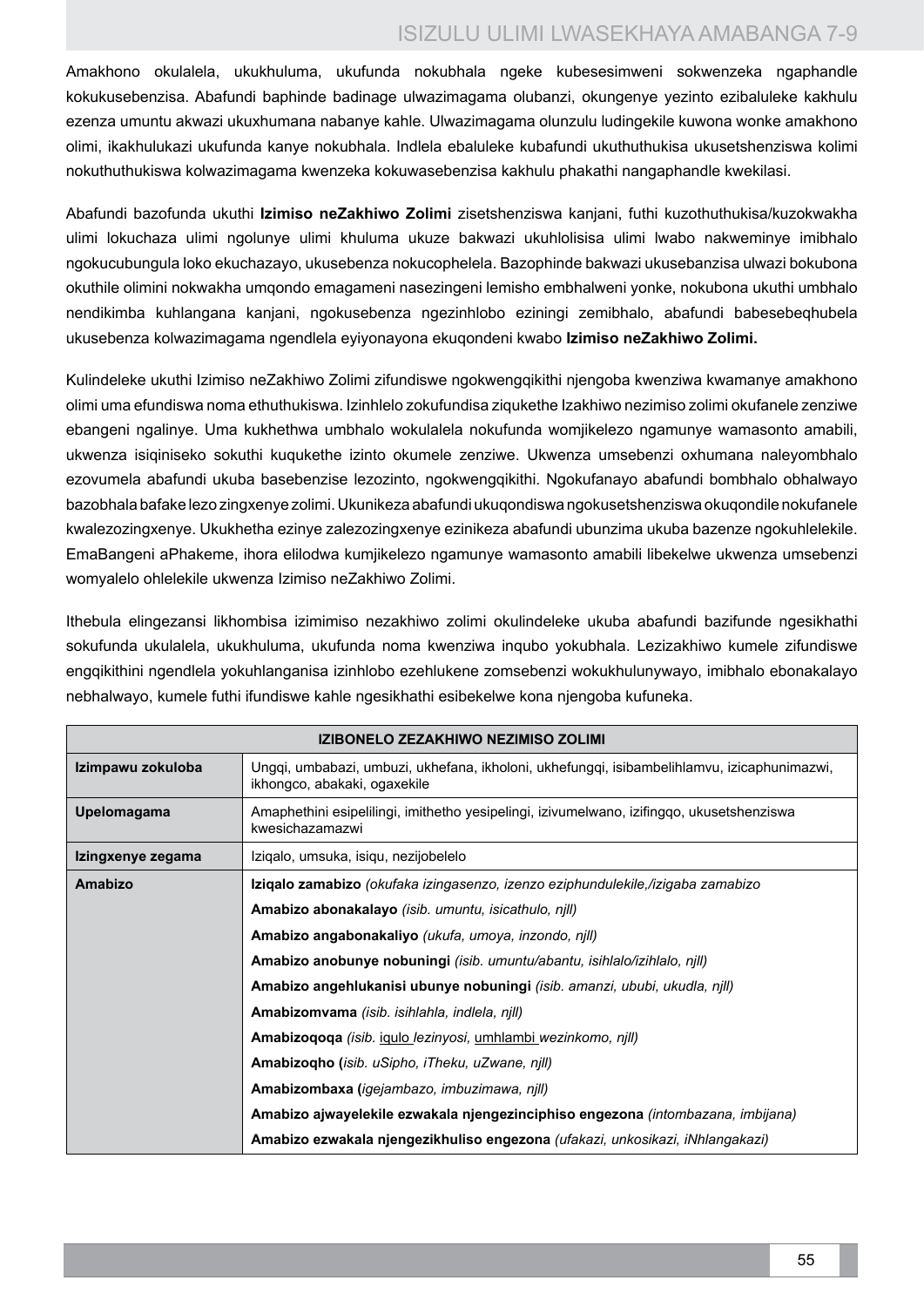Amakhono okulalela, ukukhuluma, ukufunda nokubhala ngeke kubesesimweni sokwenzeka ngaphandle kokukusebenzisa. Abafundi baphinde badinage ulwazimagama olubanzi, okungenye yezinto ezibalulekе kakhulu ezenza umuntu akwazi ukuxhumana nabanye kahle. Ulwazimagama olunzulu ludingekile kuwona wonke amakhono olimi, ikakhulukazi ukufunda kanye nokubhala. Indlela ebalulekе kubafundi ukuthuthukisa ukusetshenziswa kolimi nokuthuthukiswa kolwazimagama kwenzeka kokuwasebenzisa kakhulu phakathi nangaphandle kwekilasi.

Abafundi bazofunda ukuthi **Izimiso neZakhiwo Zolimi** zisetshenziswa kanjani, futhi kuzothuthukisa/kuzokwakha ulimi lokuchaza ulimi ngolunye ulimi khuluma ukuze bakwazi ukuhlolisisa ulimi lwabo nakweminye imibhalo ngokucubungula loko ekuchazayo, ukusebenza nokucophelela. Bazophinde bakwazi ukusebanzisa ulwazi bokubona okuthile olimini nokwakha umqondo emagameni nasezingeni lemisho embhalweni yonke, nokubona ukuthi umbhalo nendikimba kuhlangana kanjani, ngokusebenza ngezinhlobo eziningi zemibhalo, abafundi babesebeqhubela ukusebenza kolwazimagama ngendlela eyiyonayona ekuqondeni kwabo **Izimiso neZakhiwo Zolimi.**

Kulindeleke ukuthi Izimiso neZakhiwo Zolimi zifundiswe ngokwengqikithi njengoba kwenziwa kwamanye amakhono olimi uma efundiswa noma ethuthukiswa. Izinhlelo zokufundisa ziqukethe Izakhiwo nezimiso zolimi okufanele zenziwe ebangeni ngalinye. Uma kukhethwa umbhalo wokulalela nokufunda womjikelezo ngamunye wamasonto amabili, ukwenza isiqiniseko sokuthi kuqukethe izinto okumele zenziwe. Ukwenza umsebenzi oxhumana naleyombhalo ezovumela abafundi ukuba basebenzise lezozinto, ngokwengqikithi. Ngokufanayo abafundi bombhalo obhalwayo bazobhala bafake lezo zingxenye zolimi. Ukunikeza abafundi ukuqondiswa ngokusetshenziswa okuqondile nokufanele kwalezozingxenye. Ukukhetha ezinye zalezozingxenye ezinikeza abafundi ubunzima ukuba bazenze ngokuhlelekile. EmaBangeni aPhakeme, ihora elilodwa kumjikelezo ngamunye wamasonto amabili libekelwe ukwenza umsebenzi womyalelo ohlelekile ukwenza Izimiso neZakhiwo Zolimi.

Ithebula elingezansi likhombisa izimimiso nezakhiwo zolimi okulindeleke ukuba abafundi bazifunde ngesikhathi sokufunda ukulalela, ukukhuluma, ukufunda noma kwenziwa inqubo yokubhala. Lezizakhiwo kumele zifundiswe engqikithini ngendlela yokuhlanganisa izinhlobo ezehlukene zomsebenzi wokukhulunywayo, imibhalo ebonakalayo nebhalwayo, kumele futhi ifundiswe kahle ngesikhathi esibekelwe kona njengoba kufuneka.

| IZIBONELO ZEZAKHIWO NEZIMISO ZOLIMI | |
|---|---|
| **Izimpawu zokuloba** | Ungqi, umbabazi, umbuzi, ukhefana, ikholoni, ukhefungqi, isibambelihlamvu, izicaphunimazwi, ikhongco, abakaki, ogaxekile |
| **Upelomagama** | Amaphethini esipelilingi, imithetho yesipelingi, izivumelwano, izifingqo, ukusetshenziswa kwesichazamazwi |
| **Izingxenye zegama** | Iziqalo, umsuka, isiqu, nezijobelelo |
| **Amabizo** | **Iziqalo zamabizo** *(okufaka izingasenzo, izenzo eziphundulekile,/izigaba zamabizo* |
| | **Amabizo abonakalayo** *(isib. umuntu, isicathulo, njll)* |
| | **Amabizo angabonakaliyo** *(ukufa, umoya, inzondo, njll)* |
| | **Amabizo anobunye nobuningi** *(isib. umuntu/abantu, isihlalo/izihlalo, njll)* |
| | **Amabizo angehlukanisi ubunye nobuningi** *(isib. amanzi, ububi, ukudla, njll)* |
| | **Amabizomvama** *(isib. isihlahla, indlela, njll)* |
| | **Amabizoqoqa** *(isib. iqulo lezinyosi, umhlambi wezinkomo, njll)* |
| | **Amabizoqho (***isib. uSipho, iTheku, uZwane, njll)* |
| | **Amabizombaxa (***igejambazo, imbuzimawa, njll)* |
| | **Amabizo ajwayelekile ezwakala njengezinciphiso engezona** *(intombazana, imbijana)* |
| | **Amabizo ezwakala njengezikhuliso engezona** *(ufakazi, unkosikazi, iNhlangakazi)* |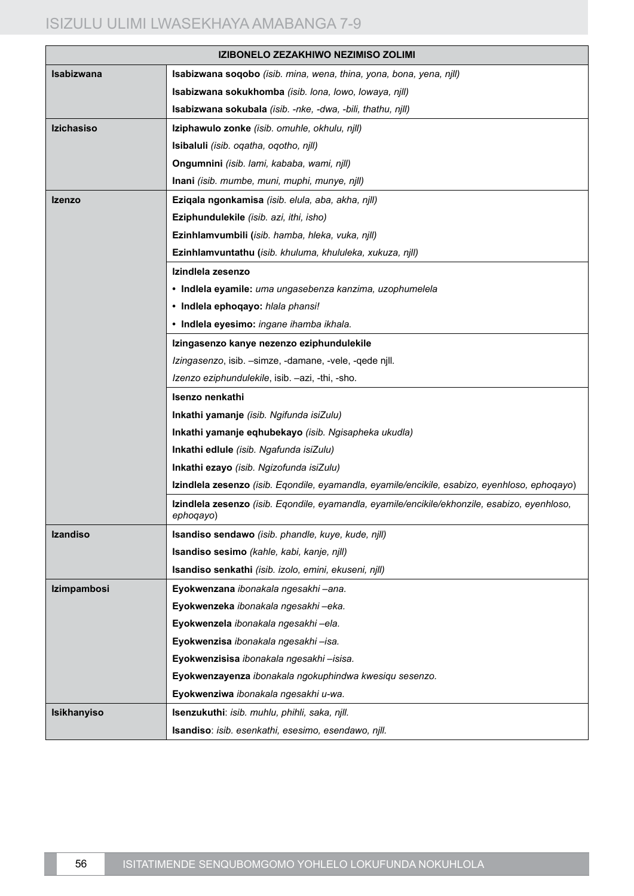| IZIBONELO ZEZAKHIWO NEZIMISO ZOLIMI | |
|---|---|
| **Isabizwana** | **Isabizwana soqobo** *(isib. mina, wena, thina, yona, bona, yena, njll)* |
| | **Isabizwana sokukhomba** *(isib. lona, lowo, lowaya, njll)* |
| | **Isabizwana sokubala** *(isib. -nke, -dwa, -bili, thathu, njll)* |
| **Izichasiso** | **Iziphawulo zonke** *(isib. omuhle, okhulu, njll)* |
| | **Isibaluli** *(isib. oqatha, oqotho, njll)* |
| | **Ongumnini** *(isib. lami, kababa, wami, njll)* |
| | **Inani** *(isib. mumbe, muni, muphi, munye, njll)* |
| **Izenzo** | **Eziqala ngonkamisa** *(isib. elula, aba, akha, njll)* |
| | **Eziphundulekile** *(isib. azi, ithi, isho)* |
| | **Ezinhlamvumbili (***isib. hamba, hleka, vuka, njll)* |
| | **Ezinhlamvuntathu (***isib. khuluma, khululeka, xukuza, njll)* |
| | **Izindlela zesenzo** |
| | • **Indlela eyamile:** *uma ungasebenza kanzima, uzophumelela* |
| | • **Indlela ephoqayo:** *hlala phansi!* |
| | • **Indlela eyesimo:** *ingane ihamba ikhala.* |
| | **Izingasenzo kanye nezenzo eziphundulekile** |
| | *Izingasenzo*, isib. –simze, -damane, -vele, -qede njll. |
| | *Izenzo eziphundulekile*, isib. –azi, -thi, -sho. |
| | **Isenzo nenkathi** |
| | **Inkathi yamanje** *(isib. Ngifunda isiZulu)* |
| | **Inkathi yamanje eqhubekayo** *(isib. Ngisapheka ukudla)* |
| | **Inkathi edlule** *(isib. Ngafunda isiZulu)* |
| | **Inkathi ezayo** *(isib. Ngizofunda isiZulu)* |
| | **Izindlela zesenzo** *(isib. Eqondile, eyamandla, eyamile/encikile, esabizo, eyenhloso, ephoqayo*) |
| | **Izindlela zesenzo** *(isib. Eqondile, eyamandla, eyamile/encikile/ekhonzile, esabizo, eyenhloso, ephoqayo*) |
| **Izandiso** | **Isandiso sendawo** *(isib. phandle, kuye, kude, njll)* |
| | **Isandiso sesimo** *(kahle, kabi, kanje, njll)* |
| | **Isandiso senkathi** *(isib. izolo, emini, ekuseni, njll)* |
| **Izimpambosi** | **Eyokwenzana** *ibonakala ngesakhi –ana.* |
| | **Eyokwenzeka** *ibonakala ngesakhi –eka.* |
| | **Eyokwenzela** *ibonakala ngesakhi –ela.* |
| | **Eyokwenzisa** *ibonakala ngesakhi –isa.* |
| | **Eyokwenzisisa** *ibonakala ngesakhi –isisa.* |
| | **Eyokwenzayenza** *ibonakala ngokuphindwa kwesiqu sesenzo.* |
| | **Eyokwenziwa** *ibonakala ngesakhi u-wa.* |
| **Isikhanyiso** | **Isenzukuthi**: *isib. muhlu, phihli, saka, njll.* |
| | **Isandiso**: *isib. esenkathi, esesimo, esendawo, njll.* |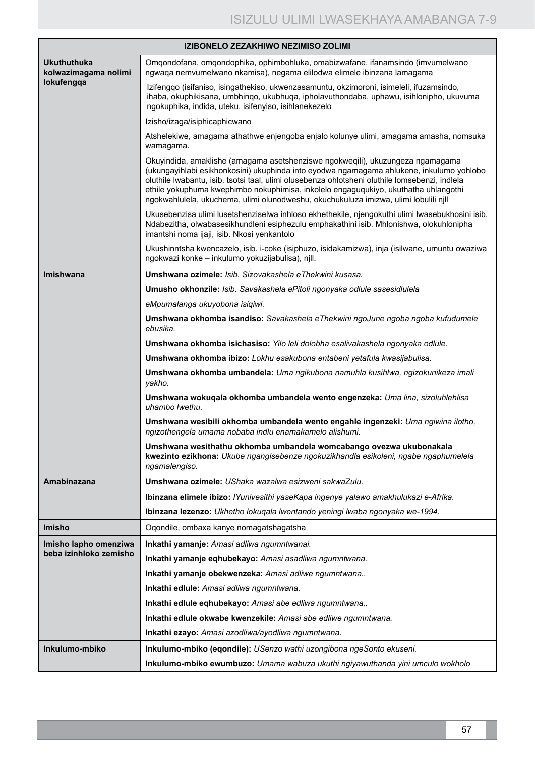| IZIBONELO ZEZAKHIWO NEZIMISO ZOLIMI | |
|---|---|
| **Ukuthuthuka kolwazimagama nolimi lokufengqa** | Omqondofana, omqondophika, ophimbohluka, omabizwafane, ifanamsindo (imvumelwano ngwaqa nemvumelwano nkamisa), negama elilodwa elimele ibinzana lamagama |
| | Izifengqo (isifaniso, isingathekiso, ukwenzasamuntu, okzimoroni, isimeleli, ifuzamsindo, ihaba, okuphikisana, umbhinqo, ukubhuqa, ipholavuthondaba, uphawu, isihlonipho, ukuvuma ngokuphika, indida, uteku, isifenyiso, isihlanekezelo |
| | Izisho/izaga/isiphicaphicwano |
| | Atshelekiwe, amagama athathwe enjengoba enjalo kolunye ulimi, amagama amasha, nomsuka wamagama. |
| | Okuyindida, amaklishe (amagama asetshenziswe ngokweqili), ukuzungeza ngamagama (ukungayihlabi esikhonkosini) ukuphinda into eyodwa ngamagama ahlukene, inkulumo yohlobo oluthile lwabantu, isib. tsotsi taal, ulimi olusebenza ohlotsheni oluthile lomsebenzi, indlela ethile yokuphuma kwephimbo nokuphimisa, inkolelo engaguqukiyo, ukuthatha uhlangothi ngokwahlulela, ukuchema, ulimi olunodweshu, okuchukuluza imizwa, ulimi lobulili njll |
| | Ukusebenzisa ulimi lusetshenziselwa inhloso ekhethekile, njengokuthi ulimi lwasebukhosini isib. Ndabezitha, olwabasesikhundleni esiphezulu emphakathini isib. Mhlonishwa, olokuhlonipha imantshi noma ijaji, isib. Nkosi yenkantolo |
| | Ukushinntsha kwencazelo, isib. i-coke (isiphuzo, isidakamizwa), inja (isilwane, umuntu owaziwa ngokwazi konke – inkulumo yokuzijabulisa), njll. |
| **Imishwana** | **Umshwana ozimele:** *Isib. Sizovakashela eThekwini kusasa.* |
| | **Umusho okhonzile:** *Isib. Savakashela ePitoli ngonyaka odlule sasesidlulela* |
| | *eMpumalanga ukuyobona isiqiwi.* |
| | **Umshwana okhomba isandiso:** *Savakashela eThekwini ngoJune ngoba ngoba kufudumele ebusika.* |
| | **Umshwana okhomba isichasiso:** *Yilo leli dolobha esalivakashela ngonyaka odlule.* |
| | **Umshwana okhomba ibizo:** *Lokhu esakubona entabeni yetafula kwasijabulisa.* |
| | **Umshwana okhomba umbandela:** *Uma ngikubona namuhla kusihlwa, ngizokunikeza imali yakho.* |
| | **Umshwana wokuqala okhomba umbandela wento engenzeka:** *Uma lina, sizoluhlehlisa uhambo lwethu.* |
| | **Umshwana wesibili okhomba umbandela wento engahle ingenzeki:** *Uma ngiwina ilotho, ngizothengela umama nobaba indlu enamakamelo alishumi.* |
| | **Umshwana wesithathu okhomba umbandela womcabango ovezwa ukubonakala kwezinto ezikhona:** *Ukube ngangisebenze ngokuzikhandla esikoleni, ngabe ngaphumelela ngamalengiso.* |
| **Amabinazana** | **Umshwana ozimele:** *UShaka wazalwa esizweni sakwaZulu.* |
| | **Ibinzana elimele ibizo:** *IYunivesithi yaseKapa ingenye yalawo amakhulukazi e-Afrika.* |
| | **Ibinzana lezenzo:** *Ukhetho lokuqala lwentando yeningi lwaba ngonyaka we-1994.* |
| **Imisho** | Oqondile, ombaxa kanye nomagatshagatsha |
| **Imisho lapho omenziwa beba izinhloko zemisho** | **Inkathi yamanje:** *Amasi adliwa ngumntwanai.* |
| | **Inkathi yamanje eqhubekayo:** *Amasi asadliwa ngumntwana.* |
| | **Inkathi yamanje obekwenzeka:** *Amasi adliwe ngumntwana..* |
| | **Inkathi edlule:** *Amasi adliwa ngumntwana.* |
| | **Inkathi edlule eqhubekayo:** *Amasi abe edliwa ngumntwana..* |
| | **Inkathi edlule okwabe kwenzekile:** *Amasi abe edliwe ngumntwana.* |
| | **Inkathi ezayo:** *Amasi azodliwa/ayodliwa ngumntwana.* |
| **Inkulumo-mbiko** | **Inkulumo-mbiko (eqondile):** *USenzo wathi uzongibona ngeSonto ekuseni.* |
| | **Inkulumo-mbiko ewumbuzo:** *Umama wabuza ukuthi ngiyawuthanda yini umculo wokholo* |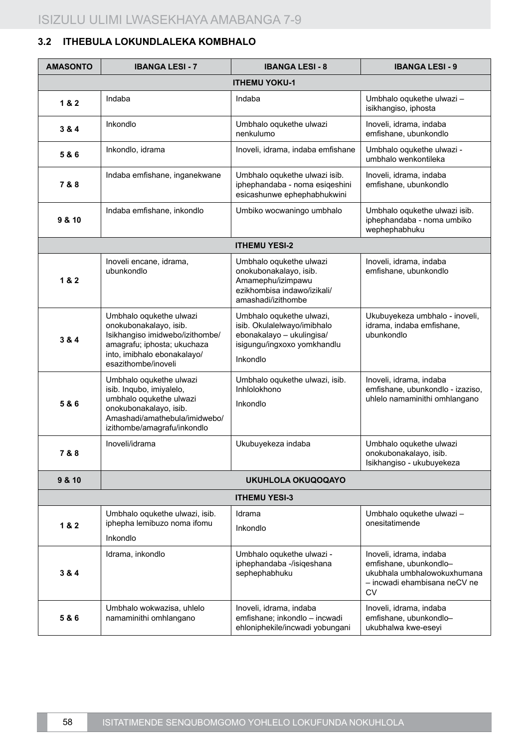### 3.2 ITHEBULA LOKUNDLALEKA KOMBHALO

| AMASONTO | IBANGA LESI - 7 | IBANGA LESI - 8 | IBANGA LESI - 9 |
|---|---|---|---|
| **ITHEMU YOKU-1** | | | |
| **1 & 2** | Indaba | Indaba | Umbhalo oqukethe ulwazi – isikhangiso, iphosta |
| **3 & 4** | Inkondlo | Umbhalo oqukethe ulwazi nenkulumo | Inoveli, idrama, indaba emfishane, ubunkondlo |
| **5 & 6** | Inkondlo, idrama | Inoveli, idrama, indaba emfishane | Umbhalo oqukethe ulwazi - umbhalo wenkontileka |
| **7 & 8** | Indaba emfishane, inganekwane | Umbhalo oqukethe ulwazi isib. iphephandaba - noma esiqeshini esicashunwe ephephabhukwini | Inoveli, idrama, indaba emfishane, ubunkondlo |
| **9 & 10** | Indaba emfishane, inkondlo | Umbiko wocwaningo umbhalo | Umbhalo oqukethe ulwazi isib. iphephandaba - noma umbiko wephephabhuku |
| **ITHEMU YESI-2** | | | |
| **1 & 2** | Inoveli encane, idrama, ubunkondlo | Umbhalo oqukethe ulwazi onokubonakalayo, isib. Amamephu/izimpawu ezikhombisa indawo/izikali/amashadi/izithombe | Inoveli, idrama, indaba emfishane, ubunkondlo |
| **3 & 4** | Umbhalo oqukethe ulwazi onokubonakalayo, isib. Isikhangiso imidwebo/izithombe/amagrafu; iphosta; ukuchaza into, imibhalo ebonakalayo/esazithombe/inoveli | Umbhalo oqukethe ulwazi, isib. Okulalelwayo/imibhalo ebonakalayo – ukulingisa/isigungu/ingxoxo yomkhandlu<br><br>Inkondlo | Ukubuyekeza umbhalo - inoveli, idrama, indaba emfishane, ubunkondlo |
| **5 & 6** | Umbhalo oqukethe ulwazi isib. Inqubo, imiyalelo, umbhalo oqukethe ulwazi onokubonakalayo, isib. Amashadi/amathebula/imidwebo/izithombe/amagrafu/inkondlo | Umbhalo oqukethe ulwazi, isib. Inhlolokhono<br><br>Inkondlo | Inoveli, idrama, indaba emfishane, ubunkondlo - izaziso, uhlelo namaminithi omhlangano |
| **7 & 8** | Inoveli/idrama | Ukubuyekeza indaba | Umbhalo oqukethe ulwazi onokubonakalayo, isib. Isikhangiso - ukubuyekeza |
| **9 & 10** | **UKUHLOLA OKUQOQAYO** | | |
| **ITHEMU YESI-3** | | | |
| **1 & 2** | Umbhalo oqukethe ulwazi, isib. iphepha lemibuzo noma ifomu<br><br>Inkondlo | Idrama<br><br>Inkondlo | Umbhalo oqukethe ulwazi – onesitatimende |
| **3 & 4** | Idrama, inkondlo | Umbhalo oqukethe ulwazi - iphephandaba -/isiqeshana sephephabhuku | Inoveli, idrama, indaba emfishane, ubunkondlo– ukubhala umbhalowokuxhumana – incwadi ehambisana neCV ne CV |
| **5 & 6** | Umbhalo wokwazisa, uhlelo namaminithi omhlangano | Inoveli, idrama, indaba emfishane; inkondlo – incwadi ehloniphekile/incwadi yobungani | Inoveli, idrama, indaba emfishane, ubunkondlo– ukubhalwa kwe-eseyi |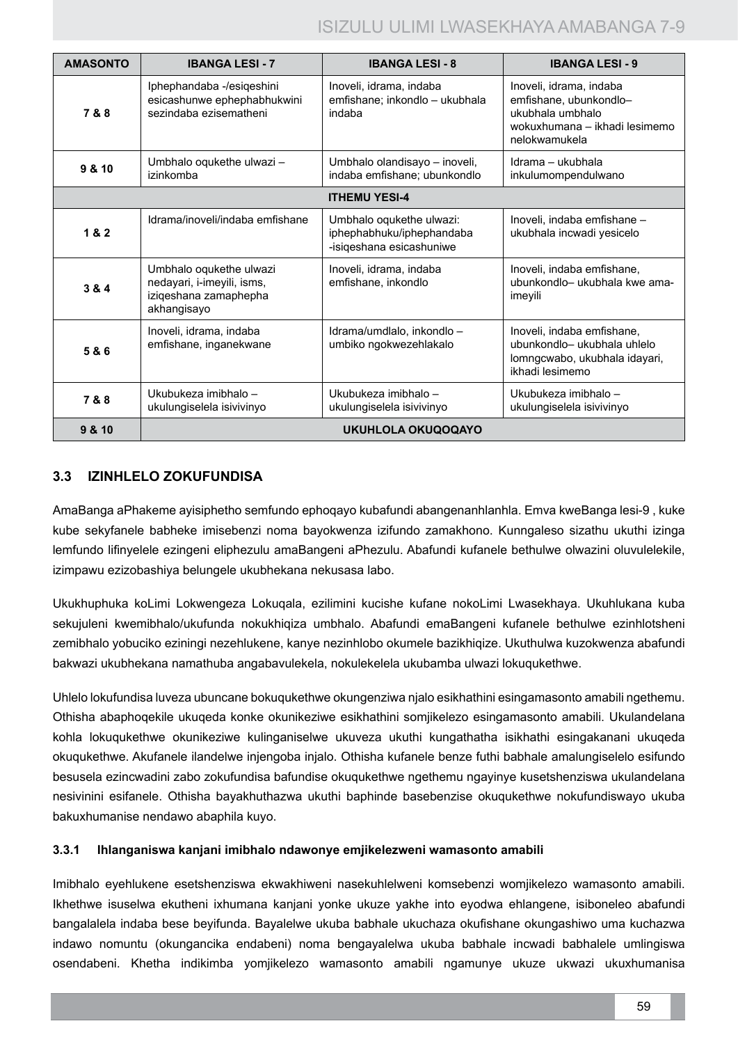| AMASONTO | IBANGA LESI - 7 | IBANGA LESI - 8 | IBANGA LESI - 9 |
|---|---|---|---|
| 7 & 8 | Iphephandaba -/esiqeshini esicashunwe ephephabhukwini sezindaba ezisematheni | Inoveli, idrama, indaba emfishane; inkondlo – ukubhala indaba | Inoveli, idrama, indaba emfishane, ubunkondlo– ukubhala umbhalo wokuxhumana – ikhadi lesimemo nelokwamukela |
| 9 & 10 | Umbhalo oqukethe ulwazi – izinkomba | Umbhalo olandisayo – inoveli, indaba emfishane; ubunkondlo | Idrama – ukubhala inkulumompendulwano |
| **ITHEMU YESI-4** | | | |
| 1 & 2 | Idrama/inoveli/indaba emfishane | Umbhalo oqukethe ulwazi: iphephabhuku/iphephandaba -isiqeshana esicashuniwe | Inoveli, indaba emfishane – ukubhala incwadi yesicelo |
| 3 & 4 | Umbhalo oqukethe ulwazi nedayari, i-imeyili, isms, iziqeshana zamaphepha akhangisayo | Inoveli, idrama, indaba emfishane, inkondlo | Inoveli, indaba emfishane, ubunkondlo– ukubhala kwe ama-imeyili |
| 5 & 6 | Inoveli, idrama, indaba emfishane, inganekwane | Idrama/umdlalo, inkondlo – umbiko ngokwezehlakalo | Inoveli, indaba emfishane, ubunkondlo– ukubhala uhlelo lomngcwabo, ukubhala idayari, ikhadi lesimemo |
| 7 & 8 | Ukubukeza imibhalo – ukulungiselela isivivinyo | Ukubukeza imibhalo – ukulungiselela isivivinyo | Ukubukeza imibhalo – ukulungiselela isivivinyo |
| 9 & 10 | **UKUHLOLA OKUQOQAYO** | | |

## 3.3 IZINHLELO ZOKUFUNDISA

AmaBanga aPhakeme ayisiphetho semfundo ephoqayo kubafundi abangenanhlanhla. Emva kweBanga lesi-9 , kuke kube sekyfanele babheke imisebenzi noma bayokwenza izifundo zamakhono. Kunngaleso sizathu ukuthi izinga lemfundo lifinyelele ezingeni eliphezulu amaBangeni aPhezulu. Abafundi kufanele bethulwe olwazini oluvulelekile, izimpawu ezizobashiya belungele ukubhekana nekusasa labo.

Ukukhuphuka koLimi Lokwengeza Lokuqala, ezilimini kucishe kufane nokoLimi Lwasekhaya. Ukuhlukana kuba sekujuleni kwemibhalo/ukufunda nokukhiqiza umbhalo. Abafundi emaBangeni kufanele bethulwe ezinhlotsheni zemibhalo yobuciko eziningi nezehlukene, kanye nezinhlobo okumele bazikhiqize. Ukuthulwa kuzokwenza abafundi bakwazi ukubhekana namathuba angabavulekela, nokulekelela ukubamba ulwazi lokuqukethwe.

Uhlelo lokufundisa luveza ubuncane bokuqukethwe okungenziwa njalo esikhathini esingamasonto amabili ngethemu. Othisha abaphoqekile ukuqeda konke okunikeziwe esikhathini somjikelezo esingamasonto amabili. Ukulandelana kohla lokuqukethwe okunikeziwe kulinganiselwe ukuveza ukuthi kungathatha isikhathi esingakanani ukuqeda okuqukethwe. Akufanele ilandelwe injengoba injalo. Othisha kufanele benze futhi babhale amalungiselelo esifundo besusela ezincwadini zabo zokufundisa bafundise okuqukethwe ngethemu ngayinye kusetshenziswa ukulandelana nesivinini esifanele. Othisha bayakhuthazwa ukuthi baphinde basebenzise okuqukethwe nokufundiswayo ukuba bakuxhumanise nendawo abaphila kuyo.

### 3.3.1 Ihlanganiswa kanjani imibhalo ndawonye emjikelezweni wamasonto amabili

Imibhalo eyehlukene esetshenziswa ekwakhiweni nasekuhlelweni komsebenzi womjikelezo wamasonto amabili. Ikhethwe isuselwa ekutheni ixhumana kanjani yonke ukuze yakhe into eyodwa ehlangene, isiboneleo abafundi bangalalela indaba bese beyifunda. Bayalelwe ukuba babhale ukuchaza okufishane okungashiwo uma kuchazwa indawo nomuntu (okungancika endabeni) noma bengayalelwa ukuba babhale incwadi babhalele umlingiswa osendabeni. Khetha indikimba yomjikelezo wamasonto amabili ngamunye ukuze ukwazi ukuxhumanisa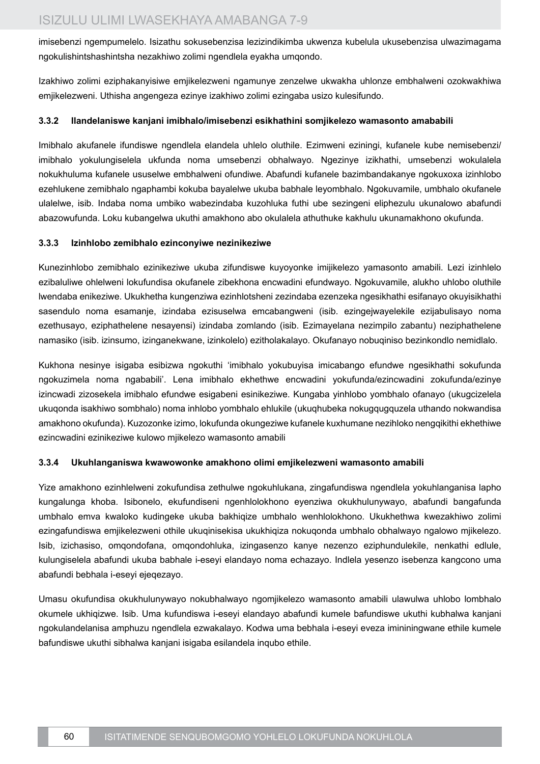imisebenzi ngempumelelo. Isizathu sokusebenzisa lezizindikimba ukwenza kubelula ukusebenzisa ulwazimagama ngokulishintshashintsha nezakhiwo zolimi ngendlela eyakha umqondo.

Izakhiwo zolimi eziphakanyisiwe emjikelezweni ngamunye zenzelwe ukwakha uhlonze embhalweni ozokwakhiwa emjikelezweni. Uthisha angengeza ezinye izakhiwo zolimi ezingaba usizo kulesifundo.

### 3.3.2 Ilandelaniswe kanjani imibhalo/imisebenzi esikhathini somjikelezo wamasonto amababili

Imibhalo akufanele ifundiswe ngendlela elandela uhlelo oluthile. Ezimweni eziningi, kufanele kube nemisebenzi/imibhalo yokulungiselela ukfunda noma umsebenzi obhalwayo. Ngezinye izikhathi, umsebenzi wokulalela nokukhuluma kufanele ususelwe embhalweni ofundiwe. Abafundi kufanele bazimbandakanye ngokuxoxa izinhlobo ezehlukene zemibhalo ngaphambi kokuba bayalelwe ukuba babhale leyombhalo. Ngokuvamile, umbhalo okufanele ulalelwe, isib. Indaba noma umbiko wabezindaba kuzohluka futhi ube sezingeni eliphezulu ukunalowo abafundi abazowufunda. Loku kubangelwa ukuthi amakhono abo okulalela athuthuke kakhulu ukunamakhono okufunda.

### 3.3.3 Izinhlobo zemibhalo ezinconyiwe nezinikeziwe

Kunezinhlobo zemibhalo ezinikeziwe ukuba zifundiswe kuyoyonke imijikelezo yamasonto amabili. Lezi izinhlelo ezibaluliwe ohlelweni lokufundisa okufanele zibekhona encwadini efundwayo. Ngokuvamile, alukho uhlobo oluthile lwendaba enikeziwe. Ukukhetha kungenziwa ezinhlotsheni zezindaba ezenzeka ngesikhathi esifanayo okuyisikhathi sasendulo noma esamanje, izindaba ezisuselwa emcabangweni (isib. ezingejwayelekile ezijabulisayo noma ezethusayo, eziphathelene nesayensi) izindaba zomlando (isib. Ezimayelana nezimpilo zabantu) neziphathelene namasiko (isib. izinsumo, izinganekwane, izinkolelo) ezitholakalayo. Okufanayo nobuqiniso bezinkondlo nemidlalo.

Kukhona nesinye isigaba esibizwa ngokuthi 'imibhalo yokubuyisa imicabango efundwe ngesikhathi sokufunda ngokuzimela noma ngababili'. Lena imibhalo ekhethwe encwadini yokufunda/ezincwadini zokufunda/ezinye izincwadi zizosekela imibhalo efundwe esigabeni esinikeziwe. Kungaba yinhlobo yombhalo ofanayo (ukugcizelela ukuqonda isakhiwo sombhalo) noma inhlobo yombhalo ehlukile (ukuqhubeka nokugqugquzela uthando nokwandisa amakhono okufunda). Kuzozonke izimo, lokufunda okungeziwe kufanele kuxhumane nezihloko nengqikithi ekhethiwe ezincwadini ezinikeziwe kulowo mjikelezo wamasonto amabili

### 3.3.4 Ukuhlanganiswa kwawowonke amakhono olimi emjikelezweni wamasonto amabili

Yize amakhono ezinhlelweni zokufundisa zethulwe ngokuhlukana, zingafundiswa ngendlela yokuhlanganisa lapho kungalunga khoba. Isibonelo, ekufundiseni ngenhlolokhono eyenziwa okukhulunywayo, abafundi bangafunda umbhalo emva kwaloko kudingeke ukuba bakhiqize umbhalo wenhlolokhono. Ukukhethwa kwezakhiwo zolimi ezingafundiswa emjikelezweni othile ukuqinisekisa ukukhiqiza nokuqonda umbhalo obhalwayo ngalowo mjikelezo. Isib, izichasiso, omqondofana, omqondohluka, izingasenzo kanye nezenzo eziphundulekile, nenkathi edlule, kulungiselela abafundi ukuba babhale i-eseyi elandayo noma echazayo. Indlela yesenzo isebenza kangcono uma abafundi bebhala i-eseyi ejeqezayo.

Umasu okufundisa okukhulunywayo nokubhalwayo ngomjikelezo wamasonto amabili ulawulwa uhlobo lombhalo okumele ukhiqizwe. Isib. Uma kufundiswa i-eseyi elandayo abafundi kumele bafundiswe ukuthi kubhalwa kanjani ngokulandelanisa amphuzu ngendlela ezwakalayo. Kodwa uma bebhala i-eseyi eveza imininingwane ethile kumele bafundiswe ukuthi sibhalwa kanjani isigaba esilandela inqubo ethile.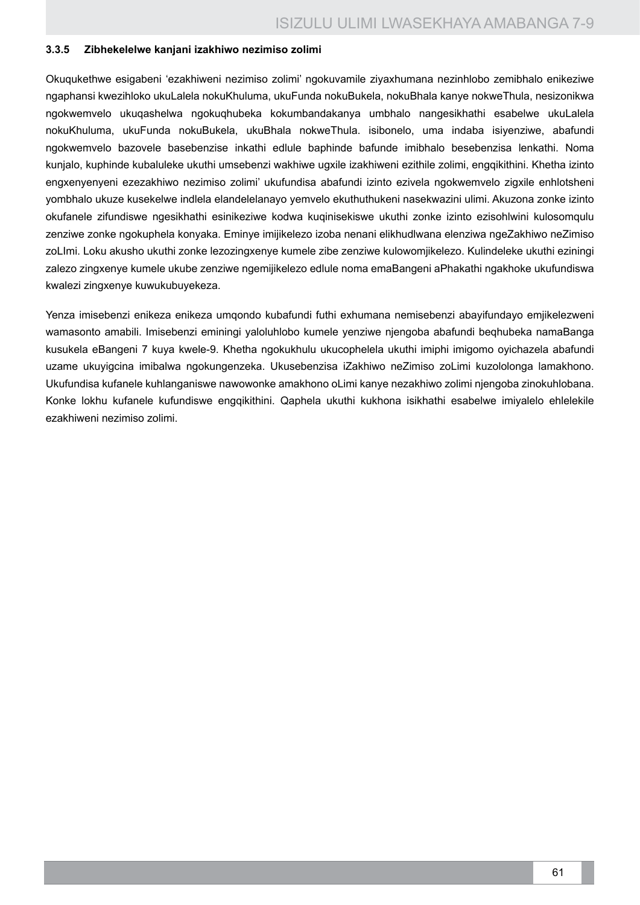### 3.3.5 Zibhekelelwe kanjani izakhiwo nezimiso zolimi

Okuqukethwe esigabeni 'ezakhiweni nezimiso zolimi' ngokuvamile ziyaxhumana nezinhlobo zemibhalo enikeziwe ngaphansi kwezihloko ukuLalela nokuKhuluma, ukuFunda nokuBukela, nokuBhala kanye nokweThula, nesizonikwa ngokwemvelo ukuqashelwa ngokuqhubeka kokumbandakanya umbhalo nangesikhathi esabelwe ukuLalela nokuKhuluma, ukuFunda nokuBukela, ukuBhala nokweThula. isibonelo, uma indaba isiyenziwe, abafundi ngokwemvelo bazovele basebenzise inkathi edlule baphinde bafunde imibhalo besebenzisa lenkathi. Noma kunjalo, kuphinde kubaluleke ukuthi umsebenzi wakhiwe ugxile izakhiweni ezithile zolimi, engqikithini. Khetha izinto engxenyenyeni ezezakhiwo nezimiso zolimi' ukufundisa abafundi izinto ezivela ngokwemvelo zigxile enhlotsheni yombhalo ukuze kusekelwe indlela elandelelanayo yemvelo ekuthuthukeni nasekwazini ulimi. Akuzona zonke izinto okufanele zifundiswe ngesikhathi esinikeziwe kodwa kuqinisekiswe ukuthi zonke izinto ezisohlwini kulosomqulu zenziwe zonke ngokuphela konyaka. Eminye imijikelezo izoba nenani elikhudlwana elenziwa ngeZakhiwo neZimiso zoLImi. Loku akusho ukuthi zonke lezozingxenye kumele zibe zenziwe kulowomjikelezo. Kulindeleke ukuthi eziningi zalezo zingxenye kumele ukube zenziwe ngemijikelezo edlule noma emaBangeni aPhakathi ngakhoke ukufundiswa kwalezi zingxenye kuwukubuyekeza.

Yenza imisebenzi enikeza enikeza umqondo kubafundi futhi exhumana nemisebenzi abayifundayo emjikelezweni wamasonto amabili. Imisebenzi eminingi yaloluhlobo kumele yenziwe njengoba abafundi beqhubeka namaBanga kusukela eBangeni 7 kuya kwele-9. Khetha ngokukhulu ukucophelela ukuthi imiphi imigomo oyichazela abafundi uzame ukuyigcina imibalwa ngokungenzeka. Ukusebenzisa iZakhiwo neZimiso zoLimi kuzololonga lamakhono. Ukufundisa kufanele kuhlanganiswe nawowonke amakhono oLimi kanye nezakhiwo zolimi njengoba zinokuhlobana. Konke lokhu kufanele kufundiswe engqikithini. Qaphela ukuthi kukhona isikhathi esabelwe imiyalelo ehlelekile ezakhiweni nezimiso zolimi.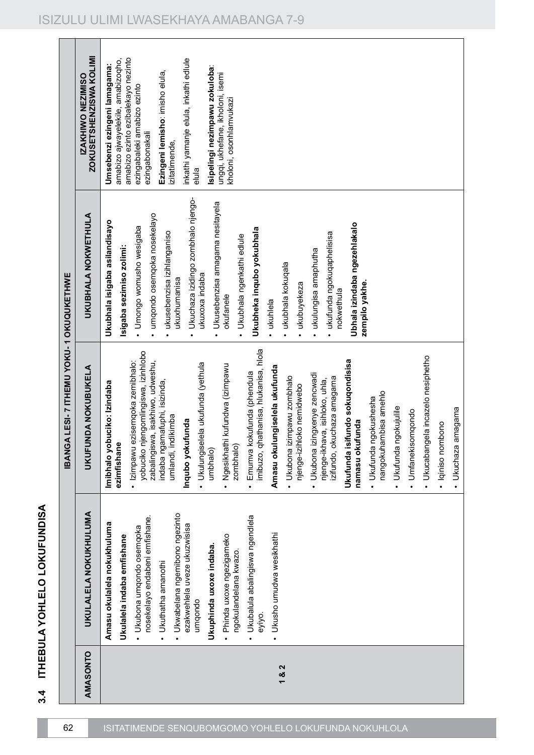## 3.4 ITHEBULA YOHLELO LOKUFUNDISA

| AMASONTO | IBANGA LESI- 7 ITHEMU YOKU- 1 OKUQUKETHWE | | | |
|---|---|---|---|---|
| | **UKULALELA NOKUKHULUMA** | **UKUFUNDA NOKUBUKELA** | **UKUBHALA NOKWETHULA** | **IZAKHIWO NEZIMISO ZOKUSETSHENZISWA KOLIMI** |
| 1 & 2 | **Amasu okulalela nokukhuluma**<br>**Ukulalela indaba emfishane**<br>• Ukubona umqondo osemqoka nosekelayo endabeni emfishane.<br>• Ukuthatha amanothi<br>• Ukwabelana ngemibono ngezinto ezakwehlela uveze ukuzwisisa umqondo<br>**Ukuphinda uxoxe indaba.**<br>• Phinda uxoxe ngezigameko ngokulandelana kwazo.<br>• Ukubalula abalingiswa ngendlela eyiyo.<br>• Ukusho umudwa wesikhathi | **Imibhalo yobuciko: Izindaba ezimfishane**<br>• Izimpawu ezisemqoka zemibhalo: yobuciko njengomlingiswa, izinhlobo zabalingiswa, isakhiwo, udweshu, indaba ngamafuphi, isizinda, umlandi, indikimba<br>**Inqubo yokufunda**<br>• Ukulungiselela ukufunda (yethula umbhalo)<br>• Ngesikhathi kufundwa (izimpawu zombhalo)<br>• Emuva kokufunda (phendula imibuzo, qhathanisa, hlukanisa, hlola<br>**Amasu okulungiselela ukufunda**<br>• Ukubona izimpawu zombhalo njenge-izihloko nemidwebo<br>• Ukubona izingxenye zencwadi njenge-ikhava, isihloko, uhla, izifundo, okuchaza amagama<br>**Ukufunda isifundo sokuqondisisa namasu okufunda**<br>• Ukufunda ngokushesha nangokuhambisa amehlo<br>• Ukufunda ngokujulile<br>• Umfanekisomqondo<br>• Ukucabangela incazelo nesiphetho<br>• Iqiniso nombono<br>• Ukuchaza amagama | **Ukubhala isigaba asilandisayo**<br>**Isigaba sezimiso zolimi:**<br>• Umongo womusho wesigaba<br>• umqondo osemqoka nosekelayo<br>• ukusebenzisa izihlanganiso ukuxhumanisa<br>• Ukuchaza izidingo zombhalo njengo-ukuxoxa indaba<br>• Ukusebenzisa amagama nesitayela okufanele<br>• Ukubhala ngenkathi edlule<br>**Ukubheka inqubo yokubhala**<br>• ukuhlela<br>• ukubhala kokuqala<br>• ukubuyekeza<br>• ukulungisa amaphutha<br>• ukufunda ngokuqaphelisisa nokwethula<br>**Ubhala izindaba ngezehlakalo zempilo yakhe.** | **Umsebenzi ezingeni lamagama:** amabizo ajwayelekile, amabizoqho, amabizo ezinto ezibalekayo nezinto ezingabaleki amabizo ezinto ezingabonakali<br>**Ezingeni lemisho**: imisho elula, izitatimende,<br>inkathi yamanje elula, inkathi edlule elula<br>**Isipelingi nezimpawu zokuloba**: ungqi, ukhefane, ikholoni, isemi kholoni, osonhlamvukazi |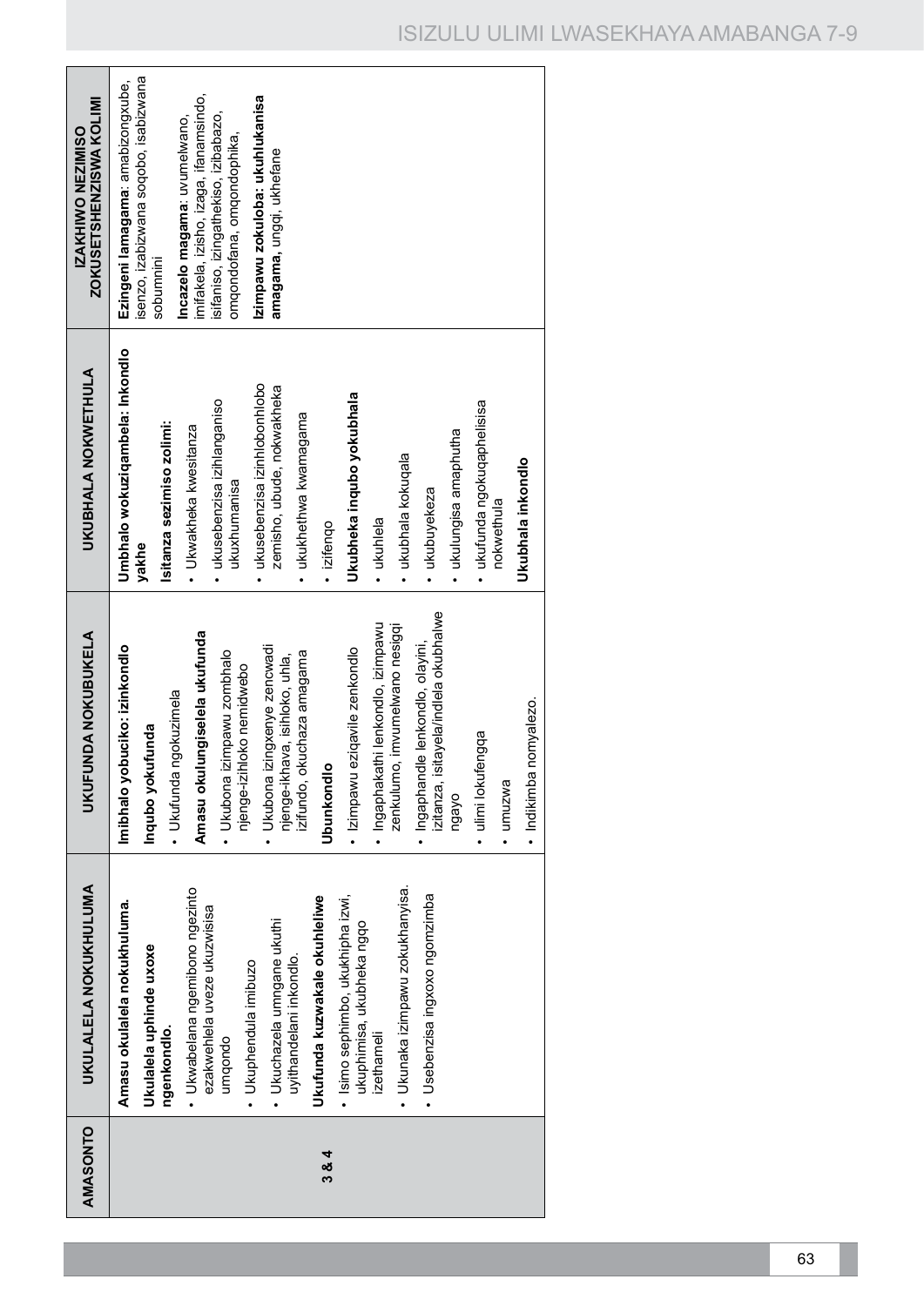| AMASONTO | UKULALELA NOKUKHULUMA | UKUFUNDA NOKUBUKELA | UKUBHALA NOKWETHULA | IZAKHIWO NEZIMISO ZOKUSETSHENZISWA KOLIMI |
|---|---|---|---|---|
| 3 & 4 | **Amasu okulalela nokukhuluma.**<br>**Ukulalela uphinde uxoxe ngenkondlo.**<br>• Ukwabelana ngemibono ngezinto ezakwehlela uveze ukuzwisisa umqondo<br>• Ukuphendula imibuzo<br>• Ukuchazela umngane ukuthi uyithandelani inkondlo.<br>**Ukufunda kuzwakale okuhleliwe**<br>• Isimo sephimbo, ukukhipha izwi, ukuphimisa, ukubheka ngqo izethameli<br>• Ukunaka izimpawu zokukhanyisa.<br>• Usebenzisa ingxoxo ngomzimba | **Imibhalo yobuciko: izinkondlo**<br>**Inqubo yokufunda**<br>• Ukufunda ngokuzimela<br>**Amasu okulungiselela ukufunda**<br>• Ukubona izimpawu zombhalo njenge-izihloko nemidwebo<br>• Ukubona izingxenye zencwadi njenge-ikhava, isihloko, uhla, izifundo, okuchaza amagama<br>**Ubunkondlo**<br>• Izimpawu eziqavile zenkondlo<br>• Ingaphakathi lenkondlo, izimpawu zenkulumo, imvumelwano nesigqi<br>• Ingaphandle lenkondlo, olayini, izitanza, isitayela/indlela okubhalwe ngayo<br>• ulimi lokufengqa<br>• umuzwa<br>• Indikimba nomyalezo. | **Umbhalo wokuziqambela: Inkondlo yakhe**<br>**Isitanza sezimiso zolimi:**<br>• Ukwakheka kwesitanza<br>• ukusebenzisa izihlanganiso ukuxhumanisa<br>• ukusebenzisa izinhlobonhlobo zemisho, ubude, nokwakheka<br>• ukukhethwa kwamagama<br>• izifenqo<br>**Ukubheka inqubo yokubhala**<br>• ukuhlela<br>• ukubhala kokuqala<br>• ukubuyekeza<br>• ukulungisa amaphutha<br>• ukufunda ngokuqaphelisisa nokwethula<br>**Ukubhala inkondlo** | **Ezingeni lamagama**: amabizongxube, isenzo, izabizwana soqobo, isabizwana sobumnini<br>**Incazelo magama**: uvumelwano, imifakela, izisho, izaga, ifanamsindo, isifaniso, izingathekiso, izibabazo, omqondofana, omqondophika,<br>**Izimpawu zokuloba: ukuhlukanisa amagama**, ungqi, ukhefane |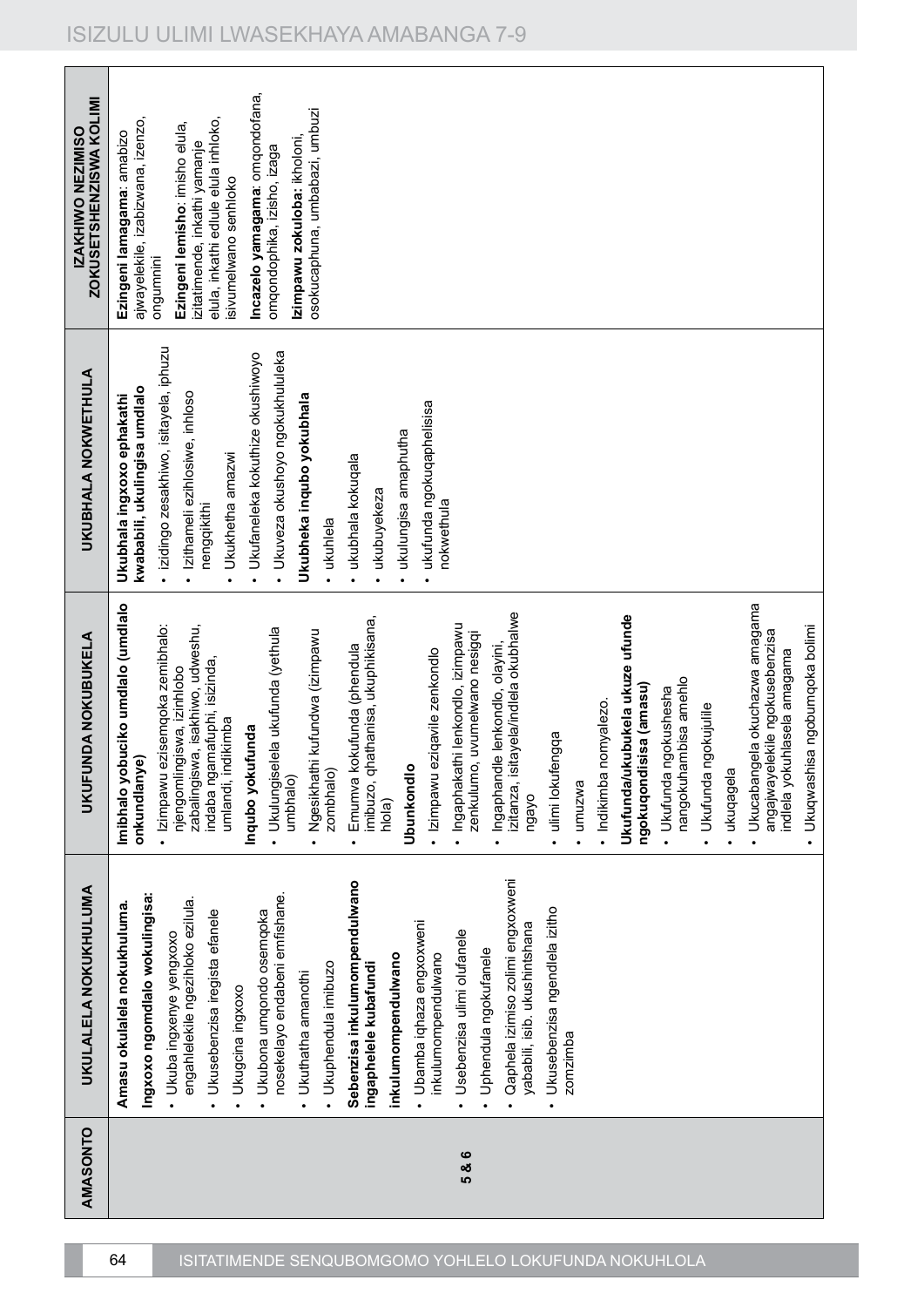| AMASONTO | UKULALELA NOKUKHULUMA | UKUFUNDA NOKUBUKELA | UKUBHALA NOKWETHULA | IZAKHIWO NEZIMISO ZOKUSETSHENZISWA KOLIMI |
|---|---|---|---|---|
| 5 & 6 | **Amasu okulalela nokukhuluma.**<br>**Ingxoxo ngomdlalo wokulingisa:**<br>• Ukuba ingxenye yengxoxo engahlelekile ngezihloko ezilula.<br>• Ukusebenzisa iregista efanele<br>• Ukugcina ingxoxo<br>• Ukubona umqondo osemqoka nosekelayo endabeni emfishane.<br>• Ukuthatha amanothi<br>• Ukuphendula imibuzo<br>**Sebenzisa inkulumompendulwano ingaphelele kubafundi**<br>**inkulumompendulwano**<br>• Ubamba iqhaza engxoxweni inkulumompendulwano<br>• Usebenzisa ulimi olufanele<br>• Uphendula ngokufanele<br>• Qaphela izimiso zolimi engxoxweni yababili, isib. ukushintshana<br>• Ukusebenzisa ngendlela izitho zomzimba | **Imibhalo yobuciko umdlalo (umdlalo onkundlanye)**<br>• Izimpawu ezisemqoka zemibhalo: njengomlingiswa, izinhlobo zabalingiswa, isakhiwo, udweshu, indaba ngamafuphi, isizinda, umlandi, indikimba<br>**Inqubo yokufunda**<br>• Ukulungiselela ukufunda (yethula umbhalo)<br>• Ngesikhathi kufundwa (izimpawu zombhalo)<br>• Emumva kokufunda (phendula imibuzo, qhathanisa, ukuphikisana, hlola)<br>**Ubunkondlo**<br>• Izimpawu eziqavile zenkondlo<br>• Ingaphakathi lenkondlo, izimpawu zenkulumo, uvumelwano nesigqi<br>• Ingaphandle lenkondlo, olayini, izitanza, isitayela/indlela okubhalwe ngayo<br>• ulimi lokufengqa<br>• umzwa<br>• Indikimba nomyalezo.<br>**Ukufunda/ukubukela ukuze ufunde ngokuqondisisa (amasu)**<br>• Ukufunda ngokushesha nangokuhambisa amehlo<br>• Ukufunda ngokujulile<br>• ukuqagela<br>• Ukucabangela okuchazwa amagama angajwayelekile ngokusebenzisa indlela yokuhlaselaamagama<br>• Ukuqwashisa ngobumqoka bolimi | **Ukubhala ingxoxo ephakathi kwababili, ukulingisa umdlalo**<br>• izidingo zesakhiwo, isitayela, iphuzu<br>• Izithameli ezihlosiwe, inhloso nengqikithi<br>• Ukukhetha amazwi<br>• Ukufaneleka kokuthize okushiwoyo<br>• Ukuveza okushoyo ngokukhululeka<br>**Ukubheka inqubo yokubhala**<br>• ukuhlela<br>• ukubhala kokuqala<br>• ukubuyekeza<br>• ukulungisa amaphutha<br>• ukufunda ngokuqaphelisisa nokwethula | **Ezingeni lamagama**: amabizo ajwayelekile, izabizwana, izenzo, ongumnini<br>**Ezingeni lemisho**: imisho elula, izitatimende, inkathi yamanje elula, inkathi edlule elula inhloko, isivumelwano senhloko<br>**Incazelo yamagama**: omqondofana, omqondophika, izisho, izaga<br>**Izimpawu zokuloba**: ikholoni, osokucaphuna, umbabazi, umbuzi |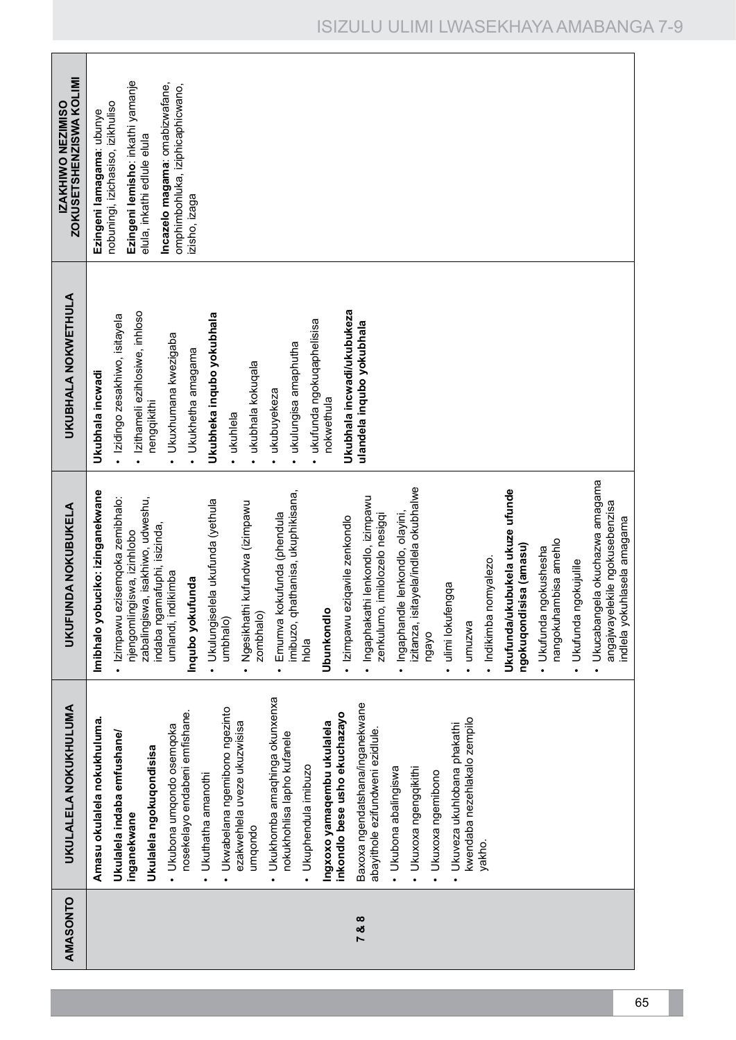| AMASONTO | UKULALELA NOKUKHULUMA | UKUFUNDA NOKUBUKELA | UKUBHALA NOKWETHULA | IZAKHIWO NEZIMISO ZOKUSETSHENZISWA KOLIMI |
|---|---|---|---|---|
| 7 & 8 | **Amasu okulalela nokukhuluma.**<br>**Ukulalela indaba emfushane/ inganekwane**<br>**Ukulalela ngokuqondisisa**<br>• Ukubona umqondo osemqoka nosekelayo endabeni emfishane.<br>• Ukuthatha amanothi<br>• Ukwabelana ngemibono ngezinto ezakwehlela uveze ukuzwisisa umqondo<br>• Ukukhomba amaqhinga okunxenxa nokukhohlisa lapho kufanele<br>• Ukuphendula imibuzo<br>**Ingxoxo yamaqembu ukulalela inkondlo bese usho ekuchazayo**<br>Baxoxa ngendatshana/inganekwane abayithole ezifundweni ezidlule.<br>• Ukubona abalingiswa<br>• Ukuxoxa ngengqikithi<br>• Ukuxoxa ngemibono<br>• Ukuveza ukuhlobana phakathi kwendaba nezehlakalo zempilo yakho. | **Imibhalo yobuciko: izinganekwane**<br>• Izimpawu ezisemqoka zemibhalo: njengomlingiswa, izinhlobo zabalingiswa, isakhiwo, udweshu, indaba ngamafuphi, isizinda, umlandi, indikimba<br>**Inqubo yokufunda**<br>• Ukulungiselela ukufunda (yethula umbhalo)<br>• Ngesikhathi kufundwa (izimpawu zombhalo)<br>• Emuva kokufunda (phendula imibuzo, qhathanisa, ukuphikisana, hlola<br>**Ubunkondlo**<br>• Izimpawu eziqavile zenkondlo<br>• Ingaphakathi lenkondlo, izimpawu zenkulumo, imilolozelo nesigqi<br>• Ingaphandle lenkondlo, olayini, izitanza, isitayela/indlela okubhalwe ngayo<br>• ulimi lokufengqa<br>• umuzwa<br>• Indikimba nomyalezo.<br>**Ukufunda/ukubukela ukuze ufunde ngokuqondisisa (amasu)**<br>• Ukufunda ngokushesha nangokuhambisa amehlo<br>• Ukufunda ngokujulile<br>• Ukucabangela okuchazwa amagama angajwayelekile ngokusebenzisa indlela yokuhlasela amagama | **Ukubhala incwadi**<br>• Izidingo zesakhiwo, isitayela<br>• Izithameli ezihlosiwe, inhloso nengqikithi<br>• Ukuxhumana kwezigaba<br>• Ukukhetha amagama<br>**Ukubheka inqubo yokubhala**<br>• ukuhlela<br>• ukubhala kokuqala<br>• ukubuyekeza<br>• ukulungisa amaphutha<br>• ukufunda ngokuqaphelisisa nokwethula<br>**Ukubhala incwadi/ukubukeza ulandela inqubo yokubhala** | **Ezingeni lamagama**: ubunye nobuningi, izichasiso, izikhuliso<br>**Ezingeni lemisho**: inkathi yamanje elula, inkathi edlule elula<br>**Incazelo magama**: omabizwafane, omphimbohluka, iziphicaphicwano, izisho, izaga |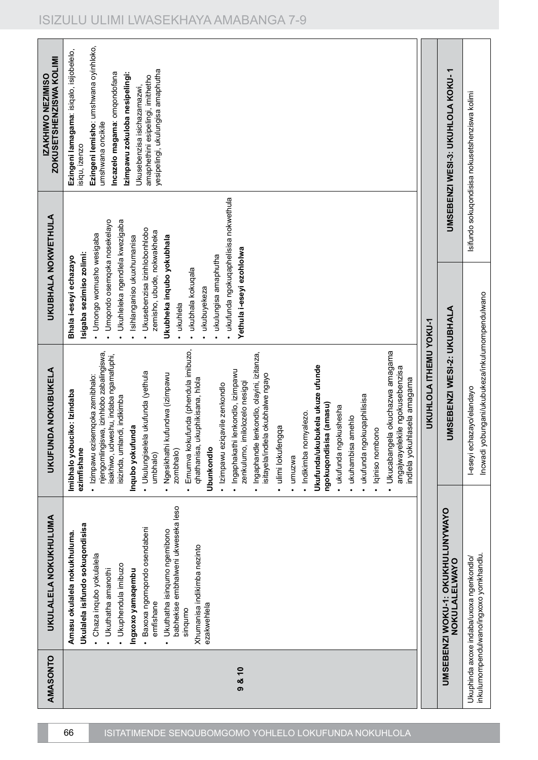| AMASONTO | UKULALELA NOKUKHULUMA | UKUFUNDA NOKUBUKELA | UKUBHALA NOKWETHULA | IZAKHIWO NEZIMISO ZOKUSETSHENZISWA KOLIMI |
|---|---|---|---|---|
| 9 & 10 | **Amasu okulalela nokukhuluma.**<br>**Ukulalela isifundo sokuqondisisa**<br>• Chaza inqubo yokulalela<br>• Ukuthatha amanothi<br>• Ukuphendula imibuzo<br>**Ingxoxo yamaqembu**<br>• Baxoxa ngomqondo osendabeni emfishane<br>• Ukuthatha isinqumo ngemibono babhekise embhalweni ukweseka leso sinqumo<br>Xhumanisa indikimba nezinto ezakwehlela | **Imibhalo yobuciko: Izindaba ezimfishane**<br>• Izimpawu ezisemqoka zemibhalo: njengomlingiswa, izinhlobo zabalingiswa, isakhiwo, udweshu, indaba ngamafuphi, isizinda, umlandi, indikimba<br>**Inqubo yokufunda**<br>• Ukulungiselela ukufunda (yethula umbhalo)<br>• Ngesikhathi kufundwa (izimpawu zombhalo)<br>• Emuva kokufunda (phendula imibuzo, qhathanisa, ukuphikisana, hlola<br>**Ubunkondlo**<br>• Izimpawu eziqavile zenkondlo<br>• Ingaphakathi lenkondlo, izimpawu zenkulumo, imilolozelo nesigqi<br>• Ingaphandle lenkondlo, olayini, izitanza, isitayela/indlela okubhalwe ngayo<br>• ulimi lokufengqa<br>• umuzwa<br>• Indikimba nomyalezo.<br>**Ukufunda/ukubukela ukuze ufunde ngokuqondisisa (amasu)**<br>• ukufunda ngokushesha<br>• ukuhambisa amehlo<br>• ukufunda ngokuqaphilisisa<br>• Iqiniso nombono<br>• Ukucabangela okuchazwa amagama angajwayelekile ngokusebenzisa indlela yokuhlasela amagama | **Bhala i-eseyi echazayo**<br>**Isigaba sezimiso zolimi:**<br>• Umongo womusho wesigaba<br>• Umqondo osemqoka nosekelayo<br>• Ukuhleleka ngendlela kwezigaba<br>• Isihlanganiso ukuxhumanisa<br>• Ukusebenzisa izinhlobonhlobo zemisho, ubude, nokwakheka<br>**Ukubheka inqubo yokubhala**<br>• ukuhlela<br>• ukubhala kokuqala<br>• ukubuyekeza<br>• ukulungisa amaphutha<br>• ukufunda ngokuqaphelisisa nokwethula<br>**Yethula i-eseyi ezohlolwa** | **Ezingeni lamagama**: isiqalo, isijobelelo, isiqu, izenzo<br>**Ezingeni lemisho**: umshwana oyinhloko, umshwana oncikile<br>**Incazelo magama**: omqondofana<br>**Izimpawu zokuloba nesipelingi:** Ukusebenzisa isichazamazwi, amaphethini esipelingi, imithetho yesipelingi, ukulungisa amaphutha |

| UKUHLOLA ITHEMU YOKU-1 | | |
|---|---|---|
| **UMSEBENZI WOKU-1: OKUKHULUNYWAYO NOKULALELWAYO** | **UMSEBENZI WESI-2: UKUBHALA** | **UMSEBENZI WESI-3: UKUHLOLA KOKU-1** |
| Ukuphinda axoxe indaba/uxoxa ngenkondlo/ inkulumompendulwano/ingxoxo yomkhandlu. | I-eseyi echazayo/elandayo<br>Incwadi yobungani/ukubukeza/inkulumompendulwano | Isifundo sokuqondisisa nokusetshenziswa kolimi |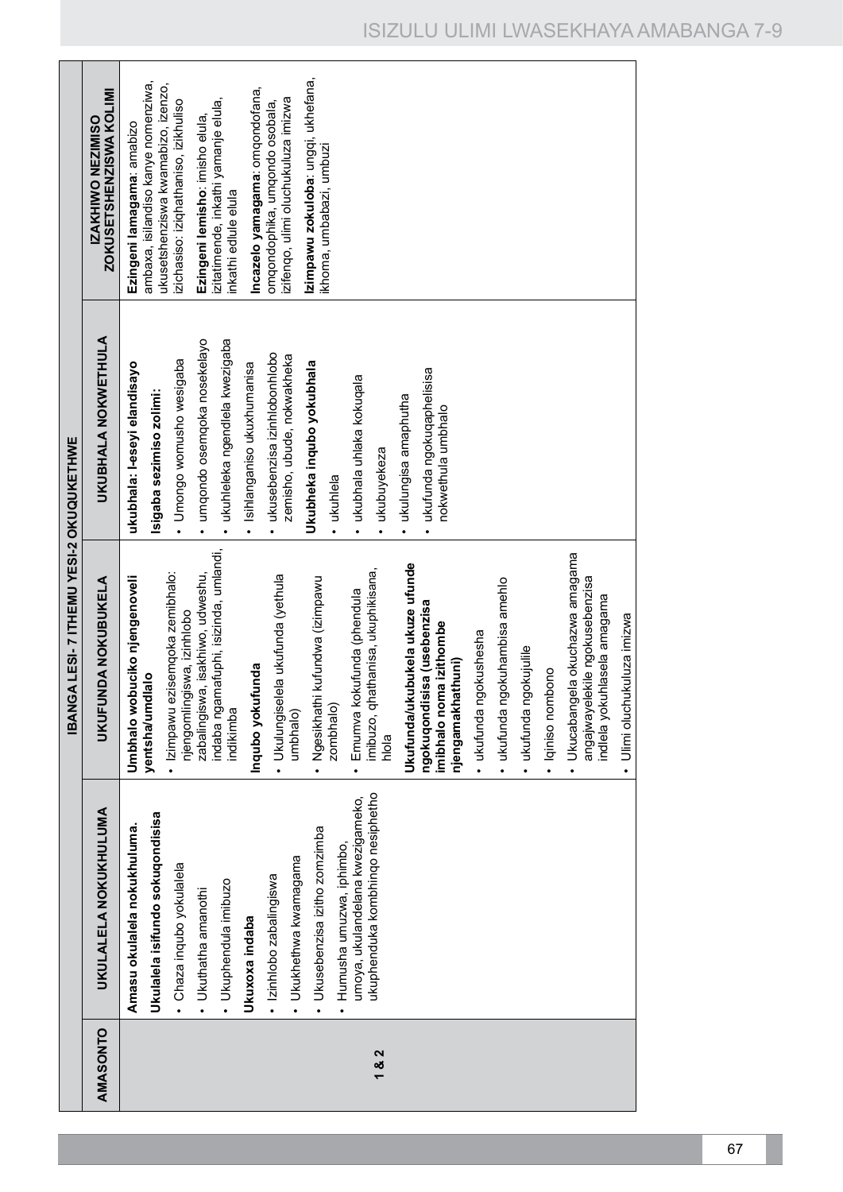| IBANGA LESI- 7 ITHEMU YESI-2 OKUQUKETHWE | | | | |
|---|---|---|---|---|
| **AMASONTO** | **UKULALELA NOKUKHULUMA** | **UKUFUNDA NOKUBUKELA** | **UKUBHALA NOKWETHULA** | **IZAKHIWO NEZIMISO ZOKUSETSHENZISWA KOLIMI** |
| 1 & 2 | **Amasu okulalela nokukhuluma.**<br>**Ukulalela isifundo sokuqondisisa**<br>• Chaza inqubo yokulalela<br>• Ukuthatha amanothi<br>• Ukuphendula imibuzo<br>**Ukuxoxa indaba**<br>• Izinhlobo zabalingiswa<br>• Ukukhethwa kwamagama<br>• Ukusebenzisa izitho zomzimba<br>• Humusha umuzwa, iphimbo, umoya, ukulandelana kwezigameko, ukuphenduka kombhinqo nesiphetho | **Umbhalo wobuciko njengenoveli yentsha/umdlalo**<br>• Izimpawu ezisemqoka zemibhalo: njengomlingiswa, izinhlobo zabalingiswa, isakhiwo, udweshu, indaba ngamafuphi, isizinda, umlandi, indikimba<br>**Inqubo yokufunda**<br>• Ukulungiselela ukufunda (yethula umbhalo)<br>• Ngesikhathi kufundwa (izimpawu zombhalo)<br>• Emuva kokufunda (phendula imibuzo, qhathanisa, ukuphikisana, hlola<br>**Ukufunda/ukubukela ukuze ufunde ngokuqondisisa (usebenzisa imibhalo noma izithombe njengamakhathuni)**<br>• ukufunda ngokushesha<br>• ukufunda ngokuhambisa amehlo<br>• ukufunda ngokujulile<br>• Iqiniso nombono<br>• Ukucabangela okuchazwa amagama angajwayelekile ngokusebenzisa indlela yokuhlasela amagama<br>• Ulimi oluchukuluza imizwa | **ukubhala: I-eseyi elandisayo**<br>**Isigaba sezimiso zolimi:**<br>• Umongo womusho wesigaba<br>• umqondo osemqoka nosekelayo<br>• ukuhleleka ngendlela kwezigaba<br>• Isihlanganiso ukuxhumanisa<br>• ukusebenzisa izinhlobonhlobo zemisho, ubude, nokwakheka<br>**Ukubheka inqubo yokubhala**<br>• ukuhlela<br>• ukubhala uhlaka kokuqala<br>• ukubuyekeza<br>• ukulungisa amaphutha<br>• ukufunda ngokuqaphelisisa nokwethula umbhalo | **Ezingeni lamagama**: amabizo ambaxa, isilandiso kanye nomenziwa, ukusetshenziswa kwamabizo, izenzo, izichasiso: iziqhathaniso, izikhuliso<br>**Ezingeni lemisho**: imisho elula, izitatimende, inkathi yamanje elula, inkathi edlule elula<br>**Incazelo yamagama**: omqondofana, omqondophika, umqondo osobala, izifenqo, ulimi oluchukuluza imizwa<br>**Izimpawu zokuloba**: ungqi, ukhefana, ikhoma, umbabazi, umbuzi |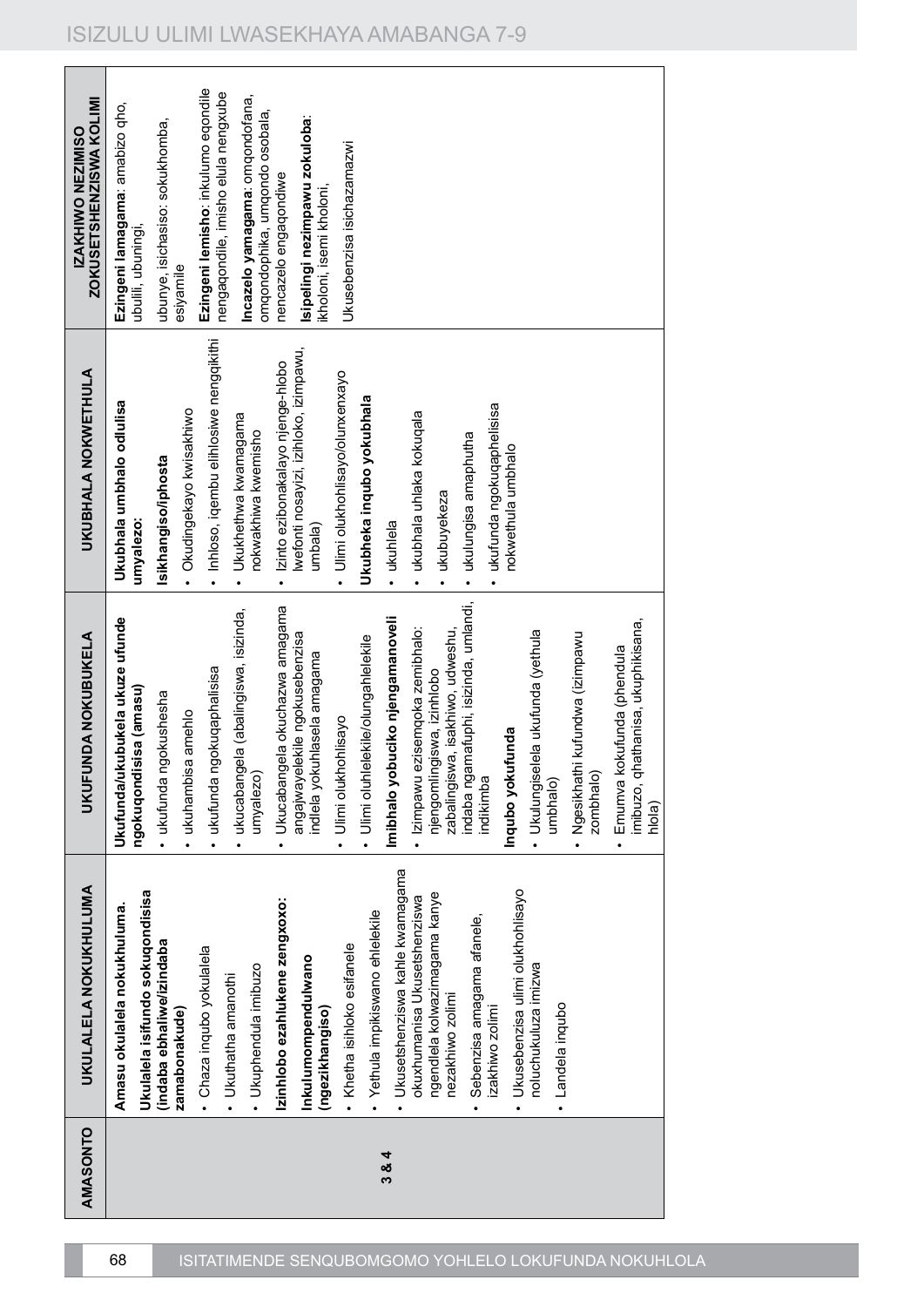| AMASONTO | UKULALELA NOKUKHULUMA | UKUFUNDA NOKUBUKELA | UKUBHALA NOKWETHULA | IZAKHIWO NEZIMISO ZOKUSETSHENZISWA KOLIMI |
|---|---|---|---|---|
| 3 & 4 | **Amasu okulalela nokukhuluma.** **Ukulalela isifundo sokuqondisisa (indaba ebhaliwe/izindaba zamabonakude)** • Chaza inqubo yokulalela • Ukuthatha amanothi • Ukuphendula imibuzo **Izinhlobo ezahlukene zengxoxo:** **Inkulumompendulwano (ngezikhangiso)** • Khetha isihloko esifanele • Yethula impikiswano ehlelekile • Ukusetshenziswa kahle kwamagama okuxhumanisa Ukusetshenziswa ngendlela kolwazimagama kanye nezakhiwo zolimi • Sebenzisa amagama afanele, izakhiwo zolimi • Ukusebenzisa ulimi olukhohlisayo noluchukuluza imizwa • Landela inqubo | **Ukufunda/ukubukela ukuze ufunde ngokuqondisisa (amasu)** • ukufunda ngokushesha • ukuhambisa amehlo • ukufunda ngokuqaphelisisa • ukucabangela (abalingiswa, isizinda, umyalezo) • Ukucabangela okuchazwa amagama angajwayelekile ngokusebenzisa indlela yokuhlaselа amagama • Ulimi olukhohlisayo • Ulimi oluhlelekile/olungahlelekile **Imibhalo yobuciko njengamanoveli** • Izimpawu ezisemqoka zemibhalo: njengomlingiswa, izinhlobo zabalingiswa, isakhiwo, udweshu, indaba ngamafuphi, isizinda, umlandi, indikimba **Inqubo yokufunda** • Ukulungiselela ukufunda (yethula umbhalo) • Ngesikhathi kufundwa (izimpawu zombhalo) • Emumva kokufunda (phendula imibuzo, qhathanisa, ukuphikisana, hlola) | **Ukubhala umbhalo odlulisa umyalezo:** **Isikhangiso/iphosta** • Okudingekayo kwisakhiwo • Inhloso, iqembu elihlosiwe nengqikithi • Ukukhethwa kwamagama nokwakhiwa kwemisho • Izinto ezibonakalayo njenge-hlobo lwefonti nosayizi, izihloko, izimpawu, umbala) • Ulimi olukhohlisayo/olunxenxayo **Ukubheka inqubo yokubhala** • ukuhlela • ukubhala uhlaka kokuqala • ukubuyekeza • ukulungisa amaphutha • ukufunda ngokuqaphelisisa nokwethula umbhalo | **Ezingeni lamagama**: amabizo qho, ubulili, ubuningi, ubunye, isichasiso: sokukhomba, esiyamile **Ezingeni lemisho**: inkulumo eqondile nengaqondile, imisho elula nengxube **Incazelo yamagama**: omqondofana, omqondophika, umqondo osobala, nencazelo engaqondiwe **Isipelingi nezimpawu zokuloba**: ikholoni, isemi kholoni, Ukusebenzisa isichazamazwi |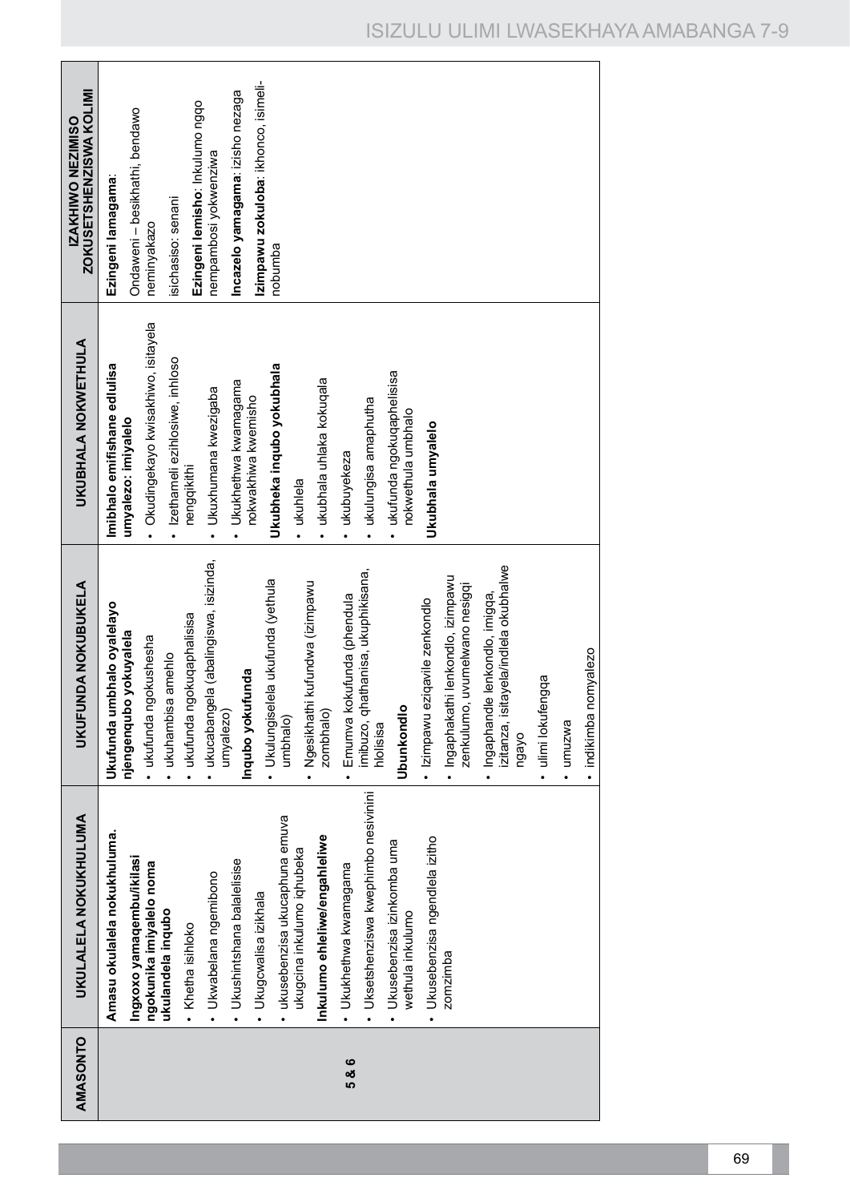| AMASONTO | UKULALELA NOKUKHULUMA | UKUFUNDA NOKUBUKELA | UKUBHALA NOKWETHULA | IZAKHIWO NEZIMISO ZOKUSETSHENZISWA KOLIMI |
|---|---|---|---|---|
| 5 & 6 | **Amasu okulalela nokukhuluma.**<br>**Ingxoxo yamaqembu/ikilasi ngokunika imiyalelo noma ukulandela inqubo**<br>• Khetha isihloko<br>• Ukwabelana ngemibono<br>• Ukushintshana balalelisise<br>• Ukugcwalisa izikhala<br>• ukusebenzisa ukucaphuna emuva ukugcina inkulumo iqhubeka<br>**Inkulumo ehleliwe/engahleliwe**<br>• Ukukhethwa kwamagama<br>• Uksetshenziswa kwephimbo nesivinini<br>• Ukusebenzisa izinkomba uma wethula inkulumo<br>• Ukusebenzisa ngendlela izitho zomzimba | **Ukufunda umbhalo oyalelayo njengenqubo yokuyalela**<br>• ukufunda ngokushesha<br>• ukuhambisa amehlo<br>• ukufunda ngokuqaphelisisa<br>• ukucabangela (abalingiswa, isizinda, umyalezo)<br>**Inqubo yokufunda**<br>• Ukulungiselela ukufunda (yethula umbhalo)<br>• Ngesikhathi kufundwa (izimpawu zombhalo)<br>• Emuva kokufunda (phendula imibuzo, qhathanisa, ukuphikisana, hlolisisa<br>**Ubunkondlo**<br>• Izimpawu eziqavile zenkondlo<br>• Ingaphakathi lenkondlo, izimpawu zenkulumo, uvumelwano nesigqi<br>• Ingaphandle lenkondlo, imigqa, izitanza, isitayela/indlela okubhalwe ngayo<br>• ulimi lokufengqa<br>• umuzwa<br>• indikimba nomyalezo | **Imibhalo emifishane edlulisa umyalezo: imiyalelo**<br>• Okudingekayo kwisakhiwo, isitayela<br>• Izethameli ezihlosiwe, inhloso nengqikithi<br>• Ukuxhumana kwezigaba<br>• Ukukhethwa kwamagama nokwakhiwa kwemisho<br>**Ukubheka inqubo yokubhala**<br>• ukuhlela<br>• ukubhala uhlaka kokuqala<br>• ukubuyekeza<br>• ukulungisa amaphutha<br>• ukufunda ngokuqaphelisisa nokwethula umbhalo<br>**Ukubhala umyalelo** | **Ezingeni lamagama**:<br>Ondaweni – besikhathi, bendawo neminyakazo<br>isichasiso: senani<br>**Ezingeni lemisho**: Inkulumo ngqo nempambosi yokwenziwa<br>**Incazelo yamagama**: izisho nezaga<br>**Izimpawu zokuloba**: ikhonco, isimeli-nobumba |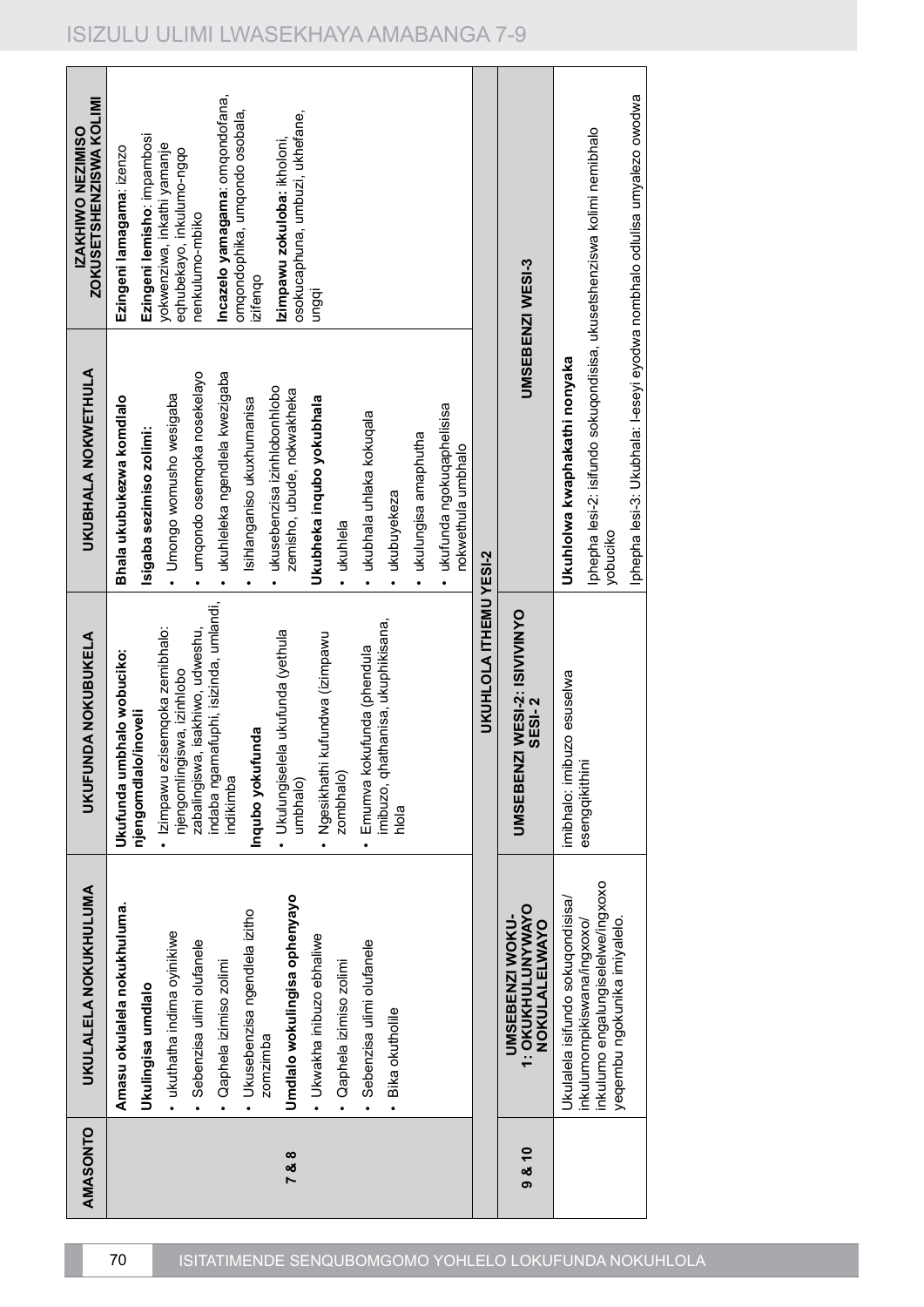| AMASONTO | UKULALELA NOKUKHULUMA | UKUFUNDA NOKUBUKELA | UKUBHALA NOKWETHULA | IZAKHIWO NEZIMISO ZOKUSETSHENZISWA KOLIMI |
|---|---|---|---|---|
| 7 & 8 | **Amasu okulalela nokukhuluma.**<br>**Ukulingisa umdlalo**<br>• ukuthatha indima oyinikiwe<br>• Sebenzisa ulimi olufanele<br>• Qaphela izimiso zolimi<br>• Ukusebenzisa ngendlela izitho zomzimba<br>**Umdlalo wokulingisa ophenyayo**<br>• Ukwakha imibuzo ebhaliwe<br>• Qaphela izimiso zolimi<br>• Sebenzisa ulimi olufanele<br>• Bika okutholile | **Ukufunda umbhalo wobuciko: njengomdlalo/inoveli**<br>• Izimpawu ezisemqoka zemibhalo: njengomlingiswa, izinhlobo zabalingiswa, isakhiwo, udweshu, indaba ngamafuphi, isizinda, umlandi, indikimba<br>**Inqubo yokufunda**<br>• Ukulungiselela ukufunda (yethula umbhalo)<br>• Ngesikhathi kufundwa (izimpawu zombhalo)<br>• Emumva kokufunda (phendula imibuzo, qhathanisa, ukuphikisana, hlola | **Bhala ukubukezwa komdlalo**<br>**Isigaba sezimiso zolimi:**<br>• Umongo womusho wesigaba<br>• umqondo osemqoka nosekelayo<br>• ukuhleleka ngendlela kwezigaba<br>• Isihlanganiso ukuxhumanisa<br>• ukusebenzisa izinhlobonhlobo zemisho, ubude, nokwakheka<br>**Ukubheka inqubo yokubhala**<br>• ukuhlela<br>• ukubhala uhlaka kokuqala<br>• ukubuyekeza<br>• ukulungisa amaphutha<br>• ukufunda ngokuqaphelisisa nokwethula umbhalo | **Ezingeni lamagama**: izenzo<br>**Ezingeni lemisho**: impambosi yokwenziwa, inkathi yamanje eqhubekayo, inkulumo-ngqo nenkulumo-mbiko<br>**Incazelo yamagama**: umqondofana, umqondophika, umqondo osobala, izifenqo<br>**Izimpawu zokuloba**: ikholoni, osokucaphuna, umbuzi, ukhefane, ungqi |
| | | | UKUHLOLA ITHEMU YESI-2 | |
| 9 & 10 | **UMSEBENZI WOKU-1: OKUKHULUNYWAYO NOKULALELWAYO** | **UMSEBENZI WESI-2: ISIVIVINYO SESI- 2** | **UMSEBENZI WESI-3** | |
| | Ukulalela isifundo sokuqondisisa/ inkulumompikiswana/ingxoxo/ inkulumo engalungiselelwe/ingxoxo yeqembu ngokunika imiyalelo. | imibhalo: imibuzo esuselwa esengqikithini | **Ukuhlolwa kwaphakathi nonyaka**<br>Iphepha lesi-2: isifundo sokuqondisisa, ukusetshenziswa kolimi nemibhalo yobuciko<br>Iphepha lesi-3: Ukubhala: I-eseyi eyodwa nombhalo odlulisa umyalezo owodwa | |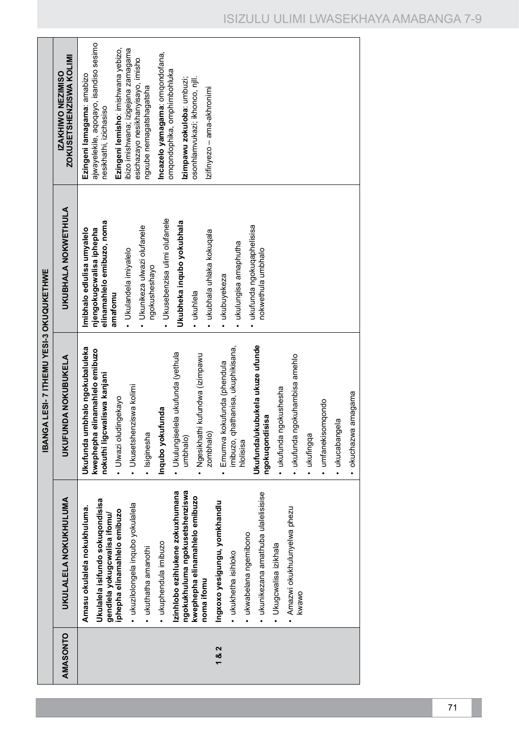| AMASONTO | IBANGA LESI- 7 ITHEMU YESI-3 OKUQUKETHWE | | | |
|---|---|---|---|---|
| | UKULALELA NOKUKHULUMA | UKUFUNDA NOKUBUKELA | UKUBHALA NOKWETHULA | IZAKHIWO NEZIMISO ZOKUSETSHENZISWA KOLIMI |
| 1 & 2 | **Amasu okulalela nokukhuluma.**<br>**Ukulalela isifundo sokuqondisisa gendlela yokugcwalisa ifomu/ iphepha elinamahlelo emibuzo**<br>• ukuzilolongela inqubo yokulalela<br>• ukuthatha amanothi<br>• ukuphendula imibuzo<br>**Izinhlobo ezihlukene zokuxhumana ngokukhuluma ngokusetshenziswa kwephepha elinamahlelo emibuzo noma ifomu**<br>**Ingxoxo yesigungu, yomkhandlu**<br>• ukukhetha isihloko<br>• ukwabelana ngemibono<br>• ukunikezana amathuba ulalelisise<br>• Ukugcwalisa izikhala<br>• Amazwi okukhulunyelwa phezu kwawo | **Ukufunda umbhalo ngokubaluleka kwephepha elinamahlelo emibuzo nokuthi ligcwaliswa kanjani**<br>• Ulwazi oludingekayo<br>• Ukusetshenziswa kolimi<br>• Isiginesha<br>**Inqubo yokufunda**<br>• Ukulungiselela ukufunda (yethula umbhalo)<br>• Ngesikhathi kufundwa (izimpawu zombhalo)<br>• Emumva kokufunda (phendula imibuzo, qhathanisa, ukuphikisana, hlolisisa<br>**Ukufunda/ukubukela ukuze ufunde ngokuqondisisa**<br>• ukufunda ngokushesha<br>• ukufunda ngokuhambisa amehlo<br>• ukufingqa<br>• umfanekisomqondo<br>• ukucabangela<br>• okuchazwa amagama | **Imibhalo edlulisa umyalelo njengokugcwalisa iphepha elinamahlelo emibuzo, noma amafomu**<br>• Ukulandela imiyalelo<br>• Ukunikeza ulwazi olufanele ngokusheshayo<br>• Ukusebenzisa ulimi olufanele<br>**Ukubheka inqubo yokubhala**<br>• ukuhlela<br>• ukubhala uhlaka kokuqala<br>• ukubuyekeza<br>• ukulungisa amaphutha<br>• ukufunda ngokuqaphelisisa nokwethula umbhalo | **Ezingeni lamagama**: amabizo ajwayelekile, aqoqayo, isandiso sesimo nesikhathi, izichasiso<br>**Ezingeni lemisho**: imishwana yebizo, ibizo imishwana; izigejana zamagama esichazayo nesikhanyisayo, imisho ngxube nemagatshagatsha<br>**Incazelo yamagama**: omqondofana, omqondophika, omphimbohluka<br>**Izimpawu zokuloba**: umbuzi; osonhlamvukazi; ikhonco, njll.<br>Izifinyezo – ama-akhronimi |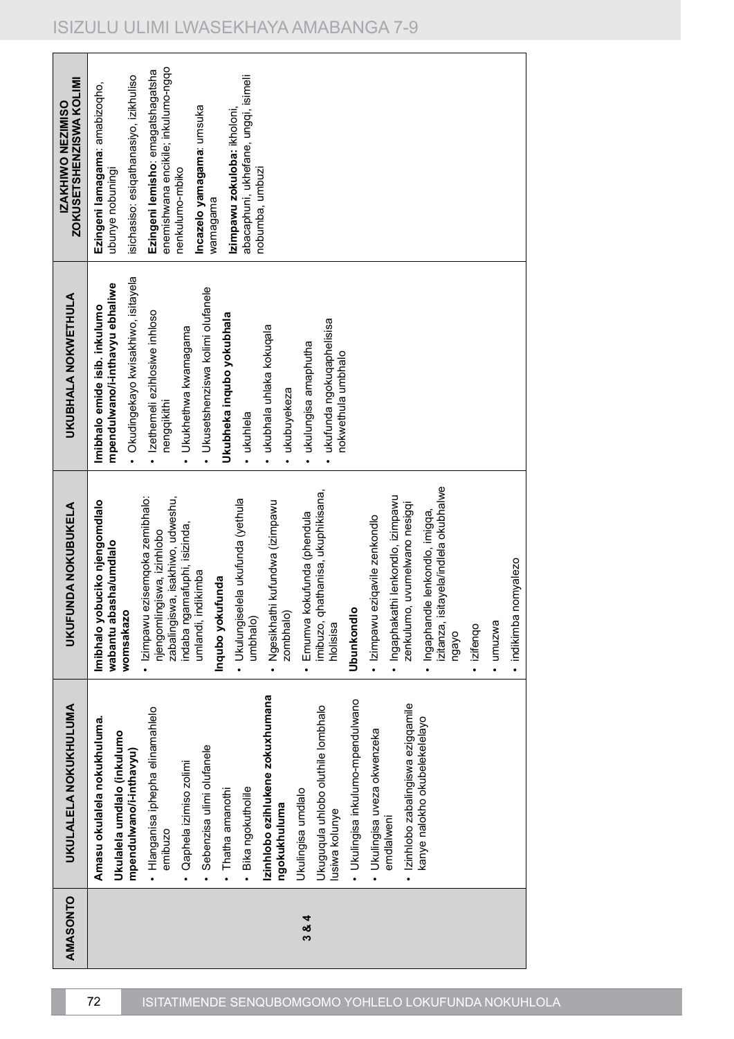| AMASONTO | UKULALELA NOKUKHULUMA | UKUFUNDA NOKUBUKELA | UKUBHALA NOKWETHULA | IZAKHIWO NEZIMISO ZOKUSETSHENZISWA KOLIMI |
|---|---|---|---|---|
| 3 & 4 | **Amasu okulalela nokukhuluma.**<br>**Ukulalela umdlalo (inkulumo mpendulwano/i-inthavyu)**<br>• Hlanganisa iphepha elinamahlelo emibuzo<br>• Qaphela izimiso zolimi<br>• Sebenzisa ulimi olufanele<br>• Thatha amanothi<br>• Bika ngokutholile<br>**Izinhlobo ezihlukene zokuxhumana ngokukhuluma**<br>Ukulingisa umdlalo<br>Ukuguqula uhlobo oluthile lombhalo lusiwa kolunye<br>• Ukulingisa inkulumo-mpendulwano<br>• Ukulingisa uveza okwenzeka emdlalweni<br>• Izinhlobo zabalingiswa ezigqamile kanye nalokho okubelekelelayo | **Imibhalo yobuciko njengomdlalo wabantu abasha/umdlalo womsakazo**<br>• Izimpawu ezisemqoka zemibhalo: njengomlingiswa, izinhlobo zabalingiswa, isakhiwo, udweshu, indaba ngamafuphi, isizinda, umlandi, indikimba<br>**Inqubo yokufunda**<br>• Ukulungiselela ukufunda (yethula umbhalo)<br>• Ngesikhathi kufundwa (izimpawu zombhalo)<br>• Emuva kokufunda (phendula imibuzo, qhathanisa, ukuphikisana, hlolisisa<br>**Ubunkondlo**<br>• Izimpawu eziqavile zenkondlo<br>• Ingaphakathi lenkondlo, izimpawu zenkulumo, uvumelwano nesigqi<br>• Ingaphandle lenkondlo, imigqa, izitanza, isitayela/indlela okubhalwe ngayo<br>• izifenqo<br>• umuzwa<br>• indikimba nomyalezo | **Imibhalo emide isib. inkulumo mpendulwano/i-inthavyu ebhaliwe**<br>• Okudingekayo kwisakhiwo, isitayela<br>• Izethemeli ezihlosiwe inhloso nengqikithi<br>• Ukukhethwa kwamagama<br>• Ukusetshenziswa kolimi olufanele<br>**Ukubheka inqubo yokubhala**<br>• ukuhlela<br>• ukubhala uhlaka kokuqala<br>• ukubuyekeza<br>• ukulungisa amaphutha<br>• ukufunda ngokuqaphelisisa nokwethula umbhalo | **Ezingeni lamagama**: amabizoqho, ubunye nobuningi<br>isichasiso: esiqathanasiyo, izikhuliso<br>**Ezingeni lemisho**: emagatshagatsha enemishwana encikile; inkulumo-ngqo nenkulumo-mbiko<br>**Incazelo yamagama**: umsuka wamagama<br>**Izimpawu zokuloba**: ikholoni, abacaphuni, ukhefane, ungqi, isimeli nobumba, umbuzi |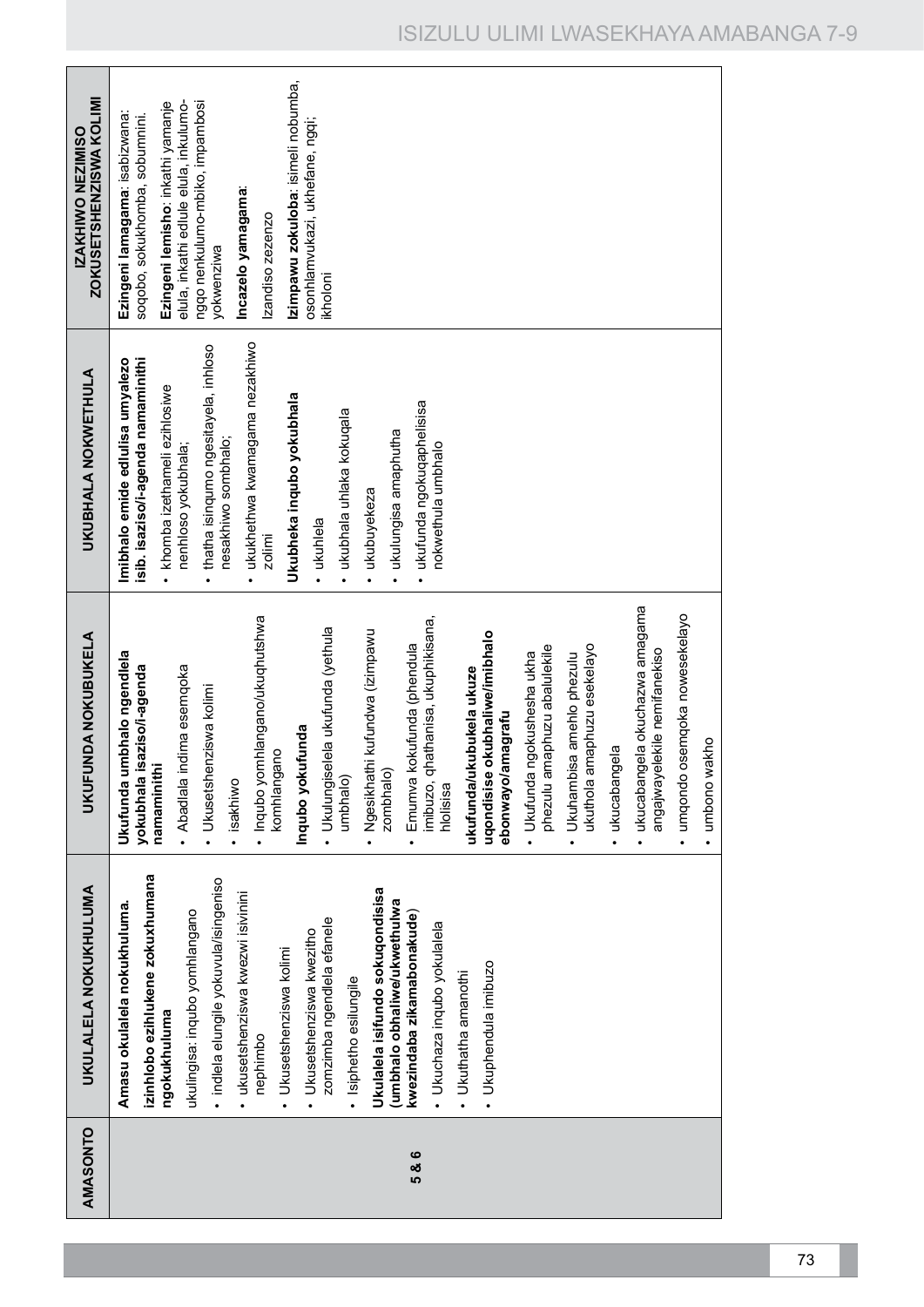| AMASONTO | UKULALELA NOKUKHULUMA | UKUFUNDA NOKUBUKELA | UKUBHALA NOKWETHULA | IZAKHIWO NEZIMISO ZOKUSETSHENZISWA KOLIMI |
|---|---|---|---|---|
| 5 & 6 | **Amasu okulalela nokukhuluma. izinhlobo ezihlukene zokuxhumana ngokukhuluma**<br>ukulingisa: inqubo yomhlangano<br>• indlela elungile yokuvula/isingeniso<br>• ukusetshenziswa kwezwi isivinini nephimbo<br>• Ukusetshenziswa kolimi<br>• Ukusetshenziswa kwezitho zomzimba ngendlela efanele<br>• Isiphetho esilungile<br>**Ukulalela isifundo sokuqondisisa (umbhalo obhaliwe/ukwethulwa kwezindaba zikamabonakude)**<br>• Ukuchaza inqubo yokulalela<br>• Ukuthatha amanothi<br>• Ukuphendula imibuzo | **Ukufunda umbhalo ngendlela yokubhala isaziso/i-agenda namaminithi**<br>• Abadlala indima esemqoka<br>• Ukusetshenziswa kolimi<br>• isakhiwo<br>• Inqubo yomhlangano/ukuqhutshwa komhlangano<br>**Inqubo yokufunda**<br>• Ukulungiselela ukufunda (yethula umbhalo)<br>• Ngesikhathi kufundwa (izimpawu zombhalo)<br>• Emuva kokufunda (phendula imibuzo, qhathanisa, ukuphikisana, hlolisisa<br>**ukufunda/ukubukela ukuze uqondisise okubhaliwe/imibhalo ebonwayo/amagrafu**<br>• Ukufunda ngokushesha ukha phezulu amaphuzu abalulekile<br>• Ukuhambisa amehlo phezulu ukuthola amaphuzu esekelayo<br>• ukucabangela<br>• ukucabangela okuchazwa amagama angajwayelekile nemifanekiso<br>• umqondo osemqoka nowesekelayo<br>• umbono wakho | **Imibhalo emide edlulisa umyalezo isib. isaziso/i-agenda namaminithi**<br>• khomba izethameli ezihlosiwe nenhloso yokubhala;<br>• thatha isinqumo ngesitayela, inhloso nesakhiwo sombhalo;<br>• ukukhethwa kwamagama nezakhiwo zolimi<br>**Ukubheka inqubo yokubhala**<br>• ukuhlela<br>• ukubhala uhlaka kokuqala<br>• ukubuyekeza<br>• ukulungisa amaphutha<br>• ukufunda ngokuqaphelisisa nokwethula umbhalo | **Ezingeni lamagama**: isabizwana: soqobo, sokukhomba, sobumnini.<br>**Ezingeni lemisho**: inkathi yamanje elula, inkathi edlule elula, inkulumo-ngqo nenkulumo-mbiko, impambosi yokwenziwa<br>**Incazelo yamagama**:<br>Izandiso zezenzo<br>**Izimpawu zokuloba**: isimeli nobumba, osonhlamvukazi, ukhefane, ngqi; ikholoni |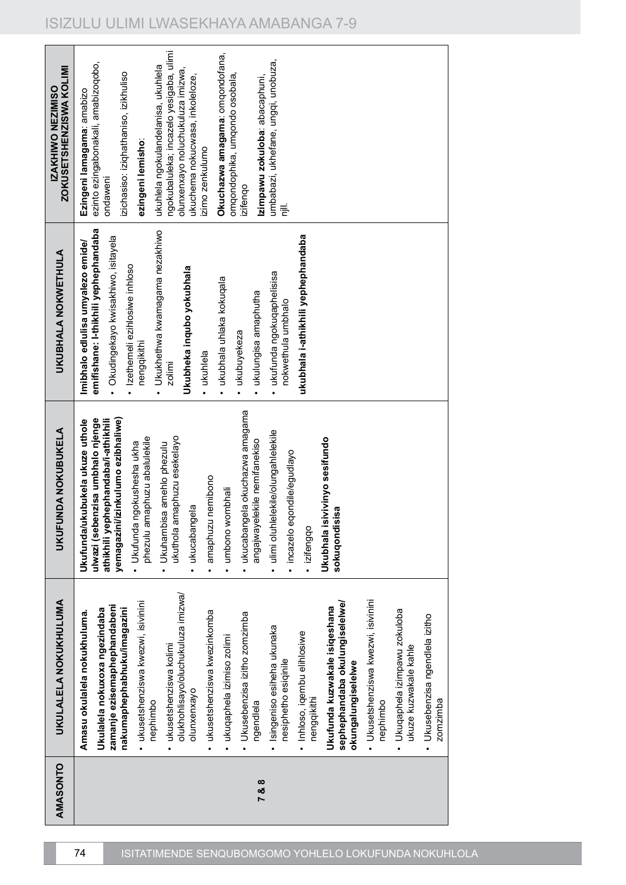| AMASONTO | UKULALELA NOKUKHULUMA | UKUFUNDA NOKUBUKELA | UKUBHALA NOKWETHULA | IZAKHIWO NEZIMISO ZOKUSETSHENZISWA KOLIMI |
|---|---|---|---|---|
| **7 & 8** | **Amasu okulalela nokukhuluma.**<br>**Ukulalela nokuxoxa ngezindaba zamanje ezisemaphephandabeni nakumaphephabhuku/imagazini**<br>• ukusetshenziswa kwezwi, isivinini nephimbo<br>• ukusetshenziswa kolimi olukhohlisayo/oluchukuluza imizwa/olunxenxayo<br>• ukusetshenziswa kwezinkomba<br>• ukuqaphela izimiso zolimi<br>• Ukusebenzisa izitho zomzimba ngendlela<br>• Isingeniso esiheha ukunaka nesiphetho esiqinile<br>• Inhloso, iqembu elihlosiwe nengqikithi<br>**Ukufunda kuzwakale isiqeshana sephephandaba okulungiselelwe/okungalungiselelwe**<br>• Ukusetshenziswa kwezwi, isivinini nephimbo<br>• Ukuqaphela izimpawu zokuloba ukuze kuzwakale kahle<br>• Ukusebenzisa ngendlela izitho zomzimba | **Ukufunda/ukubukela ukuze uthole ulwazi (sebenzisa umbhalo njenge athikhili yephephandaba/i-athikhili yemagazini/izinkulumo ezibhaliwe)**<br>• Ukufunda ngokushesha ukha phezulu amaphuzu abalulekile<br>• Ukuhambisa amehlo phezulu uthola amaphuzu esekelayo<br>• ukucabangela<br>• amaphuzu nemibono<br>• umbono wombhali<br>• ukucabangela okuchazwa amagama angajwayelekile nemifanekiso<br>• ulimi oluhlelekile/olungahlelekile<br>• incazelo eqondile/egudlayo<br>• izifengqo<br>**Ukubhala isivivinyo sesifundo sokuqondisisa** | **Imibhalo edlulisa umyalezo emide/emifishane: I-thikhili yephephandaba**<br>• Okudingekayo kwisakhiwo, isitayela<br>• Izethemeli ezihlosiwe inhloso nengqikithi<br>• Ukukhethwa kwamagama nezakhiwo zolimi<br>**Ukubheka inqubo yokubhala**<br>• ukuhlela<br>• ukubhala uhlaka kokuqala<br>• ukubuyekeza<br>• ukulungisa amaphutha<br>• ukufunda ngokuqaphelisisa nokwethula umbhalo<br>**ukubhala i-athikhili yephephandaba** | **Ezingeni lamagama**: amabizo ezinto ezingabonakali, amabizoqobo, ondaweni<br>izichasiso: iziqhathaniso, izikhuliso<br>**ezingeni lemisho**:<br>ukuhlela ngokulandelanisa, ukuhlela ngokubaluleka; incazelo yesigaba, ulimi olunxenxayo noluchukuluza imizwa, ukuchema nokucwasa, inkoleloze, izimo zenkulumo<br>**Okuchazwa amagama**: omqondofana, omqondophika, umqondo osobala, izifengo<br>**Izimpawu zokuloba**: abacaphuni, umbabazi, ukhefane, ungqi, unobuza, njll. |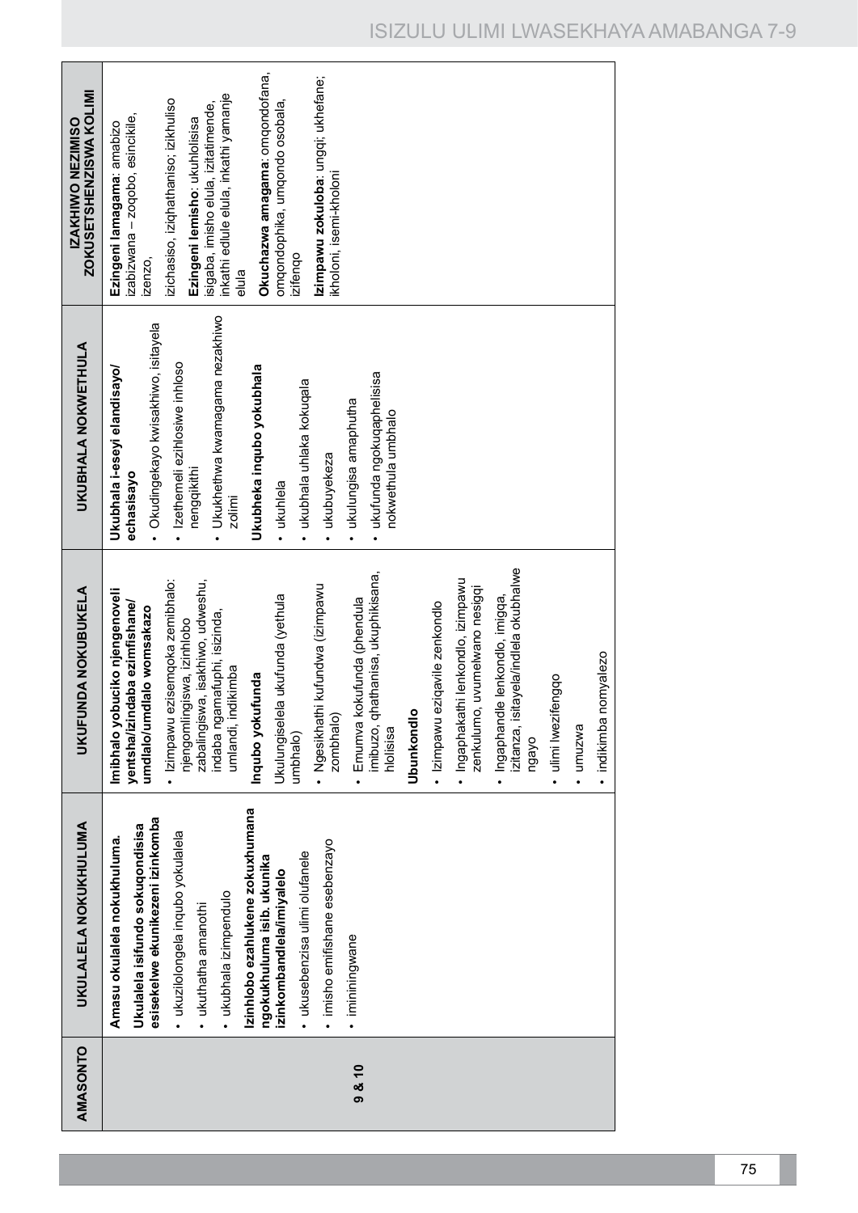| AMASONTO | UKULALELA NOKUKHULUMA | UKUFUNDA NOKUBUKELA | UKUBHALA NOKWETHULA | IZAKHIWO NEZIMISO ZOKUSETSHENZISWA KOLIMI |
|---|---|---|---|---|
| 9 & 10 | **Amasu okulalela nokukhuluma.**<br>**Ukulalela isifundo sokuqondisisa esisekelwe ekunikezeni izinkomba**<br>• ukuzilolongela inqubo yokulalela<br>• ukuthatha amanothi<br>• ukubhala izimpendulo<br>**Izinhlobo ezahlukene zokuxhumana ngokukhuluma isib. ukunika izinkombandlela/imiyalelo**<br>• ukusebenzisa ulimi olufanele<br>• imisho emifishane esebenzayo<br>• imininingwane | **Imibhalo yobuciko njengenoveli yentsha/izindaba ezimfishane/umdlalo/umdlalo womsakazo**<br>• Izimpawu ezisemqoka zemibhalo: njengomlingiswa, izinhlobo zabalingiswa, isakhiwo, udweshu, indaba ngamafuphi, isizinda, umlandi, indikimba<br>**Inqubo yokufunda**<br>Ukulungiselela ukufunda (yethula umbhalo)<br>• Ngesikhathi kufundwa (izimpawu zombhalo)<br>• Emumva kokufunda (phendula imibuzo, qhathanisa, ukuphikisana, hlolisisa<br>**Ubunkondlo**<br>• Izimpawu eziqavile zenkondlo<br>• Ingaphakathi lenkondlo, izimpawu zenkulumo, uvumelwano nesigqi<br>• Ingaphandle lenkondlo, imigqa, izitanza, isitayela/indlela okubhalwe ngayo<br>• ulimi lwezifengqo<br>• umuzwa<br>• indikimba nomyalezo | **Ukubhala i-eseyi elandisayo/echasisayo**<br>• Okudingekayo kwisakhiwo, isitayela<br>• Izethemeli ezihlosiwe inhloso nengqikithi<br>• Ukukhethwa kwamagama nezakhiwo zolimi<br>**Ukubheka inqubo yokubhala**<br>• ukuhlela<br>• ukubhala uhlaka kokuqala<br>• ukubuyekeza<br>• ukulungisa amaphutha<br>• ukufunda ngokuqaphelisisa nokwethula umbhalo | **Ezingeni lamagama**: amabizo izabizwana – zoqobo, esincikile, izenzo,<br>izichasiso, iziqhathaniso; izikhuliso<br>**Ezingeni lemisho**: ukuhlolisisa isigaba, imisho elula, izitatimende, inkathi edlule elula, inkathi yamanje elula<br>**Okuchazwa amagama**: omqondofana, omqondophika, umqondo osobala, izifengo<br>**Izimpawu zokuloba**: ungqi; ukhefane; ikholoni, isemi-kholoni |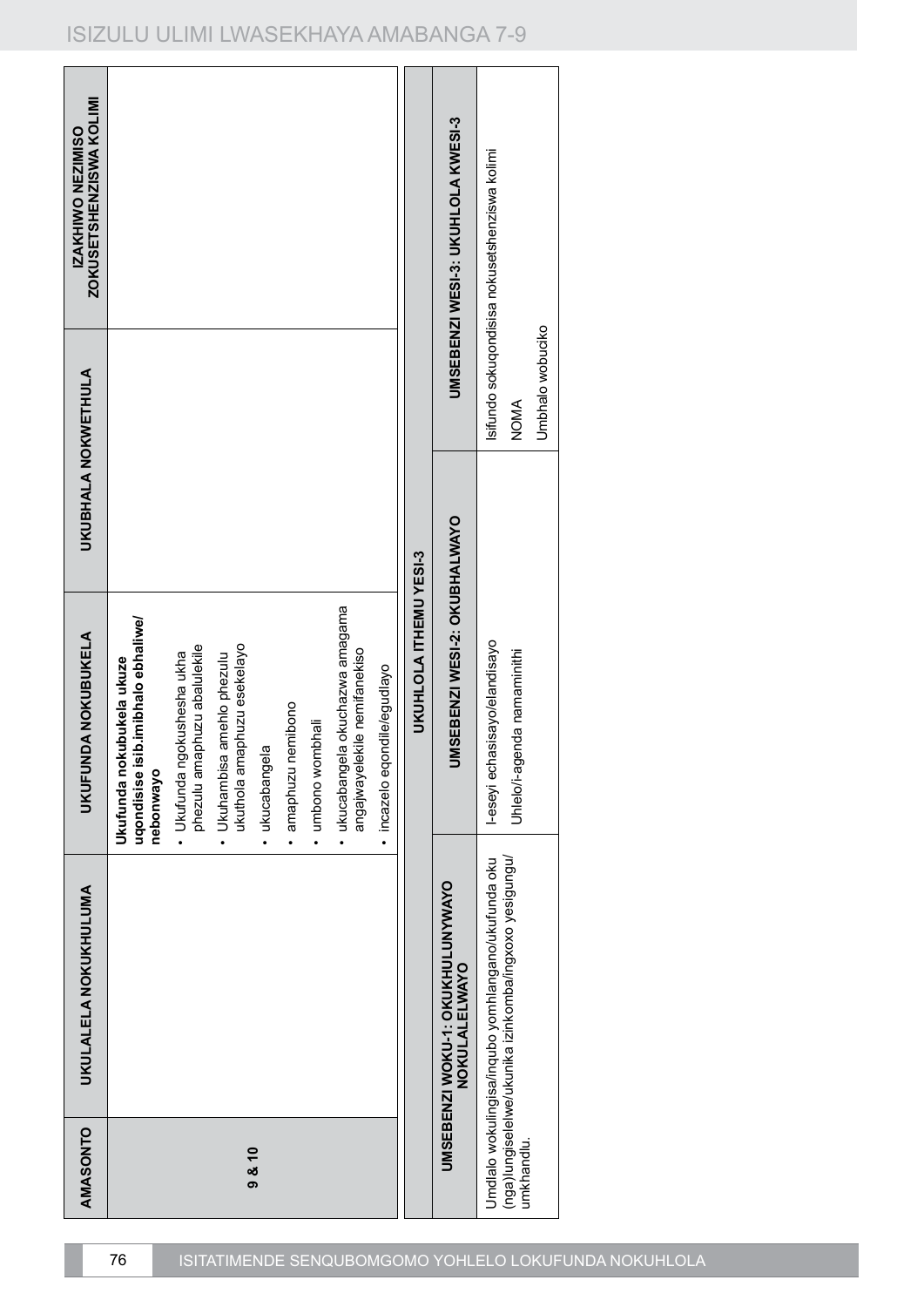| AMASONTO | UKULALELA NOKUKHULUMA | UKUFUNDA NOKUBUKELA | UKUBHALA NOKWETHULA | IZAKHIWO NEZIMISO ZOKUSETSHENZISWA KOLIMI |
|---|---|---|---|---|
| 9 & 10 | | **Ukufunda nokubukela ukuze uqondisise isib.imibhalo ebhaliwe/ nebonwayo**<br>• Ukufunda ngokushesha ukha phezulu amaphuzu abalulekile<br>• Ukuhambisa amehlo phezulu ukuthola amaphuzu esekelayo<br>• ukucabangela<br>• amaphuzu nemibono<br>• umbono wombhali<br>• ukucabangela okuchazwa amagama angajwayelekile nemifanekiso<br>• incazelo eqondile/egudlayo | | |

| UKUHLOLA ITHEMU YESI-3 | | |
|---|---|---|
| **UMSEBENZI WOKU-1: OKUKHULUNYWAYO NOKULALELWAYO** | **UMSEBENZI WESI-2: OKUBHALWAYO** | **UMSEBENZI WESI-3: UKUHLOLA KWESI-3** |
| Umdlalo wokulingisa/inqubo yomhlangano/ukufunda oku (nga)lungiselelwe/ukunika izinkomba/ingxoxo yesigungu/ umkhandlu. | I-eseyi echasisayo/elandisayo<br>Uhlelo/i-agenda namaminithi | Isifundo sokuqondisisa nokusetshenziswa kolimi<br>NOMA<br>Umbhalo wobuciko |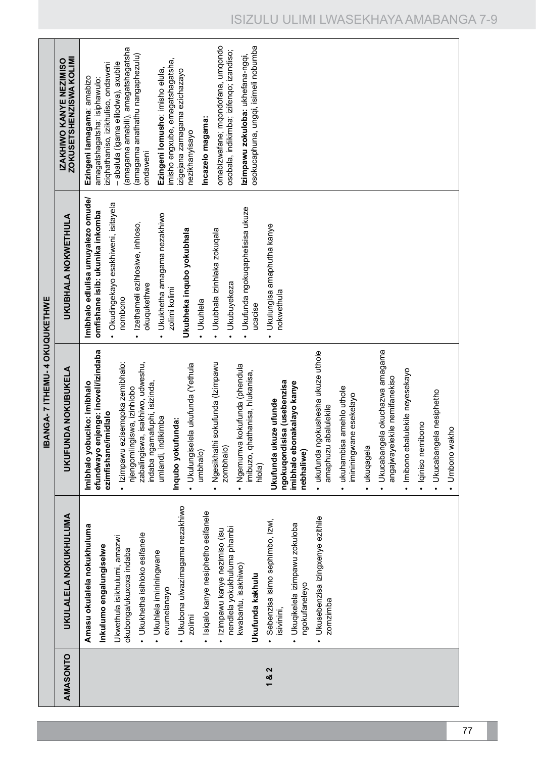| AMASONTO | UKULALELA NOKUKHULUMA | UKUFUNDA NOKUBUKELA | UKUBHALA NOKWETHULA | IZAKHIWO KANYE NEZIMISO ZOKUSETSHENZISWA KOLIMI |
|---|---|---|---|---|
| | **IBANGA- 7 ITHEMU- 4 OKUQUKETHWE** | | | |
| **1 & 2** | **Amasu okulalela nokukhuluma**<br><br>**Inkulumo engalungiselwe**<br><br>Ukwethula isikhulumi, amazwi okubonga/ukuxoxa indaba<br><br>• Ukuhlela imininingwane evumelanayo<br><br>• Ukukhetha isihloko esifanele<br><br>• Ukubona ulwazimagama nezakhiwo zolimi<br><br>• Isiqalo kanye nesiphetho esifanele<br><br>• Izimpawu kanye nezimiso (isu nendlela yokukhuluma phambi kwabantu, isakhiwo)<br><br>**Ukufunda kakhulu**<br><br>• Sebenzisa isimo sephimbo, izwi, isivinini,<br><br>• Ukuqikelela izimpawu zokuloba ngokufaneleyo<br><br>• Ukusebenzisa izingxenye ezithile zomzimba | **Imibhalo yobuciko: imibhalo efundwayo enjenge: inoveli/izindaba ezimfishane/imidlalo**<br><br>• Izimpawu ezisemqoka zemibhalo: njengomlingiswa, izinhlobo zabalingiswa, isakhiwo, udweshu, indaba ngamafuphi, isizinda, umlandi, indikimba<br><br>**Inqubo yokufunda:**<br><br>• Ukulungiselela ukufunda (Yethula umbhalo)<br><br>• Ngesikhathi sokufunda (Izimpawu zombhalo)<br><br>• Ngemuva kokufunda (phendula imibuzo, qhathanisa, hlukanisa, hlola)<br><br>**Ukufunda ukuze ufunde ngokuqondisisa (usebenzisa imibhalo ebonakalayo kanye nebhaliwe)**<br><br>• ukufunda ngokushesha ukuze uthole amaphuzu abalulekile<br><br>• ukuhambisa amehlo uthole imininingwane esekelayo<br><br>• ukuqagela<br><br>• Ukucabangela okuchazwa amagama angajwayelekile nemifanekiso<br><br>• Imibono ebalulekile neyesekayo<br><br>• Iqiniso nemibono<br><br>• Ukucabangela nesiphetho<br><br>• Umbono wakho | **Imibhalo edlulisa umyalezo omude/ omfishane isib: ukunika inkomba**<br><br>• Okudingekayo esakhiweni, isitayela nombono<br><br>• Izethameli ezihlosiwe, inhloso, okuqukethwe<br><br>• Ukukhetha amagama nezakhiwo zolimi kolimi<br><br>**Ukubheka inqubo yokubhala**<br><br>• Ukuhlela<br><br>• Ukubhala izinhlaka zokuqala<br><br>• Ukubuyekeza<br><br>• Ukufunda ngokuqaphelisisa ukuze ucacise<br><br>• Ukulungisa amaphutha kanye nokwethula | **Ezingeni lamagama**: amabizo amagatshagatsha; isiphawulo: iziqhathaniso, izikhuliso, ondaweni – abalula (igama elilodwa), axubile (amagama amabili), amagatshagatsha (amagama anathathu nangaphezulu) ondaweni<br><br>**Ezingeni lomusho**: imisho elula, imisho engxube, emagatshagatsha, izigejana zamagama ezichazayo nezikhanyisayo<br><br>**Incazelo magama:**<br><br>omabizwafane; mqondofana, umqondo osobala, indikimba; izifenqo; izandiso;<br><br>**Izimpawu zokuloba:** ukhefana-ngqi, osokucaphuna, ungqi, isimeli nobumba |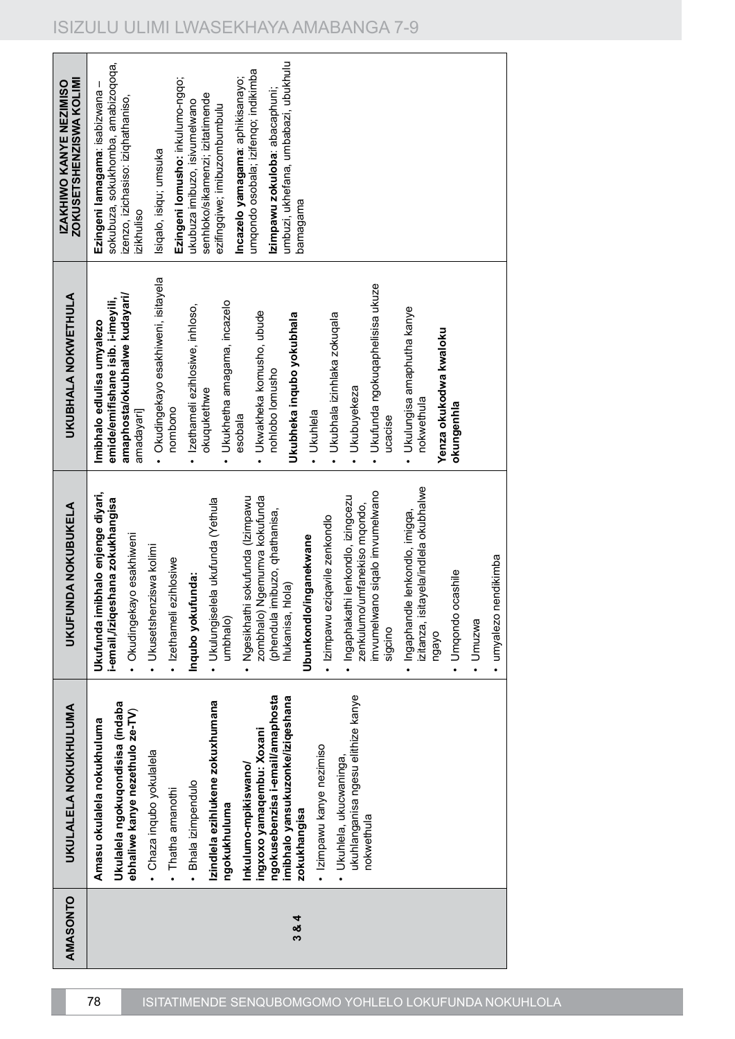| AMASONTO | UKULALELA NOKUKHULUMA | UKUFUNDA NOKUBUKELA | UKUBHALA NOKWETHULA | IZAKHIWO KANYE NEZIMISO ZOKUSETSHENZISWA KOLIMI |
|---|---|---|---|---|
| 3 & 4 | **Amasu okulalela nokukhuluma**<br>**Ukulalela ngokuqondisisa (indaba ebhaliwe kanye nezethulo ze-TV)**<br>• Chaza inqubo yokulalela<br>• Thatha amanothi<br>• Bhala izimpendulo<br>**Izindlela ezihlukene zokuxhumana ngokukhuluma**<br>**Inkulumo-mpikiswano/ ingxoxo yamaqembu: Xoxani ngokusebenzisa i-email/amaphosta imibhalo yansukuzonke/iziqeshana zokukhangisa**<br>• Izimpawu kanye nezimiso<br>• Ukuhlela, ukucwaninga, ukuhlanganisa ngesu elithize kanye nokwethula | **Ukufunda imibhalo enjenge diyari, i-email,/iziqeshana zokukhangisa**<br>• Okudingekayo esakhiweni<br>• Ukusetshenziswa kolimi<br>• Izethameli ezihlosiwe<br>**Inqubo yokufunda:**<br>• Ukulungiselela ukufunda (Yethula umbhalo)<br>• Ngesikhathi sokufunda (Izimpawu zombhalo) Ngemumva kokufunda (phendula imibuzo, qhathanisa, hlukanisa, hlola)<br>**Ubunkondlo/inganekwane**<br>• Izimpawu eziqavile zenkondlo<br>• Ingaphakathi lenkondlo, izingcezu zenkulumo/umfanekiso mqondo, imvumelwano siqalo imvumelwano sigcino<br>• Ingaphandle lenkondlo, imigqa, izitanza, isitayela/indlela okubhalwe ngayo<br>• Umqondo ocashile<br>• Umzwa<br>• umyalezo nendikimba | **Imibhalo edlulisa umyalezo emide/emifishane isib. i-imeyili, amaphosta/okubhalwe kudayari/** amadayari]<br>• Okudingekayo esakhiweni, isitayela nombono<br>• Izethameli ezihlosiwe, inhloso, okuqukethwe<br>• Ukukhetha amagama, incazelo esobala<br>• Ukwakheka komusho, ubude nohlobo lomusho<br>**Ukubheka inqubo yokubhala**<br>• Ukuhlela<br>• Ukubhala izinhlaka zokuqala<br>• Ukubuyekeza<br>• Ukufunda ngokuqaphelisisa ukuze ucacise<br>• Ukulungisa amaphutha kanye nokwethula<br>**Yenza okukodwa kwaloku okungenhla** | **Ezingeni lamagama**: isabizwana – sokubuza, sokukhomba, amabizoqoqa, izenzo, izichasiso: iziqhathaniso, izikhuliso<br>Isiqalo, isiqu; umsuka<br>**Ezingeni lomusho:** inkulumo-ngqo; ukubuza imibuzo, isivumelwano senhloko/sikamenzi; izitatimende ezifingqiwe; imibuzombumbulu<br>**Incazelo yamagama**: aphikisanayo; umqondo osobala; izifenqo; indikimba<br>**Izimpawu zokuloba**: abacaphuni; umbuzi, ukhefana, umbabazi, ubukhulu bamagama |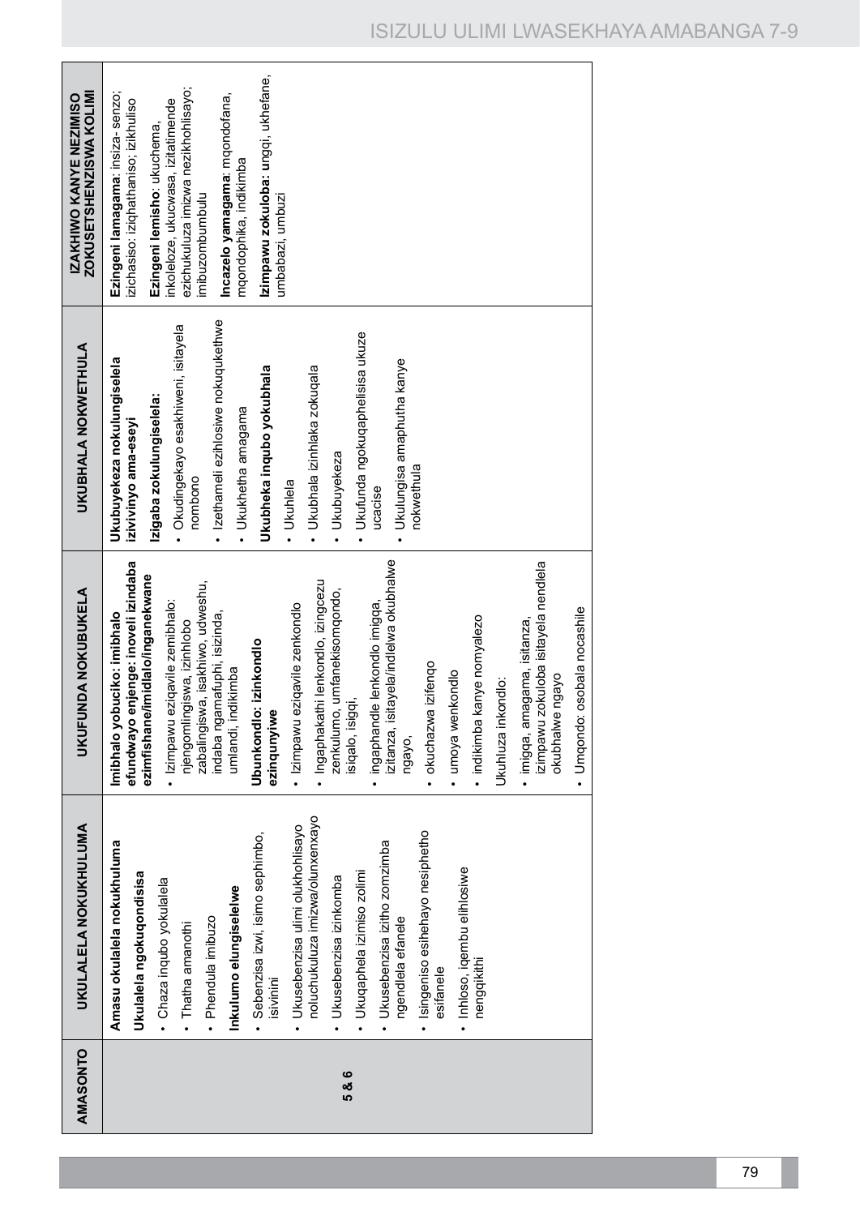| AMASONTO | UKULALELA NOKUKHULUMA | UKUFUNDA NOKUBUKELA | UKUBHALA NOKWETHULA | IZAKHIWO KANYE NEZIMISO ZOKUSETSHENZISWA KOLIMI |
|---|---|---|---|---|
| 5 & 6 | **Amasu okulalela nokukhuluma**<br>**Ukulalela ngokuqondisisa**<br>• Chaza inqubo yokulalela<br>• Thatha amanothi<br>• Phendula imibuzo<br>**Inkulumo elungiselelwe**<br>• Sebenzisa izwi, isimo sephimbo, isivinini<br>• Ukusebenzisa ulimi olukhohlisayo noluchukuluza imizwa/olunxenxayo<br>• Ukusebenzisa izinkomba<br>• Ukuqaphela izimiso zolimi<br>• Ukusebenzisa izitho zomzimba ngendlela efanele<br>• Isingeniso esihehayo nesiphetho esifanele<br>• Inhloso, iqembu elihlosiwe nengqikithi | **Imibhalo yobuciko: imibhalo efundwayo enjenge: inoveli izindaba ezimfishane/imidlalo/inganekwane**<br>• Izimpawu eziqavile zemibhalo: njengomlingiswa, izinhlobo zabalingiswa, isakhiwo, udweshu, indaba ngamafuphi, isizinda, umlandi, indikimba<br>**Ubunkondlo: izinkondlo ezinqunyiwe**<br>• Izimpawu eziqavile zenkondlo<br>• Ingaphakathi lenkondlo, izingcezu zenkulumo, umfanekisomqondo, isiqalo, isiqqi,<br>• ingaphandle lenkondlo imigqa, izitanza, isitayela/indlela okubhalwe ngayo,<br>• okuchazwa izifenqo<br>• umoya wenkondlo<br>• indikimba kanye nomyalezo<br>Ukuhluza inkondlo:<br>• imigqa, amagama, isitanza, izimpawu zokuloba isitayela nendlela okubhalwe ngayo<br>• Umqondo: osobala nocashile | **Ukubuyekeza nokulungiselela izivivinyo ama-eseyi**<br>**Izigaba zokulungiselela:**<br>• Okudingekayo esakhiweni, isitayela nombono<br>• Izethameli ezihlosiwe nokuqukethwe<br>• Ukukhetha amagama<br>**Ukubheka inqubo yokubhala**<br>• Ukuhlela<br>• Ukubhala izinhlaka zokuqala<br>• Ukubuyekeza<br>• Ukufunda ngokuqaphelisisa ukuze ucacise<br>• Ukulungisa amaphutha kanye nokwethula | **Ezingeni lamagama**: insiza- senzo; izichasiso: iziqhathaniso; izikhuliso<br>**Ezingeni lemisho**: ukuchema, inkoleloze, ukucwasa, izitatimende ezichukuluza imizwa nezikhohlisayo; imibuzombumbulu<br>**Incazelo yamagama**: mqondofana, mqondophika, indikimba<br>**Izimpawu zokuloba: u**ngqi, ukhefane, umbabazi, umbuzi |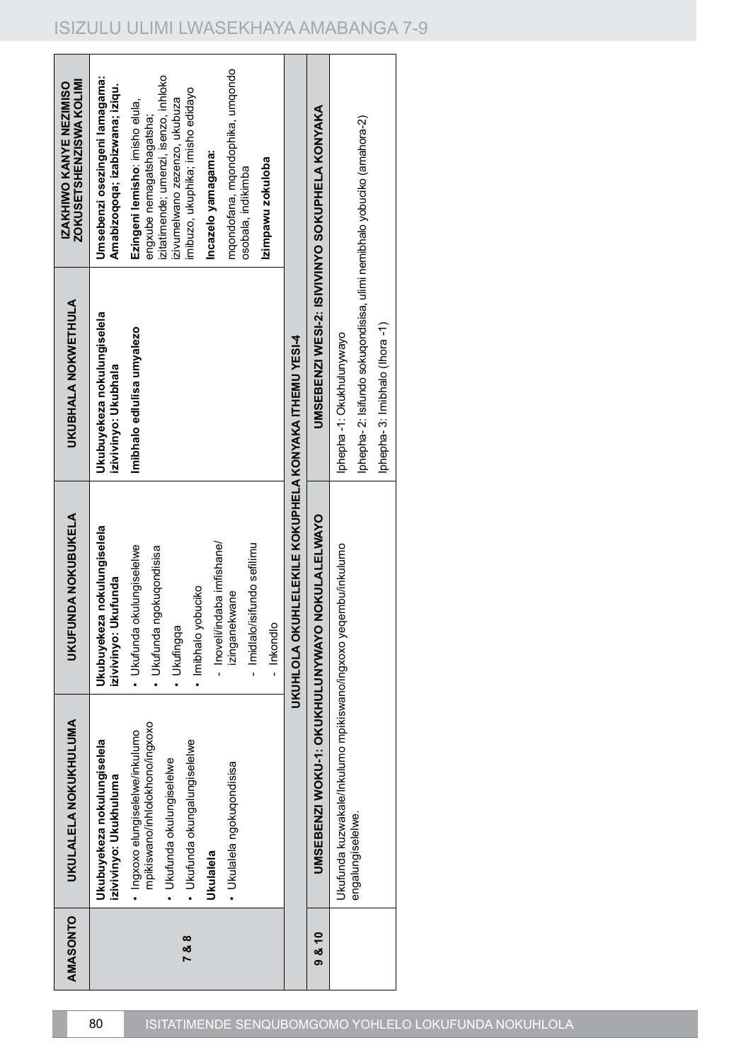| AMASONTO | UKULALELA NOKUKHULUMA | UKUFUNDA NOKUBUKELA | UKUBHALA NOKWETHULA | IZAKHIWO KANYE NEZIMISO ZOKUSETSHENZISWA KOLIMI |
|---|---|---|---|---|
| 7 & 8 | **Ukubuyekeza nokulungiselela izivivinyo: Ukukhuluma**<br>• Ingxoxo elungiselelwe/inkulumo mpikiswano/inhlolokhono/ingxoxo<br>• Ukufunda okulungiselelwe<br>• Ukufunda okungalungiselelwe<br>**Ukulalela**<br>• Ukulalela ngokuqondisisa | **Ukubuyekeza nokulungiselela izivivinyo: Ukufunda**<br>• Ukufunda okulungiselelwe<br>• Ukufunda ngokuqondisisa<br>• Ukufingqa<br>• Imibhalo yobuciko<br>- Inoveli/indaba imfishane/ izinganekwane<br>- Imidlalo/isifundo sefilimu<br>- Inkondlo | **Ukubuyekeza nokulungiselela izivivinyo: Ukubhala**<br>**Imibhalo edlulisa umyalezo** | **Umsebenzi osezingeni lamagama: Amabizoqoqa; izabizwana; iziqu.**<br>**Ezingeni lemisho**: imisho elula, engxube nemagatshagatsha; izitatimende; umenzi, isenzo, inhloko izivumelwano zezenzo, ukubuza imibuzo, ukuphika; imisho edidayo<br>**Incazelo yamagama:**<br>mqondofana, mqondophika, umqondo osobala, indikimba<br>**Izimpawu zokuloba** |
| | UKUHLOLA OKUHLELEKILE KOKUPHELA KONYAKA ITHEMU YESI-4 | | | |
| 9 & 10 | UMSEBENZI WOKU-1: OKUKHULUNYWAYO NOKULALELWAYO | | UMSEBENZI WESI-2: ISIVIVINYO SOKUPHELA KONYAKA | |
| | Ukufunda kuzwakale/Inkulumo mpikiswano/ingxoxo yeqembu/inkulumo engalungiselelwe. | | Iphepha -1: Okukhulunywayo<br>Iphepha- 2: Isifundo sokuqondisisa, ulimi nemibhalo yobuciko (amahora-2)<br>Iphepha- 3: Imibhalo (Ihora -1) | |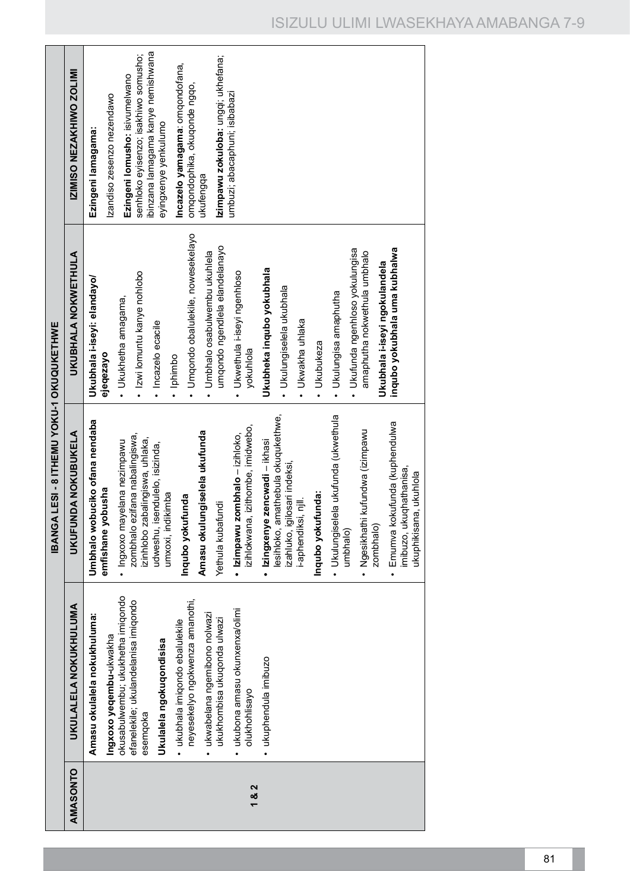| AMASONTO | IBANGA LESI - 8 ITHEMU YOKU-1 OKUQUKETHWE | | | |
|---|---|---|---|---|
| | UKULALELA NOKUKHULUMA | UKUFUNDA NOKUBUKELA | UKUBHALA NOKWETHULA | IZIMISO NEZAKHIWO ZOLIMI |
| 1 & 2 | **Amasu okulalela nokukhuluma:**<br><br>**Ingxoxo yeqembu-**ukwakha okusabulwembu; ukukhetha imiqondo efanelekile; ukulandelanisa imiqondo esemqoka<br><br>**Ukulalela ngokuqondisisa**<br><br>• ukubhala imiqondo ebalulekile neyesekelyo ngokwenza amanothi,<br><br>• ukwabelana ngemibono nolwazi ukukhombisa ukuqonda ulwazi<br><br>• ukubona amasu okunxenxa/olimi olukhohlisayo<br><br>• ukuphendula imibuzo | **Umbhalo wobuciko ofana nendaba emfishane yobusha**<br><br>• Ingxoxo mayelana nezimpawu zombhalo ezifana nabalingiswa, izinhlobo zabalingiswa, uhlaka, udweshu, isendulelo, isizinda, umxoxi, indikimba<br><br>**Inqubo yokufunda**<br><br>**Amasu okulungiselela ukufunda**<br><br>Yethula kubafundi<br><br>• **Izimpawu zombhalo** – izihloko, izihlokwana, izithombe, imidwebo,<br><br>• **Izingxenye zencwadi** – ikhasi lesihloko, amathebula okuqukethwe, izahluko, igilosari indeksi, i-aphendiksi, njll.<br><br>**Inqubo yokufunda:**<br><br>• Ukulungiselela ukufunda (ukwethula umbhalo)<br><br>• Ngesikhathi kufundwa (izimpawu zombhalo)<br><br>• Emuva kokufunda (kuphendulwa imibuzo, ukuqhathanisa, ukuphikisana, ukuhlola | **Ukubhala i-eseyi: elandayo/ ejeqezayo**<br><br>• Ukukhetha amagama,<br><br>• Izwi lomuntu kanye nohlobo<br><br>• Incazelo ecacile<br><br>• Iphimbo<br><br>• Umqondo obalulekile, nowesekelayo<br><br>• Umbhalo osabulwembu ukuhlela umqondo ngendlela elandelanayo<br><br>• Ukwethula i-eseyi ngenhloso yokuhlola<br><br>**Ukubheka inqubo yokubhala**<br><br>• Ukulungiselela ukubhala<br><br>• Ukwakha uhlaka<br><br>• Ukubukeza<br><br>• Ukulungisa amaphutha<br><br>• Ukufunda ngenhloso yokulungisa amaphutha nokwethula umbhalo<br><br>**Ukubhala i-eseyi ngokulandela inqubo yokubhala uma kubhalwa** | **Ezingeni lamagama:**<br><br>Izandiso zesenzo nezendawo<br><br>**Ezingeni lomusho:** isivumelwano senhloko eyisenzo; isakhiwo somusho; ibinzana lamagama kanye nemishwana eyingxenye yenkulumo<br><br>**Incazelo yamagama**: omqondofana, omqondophika, okuqonde ngqo, ukufengqa<br><br>**Izimpawu zokuloba:** ungqi; ukhefana; umbuzi; abacaphuni; isibabazi |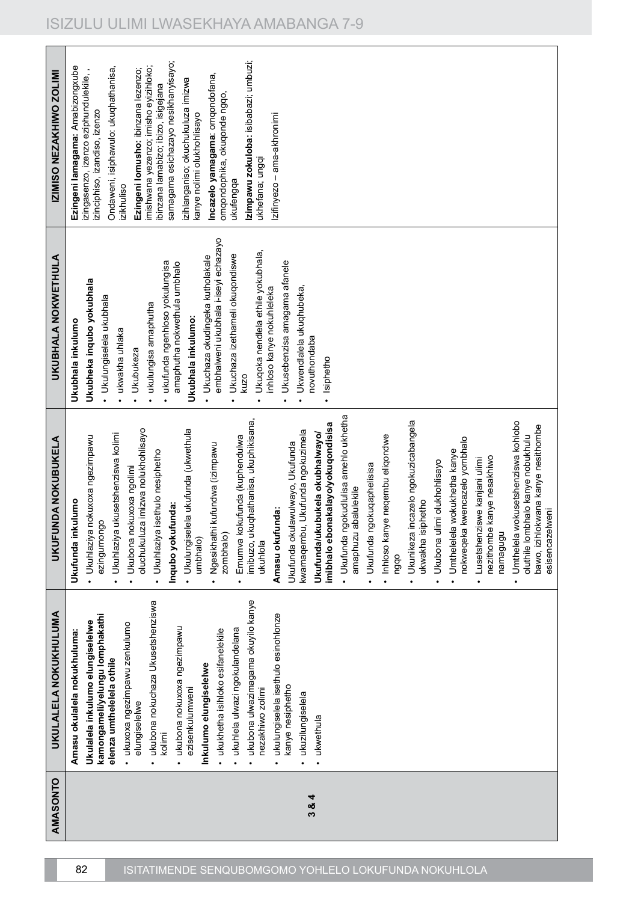| AMASONTO | UKULALELA NOKUKHULUMA | UKUFUNDA NOKUBUKELA | UKUBHALA NOKWETHULA | IZIMISO NEZAKHIWO ZOLIMI |
|---|---|---|---|---|
| 3 & 4 | **Amasu okulalela nokukhuluma:** **Ukulalela inkulumo elungiselelwe kamongameli/yelungu lomphakathi elenza umthelelela othile** • ukuxoxa ngezimpawu zenkulumo elungiselelwe • ukubona nokuchaza Ukusetshenziswa kolimi • ukubona nokuxoxa ngezimpawu ezisenkulumweni **Inkulumo elungiselelwe** • ukukhetha isihloko esifanelekile • ukuhlela ulwazi ngokulandelana • ukubona ulwazimagama okuyilo kanye nezakhiwo zolimi • ukulungiselela isethulo esinohlonze kanye nesiphetho • ukuzilungiselela • ukwethula | **Ukufunda inkulumo** • Ukuhlaziya nokuxoxa ngezimpawu ezingumongo • Ukuhlaziya ukusetshenziswa kolimi • Ukubona nokuxoxa ngolimi oluchukuluza imizwa nolukhohlisayo • Ukuhlaziya isethulo nesiphetho **Inqubo yokufunda:** • Ukulungiselela ukufunda (ukwethula umbhalo) • Ngesikhathi kufundwa (izimpawu zombhalo) • Emuva kokufunda (kuphendulwa imibuzo, ukuqhathanisa, ukuphikisana, ukuhlola **Amasu okufunda:** Ukufunda okulawulwayo, Ukufunda kwamaqembu, Ukufunda ngokuzimela **Ukufunda/ukubukela okubhalwayo/ imibhalo ebonakalayo/yokuqondisisa** • Ukufunda ngokudlulisa amehlo ukhetha amaphuzu abalulekile • Ukufunda ngokuqhelisisa • Inhloso kanye neqembu eliqondwe ngqo • Ukunikeza incazelo ngokuzicabangela ukwakha isiphetho • Ukubona ulimi olukhohlisayo • Umthelelela wokukhetha kanye nokweqeka kwencazelo yombhalo • Lusetshenziswe kanjani ulimi nezithombe kanye nesakhiwo namagugu • Umthelela wokusetshenziswa kohlobo oluthile lombhalo kanye nobukhulu bawo, izihlokwana kanye nesithombe esisencazelweni | **Ukubhala inkulumo** **Ukubheka inqubo yokubhala** • Ukulungiselela ukubhala • ukwakha uhlaka • Ukubukeza • ukulungisa amaphutha • ukufunda ngenhloso yokulungisa amaphutha nokwethula umbhalo **Ukubhala inkulumo:** • Ukuchaza okudingeka kutholakale embhalweni ukubhala i-iseyi echazayo • Ukuchaza izethameli okuqondiswe kuzo • Ukuqoka nendlela ethile yokubhala, inhloso kanye nokuhleleka • Ukusebenzisa amagama afanele • Ukwendlalela ukuqhubeka, novuthondaba • Isiphetho | **Ezingeni lamagama**: Amabizongxube izingasenzo, izenzo eziphundulekile, , izinciphiso, izandiso, izenzo Ondaweni, isiphawulo: ukuqhathanisa, izikhuliso **Ezingeni lomusho**: ibinzana lezenzo; imishwana yezenzo; imisho eyizihloko; ibinzana lamabizo; ibizo, isigejana samagama esichazayo nesikhanyisayo; izihlanganiso; okuchukuluza imizwa kanye nolimi olukhohlisayo **Incazelo yamagama**: omqondofana, omqondophika, okuqonde ngqo, ukufengqa **Izimpawu zokuloba**: isibabazi; umbuzi; ukhefana; ungqi Izifinyezo – ama-akhronimi |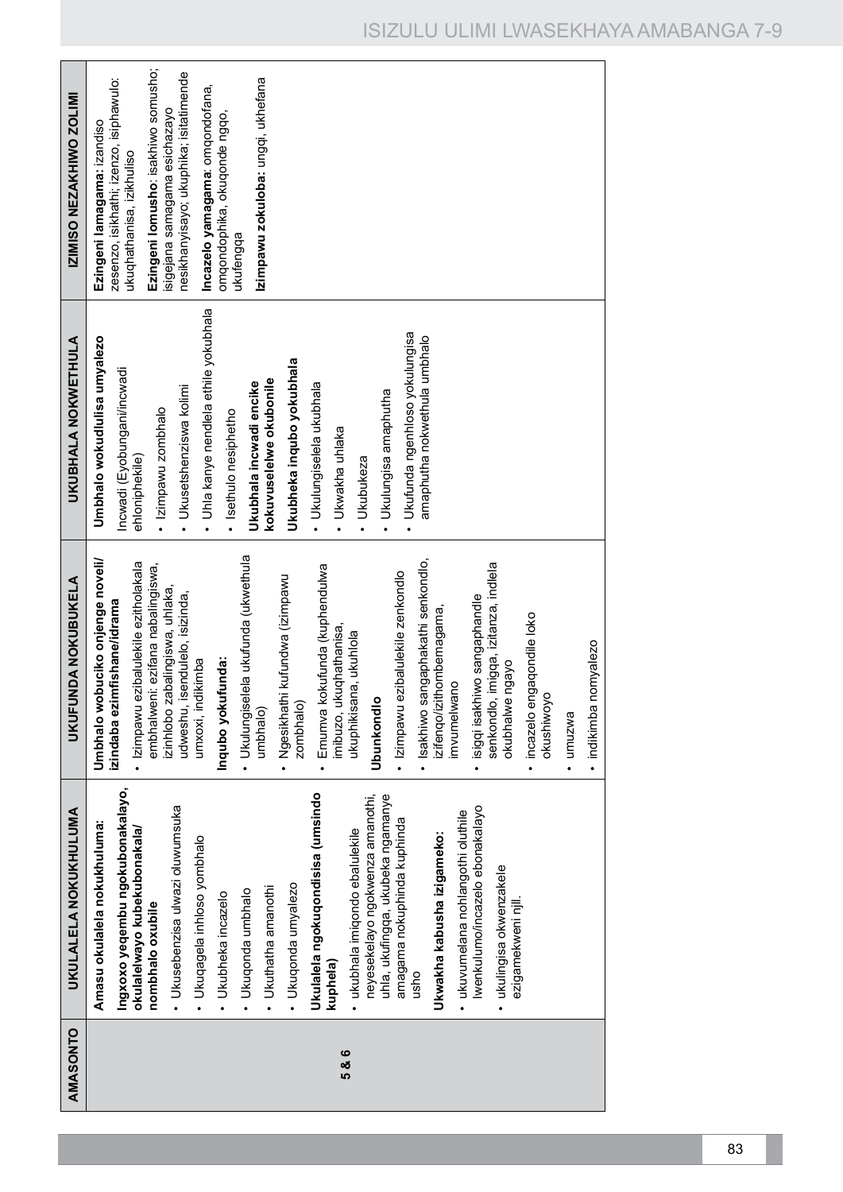| AMASONTO | UKULALELA NOKUKHULUMA | UKUFUNDA NOKUBUKELA | UKUBHALA NOKWETHULA | IZIMISO NEZAKHIWO ZOLIMI |
|---|---|---|---|---|
| 5 & 6 | **Amasu okulalela nokukhuluma:**<br>**Ingxoxo yeqembu ngokubonakalayo, okulalelwayo kubekubonakala/ nombhalo oxubile**<br>• Ukusebenzisa ulwazi oluwumsuka<br>• Ukuqagela inhloso yombhalo<br>• Ukubheka incazelo<br>• Ukuqonda umbhalo<br>• Ukuthatha amanothi<br>• Ukuqonda umyalezo<br>**Ukulalela ngokuqondisisa (umsindo kuphela)**<br>• ukubhala imiqondo ebalulekile neyesekelayo ngokwenza amanothi, uhla, ukufingqa, ukubeka ngamanye amagama nokuphinda kuphinda usho<br>**Ukwakha kabusha izigameko:**<br>• ukuvumelana nohlangothi oluthile lwenkulumo/incazelo ebonakalayo<br>• ukulingisa okwenzakele ezigamekweni njll. | **Umbhalo wobuciko onjenge noveli/ izindaba ezimfishane/idrama**<br>• Izimpawu ezibalulekile ezitholakala embhalweni: ezifana nabalingiswa, izinhlobo zabalingiswa, uhlaka, udweshu, isendulelo, isizinda, umxoxi, indikimba<br>**Inqubo yokufunda:**<br>• Ukulungiselela ukufunda (ukwethula umbhalo)<br>• Ngesikhathi kufundwa (izimpawu zombhalo)<br>• Emumva kokufunda (kuphendulwa imibuzo, ukuqhathanisa, ukuphikisana, ukuhlola<br>**Ubunkondlo**<br>• Izimpawu ezibalulekile zenkondlo<br>• Isakhiwo sangaphakathi senkondlo, izifenqo/izithombemagama, imvumelwano<br>• isigqi isakhiwo sangaphandle senkondlo, imigqa, izitanza, indlela okubhalwe ngayo<br>• incazelo engaqondile loko okushiwoyo<br>• umuzwa<br>• indikimba nomyalezo | **Umbhalo wokudlulisa umyalezo**<br>Incwadi (Eyobungani/incwadi ehloniphekile)<br>• Izimpawu zombhalo<br>• Ukusetshenziswa kolimi<br>• Uhla kanye nendlela ethile yokubhala<br>• Isethulo nesiphetho<br>**Ukubhala incwadi encike kokuvuselelwe okubonile**<br>**Ukubheka inqubo yokubhala**<br>• Ukulungiselela ukubhala<br>• Ukwakha uhlaka<br>• Ukubukeza<br>• Ukulungisa amaphutha<br>• Ukufunda ngenhloso yokulungisa amaphutha nokwethula umbhalo | **Ezingeni lamagama:** izandiso zesenzo, isikhathi; izenzo, isiphawulo: ukuqhathanisa, izikhuliso<br>**Ezingeni lomusho**: isakhiwo somusho; isigejana samagama esichazayo nesikhanyisayo; ukuphika; isitatimende<br>**Incazelo yamagama**: omqondofana, omqondophika, okuqonde ngqo, ukufengqa<br>**Izimpawu zokuloba:** ungqi. ukhefana |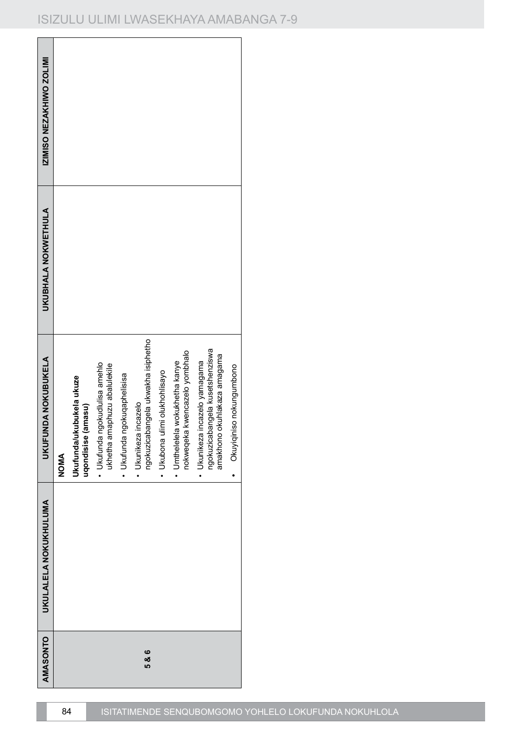| AMASONTO | UKULALELA NOKUKHULUMA | UKUFUNDA NOKUBUKELA | UKUBHALA NOKWETHULA | IZIMISO NEZAKHIWO ZOLIMI |
|---|---|---|---|---|
| 5 & 6 | | **NOMA**<br>**Ukufunda/ukubukela ukuze uqondisise (amasu)**<br>• Ukufunda ngokudlulisa amehlo ukhetha amaphuzu abalulekile<br>• Ukufunda ngokuqaphelisisa<br>• Ukunikeza incazelo ngokuzicabangela ukwakha isiphetho<br>• Ukubona ulimi olukhohlisayo<br>• Umthelela wokukhetha kanye nokweqeka kwencazelo yombhalo<br>• Ukunikeza incazelo yamagama ngokuzicabangela kusetshenziswa amakhono okuhlakaza amagama<br>• Okuyiqiniso nokungumbono | | |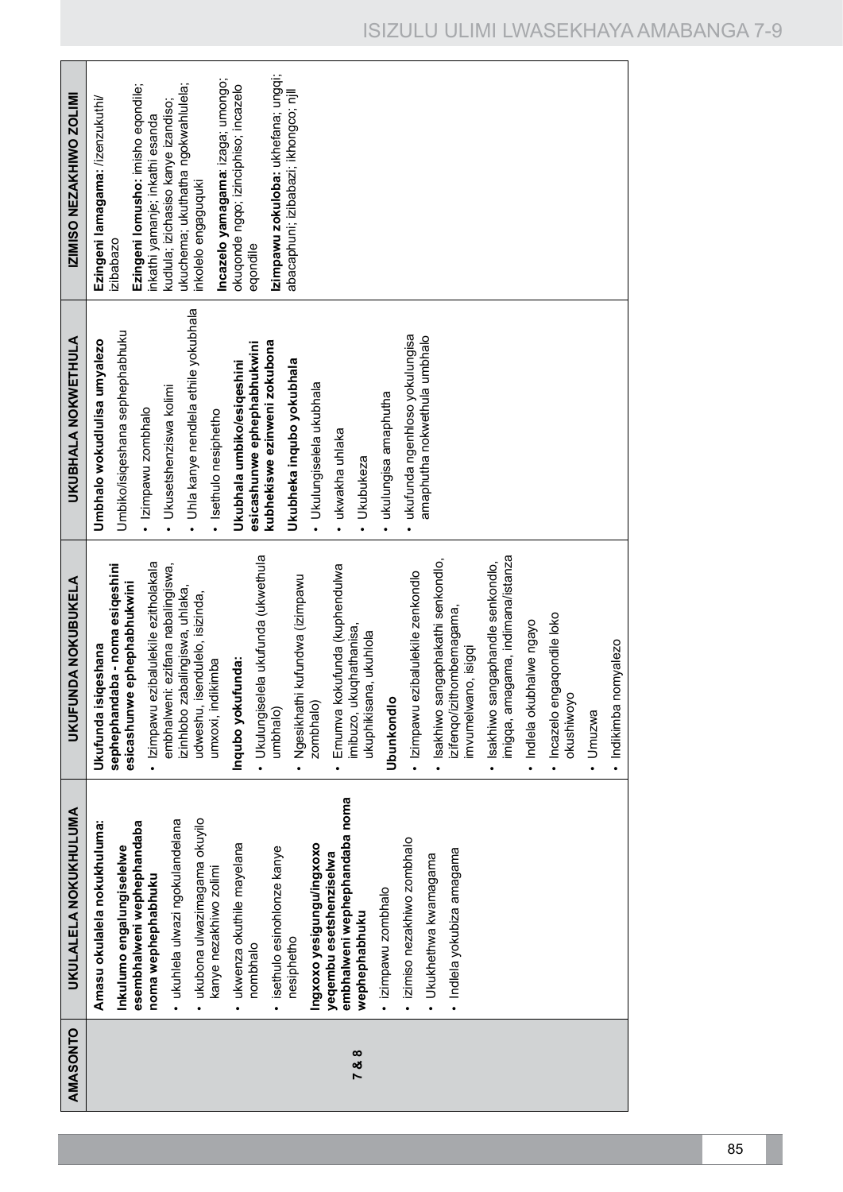| AMASONTO | UKULALELA NOKUKHULUMA | UKUFUNDA NOKUBUKELA | UKUBHALA NOKWETHULA | IZIMISO NEZAKHIWO ZOLIMI |
|---|---|---|---|---|
| 7 & 8 | **Amasu okulalela nokukhuluma:**<br>**Inkulumo engalungiselelwe esembhalweni wephephandaba noma wephephabhuku**<br>• ukuhlela ulwazi ngokulandelana<br>• ukubona ulwazimagama okuyilo kanye nezakhiwo zolimi<br>• ukwenza okuthile mayelana nombhalo<br>• isethulo esinohlonze kanye nesiphetho<br>**Ingxoxo yesigungu/ingxoxo yeqembu esetshenziselwa embhalweni wephephandaba noma wephephabhuku**<br>• izimpawu zombhalo<br>• izimiso nezakhiwo zombhalo<br>• Ukukhethwa kwamagama<br>• Indlela yokubiza amagama | **Ukufunda isiqeshana sephephandaba - noma esiqeshini esicashunwe ephephabhukwini**<br>• Izimpawu ezibalulekile ezitholakala embhalweni: ezifana nabalingiswa, izinhlobo zabalingiswa, uhlaka, udweshu, isendulelo, isizinda, umxoxi, indikimba<br>**Inqubo yokufunda:**<br>• Ukulungiselela ukufunda (ukwethula umbhalo)<br>• Ngesikhathi kufundwa (izimpawu zombhalo)<br>• Emumva kokufunda (kuphendulwa imibuzo, ukuqhathanisa, ukuphikisana, ukuhlola<br>**Ubunkondlo**<br>• Izimpawu ezibalulekile zenkondlo<br>• Isakhiwo sangaphakathi senkondlo, izifenqo/izithombemagama, imvumelwano, isigqi<br>• Isakhiwo sangaphandle senkondlo, imigqa, amagama, indimana/istanza<br>• Indlela okubhalwe ngayo<br>• Incazelo engaqondile loko okushiwoyo<br>• Umuzwa<br>• Indikimba nomyalezo | **Umbhalo wokudlulisa umyalezo**<br>Umbiko/isiqeshana sephephabhuku<br>• Izimpawu zombhalo<br>• Ukusetshenziswa kolimi<br>• Uhla kanye nendlela ethile yokubhala<br>• Isethulo nesiphetho<br>**Ukubhala umbiko/esiqeshini esicashunwe ephephabhukwini kubhekiswe ezinweni zokubona**<br>**Ukubheka inqubo yokubhala**<br>• Ukulungiselela ukubhala<br>• ukwakha uhlaka<br>• Ukubukeza<br>• ukulungisa amaphutha<br>• ukufunda ngenhloso yokulungisa amaphutha nokwethula umbhalo | **Ezingeni lamagama**: /izenzukuthi/ izibabazo<br>**Ezingeni lomusho:** imisho eqondile; inkathi yamanje; inkathi esanda kudlula; izichasiso kanye izandiso; ukuchema; ukuthatha ngokwahlulela; inkolelo engaguquki<br>**Incazelo yamagama**: izaga; umongo; okuqonde ngqo; izinciphiso; incazelo eqondile<br>**Izimpawu zokuloba:** ukhefana; ungqi; abacaphuni; izibabazi; ikhongco; njll |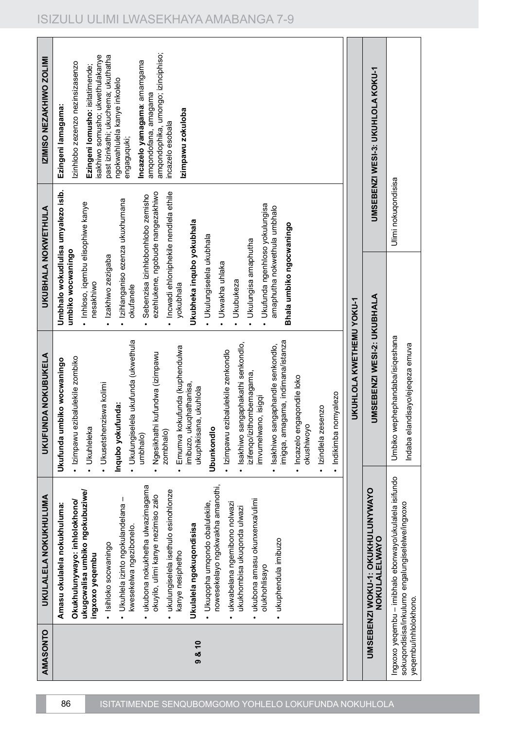| AMASONTO | UKULALELA NOKUKHULUMA | UKUFUNDA NOKUBUKELA | UKUBHALA NOKWETHULA | IZIMISO NEZAKHIWO ZOLIMI |
|---|---|---|---|---|
| 9 & 10 | **Amasu okulalela nokukhuluma:**<br>**Okukhulunywayo: inhlolokhono/ ukugcwalisa umbiko ngokubuziwe/ ingxoxo yeqembu**<br>• Isihloko socwaningo<br>• Ukuhlela izinto ngokulandelana – kwesekelwa ngezibonelo.<br>• ukubona nokukhetha ulwazimagama okuyilo, ulimi kanye nezimiso zalo<br>• ukulungiselela isethulo esinohlonze kanye nesiphetho<br>**Ukulalela ngokuqondisisa**<br>• Ukuqopha umqondo obalulekile, nowesekelayo ngokwakha amanothi,<br>• ukwabelana ngemibono nolwazi ukukhombisa ukuqonda ulwazi<br>• ukubona amasu okunxenxa/ulimi olukhohlisayo<br>• ukuphendula imibuzo | **Ukufunda umbiko wocwaningo**<br>• Izimpawu ezibalulekile zombiko<br>• Ukuhleleka<br>• Ukusetshenziswa kolimi<br>**Inqubo yokufunda:**<br>• Ukulungiselela ukufunda (ukwethula umbhalo)<br>• Ngesikhathi kufundwa (izimpawu zombhalo)<br>• Emuva kokufunda (kuphendulwa imibuzo, ukuqhathanisa, ukuphikisana, ukuhlola<br>**Ubunkondlo**<br>• Izimpawu ezibalulekile zenkondlo<br>• Isakhiwo sangaphakathi senkondlo, izifenqo/izithombemagama, imvumelwano, isigqi<br>• Isakhiwo sangaphandle senkondlo, imigqa, amagama, indimana/istanza<br>• Incazelo engaqondile loko okushiwoyo<br>• Izindlela zesenzo<br>• Indikimba nomyalezo | **Umbhalo wokudlulisa umyalezo isib. umbiko wocwaningo**<br>• Inhloso, iqembu elisophiwe kanye nesakhiwo<br>• Izakhiwo zezigaba<br>• Izihlanganiso ezenza ukuxhumana okufanele<br>• Sebenzisa izinhlobonhlobo zemisho ezehlukene, ngobude nangezakhiwo<br>• Incwadi ehlonipheklle nendlela ethile yokubhala<br>**Ukubheka inqubo yokubhala**<br>• Ukulungiselela ukubhala<br>• Ukwakha uhlaka<br>• Ukubukeza<br>• Ukulungisa amaphutha<br>• Ukufunda ngenhloso yokulungisa amaphutha nokwethula umbhalo<br>**Bhala umbiko ngocwaningo** | **Ezingeni lamagama:**<br>Izinhlobo zezenzo nezinsizasenzo<br>**Ezingeni lomusho:** isitatimende; isakhiwo somusho; ukwethulakanye past izinkathi; ukuchema; ukuthatha ngokwahlulela kanye inkolelo engaguquki;<br>**Incazelo yamagama**: amagama amqondofana, amagama amqondophika, umongo; izinciphiso; incazelo esobala<br>**Izimpawu zokuloba** |

**UKUHLOLA KWETHEMU YOKU-1**

| UMSEBENZI WOKU-1: OKUKHULUNYWAYO NOKULALELWAYO | UMSEBENZI WESI-2: UKUBHALA | UMSEBENZI WESI-3: UKUHLOLA KOKU-1 |
|---|---|---|
| Ingxoxo yeqembu – imibhalo ebonwayo/ukulalela isifundo sokuqondisisa/inkulumo engalungiselelwe/ingxoxo yeqembu/inhlolokhono. | Umbiko wephephandaba/isiqeshana<br>Indaba elandisayo/ejeqeza emuva | Ulimi nokuqondisisa |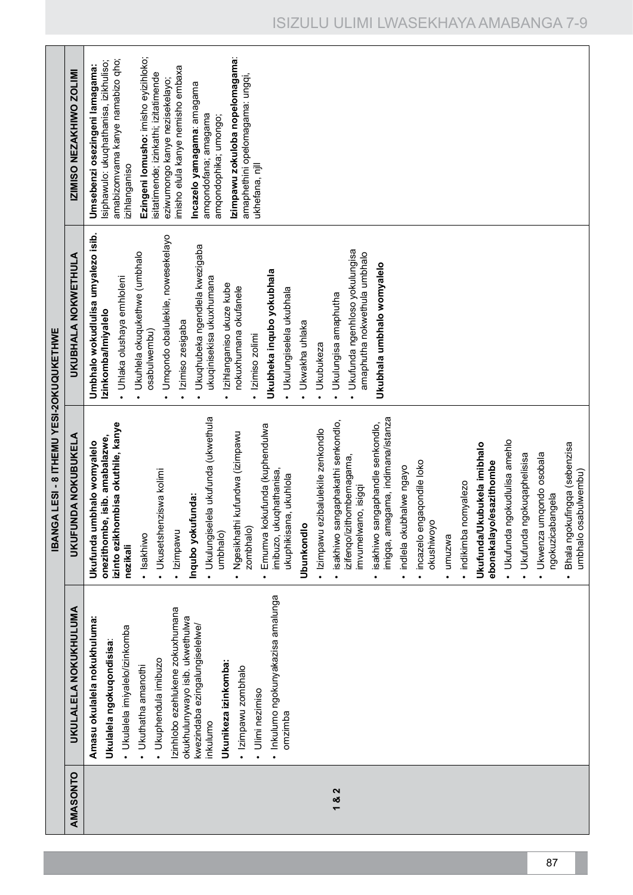| AMASONTO | UKULALELA NOKUKHULUMA | UKUFUNDA NOKUBUKELA | UKUBHALA NOKWETHULA | IZIMISO NEZAKHIWO ZOLIMI |
|---|---|---|---|---|
| | **IBANGA LESI - 8 ITHEMU YESI-2OKUQUKETHWE** | | | |
| 1 & 2 | **Amasu okulalela nokukhuluma:**<br>**Ukulalela ngokuqondisisa**:<br>• Ukulalela imiyalelo/izinkomba<br>• Ukuthatha amanothi<br>• Ukuphendula imibuzo<br>Izinhlobo ezehlukene zokuxhumana okukhulunywayo isib. ukwethulwa kwezindaba ezingalungiselelwe/ inkulumo<br>**Ukunikeza izinkomba:**<br>• Izimpawu zombhalo<br>• Ulimi nezimiso<br>• Inkulumo ngokunyakazisa amalunga omzimba | **Ukufunda umbhalo womyalelo onezithombe, isib. amabalazwe, izinto ezikhombisa okuthile, kanye nezikali**<br>• Isakhiwo<br>• Ukusetshenziswa kolimi<br>• Izimpawu<br>**Inqubo yokufunda:**<br>• Ukulungiselela ukufunda (ukwethula umbhalo)<br>• Ngesikhathi kufundwa (izimpawu zombhalo)<br>• Emuva kokufunda (kuphendulwa imibuzo, ukuqhathanisa, ukuphikisana, ukuhlola<br>**Ubunkondlo**<br>• Izimpawu ezibalulekile zenkondlo<br>• isakhiwo sangaphakathi senkondlo, izifengo/izithombemagama, imvumelwano, isigqi<br>• isakhiwo sangaphandle senkondlo, imigqa, amagama, indimana/istanza<br>• indlela okubhalwe ngayo<br>• incazelo engaqondile loko okushiwoyo<br>• umuzwa<br>• indikimba nomyalezo<br>**Ukufunda/Ukubukela imibhalo ebonakalayo/esazithombe**<br>• Ukufunda ngokudlulisa amehlo<br>• Ukufunda ngokuqaphelisisa<br>• Ukwenza umqondo osobala ngokuzicabangela<br>• Bhala ngokufingqa (sebenzisa umbhalo osabulwembu) | **Umbhalo wokudlulisa umyalezo isib. Izinkomba/Imiyalelo**<br>• Uhlaka olushaya emhloleni<br>• Ukuhlela okuqukethwe (umbhalo osabulwembu)<br>• Umqondo obalulekile, nowesekelayo<br>• Izimiso zesigaba<br>• Ukuqhubeka ngendlela kwezigaba ukuqinisekisa ukuxhumana<br>• Izihlanganiso ukuze kube nokuxhumana okufanele<br>• Izimiso zolimi<br>**Ukubheka inqubo yokubhala**<br>• Ukulungiselela ukubhala<br>• Ukwakha uhlaka<br>• Ukubukeza<br>• Ukulungisa amaphutha<br>• Ukufunda ngenhloso yokulungisa amaphutha nokwethula umbhalo<br>**Ukubhala umbhalo womyalelo** | **Umsebenzi osezingeni lamagama:** Isiphawulo: ukuqhathanisa, izikhuliso; amabizomvama kanye namabizo qho; izihlanganiso<br>**Ezingeni lomusho:** imisho eyizihloko; isitatimende; izinkathi; izitatimende eziwumongo kanye nezisekelayo; imisho elula kanye nemisho embaxa<br>**Incazelo yamagama**: amagama amqondofana; amagama amqondophika; umongo;<br>**Izimpawu zokuloba nopelomagama**: amaphethini opelomagama: ungqi, ukhefana, njll |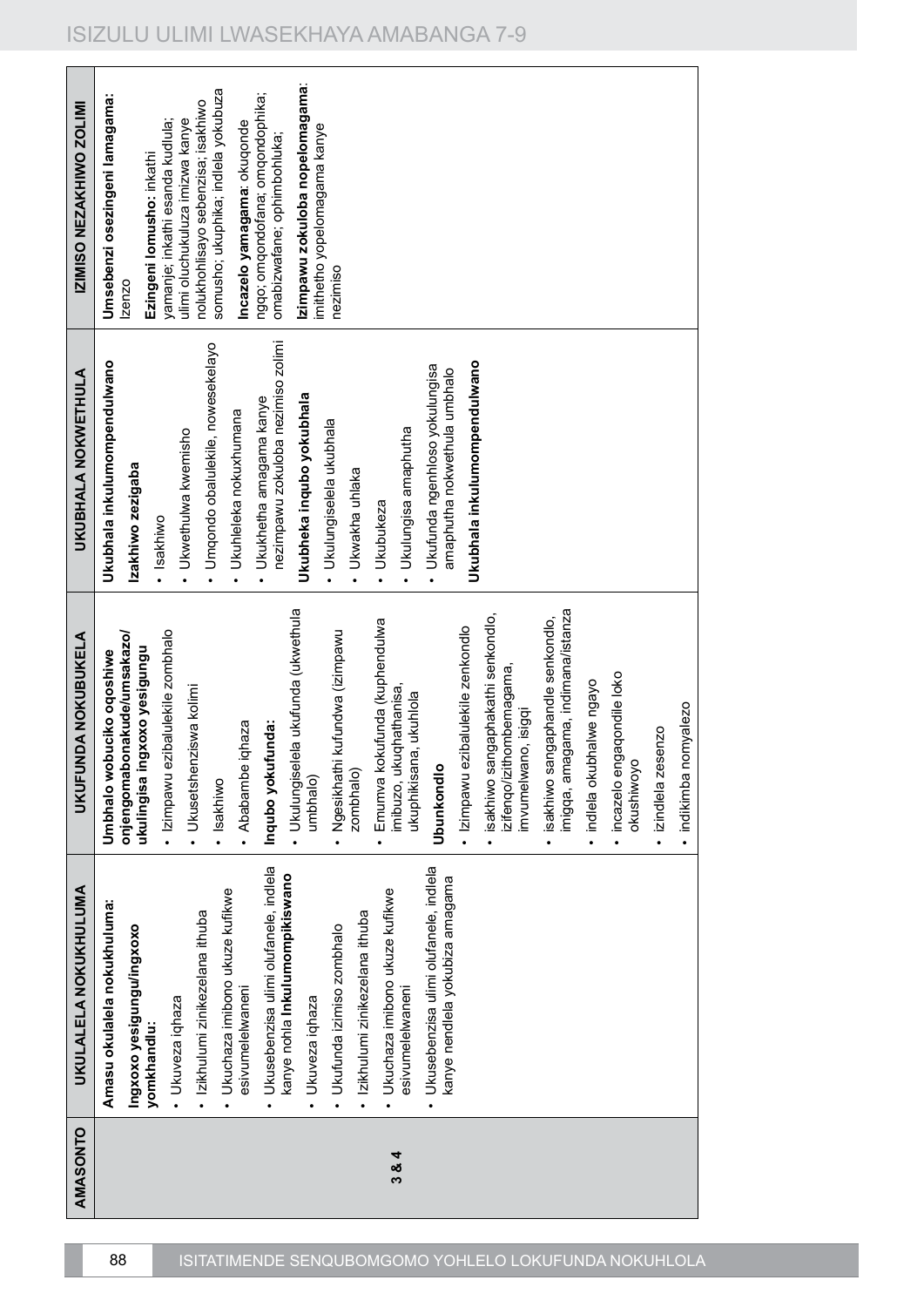| AMASONTO | UKULALELA NOKUKHULUMA | UKUFUNDA NOKUBUKELA | UKUBHALA NOKWETHULA | IZIMISO NEZAKHIWO ZOLIMI |
|---|---|---|---|---|
| 3 & 4 | **Amasu okulalela nokukhuluma:**<br><br>**Ingxoxo yesigungu/ingxoxo yomkhandlu:**<br>• Ukuveza iqhaza<br>• Izikhulumi zinikezelana ithuba<br>• Ukuchaza imibono ukuze kufikwe esivumelwaneni<br>• Ukusebenzisa ulimi olufanele, indlela kanye nohla **Inkulumompikiswano**<br>• Ukuveza iqhaza<br>• Ukufunda izimiso zombhalo<br>• Izikhulumi zinikezelana ithuba<br>• Ukuchaza imibono ukuze kufikwe esivumelwaneni<br>• Ukusebenzisa ulimi olufanele, indlela kanye nendlela yokubiza amagama | **Umbhalo wobuciko oqoshiwe onjengomabonakude/umsakazo/ ukulingisa ingxoxo yesigungu**<br>• Izimpawu ezibalulekile zombhalo<br>• Ukusetshenziswa kolimi<br>• Isakhiwo<br>• Ababambe iqhaza<br><br>**Inqubo yokufunda:**<br>• Ukulungiselela ukufunda (ukwethula umbhalo)<br>• Ngesikhathi kufundwa (izimpawu zombhalo)<br>• Emumva kokufunda (kuphendulwa imibuzo, ukuqhathanisa, ukuphikisana, ukuhlola<br><br>**Ubunkondlo**<br>• Izimpawu ezibalulekile zenkondlo<br>• isakhiwo sangaphakathi senkondlo, izifenqo/izithombemagama, imvumelwano, isigqi<br>• isakhiwo sangaphandle senkondlo, imigqa, amagama, indimana/istanza<br>• indlela okubhalwe ngayo<br>• incazelo engaqondile loko okushiwoyo<br>• izindlela zesenzo<br>• indikimba nomyalezo | **Ukubhala inkulumompendulwano**<br><br>**Izakhiwo zezigaba**<br>• Isakhiwo<br>• Ukwethulwa kwemisho<br>• Umqondo obalulekile, nowesekelayo<br>• Ukuhleleka nokuxhumana<br>• Ukukhetha amagama kanye nezimpawu zokuloba nezimiso zolimi<br><br>**Ukubheka inqubo yokubhala**<br>• Ukulungiselela ukubhala<br>• Ukwakha uhlaka<br>• Ukubukeza<br>• Ukulungisa amaphutha<br>• Ukufunda ngenhloso yokulungisa amaphutha nokwethula umbhalo<br><br>**Ukubhala inkulumompendulwano** | **Umsebenzi osezingeni lamagama:** Izenzo<br><br>**Ezingeni lomusho:** inkathi yamanje; inkathi esanda kudlula; ulimi oluchukuluza imizwa kanye nolukhohlisayo sebenzisa; isakhiwo somusho; ukuphika; indlela yokubuza<br><br>**Incazelo yamagama**: okuqonde ngqo; omqondofana; omqondophika; omabizwafane; ophimbohluka;<br><br>**Izimpawu zokuloba nopelomagama**: imithetho yopelomagama kanye nezimiso |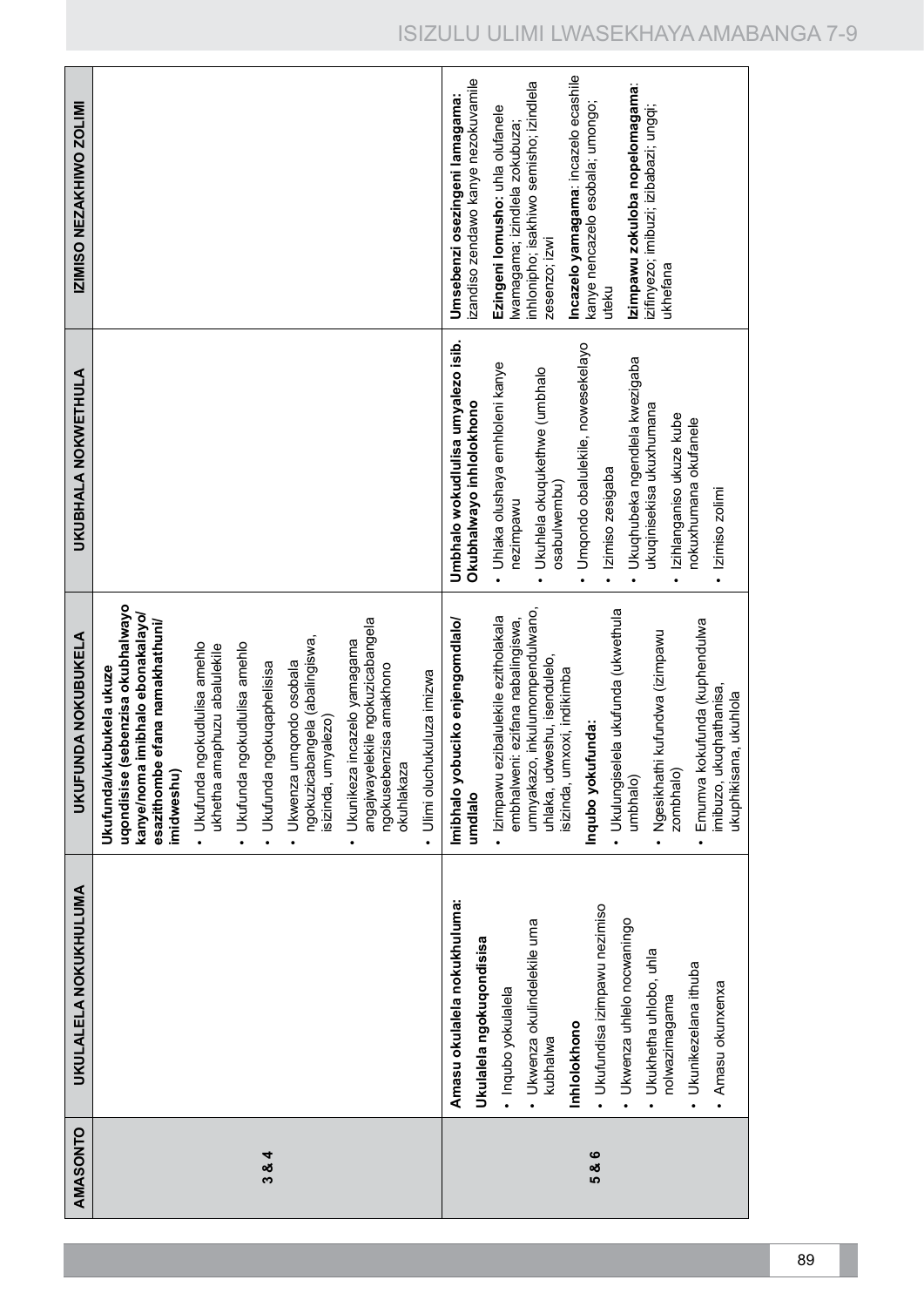| AMASONTO | UKULALELA NOKUKHULUMA | UKUFUNDA NOKUBUKELA | UKUBHALA NOKWETHULA | IZIMISO NEZAKHIWO ZOLIMI |
|---|---|---|---|---|
| 3 & 4 | | **Ukufunda/ukubukela ukuze uqondisise (sebenzisa okubhalwayo kanye/noma imibhalo ebonakalayo/ esazithombe efana namakhathuni/ imidweshu)**<br>• Ukufunda ngokudlulisa amehlo ukhetha amaphuzu abalulekile<br>• Ukufunda ngokudlulisa amehlo<br>• Ukufunda ngokuqaphelisisa<br>• Ukwenza umqondo osobala ngokuzicabangela (abalingiswa, isizinda, umyalezo)<br>• Ukunikeza incazelo yamagama angajwayelekile ngokuzicabangela ngokusebenzisa amakhono okuhlakaza<br>• Ulimi oluchukuluza imizwa | | |
| 5 & 6 | **Amasu okulalela nokukhuluma:**<br>**Ukulalela ngokuqondisisa**<br>• Inqubo yokulalela<br>• Ukwenza okulindelekile uma kubhalwa<br>**Inhlolokhono**<br>• Ukufundisa izimpawu neziimiso<br>• Ukwenza uhlelo nocwaningo<br>• Ukukhetha uhlobo, uhla nolwazimagama<br>• Ukunikezelana ithuba<br>• Amasu okunxenxa | **Imibhalo yobuciko enjengomdlalo/ umdlalo**<br>• Izimpawu ezibalulekile ezitholakala embhalweni: ezifana nabalingiswa, umnyakazo, inkulumompendulwano, uhlaka, udweshu, isendulelo, isizinda, umxoxi, indikimba<br>**Inqubo yokufunda:**<br>• Ukulungiselela ukufunda (ukwethula umbhalo)<br>• Ngesikhathi kufundwa (izimpawu zombhalo)<br>• Emumva kokufunda (kuphendulwa imibuzo, ukuqhathanisa, ukuphikisana, ukuhlola | **Umbhalo wokudlulisa umyalezo isib. Okubhalwayo inhlolokhono**<br>• Uhlaka olushaya emhloleni kanye nezimpawu<br>• Ukuhlela okuqukethwe (umbhalo osabulwembu)<br>• Umqondo obalulekile, nowesekelayo<br>• Izimiso zesigaba<br>• Ukuqhubeka ngendlela kwezigaba ukuqinisekisa ukuxhumana<br>• Izihlanganiso ukuze kube nokuxhumana okufanele<br>• Izimiso zolimi | **Umsebenzi osezingeni lamagama:** izandiso zendawo kanye nezokuvamile<br>**Ezingeni lomusho:** uhla olufanele lwamagama; izindlela zokubuza; inhlonipho; isakhiwo semisho; izindlela zesenzo; izwi<br>**Incazelo yamagama**: incazelo ecashile kanye nencazelo esobala; umongo; uteku<br>**Izimpawu zokuloba nopelomagama**: izifinyezo; imibuzi; izibabazi; ungqi; ukhefana |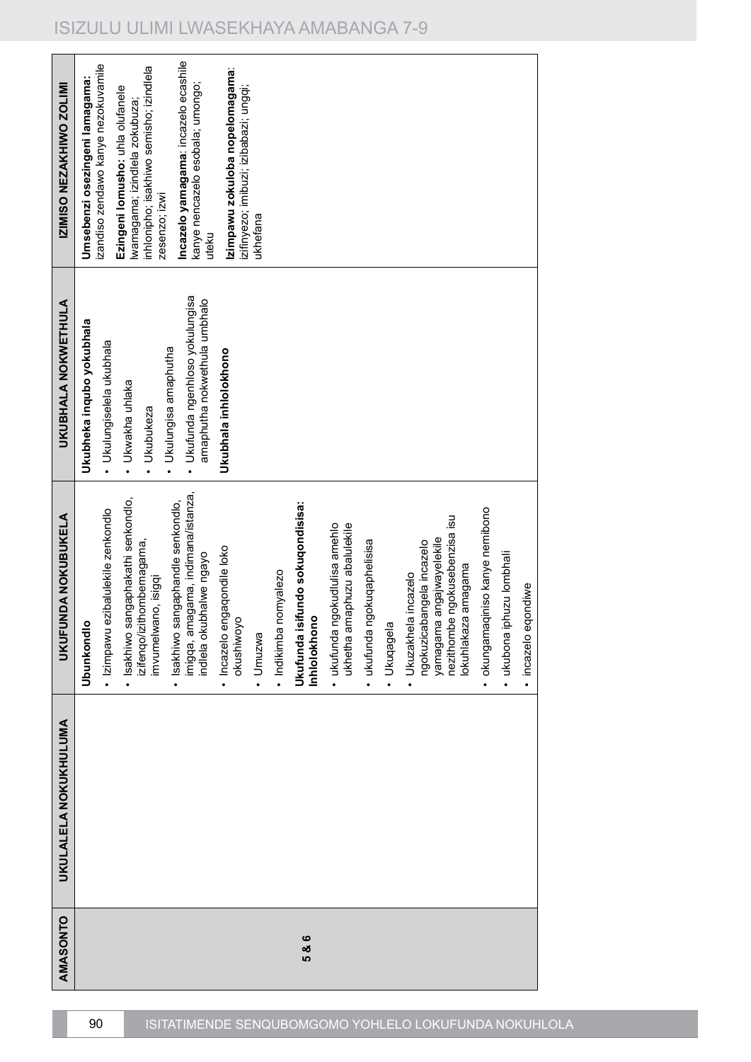| AMASONTO | UKULALELA NOKUKHULUMA | UKUFUNDA NOKUBUKELA | UKUBHALA NOKWETHULA | IZIMISO NEZAKHIWO ZOLIMI |
|---|---|---|---|---|
| 5 & 6 | | **Ubunkondlo**<br>• Izimpawu ezibalulekile zenkondlo<br>• Isakhiwo sangaphakathi senkondlo, izifenqo/izithombemagama, imvumelwano, isigqi<br>• Isakhiwo sangaphandle senkondlo, imigqa, amagama, indimana/istanza, indlela okubhalwe ngayo<br>• Incazelo engaqondile loko okushiwoyo<br>• Umuzwa<br>• Indikimba nomyalezo<br>**Ukufunda isifundo sokuqondisisa: Inhlolokhono**<br>• ukufunda ngokudlulisa amehlo ukhetha amaphuzu abalulekile<br>• ukufunda ngokuqaphelisisa<br>• Ukuqagela<br>• Ukuzakhela incazelo ngokuzicabangela incazelo yamagama angajwayelekile nezithombe ngokusebenzisa isu lokuhlakaza amagama<br>• okungamaqiniso kanye nemibono<br>• ukubona iphuzu lombhali<br>• incazelo eqondiwe | **Ukubheka inqubo yokubhala**<br>• Ukulungiselela ukubhala<br>• Ukwakha uhlaka<br>• Ukubukeza<br>• Ukulungisa amaphutha<br>• Ukufunda ngenhloso yokulungisa amaphutha nokwethula umbhalo<br>**Ukubhala inhlolokhono** | **Umsebenzi osezingeni lamagama:** izandiso zendawo kanye nezokuvamile<br>**Ezingeni lomusho:** uhla olufanele lwamagama; izindlela zokubuza; inhlonipho; isakhiwo semisho; izindlela zesenzo; izwi<br>**Incazelo yamagama**: incazelo ecashile kanye nencazelo esobala; umongo; uteku<br>**Izimpawu zokuloba nopelomagama**: izifinyezo; imibuzi; izibabazi; ungqi; ukhefana |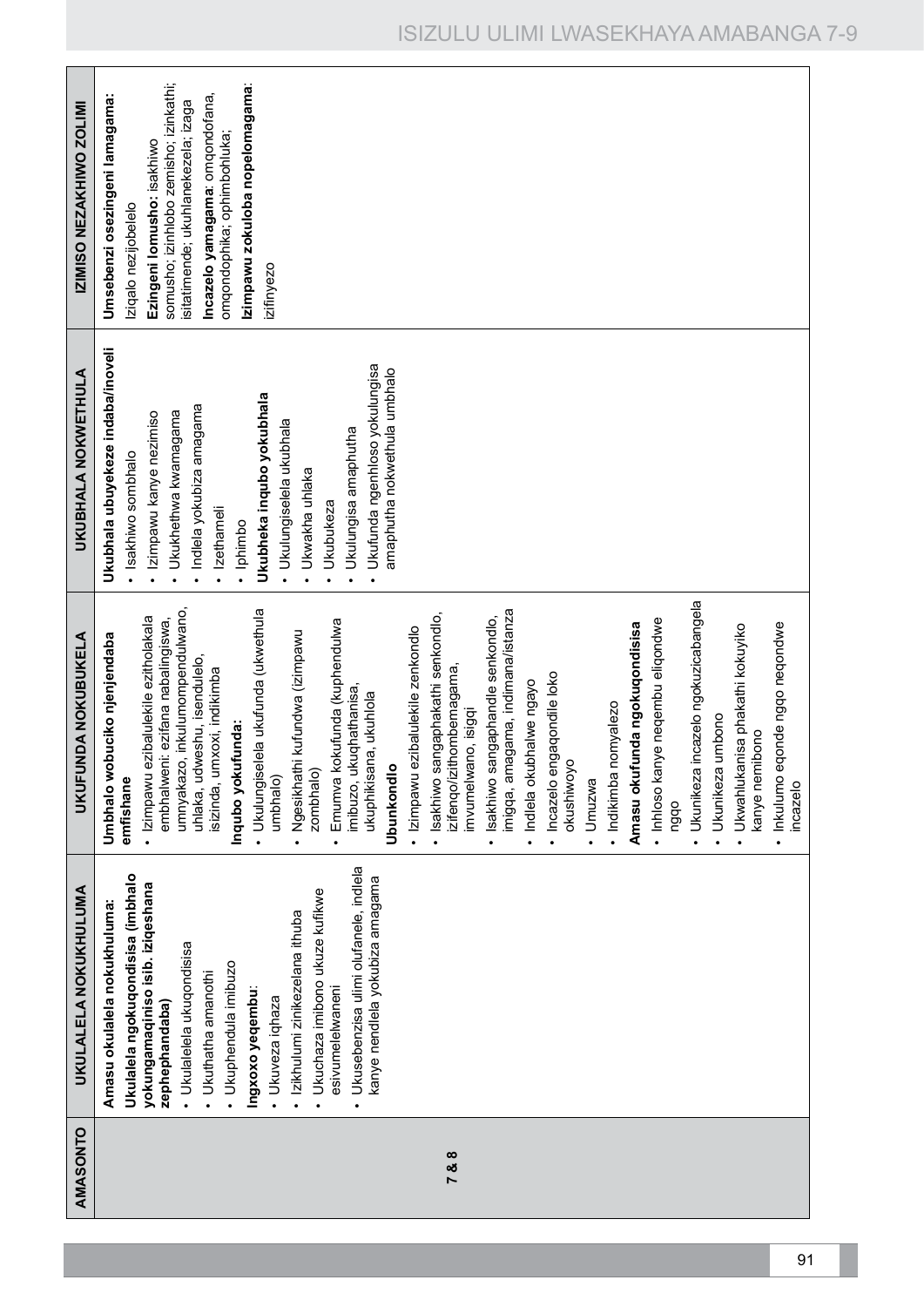| AMASONTO | UKULALELA NOKUKHULUMA | UKUFUNDA NOKUBUKELA | UKUBHALA NOKWETHULA | IZIMISO NEZAKHIWO ZOLIMI |
|---|---|---|---|---|
| 7 & 8 | **Amasu okulalela nokukhuluma:** **Ukulalela ngokuqondisisa (imbhalo yokungamaqiniso isib. iziqeshana zephephandaba)** • Ukulalelela ukuqondisisa • Ukuthatha amanothi • Ukuphendula imibuzo **Ingxoxo yeqembu:** • Ukuveza iqhaza • Izikhulumi zinikezelana ithuba • Ukuchaza imibono ukuze kufikwe esivumelwaneni • Ukusebenzisa ulimi olufanele, indlela kanye nendlela yokubiza amagama | **Umbhalo wobuciko njengendaba emfishane** • Izimpawu ezibalulekile ezitholakala embhalweni: ezifana nabalingiswa, umnyakazo, inkulumompendulwano, uhlaka, udweshu, isendulelo, isizinda, umxoxi, indikimba **Inqubo yokufunda:** • Ukulungiselela ukufunda (ukwethula umbhalo) • Ngesikhathi kufundwa (izimpawu zombhalo) • Emumva kokufunda (kuphendulwa imibuzo, ukuqhathanisa, ukuphikisana, ukuhlola **Ubunkondlo** • Izimpawu ezibalulekile zenkondlo • Isakhiwo sangaphakathi senkondlo, izifenqo/izithombemagama, imvumelwano, isigqi • Isakhiwo sangaphandle senkondlo, imigqa, amagama, indimana/istanza • Indlela okubhalwe ngayo • Incazelo engaqondile loko okushiwoyo • Umuzwa • Indikimba nomyalezo **Amasu okufunda ngokuqondisisa** • Inhloso kanye neqembu eliqondwe ngqo • Ukunikeza incazelo ngokuzicabangela • Ukunikeza umbono • Ukwahlukanisa phakathi kokuyiko kanye nemibono • Inkulumo eqonde ngqo neqondwe incazelo | **Ukubhala ubuyekeze indaba/inoveli** • Isakhiwo sombhalo • Izimpawu kanye nezimiso • Ukukhethwa kwamagama • Indlela yokubiza amagama • Izethameli • Iphimbo **Ubheka inqubo yokubhala** • Ukulungiselela ukubhala • Ukwakha uhlaka • Ukubukeza • Ukulungisa amaphutha • Ukufunda ngenhloso yokulungisa amaphutha nokwethula umbhalo | **Umsebenzi osezingeni lamagama:** Iziqalo nezijobelelo **Ezingeni lomusho:** isakhiwo somusho; izinhlobo zemisho; izinkathi; isitatimende; ukuhlanekezela; izaga **Incazelo yamagama**: omqondofana, omqondophika; ophimbohluka; **Izimpawu zokuloba nopelomagama**: izifinyezo |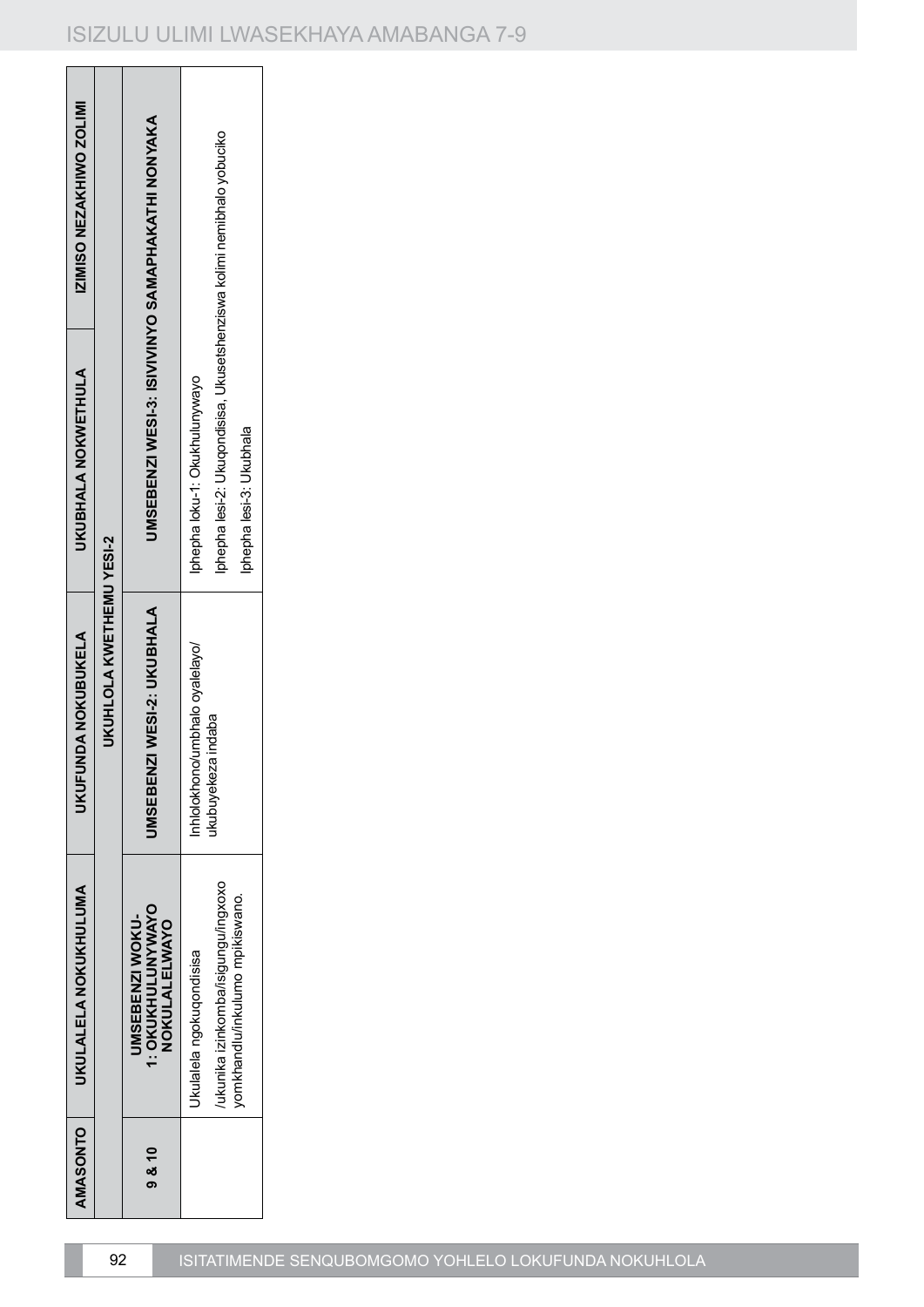| AMASONTO | UKULALELA NOKUKHULUMA | UKUFUNDA NOKUBUKELA | UKUBHALA NOKWETHULA | IZIMISO NEZAKHIWO ZOLIMI |
|---|---|---|---|---|
| | UKUHLOLA KWETHEMU YESI-2 | | | |
| 9 & 10 | UMSEBENZI WOKU-1: OKUKHULUNYWAYO NOKULALELWAYO | UMSEBENZI WESI-2: UKUBHALA | UMSEBENZI WESI-3: ISIVIVINYO SAMAPHAKATHI NONYAKA | |
| | Ukulalela ngokuqondisisa /ukunika izinkomba/isigungu/ingxoxo yomkhandlu/inkulumo mpikiswano. | Inhlolokhono/umbhalo oyalelayo/ ukubuyekeza indaba | Iphepha loku-1: Okukhulunywayo<br>Iphepha lesi-2: Ukuqondisisa, Ukusetshenziswa kolimi nemibhalo yobuciko<br>Iphepha lesi-3: Ukubhala | |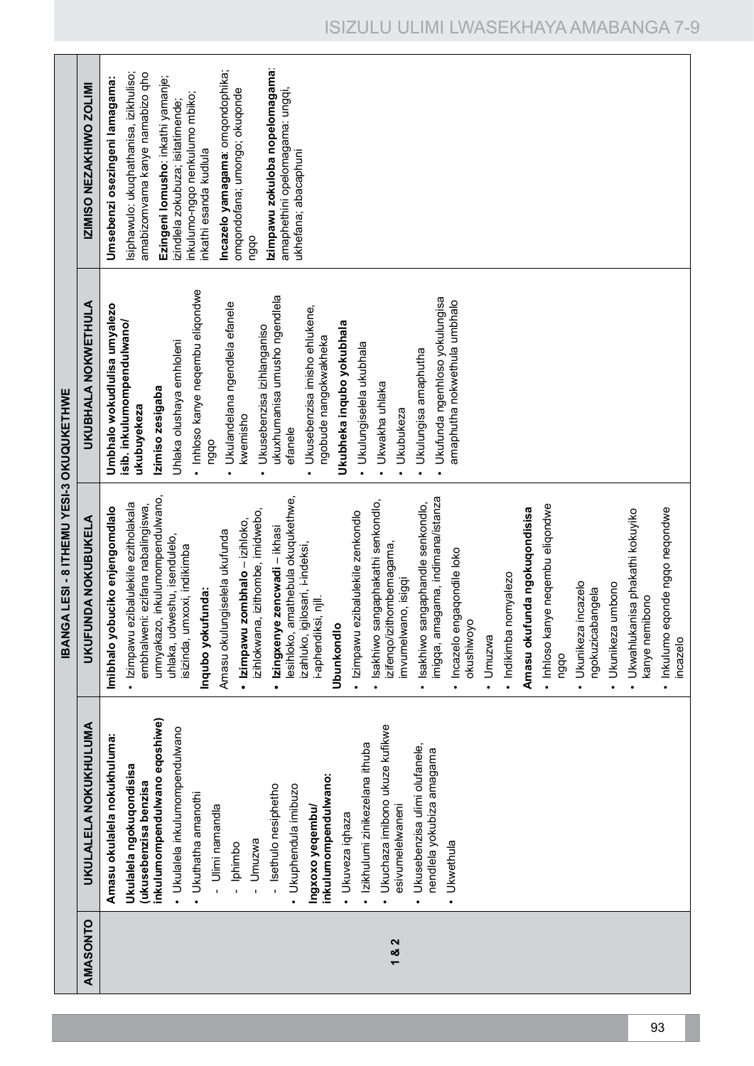| AMASONTO | IBANGA LESI - 8 ITHEMU YESI-3 OKUQUKETHWE | | | |
|---|---|---|---|---|
| | **UKULALELA NOKUKHULUMA** | **UKUFUNDA NOKUBUKELA** | **UKUBHALA NOKWETHULA** | **IZIMISO NEZAKHIWO ZOLIMI** |
| 1 & 2 | **Amasu okulalela nokukhuluma:**<br>**Ukulalela ngokuqondisisa (ukusebenzisa benzisa inkulumompendulwano eqoshiwe)**<br>• Ukulalela inkulumompendulwano<br>• Ukuthatha amanothi<br>- Ulimi namandla<br>- Iphimbo<br>- Umuzwa<br>- Isethulo nesiphetho<br>• Ukuphendula imibuzo<br>**Ingxoxo yeqembu/ inkulumompendulwano:**<br>• Ukuveza iqhaza<br>• Izikhulumi zinikezelana ithuba<br>• Ukuchaza imibono ukuze kufikwe esivumelelwaneni<br>• Ukusebenzisa ulimi olufanele, nendlela yokubiza amagama<br>• Ukwethula | **Imibhalo yobuciko enjengomdlalo**<br>• Izimpawu ezibalulekile ezitholakala embhalweni: ezifana nabalingiswa, umnyakazo, inkulumompendulwano, uhlaka, udweshu, isendulelo, isizinda, umxoxi, indikimba<br>**Inqubo yokufunda:**<br>Amasu okulungiselela ukufunda<br>• **Izimpawu zombhalo** – izihloko, izihlokwana, izithombe, imidwebo,<br>• **Izingxenye zencwadi** – ikhasi lesihloko, amathebula okuqukethwe, izahluko, igilosari, i-indeksi, i-aphendiksi, njll.<br>**Ubunkondlo**<br>• Izimpawu ezibalulekile zenkondlo<br>• Isakhiwo sangaphakathi senkondlo, izifenqo/izithombemagama, imvumelwano, isigqi<br>• Isakhiwo sangaphandle senkondlo, imigqa, amagama, indimana/istanza<br>• Incazelo engaqondile loko okushiwoyo<br>• Umuzwa<br>• Indikimba nomyalezo<br>**Amasu okufunda ngokuqondisisa**<br>• Inhloso kanye neqembu eliqondwe ngqo<br>• Ukunikeza incazelo ngokuzicabangela<br>• Ukunikeza umbono<br>• Ukwahlukanisa phakathi kokuyiko kanye nemibono<br>• Inkulumo eqonde ngqo neqondwe incazelo | **Umbhalo wokudlulisa umyalezo isib. inkulumompendulwano/ ukubuyekeza**<br>**Izimiso zesigaba**<br>Uhlaka olushaya emhloleni<br>• Inhloso kanye neqembu eliqondwe ngqo<br>• Ukulandelana ngendlela efanele kwemisho<br>• Ukusebenzisa izihlanganiso ukuxhumanisa umusho ngendlela efanele<br>• Ukusebenzisa imisho ehlukene, ngobude nangokwakheka<br>**Ukubheka inqubo yokubhala**<br>• Ukulungiselela ukubhala<br>• Ukwakha uhlaka<br>• Ukubukeza<br>• Ukulungisa amaphutha<br>• Ukufunda ngenhloso yokulungisa amaphutha nokwethula umbhalo | **Umsebenzi osezingeni lamagama:**<br>Isiphawulo: ukuqhathanisa, izikhuliso; amabizomvama kanye namabizo qho<br>**Ezingeni lomusho**: inkathi yamanje; izindlela zokubuza; isitatimende; inkulumo-ngqo nenkulumo mbiko; inkathi esanda kudlula<br>**Incazelo yamagama**: omqondophika; omqondofana; umongo; okuqonde ngqo<br>**Izimpawu zokuloba nopelomagama**: amaphethini opelomagama: ungqi, ukhefana; abacaphuni |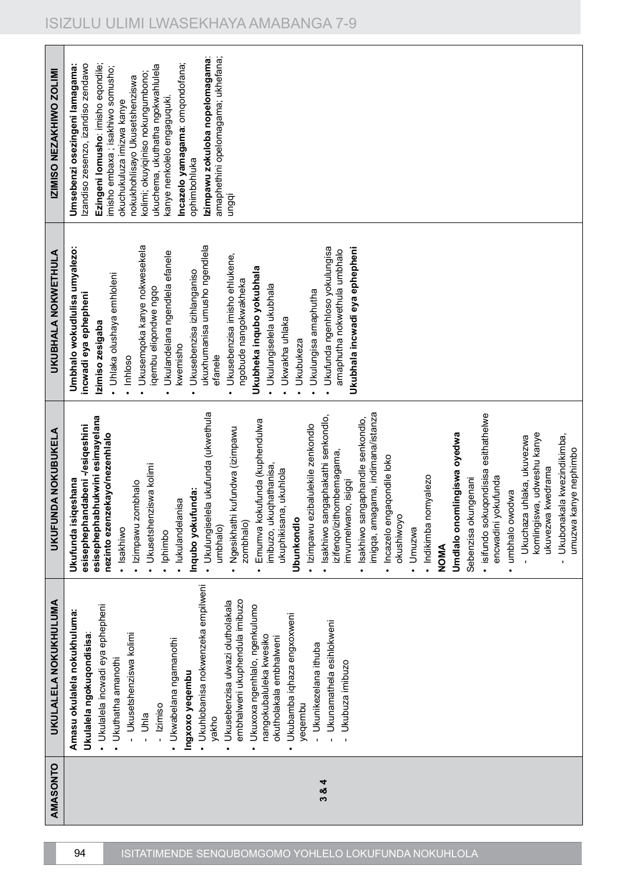| AMASONTO | UKULALELA NOKUKHULUMA | UKUFUNDA NOKUBUKELA | UKUBHALA NOKWETHULA | IZIMISO NEZAKHIWO ZOLIMI |
|---|---|---|---|---|
| 3 & 4 | **Amasu okulalela nokukhuluma:**<br>**Ukulalela ngokuqondisisa**:<br>• Ukulalela incwadi eya ephepheni<br>• Ukuthatha amanothi<br>- Ukusetshenziswa kolimi<br>- Uhla<br>- Izimiso<br>• Ukwabelana ngamanothi<br>**Ingxoxo yeqembu**<br>• Ukuhlobanisa nokwenzeka empilweni yakho<br>• Ukusebenzisa ulwazi olutholakala embhalweni ukuphendula imibuzo<br>• Ukuxoxa ngenhlalo, ngenkulumo nangokubaluleka kwesiko okutholakala embhalweni<br>• Ukubamba iqhaza engxoxweni yeqembu<br>- Ukunikezelana ithuba<br>- Ukunamathela esihlokweni<br>- Ukubuza imibuzo | **Ukufunda isiqeshana esisephephandabeni -/esiqeshini esisephephabhukwini esimayelana nezinto ezenzekayo/nezenhlalo**<br>• Isakhiwo<br>• Izimpawu zombhalo<br>• Ukusetshenziswa kolimi<br>• Iphimbo<br>• Iukulandelanisa<br>**Inqubo yokufunda:**<br>• Ukulungiselela ukufunda (ukwethula umbhalo)<br>• Ngesikhathi kufundwa (izimpawu zombhalo)<br>• Emumva kokufunda (kuphendulwa imibuzo, ukuqhathanisa, ukuphikisana, ukuhlola<br>**Ubunkondlo**<br>• Izimpawu ezibalulekile zenkondlo<br>• Isakhiwo sangaphakathi senkondlo, izifenqo/izithombemagama, imvumelwano, isigqi<br>• Isakhiwo sangaphandle senkondlo, imigqa, amagama, indimana/istanza<br>• Incazelo engaqondile loko okushiwoyo<br>• Umzwa<br>• Indikimba nomyalezo<br>**NOMA**<br>**Umdlalo onomlingiswa oyedwa**<br>Sebenzisa okungenani<br>• isifundo sokuqondisisa esithathelwe encwadini yokufunda<br>• umbhalo owodwa<br>- Ukuchaza uhlaka, ukuvezwa komlingiswa, udweshu kanye ukuvezwa kwedrama<br>- Ukubonakala kwezindikimba, umuzwa kanye nephimbo | **Umbhalo wokudlulisa umyalezo: incwadi eya ephepheni**<br>**Izimiso zesigaba**<br>• Uhlaka olushaya emhloleni<br>• Inhloso<br>• Ukusemqoka kanye nokwesekela iqembu eliqondwe ngqo<br>• Ukulandelana ngendlela efanele kwemisho<br>• Ukusebenzisa izihlanganiso ukuxhumanisa umusho ngendlela efanele<br>• Ukusebenzisa imisho ehlukene, ngobude nangokwakheka<br>**Ukubheka inqubo yokubhala**<br>• Ukulungiselela ukubhala<br>• Ukwakha uhlaka<br>• Ukubukeza<br>• Ukulungisa amaphutha<br>• Ukufunda ngenhloso yokulungisa amaphutha nokwethula umbhalo<br>**Ukubhala incwadi eya ephepheni** | **Umsebenzi osezingeni lamagama:** Izandiso zesenzo, izandiso zendawo<br>**Ezingeni lomusho**: imisho eqondile; imisho embaxa ; isakhiwo somusho; okuchukuluza imizwa kanye nokukhohlisayo Ukusetshenziswa kolimi; okuyiqiniso nokungumbono; ukuchema, ukuthatha ngokwahlulela kanye nenkolelo engaguquki.<br>**Incazelo yamagama**: omqondofana; ophimbohluka<br>**Izimpawu zokuloba nopelomagama**: amaphethini opelomagama; ukhefana; ungqi |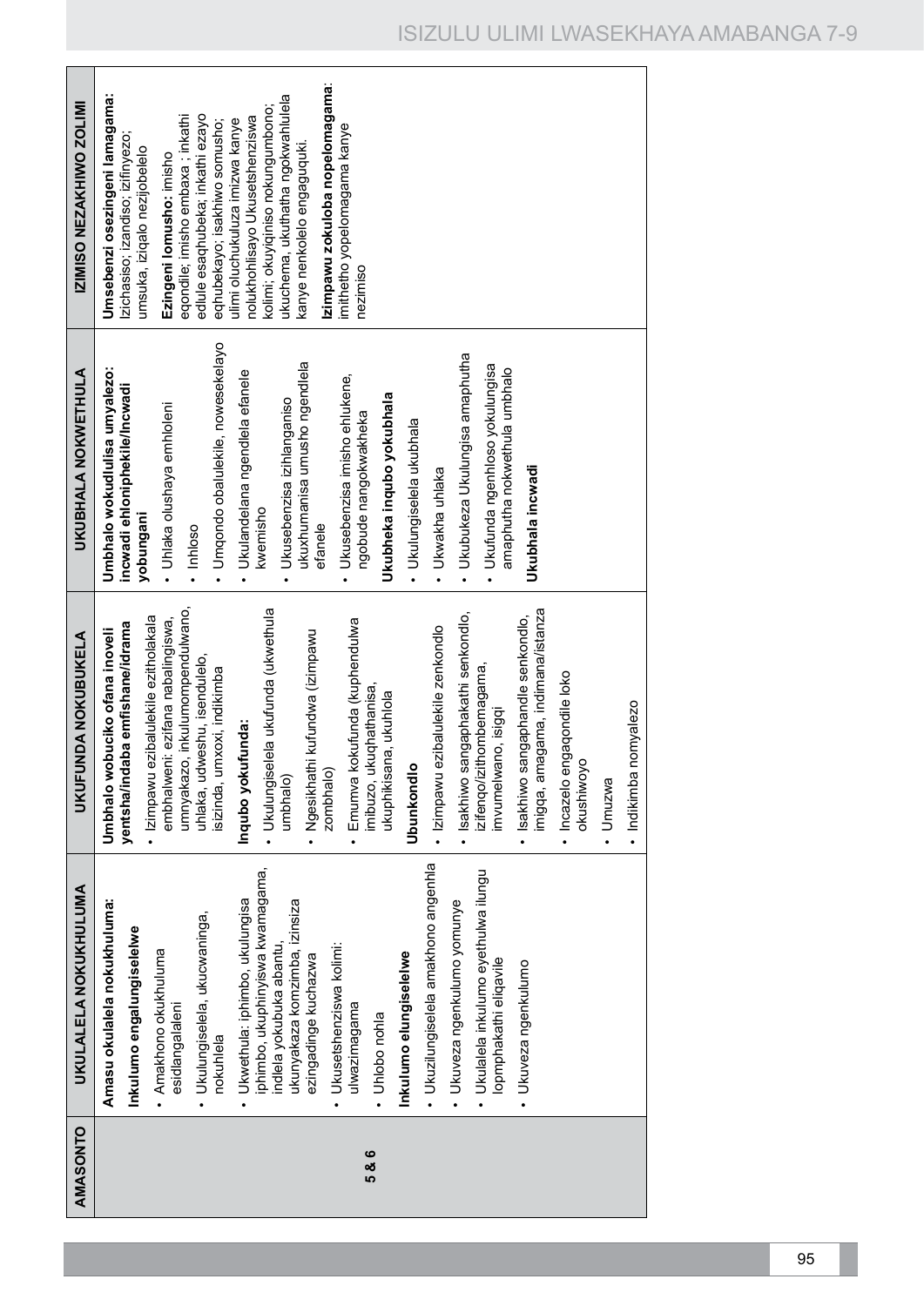| AMASONTO | UKULALELA NOKUKHULUMA | UKUFUNDA NOKUBUKELA | UKUBHALA NOKWETHULA | IZIMISO NEZAKHIWO ZOLIMI |
|---|---|---|---|---|
| 5 & 6 | **Amasu okulalela nokukhuluma:**<br>**Inkulumo engalungiselelwe**<br>• Amakhono okukhuluma esidlangalaleni<br>• Ukulungiselela, ukucwaninga, nokuhlela<br>• Ukwethula: iphimbo, ukulungisa iphimbo, ukuphinyiswa kwamagama, indlela yokubuka abantu, ukunyakaza komzimba, izinsiza ezingadinge kuchazwa<br>• Ukusetshenziswa kolimi: ulwazimagama<br>• Uhlobo nohla<br>**Inkulumo elungiselelwe**<br>• Ukuzilungiselela amakhono angenhla<br>• Ukuveza ngenkulumo yomunye<br>• Ukulalela inkulumo eyethulwa ilungu lopmphakathi eliqavile<br>• Ukuveza ngenkulumo | **Umbhalo wobuciko ofana inoveli yentsha/indaba emfishane/idrama**<br>• Izimpawu ezibalulekile ezitholakala embhalweni: ezifana nabalingiswa, umnyakazo, inkulumompendulwano, uhlaka, udweshu, isendulelo, isizinda, umxoxi, indikimba<br>**Inqubo yokufunda:**<br>• Ukulungiselela ukufunda (ukwethula umbhalo)<br>• Ngesikhathi kufundwa (izimpawu zombhalo)<br>• Emumva kokufunda (kuphendulwa imibuzo, ukuqhathanisa, ukuphikisana, ukuhlola<br>**Ubunkondlo**<br>• Izimpawu ezibalulekile zenkondlo<br>• Isakhiwo sangaphakathi senkondlo, izifenqo/izithombemagama, imvumelwano, isigqi<br>• Isakhiwo sangaphandle senkondlo, imigqa, amagama, indimana/istanza<br>• Incazelo engaqondile loko okushiwoyo<br>• Umuzwa<br>• Indikimba nomyalezo | **Umbhalo wokudlulisa umyalezo: incwadi ehloniphekile/Incwadi yobungani**<br>• Uhlaka olushaya emhloleni<br>• Inhloso<br>• Umqondo obalulekile, nowesekelayo<br>• Ukulandelana ngendlela efanele kwemisho<br>• Ukusebenzisa izihlanganiso ukuxhumanisa umusho ngendlela efanele<br>• Ukusebenzisa imisho ehlukene, ngobude nangokwakheka<br>**Ukubheka inqubo yokubhala**<br>• Ukulungiselela ukubhala<br>• Ukwakha uhlaka<br>• Ukubukeza Ukulungisa amaphutha<br>• Ukufunda ngenhloso yokulungisa amaphutha nokwethula umbhalo<br>**Ukubhala incwadi** | **Umsebenzi osezingeni lamagama:** Izichasiso; izandiso; izifinyezo; umsuka, iziqalo nezijobelelo<br>**Ezingeni lomusho:** imisho eqondile; imisho embaxa ; inkathi edlule esaqhubeka; inkathi ezayo eqhubekayo; isakhiwo somusho; ulimi oluchukuluza imizwa kanye nolukhohlisayo Ukusetshenziswa kolimi; okuyiqiniso nokungumbono; ukuchema, ukuthatha ngokwahlulela kanye nenkolelo engaguquki.<br>**Izimpawu zokuloba nopelomagama**: imithetho yopelomagama kanye nezimiso |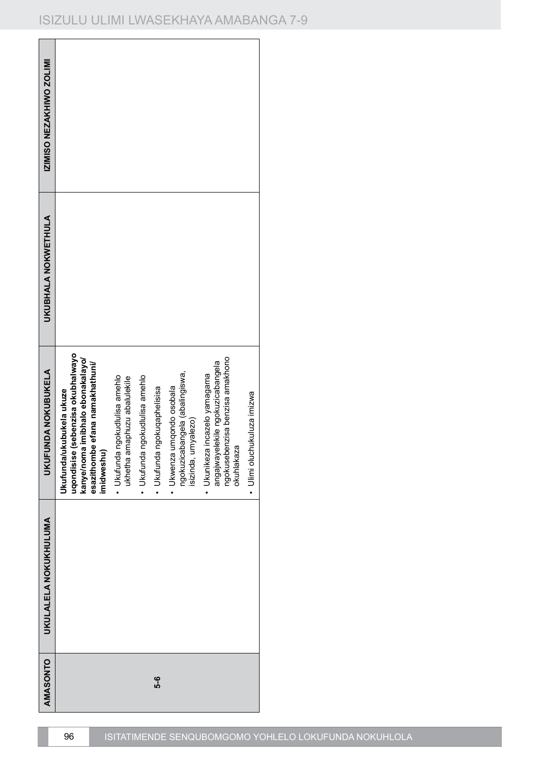| AMASONTO | UKULALELA NOKUKHULUMA | UKUFUNDA NOKUBUKELA | UKUBHALA NOKWETHULA | IZIMISO NEZAKHIWO ZOLIMI |
|---|---|---|---|---|
| 5-6 | | **Ukufunda/ukubukela ukuze uqondisise (sebenzisa okubhalwayo kanye/noma imibhalo ebonakalayo/ esazithombe efana namakhathuni/ imidweshu)**<br>• Ukufunda ngokudlulisa amehlo ukhetha amaphuzu abalulekile<br>• Ukufunda ngokudlulisa amehlo<br>• Ukufunda ngokuqaphelisisa<br>• Ukwenza umqondo osobala ngokuzicabangela (abalingiswa, isizinda, umyalezo)<br>• Ukunikeza incazelo yamagama angajwayelekile ngokuzicabangela ngokusebenzisa benzisa amakhono okuhlakaza<br>• Ulimi oluchukuluza imizwa | | |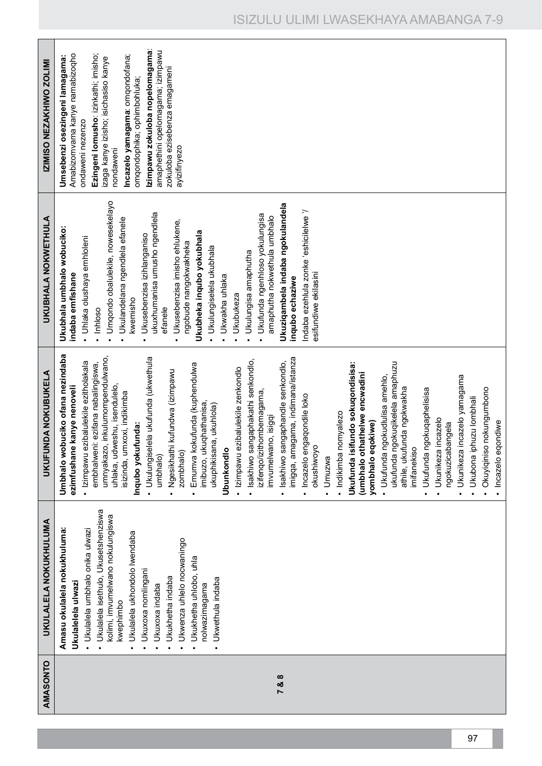| AMASONTO | UKULALELA NOKUKHULUMA | UKUFUNDA NOKUBUKELA | UKUBHALA NOKWETHULA | IZIMISO NEZAKHIWO ZOLIMI |
|---|---|---|---|---|
| 7 & 8 | **Amasu okulalela nokukhuluma:**<br>**Ukulalelela ulwazi**<br>• Ukulalela umbhalo onika ulwazi<br>• Ukulalela isethulo, Ukusetshenziswa kolimi, imvumelwano nokulungiswa kwephimbo<br>• Ukulalela ukhondolo lwendaba<br>• Ukuxoxa nomlingani<br>• Ukuxoxa indaba<br>• Ukukhetha indaba<br>• Ukwenza uhlelo nocwaningo<br>• Ukukhetha uhlobo, uhla nolwazimagama<br>• Ukwethula indaba | **Umbhalo wobuciko ofana nezindaba ezimfushane kanye nenoveli**<br>• Izimpawu ezibalulekile ezitholakala embhalweni: ezifana nabalingiswa, umnyakazo, inkulumompendulwano, uhlaka, udweshu, isendulelo, isizinda, umxoxi, indikimba<br>**Inqubo yokufunda:**<br>• Ukulungiselela ukufunda (ukwethula umbhalo)<br>• Ngesikhathi kufundwa (izimpawu zombhalo)<br>• Emuva kokufunda (kuphendulwa imibuzo, ukuqhathanisa, ukuphikisana, ukuhlola)<br>**Ubunkondlo**<br>• Izimpawu ezibalulekile zenkondlo<br>• Isakhiwo sangaphakathi senkondlo, izifenqo/izithombemagama, imvumelwano, isigqi<br>• Isakhiwo sangaphandle senkondlo, imigqa, amagama, indimana/istanza<br>• Incazelo engaqondile loko okushiwoyo<br>• Umuzwa<br>• Indikimba nomyalezo<br>**Ukufunda isifundo sokuqondisisa: (umbhalo othathelwe encwadini yombhalo eqokiwe)**<br>• Ukufunda ngokudlulisa amehlo, ukufunda ngokuqikelela amaphuzu athile, ukufunda ngokwakha imifanekiso<br>• Ukufunda ngokuqaphelisisa<br>• Ukunikeza incazelo ngokuzicabangela<br>• Ukunikeza incazelo yamagama<br>• Ukubona iphuzu lombhali<br>• Okuyiqiniso nokungumbono<br>• Incazelo eqondiwe | **Ukubhala umbhalo wobuciko: indaba emfishane**<br>• Uhlaka olushaya emhloleni<br>• Inhloso<br>• Umqondo obalulekile, nowesekelayo<br>• Ukulandelana ngendlela efanele kwemisho<br>• Ukusebenzisa izihlanganiso ukuxhumanisa umusho ngendlela efanele<br>• Ukusebenzisa imisho ehlukene, ngobude nangokwakheka<br>**Ukubheka inqubo yokubhala**<br>• Ukulungiselela ukubhala<br>• Ukwakha uhlaka<br>• Ukubukeza<br>• Ukulungisa amaphutha<br>• Ukufunda ngenhloso yokulungisa amaphutha nokwethula umbhalo<br>**Ukuziqambela indaba ngokulandela inqubo echaziwe**<br>Indaba ezehlula zonke 'eshicilelwe '/ esifundiwe ekilasini | **Umsebenzi osezingeni lamagama:** Amabizomvama kanye namabizoqho ondaweni nezenzo<br>**Ezingeni lomusho**: izinkathi; imisho; izaga kanye izisho; isichasiso kanye nondaweni<br>**Incazelo yamagama**: omqondofana; omqondophika; ophimbohluka;<br>**Izimpawu zokuloba nopelomagama**: amaphethini opelomagama; izimpawu zokuloba ezisebenza emagameni ayizifinyezo |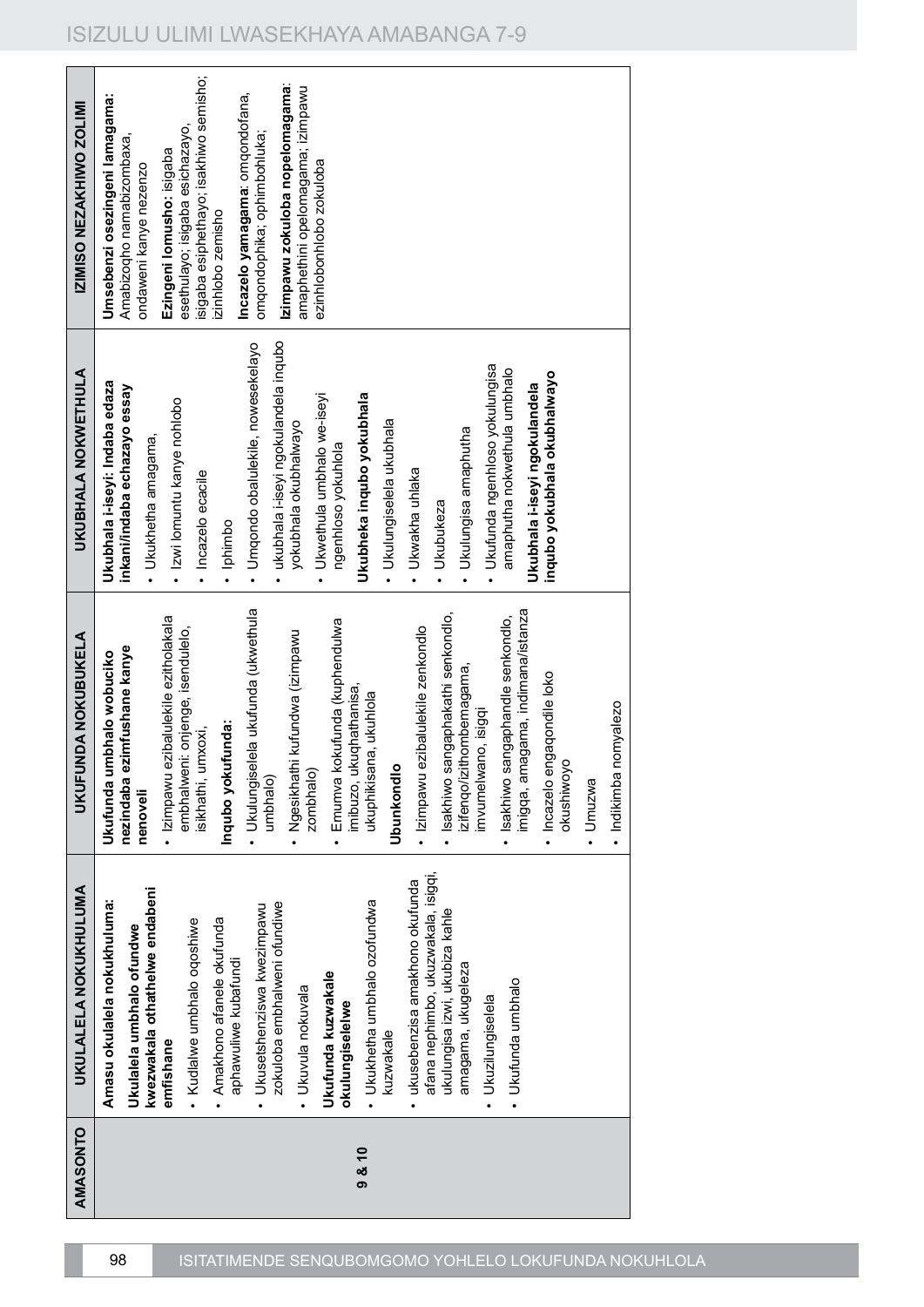| AMASONTO | UKULALELA NOKUKHULUMA | UKUFUNDA NOKUBUKELA | UKUBHALA NOKWETHULA | IZIMISO NEZAKHIWO ZOLIMI |
|---|---|---|---|---|
| 9 & 10 | **Amasu okulalela nokukhuluma:** **Ukulalela umbhalo ofundwe kwezwakala othathelwe endabeni emfishane** <br>• Kudlalwe umbhalo oqoshiwe <br>• Amakhono afanele okufunda aphawuliwe kubafundi <br>• Ukusetshenziswa kwezimpawu zokuloba embhalweni ofundiwe <br>• Ukuvula nokuvala <br>**Ukufunda kuzwakale okulungiselelwe** <br>• Ukukhetha umbhalo ozofundwa kuzwakale <br>• ukusebenzisa amakhono okufunda afana nephimbo, ukuzwakala, isigqi, ukulungisa izwi, ukubiza kahle amagama, ukugeleza <br>• Ukuzilungiselela <br>• Ukufunda umbhalo | **Ukufunda umbhalo wobuciko nezindaba ezimfushane kanye nenoveli** <br>• Izimpawu ezibalulekile ezitholakala embhalweni: onjenge, isendulelo, isikhathi, umxoxi, <br>**Inqubo yokufunda:** <br>• Ukulungiselela ukufunda (ukwethula umbhalo) <br>• Ngesikhathi kufundwa (izimpawu zombhalo) <br>• Emumva kokufunda (kuphendulwa imibuzo, ukuqhathanisa, ukuphikisana, ukuhlola <br>**Ubunkondlo** <br>• Izimpawu ezibalulekile zenkondlo <br>• Isakhiwo sangaphakathi senkondlo, izifenqo/izithombemagama, imvumelwano, isigqi <br>• Isakhiwo sangaphandle senkondlo, imigqa, amagama, indimana/istanza <br>• Incazelo engaqondile loko okushiwoyo <br>• Umuzwa <br>• Indikimba nomyalezo | **Ukubhala i-eseyi: Indaba edaza inkani/indaba echazayo essay** <br>• Ukukhetha amagama, <br>• Izwi lomuntu kanye nohlobo <br>• Incazelo ecacile <br>• Iphimbo <br>• Umqondo obalulekile, nowesekelayo <br>• ukubhala i-eseyi ngokulandela inqubo yokubhala okubhalwayo <br>• Ukwethula umbhalo we-eseyi ngenhloso yokuhlola <br>**Ukubheka inqubo yokubhala** <br>• Ukulungiselela ukubhala <br>• Ukwakha uhlaka <br>• Ukubukeza <br>• Ukulungisa amaphutha <br>• Ukufunda ngenhloso yokulungisa amaphutha nokwethula umbhalo <br>**Ukubhala i-eseyi ngokulandela inqubo yokubhala okubhalwayo** | **Umsebenzi osezingeni lamagama:** Amabizoqho namabizombaxa, ondaweni kanye nezenzo <br>**Ezingeni lomusho:** isigaba esethulayo; isigaba esichazayo, isigaba esiphethayo; isakhiwo semisho; izinhlobo zemisho <br>**Incazelo yamagama:** omqondofana, omqondophika; ophimbohluka; <br>**Izimpawu zokuloba nopelomagama:** amaphethini opelomagama; izimpawu ezinhlobonhlobo zokuloba |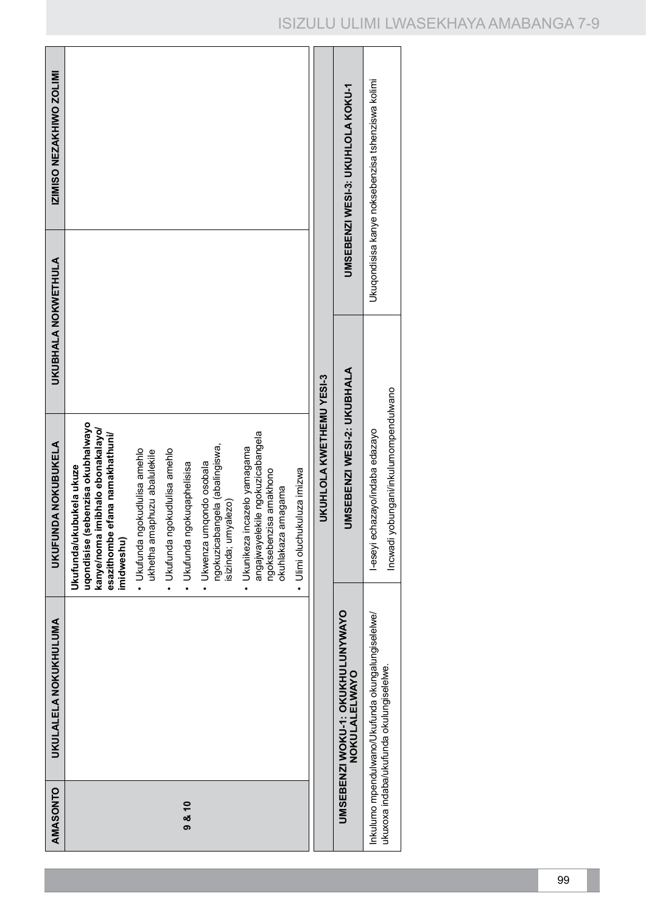| AMASONTO | UKULALELA NOKUKHULUMA | UKUFUNDA NOKUBUKELA | UKUBHALA NOKWETHULA | IZIMISO NEZAKHIWO ZOLIMI |
|---|---|---|---|---|
| 9 & 10 | | **Ukufunda/ukubukela ukuze uqondisise (sebenzisa okubhalwayo kanye/noma imibhalo ebonakalayo/ esazithombe efana namakhathuni/ imidweshu)**<br>• Ukufunda ngokudlulisa amehlo ukhetha amaphuzu abalulekile<br>• Ukufunda ngokudlulisa amehlo<br>• Ukufunda ngokuqaphelisisa<br>• Ukwenza umqondo osobala ngokuzicabangela (abalingiswa, isizinda; umyalezo)<br>• Ukunikeza incazelo yamagama angajwayelekile ngokuzicabangela ngokusebenzisa amakhono okuhlakaza amagama<br>• Ulimi oluchukuluza imizwa | | |

| UKUHLOLA KWETHEMU YESI-3 | | | |
|---|---|---|---|
| **UMSEBENZI WOKU-1: OKUKHULUNYWAYO NOKULALELWAYO** | **UMSEBENZI WESI-2: UKUBHALA** | | **UMSEBENZI WESI-3: UKUHLOLA KOKU-1** |
| Inkulumo mpendulwano/Ukufunda okungalungiselelwe/ ukuxoxa indaba/ukufunda okulungiselelwe. | I-eseyi echazayo/indaba edazayo<br>Incwadi yobungani/inkulumompendulwano | | Ukuqondisisa kanye noksebenzisa tshenziswa kolimi |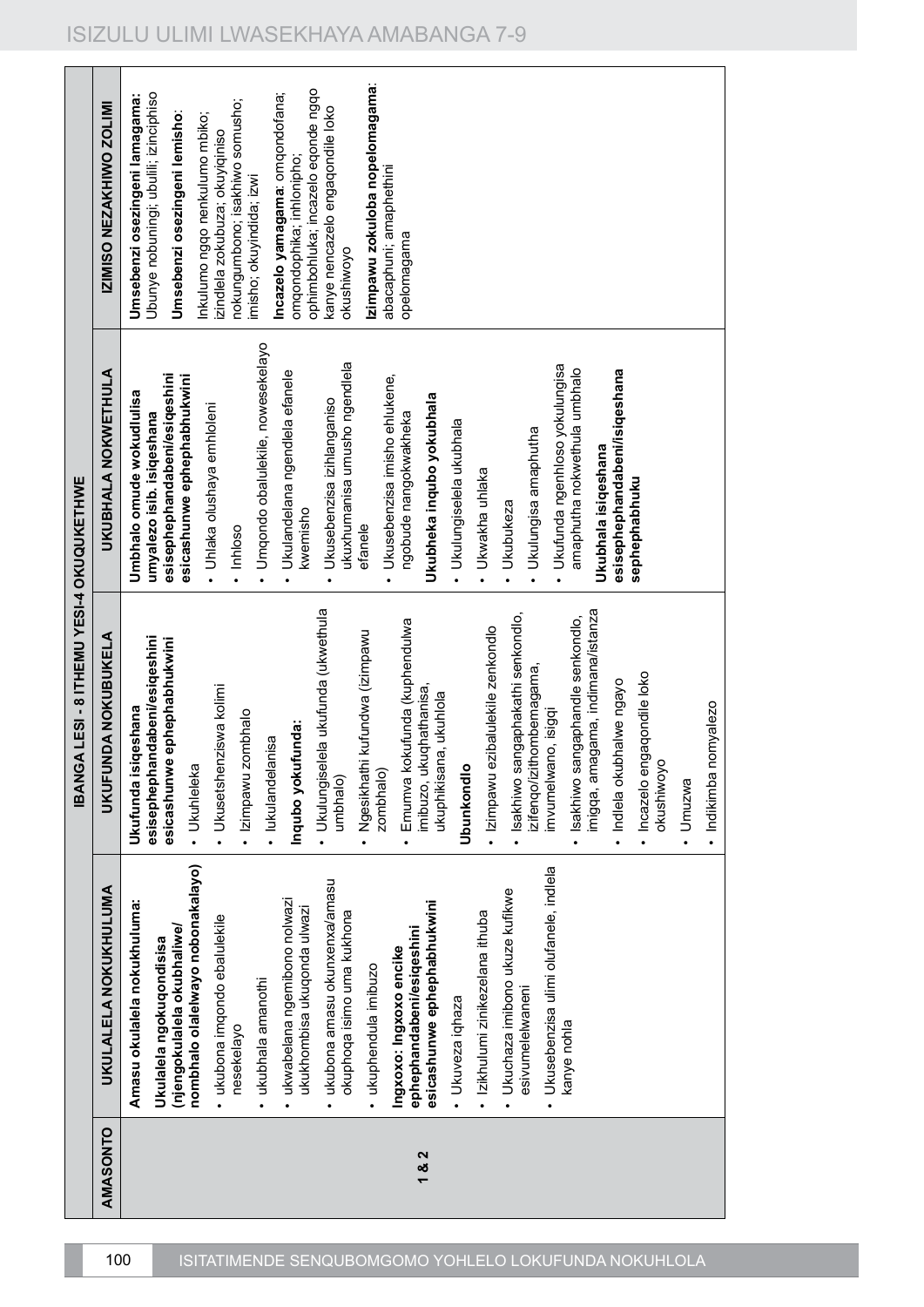| AMASONTO | UKULALELA NOKUKHULUMA | UKUFUNDA NOKUBUKELA | UKUBHALA NOKWETHULA | IZIMISO NEZAKHIWO ZOLIMI |
|---|---|---|---|---|
| | **IBANGA LESI - 8 ITHEMU YESI-4 OKUQUKETHWE** | | | |
| 1 & 2 | **Amasu okulalela nokukhuluma:**<br>**Ukulalela ngokuqondisisa (njengokulalela okubhaliwe/ nombhalo olalelwayo nobonakalayo)**<br>• ukubona imqondo ebalulekile nesekelayo<br>• ukubhala amanothi<br>• ukwabelana ngemibono nolwazi ukukhombisa ukuqonda ulwazi<br>• ukubona amasu okunxenxa/amasu okuphoqa isimo uma kukhona<br>• ukuphendula imibuzo<br>**Ingxoxo: Ingxoxo encike ephephandabeni/esiqeshini esicashunwe ephephabhukwini**<br>• Ukuveza iqhaza<br>• Izikhulumi zinikezelana ithuba<br>• Ukuchaza imibono ukuze kufikwe esivumelelwaneni<br>• Ukusebenzisa ulimi olufanele, indlela kanye nohla | **Ukufunda isiqeshana esisephephandabeni/esiqeshini esicashunwe ephephabhukwini**<br>• Ukuhleleka<br>• Ukusetshenziswa kolimi<br>• Izimpawu zombhalo<br>• Iukulandelanisa<br>**Inqubo yokufunda:**<br>• Ukulungiselela ukufunda (ukwethula umbhalo)<br>• Ngesikhathi kufundwa (izimpawu zombhalo)<br>• Emumva kokufunda (kuphendulwa imibuzo, ukuqhathanisa, ukuphikisana, ukuhlola<br>**Ubunkondlo**<br>• Izimpawu ezibalulekile zenkondlo<br>• Isakhiwo sangaphakathi senkondlo, izifenqo/izithombemagama, imvumelwano, isigqi<br>• Isakhiwo sangaphandle senkondlo, imigqa, amagama, indimana/istanza<br>• Indlela okubhalwe ngayo<br>• Incazelo engaqondile loko okushiwoyo<br>• Umuzwa<br>• Indikimba nomyalezo | **Umbhalo omude wokudlulisa umyalezo isib. isiqeshana esisephephandabeni/esiqeshini esicashunwe ephephabhukwini**<br>• Uhlaka olushaya emhloleni<br>• Inhloso<br>• Umqondo obalulekile, nowesekelayo<br>• Ukulandelana ngendlela efanele kwemisho<br>• Ukusebenzisa izihlanganiso ukuxhumanisa umusho ngendlela efanele<br>• Ukusebenzisa imisho ehlukene, ngobude nangokwakheka<br>**Ukubheka inqubo yokubhala**<br>• Ukulungiselela ukubhala<br>• Ukwakha uhlaka<br>• Ukubukeza<br>• Ukulungisa amaphutha<br>• Ukufunda ngenhloso yokulungisa amaphutha nokwethula umbhalo<br>**Ukubhala isiqeshana esisephephandabeni/isiqeshana sephephabhuku** | **Umsebenzi osezingeni lamagama:** Ubunye nobuningi; ubulili; izinciphiso<br>**Umsebenzi osezingeni lemisho:** Inkulumo ngqo nenkulumo mbiko; izindlela zokubuza; okuyiqiniso nokungumbono; isakhiwo somusho; imisho; okuyindida; izwi<br>**Incazelo yamagama**: omqondofana; omqondophika; inhlonipho; ophimbohluka; incazelo eqonde ngqo kanye nencazelo engaqondile loko okushiwoyo<br>**Izimpawu zokuloba nopelomagama**: abacaphuni; amaphethini opelomagama |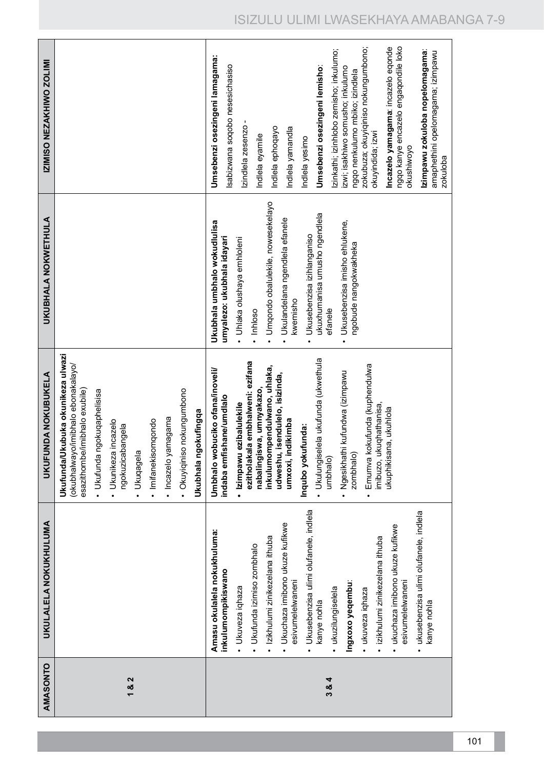| AMASONTO | UKULALELA NOKUKHULUMA | UKUFUNDA NOKUBUKELA | UKUBHALA NOKWETHULA | IZIMISO NEZAKHIWO ZOLIMI |
|---|---|---|---|---|
| 1 & 2 | | **Ukufunda/Ukubuka okunikeza ulwazi** (okubhalwayo/imibhalo ebonakalayo/esazithombe/imibhalo exubile)<br>• Ukufunda ngokuqaphelisisa<br>• Ukunikeza incazelo ngokuzicabangela<br>• Ukuqagela<br>• Imifanekisomqondo<br>• Incazelo yamagama<br>• Okuyiqiniso nokungumbono<br>**Ukubhala ngokufingqa** | | |
| 3 & 4 | **Amasu okulalela nokukhuluma: inkulumompikiswano**<br>• Ukuveza iqhaza<br>• Ukufunda izimiso zombhalo<br>• Izikhulumi zinikezelana ithuba<br>• Uchaza imibono ukuze kufikwe esivumelelwaneni<br>• Ukusebenzisa ulimi olufanele, indlela kanye nohla<br>• ukuzilungiselela<br>**Ingxoxo yeqembu**:<br>• ukuveza iqhaza<br>• izikhulumi zinikezelana ithuba<br>• ukuchaza imibono ukuze kufikwe esivumelelwaneni<br>• ukusebenzisa ulimi olufanele, indlela kanye nohla | **Umbhalo wobuciko ofana/inoveli/indaba emfishane/umdlalo**<br>• **Izimpawu ezibalulekile ezitholakala embhalweni: ezifana nabalingiswa, umnyakazo, inkulumompendulwano, uhlaka, udweshu, isendulelo, isizinda, umxoxi, indikimba**<br>**Inqubo yokufunda:**<br>• Ukulungiselela ukufunda (ukwethula umbhalo)<br>• Ngesikhathi kufundwa (izimpawu zombhalo)<br>• Emumva kokufunda (kuphendulwa imibuzo, ukuqhathanisa, ukuphikisana, ukuhlola | **Ukubhala umbhalo wokudlulisa umyalezo: ukubhala idayari**<br>• Uhlaka olushaya emhloleni<br>• Inhloso<br>• Umqondo obalulekile, nowesekelayo<br>• Ukulandelana ngendlela efanele kwemisho<br>• Ukusebenzisa izihlanganiso ukuxhumanisa umusho ngendlela efanele<br>• Ukusebenzisa imisho ehlukene, ngobude nangokwakheka | **Umsebenzi osezingeni lamagama:**<br>Isabizwana soqobo nesesichasiso<br>Izindlela zesenzo -<br>Indlela eyamile<br>Indlela ephoqayo<br>Indlela yamandla<br>Indlela yesimo<br>**Umsebenzi osezingeni lemisho**:<br>Izinkathi; izinhlobo zemisho; inkulumo; izwi; isakhiwo somusho; inkulumo ngqo nenkulumo mbiko; izindlela zokubuza; okuyiqiniso nokungumbono; okuyindida; izwi<br>**Incazelo yamagama**: incazelo eqonde ngqo kanye encazelo engaqondile loko okushiwoyo<br>**Izimpawu zokuloba nopelomagama**: amaphethini opelomagama; izimpawu zokuloba |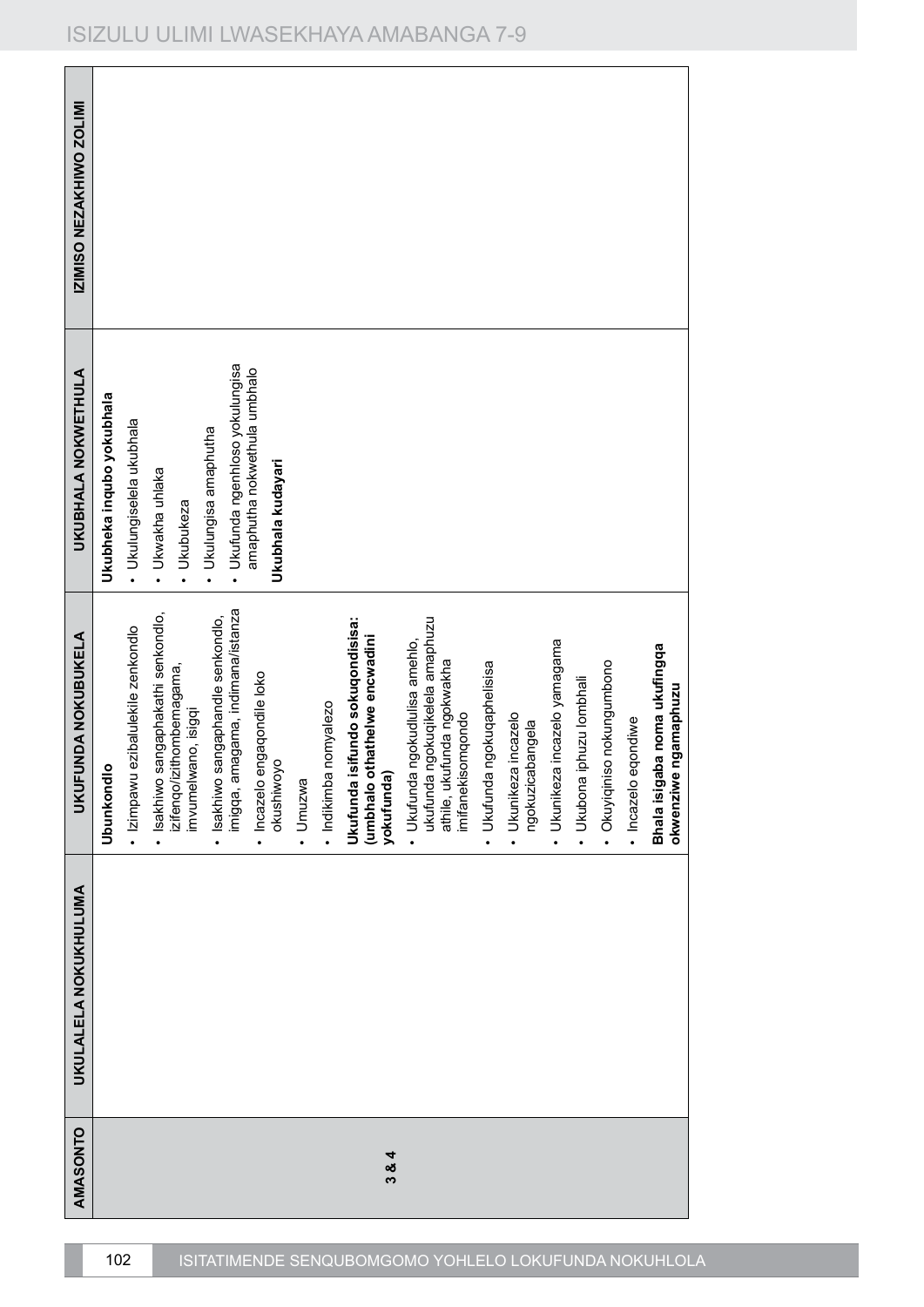| AMASONTO | UKULALELA NOKUKHULUMA | UKUFUNDA NOKUBUKELA | UKUBHALA NOKWETHULA | IZIMISO NEZAKHIWO ZOLIMI |
|---|---|---|---|---|
| 3 & 4 | | **Ubunkondlo**<br>• Izimpawu ezibalulekile zenkondlo<br>• Isakhiwo sangaphakathi senkondlo, izifenqo/izithombemagama, imvumelwano, isigqi<br>• Isakhiwo sangaphandle senkondlo, imigqa, amagama, indimana/istanza<br>• Incazelo engaqondile loko okushiwoyo<br>• Umuzwa<br>• Indikimba nomyalezo<br>**Ukufunda isifundo sokuqondisisa: (umbhalo othathelwe encwadini yokufunda)**<br>• Ukufunda ngokudlulisa amehlo, ukufunda ngokuqikelela amaphuzu athile, ukufunda ngokwakha imifanekisomqondo<br>• Ukufunda ngokuqaphelisisa<br>• Ukunikeza incazelo ngokuzicabangela<br>• Ukunikeza incazelo yamagama<br>• Ukubona iphuzu lombhali<br>• Okuyiqiniso nokungumbono<br>• Incazelo eqondiwe<br>**Bhala isigaba noma ukufingqa okwenziwe ngamaphuzu** | **Ukubheka inqubo yokubhala**<br>• Ukulungiselela ukubhala<br>• Ukwakha uhlaka<br>• Ukubukeza<br>• Ukulungisa amaphutha<br>• Ukufunda ngenhloso yokulungisa amaphutha nokwethula umbhalo<br>**Ukubhala kudayari** | |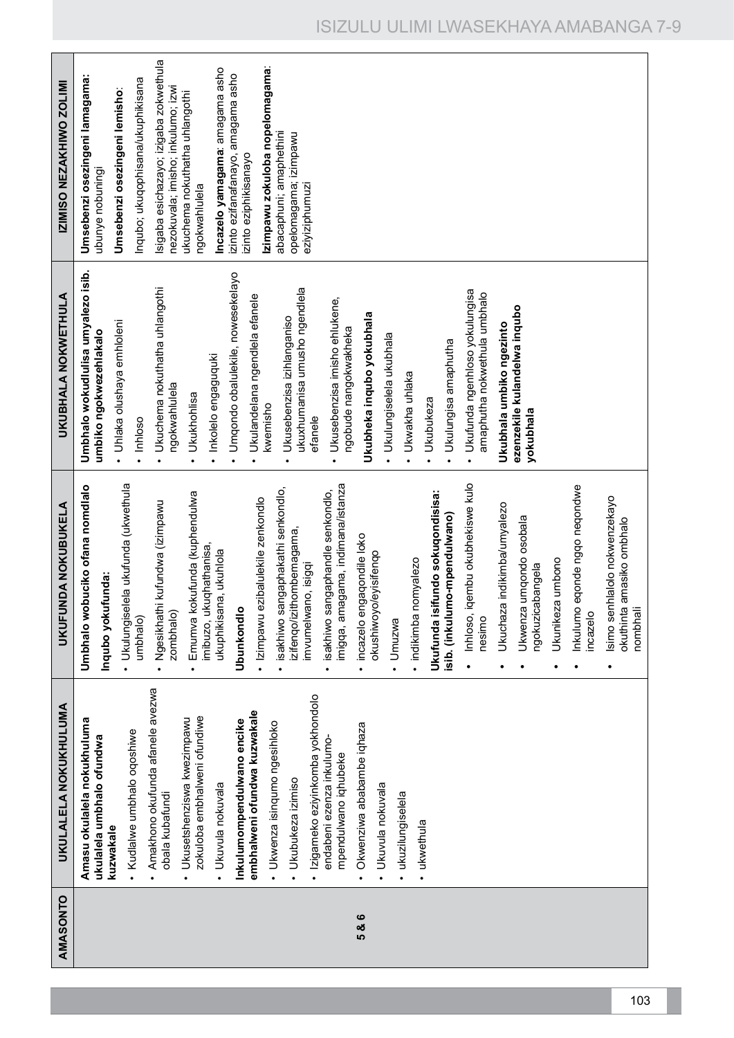| AMASONTO | UKULALELA NOKUKHULUMA | UKUFUNDA NOKUBUKELA | UKUBHALA NOKWETHULA | IZIMISO NEZAKHIWO ZOLIMI |
|---|---|---|---|---|
| 5 & 6 | **Amasu okulalela nokukhuluma ukulalela umbhalo ofundwa kuzwakale**<br>• Kudlalwe umbhalo oqoshiwe<br>• Amakhono okufunda afanele avezwa obala kubafundi<br>• Ukusetshenziswa kwezimpawu zokuloba embhalweni ofundiwe<br>• Ukuvula nokuvala<br>**Inkulumompendulwano encike embhalweni ofundwa kuzwakale**<br>• Ukwenza isinqumo ngesihloko<br>• Ukubukeza izimiso<br>• Izigameko eziyinkomba yokhondolo endabeni ezenza inkulumo-mpendulwano iqhubeke<br>• Okwenziwa ababambe iqhaza<br>• Ukuvula nokuvala<br>• ukuzilungiselela<br>• ukwethula | **Umbhalo wobuciko ofana nomdlalo**<br>**Inqubo yokufunda:**<br>• Ukulungiselela ukufunda (ukwethula umbhalo)<br>• Ngesikhathi kufundwa (izimpawu zombhalo)<br>• Emuva kokufunda (kuphendulwa imibuzo, ukuqhathanisa, ukuphikisana, ukuhlola<br>**Ubunkondlo**<br>• Izimpawu ezibalulekile zenkondlo<br>• isakhiwo sangaphakathi senkondlo, izifenqo/izithombemagama, imvumelwano, isigqi<br>• isakhiwo sangaphandle senkondlo, imigqa, amagama, indimana/istanza<br>• incazelo engaqondile loko okushiwoyo/eyisifenqo<br>• Umuzwa<br>• indikimba nomyalezo<br>**Ukufunda isifundo sokuqondisisa: isib. (inkulumo-mpendulwano)**<br>• Inhloso, iqembu okubhekiswe kulo nesimo<br>• Ukuchaza indikimba/umyalezo<br>• Ukwenza umqondo osobala ngokuzicabangela<br>• Ukunikeza umbono<br>• Inkulumo eqonde ngqo neqondwe incazelo<br>• Isimo senhlalolo nokwenzekayo okuthinta amasiko ombhalo nombhali | **Umbhalo wokudlulisa umyalezo isib. umbiko ngokwezehlakalo**<br>• Uhlaka olushaya emhloleni<br>• Inhloso<br>• Ukuchema nokuthatha uhlangothi ngokwahlulela<br>• Ukukholisa<br>• Inkolelo engaguquki<br>• Umqondo obalulekile, nowesekelayo<br>• Ukulandelana ngendlela efanele kwemisho<br>• Ukusebenzisa izihlanganiso uxhumanisa umusho ngendlela efanele<br>• Ukusebenzisa imisho ehlukene, ngobude nangokwakheka<br>**Ukubheka inqubo yokubhala**<br>• Ukulungiselela ukubhala<br>• Ukwakha uhlaka<br>• Ukubukeza<br>• Ukulungisa amaphutha<br>• Ukufunda ngenhloso yokulungisa amaphutha nokwethula umbhalo<br>**Ukubhala umbiko ngezinto ezenzekile kulandelwa inqubo yokubhala** | **Umsebenzi osezingeni lamagama:** ubunye nobuningi<br>**Umsebenzi osezingeni lemisho**: Inqubo; ukuqophisana/ukuphikisana<br>Isigaba esichazayo; izigaba zokwethula nezokuvala; imisho; inkulumo; izwi ukuchema nokuthatha uhlangothi ngokwahlulela<br>**Incazelo yamagama**: amagama asho izinto ezifanafanayo, amagama asho izinto eziphikisanayo<br>**Izimpawu zokuloba nopelomagama**: abacaphuni; amaphethini opelomagama; izimpawu eziyiziphumuzi |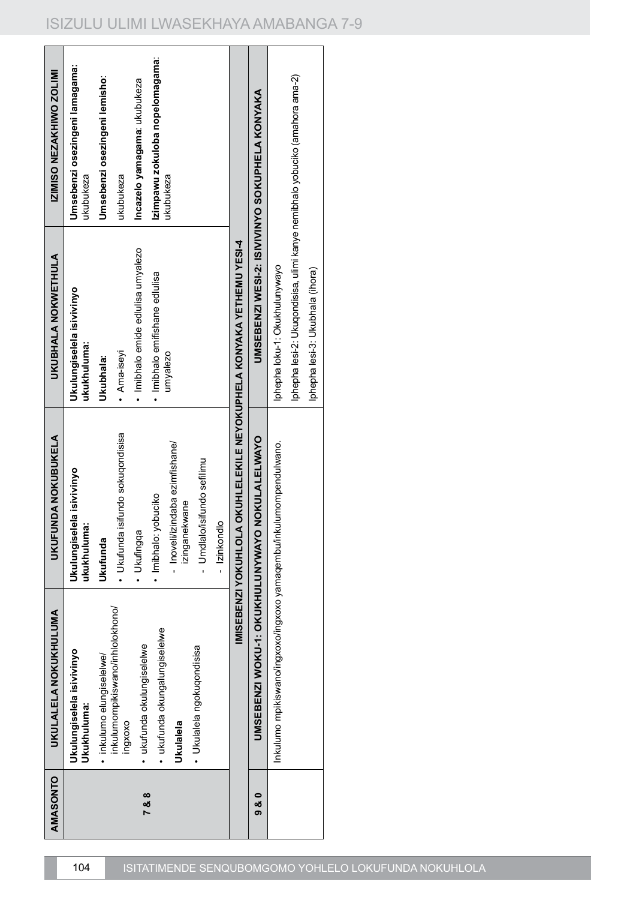| AMASONTO | UKULALELA NOKUKHULUMA | UKUFUNDA NOKUBUKELA | UKUBHALA NOKWETHULA | IZIMISO NEZAKHIWO ZOLIMI |
|---|---|---|---|---|
| 7 & 8 | **Ukulungiselela isivivinyo Ukukhuluma:**<br>• inkulumo elungiselelwe/ inkulumompikiswano/inhlolokhono/ ingxoxo<br>• ukufunda okulungiselelwe<br>• ukufunda okungalungiselelwe<br>**Ukulalela**<br>• Ukulalela ngokuqondisisa | **Ukulungiselela isivivinyo ukukhuluma:**<br>**Ukufunda**<br>• Ukufunda isifundo sokuqondisisa<br>• Ukufingqa<br>• Imibhalo: yobuciko<br>- Inoveli/izindaba ezimfishane/ izinganekwane<br>- Umdlalo/isifundo sefilimu<br>- Izinkondlo | **Ukulungiselela isivivinyo ukukhuluma:**<br>**Ukubhala:**<br>• Ama-iseyi<br>• Imibhalo emide edlulisa umyalezo<br>• Imibhalo emifishane edlulisa umyalezo | **Umsebenzi osezingeni lamagama:** ukubukeza<br>**Umsebenzi osezingeni lemisho:** ukubukeza<br>**Incazelo yamagama**: ukubukeza<br>**Izimpawu zokuloba nopelomagama**: ukubukeza |
| | **IMISEBENZI YOKUHLOLA OKUHLELEKILE NEYOKUPHELA KONYAKA YETHEMU YESI-4** | | | |
| 9 & 0 | **UMSEBENZI WOKU-1: OKUKHULUNYWAYO NOKULALELWAYO** | | **UMSEBENZI WESI-2: ISIVIVINYO SOKUPHELA KONYAKA** | |
| | Inkulumo mpikiswano/ingxoxo/ingxoxo yamaqembu/inkulumompendulwano. | | Iphepha loku-1: Okukhulunywayo<br>Iphepha lesi-2: Ukuqondisisa, ulimi kanye nemibhalo yobuciko (amahora ama-2)<br>Iphepha lesi-3: Ukubhala (ihora) | |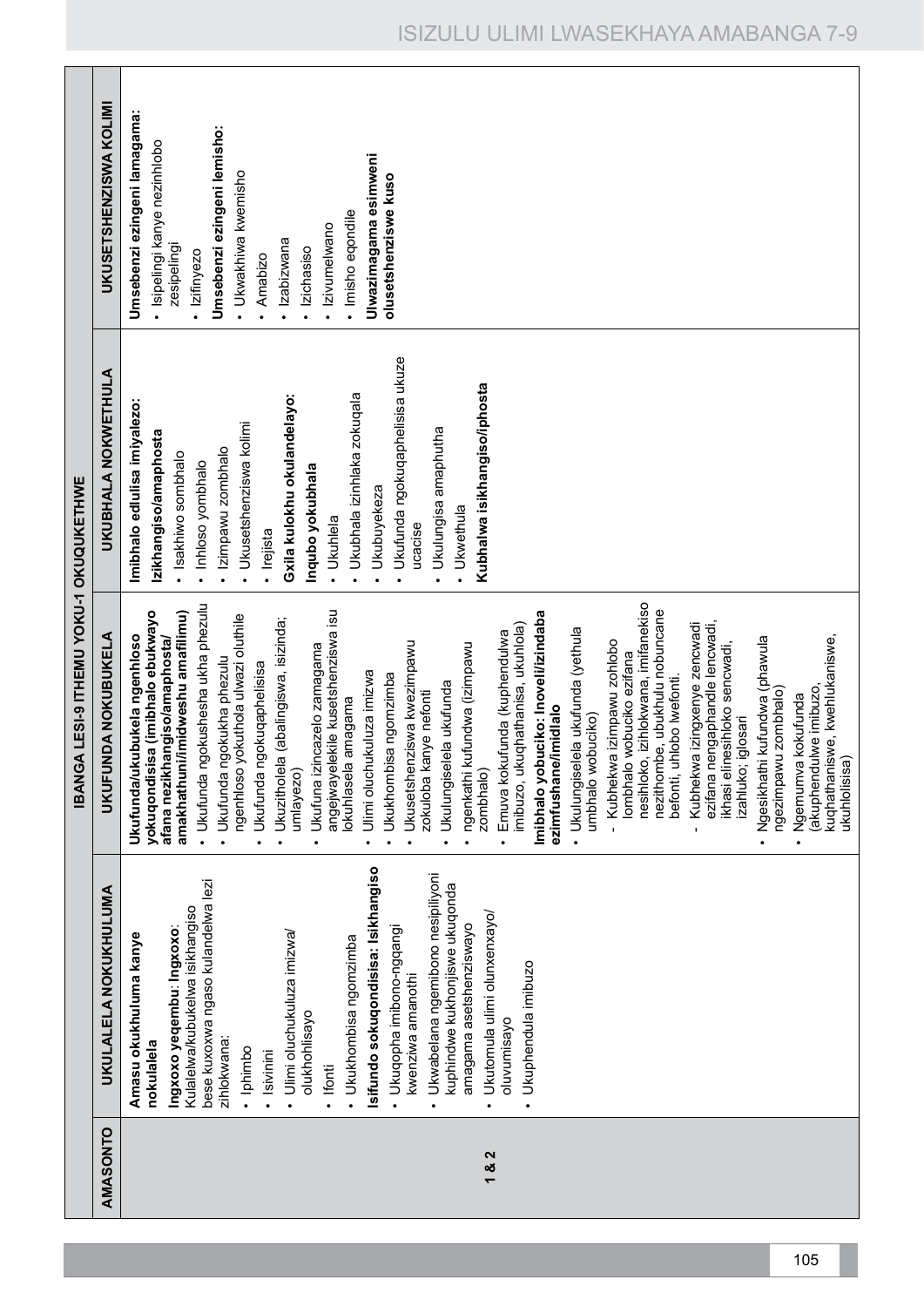| AMASONTO | UKULALELA NOKUKHULUMA | UKUFUNDA NOKUBUKELA | UKUBHALA NOKWETHULA | UKUSETSHENZISWA KOLIMI |
|---|---|---|---|---|
| **IBANGA LESI-9 ITHEMU YOKU-1 OKUQUKETHWE** | | | | |
| 1 & 2 | **Amasu okukhuluma kanye nokulalela**<br>**Ingxoxo yeqembu: Ingxoxo:** Kulalelwa/kubukelwa isikhangiso bese kuxoxwa ngaso kulandelwa lezi zihlokwana:<br>• Iphimbo<br>• Isivinini<br>• Ulimi oluchukuluza imizwa/olukhohlisayo<br>• Ifonti<br>• Ukukhombisa ngomzimba<br>**Isifundo sokuqondisisa: Isikhangiso**<br>• Ukuqopha imibono-ngqangi kwenziwa amanothi<br>• Ukwabelana ngemibono nesipiliyoni kuphindwe kukhonjiswe ukuqonda amagama asetshenziswayo<br>• Ukutomula ulimi olunxenxayo/oluvumisayo<br>• Ukuphendula imibuzo | **Ukufunda/ukubukela ngenhloso yokuqondisisa (imibhalo ebukwayo afana nezikhangiso/amaphosta/amakhathuni/imidweshu amafilimu)**<br>• Ukufunda ngokushesha ukha phezulu<br>• Ukufunda ngokukha phezulu ngenhloso yokuthola ulwazi oluthile<br>• Ukufunda ngokuqaphelisisa<br>• Ukuzitholela (abalingiswa, isizinda, umlayezo)<br>• Ukufuna izincazelo zamagama angejwayelekile kusetshenziswa isu lokuhlasela amagama<br>• Ulimi oluchukuluza imizwa<br>• Ukukhombisa ngomzimba<br>• Ukusetshenziswa kwezimpawu zokuloba kanye nefonti<br>• Ukulungiselela ukufunda<br>• ngenkathi kufundwa (izimpawu zombhalo)<br>• Emuva kokufunda (kuphendulwa imibuzo, ukuqhathanisa, ukuhlola)<br>**Imibhalo yobuciko: Inoveli/izindaba ezimfushane/imidlalo**<br>• Ukulungiselela ukufunda (yethula umbhalo wobuciko)<br>- Kubhekwa izimpawu zohlobo lombhalo wobuciko ezifana nesihloko, izihlokwana, imifanekiso nezithombe, ubukhulu nobuncane befonti, uhlobo lwefonti.<br>- Kubhekwa izingxenye zencwadi ezifana nengaphandle lencwadi, ikhasi elinesihloko sencwadi, izahluko; iglosari<br>• Ngesikhathi kufundwa (phawula ngezimpawu zombhalo)<br>• Ngemuva kokufunda (akuphendulwe imibuzo, kuqhathaniswe, kwehlukaniswe, ukuhlolisisa) | **Imibhalo edlulisa imiyalezo:**<br>**Izikhangiso/amaphosta**<br>• Isakhiwo sombhalo<br>• Inhloso yombhalo<br>• Izimpawu zombhalo<br>• Ukusetshenziswa kolimi<br>• Irejista<br>**Gxila kulokhu okulandelayo:**<br>**Inqubo yokubhala**<br>• Ukuhlela<br>• Ukubhala izinhlaka zokuqala<br>• Ukubuyekeza<br>• Ukufunda ngokuqaphelisisa ukuze ucacise<br>• Ukulungisa amaphutha<br>• Ukwethula<br>**Kubhalwa isikhangiso/iphosta** | **Umsebenzi ezingeni lamagama:**<br>• Isipelingi kanye nezinhlobo zesipelingi<br>• Izifinyezo<br>**Umsebenzi ezingeni lemisho:**<br>• Ukwakhiwa kwemisho<br>• Amabizo<br>• Izabizwana<br>• Izichasiso<br>• Izivumelwano<br>• Imisho eqondile<br>**Ulwazimagama esimweni olusetshenziswe kuso** |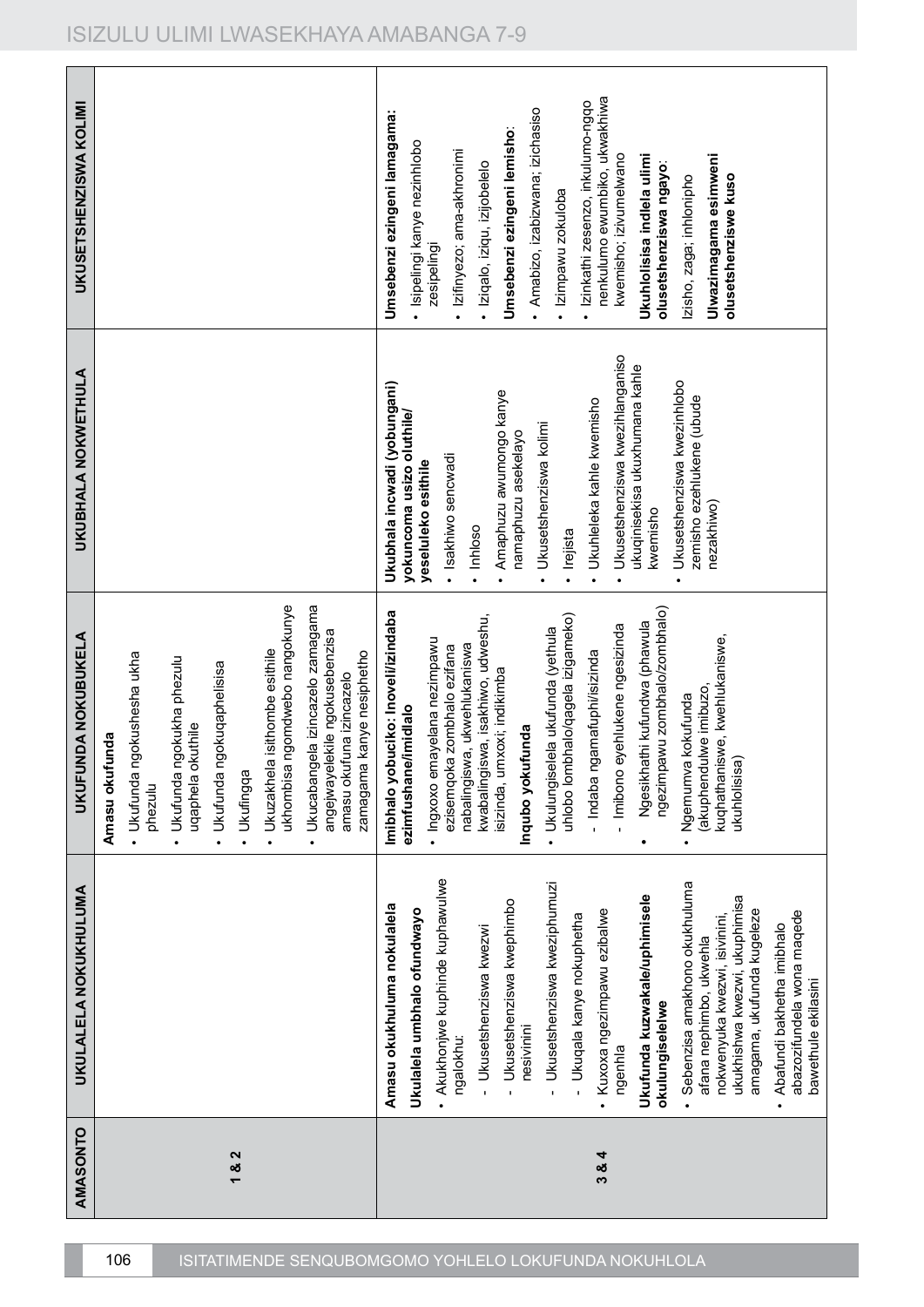| AMASONTO | UKULALELA NOKUKHULUMA | UKUFUNDA NOKUBUKELA | UKUBHALA NOKWETHULA | UKUSETSHENZISWA KOLIMI |
|---|---|---|---|---|
| 1 & 2 | | **Amasu okufunda**<br>• Ukufunda ngokushesha ukha phezulu<br>• Ukufunda ngokukha phezulu uqaphela okuthile<br>• Ukufunda ngokuqaphelisisa<br>• Ukufingqa<br>• Ukuzakhela isithombe esithile ukhombisa ngomdwebo nangokunye<br>• Ukucabangela izincazelo zamagama angejwayelekile ngokusebenzisa amasu okufuna izincazelo zamagama kanye nesiphetho | | |
| 3 & 4 | **Amasu okukhuluma nokulalela**<br>**Ukulalela umbhalo ofundwayo**<br>• Akukhonjwe kuphinde kuphawulwe ngalokhu:<br>- Ukusetshenziswa kwezwi<br>- Ukusetshenziswa kwephimbo nesivinini<br>- Ukusetshenziswa kweziphumuzi<br>- Ukuqala kanye nokuphetha<br>• Kuxoxa ngezimpawu ezibalwe ngenhla<br>**Ukufunda kuzwakale/uphimisele okulungiselelwe**<br>• Sebenzisa amakhono okukhuluma afana nephimbo, ukwehla nokwenyuka kwezwi, isivinini, ukukhishwa kwezwi, ukuphimisa amagama, ukufunda kugeleze<br>• Abafundi bakhetha imibhalo abazozifundela wona maqede bawethule ekilasini | **Imibhalo yobuciko: Inoveli/izindaba ezimfushane/imidlalo**<br>• Ingxoxo emayelana nezimpawu ezisemqoka zombhalo ezifana nabalingiswa, ukwehlukaniswa kwabalingiswa, isakhiwo, udweshu, isizinda, umxoxi; indikimba<br>**Inqubo yokufunda**<br>• Ukulungiselela ukufunda (yethula uhlobo lombhalo/qagela izigameko)<br>- Indaba ngamafuphi/isizinda<br>- Imibono eyehlukene ngesizinda<br>• Ngesikhathi kufundwa (phawula ngezimpawu zombhalo/zombhalo)<br>• Ngemuva kokufunda (akuphendulwe imibuzo, kuqhathaniswe, kwehlukaniswe, ukuhlolisisa) | **Ukubhala incwadi (yobungani) yokuncoma usizo oluthile/ yeseluleko esithile**<br>• Isakhiwo sencwadi<br>• Inhloso<br>• Amaphuzu awumongo kanye namaphuzu asekelayo<br>• Ukusetshenziswa kolimi<br>• Irejista<br>• Ukuhleleka kahle kwemisho<br>• Ukusetshenziswa kwezihlanganiso ukuqinisekisa ukuxhumana kahle kwemisho<br>• Ukusetshenziswa kwezinhlobo zemisho ezehlukene (ubude nezakhiwo) | **Umsebenzi ezingeni lamagama:**<br>• Isipelingi kanye nezinhlobo zesipelingi<br>• Izifinyezo; ama-akhronimi<br>• Iziqalo, iziqu, izijobelelo<br>**Umsebenzi ezingeni lemisho**:<br>• Amabizo, izabizwana; izichasiso<br>• Izimpawu zokuloba<br>• Izinkathi zesenzo, inkulumo-ngqo nenkulumo ewumbiko, ukwakhiwa kwemisho; izivumelwano<br>**Ukuhlolisisa indlela ulimi olusetshenziswa ngayo**:<br>Izisho, zaga; inhlonipho<br>**Ulwazimagama esimweni olusetshenziswe kuso** |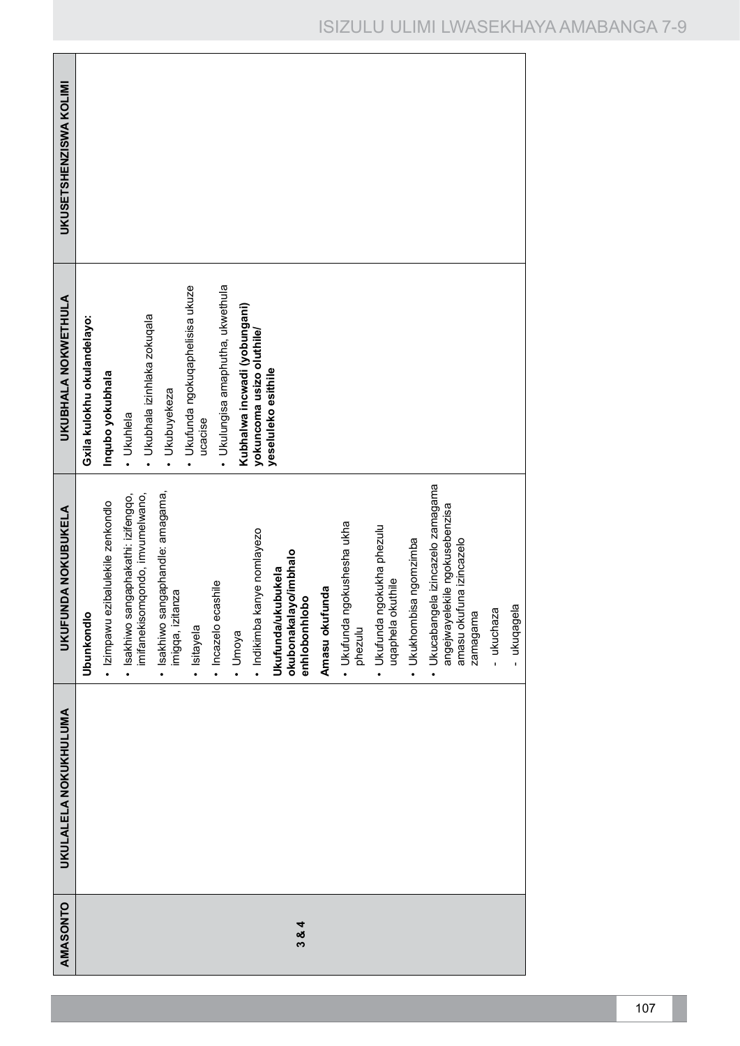| AMASONTO | UKULALELA NOKUKHULUMA | UKUFUNDA NOKUBUKELA | UKUBHALA NOKWETHULA | UKUSETSHENZISWA KOLIMI |
|---|---|---|---|---|
| 3 & 4 | | **Ubunkondlo**<br>• Izimpawu ezibalulekile zenkondlo<br>• Isakhiwo sangaphakathi: izifengqo, imifanekisomqondo, imvumelwano,<br>• Isakhiwo sangaphandle: amagama, imigqa, izitanza<br>• Isitayela<br>• Incazelo ecashile<br>• Umoya<br>• Indikimba kanye nomlayezo<br>**Ukufunda/ukubukela okubonakalayo/imbhalo enhlobonhlobo**<br>**Amasu okufunda**<br>• Ukufunda ngokushesha ukha phezulu<br>• Ukufunda ngokukha phezulu uqaphela okuthile<br>• Ukukhombisa ngomzimba<br>• Ukucabangela izincazelo zamagama angejwayelekile ngokusebenzisa amasu okufuna izincazelo zamagama<br>- ukuchaza<br>- ukuqagela | **Gxila kulokhu okulandelayo:**<br>**Inqubo yokubhala**<br>• Ukuhlela<br>• Ukubhala izinhlaka zokuqala<br>• Ukubuyekeza<br>• Ukufunda ngokuqaphelisisa ukuze ucacise<br>• Ukulungisa amaphutha, ukwethula<br>**Kubhalwa incwadi (yobungani) yokuncoma usizo oluthile/ yeseluleko esithile** | |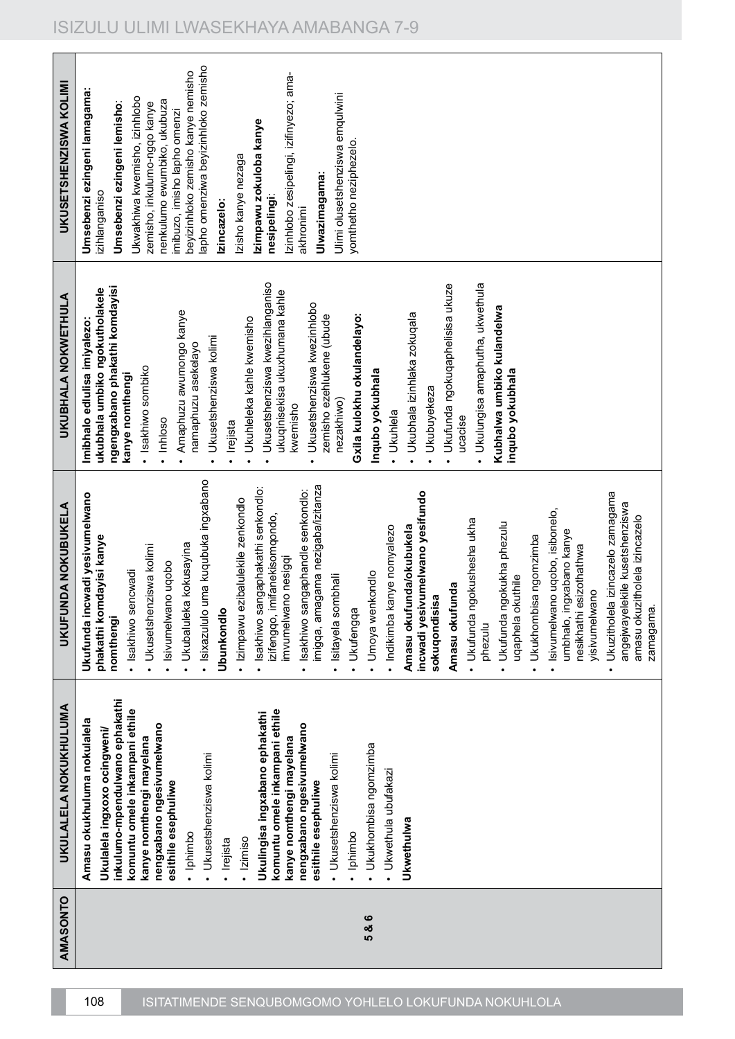| AMASONTO | UKULALELA NOKUKHULUMA | UKUFUNDA NOKUBUKELA | UKUBHALA NOKWETHULA | UKUSETSHENZISWA KOLIMI |
|---|---|---|---|---|
| 5 & 6 | **Amasu okukhuluma nokulalela**<br>**Ukulalela ingxoxo ocingweni/ inkulumo-mpendulwano ephakathi komuntu omele inkampani ethile kanye nomthengi mayelana nengxabano ngesivumelwano esithile esephuliwe**<br>• Iphimbo<br>• Ukusetshenziswa kolimi<br>• Irejista<br>• Izimiso<br>**Ukulingisa ingxabano ephakathi komuntu omele inkampani ethile kanye nomthengi mayelana nengxabano ngesivumelwano esithile esephuliwe**<br>• Ukusetshenziswa kolimi<br>• Iphimbo<br>• Ukukhombisa ngomzimba<br>• Ukwethula ubufakazi<br>**Ukwethulwa** | **Ukufunda incwadi yesivumelwano phakathi komdayisi kanye nomthengi**<br>• Isakhiwo sencwadi<br>• Ukusetshenziswa kolimi<br>• Isivumelwano uqobo<br>• Ukubaluleka kokusayina<br>• Isixazululo uma kuqubuka ingxabano<br>**Ubunkondlo**<br>• Izimpawu ezibalulekile zenkondlo<br>• Isakhiwo sangaphakathi senkondlo: izifengqo, imifanekisomqondo, imvumelwano nesigqi<br>• Isakhiwo sangaphandle senkondlo: imigqa, amagama nezigaba/izitanza<br>• Isitayela sombhali<br>• Ukufengqa<br>• Umoya wenkondlo<br>• Indikimba kanye nomyalezo<br>**Amasu okufunda/okubukela incwadi yesivumelwano yesifundo sokuqondisisa**<br>**Amasu okufunda**<br>• Ukufunda ngokushesha ukha phezulu<br>• Ukufunda ngokukha phezulu uqaphela okuthile<br>• Ukukhombisa ngomzimba<br>• Isivumelwano uqobo, isibonelo, umbhalo, ingxabano kanye nesikhathi esizothathwa yisivumelwano<br>• Ukuzitholela izincazelo zamagama angejwayelekile kusetshenziswa amasu okuzitholela izincazelo zamagama. | **Imibhalo edlulisa imiyalezo: ukubhala umbiko ngokutholakele ngengxabano phakathi komdayisi kanye nomthengi**<br>• Isakhiwo sombiko<br>• Inhloso<br>• Amaphuzu awumongo kanye namaphuzu asekelayo<br>• Ukusetshenziswa kolimi<br>• Irejista<br>• Ukuhleleka kahle kwemisho<br>• Ukusetshenziswa kwezihlanganiso ukuqinisekisa ukuxhumana kahle kwemisho<br>• Ukusetshenziswa kwezinhlobo zemisho ezehlukene (ubude nezakhiwo)<br>**Gxila kulokhu okulandelayo:**<br>**Inqubo yokubhala**<br>• Ukuhlela<br>• Ukubhala izinhlaka zokuqala<br>• Ukubuyekeza<br>• Ukufunda ngokuqaphelisisa ukuze ucacise<br>• Ukulungisa amaphutha, ukwethula<br>**Kubhalwa umbiko kulandelwa inqubo yokubhala** | **Umsebenzi ezingeni lamagama:** izihlanganiso<br>**Umsebenzi ezingeni lemisho:** Ukwakhiwa kwemisho, izinhlobo zemisho, inkulumo-ngqo kanye nenkulumo ewumbiko, ukubuza imibuzo, imisho lapho omenzi beyizinhloko zemisho kanye nemisho lapho omenziwa beyizinhloko zemisho<br>**Izincazelo:**<br>Izisho kanye nezaga<br>**Izimpawu zokuloba kanye nesipelingi:**<br>Izinhlobo zesipelingi, izifinyezo; ama-akhronimi<br>**Ulwazimagama:**<br>Ulimi olusetshenziswa emqulwini yomthetho neziphezelo. |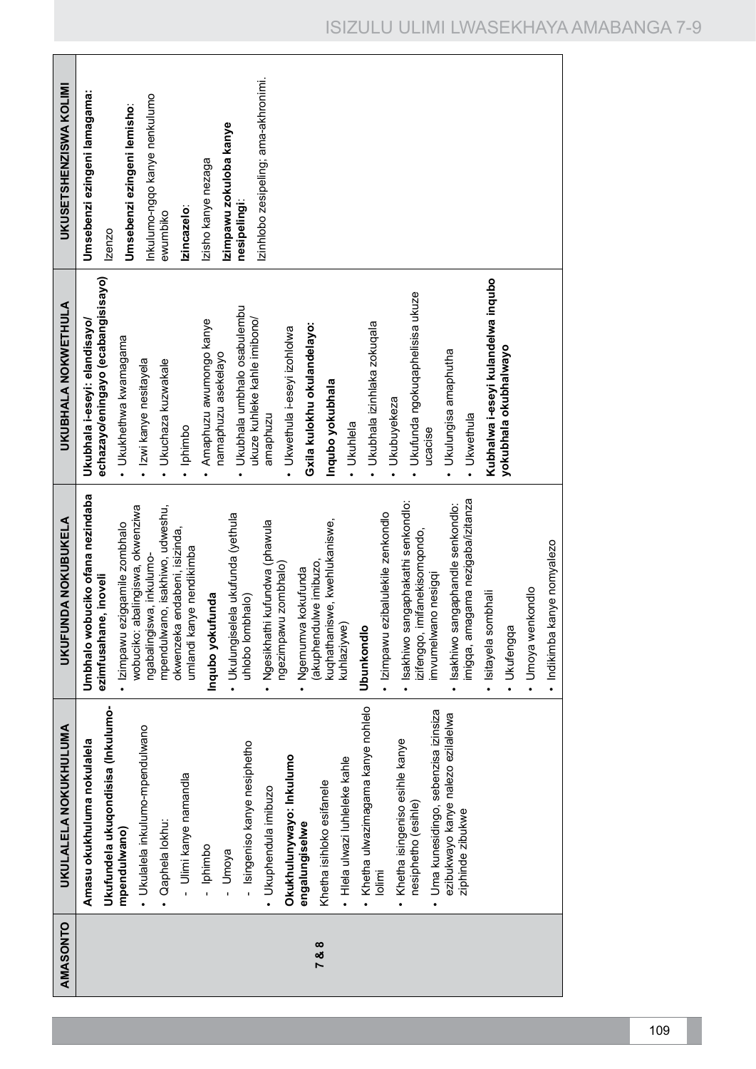| AMASONTO | UKULALELA NOKUKHULUMA | UKUFUNDA NOKUBUKELA | UKUBHALA NOKWETHULA | UKUSETSHENZISWA KOLIMI |
|---|---|---|---|---|
| 7 & 8 | **Amasu okukhuluma nokulalela**<br>**Ukufundela ukuqondisisa (Inkulumo-mpendulwano)**<br>• Ukulalela inkulumo-mpendulwano<br>• Qaphela lokhu:<br>- Ulimi kanye namandla<br>- Iphimbo<br>- Umoya<br>- Isingeniso kanye nesiphetho<br>• Ukuphendula imibuzo<br>**Okukhulunywayo: Inkulumo engalungiselwe**<br>Khetha isihloko esifanele<br>• Hlela ulwazi luhleleke kahle<br>• Khetha ulwazimagama kanye nohlelo lolimi<br>• Khetha isingeniso esihle kanye nesiphetho (esihle)<br>• Uma kunesidingo, sebenzisa izinsiza ezibukwayo kanye nalezo ezilalelwa ziphinde zibukwe | **Umbhalo wobuciko ofana nezindaba ezimfusahane, inoveli**<br>• Izimpawu ezigqamile zombhalo wobuciko: abalingiswa, okwenziwa ngabalingiswa, inkulumo-mpendulwano, isakhiwo, udweshu, okwenzeka endabeni, isizinda, umlandi kanye nendikimba<br>**Inqubo yokufunda**<br>• Ukulungiselela ukufunda (yethula uhlobo lombhalo)<br>• Ngesikhathi kufundwa (phawula ngezimpawu zombhalo)<br>• Ngemuva kokufunda (akuphendulwe imibuzo, kuqhathaniswe, kwehlukaniswe, kuhlaziywe)<br>**Ubunkondlo**<br>• Izimpawu ezibalulekile zenkondlo<br>• Isakhiwo sangaphakathi senkondlo: izifengqo, imifanekisomqondo, imvumelwano nesigqi<br>• Isakhiwo sangaphandle senkondlo: imigqa, amagama nezigaba/izitanza<br>• Isitayela sombhali<br>• Ukufengqa<br>• Umoya wenkondlo<br>• Indikimba kanye nomyalezo | **Ukubhala i-eseyi: elandisayo/ echazayo/eningayo (ecabangisisayo)**<br>• Ukukhethwa kwamagama<br>• Izwi kanye nesitayela<br>• Ukuchaza kuzwakale<br>• Iphimbo<br>• Amaphuzu awumongo kanye namaphuzu asekelayo<br>• Ukubhala umbhalo osabulembu ukuze kuhleleke kahle imibono/ amaphuzu<br>• Ukwethula i-eseyi izohlolwa<br>**Gxila kulokhu okulandelayo:**<br>**Inqubo yokubhala**<br>• Ukuhlela<br>• Ukubhala izinhlaka zokuqala<br>• Ukubuyekeza<br>• Ukufunda ngokuqaphelisisa ukuze ucacise<br>• Ukulungisa amaphutha<br>• Ukwethula<br>**Kubhalwa i-eseyi kulandelwa inqubo yokubhala okubhalwayo** | **Umsebenzi ezingeni lamagama:**<br>Izenzo<br>**Umsebenzi ezingeni lemisho**:<br>Inkulumo-ngqo kanye nenkulumo ewumbiko<br>**Izincazelo**:<br>Izisho kanye nezaga<br>**Izimpawu zokuloba kanye nesipelingi**:<br>Izinhlobo zesipeling; ama-akhronimi. |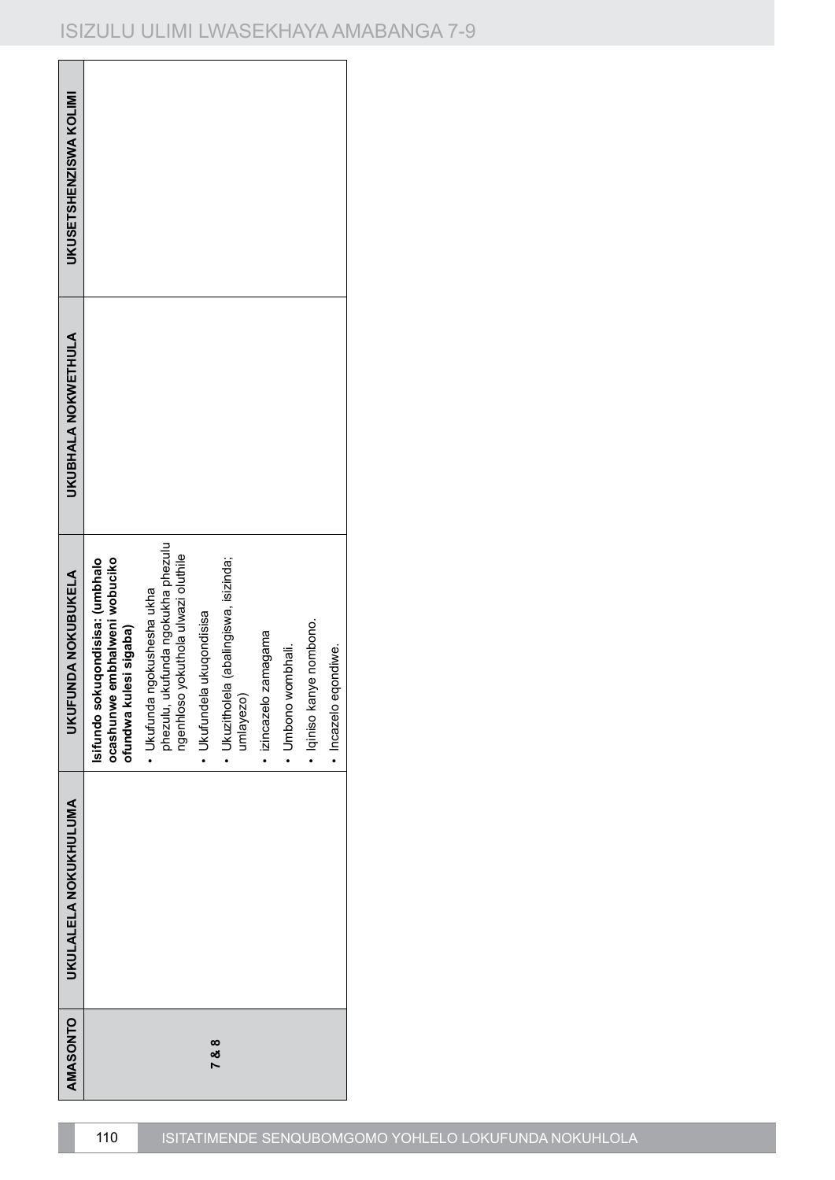| AMASONTO | UKULALELA NOKUKHULUMA | UKUFUNDA NOKUBUKELA | UKUBHALA NOKWETHULA | UKUSETSHENZISWA KOLIMI |
|---|---|---|---|---|
| 7 & 8 | | **Isifundo sokuqondisisa: (umbhalo ocashunwe embhalweni wobuciko ofundwa kulesi sigaba)**<br>• Ukufunda ngokushesha ukha phezulu, ukufunda ngokukha phezulu ngenhloso yokuthola ulwazi oluthile<br>• Ukufundela ukuqondisisa<br>• Ukuzitholela (abalingiswa, isizinda; umlayezo)<br>• izincazelo zamagama<br>• Umbono wombhali.<br>• Iqiniso kanye nombono.<br>• Incazelo eqondiwe. | | |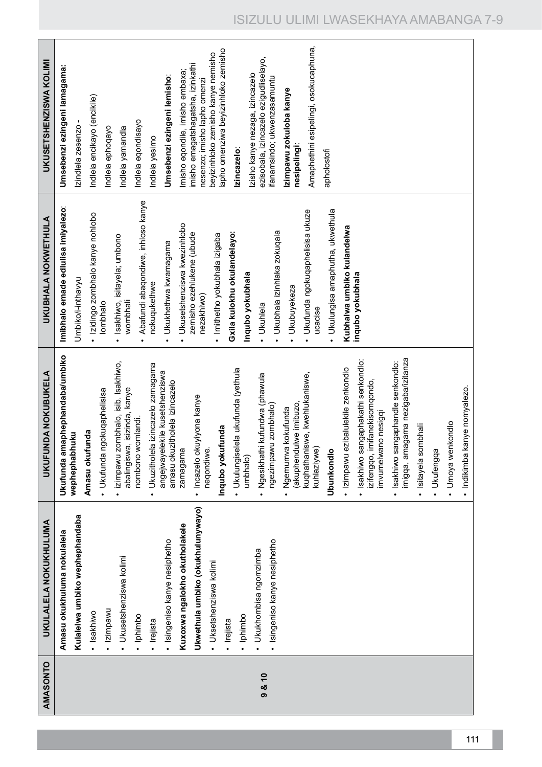| AMASONTO | UKULALELA NOKUKHULUMA | UKUFUNDA NOKUBUKELA | UKUBHALA NOKWETHULA | UKUSETSHENZISWA KOLIMI |
|---|---|---|---|---|
| 9 & 10 | **Amasu okukhuluma nokulalela**<br>**Kulalelwa umbiko wephephandaba**<br>• Isakhiwo<br>• Izimpawu<br>• Ukusetshenziswa kolimi<br>• Iphimbo<br>• Irejista<br>• Isingeniso kanye nesiphetho<br>**Kuxoxwa ngalokho okutholakele**<br>**Ukwethula umbiko (okukhulunywayo)**<br>• Uksetshenziswa kolimi<br>• Irejista<br>• Iphimbo<br>• Ukukhombisa ngomzimba<br>• Isingeniso kanye nesiphetho | **Ukufunda amaphephandaba/umbiko wephephabhuku**<br>**Amasu okufunda**<br>• Ukufunda ngokuqaphelisisa<br>• izimpawu zombhalo, isib. Isakhiwo, abalingiswa, isizinda, kanye nombono womlandi.<br>• Ukuzitholela izincazelo zamagama angejwayelekile kusetshenziswa amasu okuzitholela izincazelo zamagama<br>• Incazelo okuyiyona kanye neqondiwe.<br>**Inqubo yokufunda**<br>• Ukulungiselela ukufunda (yethula umbhalo)<br>• Ngesikhathi kufundwa (phawula ngezimpawu zombhalo)<br>• Ngemuva kokufunda (akuphendulwe imibuzo, kuqhathaniswe, kwehlukaniswe, kuhlaziywe)<br>**Ubunkondlo**<br>• Izimpawu ezibalulekile zenkondlo<br>• Isakhiwo sangaphakathi senkondlo: izifengqo, imifanekisomqondo, imvumelwano nesigqi<br>• Isakhiwo sangaphandle senkondlo: imigqa, amagama nezigaba/izitanza<br>• Isitayela sombhali<br>• Ukufengqa<br>• Umoya wenkondlo<br>• Indikimba kanye nomyalezo. | **Imibhalo emade edlulisa imiyalezo**:<br>Umbiko/i-inthavyu<br>• Izidingo zombhalo kanye nohlobo lombhalo<br>• Isakhiwo, isitayela; umbono wombhali<br>• Abafundi abaqondiwe, inhloso kanye nokuqukethwe<br>• Ukukhethwa kwamagama<br>• Ukusetshenziswa kwezinhlobo zemisho ezehlukene (ubude nezakhiwo)<br>• Imithetho yokubhala izigaba<br>**Gxila kulokhu okulandelayo:**<br>**Inqubo yokubhala**<br>• Ukuhlela<br>• Ukubhala izinhlaka zokuqala<br>• Ukubuyekeza<br>• Ukufunda ngokuqaphelisisa ukuze ucacise<br>• Ukulungisa amaphutha, ukwethula<br>**Kubhalwa umbiko kulandelwa inqubo yokubhala** | **Umsebenzi ezingeni lamagama**:<br>Izindlela zesenzo -<br>Indlela encikayo (encikile)<br>Indlela ephoqayo<br>Indlela yamandla<br>Indlela eqondisayo<br>Indlela yesimo<br>**Umsebenzi ezingeni lemisho**:<br>Imisho eqondile, imisho embaxa; imisho emagatshagatsha, izinkathi nesenzo; imisho lapho omenzi beyizinhloko zemisho kanye nemisho lapho omenziwa beyizinhloko zemisho<br>**Izincazelo**:<br>Izisho kanye nezaga, izincazelo ezisobala, izincazelo ezigudliselayo, ifanamsindo; ukwenzasamuntu<br>**Izimpawu zokuloba kanye nesipelingi**:<br>Amaphethini esipelingi, osokucaphuna, aphostrofi |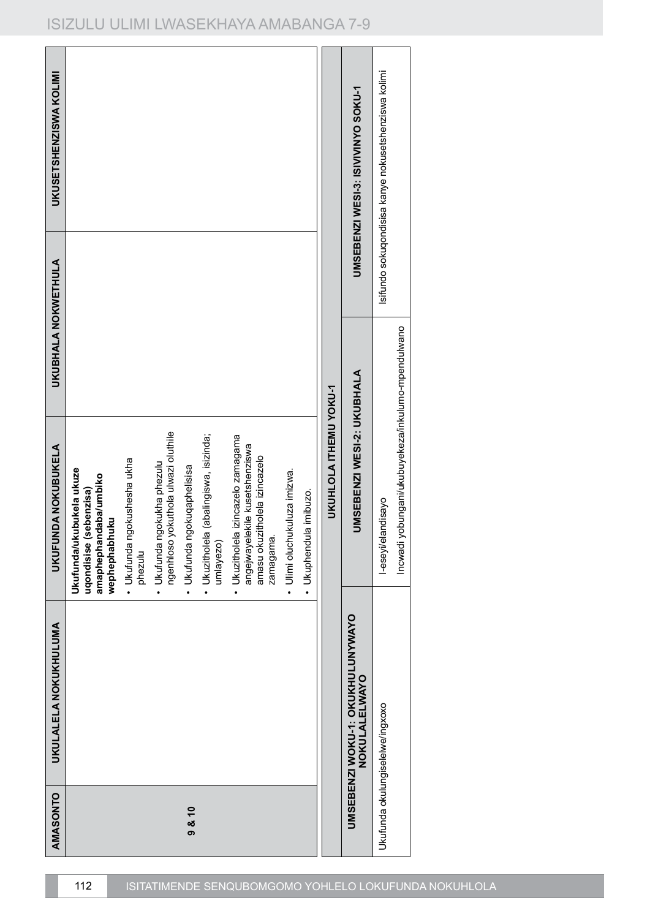| AMASONTO | UKULALELA NOKUKHULUMA | UKUFUNDA NOKUBUKELA | UKUBHALA NOKWETHULA | UKUSETSHENZISWA KOLIMI |
|---|---|---|---|---|
| 9 & 10 | | **Ukufunda/ukubukela ukuze uqondisise (sebenzisa) amaphephandaba/umbiko wephephabhuku**<br>• Ukufunda ngokushesha ukha phezulu<br>• Ukufunda ngokukha phezulu ngenhloso yokuthola ulwazi oluthile<br>• Ukufunda ngokuqaphelisisa<br>• Ukuzitholela (abalingiswa, isizinda; umlayezo)<br>• Ukuzitholela izincazelo zamagama angejwayelekile kusetshenziswa amasu okuzitholela izincazelo zamagama.<br>• Ulimi oluchukuluza imizwa.<br>• Ukuphendula imibuzo. | | |

**UKUHLOLA ITHEMU YOKU-1**

| UMSEBENZI WOKU-1: OKUKHULUNYWAYO NOKULALELWAYO | UMSEBENZI WESI-2: UKUBHALA | UMSEBENZI WESI-3: ISIVIVINYO SOKU-1 |
|---|---|---|
| Ukufunda okulungiselelwe/ingxoxo | I-eseyi/elandisayo<br>Incwadi yobungani/ukubuyekeza/inkulumo-mpendulwano | Isifundo sokuqondisisa kanye nokusetshenziswa kolimi |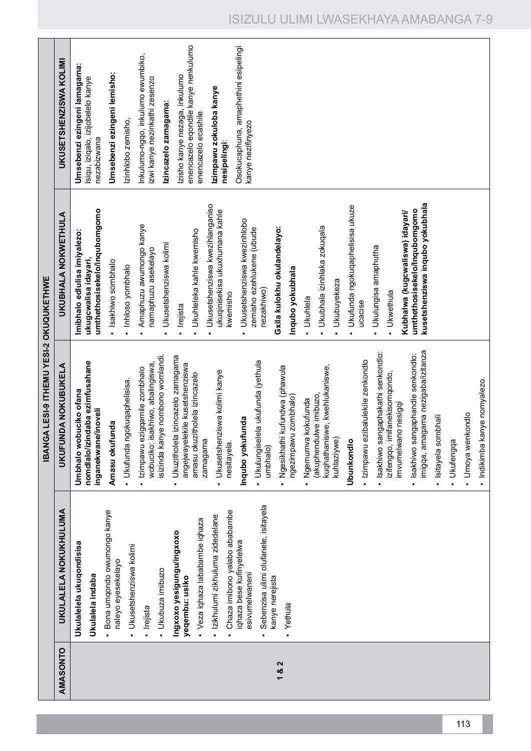| | IBANGA LESI-9 ITHEMU YESI-2 OKUQUKETHWE | | | |
|---|---|---|---|---|
| **AMASONTO** | **UKULALELA NOKUKHULUMA** | **UKUFUNDA NOKUBUKELA** | **UKUBHALA NOKWETHULA** | **UKUSETSHENZISWA KOLIMI** |
| **1 & 2** | **Ukulalela ukuqondisisa**<br><br>**Ukulalela indaba**<br><br>• Bona umqondo owumongo kanye naleyo eyesekelayo<br>• Ukusetshenziswa kolimi<br>• Irejista<br>• Ukubuza imibuzo<br><br>**Ingxoxo yesigungu/ingxoxo yeqembu: usiko**<br><br>• Veza iqhaza lababambe iqhaza<br>• Izikhulumi zikhuluma zidedelane<br>• Chaza imibono yalabo ababambe iqhaza bese kufinyelelwa esivumelwaneni<br>• Sebenzisa ulimi olufanele, isitayela kanye nerejista<br>• Yethula | **Umbhalo wobuciko ofana nomdlalo/izindaba ezimfushane inganekwane/inoveli**<br><br>**Amasu okufunda**<br><br>• Ukufunda ngokuqaphelisisa.<br>• Izimpawu ezigqamile zombhalo wobuciko: isakhiwo, abalingiswa, isizinda kanye nombono womlandi.<br>• Ukuzitholela izincazelo zamagama angejwayelekile kusetshenziswa amasu okuzitholela izincazelo zamagama<br>• Ukusetshenziswa kolimi kanye nesitayela.<br><br>**Inqubo yokufunda**<br><br>• Ukulungiselela ukufunda (yethula umbhalo)<br>• Ngesikhathi kufundwa (phawula ngezimpawu zombhalo)<br>• Ngemuva kokufunda (akuphendulwe imibuzo, kuqhathaniswe, kwehlukaniswe, kuhlaziywe)<br><br>**Ubunkondlo**<br><br>• Izimpawu ezibalulekile zenkondlo<br>• Isakhiwo sangaphakathi senkondlo: izifengqo, imifanekisomqondo, imvumelwano nesigqi<br>• Isakhiwo sangaphandle senkondlo: imigqa, amagama nezigaba/izitanza<br>• Isitayela sombhali<br>• Ukufengqa<br>• Umoya wenkondlo<br>• Indikimba kanye nomyalezo. | **Imibhalo edlulisa imiyalezo: ukugcwalisa idayari, umthethosisekelo/inqubomgomo**<br><br>• Isakhiwo sombhalo<br>• Inhloso yombhalo<br>• Amaphuzu awumongo kanye namaphuzu asekelayo<br>• Ukusetshenziswa kolimi<br>• Irejista<br>• Ukuhleleka kahle kwemisho<br>• Ukusetshenziswa kwezihlanganiso ukuqinisekisa ukuxhumana kahle kwemisho<br>• Ukusetshenziswa kwezinhlobo zemisho ezehlukene (ubude nezakhiwo)<br><br>**Gxila kulokhu okulandelayo:**<br><br>**Inqubo yokubhala**<br><br>• Ukuhlela<br>• Ukubhala izinhlaka zokuqala<br>• Ukubuyekeza<br>• Ukufunda ngokuqaphelisisa ukuze ucacise<br>• Ukulungisa amaphutha<br>• Ukwethula<br><br>**Kubhalwa (kugcwaliswa) idayari/ umthethosisekelo/Inqubomgomo kusetshenziswa inqubo yokubhala** | **Umsebenzi ezingeni lamagama:** Isiqu, iziqalo, izijobelelo kanye nezabizwana<br><br>**Umsebenzi ezingeni lemisho:**<br><br>Izinhlobo zemisho,<br><br>Inkulumo-ngqo, inkulumo ewumbiko, izwi kanye nezinkathi zesenzo<br><br>**Izincazelo zamagama:**<br><br>Izisho kanye nezaga, inkulumo enencazelo eqondile kanye nenkulumo enencazelo ecashile<br><br>**Izimpawu zokuloba kanye nesipelingi**:<br><br>Osokucaphuna, amaphethini esipelingi kanye nezifinyezo |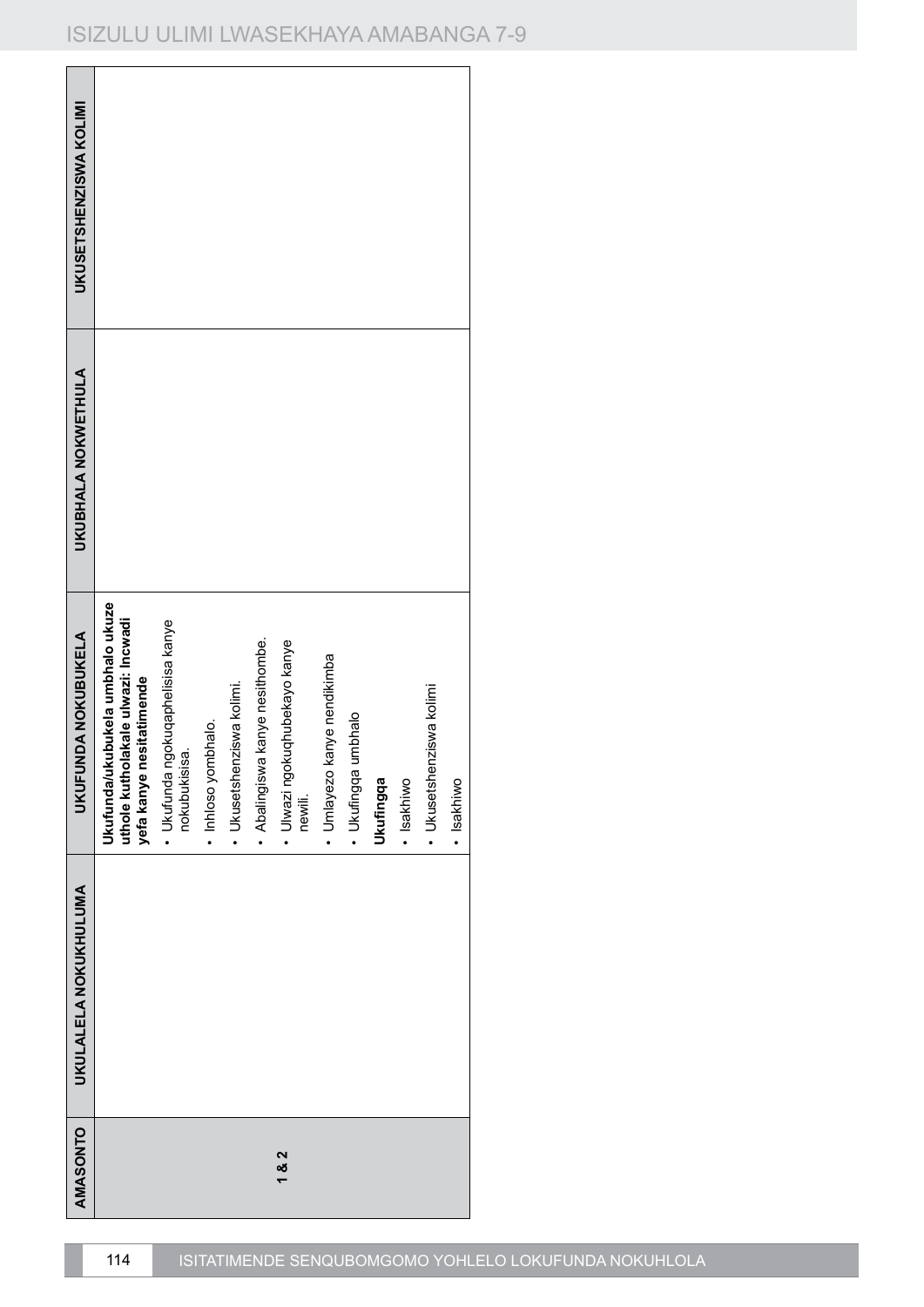| AMASONTO | UKULALELA NOKUKHULUMA | UKUFUNDA NOKUBUKELA | UKUBHALA NOKWETHULA | UKUSETSHENZISWA KOLIMI |
|---|---|---|---|---|
| 1 & 2 | | **Ukufunda/ukubukela umbhalo ukuze uthole kutholakale ulwazi: Incwadi yefa kanye nesitatimende**<br>• Ukufunda ngokuqaphelisisa kanye nokubukisisa.<br>• Inhloso yombhalo.<br>• Ukusetshenziswa kolimi.<br>• Abalingiswa kanye nesithombe.<br>• Ulwazi ngokuqhubekayo kanye newili.<br>• Umlayezo kanye nendikimba<br>• Ukufingqa umbhalo<br>**Ukufingqa**<br>• Isakhiwo<br>• Ukusetshenziswa kolimi<br>• Isakhiwo | | |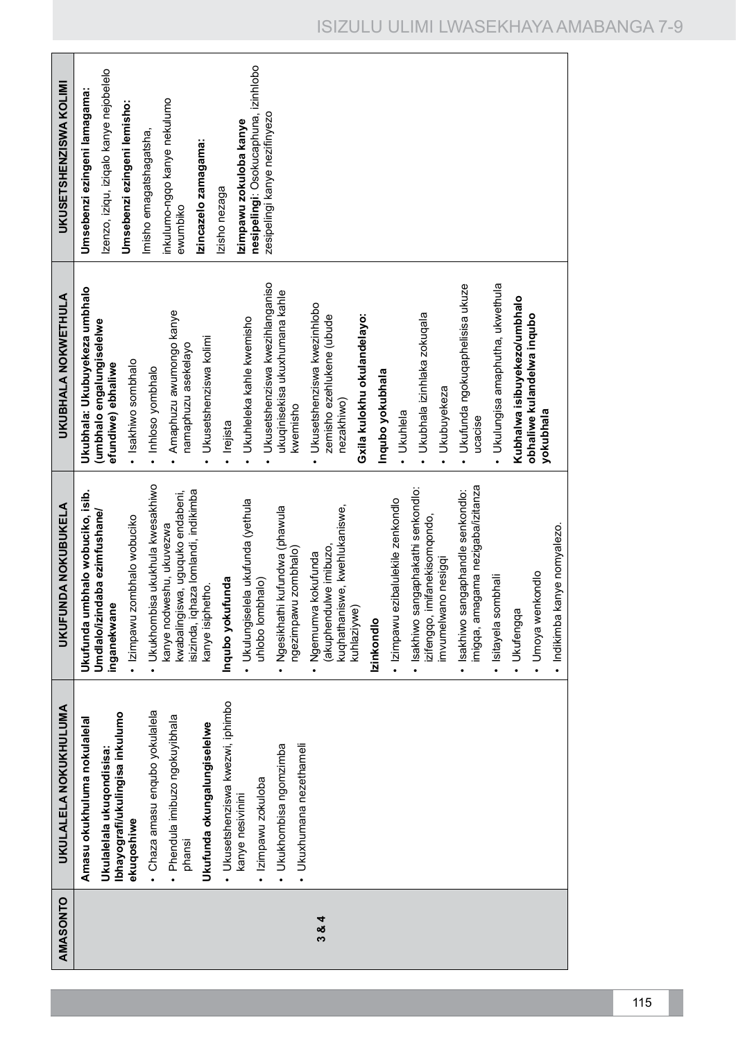| AMASONTO | UKULALELA NOKUKHULUMA | UKUFUNDA NOKUBUKELA | UKUBHALA NOKWETHULA | UKUSETSHENZISWA KOLIMI |
|---|---|---|---|---|
| 3 & 4 | **Amasu okukhuluma nokulalela**<br>**Ukulalela ukuqondisisa: Ibhayografi/ukulingisa inkulumo ekuqoshiwe**<br>• Chaza amasu enqubo yokulalela<br>• Phendula imibuzo ngokuyibhala phansi<br>**Ukufunda okungalungiselelwe**<br>• Ukusetshenziswa kwezwi, iphimbo kanye nesivinini<br>• Izimpawu zokuloba<br>• Ukukhombisa ngomzimba<br>• Ukuxhumana nezethameli | **Ukufunda umbhalo wobuciko, isib. Umdlalo/izindaba ezimfushane/ inganekwane**<br>• Izimpawu zombhalo wobuciko<br>• Ukukhombisa ukukhula kwesakhiwo kanye nodweshu, ukuvezwa kwabalingiswa, uguquko endabeni, isizinda, iqhaza lomlandi, indikimba kanye isiphetho.<br>**Inqubo yokufunda**<br>• Ukulungiselela ukufunda (yethula uhlobo lombhalo)<br>• Ngesikhathi kufundwa (phawula ngezimpawu zombhalo)<br>• Ngemuva kokufunda (akuphendulwe imibuzo, kuqhathaniswe, kwehlukaniswe, kuhlaziywe)<br>**Izinkondlo**<br>• Izimpawu ezibalulekile zenkondlo<br>• Isakhiwo sangaphakathi senkondlo: izifenqo, imifanekisomqondo, imvumelwano nesigqi<br>• Isakhiwo sangaphandle senkondlo: imigqa, amagama nezigaba/izitanza<br>• Isitayela sombhali<br>• Ukufengqa<br>• Umoya wenkondlo<br>• Indikimba kanye nomyalezo. | **Ukubhala: Ukubuyekeza umbhalo (umbhalo engalungiselelwe efundiwe) ebhaliwe**<br>• Isakhiwo sombhalo<br>• Inhloso yombhalo<br>• Amaphuzu awumongo kanye namaphuzu asekelayo<br>• Ukusetshenziswa kolimi<br>• Irejista<br>• Ukuhleleka kahle kwemisho<br>• Ukusetshenziswa kwezihlanganiso ukuqinisekisa ukuxhumana kahle kwemisho<br>• Ukusetshenziswa kwezinhlobo zemisho ezehlukene (ubude nezakhiwo)<br>**Gxila kulokhu okulandelayo:**<br>**Inqubo yokubhala**<br>• Ukuhlela<br>• Ukubhala izinhlaka zokuqala<br>• Ukubuyekeza<br>• Ukufunda ngokuqaphelisisa ukuze ucacise<br>• Ukulungisa amaphutha, ukwethula<br>**Kubhalwa isibuyekezo/umbhalo obhaliwe kulandelwa inqubo yokubhala** | **Umsebenzi ezingeni lamagama:**<br>Izenzo, iziqu, iziqalo kanye nejobelelo<br>**Umsebenzi ezingeni lemisho:**<br>Imisho emagatshagatsha,<br>inkulumo-ngqo kanye nekulumo ewumbiko<br>**Izincazelo zamagama:**<br>Izisho nezaga<br>**Izimpawu zokuloba kanye nesipelingi**: Osokucaphuna, izinhlobo zesipelingi kanye nezifinyezo |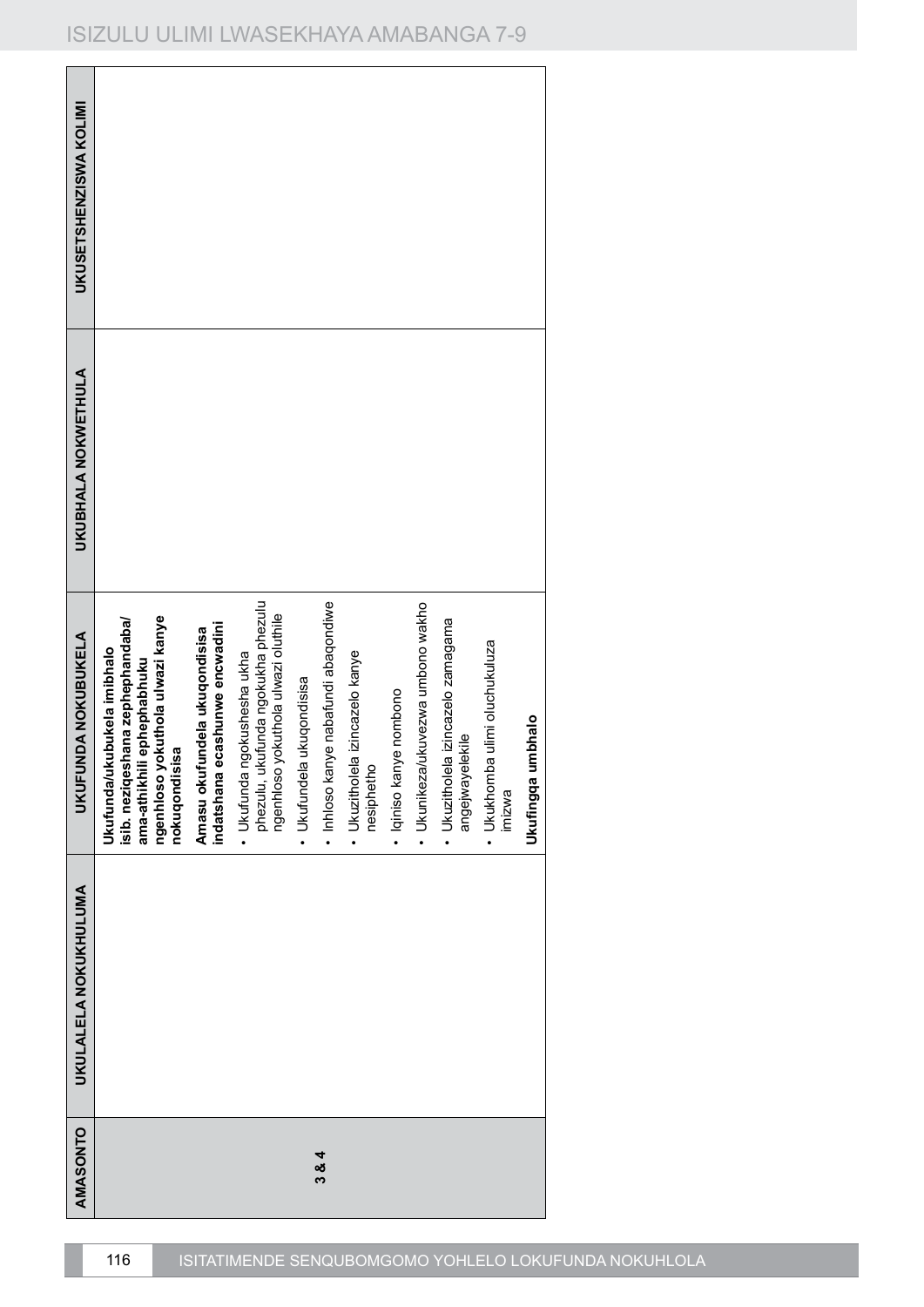| AMASONTO | UKULALELA NOKUKHULUMA | UKUFUNDA NOKUBUKELA | UKUBHALA NOKWETHULA | UKUSETSHENZISWA KOLIMI |
|---|---|---|---|---|
| 3 & 4 | | **Ukufunda/ukubukela imibhalo isib. neziqeshana zephephandaba/ ama-athikili ephephabhuku ngenhloso yokuthola ulwazi kanye nokuqondisisa**<br><br>**Amasu okufundela ukuqondisisa indatshana ecashunwe encwadini**<br>• Ukufunda ngokushesha ukha phezulu, ukufunda ngokukha phezulu ngenhloso yokuthola ulwazi oluthile<br>• Ukufundela ukuqondisisa<br>• Inhloso kanye nabafundi abaqondiwe<br>• Ukuzitholela izincazelo kanye nesiphetho<br>• Iqiniso kanye nombono<br>• Ukunikeza/ukuvezwa umbono wakho<br>• Ukuzitholela izincazelo zamagama angejwayelekile<br>• Ukukhomba ulimi oluchukuluza imizwa<br><br>**Ukufingqa umbhalo** | | |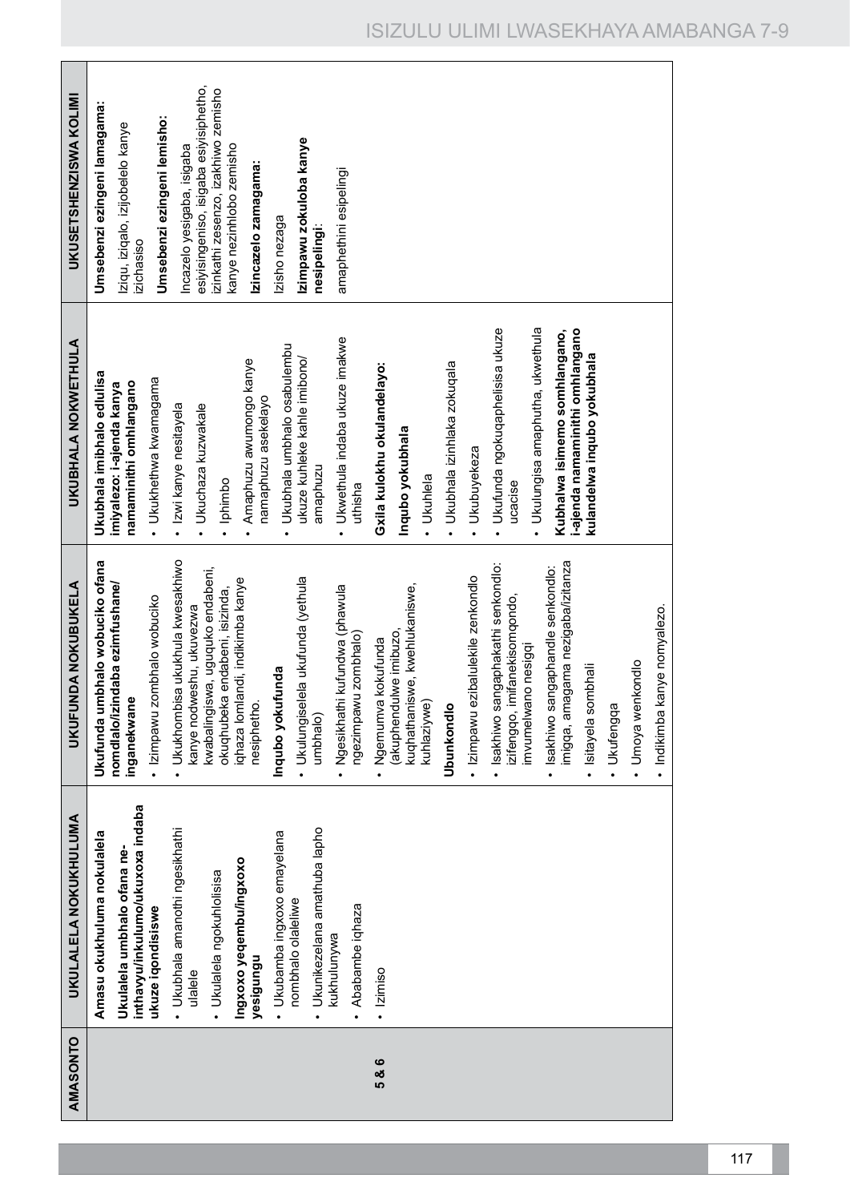| AMASONTO | UKULALELA NOKUKHULUMA | UKUFUNDA NOKUBUKELA | UKUBHALA NOKWETHULA | UKUSETSHENZISWA KOLIMI |
|---|---|---|---|---|
| 5 & 6 | **Amasu okukhuluma nokulalela**<br>**Ukulalela umbhalo ofana ne-inthavyu/inkulumo/ukuxoxa indaba ukuze iqondisiswe**<br>• Ukubhala amanothi ngesikhathi ulalele<br>• Ukulalela ngokuhlolisisa<br>**Ingxoxo yeqembu/ingxoxo yesigungu**<br>• Ukubamba ingxoxo emayelana nombhalo olalelwe<br>• Ukunikezelana amathuba lapho kukhulunywa<br>• Ababambe iqhaza<br>• Izimiso | **Ukufunda umbhalo wobuciko ofana nomdlalo/izindaba ezimfushane/inganekwane**<br>• Izimpawu zombhalo wobuciko<br>• Ukukhombisa ukukhula kwesakhiwo kanye nodweshu, ukuvezwa kwabalingiswa, ukuguquko endabeni, okuqhubeka endabeni, isizinda, iqhaza lomlandi, indikimba kanye nesiphetho.<br>**Inqubo yokufunda**<br>• Ukulungiselela ukufunda (yethula umbhalo)<br>• Ngesikhathi kufundwa (phawula ngezimpawu zombhalo)<br>• Ngemuva kokufunda (akuphendulwe imibuzo, kuqhathaniswe, kwehlukaniswe, kuhlaziywe)<br>**Ubunkondlo**<br>• Izimpawu ezibalulekile zenkondlo<br>• Isakhiwo sangaphakathi senkondlo: izifengqo, imifanekisomqondo, imvumelwano nesigqi<br>• Isakhiwo sangaphandle senkondlo: imigqa, amagama nezigaba/izitanza<br>• Isitayela sombhali<br>• Ukufengqa<br>• Umoya wenkondlo<br>• Indikimba kanye nomyalezo. | **Ukubhala imibhalo edlulisa imiyalezo: i-ajenda kanya namaminithi omhlangano**<br>• Ukukhethwa kwamagama<br>• Izwi kanye nesitayela<br>• Ukuchaza kuzwakale<br>• Iphimbo<br>• Amaphuzu awumongo kanye namaphuzu asekelayo<br>• Ukubhala umbhalo osabulembu ukuze kuhleke kahle imibono/amaphuzu<br>• Ukwethula indaba ukuze imakwe uthisha<br>**Gxila kulokhu okulandelayo:**<br>**Inqubo yokubhala**<br>• Ukuhlela<br>• Ukubhala izinhlaka zokuqala<br>• Ukubuyekeza<br>• Ukufunda ngokuqaphelisisa ukuze ucacise<br>• Ukulungisa amaphutha, ukwethula<br>**Kubhalwa isimemo somhlangano, i-ajenda namaminithi omhlangano kulandelwa inqubo yokubhala** | **Umsebenzi ezingeni lamagama:**<br>Iziqu, iziqalo, izijobelelo kanye izichasiso<br>**Umsebenzi ezingeni lemisho:**<br>Incazelo yesigaba, isigaba esiyisingeniso, isigaba esiyisiphetho, izinkathi zesenzo, izakhiwo zemisho kanye nezinhlobo zemisho<br>**Izincazelo zamagama:**<br>Izisho nezaga<br>**Izimpawu zokuloba kanye nesipelingi:**<br>amaphethini esipelingi |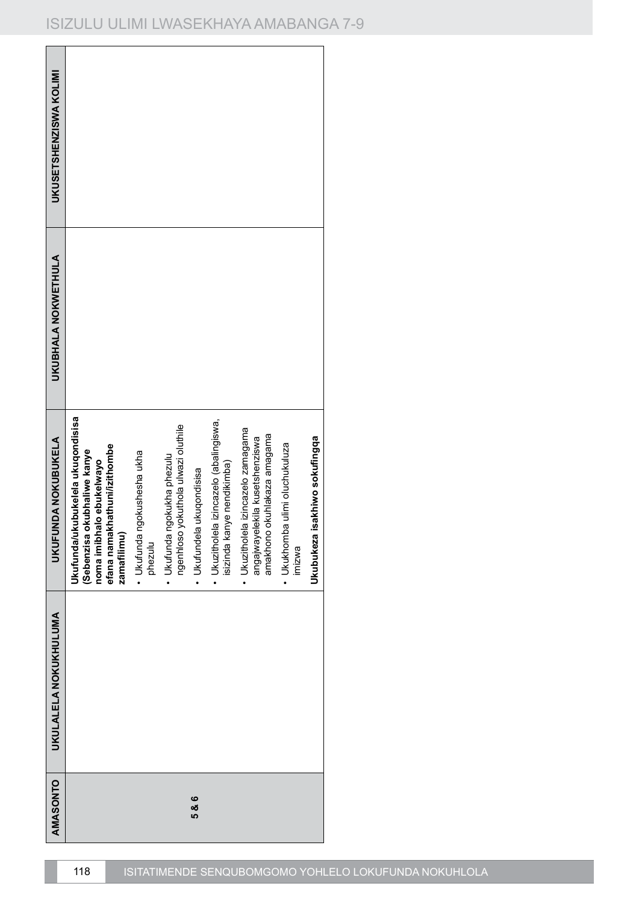| AMASONTO | UKULALELA NOKUKHULUMA | UKUFUNDA NOKUBUKELA | UKUBHALA NOKWETHULA | UKUSETSHENZISWA KOLIMI |
|---|---|---|---|---|
| 5 & 6 | | **Ukufunda/ukubukelela ukuqondisisa (Sebenzisa okubhaliwe kanye noma imibhalo ebukelwayo efana namakhathuni/izithombe zamafilimu)**<br>• Ukufunda ngokushesha ukha phezulu<br>• Ukufunda ngokukha phezulu ngenhloso yokuthola ulwazi oluthile<br>• Ukufundela ukuqondisisa<br>• Ukuzitholela izincazelo (abalingiswa, isizinda kanye nendikimba)<br>• Ukuzitholela izincazelo zamagama angajwayelekile kusetshenziswa amakhono okuhlakaza amagama<br>• Ukukhomba ulimi oluchukuluza imizwa<br>**Ukubukeza isakhiwo sokufingqa** | | |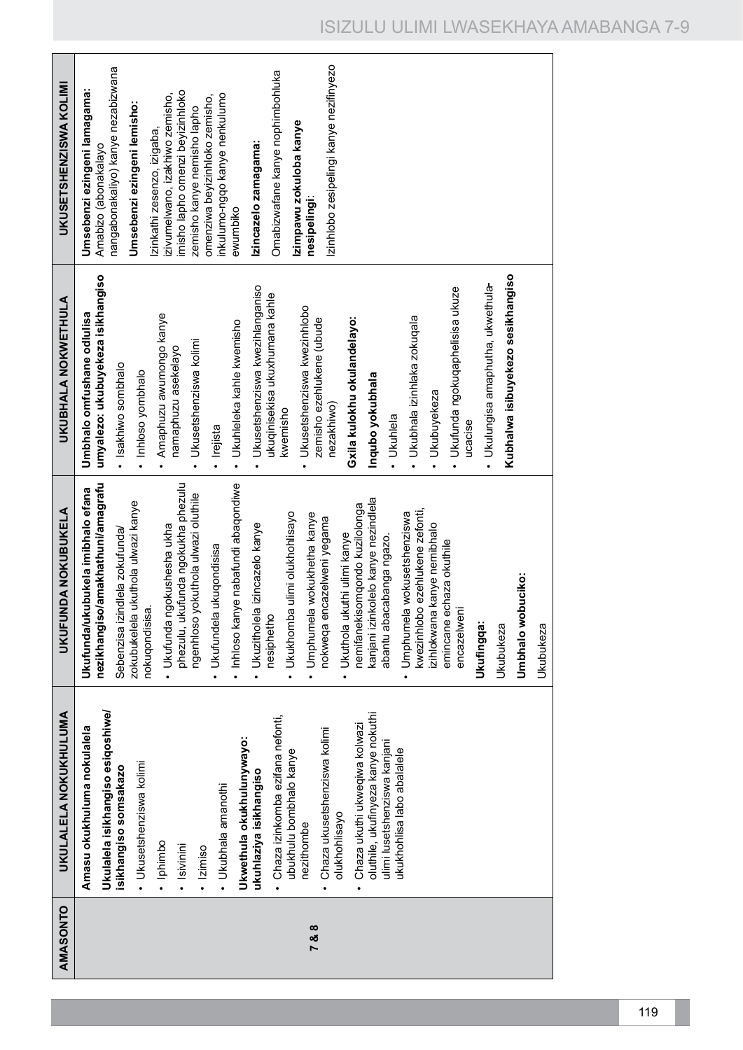| AMASONTO | UKULALELA NOKUKHULUMA | UKUFUNDA NOKUBUKELA | UKUBHALA NOKWETHULA | UKUSETSHENZISWA KOLIMI |
|---|---|---|---|---|
| 7 & 8 | **Amasu okukhuluma nokulalela**<br>**Ukulalela isikhangiso esiqoshiwe/ isikhangiso somsakazo**<br>• Ukusetshenziswa kolimi<br>• Iphimbo<br>• Isivinini<br>• Izimiso<br>• Ukubhala amanothi<br>**Ukwethula okukhulunywayo: ukuhlaziya isikhangiso**<br>• Chaza izinkomba ezifana nefonti, ubukhulu bombhalo kanye nezithombe<br>• Chaza ukusetshenziswa kolimi olukhohlisayo<br>• Chaza ukuthi ukweqiwa kolwazi oluthile, ukufinyeza kanye nokuthi ulimi lusetshenziswa kanjani ukukhohlisa labo abalalele | **Ukufunda/ukubukela imibhalo efana nezikhangiso/amakhathuni/amagrafu**<br>Sebenzisa izindlela zokufunda/ zokubukelela ukuthola ulwazi kanye nokuqondisisa.<br>• Ukufunda ngokushesha ukha phezulu, ukufunda ngokukha phezulu ngenhloso yokuthola ulwazi oluthile<br>• Ukufundela ukuqondisisa<br>• Inhloso kanye nabafundi abaqondiwe<br>• Ukuzitholela izincazelo kanye nesiphetho<br>• Ukukhomba ulimi olukhohlisayo<br>• Umphumela wokukhetha kanye nokweqa encazelweni yegama<br>• Ukuthola ukuthi ulimi kanye nemifanekisomqondo kuzilolonga kanjani izinkolelo kanye nezindlela abantu abacabanga ngazo.<br>• Umphumela wokusetshenziswa kwezinhlobo ezehlukene zefonti, izihlokwana kanye nemibhalo emincane echaza okuthile encazelweni<br>**Ukufingqa:**<br>Ukubukeza<br>**Umbhalo wobuciko:**<br>Ukubukeza | **Umbhalo omfushane odlulisa umyalezo: ukubuyekeza isikhangiso**<br>• Isakhiwo sombhalo<br>• Inhloso yombhalo<br>• Amaphuzu awumongo kanye namaphuzu asekelayo<br>• Ukusetshenziswa kolimi<br>• Irejista<br>• Ukuhleleka kahle kwemisho<br>• Ukusetshenziswa kwezihlanganiso ukuqinisekisa ukuxhumana kahle kwemisho<br>• Ukusetshenziswa kwezinhlobo zemisho ezehlukene (ubude nezakhiwo)<br>**Gxila kulokhu okulandelayo:**<br>**Inqubo yokubhala**<br>• Ukuhlela<br>• Ukubhala izinhlaka zokuqala<br>• Ukubuyekeza<br>• Ukufunda ngokuqaphelisisa ukuze ucacise<br>• Ukulungisa amaphutha, ukwethula-<br>**Kubhalwa isibuyekezo sesikhangiso** | **Umsebenzi ezingeni lamagama:**<br>Amabizo (abonakalayo nangabonakaliyo) kanye nezabizwana<br>**Umsebenzi ezingeni lemisho:**<br>Izinkathi zesenzo, izigaba, izivumelwano, izakhiwo zemisho, imisho lapho omenzi beyizinhloko zemisho kanye nemisho lapho omenziwa beyizinhloko zemisho, inkulumo-ngqo kanye nenkulumo ewumbiko<br>**Izincazelo zamagama:**<br>Omabizwafane kanye nophimbohluka<br>**Izimpawu zokuloba kanye nesipelingi:**<br>Izinhlobo zesipelingi kanye nezifinyezo |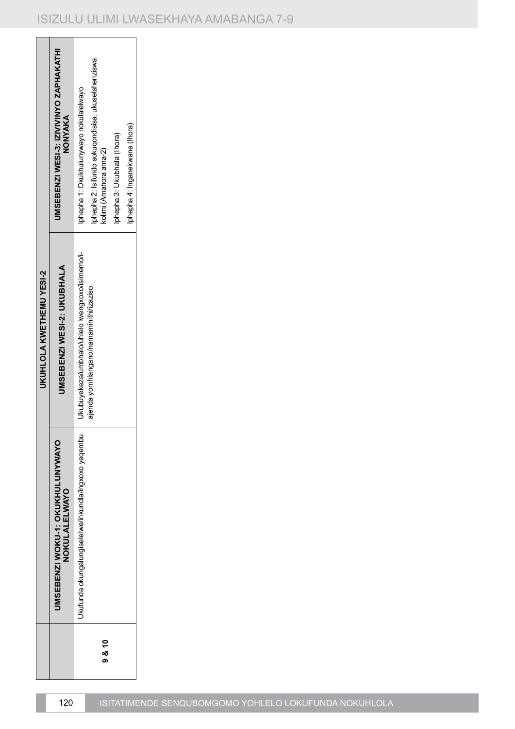| | | UKUHLOLA KWETHEMU YESI-2 | |
|---|---|---|---|
| | UMSEBENZI WOKU-1: OKUKHULUNYWAYO NOKULALELWAYO | UMSEBENZI WESI-2: UKUBHALA | UMSEBENZI WESI-3: IZIVIVINYO ZAPHAKATHI NONYAKA |
| 9 & 10 | Ukufunda okungalungiselelwe/inkundla/ingxoxo yeqembu | Ukubuyekeza/umbhalo/uhlelo lwengxoxo/isimemo/i-ajenda yomhlangano/amaminithi/izaziso | Iphepha 1: Okukhulunywayo nokulalelwayo<br>Iphepha 2: Isifundo sokuqondisisa, ukusetshenziswa kolimi (Amahora ama-2)<br>Iphepha 3: Ukubhala (Ihora)<br>Iphepha 4: Inganekwane (Ihora) |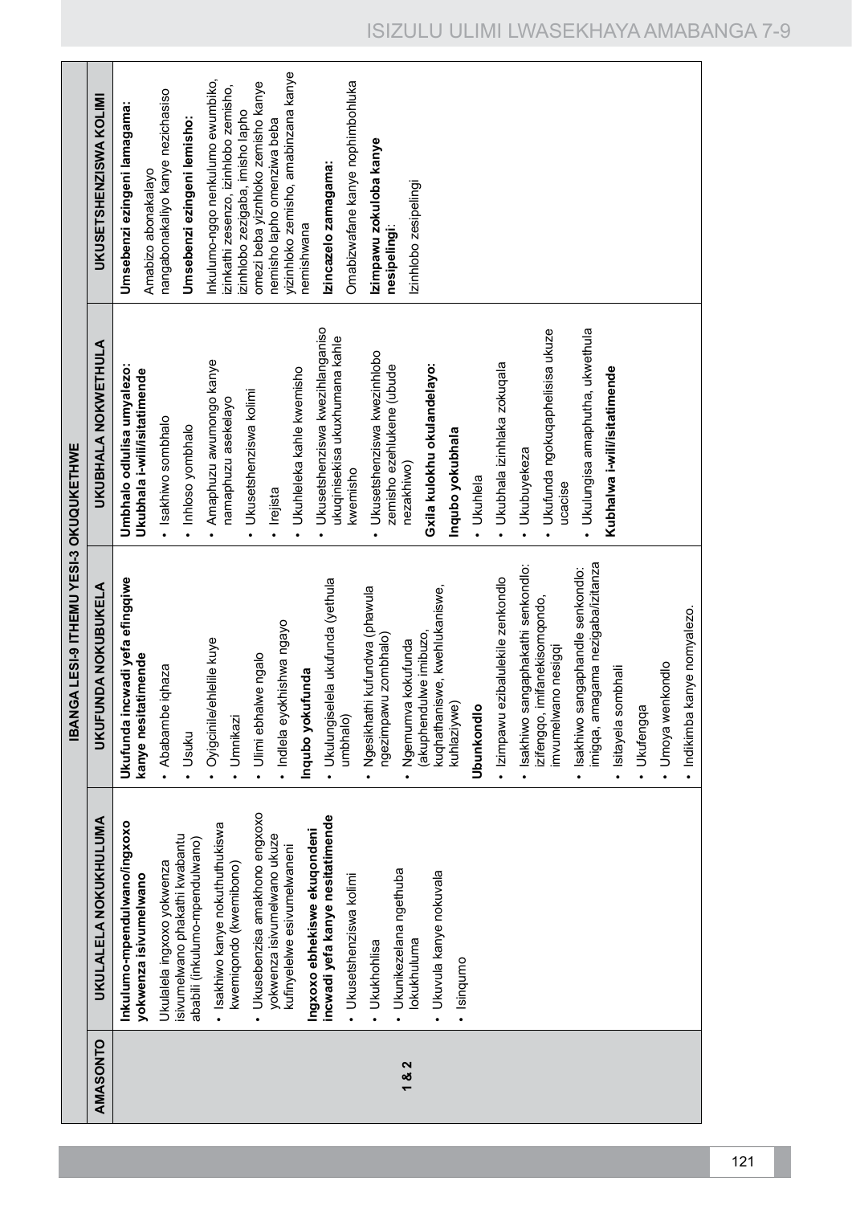| AMASONTO | IBANGA LESI-9 ITHEMU YESI-3 OKUQUKETHWE | | | |
|---|---|---|---|---|
| | UKULALELA NOKUKHULUMA | UKUFUNDA NOKUBUKELA | UKUBHALA NOKWETHULA | UKUSETSHENZISWA KOLIMI |
| 1 & 2 | **Inkulumo-mpendulwano/ingxoxo yokwenza isivumelwano**<br><br>Ukulalela ingxoxo yokwenza isivumelwano phakathi kwabantu ababili (inkulumo-mpendulwano)<br><br>• Isakhiwo kanye nokuthuthukiswa kwemiqondo (kwemibono)<br><br>• Ukusebenzisa amakhono engxoxo yokwenza isivumelwano ukuze kufinyelelwe esivumelwaneni<br><br>**Ingxoxo ebhekiswe ekuqondeni incwadi yefa kanye nesitatimende**<br><br>• Ukusetshenziswa kolimi<br><br>• Ukukholisa<br><br>• Ukunikezelana ngethuba lokukhuluma<br><br>• Ukuvula kanye nokuvala<br><br>• Isinqumo | **Ukufunda incwadi yefa efingqiwe kanye nesitatimende**<br><br>• Ababambe iqhaza<br><br>• Usuku<br><br>• Oyigcinile/ehlelile kuye<br><br>• Umnikazi<br><br>• Ulimi ebhalwe ngalo<br><br>• Indlela eyokhishwa ngayo<br><br>**Inqubo yokufunda**<br><br>• Ukulungiselela ukufunda (yethula umbhalo)<br><br>• Ngesikhathi kufundwa (phawula ngezimpawu zombhalo)<br><br>• Ngemuva kokufunda (akuphendulwe imibuzo, kuqhathaniswe, kwehlukaniswe, kuhlaziywe)<br><br>**Ubunkondlo**<br><br>• Izimpawu ezibalulekile zenkondlo<br><br>• Isakhiwo sangaphakathi senkondlo: izifengqo, imifanekisomqondo, imvumelwano nesigqi<br><br>• Isakhiwo sangaphandle senkondlo: imigqa, amagama nezigaba/izitanza<br><br>• Isitayela sombhali<br><br>• Ukufengqa<br><br>• Umoya wenkondlo<br><br>• Indikimba kanye nomyalezo. | **Umbhalo odlulisa umyalezo: Ukubhala i-will/isitatimende**<br><br>• Isakhiwo sombhalo<br><br>• Inhloso yombhalo<br><br>• Amaphuzu awumongo kanye namaphuzu asekelayo<br><br>• Ukusetshenziswa kolimi<br><br>• Irejista<br><br>• Ukuhleleka kahle kwemisho<br><br>• Ukusetshenziswa kwezihlanganiso ukuqinisekisa ukuxhumana kahle kwemisho<br><br>• Ukusetshenziswa kwezinhlobo zemisho ezehlukene (ubude nezakhiwo)<br><br>**Gxila kulokhu okulandelayo:**<br><br>**Inqubo yokubhala**<br><br>• Ukuhlela<br><br>• Ukubhala izinhlaka zokuqala<br><br>• Ukubuyekeza<br><br>• Ukufunda ngokuqaphelisisa ukuze ucacise<br><br>• Ukulungisa amaphutha, ukwethula<br><br>**Kubhalwa i-will/isitatimende** | **Umsebenzi ezingeni lamagama:**<br><br>Amabizo abonakalayo nangabonakaliyo kanye nezichasiso<br><br>**Umsebenzi ezingeni lemisho:**<br><br>Inkulumo-ngqo nenkulumo ewumbiko, izinkathi zesenzo, izinhlobo zemisho, izinhlobo zezigaba, imisho lapho omezi beba yizinhloko zemisho kanye nemisho lapho omenziwa beba yizinhloko zemisho, amabinzana kanye nemishwana<br><br>**Izincazelo zamagama:**<br><br>Omabizwafane kanye nophimbohluka<br><br>**Izimpawu zokuloba kanye nesipelingi**:<br><br>Izinhlobo zesipelingi |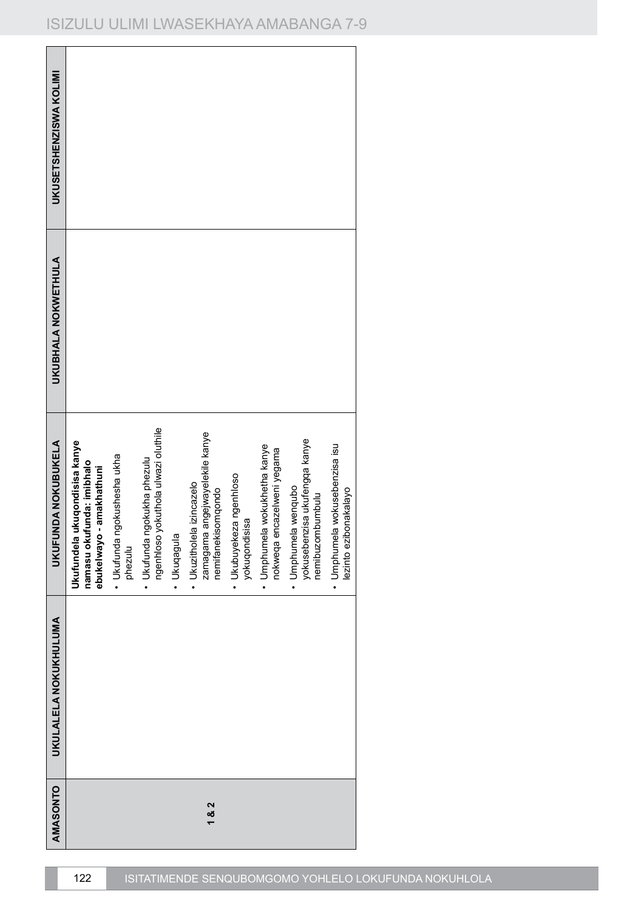| AMASONTO | UKULALELA NOKUKHULUMA | UKUFUNDA NOKUBUKELA | UKUBHALA NOKWETHULA | UKUSETSHENZISWA KOLIMI |
|---|---|---|---|---|
| 1 & 2 | | **Ukufundela ukuqondisisa kanye namasu okufunda: imibhalo ebukelwayo - amakhathuni**<br>• Ukufunda ngokushesha ukha phezulu<br>• Ukufunda ngokukha phezulu ngenhloso yokuthola ulwazi oluthile<br>• Ukuqagula<br>• Ukuzitholela izincazelo zamagama angejwayelekile kanye nemifanekisomqondo<br>• Ukubuyekeza ngenhloso yokuqondisisa<br>• Umphumela wokukhetha kanye nokweqa encazelweni yegama<br>• Umphumela wenqubo yokusebenzisa ukufengqa kanye nemibuzombumbulu<br>• Umphumela wokusebenzisa isu lezinto ezibonakalayo | | |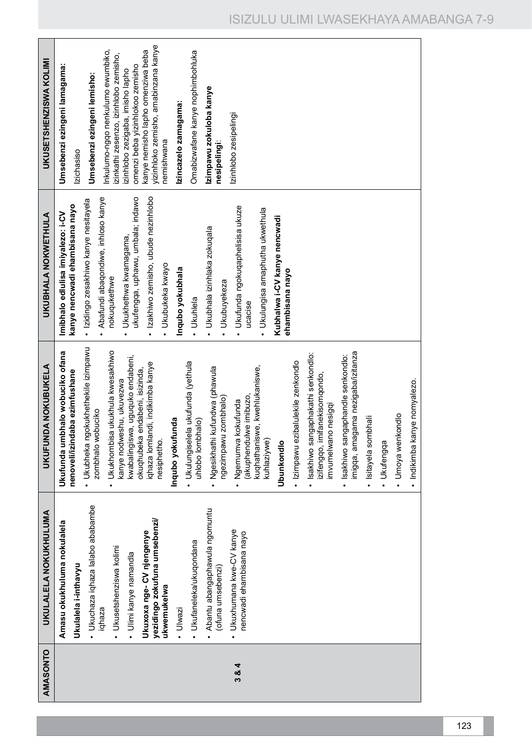| AMASONTO | UKULALELA NOKUKHULUMA | UKUFUNDA NOKUBUKELA | UKUBHALA NOKWETHULA | UKUSETSHENZISWA KOLIMI |
|---|---|---|---|---|
| 3 & 4 | **Amasu okukhuluma nokulalela**<br><br>**Ukulalela i-inthavyu**<br>• Ukuchaza iqhaza lalabo ababambe iqhaza<br>• Ukusetshenziswa kolimi<br>• Ulimi kanye namandla<br><br>**Ukuxoxa nge- CV njengenye yezidingo zokufuna umsebenzi/ ukwemukelwa**<br>• Ulwazi<br>• Ukufaneleka/ukuqondana<br>• Abantu abangaphawula ngomuntu (ofuna umsebenzi)<br>• Ukuxhumana kwe-CV kanye nencwadi ehambisana nayo | **Ukufunda umbhalo wobuciko ofana nenoveli/izindaba ezimfushane**<br>• Ukubheka ngokukhethekile izimpawu zombhalo wobuciko<br>• Ukukhombisa ukukhula kwesakhiwo kanye nodweshu, ukuvezwa kwabalingiswa, uguquko endabeni, okuquhubeka endabeni, isizinda, iqhaza lomlandi, indikimba kanye nesiphetho.<br><br>**Inqubo yokufunda**<br>• Ukulungiselela ukufunda (yethula uhlobo lombhalo)<br>• Ngesikhathi kufundwa (phawula ngezimpawu zombhalo)<br>• Ngemuva kokufunda (akuphendulwe imibuzo, kuqhathaniswe, kwehlukaniswe, kuhlaziywe)<br><br>**Ubunkondlo**<br>• Izimpawu ezibalulekile zenkondlo<br>• Isakhiwo sangaphakathi senkondlo: izifengqo, imifanekisomqondo, imvumelwano nesigqi<br>• Isakhiwo sangaphandle senkondlo: imigqa, amagama nezigaba/izitanza<br>• Isitayela sombhali<br>• Ukufengqa<br>• Umoya wenkondlo<br>• Indikimba kanye nomyalezo. | **Imibhalo edlulisa imiyalezo: i-CV kanye nencwadi ehambisana nayo**<br>• Izidingo zesakhiwo kanye nesitayela<br>• Abafundi abaqondiwe, inhloso kanye nokuqukethwe<br>• Ukukhethwa kwamagama, ukufengqa, uphawu, umbala; indawo<br>• Izakhiwo zemisho, ubude nezinhlobo<br>• Ukubukeka kwayo<br><br>**Inqubo yokubhala**<br>• Ukuhlela<br>• Ukubhala izinhlaka zokuqala<br>• Ukubuyekeza<br>• Ukufunda ngokuqaphelisisa ukuze ucacise<br>• Ukulungisa amaphutha ukwethula<br><br>**Kubhalwa i-CV kanye nencwadi ehambisana nayo** | **Umsebenzi ezingeni lamagama:**<br>Izichasiso<br><br>**Umsebenzi ezingeni lemisho:**<br>Inkulumo-ngqo nenkulumo ewumbiko, izinkathi zesenzo, izinhlobo zemisho, izinhlobo zezigaba, imisho lapho omenzi beba yizinhlokoo zemisho kanye nemisho lapho omenziwa beba yizinhloko zemisho, amabinzana kanye nemishwana<br><br>**Izincazelo zamagama:**<br>Omabizwafane kanye nophimbohluka<br><br>**Izimpawu zokuloba kanye nesipelingi**:<br>Izinhlobo zesipelingi |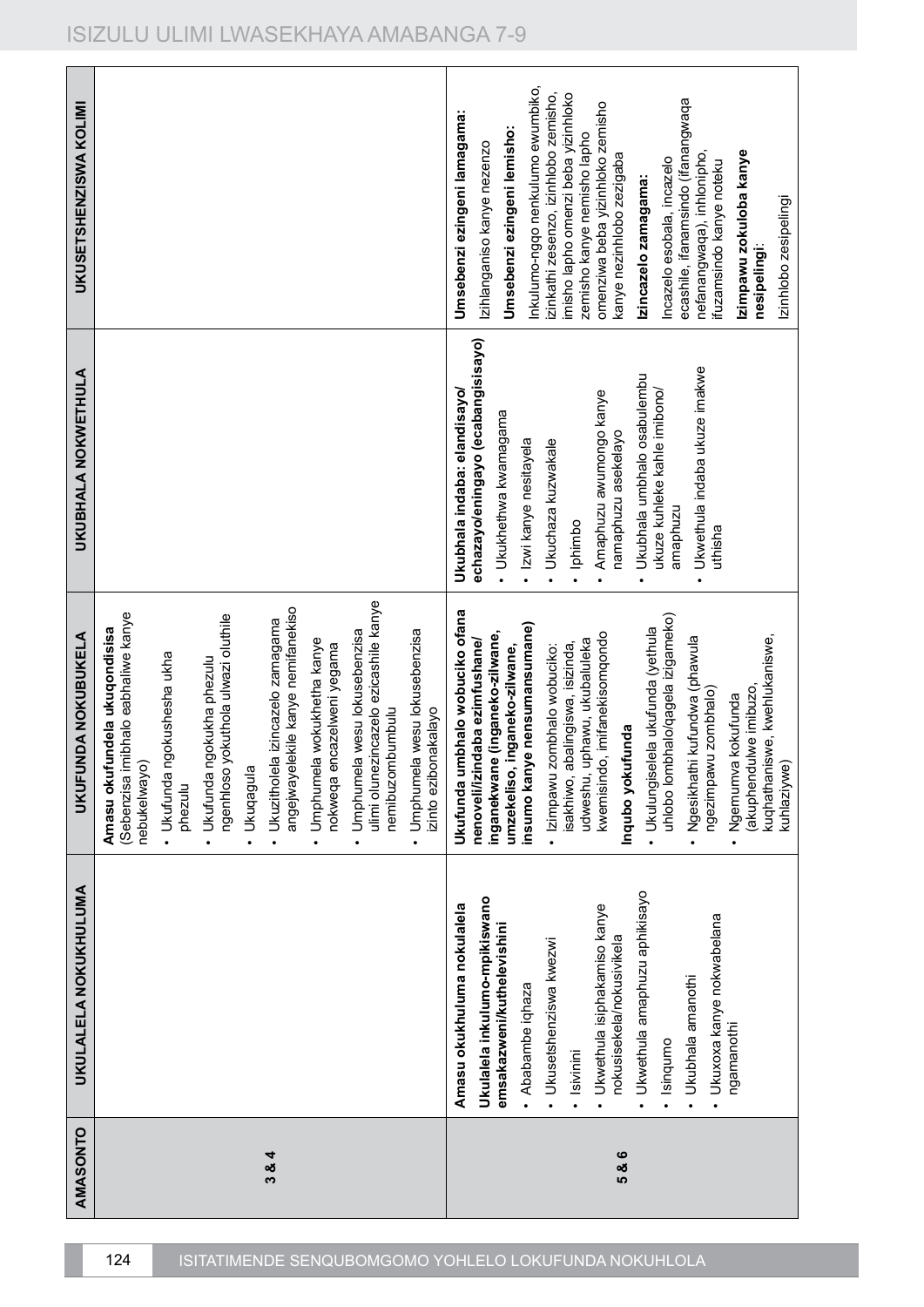| AMASONTO | UKULALELA NOKUKHULUMA | UKUFUNDA NOKUBUKELA | UKUBHALA NOKWETHULA | UKUSETSHENZISWA KOLIMI |
|---|---|---|---|---|
| 3 & 4 | | **Amasu okufundela ukuqondisisa** (Sebenzisa imibhalo eabhaliwe kanye nebukelwayo)<br>• Ukufunda ngokushesha ukha phezulu<br>• Ukufunda ngokukha phezulu ngenhloso yokuthola ulwazi oluthile<br>• Ukuqagula<br>• Ukuzitholela izincazelo zamagama angejwayelekile kanye nemifanekiso<br>• Umphumela wokukhetha kanye nokweqa encazelweni yegama<br>• Umphumela wesu lokusebenzisa ulimi olunezincazelo ezicashile kanye nemibuzombumbulu<br>• Umphumela wesu lokusebenzisa izinto ezibonakalayo | | |
| 5 & 6 | **Amasu okukhuluma nokulalela**<br>**Ukulalela inkulumo-mpikiswano emsakazweni/kuthelevishini**<br>• Ababambe iqhaza<br>• Ukusetshenziswa kwezwi<br>• Isivinini<br>• Ukwethula isiphakamiso kanye nokusisekela/nokusivikela<br>• Ukwethula amaphuzu aphikisayo<br>• Isinqumo<br>• Ukubhala amanothi<br>• Ukuxoxa kanye nokwabelana ngamanothi | **Ukufunda umbhalo wobuciko ofana nenoveli/izindaba ezimfushane/ inganekwane (inganeko-zilwane, umzekeliso, inganeko-zilwane, insumo kanye nensumansumane)**<br>• Izimpawu zombhalo wobuciko: isakhiwo, abalingiswa, isizinda, udweshu, uphawu, ukubaluleka kwemisindo, imifanekisomqondo<br>**Inqubo yokufunda**<br>• Ukulungiselela ukufunda (yethula uhlobo lombhalo/qagela izigameko)<br>• Ngesikhathi kufundwa (phawula ngezimpawu zombhalo)<br>• Ngemuva kokufunda (akuphendulwe imibuzo, kuqhathaniswe, kwehlukaniswe, kuhlaziywe) | **Ukubhala indaba: elandisayo/ echazayo/eningayo (ecabangisisayo)**<br>• Ukukhethwa kwamagama<br>• Izwi kanye nesitayela<br>• Ukuchaza kuzwakale<br>• Iphimbo<br>• Amaphuzu awumongo kanye namaphuzu asekelayo<br>• Ukubhala umbhalo osabulembu ukuze kuhleleke kahle imibono/ amaphuzu<br>• Ukwethula indaba ukuze imakwe uthisha | **Umsebenzi ezingeni lamagama:**<br>Izihlanganiso kanye nezenzo<br>**Umsebenzi ezingeni lemisho:**<br>Inkulumo-ngqo nenkulumo ewumbiko, izinkathi zesenzo, izinhlobo zemisho, imisho lapho omenzi beba yizinhloko zemisho kanye nemisho lapho omenziwa beba yizinhloko zemisho kanye nezinhlobo zezigaba<br>**Izincazelo zamagama:**<br>Incazelo esobala, incazelo ecashile, ifanamsindo (ifanangwaqa nefanangwaqa), inhlonipho, ifuzamsindo kanye noteku<br>**Izimpawu zokuloba kanye nesipelingi:**<br>Izinhlobo zesipelingi |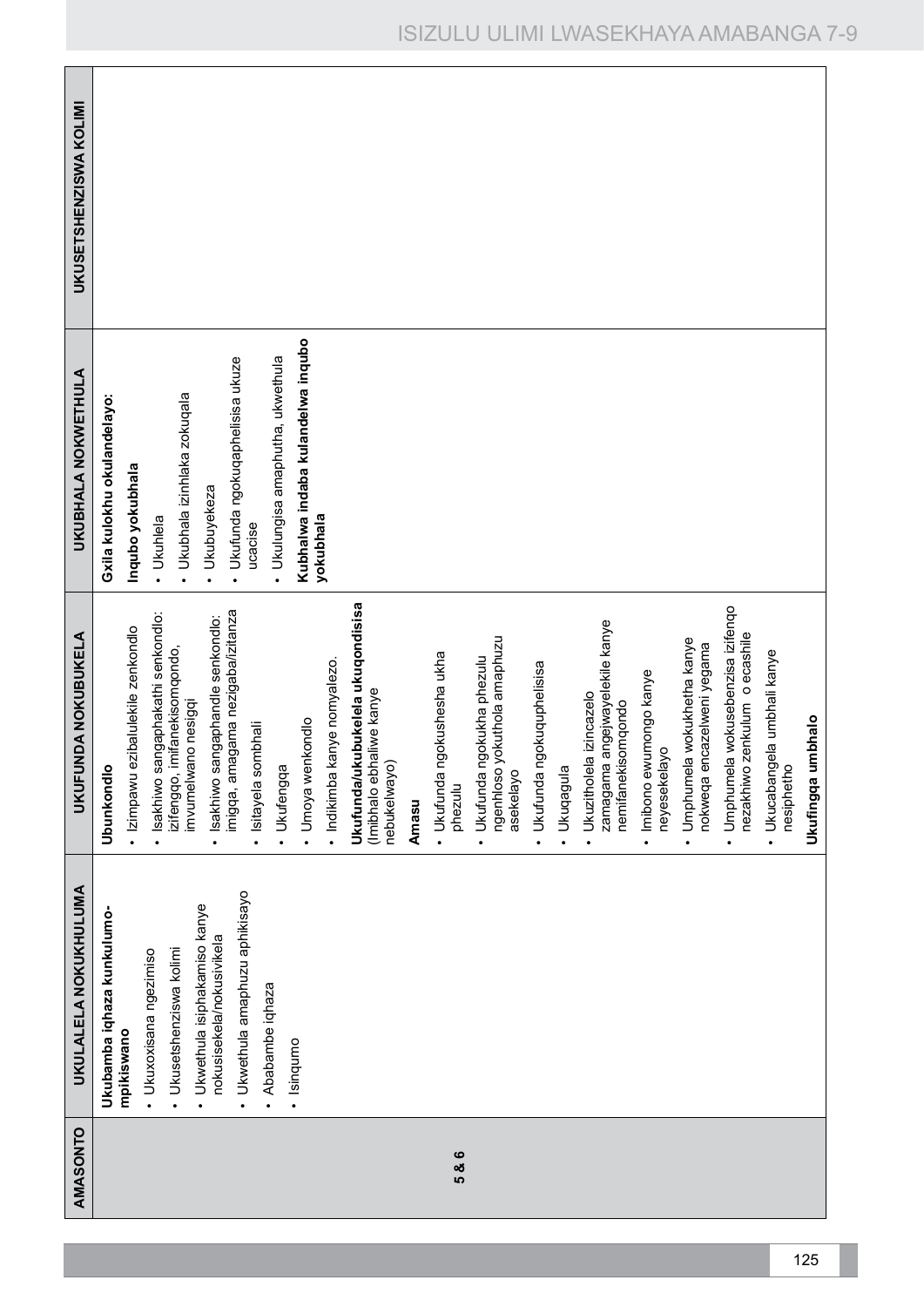| AMASONTO | UKULALELA NOKUKHULUMA | UKUFUNDA NOKUBUKELA | UKUBHALA NOKWETHULA | UKUSETSHENZISWA KOLIMI |
|---|---|---|---|---|
| 5 & 6 | **Ukubamba iqhaza kunkulumo-mpikiswano**<br>• Ukuxoxisana ngeziniso<br>• Ukusetshenziswa kolimi<br>• Ukwethula isiphakamiso kanye nokusisekela/nokusivikela<br>• Ukwethula amaphuzu aphikisayo<br>• Ababambe iqhaza<br>• Isinqumo | **Ubunkondlo**<br>• Izimpawu ezibalulekile zenkondlo<br>• Isakhiwo sangaphakathi senkondlo: izifenqo, imifanekisomqondo, imvumelwano nesigqi<br>• Isakhiwo sangaphandle senkondlo: imigqa, amagama nezigaba/izitanza<br>• Isitayela sombhali<br>• Ukufengqa<br>• Umoya wenkondlo<br>• Indikimba kanye nomyalezo.<br>**Ukufunda/ukubukelela ukuqondisisa** (Imibhalo ebhaliwe kanye nebukelwayo)<br>**Amasu**<br>• Ukufunda ngokushesha ukha phezulu<br>• Ukufunda ngokukha phezulu ngenhloso yokuthola amaphuzu asekelayo<br>• Ukufunda ngokuquphelisisa<br>• Ukuqagula<br>• Ukuzitholela izincazelo zamagama angejwayelekile kanye nemifanekisomqondo<br>• Imibono ewumongo kanye neyesekelayo<br>• Umphumela wokukhetha kanye nokweqa encazelweni yegama<br>• Umphumela wokusebenzisa izifenqo nezakhiwo zenkulum o ecashile<br>• Ukucabangela umbhali kanye nesiphetho<br>**Ukufingqa umbhalo** | **Gxila kulokhu okulandelayo:**<br>**Inqubo yokubhala**<br>• Ukuhlela<br>• Ukubhala izinhlaka zokuqala<br>• Ukubuyekeza<br>• Ukufunda ngokuqaphelisisa ukuze ucacise<br>• Ukulungisa amaphutha, ukwethula<br>**Kubhalwa indaba kulandelwa inqubo yokubhala** | |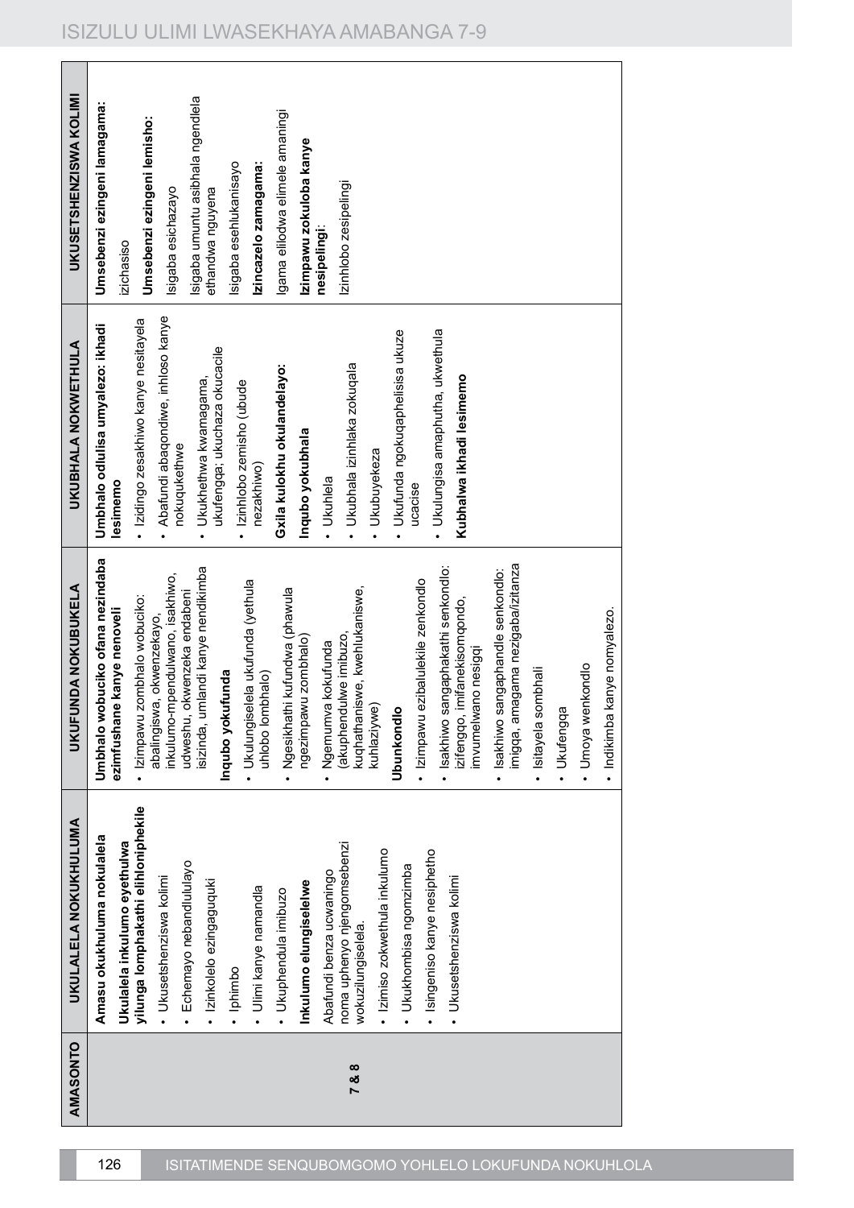| AMASONTO | UKULALELA NOKUKHULUMA | UKUFUNDA NOKUBUKELA | UKUBHALA NOKWETHULA | UKUSETSHENZISWA KOLIMI |
|---|---|---|---|---|
| 7 & 8 | **Amasu okukhuluma nokulalela**<br>**Ukulalela inkulumo eyethulwa yilunga lomphakathi elihloniphekile**<br>• Ukusetshenziswa kolimi<br>• Echemayo nebandlululayo<br>• Izinkolelo ezingaguquki<br>• Iphimbo<br>• Ulimi kanye namandla<br>• Ukuphendula imibuzo<br>**Inkulumo elungiselelwe**<br>Abafundi benza ucwaningo noma uphenyo njengomsebenzi wokuzilungiselela.<br>• Izimiso zokwethula inkulumo<br>• Ukukhombisa ngomzimba<br>• Isingeniso kanye nesiphetho<br>• Ukusetshenziswa kolimi | **Umbhalo wobuciko ofana nezindaba ezimfushane kanye nenoveli**<br>• Izimpawu zombhalo wobuciko: abalingiswa, okwenzekayo, inkulumo-mpendulwano, isakhiwo, udweshu, okwenzeka endabeni isizinda, umlandi kanye nendikimba<br>**Inqubo yokufunda**<br>• Ukulungiselela ukufunda (yethula uhlobo lombhalo)<br>• Ngesikhathi kufundwa (phawula ngezimpawu zombhalo)<br>• Ngemuva kokufunda (akuphendulwe imibuzo, kuqhathaniswe, kwehlukaniswe, kuhlaziywe)<br>**Ubunkondlo**<br>• Izimpawu ezibalulekile zenkondlo<br>• Isakhiwo sangaphakathi senkondlo: izifengqo, imifanekisomqondo, imvumelwano nesigqi<br>• Isakhiwo sangaphandle senkondlo: imigqa, amagama nezigaba/izitanza<br>• Isitayela sombhali<br>• Ukufengqa<br>• Umoya wenkondlo<br>• Indikimba kanye nomyalezo. | **Umbhalo odlulisa umyalezo: ikhadi lesimemo**<br>• Izidingo zesakhiwo kanye nesitayela<br>• Abafundi abaqondiwe, inhloso kanye nokuqukethwe<br>• Ukukhethwa kwamagama, ukufengqa; ukuchaza okucacile<br>• Izinhlobo zemisho (ubude nezakhiwo)<br>**Gxila kulokhu okulandelayo:**<br>**Inqubo yokubhala**<br>• Ukuhlela<br>• Ukubhala izinhlaka zokuqala<br>• Ukubuyekeza<br>• Ukufunda ngokuqaphelisisa ukuze ucacise<br>• Ukulungisa amaphutha, ukwethula<br>**Kubhalwa ikhadi lesimemo** | **Umsebenzi ezingeni lamagama:**<br>izichasiso<br>**Umsebenzi ezingeni lemisho:**<br>Isigaba esichazayo<br>Isigaba umuntu asibhala ngendlela ethandwa nguyena<br>Isigaba esehlukanisayo<br>**Izincazelo zamagama:**<br>Igama elilodwa elimele amaningi<br>**Izimpawu zokuloba kanye nesipelingi**:<br>Izinhlobo zesipelingi |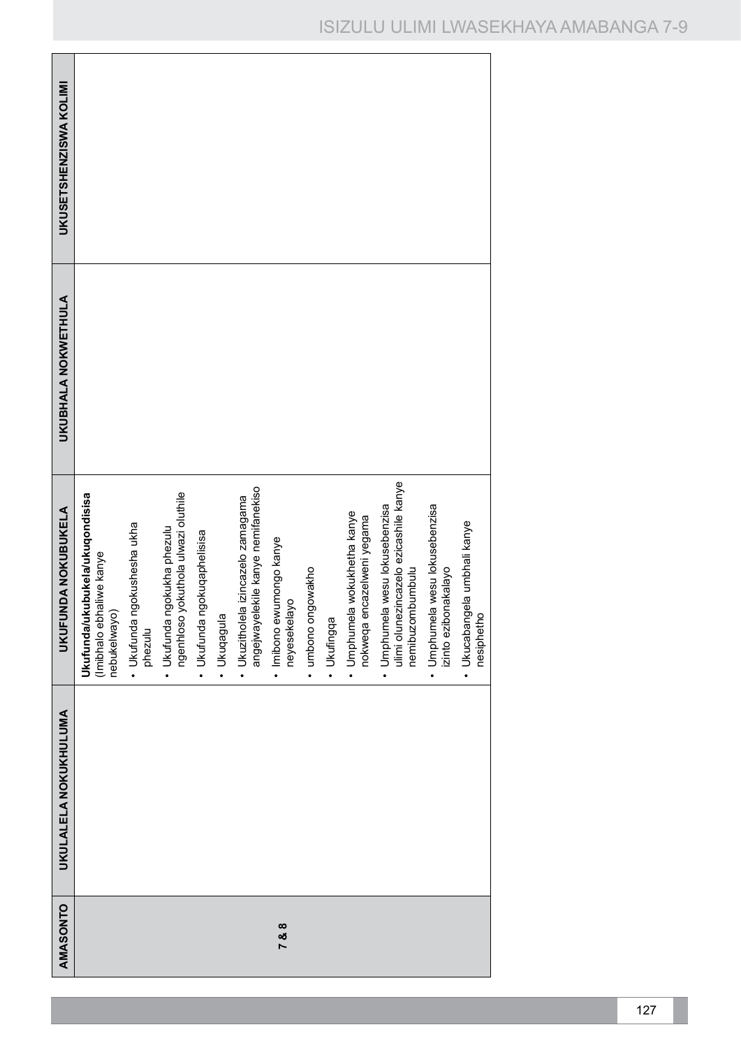| AMASONTO | UKULALELA NOKUKHULUMA | UKUFUNDA NOKUBUKELA | UKUBHALA NOKWETHULA | UKUSETSHENZISWA KOLIMI |
|---|---|---|---|---|
| 7 & 8 | | **Ukufunda/ukubukela/ukuqondisisa** (Imibhalo ebhaliwe kanye nebukelwayo)<br>• Ukufunda ngokushesha ukha phezulu<br>• Ukufunda ngokukha phezulu ngenhloso yokuthola ulwazi oluthile<br>• Ukufunda ngokuqaphelisisa<br>• Ukuqagula<br>• Ukuzitholela izincazelo zamagama angejwayelekile kanye nemifanekiso<br>• Imibono ewumongo kanye neyesekelayo<br>• umbono ongowakho<br>• Ukufingqa<br>• Umphumela wokukhetha kanye nokweqa encazelweni yegama<br>• Umphumela wesu lokusebenzisa ulimi olunezincazelo ezicashile kanye nemibuzombumbulu<br>• Umphumela wesu lokusebenzisa izinto ezibonakalayo<br>• Ukucabangela umbhali kanye nesiphetho | | |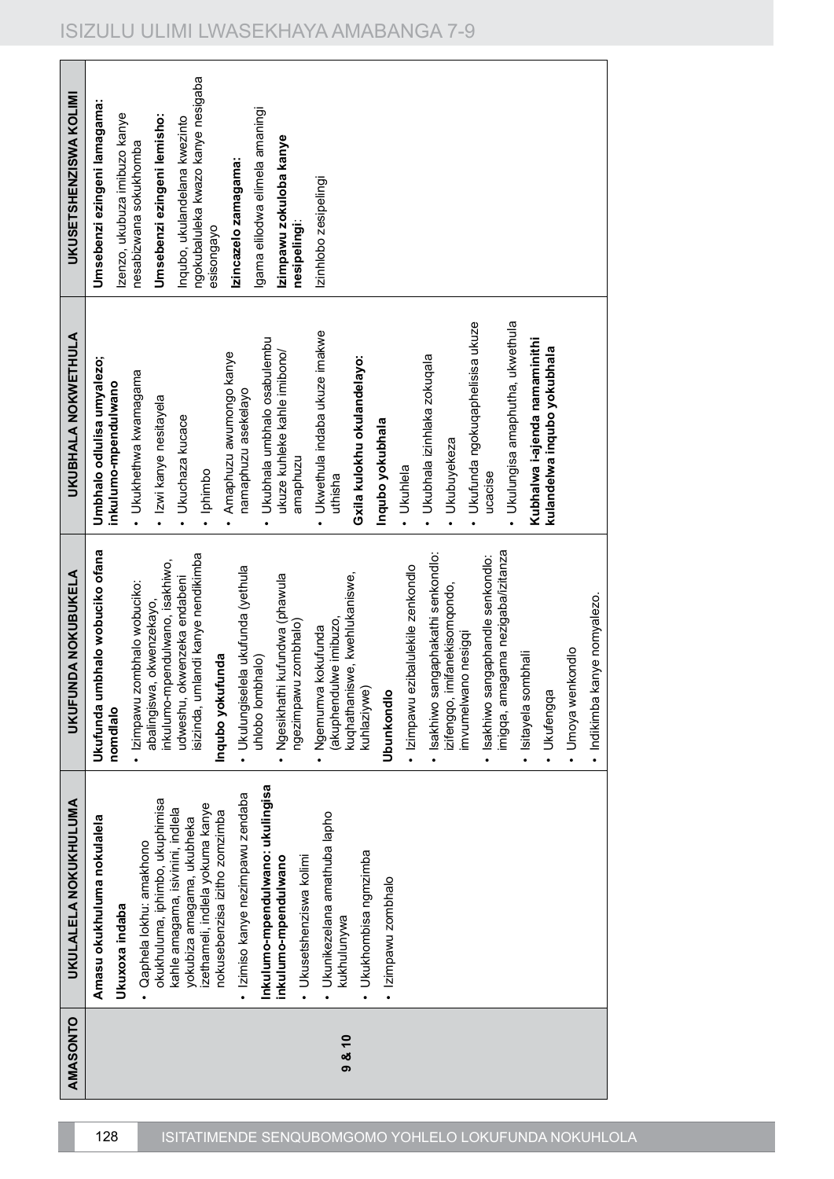| AMASONTO | UKULALELA NOKUKHULUMA | UKUFUNDA NOKUBUKELA | UKUBHALA NOKWETHULA | UKUSETSHENZISWA KOLIMI |
|---|---|---|---|---|
| 9 & 10 | **Amasu okukhuluma nokulalela**<br><br>**Ukuxoxa indaba**<br>• Qaphela lokhu: amakhono okukhuluma, iphimbo, ukuphimisa kahle amagama, isivinini, indlela yokubiza amagama, ukubheka izethameli, indlela yokuma kanye nokusebenzisa izitho zomzimba<br>• Izimiso kanye nezimpawu zendaba<br><br>**Inkulumo-mpendulwano: ukulingisa inkulumo-mpendulwano**<br>• Ukusetshenziswa kolimi<br>• Ukunikezelana amathuba lapho kukhulunywa<br>• Ukukhombisa ngmzimba<br>• Izimpawu zombhalo | **Ukufunda umbhalo wobuciko ofana nomdlalo**<br>• Izimpawu zombhalo wobuciko: abalingiswa, okwenzekayo, inkulumo-mpendulwano, isakhiwo, udweshu, okwenzeka endabeni isizinda, umlandi kanye nendikimba<br><br>**Inqubo yokufunda**<br>• Ukulungiselela ukufunda (yethula uhlobo lombhalo)<br>• Ngesikhathi kufundwa (phawula ngezimpawu zombhalo)<br>• Ngemuva kokufunda (akuphendulwe imibuzo, kuqhathaniswe, kwehlukaniswe, kuhlaziywe)<br><br>**Ubunkondlo**<br>• Izimpawu ezibalulekile zenkondlo<br>• Isakhiwo sangaphakathi senkondlo: izifengqo, imifanekisomqondo, imvumelwano nesigqi<br>• Isakhiwo sangaphandle senkondlo: imigqa, amagama nezigaba/izitanza<br>• Isitayela sombhali<br>• Ukufengqa<br>• Umoya wenkondlo<br>• Indikimba kanye nomyalezo. | **Umbhalo odlulisa umyalezo; inkulumo-mpendulwano**<br>• Ukukhethwa kwamagama<br>• Izwi kanye nesitayela<br>• Ukuchaza kucace<br>• Iphimbo<br>• Amaphuzu awumongo kanye namaphuzu asekelayo<br>• Ukubhala umbhalo osabulembu ukuze kuhleke kahle imibono/ amaphuzu<br>• Ukwethula indaba ukuze imakwe uthisha<br><br>**Gxila kulokhu okulandelayo:**<br><br>**Inqubo yokubhala**<br>• Ukuhlela<br>• Ukubhala izinhlaka zokuqala<br>• Ukubuyekeza<br>• Ukufunda ngokuqaphelisisa ukuze ucacise<br>• Ukulungisa amaphutha, ukwethula<br><br>**Kubhalwa i-ajenda namaminithi kulandelwa inqubo yokubhala** | **Umsebenzi ezingeni lamagama:**<br>Izenzo, ukubuza imibuzo kanye nesabizwana sokukhomba<br><br>**Umsebenzi ezingeni lemisho:**<br>Inqubo, ukulandelana kwezinto ngokubaluleka kwazo kanye nesigaba esisongayo<br><br>**Izincazelo zamagama:**<br>Igama elilodwa elimela amaningi<br><br>**Izimpawu zokuloba kanye nesipelingi**:<br>Izinhlobo zesipelingi |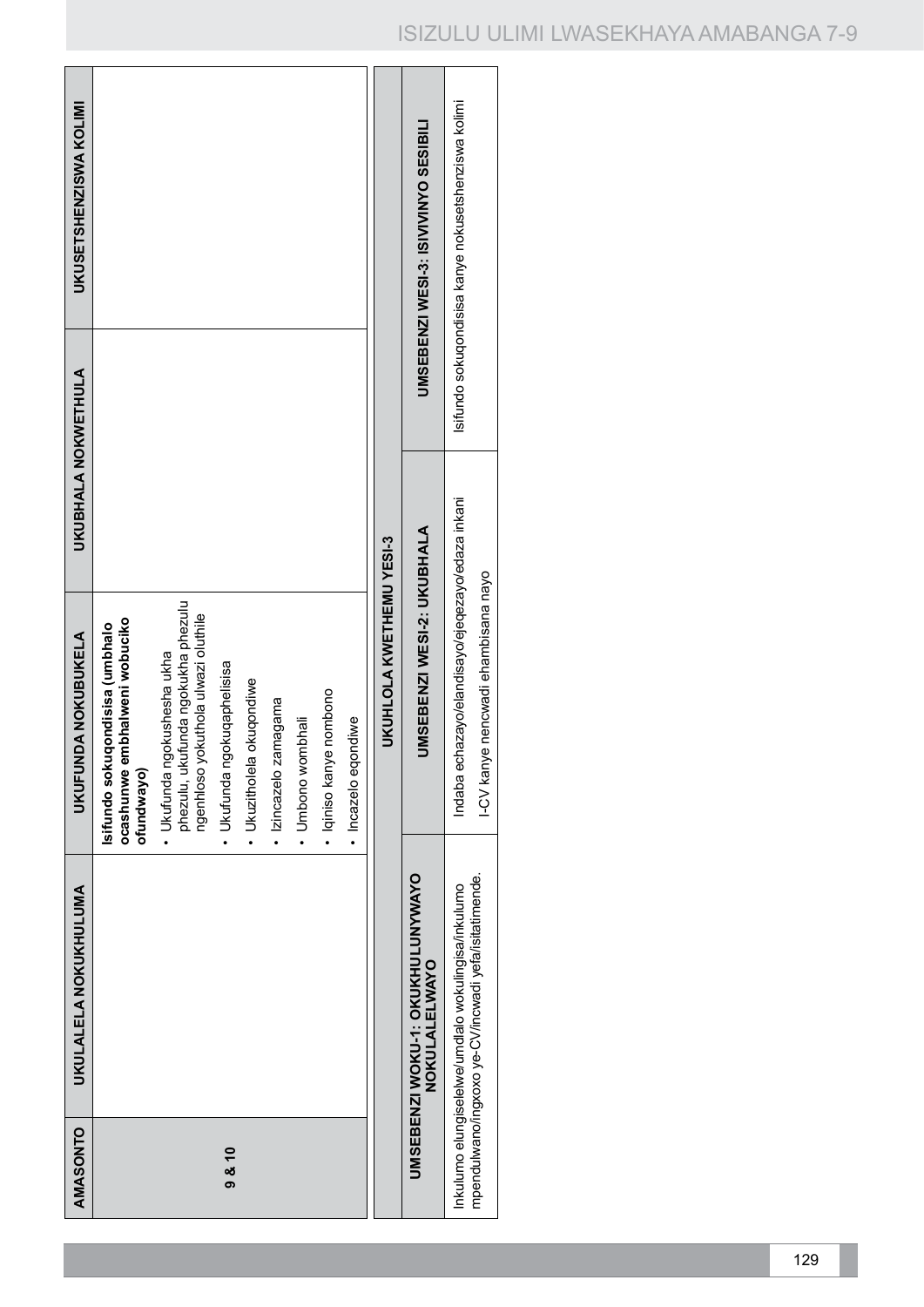| AMASONTO | UKULALELA NOKUKHULUMA | UKUFUNDA NOKUBUKELA | UKUBHALA NOKWETHULA | UKUSETSHENZISWA KOLIMI |
|---|---|---|---|---|
| 9 & 10 | | **Isifundo sokuqondisisa (umbhalo ocashunwe embhalweni wobuciko ofundwayo)**<br>• Ukufunda ngokushesha ukha phezulu, ukufunda ngokukha phezulu ngenhloso yokuthola ulwazi oluthile<br>• Ukufunda ngokuqaphelisisa<br>• Ukuzitholela okuqondiwe<br>• Izincazelo zamagama<br>• Umbono wombhali<br>• Iqiniso kanye nombono<br>• Incazelo eqondiwe | | |

| UKUHLOLA KWETHEMU YESI-3 | | |
|---|---|---|
| **UMSEBENZI WOKU-1: OKUKHULUNYWAYO NOKULALELWAYO** | **UMSEBENZI WESI-2: UKUBHALA** | **UMSEBENZI WESI-3: ISIVIVINYO SESIBILI** |
| Inkulumo elungiselelwe/umdlalo wokulingisa/inkulumo mpendulwano/ingxoxo ye-CV/incwadi yefa/isitatimende. | Indaba echazayo/elandisayo/ejeqezayo/edaza inkani<br>I-CV kanye nencwadi ehambisana nayo | Isifundo sokuqondisisa kanye nokusetshenziswa kolimi |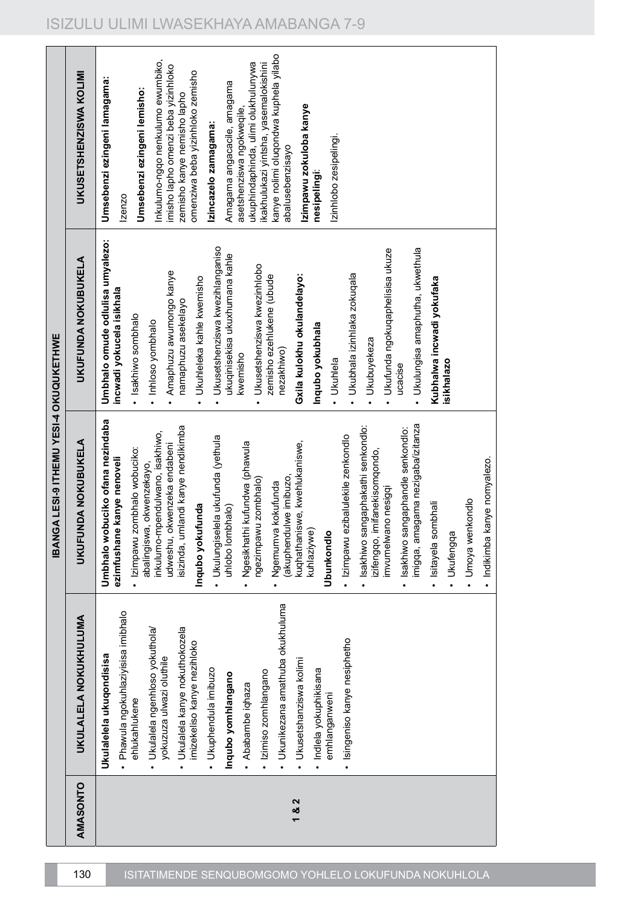| | IBANGA LESI-9 ITHEMU YESI-4 OKUQUKETHWE | | | |
|---|---|---|---|---|
| **AMASONTO** | **UKULALELA NOKUKHULUMA** | **UKUFUNDA NOKUBUKELA** | **UKUFUNDA NOKUBUKELA** | **UKUSETSHENZISWA KOLIMI** |
| **1 & 2** | **Ukulalelela ukuqondisisa**<br>• Phawula ngokuhlaziyisisa imibhalo ehlukahlukene<br>• Ukulalela ngenhloso yokuthola/ yokuzuza ulwazi oluthile<br>• Ukulalela kanye nokuthokozela imizekeliso kanye nezihloko<br>• Ukuphendula imibuzo<br>**Inqubo yomhlangano**<br>• Ababambe iqhaza<br>• Izimiso zomhlangano<br>• Ukunikezana amathuba okukhuluma<br>• Ukusetshenziswa kolimi<br>• Indlela yokuphikisana emhlanganweni<br>• Isingeniso kanye nesiphetho | **Umbhalo wobuciko ofana nezindaba ezimfushane kanye nenoveli**<br>• Izimpawu zombhalo wobuciko: abalingiswa, okwenzekayo, inkulumo-mpendulwano, isakhiwo, udweshu, okwenzeka endabeni isizinda, umlandi kanye nendikimba<br>**Inqubo yokufunda**<br>• Ukulungiselela ukufunda (yethula uhlobo lombhalo)<br>• Ngesikhathi kufundwa (phawula ngezimpawu zombhalo)<br>• Ngemuva kokufunda (akuphendulwe imibuzo, kuqhathaniswe, kwehlukaniswe, kuhlaziywe)<br>**Ubunkondlo**<br>• Izimpawu ezibalulekile zenkondlo<br>• Isakhiwo sangaphakathi senkondlo: izifenqo, imifanekisomqondo, imvumelwano nesigqi<br>• Isakhiwo sangaphandle senkondlo: imigqa, amagama nezigaba/izitanza<br>• Isitayela sombhali<br>• Ukufengqa<br>• Umoya wenkondlo<br>• Indikimba kanye nomyalezo. | **Umbhalo omude odlulisa umyalezo: incwadi yokucela isikhala**<br>• Isakhiwo sombhalo<br>• Inhloso yombhalo<br>• Amaphuzu awumongo kanye namaphuzu asekelayo<br>• Ukuhleleka kahle kwemisho<br>• Ukusetshenziswa kwezihlanganiso ukuqinisekisa ukuxhumana kahle kwemisho<br>• Ukusetshenziswa kwezinhlobo zemisho ezehlukene (ubude nezakhiwo)<br>**Gxila kulokhu okulandelayo:**<br>**Inqubo yokubhala**<br>• Ukuhlela<br>• Ukubhala izinhlaka zokuqala<br>• Ukubuyekeza<br>• Ukufunda ngokuqaphelisisa ukuze ucacise<br>• Ukulungisa amaphutha, ukwethula<br>**Kubhalwa incwadi yokufaka isikhalazo** | **Umsebenzi ezingeni lamagama:**<br>Izenzo<br>**Umsebenzi ezingeni lemisho:**<br>Inkulumo-ngqo nenkulumo ewumbiko, imisho lapho omenzi beba yizinhloko zemisho kanye nemisho lapho omenziwa beba yizinhloko zemisho<br>**Izincazelo zamagama:**<br>Amagama angacacile, amagama asetshenziswa ngokweqile, ukuphindaphinda, ulimi olukhulunywa ikakhulukazi yintsha, yasemalokishini kanye nolimi oluqondwa kuphela yilabo abalusebenzisayo<br>**Izimpawu zokuloba kanye nesipelingi:**<br>Izinhlobo zesipelingi. |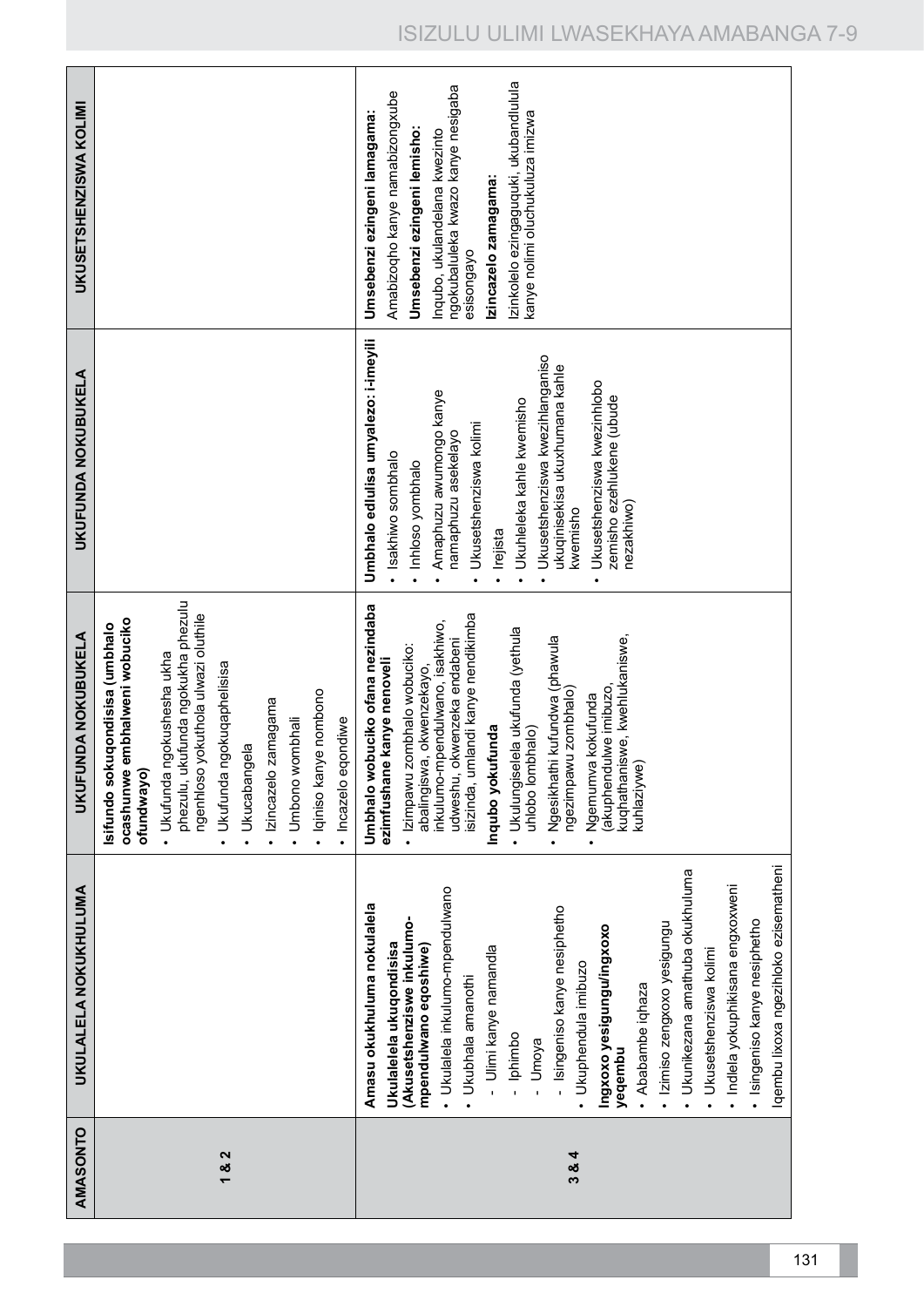| AMASONTO | UKULALELA NOKUKHULUMA | UKUFUNDA NOKUBUKELA | UKUFUNDA NOKUBUKELA | UKUSETSHENZISWA KOLIMI |
|---|---|---|---|---|
| 1 & 2 | | **Isifundo sokuqondisisa (umbhalo ocashunwe embhalweni wobuciko ofundwayo)**<br>• Ukufunda ngokushesha ukha phezulu, ukufunda ngokukha phezulu ngenhloso yokuthola ulwazi oluthile<br>• Ukufunda ngokuqaphelisisa<br>• Ukucabangela<br>• Izincazelo zamagama<br>• Umbono wombhali<br>• Iqiniso kanye nombono<br>• Incazelo eqondiwe | | |
| 3 & 4 | **Amasu okukhuluma nokulalela**<br>**Ukulalelela ukuqondisisa (Akusetshenziswe inkulumo-mpendulwano eqoshiwe)**<br>• Ukulalela inkulumo-mpendulwano<br>• Ukubhala amanothi<br>- Ulimi kanye namandla<br>- Iphimbo<br>- Umoya<br>- Isingeniso kanye nesiphetho<br>• Ukuphendula imibuzo<br>**Ingxoxo yesigungu/ingxoxo yeqembu**<br>• Ababambe iqhaza<br>• Izimiso zengxoxo yesigungu<br>• Ukunikezana amathuba okukhuluma<br>• Ukusetshenziswa kolimi<br>• Indlela yokuphikisana engxoxweni<br>• Isingeniso kanye nesiphetho<br>Iqembu lixoxa ngezihloko ezisematheni | **Umbhalo wobuciko ofana nezindaba ezimfushane kanye nenoveli**<br>• Izimpawu zombhalo wobuciko: abalingiswa, okwenzekayo, inkulumo-mpendulwano, isakhiwo, udweshu, okwenzeka endabeni isizinda, umlandi kanye nendikimba<br>**Inqubo yokufunda**<br>• Ukulungiselela ukufunda (yethula uhlobo lombhalo)<br>• Ngesikhathi kufundwa (phawula ngezimpawu zombhalo)<br>• Ngemuva kokufunda (akuphendulwe imibuzo, kuqhathaniswe, kwehlukaniswe, kuhlaziywe) | **Umbhalo edlulisa umyalezo: i-imeyili**<br>• Isakhiwo sombhalo<br>• Inhloso yombhalo<br>• Amaphuzu awumongo kanye namaphuzu asekelayo<br>• Ukusetshenziswa kolimi<br>• Irejista<br>• Ukuhleleka kahle kwemisho<br>• Ukusetshenziswa kwezihlanganiso ukuqinisekisa ukuxhumana kahle kwemisho<br>• Ukusetshenziswa kwezinhlobo zemisho ezehlukene (ubude nezakhiwo) | **Umsebenzi ezingeni lamagama:**<br>Amabizoqho kanye namabizongxube<br>**Umsebenzi ezingeni lemisho:**<br>Inqubo, ukulandelana kwezinto ngokubaluleka kwazo kanye nesigaba esisongayo<br>**Izincazelo zamagama:**<br>Izinkolelo ezingaguquki, ukubandlulula kanye nolimi oluchukuluza imizwa |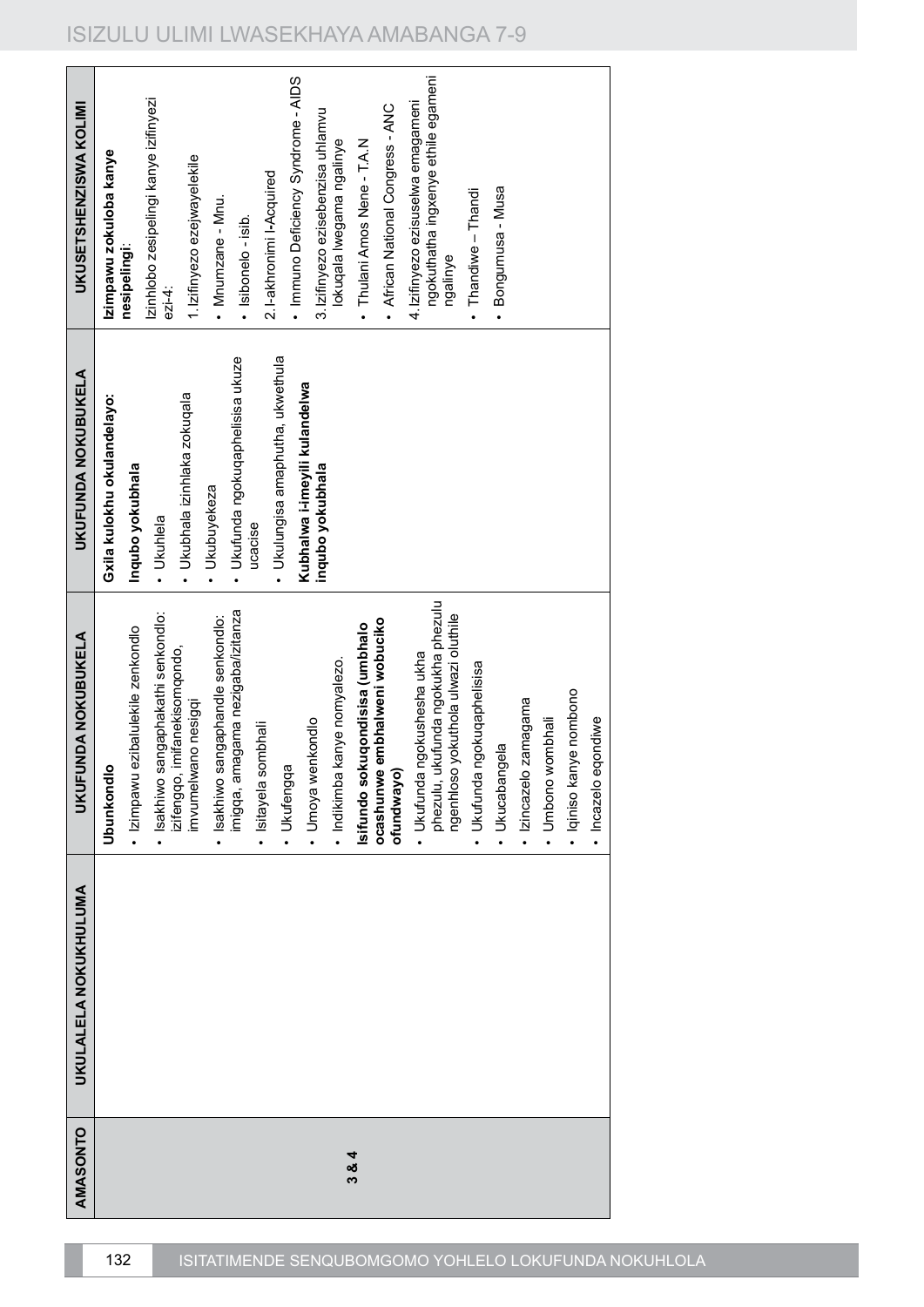| AMASONTO | UKULALELA NOKUKHULUMA | UKUFUNDA NOKUBUKELA | UKUFUNDA NOKUBUKELA | UKUSETSHENZISWA KOLIMI |
|---|---|---|---|---|
| 3 & 4 | | **Ubunkondlo**<br>• Izimpawu ezibalulekile zenkondlo<br>• Isakhiwo sangaphakathi senkondlo: izifengqo, imifanekisomqondo, imvumelwano nesigqi<br>• Isakhiwo sangaphandle senkondlo: imigqa, amagama nezigaba/izitanza<br>• Isitayela sombhali<br>• Ukufengqa<br>• Umoya wenkondlo<br>• Indikimba kanye nomyalezo.<br>**Isifundo sokuqondisisa (umbhalo ocashunwe embhalweni wobuciko ofundwayo)**<br>• Ukufunda ngokushesha ukha phezulu, ukufunda ngokukha phezulu ngenhloso yokuthola ulwazi oluthile<br>• Ukufunda ngokuqaphelisisa<br>• Ukucabangela<br>• Izincazelo zamagama<br>• Umbono wombhali<br>• Iqiniso kanye nombono<br>• Incazelo eqondiwe | **Gxila kulokhu okulandelayo:**<br>**Inqubo yokubhala**<br>• Ukuhlela<br>• Ukubhala izinhlaka zokuqala<br>• Ukubuyekeza<br>• Ukufunda ngokuqaphelisisa ukuze ucacise<br>• Ukulungisa amaphutha, ukwethula<br>**Kubhalwa i-imeyili kulandelwa inqubo yokubhala** | **Izimpawu zokuloba kanye nesipelingi**:<br>Izinhlobo zesipelingi kanye izifinyezi ezi-4:<br>1. Izifinyezo ezejwayelekile<br>• Mnumzane - Mnu.<br>• Isibonelo - isib.<br>2. I-akhronimi i-Acquired<br>• Immuno Deficiency Syndrome - AIDS<br>3. Izifinyezo ezisebenzisa uhlamvu lokuqala lwegama ngalinye<br>• Thulani Amos Nene - T.A.N<br>• African National Congress - ANC<br>4. Izifinyezo ezisuselwa emagameni ngokuthatha ingxenye ethile egameni ngalinye<br>• Thandiwe – Thandi<br>• Bongumusa - Musa |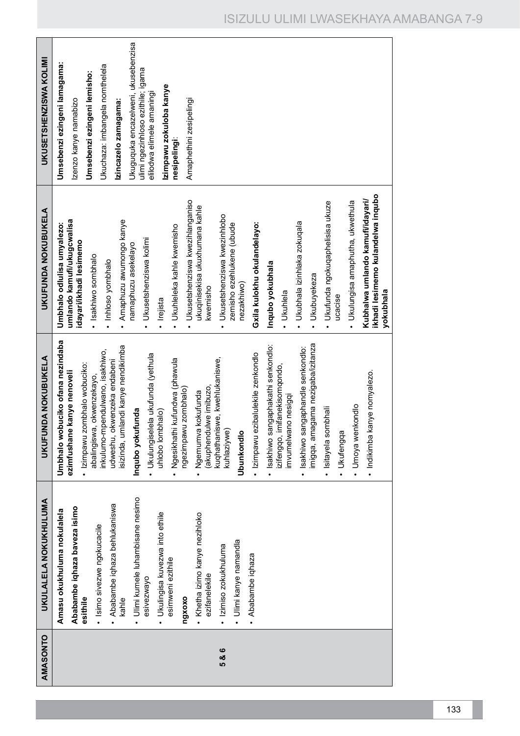| AMASONTO | UKULALELA NOKUKHULUMA | UKUFUNDA NOKUBUKELA | UKUFUNDA NOKUBUKELA | UKUSETSHENZISWA KOLIMI |
|---|---|---|---|---|
| 5 & 6 | **Amasu okukhuluma nokulalela**<br>**Ababambe iqhaza baveza isimo esithile**<br>• Isimo sivezwe ngokucacile<br>• Ababambe iqhaza behlukaniswa kahle<br>• Ulimi kumele luhambisane nesimo esivezwayo<br>• Ukulingisa kuvezwa into ethile esimweni ezithile **ngxoxo**<br>• Khetha izimo kanye nezihloko ezifanelekile<br>• Izimiso zokukhuluma<br>• Ulimi kanye namandla<br>• Ababambe iqhaza | **Umbhalo wobuciko ofana nezindaba ezimfushane kanye nenoveli**<br>• Izimpawu zombhalo wobuciko: abalingiswa, okwenzekayo, inkulumo-mpendulwano, isakhiwo, udweshu, okwenzeka endabeni isizinda, umlandi kanye nendikimba<br>**Inqubo yokufunda**<br>• Ukulungiselela ukufunda (yethula uhlobo lombhalo)<br>• Ngesikhathi kufundwa (phawula ngezimpawu zombhalo)<br>• Ngemuva kokufunda (akuphendulwe imibuzo, kuqhathaniswe, kwehlukaniswe, kuhlaziywe)<br>**Ubunkondlo**<br>• Izimpawu ezibalulekile zenkondlo<br>• Isakhiwo sangaphakathi senkondlo: izifenqo, imifanekisomqondo, imvumelwano nesigqi<br>• Isakhiwo sangaphandle senkondlo: imigqa, amagama nezigaba/izitanza<br>• Isitayela sombhali<br>• Ukufenqa<br>• Umoya wenkondlo<br>• Indikimba kanye nomyalezo. | **Umbhalo odlulisa umyalezo: umlando kamufi/ukugcwalisa idayari/ikhadi lesimemo**<br>• Isakhiwo sombhalo<br>• Inhloso yombhalo<br>• Amaphuzu awumongo kanye namaphuzu asekelayo<br>• Ukusetshenziswa kolimi<br>• Irejista<br>• Ukuhleleka kahle kwemisho<br>• Ukusetshenziswa kwezihlanganiso ukuqinisekisa ukuxhumana kahle kwemisho<br>• Ukusetshenziswa kwezinhlobo zemisho ezehlukene (ubude nezakhiwo)<br>**Gxila kulokhu okulandelayo:**<br>**Inqubo yokubhala**<br>• Ukuhlela<br>• Ukubhala izinhlaka zokuqala<br>• Ukubuyekeza<br>• Ukufunda ngokuqaphelisisa ukuze ucacise<br>• Ukulungisa amaphutha, ukwethula<br>**Kubhalwa umlando kamufi/idayari/ ikhadi lesimemo kulandelwa inqubo yokubhala** | **Umsebenzi ezingeni lamagama:**<br>Izenzo kanye namabizo<br>**Umsebenzi ezingeni lemisho:**<br>Ukuchaza: imbangela nomthelela<br>**Izincazelo zamagama:**<br>Ukuguquka encazelweni, ukusebenzisa ulimi ngezinhloso ezithile; igama elilodwa elimele amaningi<br>**Izimpawu zokuloba kanye nesipelingi:**<br>Amaphethini zesipelingi |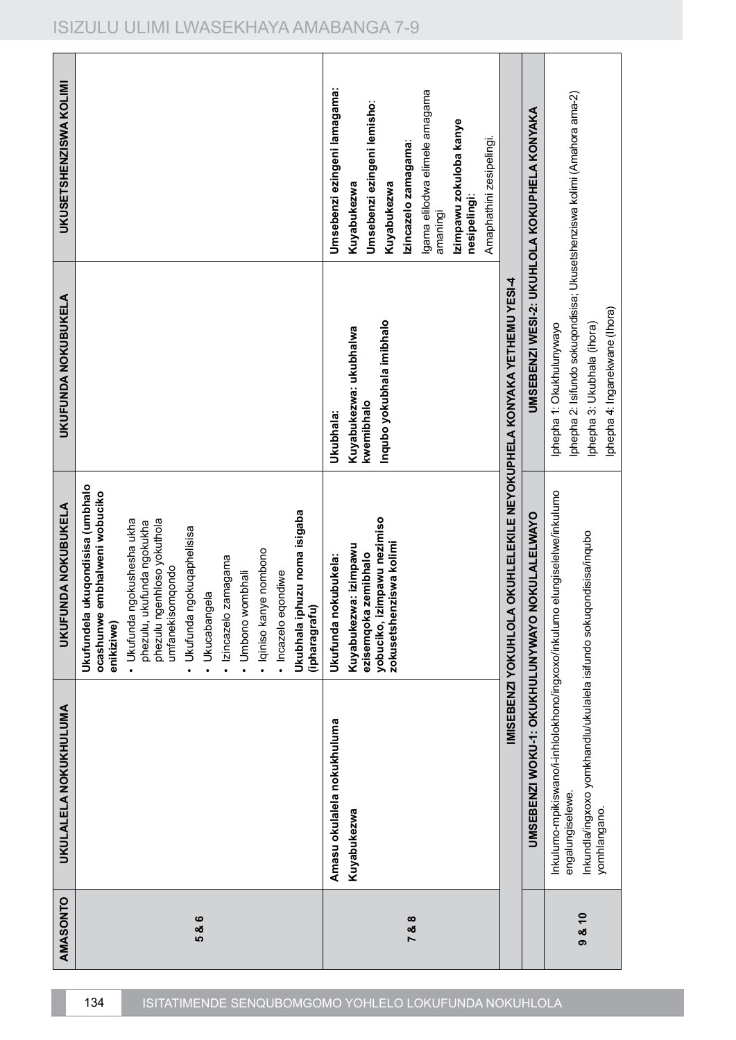| AMASONTO | UKULALELA NOKUKHULUMA | UKUFUNDA NOKUBUKELA | UKUFUNDA NOKUBUKELA | UKUSETSHENZISWA KOLIMI |
|---|---|---|---|---|
| 5 & 6 | | **Ukufundela ukuqondisisa (umbhalo ocashunwe embhalweni wobuciko enikiziwe)**<br>• Ukufunda ngokushesha ukha phezulu, ukufunda ngokukha phezulu ngenhloso yokuthola umfanekisomqondo<br>• Ukufunda ngokuqaphelisisa<br>• Ukucabangela<br>• Izincazelo zamagama<br>• Umbono wombhali<br>• Iqiniso kanye nombono<br>• Incazelo eqondiwe<br>**Ukubhala iphuzu noma isigaba (iphara­grafu)** | | |
| 7 & 8 | **Amasu okulalela nokukhuluma**<br>**Kuyabukezwa** | **Ukufunda nokubukela:**<br>**Kuyabukezwa: izimpawu ezisemqoka zemibhalo yobuciko, izimpawu nezimiso zokusetshenziswa kolimi** | **Ukubhala:**<br>**Kuyabukezwa: ukubhalwa kwemibhalo**<br>**Inqubo yokubhala imibhalo** | **Umsebenzi ezingeni lamagama:**<br>**Kuyabukezwa**<br>**Umsebenzi ezingeni lemisho:**<br>**Kuyabukezwa**<br>**Izincazelo zamagama:**<br>Igama elilodwa elimele amagama amaningi<br>**Izimpawu zokuloba kanye nesipelingi:**<br>Amaphathini zesipelingi. |
| **IMISEBENZI YOKUHLOLA OKUHLELEKILE NEYOKUPHELA KONYAKA YETHEMU YESI-4** | | | | |
| | **UMSEBENZI WOKU-1: OKUKHULUNYWAYO NOKULALELWAYO** | | **UMSEBENZI WESI-2: UKUHLOLA KOKUPHELA KONYAKA** | |
| 9 & 10 | Inkulumo-mpikiswano/i-inhlolokhono/ingxoxo/inkulumo elungiselelwe/inkulumo engalungiselelwe.<br>Inkundla/ingxoxo yomkhandlu/ukulalela isifundo sokuqondisisa/inqubo yomhlangano. | | Iphepha 1: Okukhulunywayo<br>Iphepha 2: Isifundo sokuqondisisa; Ukusetshenziswa kolimi (Amahora ama-2)<br>Iphepha 3: Ukubhala (ihora)<br>Iphepha 4: Inganekwane (Ihora) | |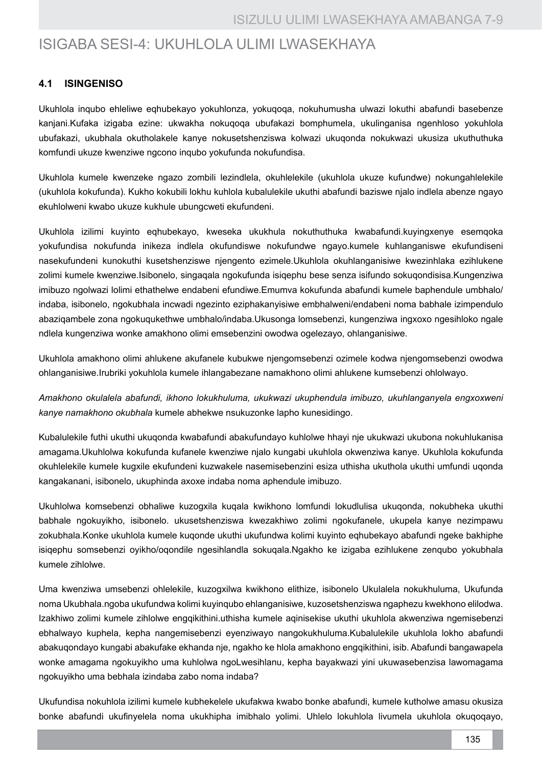# ISIGABA SESI-4: UKUHLOLA ULIMI LWASEKHAYA

## 4.1 ISINGENISO

Ukuhlola inqubo ehleliwe eqhubekayo yokuhlonza, yokuqoqa, nokuhumusha ulwazi lokuthi abafundi basebenze kanjani.Kufaka izigaba ezine: ukwakha nokuqoqa ubufakazi bomphumela, ukulinganisa ngenhloso yokuhlola ubufakazi, ukubhala okutholakele kanye nokusetshenziswa kolwazi ukuqonda nokukwazi ukusiza ukuthuthuka komfundi ukuze kwenziwe ngcono inqubo yokufunda nokufundisa.

Ukuhlola kumele kwenzeke ngazo zombili lezindlela, okuhlelekile (ukuhlola ukuze kufundwe) nokungahlelekile (ukuhlola kokufunda). Kukho kokubili lokhu kuhlola kubalulekile ukuthi abafundi baziswe njalo indlela abenze ngayo ekuhlolweni kwabo ukuze kukhule ubungcweti ekufundeni.

Ukuhlola izilimi kuyinto eqhubekayo, kweseka ukukhula nokuthuthuka kwabafundi.kuyingxenye esemqoka yokufundisa nokufunda inikeza indlela okufundiswe nokufundwe ngayo.kumele kuhlanganiswe ekufundiseni nasekufundeni kunokuthi kusetshenziswe njengento ezimele.Ukuhlola okuhlanganisiwe kwezinhlaka ezihlukene zolimi kumele kwenziwe.Isibonelo, singaqala ngokufunda isiqephu bese senza isifundo sokuqondisisa.Kungenziwa imibuzo ngolwazi lolimi ethathelwe endabeni efundiwe.Emumva kokufunda abafundi kumele baphendule umbhalo/ indaba, isibonelo, ngokubhala incwadi ngezinto eziphakanyisiwe embhalweni/endabeni noma babhale izimpendulo abaziqambele zona ngokuqukethwe umbhalo/indaba.Ukusonga lomsebenzi, kungenziwa ingxoxo ngesihloko ngale ndlela kungenziwa wonke amakhono olimi emsebenzini owodwa ogelezayo, ohlanganisiwe.

Ukuhlola amakhono olimi ahlukene akufanele kubukwe njengomsebenzi ozimele kodwa njengomsebenzi owodwa ohlanganisiwe.Irubriki yokuhlola kumele ihlangabezane namakhono olimi ahlukene kumsebenzi ohlolwayo.

*Amakhono okulalela abafundi, ikhono lokukhuluma, ukukwazi ukuphendula imibuzo, ukuhlanganyela engxoxweni kanye namakhono okubhala* kumele abhekwe nsukuzonke lapho kunesidingo.

Kubalulekile futhi ukuthi ukuqonda kwabafundi abakufundayo kuhlolwe hhayi nje ukukwazi ukubona nokuhlukanisa amagama.Ukuhlolwa kokufunda kufanele kwenziwe njalo kungabi ukuhlola okwenziwa kanye. Ukuhlola kokufunda okuhlelekile kumele kugxile ekufundeni kuzwakele nasemisebenzini esiza uthisha ukuthola ukuthi umfundi uqonda kangakanani, isibonelo, ukuphinda axoxe indaba noma aphendule imibuzo.

Ukuhlolwa komsebenzi obhaliwe kuzogxila kuqala kwikhono lomfundi lokudlulisa ukuqonda, nokubheka ukuthi babhale ngokuyikho, isibonelo. ukusetshenziswa kwezakhiwo zolimi ngokufanele, ukupela kanye nezimpawu zokubhala.Konke ukuhlola kumele kuqonde ukuthi ukufundwa kolimi kuyinto eqhubekayo abafundi ngeke bakhiphe isiqephu somsebenzi oyikho/oqondile ngesihlandla sokuqala.Ngakho ke izigaba ezihlukene zenqubo yokubhala kumele zihlolwe.

Uma kwenziwa umsebenzi ohlelekile, kuzogxilwa kwikhono elithize, isibonelo Ukulalela nokukhuluma, Ukufunda noma Ukubhala.ngoba ukufundwa kolimi kuyinqubo ehlanganisiwe, kuzosetshenziswa ngaphezu kwekhono elilodwa. Izakhiwo zolimi kumele zihlolwe engqikithini.uthisha kumele aqinisekise ukuthi ukuhlola akwenziwa ngemisebenzi ebhalwayo kuphela, kepha nangemisebenzi eyenziwayo nangokukhuluma.Kubalulekile ukuhlola lokho abafundi abakuqondayo kungabi abakufake ekhanda nje, ngakho ke hlola amakhono engqikithini, isib. Abafundi bangawapela wonke amagama ngokuyikho uma kuhlolwa ngoLwesihlanu, kepha bayakwazi yini ukuwasebenzisa lawomagama ngokuyikho uma bebhala izindaba zabo noma indaba?

Ukufundisa nokuhlola izilimi kumele kubhekelele ukufakwa kwabo bonke abafundi, kumele kutholwe amasu okusiza bonke abafundi ukufinyelela noma ukukhipha imibhalo yolimi. Uhlelo lokuhlola livumela ukuhlola okuqoqayo,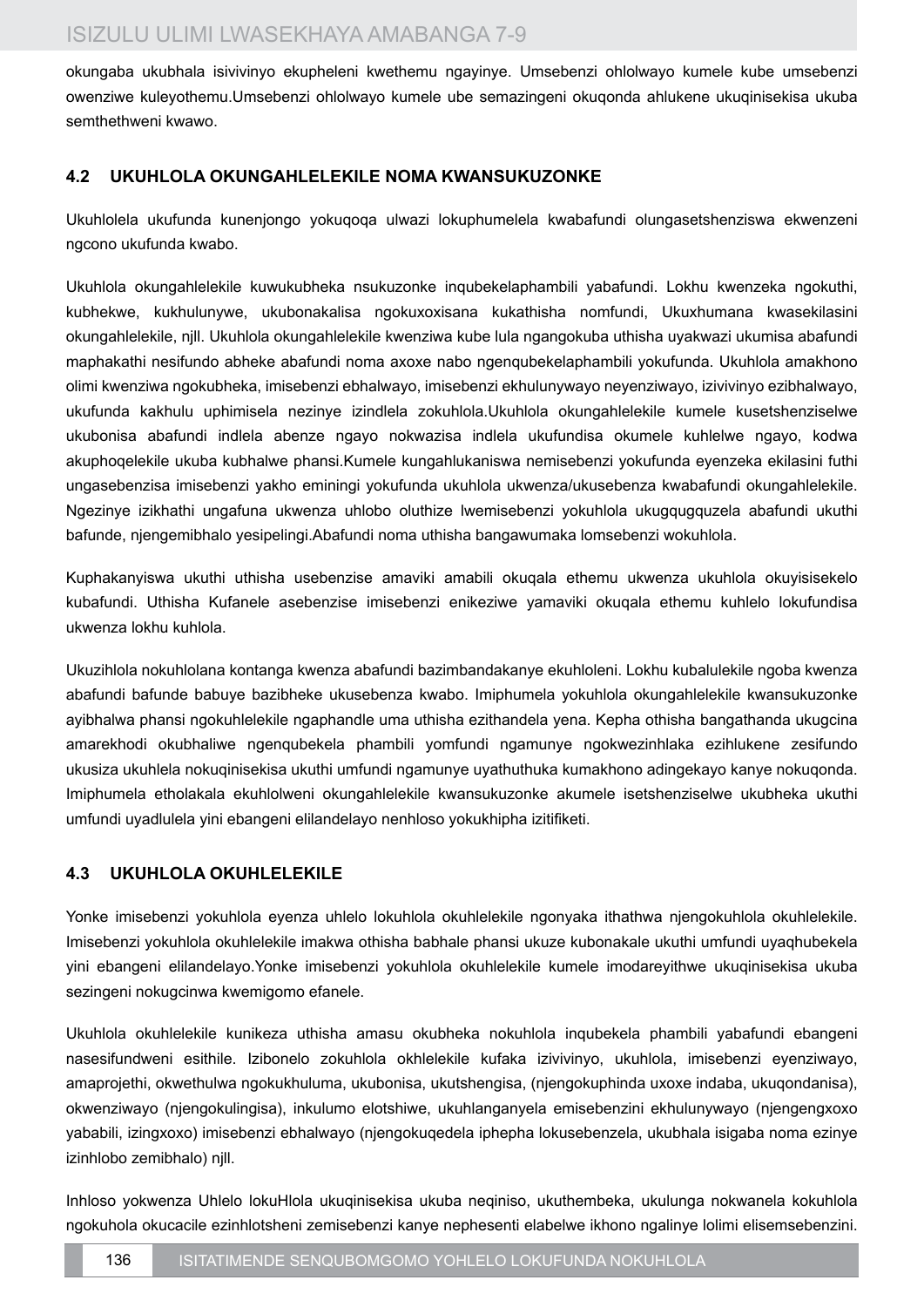okungaba ukubhala isivivinyo ekupheleni kwethemu ngayinye. Umsebenzi ohlolwayo kumele kube umsebenzi owenziwe kuleyothemu.Umsebenzi ohlolwayo kumele ube semazingeni okuqonda ahlukene ukuqinisekisa ukuba semthethweni kwawo.

## 4.2 UKUHLOLA OKUNGAHLELEKILE NOMA KWANSUKUZONKE

Ukuhlolela ukufunda kunenjongo yokuqoqa ulwazi lokuphumelela kwabafundi olungasetshenziswa ekwenzeni ngcono ukufunda kwabo.

Ukuhlola okungahlelekile kuwukubheka nsukuzonke inqubekelaphambili yabafundi. Lokhu kwenzeka ngokuthi, kubhekwe, kukhulunywe, ukubonakalisa ngokuxoxisana kukathisha nomfundi, Ukuxhumana kwasekilasini okungahlelekile, njll. Ukuhlola okungahlelekile kwenziwa kube lula ngangokuba uthisha uyakwazi ukumisa abafundi maphakathi nesifundo abheke abafundi noma axoxe nabo ngenqubekelaphambili yokufunda. Ukuhlola amakhono olimi kwenziwa ngokubheka, imisebenzi ebhalwayo, imisebenzi ekhulunywayo neyenziwayo, izivivinyo ezibhalwayo, ukufunda kakhulu uphimisela nezinye izindlela zokuhlola.Ukuhlola okungahlelekile kumele kusetshenziselwe ukubonisa abafundi indlela abenze ngayo nokwazisa indlela ukufundisa okumele kuhlelwe ngayo, kodwa akuphoqelekile ukuba kubhalwe phansi.Kumele kungahlukaniswa nemisebenzi yokufunda eyenzeka ekilasini futhi ungasebenzisa imisebenzi yakho eminingi yokufunda ukuhlola ukwenza/ukusebenza kwabafundi okungahlelekile. Ngezinye izikhathi ungafuna ukwenza uhlobo oluthize lwemisebenzi yokuhlola ukugqugquzela abafundi ukuthi bafunde, njengemibhalo yesipelingi.Abafundi noma uthisha bangawumaka lomsebenzi wokuhlola.

Kuphakanyiswa ukuthi uthisha usebenzise amaviki amabili okuqala ethemu ukwenza ukuhlola okuyisisekelo kubafundi. Uthisha Kufanele asebenzise imisebenzi enikeziwe yamaviki okuqala ethemu kuhlelo lokufundisa ukwenza lokhu kuhlola.

Ukuzihlola nokuhlolana kontanga kwenza abafundi bazimbandakanye ekuhloleni. Lokhu kubalulekile ngoba kwenza abafundi bafunde babuye bazibheke ukusebenza kwabo. Imiphumela yokuhlola okungahlelekile kwansukuzonke ayibhalwa phansi ngokuhlelekile ngaphandle uma uthisha ezithandela yena. Kepha othisha bangathanda ukugcina amarekhodi okubhaliwe ngenqubekela phambili yomfundi ngamunye ngokwezinhlaka ezihlukene zesifundo ukusiza ukuhlela nokuqinisekisa ukuthi umfundi ngamunye uyathuthuka kumakhono adingekayo kanye nokuqonda. Imiphumela etholakala ekuhlolweni okungahlelekile kwansukuzonke akumele isetshenziselwe ukubheka ukuthi umfundi uyadlulela yini ebangeni elilandelayo nenhloso yokukhipha izitifiketi.

## 4.3 UKUHLOLA OKUHLELEKILE

Yonke imisebenzi yokuhlola eyenza uhlelo lokuhlola okuhlelekile ngonyaka ithathwa njengokuhlola okuhlelekile. Imisebenzi yokuhlola okuhlelekile imakwa othisha babhale phansi ukuze kubonakale ukuthi umfundi uyaqhubekela yini ebangeni elilandelayo.Yonke imisebenzi yokuhlola okuhlelekile kumele imodareyithwe ukuqinisekisa ukuba sezingeni nokugcinwa kwemigomo efanele.

Ukuhlola okuhlelekile kunikeza uthisha amasu okubheka nokuhlola inqubekela phambili yabafundi ebangeni nasesifundweni esithile. Izibonelo zokuhlola okhlelekile kufaka izivivinyo, ukuhlola, imisebenzi eyenziwayo, amaprojethi, okwethulwa ngokukhuluma, ukubonisa, ukutshengisa, (njengokuphinda uxoxe indaba, ukuqondanisa), okwenziwayo (njengokulingisa), inkulumo elotshiwe, ukuhlanganyela emisebenzini ekhulunywayo (njengengxoxo yababili, izingxoxo) imisebenzi ebhalwayo (njengokuqedela iphepha lokusebenzela, ukubhala isigaba noma ezinye izinhlobo zemibhalo) njll.

Inhloso yokwenza Uhlelo lokuHlola ukuqinisekisa ukuba neqiniso, ukuthembeka, ukulunga nokwanela kokuhlola ngokuhola okucacile ezinhlotsheni zemisebenzi kanye nephesenti elabelwe ikhono ngalinye lolimi elisemsebenzini.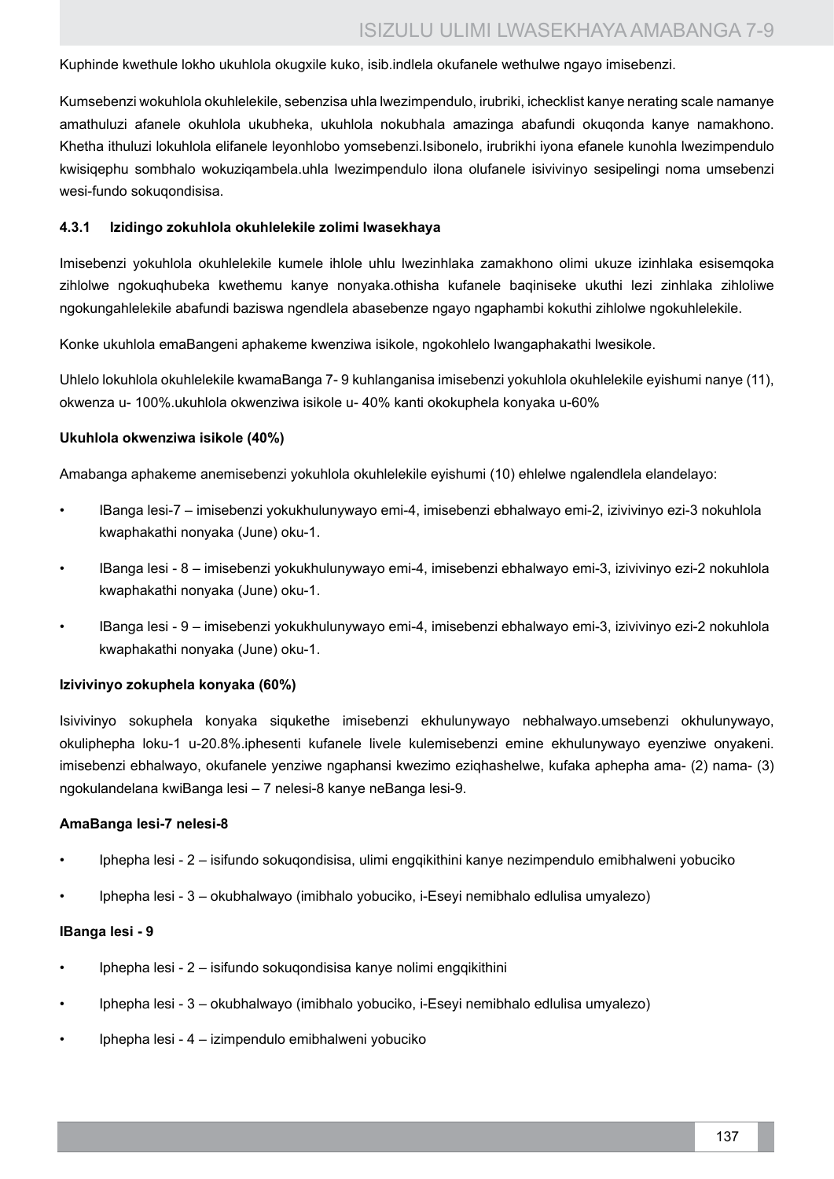Kuphinde kwethule lokho ukuhlola okugxile kuko, isib.indlela okufanele wethulwe ngayo imisebenzi.

Kumsebenzi wokuhlola okuhlelekile, sebenzisa uhla lwezimpendulo, irubriki, ichecklist kanye nerating scale namanye amathuluzi afanele okuhlola ukubheka, ukuhlola nokubhala amazinga abafundi okuqonda kanye namakhono. Khetha ithuluzi lokuhlola elifanele leyonhlobo yomsebenzi.Isibonelo, irubrikhi iyona efanele kunohla lwezimpendulo kwisiqephu sombhalo wokuziqambela.uhla lwezimpendulo ilona olufanele isivivinyo sesipelingi noma umsebenzi wesi-fundo sokuqondisisa.

### 4.3.1 Izidingo zokuhlola okuhlelekile zolimi lwasekhaya

Imisebenzi yokuhlola okuhlelekile kumele ihlole uhlu lwezinhlaka zamakhono olimi ukuze izinhlaka esisemqoka zihlolwe ngokuqhubeka kwethemu kanye nonyaka.othisha kufanele baqiniseke ukuthi lezi zinhlaka zihloliwe ngokungahlelekile abafundi baziswa ngendlela abasebenze ngayo ngaphambi kokuthi zihlolwe ngokuhlelekile.

Konke ukuhlola emaBangeni aphakeme kwenziwa isikole, ngokohlelo lwangaphakathi lwesikole.

Uhlelo lokuhlola okuhlelekile kwamaBanga 7- 9 kuhlanganisa imisebenzi yokuhlola okuhlelekile eyishumi nanye (11), okwenza u- 100%.ukuhlola okwenziwa isikole u- 40% kanti okokuphela konyaka u-60%

**Ukuhlola okwenziwa isikole (40%)**

Amabanga aphakeme anemisebenzi yokuhlola okuhlelekile eyishumi (10) ehlelwe ngalendlela elandelayo:

- IBanga lesi-7 – imisebenzi yokukhulunywayo emi-4, imisebenzi ebhalwayo emi-2, izivivinyo ezi-3 nokuhlola kwaphakathi nonyaka (June) oku-1.
- IBanga lesi - 8 – imisebenzi yokukhulunywayo emi-4, imisebenzi ebhalwayo emi-3, izivivinyo ezi-2 nokuhlola kwaphakathi nonyaka (June) oku-1.
- IBanga lesi - 9 – imisebenzi yokukhulunywayo emi-4, imisebenzi ebhalwayo emi-3, izivivinyo ezi-2 nokuhlola kwaphakathi nonyaka (June) oku-1.

**Izivivinyo zokuphela konyaka (60%)**

Isivivinyo sokuphela konyaka siqukethe imisebenzi ekhulunywayo nebhalwayo.umsebenzi okhulunywayo, okuliphepha loku-1 u-20.8%.iphesenti kufanele livele kulemisebenzi emine ekhulunywayo eyenziwe onyakeni. imisebenzi ebhalwayo, okufanele yenziwe ngaphansi kwezimo eziqhashelwe, kufaka aphepha ama- (2) nama- (3) ngokulandelana kwiBanga lesi – 7 nelesi-8 kanye neBanga lesi-9.

**AmaBanga lesi-7 nelesi-8**

- Iphepha lesi - 2 – isifundo sokuqondisisa, ulimi engqikithini kanye nezimpendulo emibhalweni yobuciko
- Iphepha lesi - 3 – okubhalwayo (imibhalo yobuciko, i-Eseyi nemibhalo edlulisa umyalezo)

**IBanga lesi - 9**

- Iphepha lesi - 2 – isifundo sokuqondisisa kanye nolimi engqikithini
- Iphepha lesi - 3 – okubhalwayo (imibhalo yobuciko, i-Eseyi nemibhalo edlulisa umyalezo)
- Iphepha lesi - 4 – izimpendulo emibhalweni yobuciko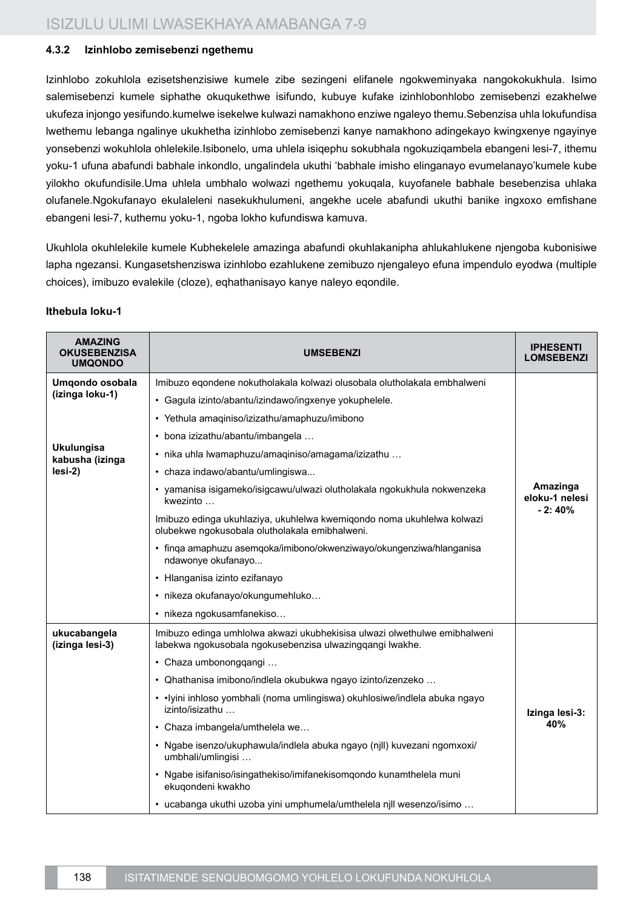### 4.3.2 Izinhlobo zemisebenzi ngethemu

Izinhlobo zokuhlola ezisetshenzisiwe kumele zibe sezingeni elifanele ngokweminyaka nangokokukhula. Isimo salemisebenzi kumele siphathe okuqukethwe isifundo, kubuye kufake izinhlobonhlobo zemisebenzi ezakhelwe ukufeza injongo yesifundo.kumelwe isekelwe kulwazi namakhono enziwe ngaleyo themu.Sebenzisa uhla lokufundisa lwethemu lebanga ngalinye ukukhetha izinhlobo zemisebenzi kanye namakhono adingekayo kwingxenye ngayinye yonsebenzi wokuhlola ohlelekile.Isibonelo, uma uhlela isiqephu sokubhala ngokuziqambela ebangeni lesi-7, ithemu yoku-1 ufuna abafundi babhale inkondlo, ungalindela ukuthi 'babhale imisho elinganayo evumelanayo'kumele kube yilokho okufundisile.Uma uhlela umbhalo wolwazi ngethemu yokuqala, kuyofanele babhale besebenzisa uhlaka olufanele.Ngokufanayo ekulaleleni nasekukhulumeni, angekhe ucele abafundi ukuthi banike ingxoxo emfishane ebangeni lesi-7, kuthemu yoku-1, ngoba lokho kufundiswa kamuva.

Ukuhlola okuhlelekile kumele Kubhekelele amazinga abafundi okuhlakanipha ahlukahlukene njengoba kubonisiwe lapha ngezansi. Kungasetshenziswa izinhlobo ezahlukene zemibuzo njengaleyo efuna impendulo eyodwa (multiple choices), imibuzo evalekile (cloze), eqhathanisayo kanye naleyo eqondile.

**Ithebula loku-1**

| AMAZING OKUSEBENZISA UMQONDO | UMSEBENZI | IPHESENTI LOMSEBENZI |
|---|---|---|
| **Umqondo osobala (izinga loku-1)**<br><br>**Ukulungisa kabusha (izinga lesi-2)** | Imibuzo eqondene nokutholakala kolwazi olusobala olutholakala embhalweni<br>• Gagula izinto/abantu/izindawo/ingxenye yokuphelele.<br>• Yethula amaqiniso/izizathu/amaphuzu/imibono<br>• bona izizathu/abantu/imbangela …<br>• nika uhla lwamaphuzu/amaqiniso/amagama/izizathu …<br>• chaza indawo/abantu/umlingiswa...<br>• yamanisa isigameko/isigcawu/ulwazi olutholakala ngokukhula nokwenzeka kwezinto …<br>Imibuzo edinga ukuhlaziya, ukuhlelwa kwemiqondo noma ukuhlelwa kolwazi olubekwe ngokusobala olutholakala emibhalweni.<br>• finqa amaphuzu asemqoka/imibono/okwenziwayo/okungenziwa/hlanganisa ndawonye okufanayo...<br>• Hlanganisa izinto ezifanayo<br>• nikeza okufanayo/okungumehluko…<br>• nikeza ngokusamfanekiso… | **Amazinga eloku-1 nelesi - 2: 40%** |
| **ukucabangela (izinga lesi-3)** | Imibuzo edinga umhlolwa akwazi ukubhekisisa ulwazi olwethulwe emibhalweni labekwa ngokusobala ngokusebenzisa ulwazingqangi lwakhe.<br>• Chaza umbonongqangi …<br>• Qhathanisa imibono/indlela okubukwa ngayo izinto/izenzeko …<br>• •Iyini inhloso yombhali (noma umlingiswa) okuhlosiwe/indlela abuka ngayo izinto/isizathu …<br>• Chaza imbangela/umthelela we…<br>• Ngabe isenzo/ukuphawula/indlela abuka ngayo (njll) kuvezani ngomxoxi/umbhali/umlingisi …<br>• Ngabe isifaniso/isingathekiso/imifanekisomqondo kunamthelela muni ekuqondeni kwakho<br>• ucabanga ukuthi uzoba yini umphumela/umthelela njll wesenzo/isimo … | **Izinga lesi-3: 40%** |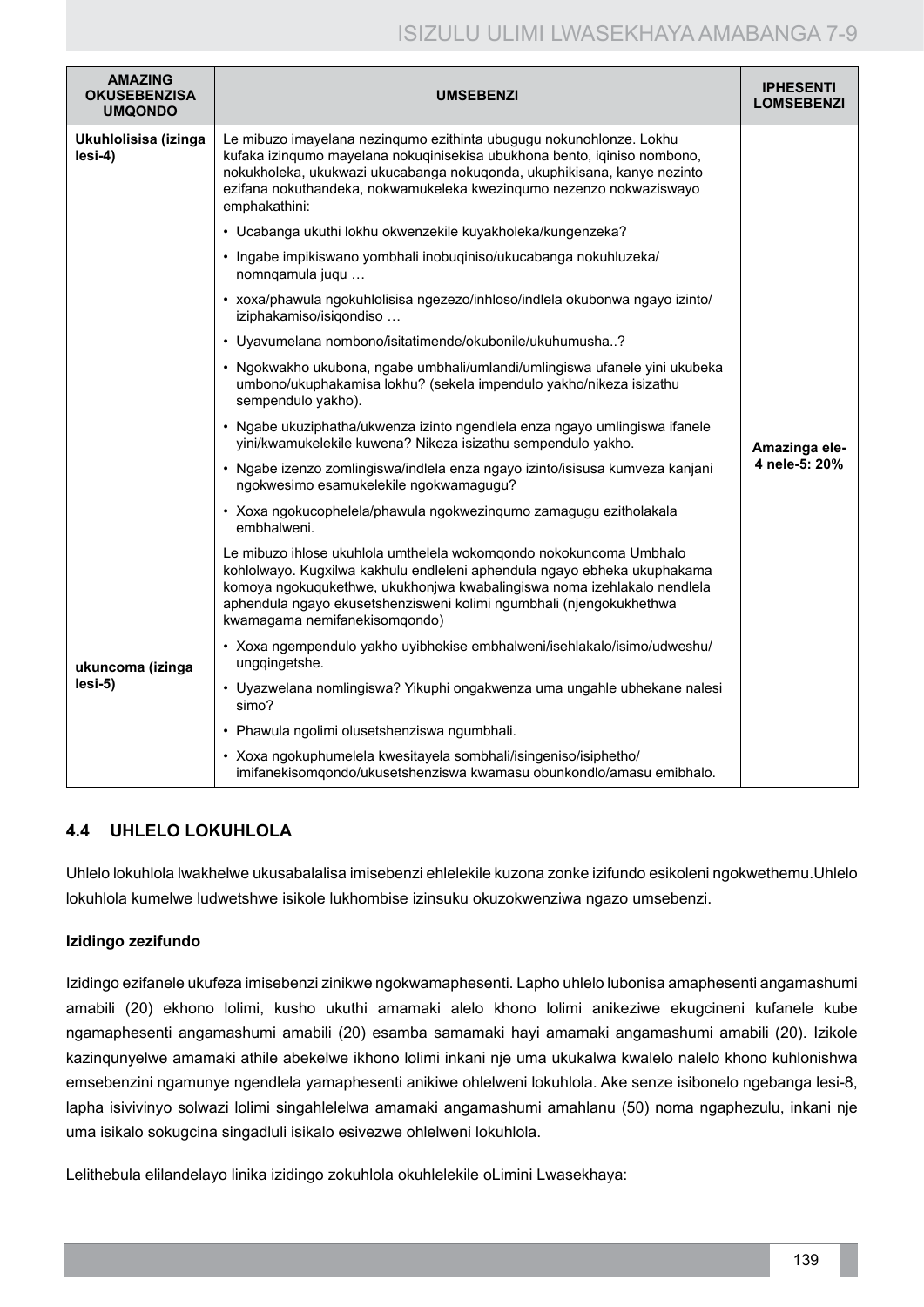| AMAZING OKUSEBENZISA UMQONDO | UMSEBENZI | IPHESENTI LOMSEBENZI |
|---|---|---|
| **Ukuhlolisisa (izinga lesi-4)** | Le mibuzo imayelana nezinqumo ezithinta ubugugu nokunohlonze. Lokhu kufaka izinqumo mayelana nokuqinisekisa ubukhona bento, iqiniso nombono, nokukholeka, ukukwazi ukucabanga nokuqonda, ukuphikisana, kanye nezinto ezifana nokuthandeka, nokwamukeleka kwezinqumo nezenzo nokwaziswayo emphakathini:<br>• Ucabanga ukuthi lokhu okwenzekile kuyakholeka/kungenzeka?<br>• Ingabe impikiswano yombhali inobuqiniso/ukucabanga nokuhluzeka/ nomnqamula juqu …<br>• xoxa/phawula ngokuhlolisisa ngezezo/inhloso/indlela okubonwa ngayo izinto/ iziphakamiso/isiqondiso …<br>• Uyavumelana nombono/isitatimende/okubonile/ukuhumusha..?<br>• Ngokwakho ukubona, ngabe umbhali/umlandi/umlingiswa ufanele yini ukubeka umbono/ukuphakamisa lokhu? (sekela impendulo yakho/nikeza isizathu sempendulo yakho).<br>• Ngabe ukuziphatha/ukwenza izinto ngendlela enza ngayo umlingiswa ifanele yini/kwamukelekile kuwena? Nikeza isizathu sempendulo yakho.<br>• Ngabe izenzo zomlingiswa/indlela enza ngayo izinto/isisusa kumveza kanjani ngokwesimo esamukelekile ngokwamagugu?<br>• Xoxa ngokucophelela/phawula ngokwezinqumo zamagugu ezitholakala embhalweni. | **Amazinga ele-4 nele-5: 20%** |
| **ukuncoma (izinga lesi-5)** | Le mibuzo ihlose ukuhlola umthelela wokomqondo nokokuncoma Umbhalo kohlolwayo. Kugxilwa kakhulu endleleni aphendula ngayo ebheka ukuphakama komoya ngokuqukethwe, ukukhonjwa kwabalingiswa noma izehlakalo nendlela aphendula ngayo ekusetshenzisweni kolimi ngumbhali (njengokukhethwa kwamagama nemifanekisomqondo)<br>• Xoxa ngempendulo yakho uyibhekise embhalweni/isehlakalo/isimo/udweshu/ ungqingetshe.<br>• Uyazwelana nomlingiswa? Yikuphi ongakwenza uma ungahle ubhekane nalesi simo?<br>• Phawula ngolimi olusetshenziswa ngumbhali.<br>• Xoxa ngokuphumelela kwesitayela sombhali/isingeniso/isiphetho/ imifanekisomqondo/ukusetshenziswa kwamasu obunkondlo/amasu emibhalo. | |

## 4.4 UHLELO LOKUHLOLA

Uhlelo lokuhlola lwakhelwe ukusabalalisa imisebenzi ehlelekile kuzona zonke izifundo esikoleni ngokwethemu.Uhlelo lokuhlola kumelwe ludwetshwe isikole lukhombise izinsuku okuzokwenziwa ngazo umsebenzi.

**Izidingo zezifundo**

Izidingo ezifanele ukufeza imisebenzi zinikwe ngokwamaphesenti. Lapho uhlelo lubonisa amaphesenti angamashumi amabili (20) ekhono lolimi, kusho ukuthi amamaki alelo khono lolimi anikeziwe ekugcineni kufanele kube ngamaphesenti angamashumi amabili (20) esamba samamaki hayi amamaki angamashumi amabili (20). Izikole kazinqunyelwe amamaki athile abekelwe ikhono lolimi inkani nje uma ukukalwa kwalelo nalelo khono kuhlonishwa emsebenzini ngamunye ngendlela yamaphesenti anikiwe ohlelweni lokuhlola. Ake senze isibonelo ngebanga lesi-8, lapha isivivinyo solwazi lolimi singahlelelwa amamaki angamashumi amahlanu (50) noma ngaphezulu, inkani nje uma isikalo sokugcina singadluli isikalo esivezwe ohlelweni lokuhlola.

Lelithebula elilandelayo linika izidingo zokuhlola okuhlelekile oLimini Lwasekhaya: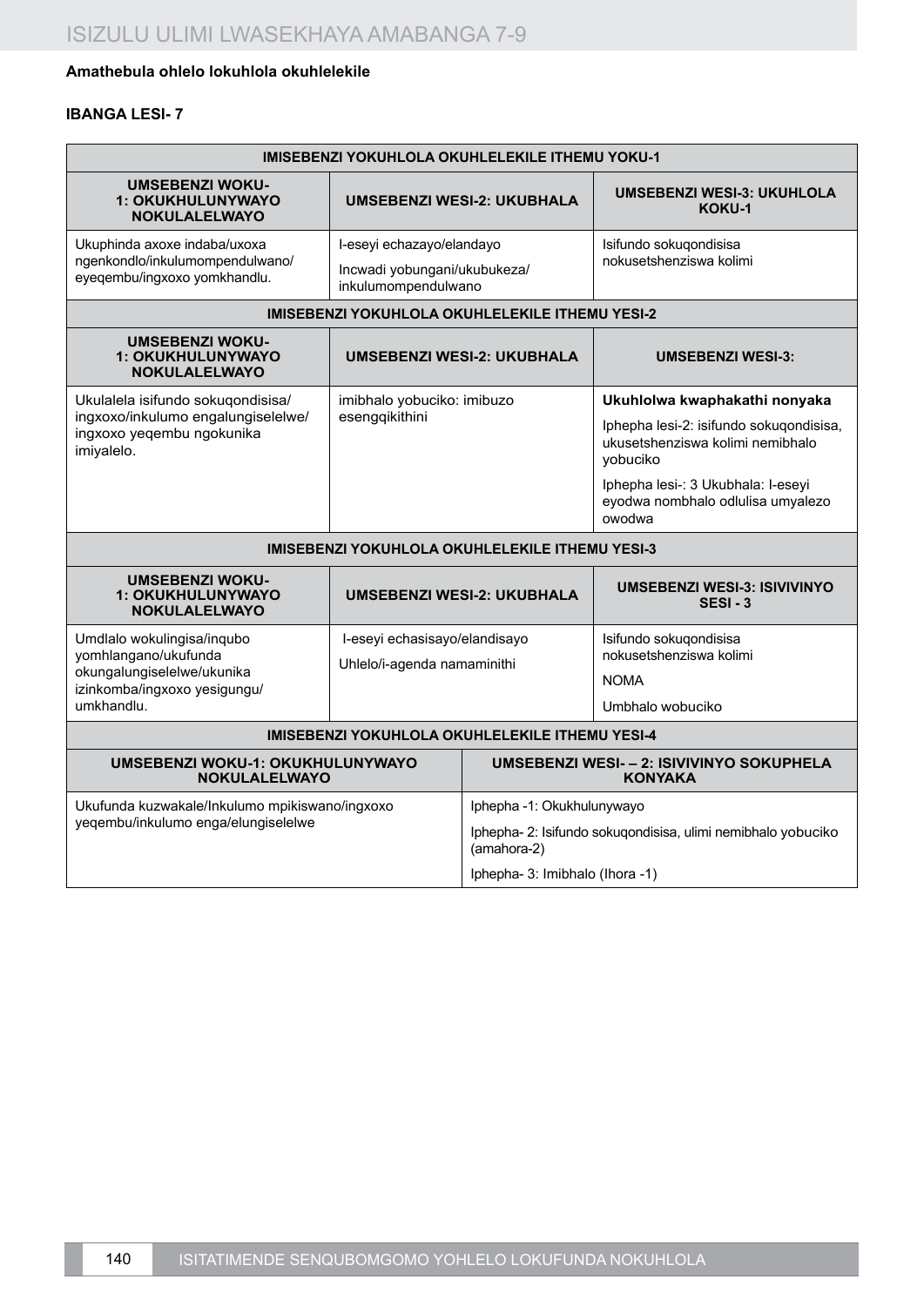**Amathebula ohlelo lokuhlola okuhlelekile**

**IBANGA LESI- 7**

| IMISEBENZI YOKUHLOLA OKUHLELEKILE ITHEMU YOKU-1 | | |
|---|---|---|
| **UMSEBENZI WOKU-1: OKUKHULUNYWAYO NOKULALELWAYO** | **UMSEBENZI WESI-2: UKUBHALA** | **UMSEBENZI WESI-3: UKUHLOLA KOKU-1** |
| Ukuphinda axoxe indaba/uxoxa ngenkondlo/inkulumompendulwano/eyeqembu/ingxoxo yomkhandlu. | I-eseyi echazayo/elandayo<br>Incwadi yobungani/ukubukeza/inkulumompendulwano | Isifundo sokuqondisisa nokusetshenziswa kolimi |

| IMISEBENZI YOKUHLOLA OKUHLELEKILE ITHEMU YESI-2 | | |
|---|---|---|
| **UMSEBENZI WOKU-1: OKUKHULUNYWAYO NOKULALELWAYO** | **UMSEBENZI WESI-2: UKUBHALA** | **UMSEBENZI WESI-3:** |
| Ukulalela isifundo sokuqondisisa/ingxoxo/inkulumo engalungiselelwe/ingxoxo yeqembu ngokunika imiyalelo. | imibhalo yobuciko: imibuzo esengqikithini | **Ukuhlolwa kwaphakathi nonyaka**<br>Iphepha lesi-2: isifundo sokuqondisisa, ukusetshenziswa kolimi nemibhalo yobuciko<br>Iphepha lesi-: 3 Ukubhala: I-eseyi eyodwa nombhalo odlulisa umyalezo owodwa |

| IMISEBENZI YOKUHLOLA OKUHLELEKILE ITHEMU YESI-3 | | |
|---|---|---|
| **UMSEBENZI WOKU-1: OKUKHULUNYWAYO NOKULALELWAYO** | **UMSEBENZI WESI-2: UKUBHALA** | **UMSEBENZI WESI-3: ISIVIVINYO SESI - 3** |
| Umdlalo wokulingisa/inqubo yomhlangano/ukufunda okungalungiselelwe/ukunika izinkomba/ingxoxo yesigungu/umkhandlu. | I-eseyi echasisayo/elandisayo<br>Uhlelo/i-agenda namaminithi | Isifundo sokuqondisisa nokusetshenziswa kolimi<br>NOMA<br>Umbhalo wobuciko |

| IMISEBENZI YOKUHLOLA OKUHLELEKILE ITHEMU YESI-4 | |
|---|---|
| **UMSEBENZI WOKU-1: OKUKHULUNYWAYO NOKULALELWAYO** | **UMSEBENZI WESI- – 2: ISIVIVINYO SOKUPHELA KONYAKA** |
| Ukufunda kuzwakale/Inkulumo mpikiswano/ingxoxo yeqembu/inkulumo enga/elungiselelwe | Iphepha -1: Okukhulunywayo<br>Iphepha- 2: Isifundo sokuqondisisa, ulimi nemibhalo yobuciko (amahora-2)<br>Iphepha- 3: Imibhalo (Ihora -1) |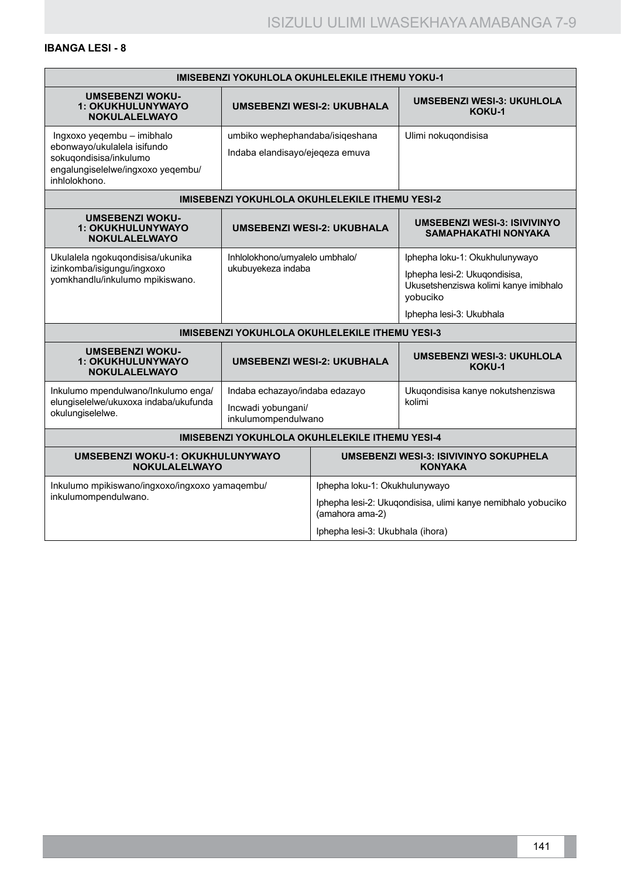**IBANGA LESI - 8**

| IMISEBENZI YOKUHLOLA OKUHLELEKILE ITHEMU YOKU-1 | | |
|---|---|---|
| **UMSEBENZI WOKU-1: OKUKHULUNYWAYO NOKULALELWAYO** | **UMSEBENZI WESI-2: UKUBHALA** | **UMSEBENZI WESI-3: UKUHLOLA KOKU-1** |
| Ingxoxo yeqembu – imibhalo ebonwayo/ukulalela isifundo sokuqondisisa/inkulumo engalungiselelwe/ingxoxo yeqembu/ inhlolokhono. | umbiko wephephandaba/isiqeshana<br>Indaba elandisayo/ejeqeza emuva | Ulimi nokuqondisisa |
| **IMISEBENZI YOKUHLOLA OKUHLELEKILE ITHEMU YESI-2** | | |
| **UMSEBENZI WOKU-1: OKUKHULUNYWAYO NOKULALELWAYO** | **UMSEBENZI WESI-2: UKUBHALA** | **UMSEBENZI WESI-3: ISIVIVINYO SAMAPHAKATHI NONYAKA** |
| Ukulalela ngokuqondisisa/ukunika izinkomba/isigungu/ingxoxo yomkhandlu/inkulumo mpikiswano. | Inhlolokhono/umyalelo umbhalo/ ukubuyekeza indaba | Iphepha loku-1: Okukhulunywayo<br>Iphepha lesi-2: Ukuqondisisa, Ukusetshenziswa kolimi kanye imibhalo yobuciko<br>Iphepha lesi-3: Ukubhala |
| **IMISEBENZI YOKUHLOLA OKUHLELEKILE ITHEMU YESI-3** | | |
| **UMSEBENZI WOKU-1: OKUKHULUNYWAYO NOKULALELWAYO** | **UMSEBENZI WESI-2: UKUBHALA** | **UMSEBENZI WESI-3: UKUHLOLA KOKU-1** |
| Inkulumo mpendulwano/Inkulumo enga/ elungiselelwe/ukuxoxa indaba/ukufunda okulungiselelwe. | Indaba echazayo/indaba edazayo<br>Incwadi yobungani/ inkulumompendulwano | Ukuqondisisa kanye nokutshenziswa kolimi |

| IMISEBENZI YOKUHLOLA OKUHLELEKILE ITHEMU YESI-4 | |
|---|---|
| **UMSEBENZI WOKU-1: OKUKHULUNYWAYO NOKULALELWAYO** | **UMSEBENZI WESI-3: ISIVIVINYO SOKUPHELA KONYAKA** |
| Inkulumo mpikiswano/ingxoxo/ingxoxo yamaqembu/ inkulumompendulwano. | Iphepha loku-1: Okukhulunywayo<br>Iphepha lesi-2: Ukuqondisisa, ulimi kanye nemibhalo yobuciko (amahora ama-2)<br>Iphepha lesi-3: Ukubhala (ihora) |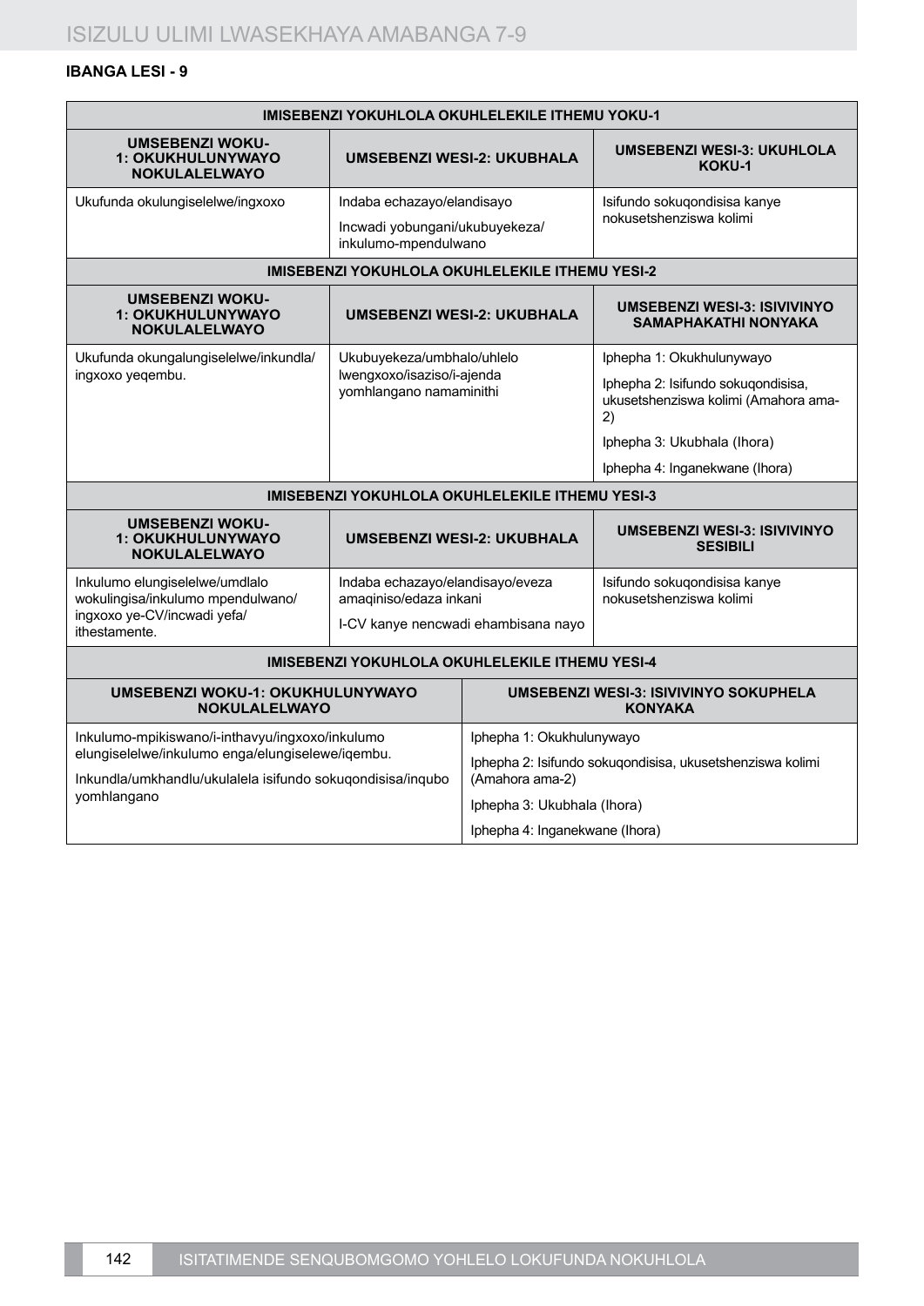**IBANGA LESI - 9**

| IMISEBENZI YOKUHLOLA OKUHLELEKILE ITHEMU YOKU-1 | | |
|---|---|---|
| **UMSEBENZI WOKU-1: OKUKHULUNYWAYO NOKULALELWAYO** | **UMSEBENZI WESI-2: UKUBHALA** | **UMSEBENZI WESI-3: UKUHLOLA KOKU-1** |
| Ukufunda okulungiselelwe/ingxoxo | Indaba echazayo/elandisayo<br>Incwadi yobungani/ukubuyekeza/ inkulumo-mpendulwano | Isifundo sokuqondisisa kanye nokusetshenziswa kolimi |
| **IMISEBENZI YOKUHLOLA OKUHLELEKILE ITHEMU YESI-2** | | |
| **UMSEBENZI WOKU-1: OKUKHULUNYWAYO NOKULALELWAYO** | **UMSEBENZI WESI-2: UKUBHALA** | **UMSEBENZI WESI-3: ISIVIVINYO SAMAPHAKATHI NONYAKA** |
| Ukufunda okungalungiselelwe/inkundla/ ingxoxo yeqembu. | Ukubuyekeza/umbhalo/uhlelo lwengxoxo/isaziso/i-ajenda yomhlangano namaminithi | Iphepha 1: Okukhulunywayo<br>Iphepha 2: Isifundo sokuqondisisa, ukusetshenziswa kolimi (Amahora ama-2)<br>Iphepha 3: Ukubhala (Ihora)<br>Iphepha 4: Inganekwane (Ihora) |
| **IMISEBENZI YOKUHLOLA OKUHLELEKILE ITHEMU YESI-3** | | |
| **UMSEBENZI WOKU-1: OKUKHULUNYWAYO NOKULALELWAYO** | **UMSEBENZI WESI-2: UKUBHALA** | **UMSEBENZI WESI-3: ISIVIVINYO SESIBILI** |
| Inkulumo elungiselelwe/umdlalo wokulingisa/inkulumo mpendulwano/ ingxoxo ye-CV/incwadi yefa/ ithestamente. | Indaba echazayo/elandisayo/eveza amaqiniso/edaza inkani<br>I-CV kanye nencwadi ehambisana nayo | Isifundo sokuqondisisa kanye nokusetshenziswa kolimi |

| IMISEBENZI YOKUHLOLA OKUHLELEKILE ITHEMU YESI-4 | |
|---|---|
| **UMSEBENZI WOKU-1: OKUKHULUNYWAYO NOKULALELWAYO** | **UMSEBENZI WESI-3: ISIVIVINYO SOKUPHELA KONYAKA** |
| Inkulumo-mpikiswano/i-inthavyu/ingxoxo/inkulumo elungiselelwe/inkulumo enga/elungiselewe/iqembu.<br>Inkundla/umkhandlu/ukulalela isifundo sokuqondisisa/inqubo yomhlangano | Iphepha 1: Okukhulunywayo<br>Iphepha 2: Isifundo sokuqondisisa, ukusetshenziswa kolimi (Amahora ama-2)<br>Iphepha 3: Ukubhala (Ihora)<br>Iphepha 4: Inganekwane (Ihora) |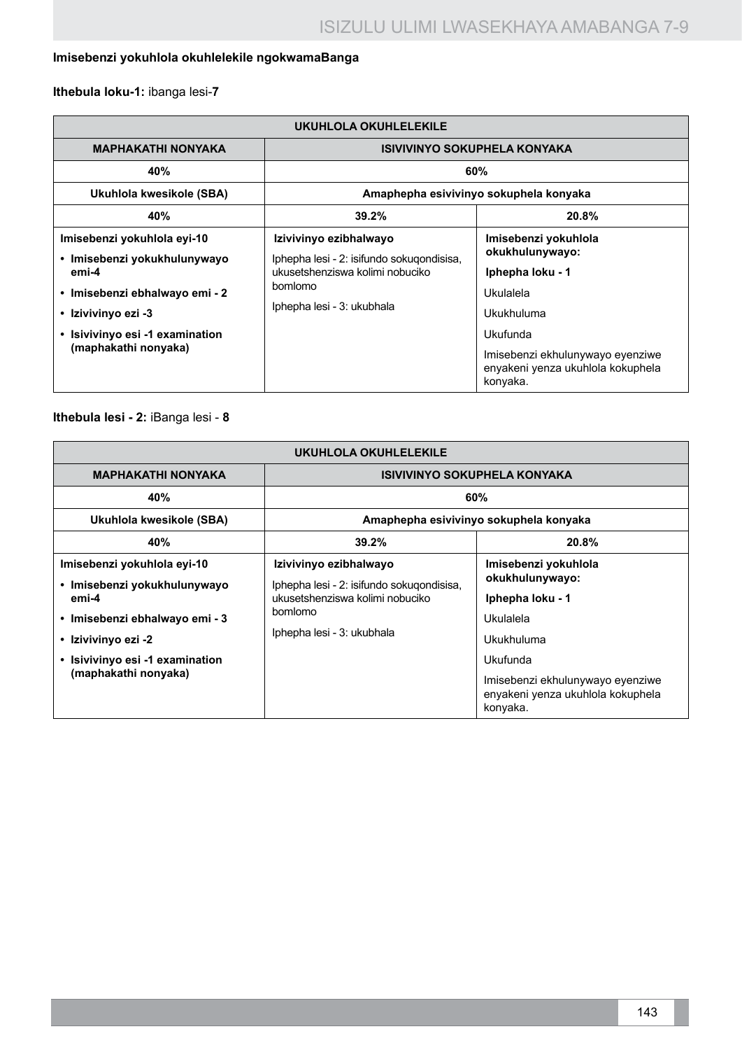**Imisebenzi yokuhlola okuhlelekile ngokwamaBanga**

**Ithebula loku-1:** ibanga lesi-**7**

| UKUHLOLA OKUHLELEKILE | | |
|---|---|---|
| **MAPHAKATHI NONYAKA** | **ISIVIVINYO SOKUPHELA KONYAKA** | |
| **40%** | **60%** | |
| **Ukuhlola kwesikole (SBA)** | **Amaphepha esivivinyo sokuphela konyaka** | |
| **40%** | **39.2%** | **20.8%** |
| **Imisebenzi yokuhlola eyi-10**<br>• **Imisebenzi yokukhulunywayo emi-4**<br>• **Imisebenzi ebhalwayo emi - 2**<br>• **Izivivinyo ezi -3**<br>• **Isivivinyo esi -1 examination (maphakathi nonyaka)** | **Izivivinyo ezibhalwayo**<br>Iphepha lesi - 2: isifundo sokuqondisisa, ukusetshenziswa kolimi nobuciko bomlomo<br>Iphepha lesi - 3: ukubhala | **Imisebenzi yokuhlola okukhulunywayo:**<br>**Iphepha loku - 1**<br>Ukulalela<br>Ukukhuluma<br>Ukufunda<br>Imisebenzi ekhulunywayo eyenziwe enyakeni yenza ukuhlola kokuphela konyaka. |

**Ithebula lesi - 2:** iBanga lesi - **8**

| UKUHLOLA OKUHLELEKILE | | |
|---|---|---|
| **MAPHAKATHI NONYAKA** | **ISIVIVINYO SOKUPHELA KONYAKA** | |
| **40%** | **60%** | |
| **Ukuhlola kwesikole (SBA)** | **Amaphepha esivivinyo sokuphela konyaka** | |
| **40%** | **39.2%** | **20.8%** |
| **Imisebenzi yokuhlola eyi-10**<br>• **Imisebenzi yokukhulunywayo emi-4**<br>• **Imisebenzi ebhalwayo emi - 3**<br>• **Izivivinyo ezi -2**<br>• **Isivivinyo esi -1 examination (maphakathi nonyaka)** | **Izivivinyo ezibhalwayo**<br>Iphepha lesi - 2: isifundo sokuqondisisa, ukusetshenziswa kolimi nobuciko bomlomo<br>Iphepha lesi - 3: ukubhala | **Imisebenzi yokuhlola okukhulunywayo:**<br>**Iphepha loku - 1**<br>Ukulalela<br>Ukukhuluma<br>Ukufunda<br>Imisebenzi ekhulunywayo eyenziwe enyakeni yenza ukuhlola kokuphela konyaka. |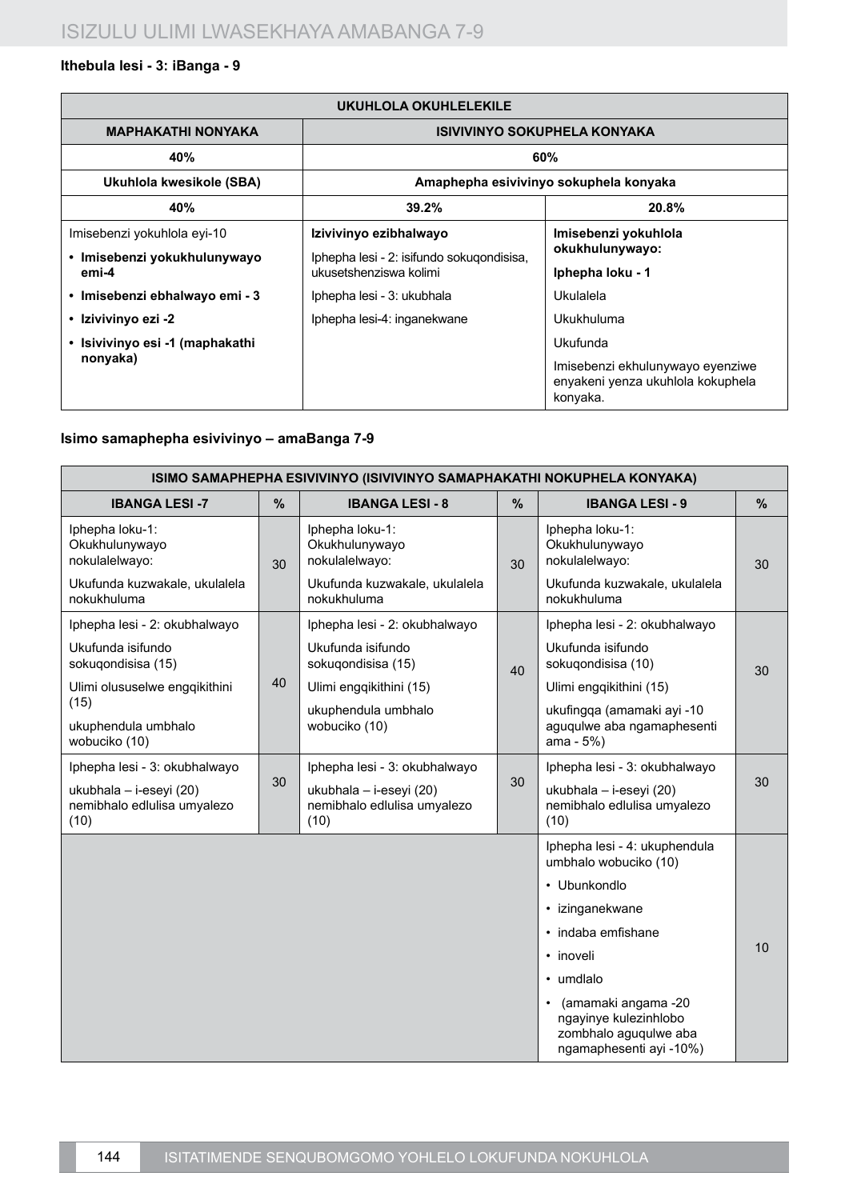**Ithebula lesi - 3: iBanga - 9**

| UKUHLOLA OKUHLELEKILE | | |
|---|---|---|
| **MAPHAKATHI NONYAKA** | **ISIVIVINYO SOKUPHELA KONYAKA** | |
| **40%** | **60%** | |
| **Ukuhlola kwesikole (SBA)** | **Amaphepha esivivinyo sokuphela konyaka** | |
| **40%** | **39.2%** | **20.8%** |
| Imisebenzi yokuhlola eyi-10<br>• **Imisebenzi yokukhulunywayo emi-4**<br>• **Imisebenzi ebhalwayo emi - 3**<br>• **Izivivinyo ezi -2**<br>• **Isivivinyo esi -1 (maphakathi nonyaka)** | **Izivivinyo ezibhalwayo**<br>Iphepha lesi - 2: isifundo sokuqondisisa, ukusetshenziswa kolimi<br>Iphepha lesi - 3: ukubhala<br>Iphepha lesi-4: inganekwane | **Imisebenzi yokuhlola okukhulunywayo:**<br>**Iphepha loku - 1**<br>Ukulalela<br>Ukukhuluma<br>Ukufunda<br>Imisebenzi ekhulunywayo eyenziwe enyakeni yenza ukuhlola kokuphela konyaka. |

**Isimo samaphepha esivivinyo – amaBanga 7-9**

| ISIMO SAMAPHEPHA ESIVIVINYO (ISIVIVINYO SAMAPHAKATHI NOKUPHELA KONYAKA) | | | | | |
|---|---|---|---|---|---|
| **IBANGA LESI -7** | **%** | **IBANGA LESI - 8** | **%** | **IBANGA LESI - 9** | **%** |
| Iphepha loku-1: Okukhulunywayo nokulalelwayo:<br>Ukufunda kuzwakale, ukulalela nokukhuluma | 30 | Iphepha loku-1: Okukhulunywayo nokulalelwayo:<br>Ukufunda kuzwakale, ukulalela nokukhuluma | 30 | Iphepha loku-1: Okukhulunywayo nokulalelwayo:<br>Ukufunda kuzwakale, ukulalela nokukhuluma | 30 |
| Iphepha lesi - 2: okubhalwayo<br>Ukufunda isifundo sokuqondisisa (15)<br>Ulimi olususelwe engqikithini (15)<br>ukuphendula umbhalo wobuciko (10) | 40 | Iphepha lesi - 2: okubhalwayo<br>Ukufunda isifundo sokuqondisisa (15)<br>Ulimi engqikithini (15)<br>ukuphendula umbhalo wobuciko (10) | 40 | Iphepha lesi - 2: okubhalwayo<br>Ukufunda isifundo sokuqondisisa (10)<br>Ulimi engqikithini (15)<br>ukufingqa (amamaki ayi -10 aguqulwe aba ngamaphesenti ama - 5%) | 30 |
| Iphepha lesi - 3: okubhalwayo<br>ukubhala – i-eseyi (20) nemibhalo edlulisa umyalezo (10) | 30 | Iphepha lesi - 3: okubhalwayo<br>ukubhala – i-eseyi (20) nemibhalo edlulisa umyalezo (10) | 30 | Iphepha lesi - 3: okubhalwayo<br>ukubhala – i-eseyi (20) nemibhalo edlulisa umyalezo (10) | 30 |
| | | | | Iphepha lesi - 4: ukuphendula umbhalo wobuciko (10)<br>• Ubunkondlo<br>• izinganekwane<br>• indaba emfishane<br>• inoveli<br>• umdlalo<br>• (amamaki angama -20 ngayinye kulezinhlobo zombhalo aguqulwe aba ngamaphesenti ayi -10%) | 10 |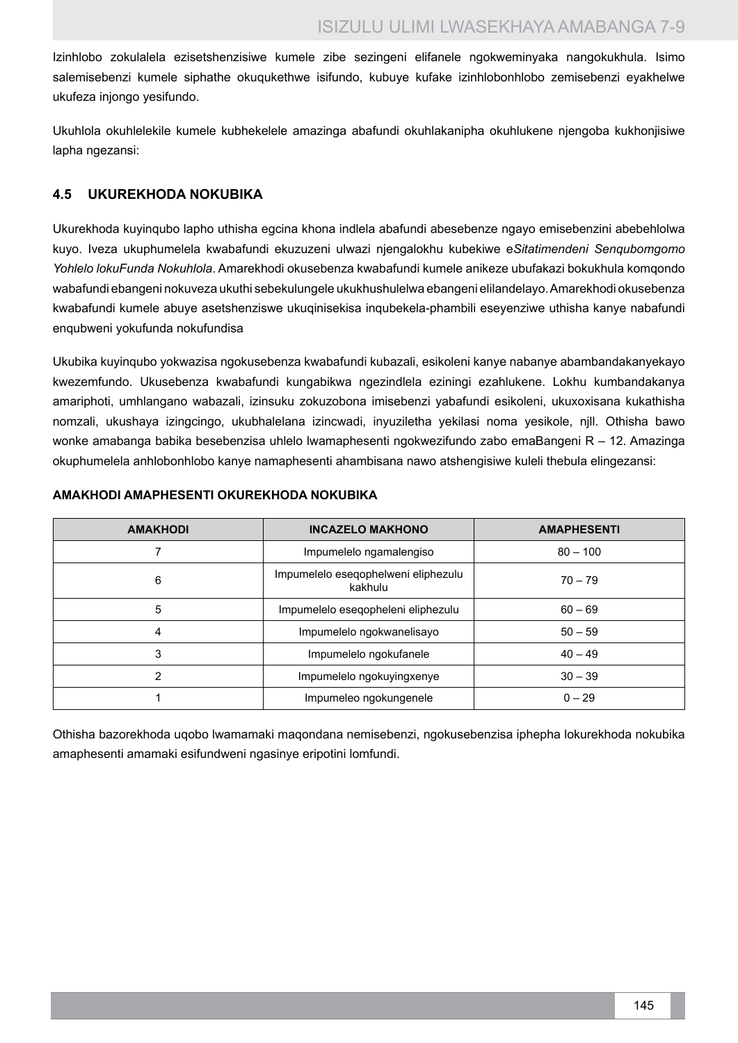Izinhlobo zokulalela ezisetshenzisiwe kumele zibe sezingeni elifanele ngokweminyaka nangokukhula. Isimo salemisebenzi kumele siphathe okuqukethwe isifundo, kubuye kufake izinhlobonhlobo zemisebenzi eyakhelwe ukufeza injongo yesifundo.

Ukuhlola okuhlelekile kumele kubhekelele amazinga abafundi okuhlakanipha okuhlukene njengoba kukhonjisiwe lapha ngezansi:

## 4.5 UKUREKHODA NOKUBIKA

Ukurekhoda kuyinqubo lapho uthisha egcina khona indlela abafundi abesebenze ngayo emisebenzini abebehlolwa kuyo. Iveza ukuphumelela kwabafundi ekuzuzeni ulwazi njengalokhu kubekiwe e*Sitatimendeni Senqubomgomo Yohlelo lokuFunda Nokuhlola*. Amarekhodi okusebenza kwabafundi kumele anikeze ubufakazi bokukhula komqondo wabafundi ebangeni nokuveza ukuthi sebekulungele ukukhushulelwa ebangeni elilandelayo. Amarekhodi okusebenza kwabafundi kumele abuye asetshenziswe ukuqinisekisa inqubekela-phambili eseyenziwe uthisha kanye nabafundi enqubweni yokufunda nokufundisa

Ukubika kuyinqubo yokwazisa ngokusebenza kwabafundi kubazali, esikoleni kanye nabanye abambandakanyekayo kwezemfundo. Ukusebenza kwabafundi kungabikwa ngezindlela eziningi ezahlukene. Lokhu kumbandakanya amariphoti, umhlangano wabazali, izinsuku zokuzobona imisebenzi yabafundi esikoleni, ukuxoxisana kukathisha nomzali, ukushaya izingcingo, ukubhalelana izincwadi, inyuziletha yekilasi noma yesikole, njll. Othisha bawo wonke amabanga babika besebenzisa uhlelo lwamaphesenti ngokwezifundo zabo emaBangeni R – 12. Amazinga okuphumelela anhlobonhlobo kanye namaphesenti ahambisana nawo atshengisiwe kuleli thebula elingezansi:

**AMAKHODI AMAPHESENTI OKUREKHODA NOKUBIKA**

| AMAKHODI | INCAZELO MAKHONO | AMAPHESENTI |
|---|---|---|
| 7 | Impumelelo ngamalengiso | 80 – 100 |
| 6 | Impumelelo eseqophelweni eliphezulu kakhulu | 70 – 79 |
| 5 | Impumelelo eseqopheleni eliphezulu | 60 – 69 |
| 4 | Impumelelo ngokwanelisayo | 50 – 59 |
| 3 | Impumelelo ngokufanele | 40 – 49 |
| 2 | Impumelelo ngokuyingxenye | 30 – 39 |
| 1 | Impumeleo ngokungenele | 0 – 29 |

Othisha bazorekhoda uqobo lwamamaki maqondana nemisebenzi, ngokusebenzisa iphepha lokurekhoda nokubika amaphesenti amamaki esifundweni ngasinye eripotini lomfundi.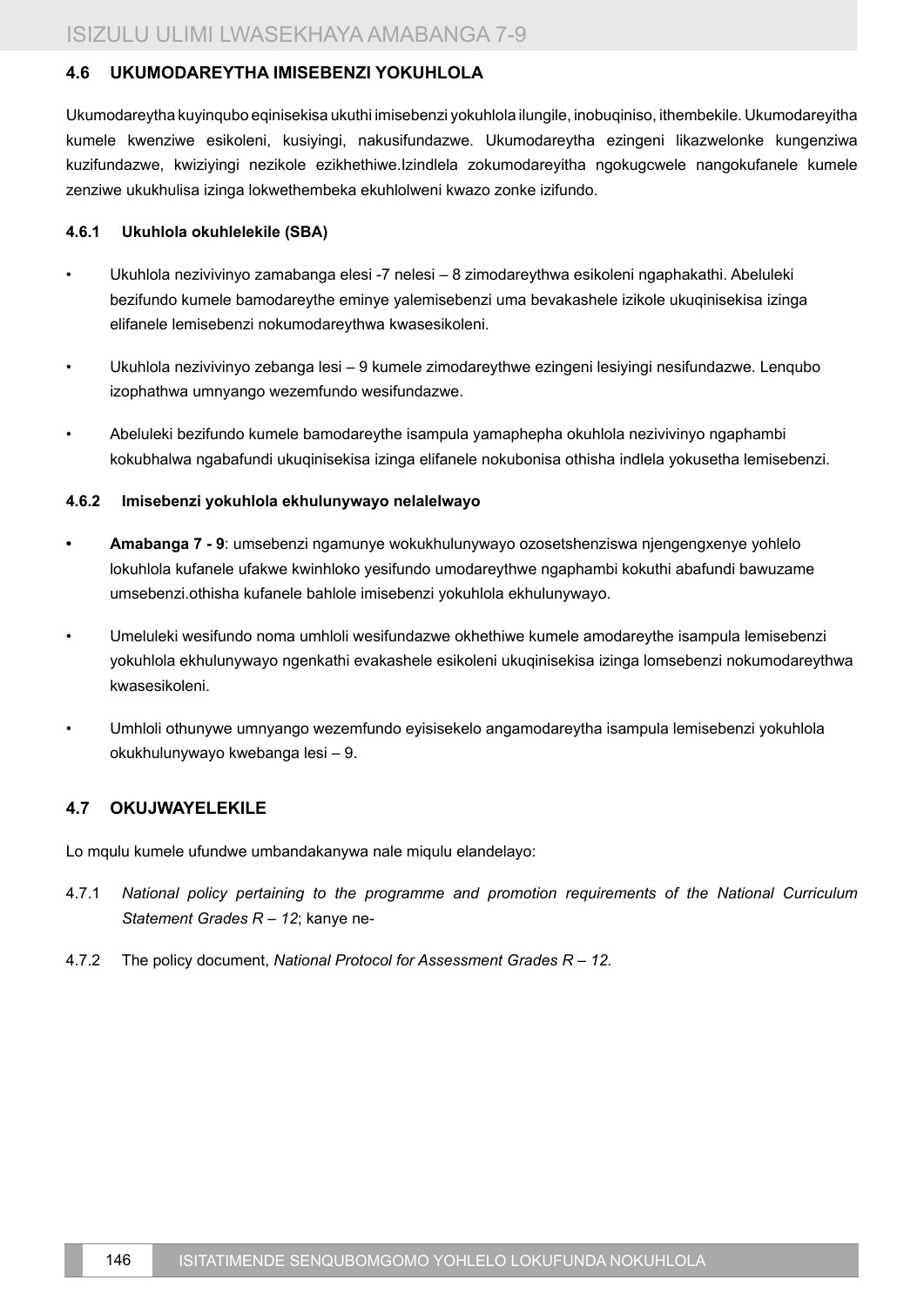## 4.6 UKUMODAREYTHA IMISEBENZI YOKUHLOLA

Ukumodareytha kuyinqubo eqinisekisa ukuthi imisebenzi yokuhlola ilungile, inobuqiniso, ithembekile. Ukumodareyitha kumele kwenziwe esikoleni, kusiyingi, nakusifundazwe. Ukumodareytha ezingeni likazwelonke kungenziwa kuzifundazwe, kwiziyingi nezikole ezikhethiwe.Izindlela zokumodareyitha ngokugcwele nangokufanele kumele zenziwe ukukhulisa izinga lokwethembeka ekuhlolweni kwazo zonke izifundo.

### 4.6.1 Ukuhlola okuhlelekile (SBA)

- Ukuhlola nezivivinyo zamabanga elesi -7 nelesi – 8 zimodareythwa esikoleni ngaphakathi. Abeluleki bezifundo kumele bamodareythe eminye yalemisebenzi uma bevakashele izikole ukuqinisekisa izinga elifanele lemisebenzi nokumodareythwa kwasesikoleni.
- Ukuhlola nezivivinyo zebanga lesi – 9 kumele zimodareythwe ezingeni lesiyingi nesifundazwe. Lenqubo izophathwa umnyango wezemfundo wesifundazwe.
- Abeluleki bezifundo kumele bamodareythe isampula yamaphepha okuhlola nezivivinyo ngaphambi kokubhalwa ngabafundi ukuqinisekisa izinga elifanele nokubonisa othisha indlela yokusetha lemisebenzi.

### 4.6.2 Imisebenzi yokuhlola ekhulunywayo nelalelwayo

- **Amabanga 7 - 9**: umsebenzi ngamunye wokukhulunywayo ozosetshenziswa njengengxenye yohlelo lokuhlola kufanele ufakwe kwinhloko yesifundo umodareythwe ngaphambi kokuthi abafundi bawuzame umsebenzi.othisha kufanele bahlole imisebenzi yokuhlola ekhulunywayo.
- Umeluleki wesifundo noma umhloli wesifundazwe okhethiwe kumele amodareythe isampula lemisebenzi yokuhlola ekhulunywayo ngenkathi evakashele esikoleni ukuqinisekisa izinga lomsebenzi nokumodareythwa kwasesikoleni.
- Umhloli othunywe umnyango wezemfundo eyisisekelo angamodareytha isampula lemisebenzi yokuhlola okukhulunywayo kwebanga lesi – 9.

## 4.7 OKUJWAYELEKILE

Lo mqulu kumele ufundwe umbandakanywa nale miqulu elandelayo:

4.7.1 *National policy pertaining to the programme and promotion requirements of the National Curriculum Statement Grades R – 12*; kanye ne-

4.7.2 The policy document, *National Protocol for Assessment Grades R – 12.*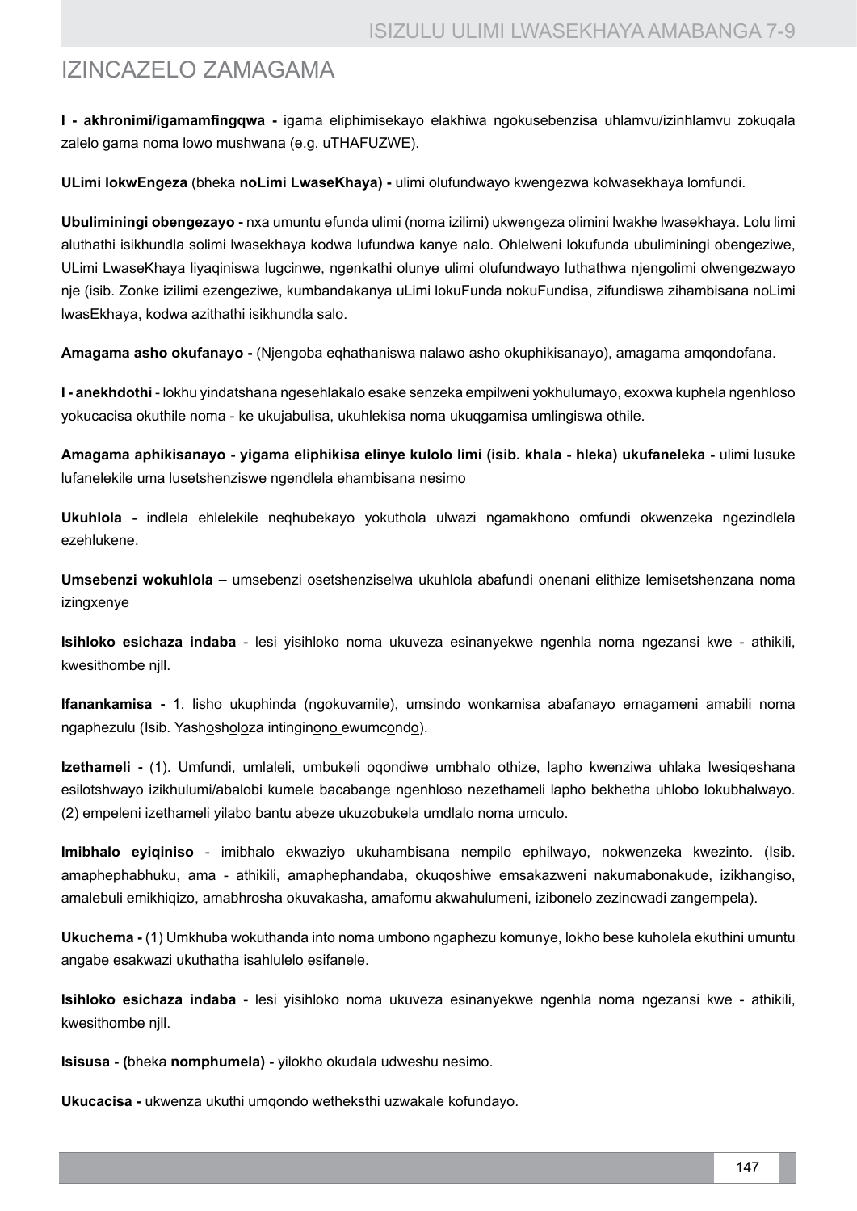# IZINCAZELO ZAMAGAMA

**I - akhronimi/igamamfingqwa -** igama eliphimisekayo elakhiwa ngokusebenzisa uhlamvu/izinhlamvu zokuqala zalelo gama noma lowo mushwana (e.g. uTHAFUZWE).

**ULimi lokwEngeza** (bheka **noLimi LwaseKhaya) -** ulimi olufundwayo kwengezwa kolwasekhaya lomfundi.

**Ubuliminingi obengezayo -** nxa umuntu efunda ulimi (noma izilimi) ukwengeza olimini lwakhe lwasekhaya. Lolu limi aluthathi isikhundla solimi lwasekhaya kodwa lufundwa kanye nalo. Ohlelweni lokufunda ubuliminingi obengeziwe, ULimi LwaseKhaya liyaqiniswa lugcinwe, ngenkathi olunye ulimi olufundwayo luthathwa njengolimi olwengezwayo nje (isib. Zonke izilimi ezengeziwe, kumbandakanya uLimi lokuFunda nokuFundisa, zifundiswa zihambisana noLimi lwasEkhaya, kodwa azithathi isikhundla salo.

**Amagama asho okufanayo -** (Njengoba eqhathaniswa nalawo asho okuphikisanayo), amagama amqondofana.

**I - anekhdothi** - lokhu yindatshana ngesehlakalo esake senzeka empilweni yokhulumayo, exoxwa kuphela ngenhloso yokucacisa okuthile noma - ke ukujabulisa, ukuhlekisa noma ukuqgamisa umlingiswa othile.

**Amagama aphikisanayo - yigama eliphikisa elinye kulolo limi (isib. khala - hleka) ukufaneleka -** ulimi lusuke lufanelekile uma lusetshenziswe ngendlela ehambisana nesimo

**Ukuhlola -** indlela ehlelekile neqhubekayo yokuthola ulwazi ngamakhono omfundi okwenzeka ngezindlela ezehlukene.

**Umsebenzi wokuhlola** – umsebenzi osetshenziselwa ukuhlola abafundi onenani elithize lemisetshenzana noma izingxenye

**Isihloko esichaza indaba** - lesi yisihloko noma ukuveza esinanyekwe ngenhla noma ngezansi kwe - athikili, kwesithombe njll.

**Ifanankamisa -** 1. Iisho ukuphinda (ngokuvamile), umsindo wonkamisa abafanayo emagameni amabili noma ngaphezulu (Isib. Yash<u>o</u>sh<u>o</u>l<u>o</u>za intingin<u>ono</u> ewumc<u>o</u>nd<u>o</u>).

**Izethameli -** (1). Umfundi, umlaleli, umbukeli oqondiwe umbhalo othize, lapho kwenziwa uhlaka lwesiqeshana esilotshwayo izikhulumi/abalobi kumele bacabange ngenhloso nezethameli lapho bekhetha uhlobo lokubhalwayo. (2) empeleni izethameli yilabo bantu abeze ukuzobukela umdlalo noma umculo.

**Imibhalo eyiqiniso** - imibhalo ekwaziyo ukuhambisana nempilo ephilwayo, nokwenzeka kwezinto. (Isib. amaphephabhuku, ama - athikili, amaphephandaba, okuqoshiwe emsakazweni nakumabonakude, izikhangiso, amalebuli emikhiqizo, amabhrosha okuvakasha, amafomu akwahulumeni, izibonelo zezincwadi zangempela).

**Ukuchema -** (1) Umkhuba wokuthanda into noma umbono ngaphezu komunye, lokho bese kuholela ekuthini umuntu angabe esakwazi ukuthatha isahlulelo esifanele.

**Isihloko esichaza indaba** - lesi yisihloko noma ukuveza esinanyekwe ngenhla noma ngezansi kwe - athikili, kwesithombe njll.

**Isisusa - (**bheka **nomphumela) -** yilokho okudala udweshu nesimo.

**Ukucacisa -** ukwenza ukuthi umqondo wetheksthi uzwakale kofundayo.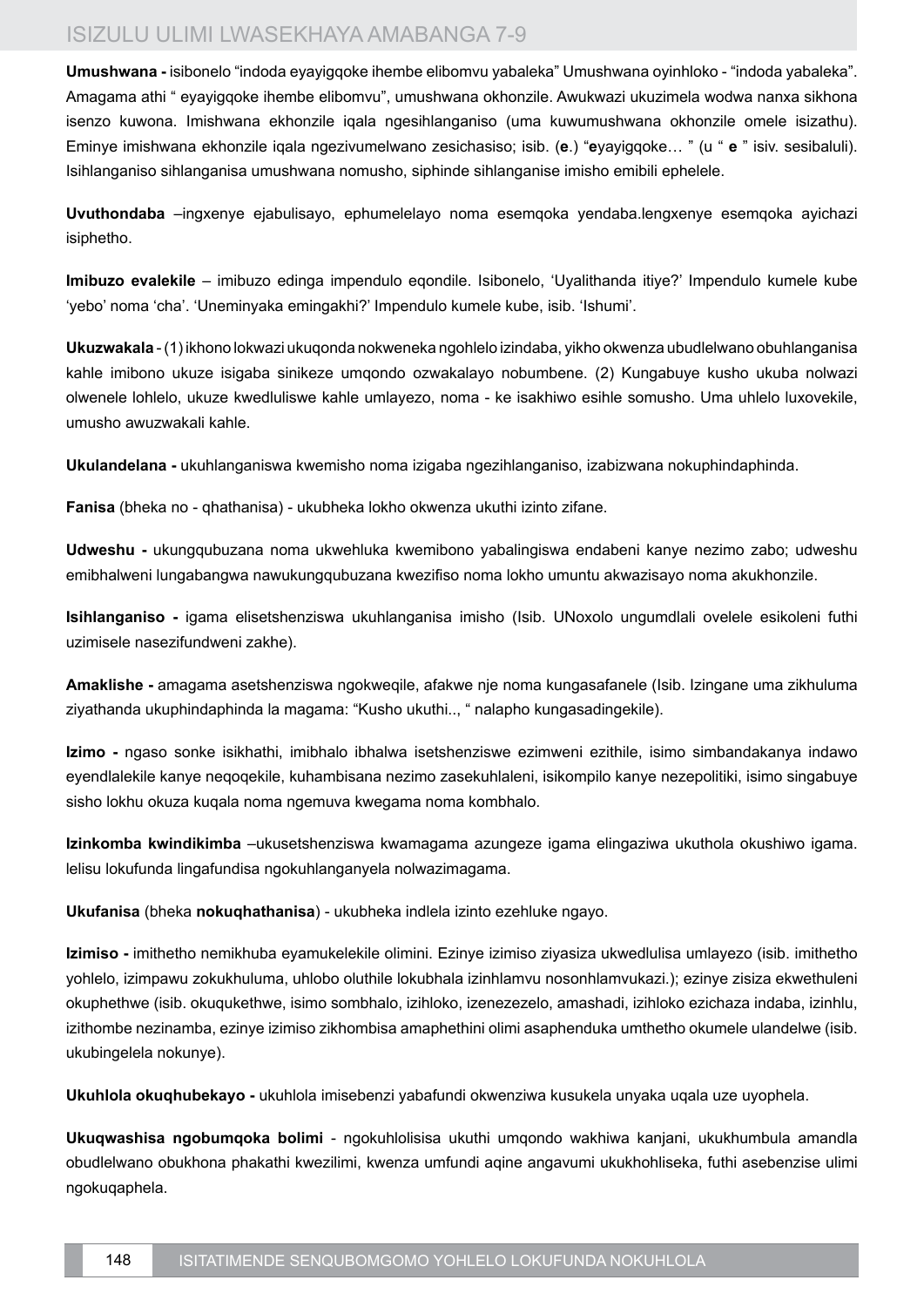**Umushwana -** isibonelo "indoda eyayigqoke ihembe elibomvu yabaleka" Umushwana oyinhloko - "indoda yabaleka". Amagama athi " eyayigqoke ihembe elibomvu", umushwana okhonzile. Awukwazi ukuzimela wodwa nanxa sikhona isenzo kuwona. Imishwana ekhonzile iqala ngesihlanganiso (uma kuwumushwana okhonzile omele isizathu). Eminye imishwana ekhonzile iqala ngezivumelwano zesichasiso; isib. (**e**.) "**e**yayigqoke… " (u " **e** " isiv. sesibaluli). Isihlanganiso sihlanganisa umushwana nomusho, siphinde sihlanganise imisho emibili ephelele.

**Uvuthondaba** –ingxenye ejabulisayo, ephumelelayo noma esemqoka yendaba.lengxenye esemqoka ayichazi isiphetho.

**Imibuzo evalekile** – imibuzo edinga impendulo eqondile. Isibonelo, 'Uyalithanda itiye?' Impendulo kumele kube 'yebo' noma 'cha'. 'Uneminyaka emingakhi?' Impendulo kumele kube, isib. 'Ishumi'.

**Ukuzwakala** - (1) ikhono lokwazi ukuqonda nokweneka ngohlelo izindaba, yikho okwenza ubudlelwano obuhlanganisa kahle imibono ukuze isigaba sinikeze umqondo ozwakalayo nobumbene. (2) Kungabuye kusho ukuba nolwazi olwenele lohlelo, ukuze kwedluliswe kahle umlayezo, noma - ke isakhiwo esihle somusho. Uma uhlelo luxovekile, umusho awuzwakali kahle.

**Ukulandelana -** ukuhlanganiswa kwemisho noma izigaba ngezihlanganiso, izabizwana nokuphindaphinda.

**Fanisa** (bheka no - qhathanisa) - ukubheka lokho okwenza ukuthi izinto zifane.

**Udweshu -** ukungqubuzana noma ukwehluka kwemibono yabalingiswa endabeni kanye nezimo zabo; udweshu emibhalweni lungabangwa nawukungqubuzana kwezifiso noma lokho umuntu akwazisayo noma akukhonzile.

**Isihlanganiso -** igama elisetshenziswa ukuhlanganisa imisho (Isib. UNoxolo ungumdlali ovelele esikoleni futhi uzimisele nasezifundweni zakhe).

**Amaklishe -** amagama asetshenziswa ngokweqile, afakwe nje noma kungasafanele (Isib. Izingane uma zikhuluma ziyathanda ukuphindaphinda la magama: "Kusho ukuthi.., " nalapho kungasadingekile).

**Izimo -** ngaso sonke isikhathi, imibhalo ibhalwa isetshenziswe ezimweni ezithile, isimo simbandakanya indawo eyendlalekile kanye neqoqekile, kuhambisana nezimo zasekuhlaleni, isikompilo kanye nezepolitiki, isimo singabuye sisho lokhu okuza kuqala noma ngemuva kwegama noma kombhalo.

**Izinkomba kwindikimba** –ukusetshenziswa kwamagama azungeze igama elingaziwa ukuthola okushiwo igama. lelisu lokufunda lingafundisa ngokuhlanganyela nolwazimagama.

**Ukufanisa** (bheka **nokuqhathanisa**) - ukubheka indlela izinto ezehluke ngayo.

**Izimiso -** imithetho nemikhuba eyamukelekile olimini. Ezinye izimiso ziyasiza ukwedlulisa umlayezo (isib. imithetho yohlelo, izimpawu zokukhuluma, uhlobo oluthile lokubhala izinhlamvu nosonhlamvukazi.); ezinye zisiza ekwethuleni okuphethwe (isib. okuqukethwe, isimo sombhalo, izihloko, izenezezelo, amashadi, izihloko ezichaza indaba, izinhlu, izithombe nezinamba, ezinye izimiso zikhombisa amaphethini olimi asaphenduka umthetho okumele ulandelwe (isib. ukubingelela nokunye).

**Ukuhlola okuqhubekayo -** ukuhlola imisebenzi yabafundi okwenziwa kusukela unyaka uqala uze uyophela.

**Ukuqwashisa ngobumqoka bolimi** - ngokuhlolisisa ukuthi umqondo wakhiwa kanjani, ukukhumbula amandla obudlelwano obukhona phakathi kwezilimi, kwenza umfundi aqine angavumi ukukhohliseka, futhi asebenzise ulimi ngokuqaphela.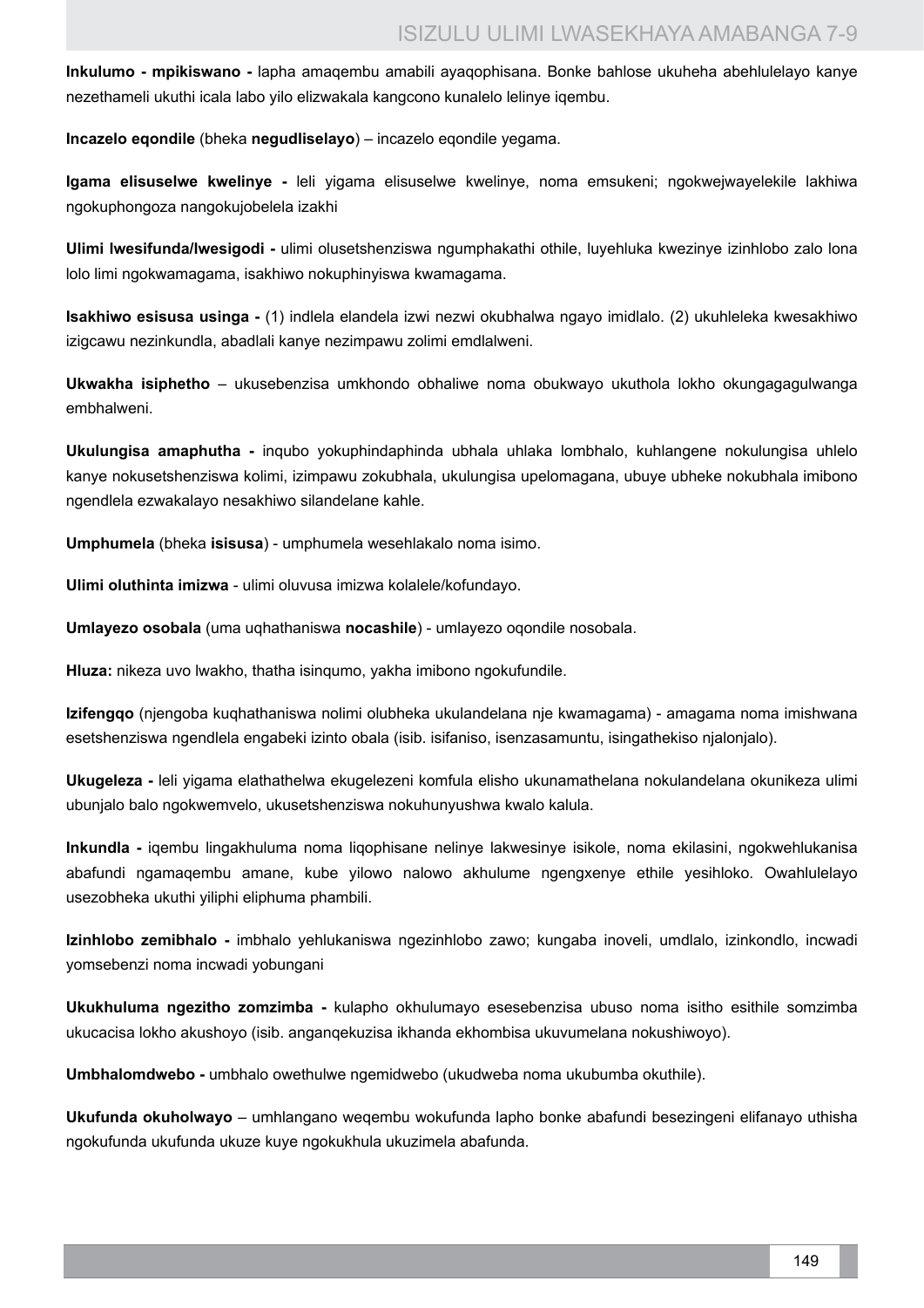**Inkulumo - mpikiswano -** lapha amaqembu amabili ayaqophisana. Bonke bahlose ukuheha abehlulelayo kanye nezethameli ukuthi icala labo yilo elizwakala kangcono kunalelo lelinye iqembu.

**Incazelo eqondile** (bheka **negudliselayo**) – incazelo eqondile yegama.

**Igama elisuselwe kwelinye -** leli yigama elisuselwe kwelinye, noma emsukeni; ngokwejwayelekile lakhiwa ngokuphongoza nangokujobelela izakhi

**Ulimi lwesifunda/lwesigodi -** ulimi olusetshenziswa ngumphakathi othile, luyehluka kwezinye izinhlobo zalo lona lolo limi ngokwamagama, isakhiwo nokuphinyiswa kwamagama.

**Isakhiwo esisusa usinga -** (1) indlela elandela izwi nezwi okubhalwa ngayo imidlalo. (2) ukuhleleka kwesakhiwo izigcawu nezinkundla, abadlali kanye nezimpawu zolimi emdlalweni.

**Ukwakha isiphetho** – ukusebenzisa umkhondo obhaliwe noma obukwayo ukuthola lokho okungagagulwanga embhalweni.

**Ukulungisa amaphutha -** inqubo yokuphindaphinda ubhala uhlaka lombhalo, kuhlangene nokulungisa uhlelo kanye nokusetshenziswa kolimi, izimpawu zokubhala, ukulungisa upelomagana, ubuye ubheke nokubhala imibono ngendlela ezwakalayo nesakhiwo silandelane kahle.

**Umphumela** (bheka **isisusa**) - umphumela wesehlakalo noma isimo.

**Ulimi oluthinta imizwa** - ulimi oluvusa imizwa kolalele/kofundayo.

**Umlayezo osobala** (uma uqhathaniswa **nocashile**) - umlayezo oqondile nosobala.

**Hluza:** nikeza uvo lwakho, thatha isinqumo, yakha imibono ngokufundile.

**Izifengqo** (njengoba kuqhathaniswa nolimi olubheka ukulandelana nje kwamagama) - amagama noma imishwana esetshenziswa ngendlela engabeki izinto obala (isib. isifaniso, isenzasamuntu, isingathekiso njalonjalo).

**Ukugeleza -** leli yigama elathathelwa ekugelezeni komfula elisho ukunamathelana nokulandelana okunikeza ulimi ubunjalo balo ngokwemvelo, ukusetshenziswa nokuhunyushwa kwalo kalula.

**Inkundla -** iqembu lingakhuluma noma liqophisane nelinye lakwesinye isikole, noma ekilasini, ngokwehlukanisa abafundi ngamaqembu amane, kube yilowo nalowo akhulume ngengxenye ethile yesihloko. Owahlulelayo usezobheka ukuthi yiliphi eliphuma phambili.

**Izinhlobo zemibhalo -** imbhalo yehlukaniswa ngezinhlobo zawo; kungaba inoveli, umdlalo, izinkondlo, incwadi yomsebenzi noma incwadi yobungani

**Ukukhuluma ngezitho zomzimba -** kulapho okhulumayo esesebenzisa ubuso noma isitho esithile somzimba ukucacisa lokho akushoyo (isib. anganqekuzisa ikhanda ekhombisa ukuvumelana nokushiwoyo).

**Umbhalomdwebo -** umbhalo owethulwe ngemidwebo (ukudweba noma ukubumba okuthile).

**Ukufunda okuholwayo** – umhlangano weqembu wokufunda lapho bonke abafundi besezingeni elifanayo uthisha ngokufunda ukufunda ukuze kuye ngokukhula ukuzimela abafunda.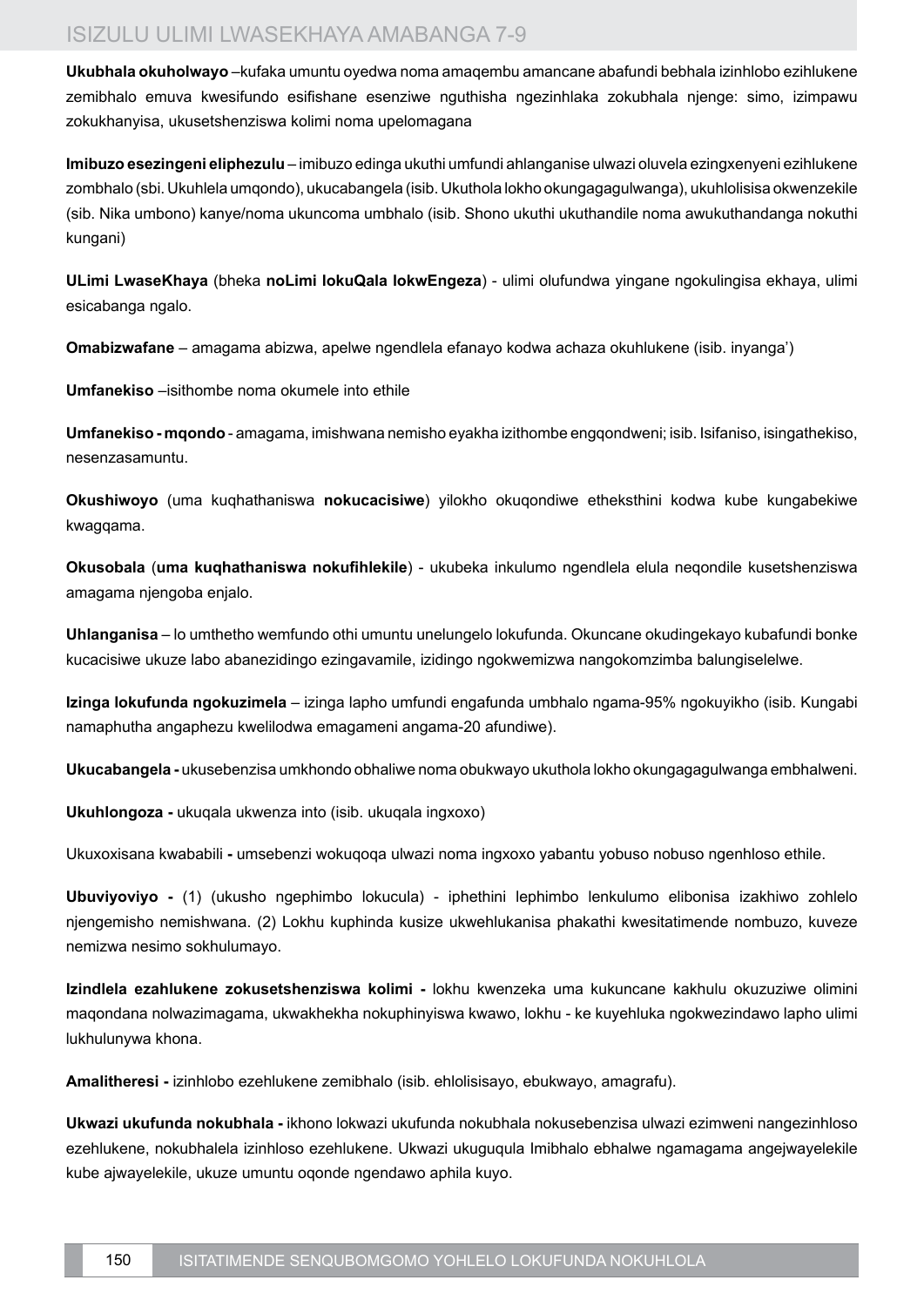**Ukubhala okuholwayo** –kufaka umuntu oyedwa noma amaqembu amancane abafundi bebhala izinhlobo ezihlukene zemibhalo emuva kwesifundo esifishane esenziwe nguthisha ngezinhlaka zokubhala njenge: simo, izimpawu zokukhanyisa, ukusetshenziswa kolimi noma upelomagana

**Imibuzo esezingeni eliphezulu** – imibuzo edinga ukuthi umfundi ahlanganise ulwazi oluvela ezingxenyeni ezihlukene zombhalo (sbi. Ukuhlela umqondo), ukucabangela (isib. Ukuthola lokho okungagagulwanga), ukuhlolisisa okwenzekile (sib. Nika umbono) kanye/noma ukuncoma umbhalo (isib. Shono ukuthi ukuthandile noma awukuthandanga nokuthi kungani)

**ULimi LwaseKhaya** (bheka **noLimi lokuQala lokwEngeza**) - ulimi olufundwa yingane ngokulingisa ekhaya, ulimi esicabanga ngalo.

**Omabizwafane** – amagama abizwa, apelwe ngendlela efanayo kodwa achaza okuhlukene (isib. inyanga')

**Umfanekiso** –isithombe noma okumele into ethile

**Umfanekiso - mqondo** - amagama, imishwana nemisho eyakha izithombe engqondweni; isib. Isifaniso, isingathekiso, nesenzasamuntu.

**Okushiwoyo** (uma kuqhathaniswa **nokucacisiwe**) yilokho okuqondiwe etheksthini kodwa kube kungabekiwe kwagqama.

**Okusobala** (**uma kuqhathaniswa nokufihlekile**) - ukubeka inkulumo ngendlela elula neqondile kusetshenziswa amagama njengoba enjalo.

**Uhlanganisa** – lo umthetho wemfundo othi umuntu unelungelo lokufunda. Okuncane okudingekayo kubafundi bonke kucacisiwe ukuze labo abanezidingo ezingavamile, izidingo ngokwemizwa nangokomzimba balungiselelwe.

**Izinga lokufunda ngokuzimela** – izinga lapho umfundi engafunda umbhalo ngama-95% ngokuyikho (isib. Kungabi namaphutha angaphezu kwelilodwa emagameni angama-20 afundiwe).

**Ukucabangela -** ukusebenzisa umkhondo obhaliwe noma obukwayo ukuthola lokho okungagagulwanga embhalweni.

**Ukuhlongoza -** ukuqala ukwenza into (isib. ukuqala ingxoxo)

Ukuxoxisana kwababili **-** umsebenzi wokuqoqa ulwazi noma ingxoxo yabantu yobuso nobuso ngenhloso ethile.

**Ubuviyoviyo -** (1) (ukusho ngephimbo lokucula) - iphethini lephimbo lenkulumo elibonisa izakhiwo zohlelo njengemisho nemishwana. (2) Lokhu kuphinda kusize ukwehlukanisa phakathi kwesitatimende nombuzo, kuveze nemizwa nesimo sokhulumayo.

**Izindlela ezahlukene zokusetshenziswa kolimi -** lokhu kwenzeka uma kukuncane kakhulu okuzuziwe olimini maqondana nolwazimagama, ukwakhekha nokuphinyiswa kwawo, lokhu - ke kuyehluka ngokwezindawo lapho ulimi lukhulunywa khona.

**Amalitheresi -** izinhlobo ezehlukene zemibhalo (isib. ehlolisisayo, ebukwayo, amagrafu).

**Ukwazi ukufunda nokubhala -** ikhono lokwazi ukufunda nokubhala nokusebenzisa ulwazi ezimweni nangezinhloso ezehlukene, nokubhalela izinhloso ezehlukene. Ukwazi ukuguqula Imibhalo ebhalwe ngamagama angejwayelekile kube ajwayelekile, ukuze umuntu oqonde ngendawo aphila kuyo.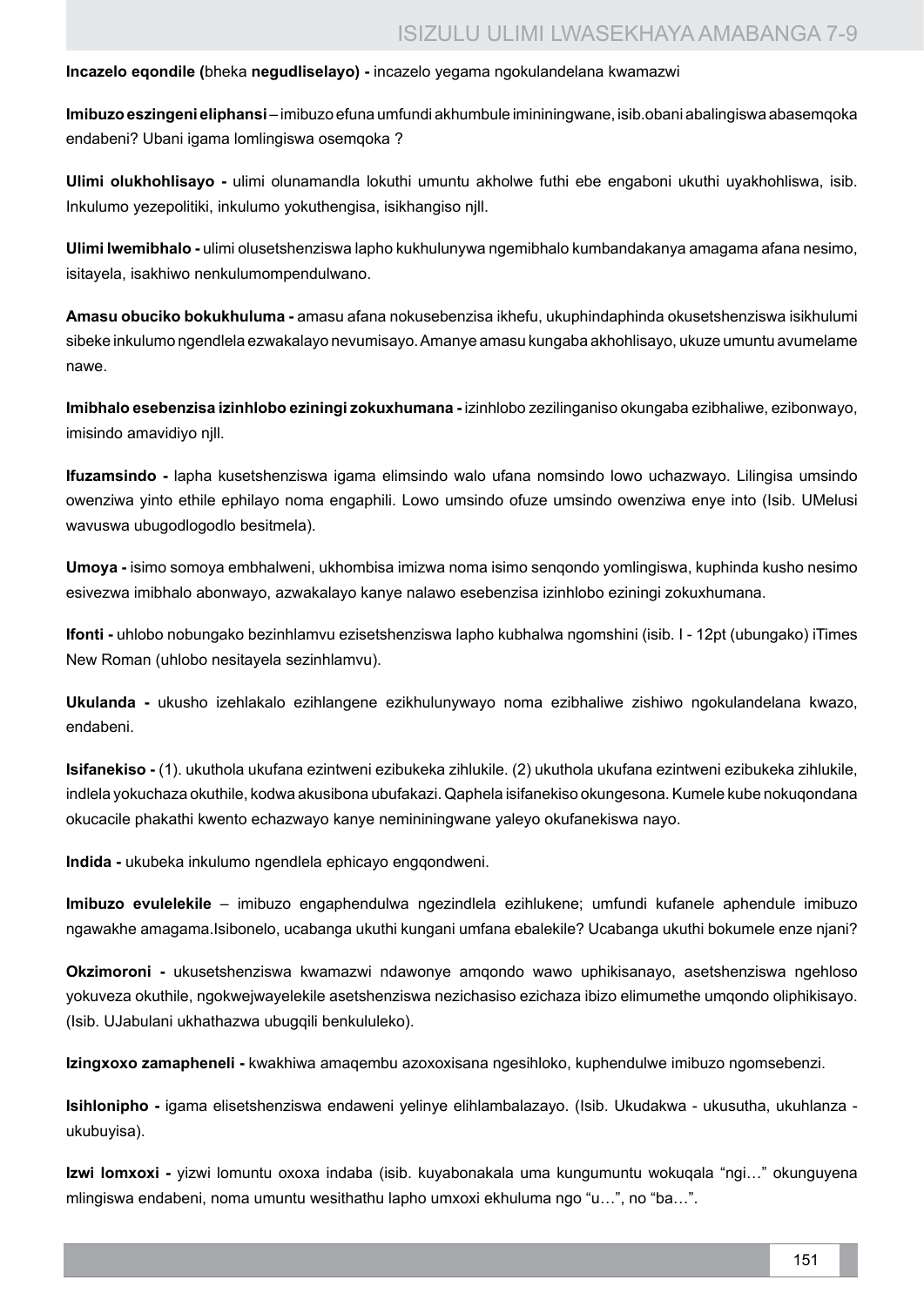**Incazelo eqondile (**bheka **negudliselayo) -** incazelo yegama ngokulandelana kwamazwi

**Imibuzo eszingeni eliphansi** – imibuzo efuna umfundi akhumbule imininingwane, isib.obani abalingiswa abasemqoka endabeni? Ubani igama lomlingiswa osemqoka ?

**Ulimi olukhohlisayo -** ulimi olunamandla lokuthi umuntu akholwe futhi ebe engaboni ukuthi uyakhohliswa, isib. Inkulumo yezepolitiki, inkulumo yokuthengisa, isikhangiso njll.

**Ulimi lwemibhalo -** ulimi olusetshenziswa lapho kukhulunywa ngemibhalo kumbandakanya amagama afana nesimo, isitayela, isakhiwo nenkulumompendulwano.

**Amasu obuciko bokukhuluma -** amasu afana nokusebenzisa ikhefu, ukuphindaphinda okusetshenziswa isikhulumi sibeke inkulumo ngendlela ezwakalayo nevumisayo. Amanye amasu kungaba akhohlisayo, ukuze umuntu avumelame nawe.

**Imibhalo esebenzisa izinhlobo eziningi zokuxhumana -** izinhlobo zezilinganiso okungaba ezibhaliwe, ezibonwayo, imisindo amavidiyo njll.

**Ifuzamsindo -** lapha kusetshenziswa igama elimsindo walo ufana nomsindo lowo uchazwayo. Lilingisa umsindo owenziwa yinto ethile ephilayo noma engaphili. Lowo umsindo ofuze umsindo owenziwa enye into (Isib. UMelusi wavuswa ubugodlogodlo besitmela).

**Umoya -** isimo somoya embhalweni, ukhombisa imizwa noma isimo senqondo yomlingiswa, kuphinda kusho nesimo esivezwa imibhalo abonwayo, azwakalayo kanye nalawo esebenzisa izinhlobo eziningi zokuxhumana.

**Ifonti -** uhlobo nobungako bezinhlamvu ezisetshenziswa lapho kubhalwa ngomshini (isib. I - 12pt (ubungako) iTimes New Roman (uhlobo nesitayela sezinhlamvu).

**Ukulanda -** ukusho izehlakalo ezihlangene ezikhulunywayo noma ezibhaliwe zishiwo ngokulandelana kwazo, endabeni.

**Isifanekiso -** (1). ukuthola ukufana ezintweni ezibukeka zihlukile. (2) ukuthola ukufana ezintweni ezibukeka zihlukile, indlela yokuchaza okuthile, kodwa akusibona ubufakazi. Qaphela isifanekiso okungesona. Kumele kube nokuqondana okucacile phakathi kwento echazwayo kanye nemininingwane yaleyo okufanekiswa nayo.

**Indida -** ukubeka inkulumo ngendlela ephicayo engqondweni.

**Imibuzo evulelekile** – imibuzo engaphendulwa ngezindlela ezihlukene; umfundi kufanele aphendule imibuzo ngawakhe amagama.Isibonelo, ucabanga ukuthi kungani umfana ebalekile? Ucabanga ukuthi bokumele enze njani?

**Okzimoroni -** ukusetshenziswa kwamazwi ndawonye amqondo wawo uphikisanayo, asetshenziswa ngehloso yokuveza okuthile, ngokwejwayelekile asetshenziswa nezichasiso ezichaza ibizo elimumethe umqondo oliphikisayo. (Isib. UJabulani ukhathazwa ubugqili benkululeko).

**Izingxoxo zamapheneli -** kwakhiwa amaqembu azoxoxisana ngesihloko, kuphendulwe imibuzo ngomsebenzi.

**Isihlonipho -** igama elisetshenziswa endaweni yelinye elihlambalazayo. (Isib. Ukudakwa - ukusutha, ukuhlanza - ukubuyisa).

**Izwi lomxoxi -** yizwi lomuntu oxoxa indaba (isib. kuyabonakala uma kungumuntu wokuqala "ngi…" okunguyena mlingiswa endabeni, noma umuntu wesithathu lapho umxoxi ekhuluma ngo "u…", no "ba…".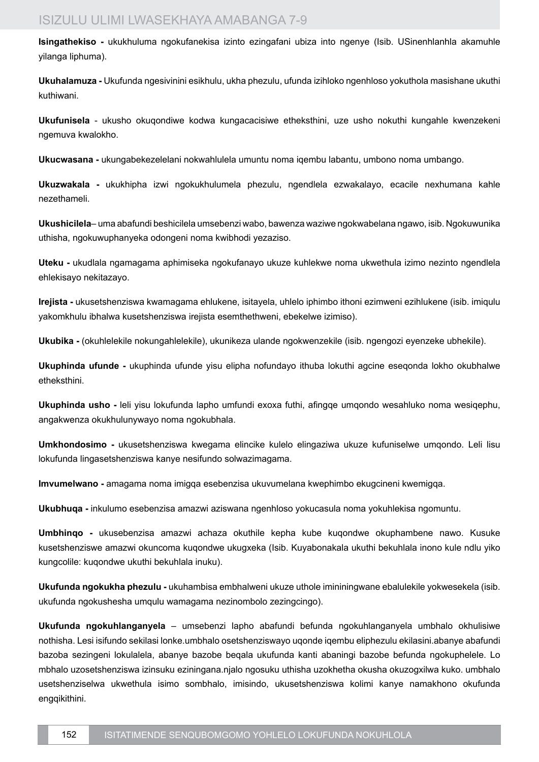**Isingathekiso -** ukukhuluma ngokufanekisa izinto ezingafani ubiza into ngenye (Isib. USinenhlanhla akamuhle yilanga liphuma).

**Ukuhalamuza -** Ukufunda ngesivinini esikhulu, ukha phezulu, ufunda izihloko ngenhloso yokuthola masishane ukuthi kuthiwani.

**Ukufunisela** - ukusho okuqondiwe kodwa kungacacisiwe etheksthini, uze usho nokuthi kungahle kwenzekeni ngemuva kwalokho.

**Ukucwasana -** ukungabekezelelani nokwahlulela umuntu noma iqembu labantu, umbono noma umbango.

**Ukuzwakala -** ukukhipha izwi ngokukhulumela phezulu, ngendlela ezwakalayo, ecacile nexhumana kahle nezethameli.

**Ukushicilela**– uma abafundi beshicilela umsebenzi wabo, bawenza waziwe ngokwabelana ngawo, isib. Ngokuwunika uthisha, ngokuwuphanyeka odongeni noma kwibhodi yezaziso.

**Uteku -** ukudlala ngamagama aphimiseka ngokufanayo ukuze kuhlekwe noma ukwethula izimo nezinto ngendlela ehlekisayo nekitazayo.

**Irejista -** ukusetshenziswa kwamagama ehlukene, isitayela, uhlelo iphimbo ithoni ezimweni ezihlukene (isib. imiqulu yakomkhulu ibhalwa kusetshenziswa irejista esemthethweni, ebekelwe izimiso).

**Ukubika -** (okuhlelekile nokungahlelekile), ukunikeza ulande ngokwenzekile (isib. ngengozi eyenzeke ubhekile).

**Ukuphinda ufunde -** ukuphinda ufunde yisu elipha nofundayo ithuba lokuthi agcine eseqonda lokho okubhalwe etheksthini.

**Ukuphinda usho -** leli yisu lokufunda lapho umfundi exoxa futhi, afingqe umqondo wesahluko noma wesiqephu, angakwenza okukhulunywayo noma ngokubhala.

**Umkhondosimo -** ukusetshenziswa kwegama elincike kulelo elingaziwa ukuze kufuniselwe umqondo. Leli lisu lokufunda lingasetshenziswa kanye nesifundo solwazimagama.

**Imvumelwano -** amagama noma imigqa esebenzisa ukuvumelana kwephimbo ekugcineni kwemigqa.

**Ukubhuqa -** inkulumo esebenzisa amazwi aziswana ngenhloso yokucasula noma yokuhlekisa ngomuntu.

**Umbhinqo -** ukusebenzisa amazwi achaza okuthile kepha kube kuqondwe okuphambene nawo. Kusuke kusetshenziswe amazwi okuncoma kuqondwe ukugxeka (Isib. Kuyabonakala ukuthi bekuhlala inono kule ndlu yiko kungcolile: kuqondwe ukuthi bekuhlala inuku).

**Ukufunda ngokukha phezulu -** ukuhambisa embhalweni ukuze uthole imininingwane ebalulekile yokwesekela (isib. ukufunda ngokushesha umqulu wamagama nezinombolo zezingcingo).

**Ukufunda ngokuhlanganyela** – umsebenzi lapho abafundi befunda ngokuhlanganyela umbhalo okhulisiwe nothisha. Lesi isifundo sekilasi lonke.umbhalo osetshenziswayo uqonde iqembu eliphezulu ekilasini.abanye abafundi bazoba sezingeni lokulalela, abanye bazobe beqala ukufunda kanti abaningi bazobe befunda ngokuphelele. Lo mbhalo uzosetshenziswa izinsuku eziningana.njalo ngosuku uthisha uzokhetha okusha okuzogxilwa kuko. umbhalo usetshenziselwa ukwethula isimo sombhalo, imisindo, ukusetshenziswa kolimi kanye namakhono okufunda engqikithini.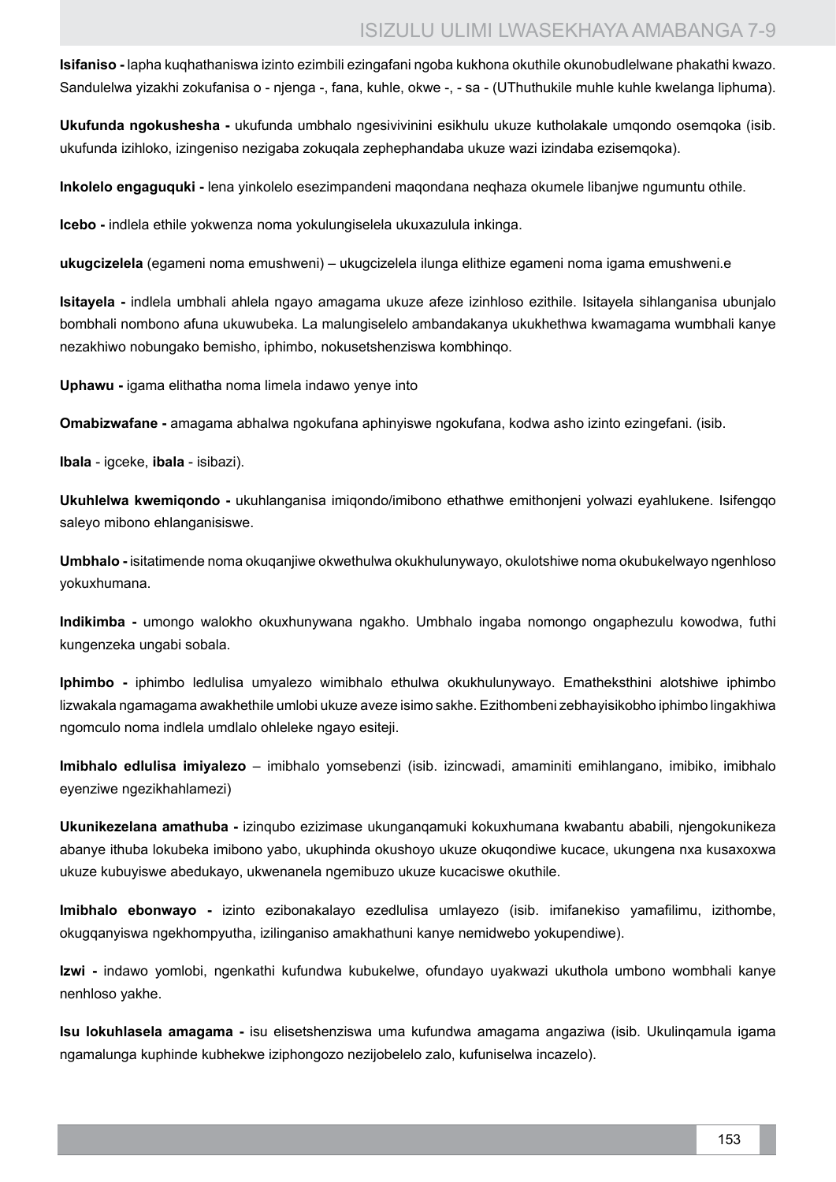**Isifaniso -** lapha kuqhathaniswa izinto ezimbili ezingafani ngoba kukhona okuthile okunobudlelwane phakathi kwazo. Sandulelwa yizakhi zokufanisa o - njenga -, fana, kuhle, okwe -, - sa - (UThuthukile muhle kuhle kwelanga liphuma).

**Ukufunda ngokushesha -** ukufunda umbhalo ngesivivinini esikhulu ukuze kutholakale umqondo osemqoka (isib. ukufunda izihloko, izingeniso nezigaba zokuqala zephephandaba ukuze wazi izindaba ezisemqoka).

**Inkolelo engaguquki -** lena yinkolelo esezimpandeni maqondana neqhaza okumele libanjwe ngumuntu othile.

**Icebo -** indlela ethile yokwenza noma yokulungiselela ukuxazulula inkinga.

**ukugcizelela** (egameni noma emushweni) – ukugcizelela ilunga elithize egameni noma igama emushweni.e

**Isitayela -** indlela umbhali ahlela ngayo amagama ukuze afeze izinhloso ezithile. Isitayela sihlanganisa ubunjalo bombhali nombono afuna ukuwubeka. La malungiselelo ambandakanya ukukhethwa kwamagama wumbhali kanye nezakhiwo nobungako bemisho, iphimbo, nokusetshenziswa kombhinqo.

**Uphawu -** igama elithatha noma limela indawo yenye into

**Omabizwafane -** amagama abhalwa ngokufana aphinyiswe ngokufana, kodwa asho izinto ezingefani. (isib.

**Ibala** - igceke, **ibala** - isibazi).

**Ukuhlelwa kwemiqondo -** ukuhlanganisa imiqondo/imibono ethathwe emithonjeni yolwazi eyahlukene. Isifengqo saleyo mibono ehlanganisiswe.

**Umbhalo -** isitatimende noma okuqanjiwe okwethulwa okukhulunywayo, okulotshiwe noma okubukelwayo ngenhloso yokuxhumana.

**Indikimba -** umongo walokho okuxhunywana ngakho. Umbhalo ingaba nomongo ongaphezulu kowodwa, futhi kungenzeka ungabi sobala.

**Iphimbo -** iphimbo ledlulisa umyalezo wimibhalo ethulwa okukhulunywayo. Ematheksthini alotshiwe iphimbo lizwakala ngamagama awakhethile umlobi ukuze aveze isimo sakhe. Ezithombeni zebhayisikobho iphimbo lingakhiwa ngomculo noma indlela umdlalo ohleleke ngayo esiteji.

**Imibhalo edlulisa imiyalezo** – imibhalo yomsebenzi (isib. izincwadi, amaminiti emihlangano, imibiko, imibhalo eyenziwe ngezikhahlamezi)

**Ukunikezelana amathuba -** izinqubo ezizimase ukunganqamuki kokuxhumana kwabantu ababili, njengokunikeza abanye ithuba lokubeka imibono yabo, ukuphinda okushoyo ukuze okuqondiwe kucace, ukungena nxa kusaxoxwa ukuze kubuyiswe abedukayo, ukwenanela ngemibuzo ukuze kucaciswe okuthile.

**Imibhalo ebonwayo -** izinto ezibonakalayo ezedlulisa umlayezo (isib. imifanekiso yamafilimu, izithombe, okugqanyiswa ngekhompyutha, izilinganiso amakhathuni kanye nemidwebo yokupendiwe).

**Izwi -** indawo yomlobi, ngenkathi kufundwa kubukelwe, ofundayo uyakwazi ukuthola umbono wombhali kanye nenhloso yakhe.

**Isu lokuhlasela amagama -** isu elisetshenziswa uma kufundwa amagama angaziwa (isib. Ukulinqamula igama ngamalunga kuphinde kubhekwe iziphongozo nezijobelelo zalo, kufuniselwa incazelo).